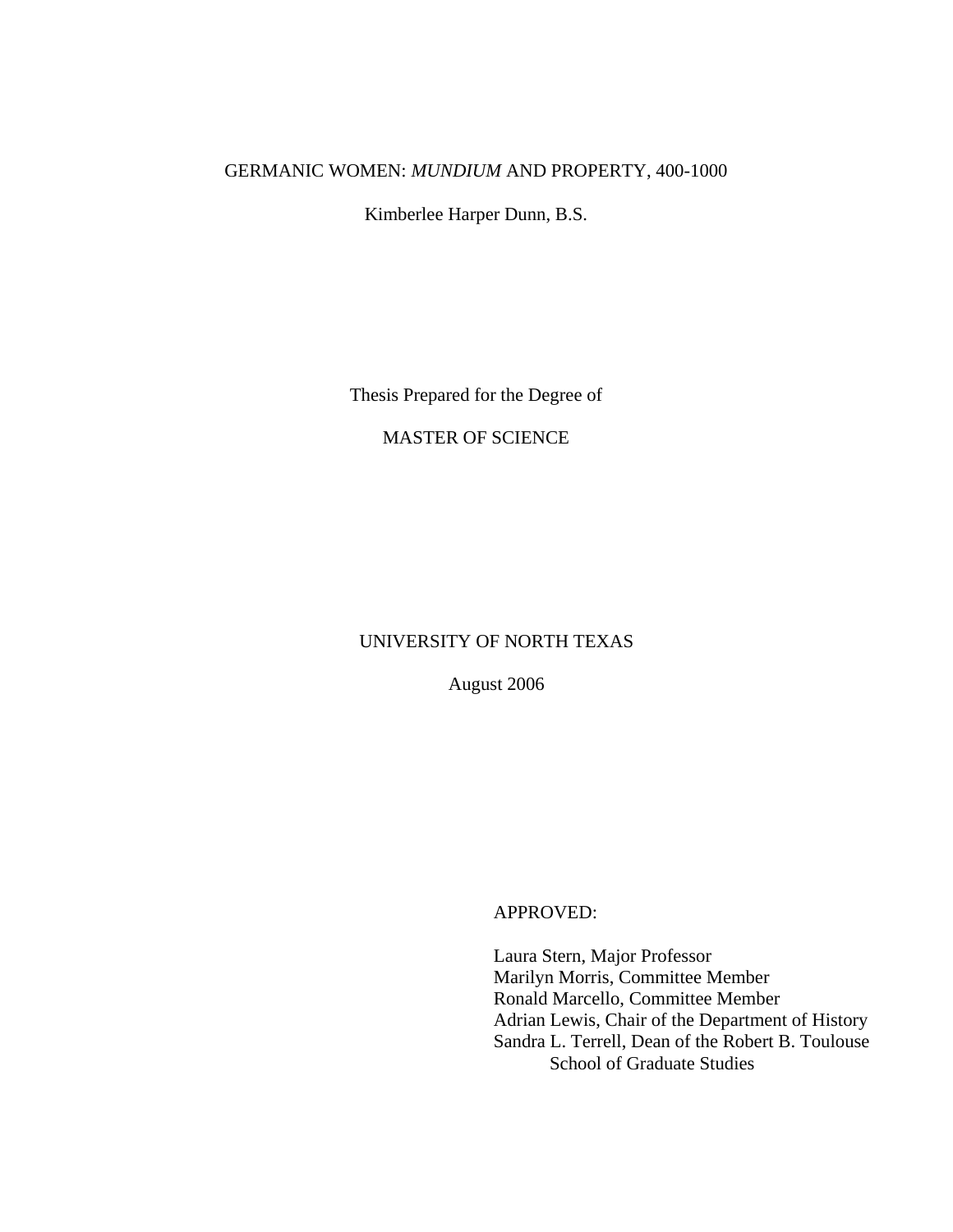# GERMANIC WOMEN: *MUNDIUM* AND PROPERTY, 400-1000

Kimberlee Harper Dunn, B.S.

Thesis Prepared for the Degree of

MASTER OF SCIENCE

UNIVERSITY OF NORTH TEXAS

August 2006

APPROVED:

Laura Stern, Major Professor
Marilyn Morris, Committee Member
Ronald Marcello, Committee Member
Adrian Lewis, Chair of the Department of History
Sandra L. Terrell, Dean of the Robert B. Toulouse School of Graduate Studies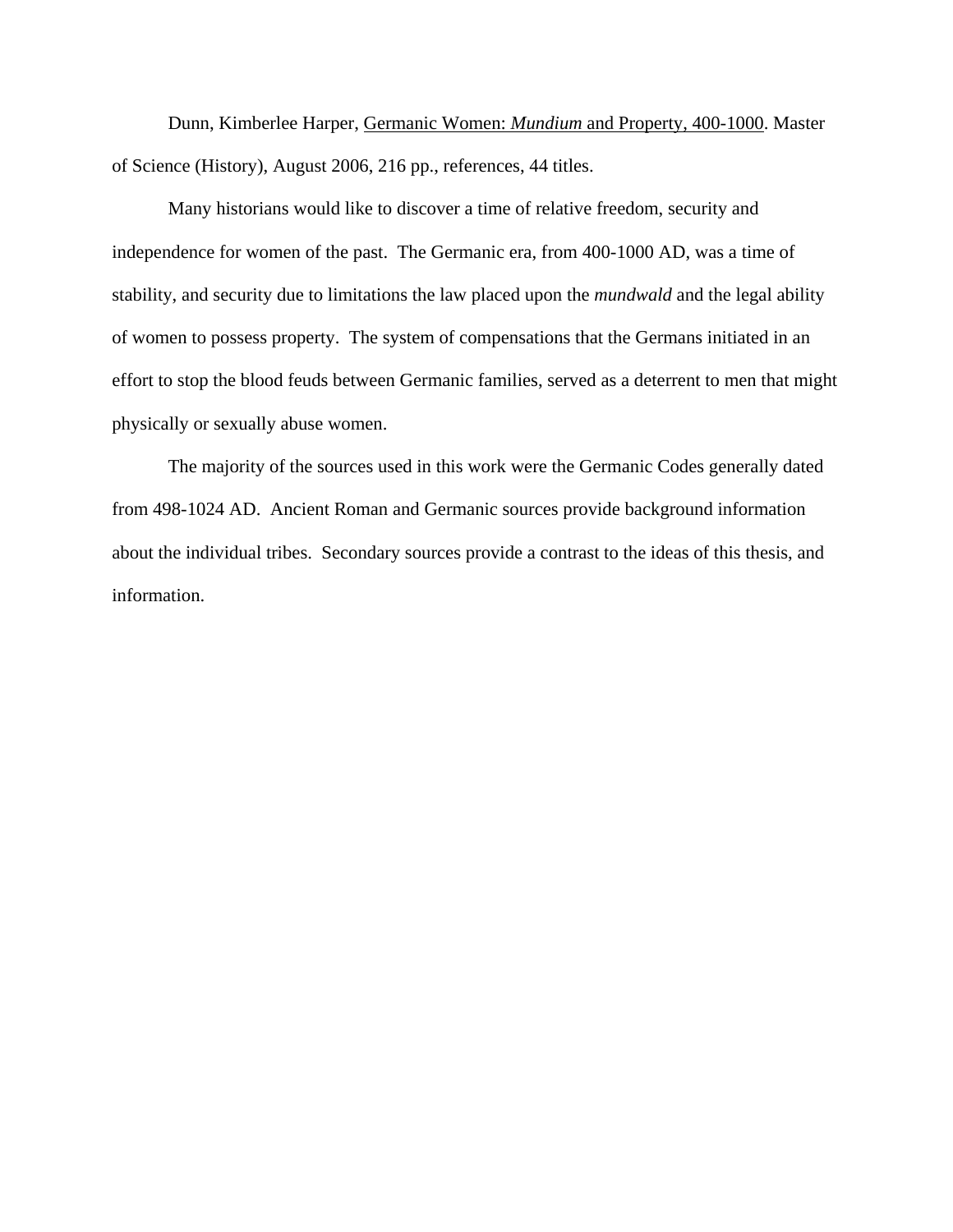Dunn, Kimberlee Harper, Germanic Women: *Mundium* and Property, 400-1000. Master of Science (History), August 2006, 216 pp., references, 44 titles.

Many historians would like to discover a time of relative freedom, security and independence for women of the past. The Germanic era, from 400-1000 AD, was a time of stability, and security due to limitations the law placed upon the *mundwald* and the legal ability of women to possess property. The system of compensations that the Germans initiated in an effort to stop the blood feuds between Germanic families, served as a deterrent to men that might physically or sexually abuse women.

The majority of the sources used in this work were the Germanic Codes generally dated from 498-1024 AD. Ancient Roman and Germanic sources provide background information about the individual tribes. Secondary sources provide a contrast to the ideas of this thesis, and information.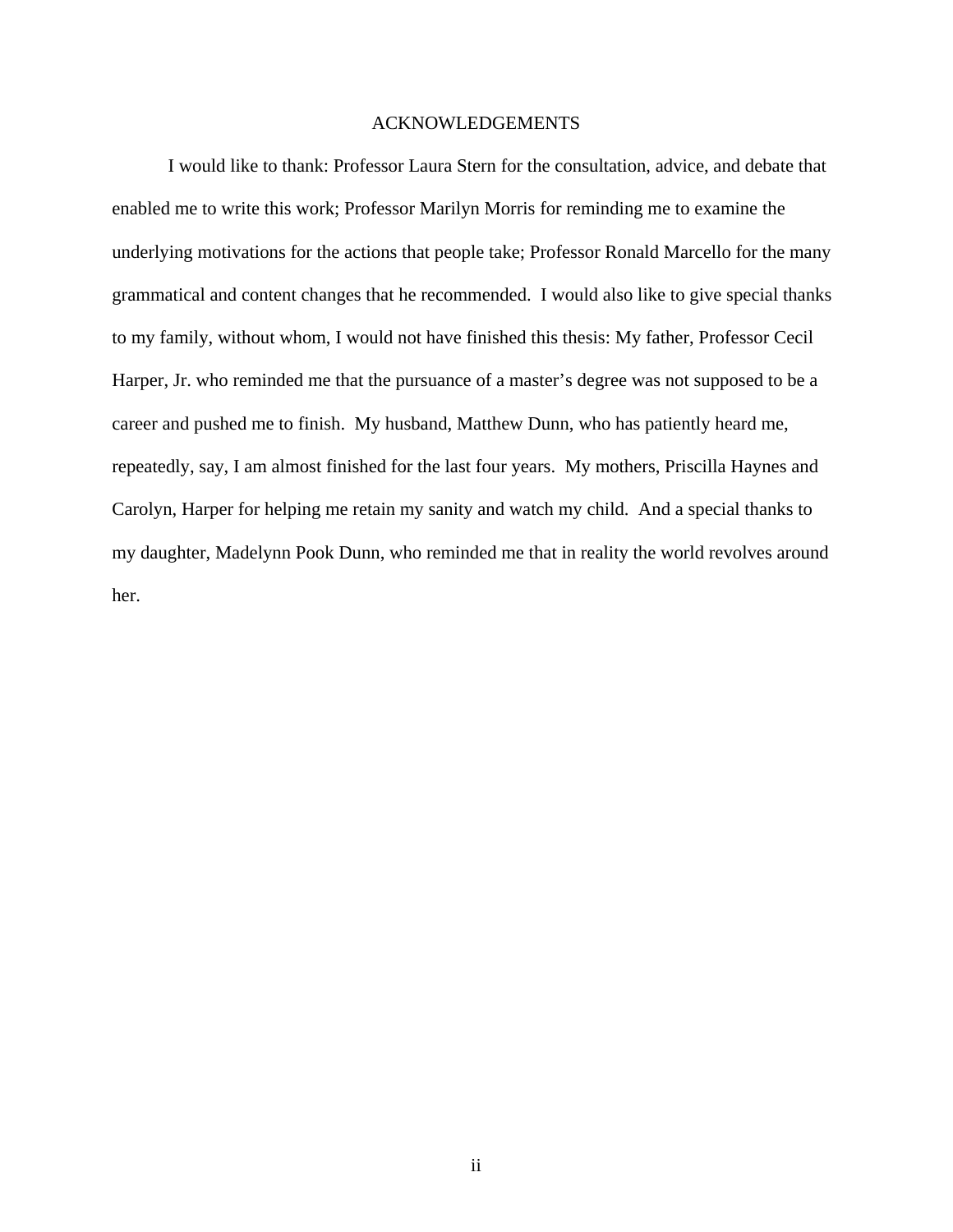# ACKNOWLEDGEMENTS

I would like to thank: Professor Laura Stern for the consultation, advice, and debate that enabled me to write this work; Professor Marilyn Morris for reminding me to examine the underlying motivations for the actions that people take; Professor Ronald Marcello for the many grammatical and content changes that he recommended. I would also like to give special thanks to my family, without whom, I would not have finished this thesis: My father, Professor Cecil Harper, Jr. who reminded me that the pursuance of a master's degree was not supposed to be a career and pushed me to finish. My husband, Matthew Dunn, who has patiently heard me, repeatedly, say, I am almost finished for the last four years. My mothers, Priscilla Haynes and Carolyn, Harper for helping me retain my sanity and watch my child. And a special thanks to my daughter, Madelynn Pook Dunn, who reminded me that in reality the world revolves around her.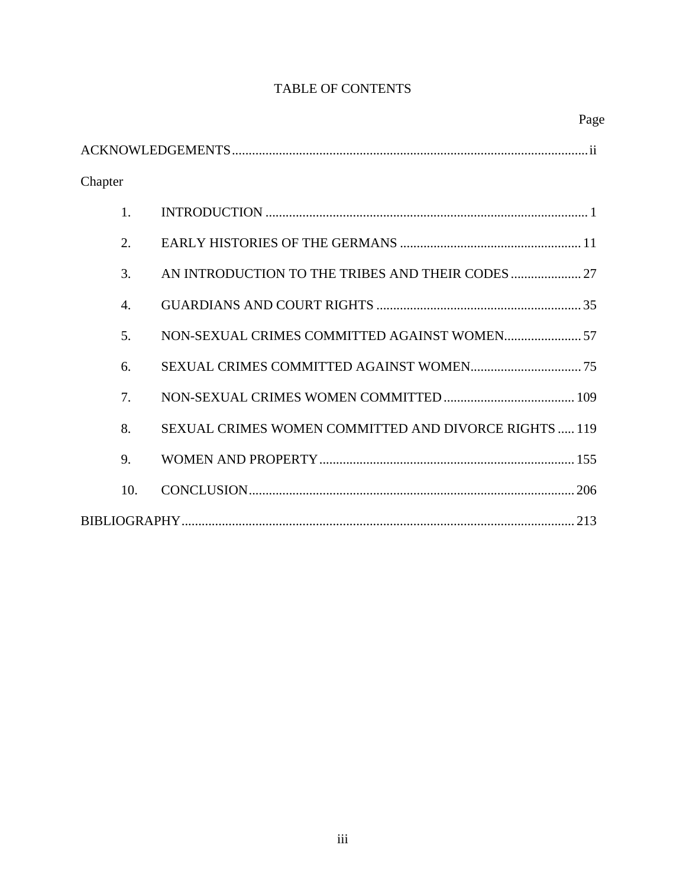# TABLE OF CONTENTS

| | Page |
|---|---|
| ACKNOWLEDGEMENTS | ii |
| Chapter | |
| 1. INTRODUCTION | 1 |
| 2. EARLY HISTORIES OF THE GERMANS | 11 |
| 3. AN INTRODUCTION TO THE TRIBES AND THEIR CODES | 27 |
| 4. GUARDIANS AND COURT RIGHTS | 35 |
| 5. NON-SEXUAL CRIMES COMMITTED AGAINST WOMEN | 57 |
| 6. SEXUAL CRIMES COMMITTED AGAINST WOMEN | 75 |
| 7. NON-SEXUAL CRIMES WOMEN COMMITTED | 109 |
| 8. SEXUAL CRIMES WOMEN COMMITTED AND DIVORCE RIGHTS | 119 |
| 9. WOMEN AND PROPERTY | 155 |
| 10. CONCLUSION | 206 |
| BIBLIOGRAPHY | 213 |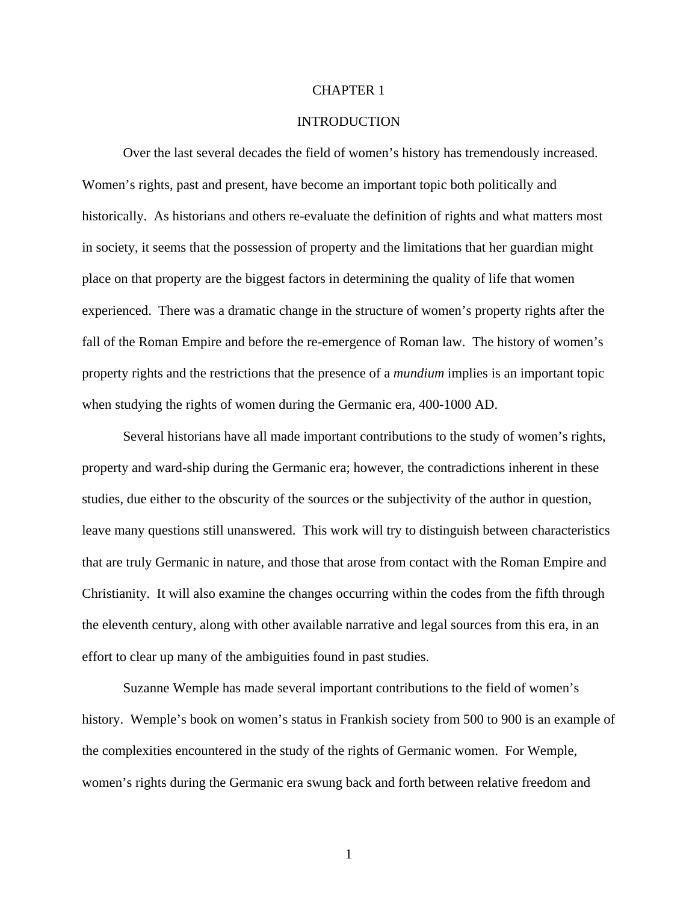# CHAPTER 1

# INTRODUCTION

Over the last several decades the field of women's history has tremendously increased. Women's rights, past and present, have become an important topic both politically and historically. As historians and others re-evaluate the definition of rights and what matters most in society, it seems that the possession of property and the limitations that her guardian might place on that property are the biggest factors in determining the quality of life that women experienced. There was a dramatic change in the structure of women's property rights after the fall of the Roman Empire and before the re-emergence of Roman law. The history of women's property rights and the restrictions that the presence of a *mundium* implies is an important topic when studying the rights of women during the Germanic era, 400-1000 AD.

Several historians have all made important contributions to the study of women's rights, property and ward-ship during the Germanic era; however, the contradictions inherent in these studies, due either to the obscurity of the sources or the subjectivity of the author in question, leave many questions still unanswered. This work will try to distinguish between characteristics that are truly Germanic in nature, and those that arose from contact with the Roman Empire and Christianity. It will also examine the changes occurring within the codes from the fifth through the eleventh century, along with other available narrative and legal sources from this era, in an effort to clear up many of the ambiguities found in past studies.

Suzanne Wemple has made several important contributions to the field of women's history. Wemple's book on women's status in Frankish society from 500 to 900 is an example of the complexities encountered in the study of the rights of Germanic women. For Wemple, women's rights during the Germanic era swung back and forth between relative freedom and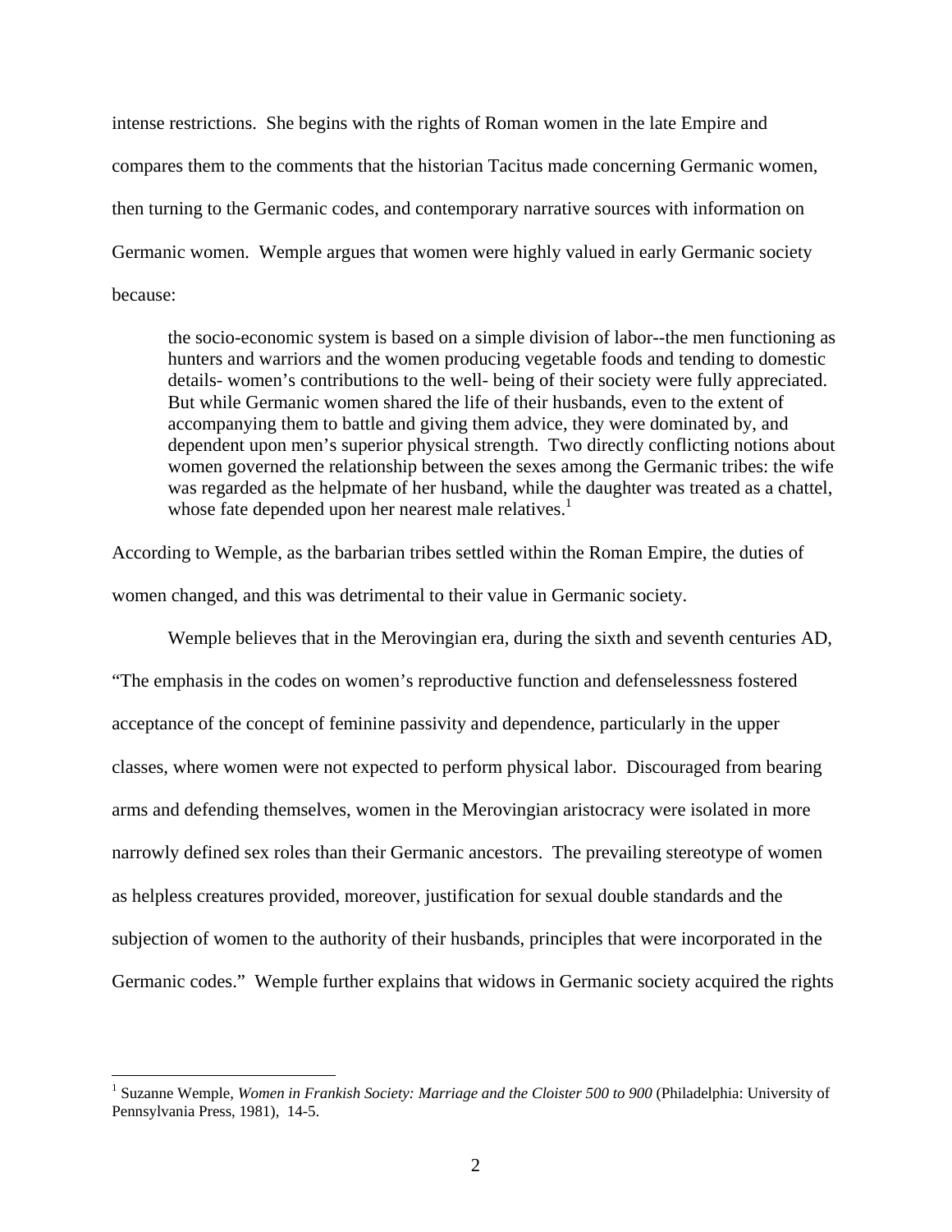intense restrictions. She begins with the rights of Roman women in the late Empire and compares them to the comments that the historian Tacitus made concerning Germanic women, then turning to the Germanic codes, and contemporary narrative sources with information on Germanic women. Wemple argues that women were highly valued in early Germanic society because:

> the socio-economic system is based on a simple division of labor--the men functioning as hunters and warriors and the women producing vegetable foods and tending to domestic details- women's contributions to the well- being of their society were fully appreciated. But while Germanic women shared the life of their husbands, even to the extent of accompanying them to battle and giving them advice, they were dominated by, and dependent upon men's superior physical strength. Two directly conflicting notions about women governed the relationship between the sexes among the Germanic tribes: the wife was regarded as the helpmate of her husband, while the daughter was treated as a chattel, whose fate depended upon her nearest male relatives.[1]

According to Wemple, as the barbarian tribes settled within the Roman Empire, the duties of women changed, and this was detrimental to their value in Germanic society.

Wemple believes that in the Merovingian era, during the sixth and seventh centuries AD, "The emphasis in the codes on women's reproductive function and defenselessness fostered acceptance of the concept of feminine passivity and dependence, particularly in the upper classes, where women were not expected to perform physical labor. Discouraged from bearing arms and defending themselves, women in the Merovingian aristocracy were isolated in more narrowly defined sex roles than their Germanic ancestors. The prevailing stereotype of women as helpless creatures provided, moreover, justification for sexual double standards and the subjection of women to the authority of their husbands, principles that were incorporated in the Germanic codes." Wemple further explains that widows in Germanic society acquired the rights

---

[1] Suzanne Wemple, *Women in Frankish Society: Marriage and the Cloister 500 to 900* (Philadelphia: University of Pennsylvania Press, 1981), 14-5.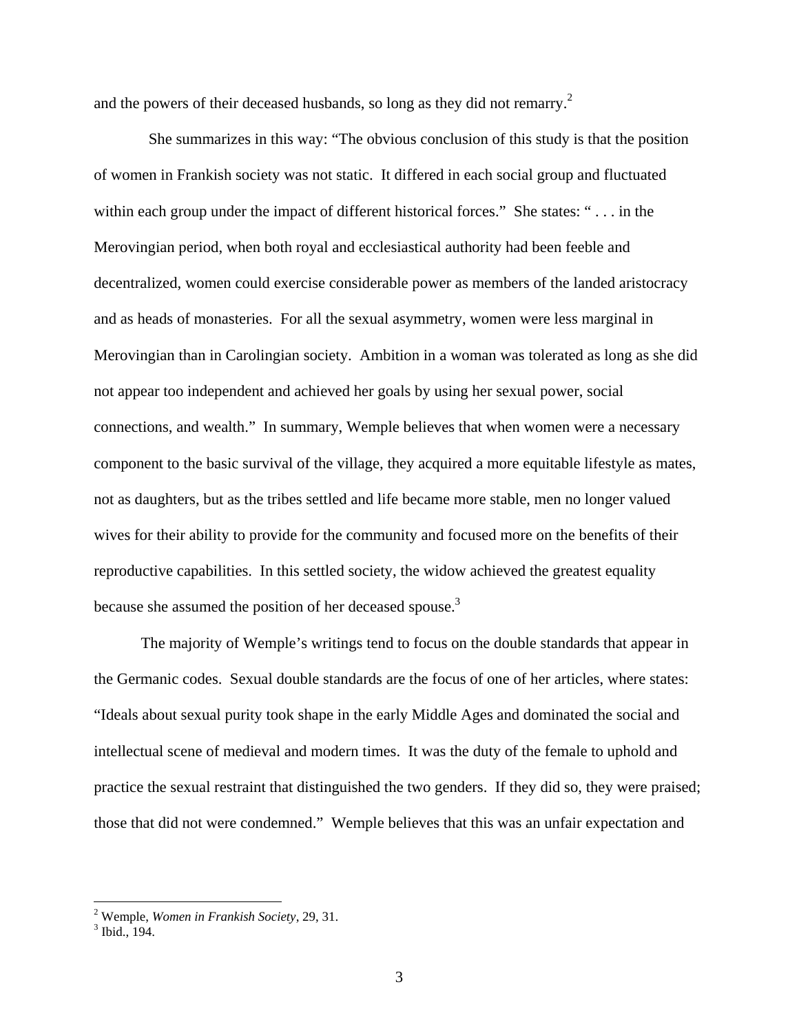and the powers of their deceased husbands, so long as they did not remarry.[2]

She summarizes in this way: "The obvious conclusion of this study is that the position of women in Frankish society was not static. It differed in each social group and fluctuated within each group under the impact of different historical forces." She states: " . . . in the Merovingian period, when both royal and ecclesiastical authority had been feeble and decentralized, women could exercise considerable power as members of the landed aristocracy and as heads of monasteries. For all the sexual asymmetry, women were less marginal in Merovingian than in Carolingian society. Ambition in a woman was tolerated as long as she did not appear too independent and achieved her goals by using her sexual power, social connections, and wealth." In summary, Wemple believes that when women were a necessary component to the basic survival of the village, they acquired a more equitable lifestyle as mates, not as daughters, but as the tribes settled and life became more stable, men no longer valued wives for their ability to provide for the community and focused more on the benefits of their reproductive capabilities. In this settled society, the widow achieved the greatest equality because she assumed the position of her deceased spouse.[3]

The majority of Wemple's writings tend to focus on the double standards that appear in the Germanic codes. Sexual double standards are the focus of one of her articles, where states: "Ideals about sexual purity took shape in the early Middle Ages and dominated the social and intellectual scene of medieval and modern times. It was the duty of the female to uphold and practice the sexual restraint that distinguished the two genders. If they did so, they were praised; those that did not were condemned." Wemple believes that this was an unfair expectation and

---

[2] Wemple, *Women in Frankish Society*, 29, 31.
[3] Ibid., 194.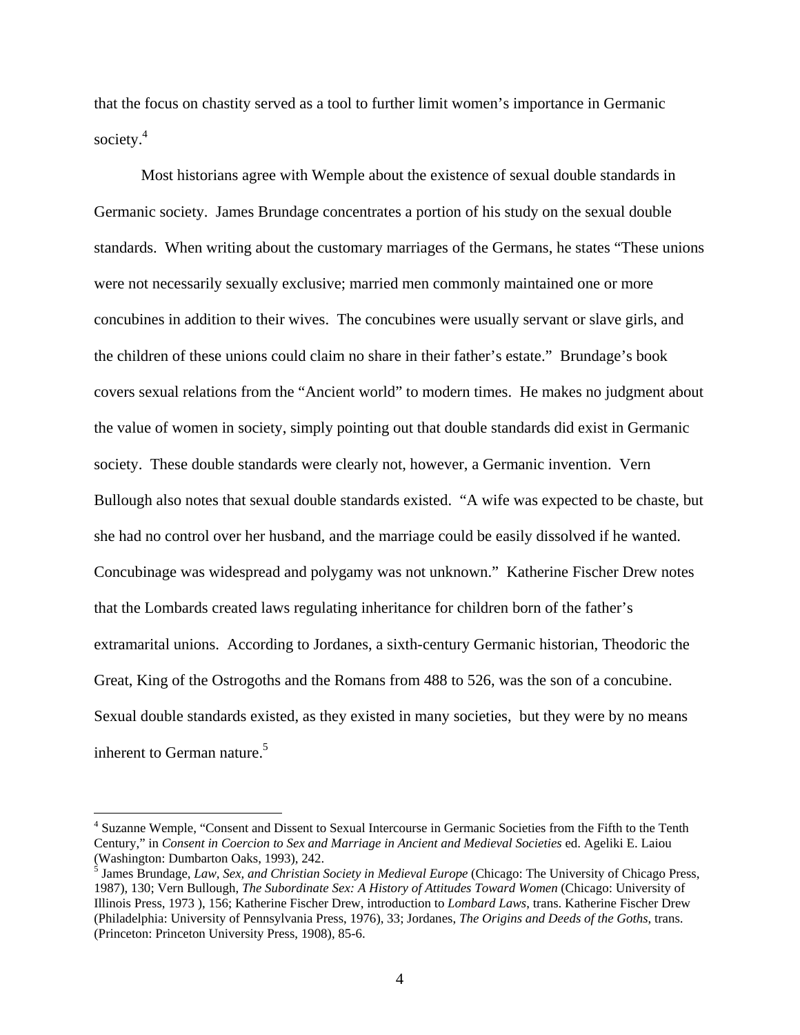that the focus on chastity served as a tool to further limit women's importance in Germanic society.[4]

Most historians agree with Wemple about the existence of sexual double standards in Germanic society. James Brundage concentrates a portion of his study on the sexual double standards. When writing about the customary marriages of the Germans, he states "These unions were not necessarily sexually exclusive; married men commonly maintained one or more concubines in addition to their wives. The concubines were usually servant or slave girls, and the children of these unions could claim no share in their father's estate." Brundage's book covers sexual relations from the "Ancient world" to modern times. He makes no judgment about the value of women in society, simply pointing out that double standards did exist in Germanic society. These double standards were clearly not, however, a Germanic invention. Vern Bullough also notes that sexual double standards existed. "A wife was expected to be chaste, but she had no control over her husband, and the marriage could be easily dissolved if he wanted. Concubinage was widespread and polygamy was not unknown." Katherine Fischer Drew notes that the Lombards created laws regulating inheritance for children born of the father's extramarital unions. According to Jordanes, a sixth-century Germanic historian, Theodoric the Great, King of the Ostrogoths and the Romans from 488 to 526, was the son of a concubine. Sexual double standards existed, as they existed in many societies, but they were by no means inherent to German nature.[5]

---

[4] Suzanne Wemple, "Consent and Dissent to Sexual Intercourse in Germanic Societies from the Fifth to the Tenth Century," in *Consent in Coercion to Sex and Marriage in Ancient and Medieval Societies* ed. Ageliki E. Laiou (Washington: Dumbarton Oaks, 1993), 242.

[5] James Brundage, *Law, Sex, and Christian Society in Medieval Europe* (Chicago: The University of Chicago Press, 1987), 130; Vern Bullough, *The Subordinate Sex: A History of Attitudes Toward Women* (Chicago: University of Illinois Press, 1973 ), 156; Katherine Fischer Drew, introduction to *Lombard Laws*, trans. Katherine Fischer Drew (Philadelphia: University of Pennsylvania Press, 1976), 33; Jordanes, *The Origins and Deeds of the Goths*, trans. (Princeton: Princeton University Press, 1908), 85-6.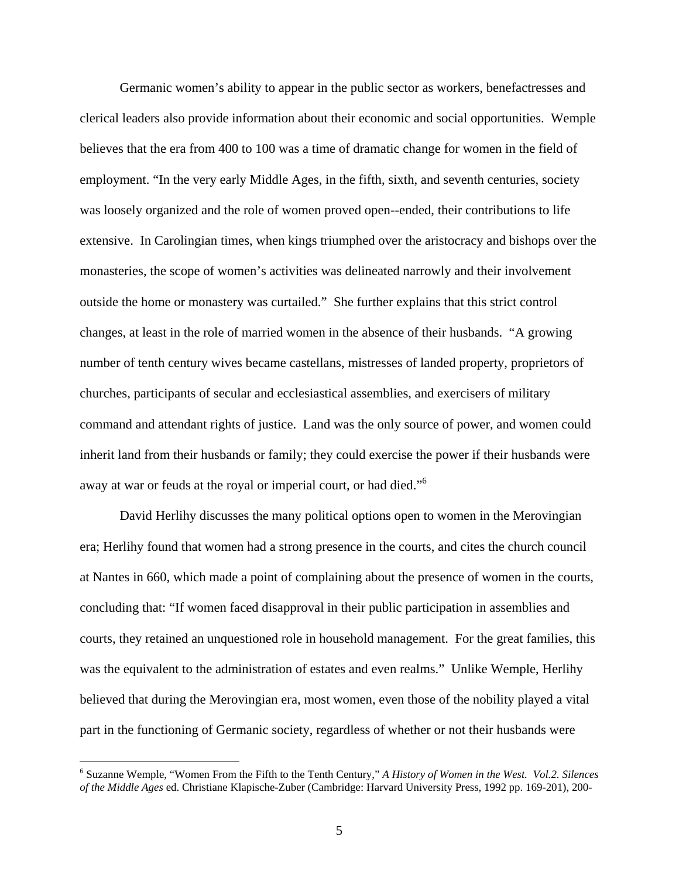Germanic women's ability to appear in the public sector as workers, benefactresses and clerical leaders also provide information about their economic and social opportunities. Wemple believes that the era from 400 to 100 was a time of dramatic change for women in the field of employment. "In the very early Middle Ages, in the fifth, sixth, and seventh centuries, society was loosely organized and the role of women proved open--ended, their contributions to life extensive. In Carolingian times, when kings triumphed over the aristocracy and bishops over the monasteries, the scope of women's activities was delineated narrowly and their involvement outside the home or monastery was curtailed." She further explains that this strict control changes, at least in the role of married women in the absence of their husbands. "A growing number of tenth century wives became castellans, mistresses of landed property, proprietors of churches, participants of secular and ecclesiastical assemblies, and exercisers of military command and attendant rights of justice. Land was the only source of power, and women could inherit land from their husbands or family; they could exercise the power if their husbands were away at war or feuds at the royal or imperial court, or had died."[6]

David Herlihy discusses the many political options open to women in the Merovingian era; Herlihy found that women had a strong presence in the courts, and cites the church council at Nantes in 660, which made a point of complaining about the presence of women in the courts, concluding that: "If women faced disapproval in their public participation in assemblies and courts, they retained an unquestioned role in household management. For the great families, this was the equivalent to the administration of estates and even realms." Unlike Wemple, Herlihy believed that during the Merovingian era, most women, even those of the nobility played a vital part in the functioning of Germanic society, regardless of whether or not their husbands were

[6] Suzanne Wemple, "Women From the Fifth to the Tenth Century," *A History of Women in the West. Vol.2. Silences of the Middle Ages* ed. Christiane Klapische-Zuber (Cambridge: Harvard University Press, 1992 pp. 169-201), 200-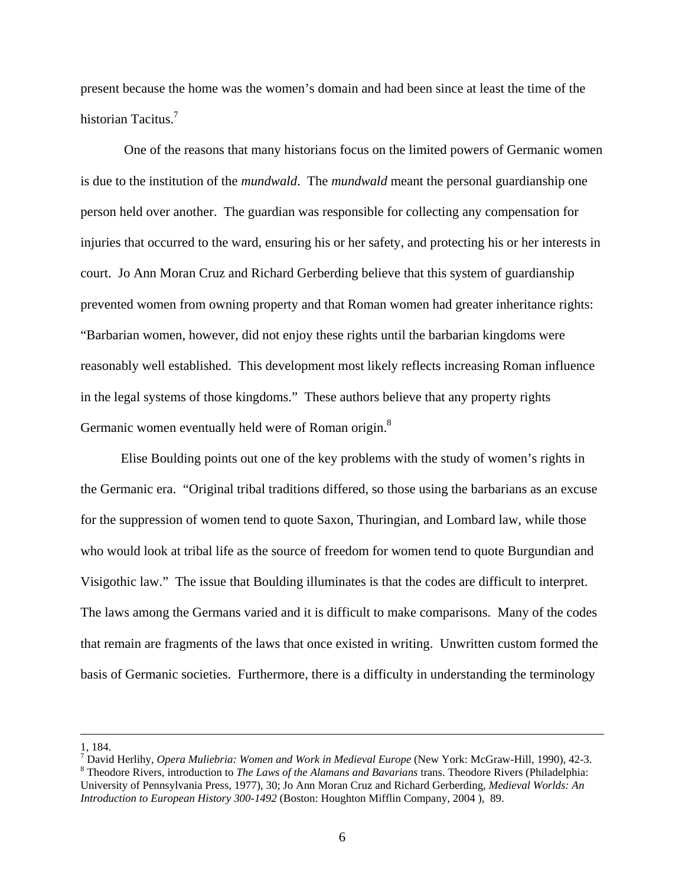present because the home was the women's domain and had been since at least the time of the historian Tacitus.[7]

One of the reasons that many historians focus on the limited powers of Germanic women is due to the institution of the *mundwald*. The *mundwald* meant the personal guardianship one person held over another. The guardian was responsible for collecting any compensation for injuries that occurred to the ward, ensuring his or her safety, and protecting his or her interests in court. Jo Ann Moran Cruz and Richard Gerberding believe that this system of guardianship prevented women from owning property and that Roman women had greater inheritance rights: "Barbarian women, however, did not enjoy these rights until the barbarian kingdoms were reasonably well established. This development most likely reflects increasing Roman influence in the legal systems of those kingdoms." These authors believe that any property rights Germanic women eventually held were of Roman origin.[8]

Elise Boulding points out one of the key problems with the study of women's rights in the Germanic era. "Original tribal traditions differed, so those using the barbarians as an excuse for the suppression of women tend to quote Saxon, Thuringian, and Lombard law, while those who would look at tribal life as the source of freedom for women tend to quote Burgundian and Visigothic law." The issue that Boulding illuminates is that the codes are difficult to interpret. The laws among the Germans varied and it is difficult to make comparisons. Many of the codes that remain are fragments of the laws that once existed in writing. Unwritten custom formed the basis of Germanic societies. Furthermore, there is a difficulty in understanding the terminology

---

1, 184.

[7] David Herlihy, *Opera Muliebria: Women and Work in Medieval Europe* (New York: McGraw-Hill, 1990), 42-3.

[8] Theodore Rivers, introduction to *The Laws of the Alamans and Bavarians* trans. Theodore Rivers (Philadelphia: University of Pennsylvania Press, 1977), 30; Jo Ann Moran Cruz and Richard Gerberding, *Medieval Worlds: An Introduction to European History 300-1492* (Boston: Houghton Mifflin Company, 2004 ), 89.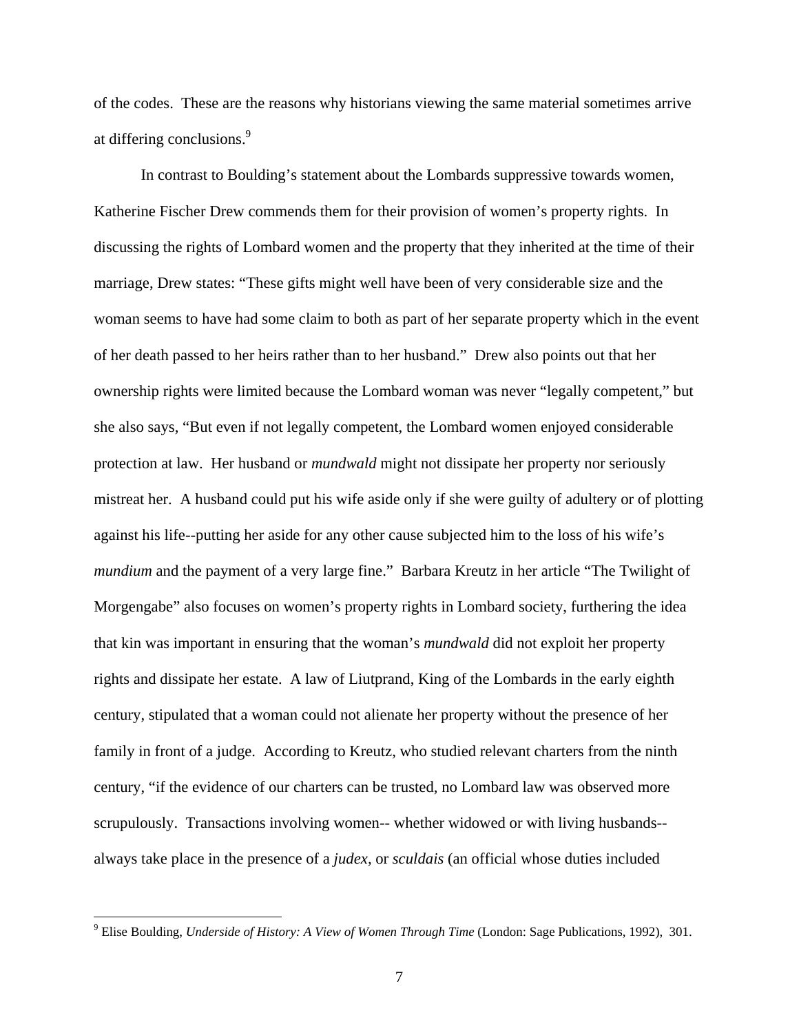of the codes. These are the reasons why historians viewing the same material sometimes arrive at differing conclusions.[9]

In contrast to Boulding's statement about the Lombards suppressive towards women, Katherine Fischer Drew commends them for their provision of women's property rights. In discussing the rights of Lombard women and the property that they inherited at the time of their marriage, Drew states: "These gifts might well have been of very considerable size and the woman seems to have had some claim to both as part of her separate property which in the event of her death passed to her heirs rather than to her husband." Drew also points out that her ownership rights were limited because the Lombard woman was never "legally competent," but she also says, "But even if not legally competent, the Lombard women enjoyed considerable protection at law. Her husband or *mundwald* might not dissipate her property nor seriously mistreat her. A husband could put his wife aside only if she were guilty of adultery or of plotting against his life--putting her aside for any other cause subjected him to the loss of his wife's *mundium* and the payment of a very large fine." Barbara Kreutz in her article "The Twilight of Morgengabe" also focuses on women's property rights in Lombard society, furthering the idea that kin was important in ensuring that the woman's *mundwald* did not exploit her property rights and dissipate her estate. A law of Liutprand, King of the Lombards in the early eighth century, stipulated that a woman could not alienate her property without the presence of her family in front of a judge. According to Kreutz, who studied relevant charters from the ninth century, "if the evidence of our charters can be trusted, no Lombard law was observed more scrupulously. Transactions involving women-- whether widowed or with living husbands-- always take place in the presence of a *judex*, or *sculdais* (an official whose duties included

[9] Elise Boulding, *Underside of History: A View of Women Through Time* (London: Sage Publications, 1992), 301.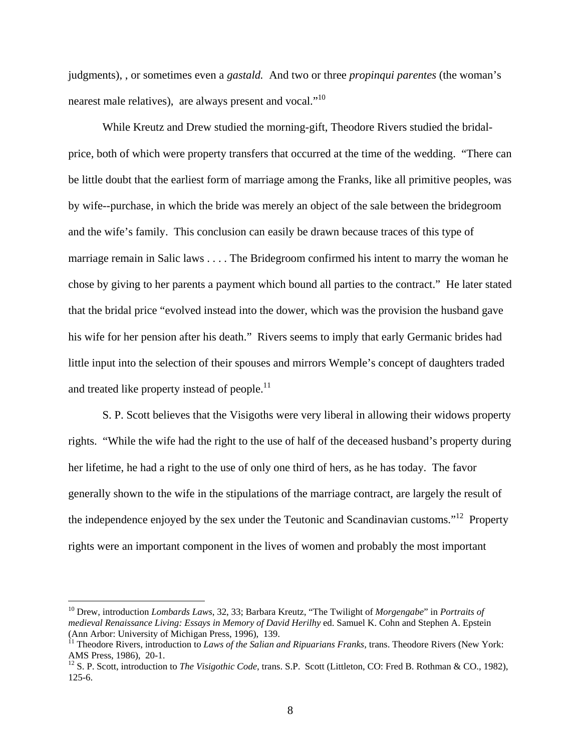judgments), , or sometimes even a *gastald.* And two or three *propinqui parentes* (the woman's nearest male relatives), are always present and vocal."[10]

While Kreutz and Drew studied the morning-gift, Theodore Rivers studied the bridal-price, both of which were property transfers that occurred at the time of the wedding. "There can be little doubt that the earliest form of marriage among the Franks, like all primitive peoples, was by wife--purchase, in which the bride was merely an object of the sale between the bridegroom and the wife's family. This conclusion can easily be drawn because traces of this type of marriage remain in Salic laws . . . . The Bridegroom confirmed his intent to marry the woman he chose by giving to her parents a payment which bound all parties to the contract." He later stated that the bridal price "evolved instead into the dower, which was the provision the husband gave his wife for her pension after his death." Rivers seems to imply that early Germanic brides had little input into the selection of their spouses and mirrors Wemple's concept of daughters traded and treated like property instead of people.[11]

S. P. Scott believes that the Visigoths were very liberal in allowing their widows property rights. "While the wife had the right to the use of half of the deceased husband's property during her lifetime, he had a right to the use of only one third of hers, as he has today. The favor generally shown to the wife in the stipulations of the marriage contract, are largely the result of the independence enjoyed by the sex under the Teutonic and Scandinavian customs."[12] Property rights were an important component in the lives of women and probably the most important

---

[10] Drew, introduction *Lombards Laws*, 32, 33; Barbara Kreutz, "The Twilight of *Morgengabe*" in *Portraits of medieval Renaissance Living: Essays in Memory of David Herilhy* ed. Samuel K. Cohn and Stephen A. Epstein (Ann Arbor: University of Michigan Press, 1996), 139.

[11] Theodore Rivers, introduction to *Laws of the Salian and Ripuarians Franks,* trans. Theodore Rivers (New York: AMS Press, 1986), 20-1.

[12] S. P. Scott, introduction to *The Visigothic Code*, trans. S.P. Scott (Littleton, CO: Fred B. Rothman & CO., 1982), 125-6.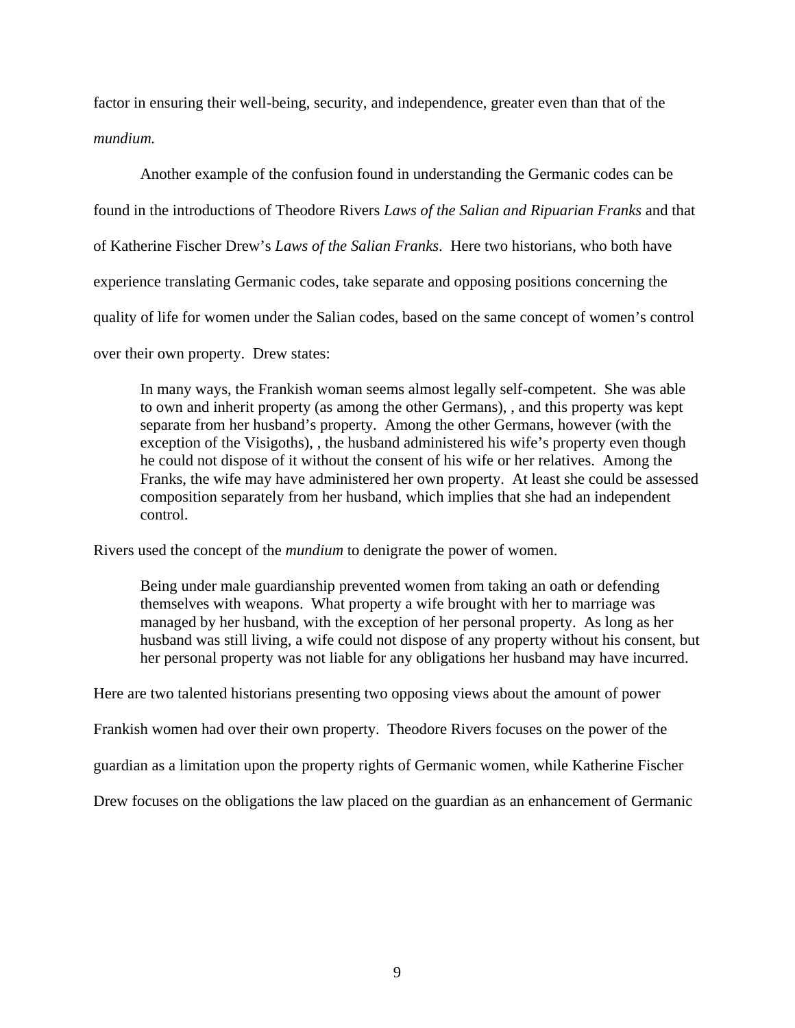factor in ensuring their well-being, security, and independence, greater even than that of the *mundium.*

Another example of the confusion found in understanding the Germanic codes can be found in the introductions of Theodore Rivers *Laws of the Salian and Ripuarian Franks* and that of Katherine Fischer Drew's *Laws of the Salian Franks*. Here two historians, who both have experience translating Germanic codes, take separate and opposing positions concerning the quality of life for women under the Salian codes, based on the same concept of women's control over their own property. Drew states:

> In many ways, the Frankish woman seems almost legally self-competent. She was able to own and inherit property (as among the other Germans), , and this property was kept separate from her husband's property. Among the other Germans, however (with the exception of the Visigoths), , the husband administered his wife's property even though he could not dispose of it without the consent of his wife or her relatives. Among the Franks, the wife may have administered her own property. At least she could be assessed composition separately from her husband, which implies that she had an independent control.

Rivers used the concept of the *mundium* to denigrate the power of women.

> Being under male guardianship prevented women from taking an oath or defending themselves with weapons. What property a wife brought with her to marriage was managed by her husband, with the exception of her personal property. As long as her husband was still living, a wife could not dispose of any property without his consent, but her personal property was not liable for any obligations her husband may have incurred.

Here are two talented historians presenting two opposing views about the amount of power Frankish women had over their own property. Theodore Rivers focuses on the power of the guardian as a limitation upon the property rights of Germanic women, while Katherine Fischer Drew focuses on the obligations the law placed on the guardian as an enhancement of Germanic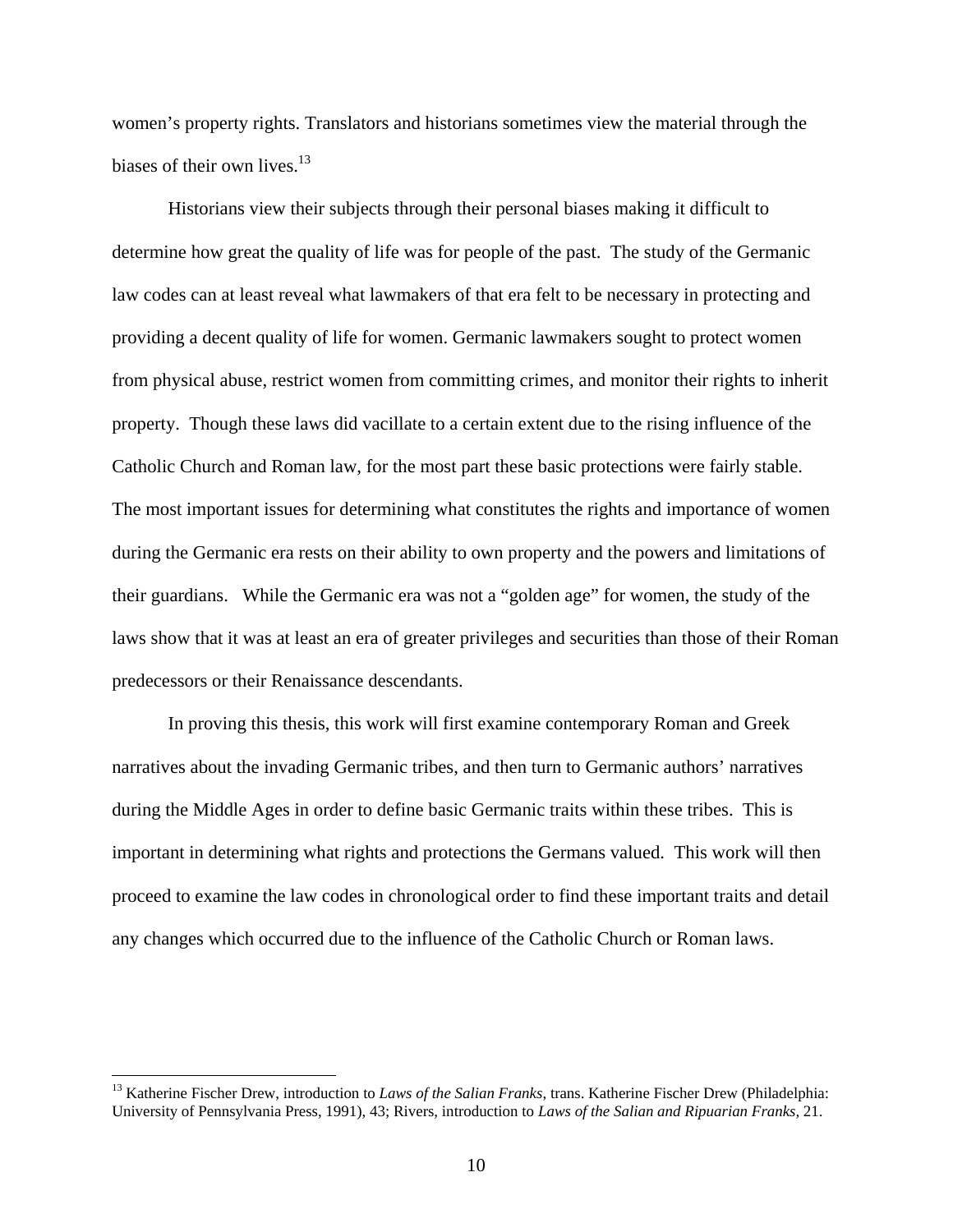women's property rights. Translators and historians sometimes view the material through the biases of their own lives.[13]

Historians view their subjects through their personal biases making it difficult to determine how great the quality of life was for people of the past. The study of the Germanic law codes can at least reveal what lawmakers of that era felt to be necessary in protecting and providing a decent quality of life for women. Germanic lawmakers sought to protect women from physical abuse, restrict women from committing crimes, and monitor their rights to inherit property. Though these laws did vacillate to a certain extent due to the rising influence of the Catholic Church and Roman law, for the most part these basic protections were fairly stable. The most important issues for determining what constitutes the rights and importance of women during the Germanic era rests on their ability to own property and the powers and limitations of their guardians. While the Germanic era was not a "golden age" for women, the study of the laws show that it was at least an era of greater privileges and securities than those of their Roman predecessors or their Renaissance descendants.

In proving this thesis, this work will first examine contemporary Roman and Greek narratives about the invading Germanic tribes, and then turn to Germanic authors' narratives during the Middle Ages in order to define basic Germanic traits within these tribes. This is important in determining what rights and protections the Germans valued. This work will then proceed to examine the law codes in chronological order to find these important traits and detail any changes which occurred due to the influence of the Catholic Church or Roman laws.

---

[13] Katherine Fischer Drew, introduction to *Laws of the Salian Franks*, trans. Katherine Fischer Drew (Philadelphia: University of Pennsylvania Press, 1991), 43; Rivers, introduction to *Laws of the Salian and Ripuarian Franks*, 21.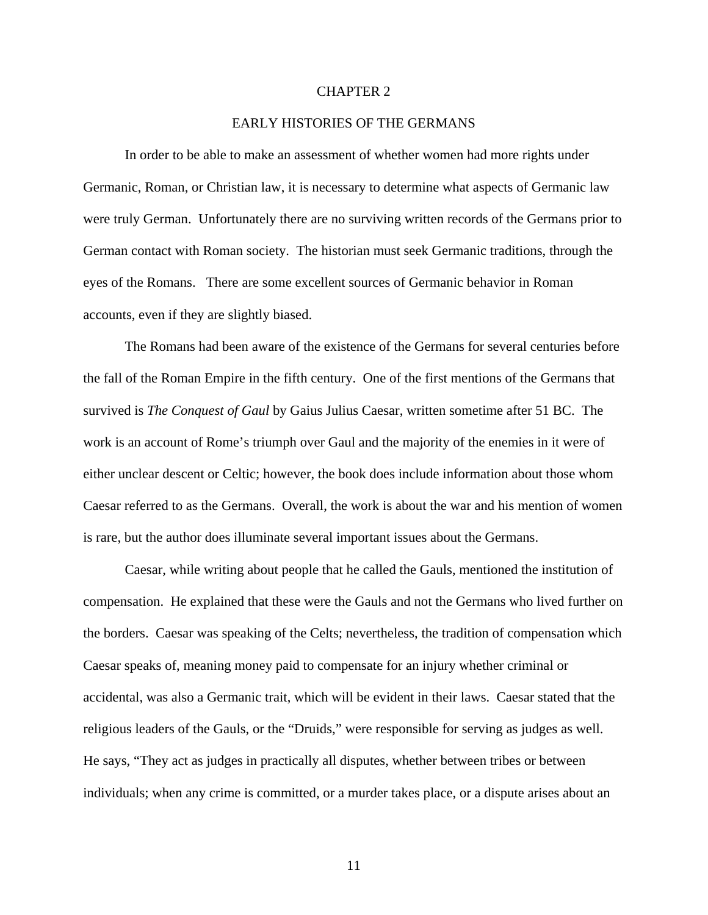# CHAPTER 2

## EARLY HISTORIES OF THE GERMANS

In order to be able to make an assessment of whether women had more rights under Germanic, Roman, or Christian law, it is necessary to determine what aspects of Germanic law were truly German. Unfortunately there are no surviving written records of the Germans prior to German contact with Roman society. The historian must seek Germanic traditions, through the eyes of the Romans. There are some excellent sources of Germanic behavior in Roman accounts, even if they are slightly biased.

The Romans had been aware of the existence of the Germans for several centuries before the fall of the Roman Empire in the fifth century. One of the first mentions of the Germans that survived is *The Conquest of Gaul* by Gaius Julius Caesar, written sometime after 51 BC. The work is an account of Rome's triumph over Gaul and the majority of the enemies in it were of either unclear descent or Celtic; however, the book does include information about those whom Caesar referred to as the Germans. Overall, the work is about the war and his mention of women is rare, but the author does illuminate several important issues about the Germans.

Caesar, while writing about people that he called the Gauls, mentioned the institution of compensation. He explained that these were the Gauls and not the Germans who lived further on the borders. Caesar was speaking of the Celts; nevertheless, the tradition of compensation which Caesar speaks of, meaning money paid to compensate for an injury whether criminal or accidental, was also a Germanic trait, which will be evident in their laws. Caesar stated that the religious leaders of the Gauls, or the "Druids," were responsible for serving as judges as well. He says, "They act as judges in practically all disputes, whether between tribes or between individuals; when any crime is committed, or a murder takes place, or a dispute arises about an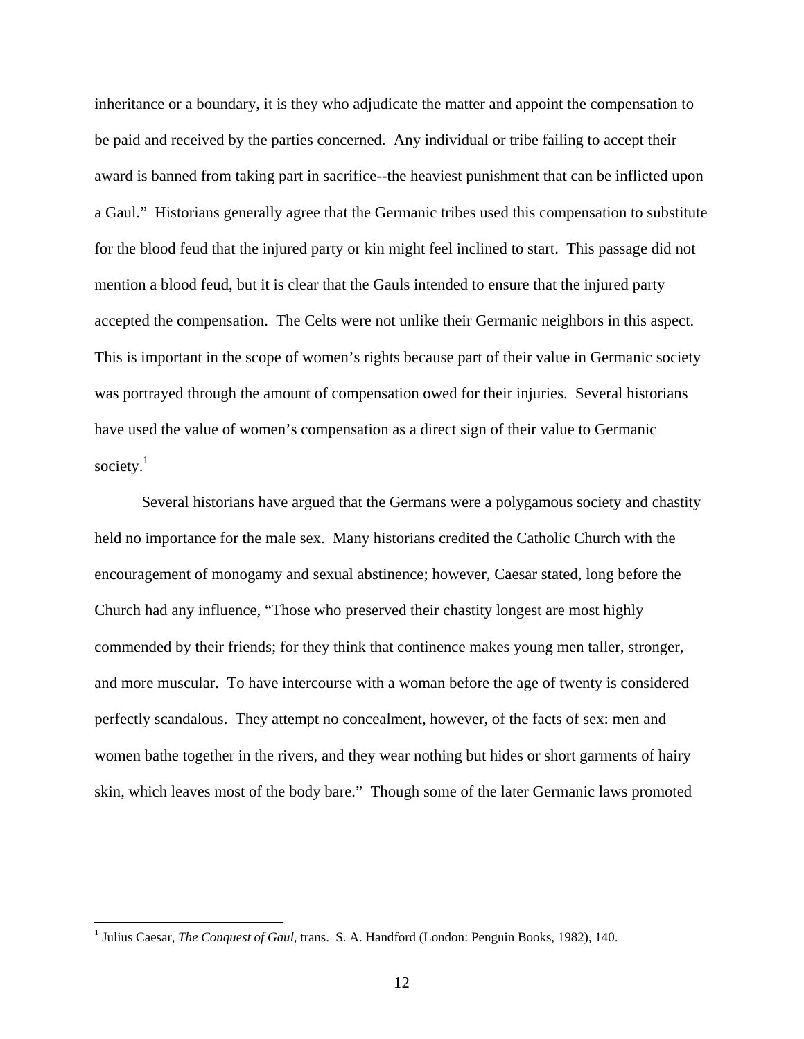inheritance or a boundary, it is they who adjudicate the matter and appoint the compensation to be paid and received by the parties concerned. Any individual or tribe failing to accept their award is banned from taking part in sacrifice--the heaviest punishment that can be inflicted upon a Gaul." Historians generally agree that the Germanic tribes used this compensation to substitute for the blood feud that the injured party or kin might feel inclined to start. This passage did not mention a blood feud, but it is clear that the Gauls intended to ensure that the injured party accepted the compensation. The Celts were not unlike their Germanic neighbors in this aspect. This is important in the scope of women's rights because part of their value in Germanic society was portrayed through the amount of compensation owed for their injuries. Several historians have used the value of women's compensation as a direct sign of their value to Germanic society.[1]

Several historians have argued that the Germans were a polygamous society and chastity held no importance for the male sex. Many historians credited the Catholic Church with the encouragement of monogamy and sexual abstinence; however, Caesar stated, long before the Church had any influence, "Those who preserved their chastity longest are most highly commended by their friends; for they think that continence makes young men taller, stronger, and more muscular. To have intercourse with a woman before the age of twenty is considered perfectly scandalous. They attempt no concealment, however, of the facts of sex: men and women bathe together in the rivers, and they wear nothing but hides or short garments of hairy skin, which leaves most of the body bare." Though some of the later Germanic laws promoted

---

[1] Julius Caesar, *The Conquest of Gaul*, trans. S. A. Handford (London: Penguin Books, 1982), 140.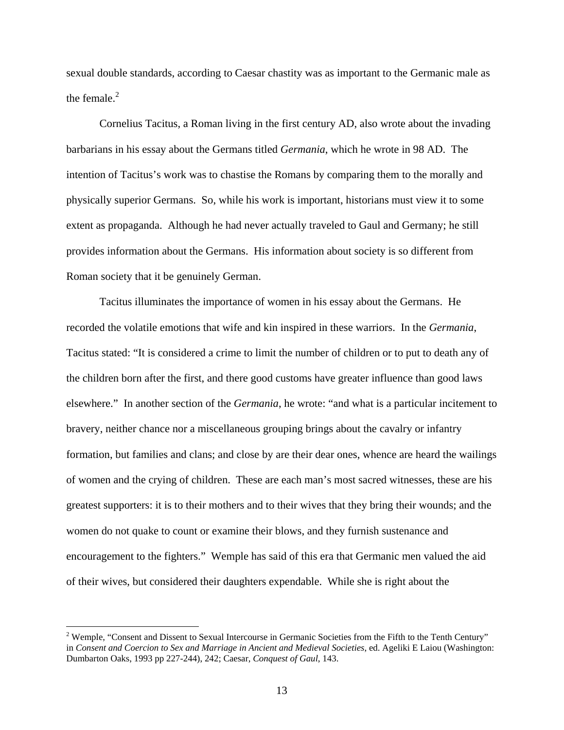sexual double standards, according to Caesar chastity was as important to the Germanic male as the female.[2]

Cornelius Tacitus, a Roman living in the first century AD, also wrote about the invading barbarians in his essay about the Germans titled *Germania*, which he wrote in 98 AD. The intention of Tacitus's work was to chastise the Romans by comparing them to the morally and physically superior Germans. So, while his work is important, historians must view it to some extent as propaganda. Although he had never actually traveled to Gaul and Germany; he still provides information about the Germans. His information about society is so different from Roman society that it be genuinely German.

Tacitus illuminates the importance of women in his essay about the Germans. He recorded the volatile emotions that wife and kin inspired in these warriors. In the *Germania*, Tacitus stated: "It is considered a crime to limit the number of children or to put to death any of the children born after the first, and there good customs have greater influence than good laws elsewhere." In another section of the *Germania*, he wrote: "and what is a particular incitement to bravery, neither chance nor a miscellaneous grouping brings about the cavalry or infantry formation, but families and clans; and close by are their dear ones, whence are heard the wailings of women and the crying of children. These are each man's most sacred witnesses, these are his greatest supporters: it is to their mothers and to their wives that they bring their wounds; and the women do not quake to count or examine their blows, and they furnish sustenance and encouragement to the fighters." Wemple has said of this era that Germanic men valued the aid of their wives, but considered their daughters expendable. While she is right about the

---

[2] Wemple, "Consent and Dissent to Sexual Intercourse in Germanic Societies from the Fifth to the Tenth Century" in *Consent and Coercion to Sex and Marriage in Ancient and Medieval Societies*, ed. Ageliki E Laiou (Washington: Dumbarton Oaks, 1993 pp 227-244), 242; Caesar, *Conquest of Gaul*, 143.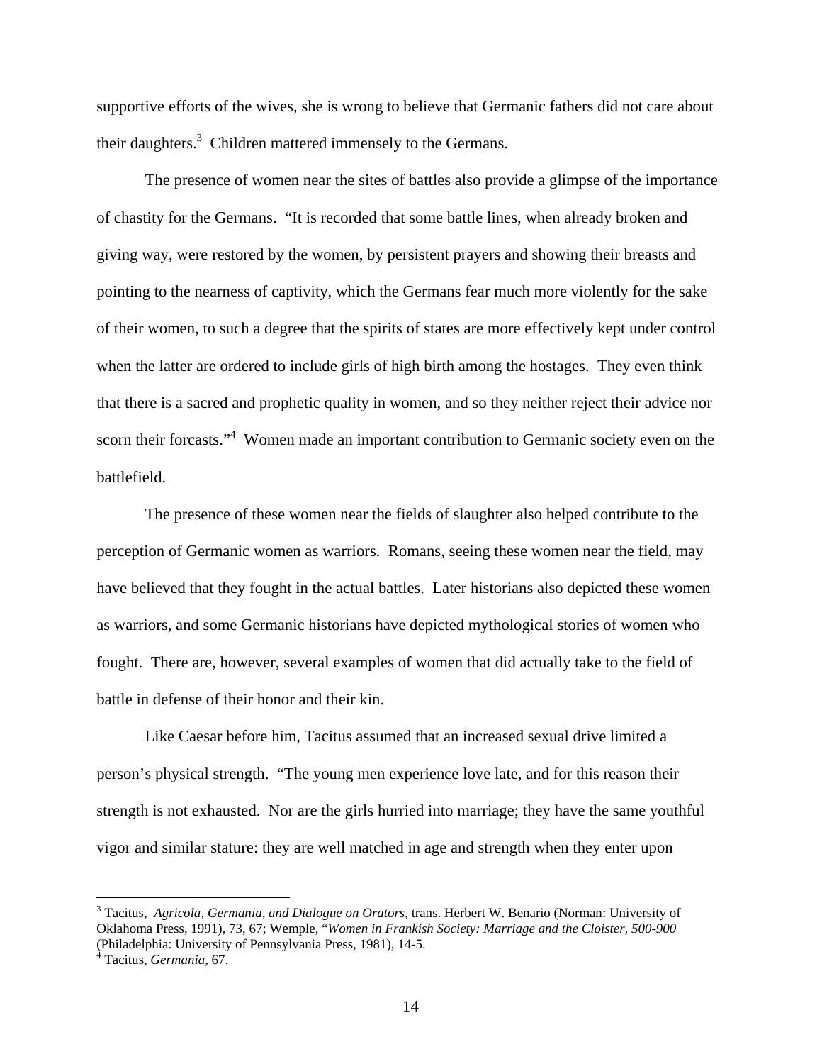supportive efforts of the wives, she is wrong to believe that Germanic fathers did not care about their daughters.[3] Children mattered immensely to the Germans.

The presence of women near the sites of battles also provide a glimpse of the importance of chastity for the Germans. "It is recorded that some battle lines, when already broken and giving way, were restored by the women, by persistent prayers and showing their breasts and pointing to the nearness of captivity, which the Germans fear much more violently for the sake of their women, to such a degree that the spirits of states are more effectively kept under control when the latter are ordered to include girls of high birth among the hostages. They even think that there is a sacred and prophetic quality in women, and so they neither reject their advice nor scorn their forcasts."[4] Women made an important contribution to Germanic society even on the battlefield.

The presence of these women near the fields of slaughter also helped contribute to the perception of Germanic women as warriors. Romans, seeing these women near the field, may have believed that they fought in the actual battles. Later historians also depicted these women as warriors, and some Germanic historians have depicted mythological stories of women who fought. There are, however, several examples of women that did actually take to the field of battle in defense of their honor and their kin.

Like Caesar before him, Tacitus assumed that an increased sexual drive limited a person's physical strength. "The young men experience love late, and for this reason their strength is not exhausted. Nor are the girls hurried into marriage; they have the same youthful vigor and similar stature: they are well matched in age and strength when they enter upon

---

[3] Tacitus, *Agricola, Germania, and Dialogue on Orators*, trans. Herbert W. Benario (Norman: University of Oklahoma Press, 1991), 73, 67; Wemple, "*Women in Frankish Society: Marriage and the Cloister, 500-900* (Philadelphia: University of Pennsylvania Press, 1981), 14-5.

[4] Tacitus, *Germania*, 67.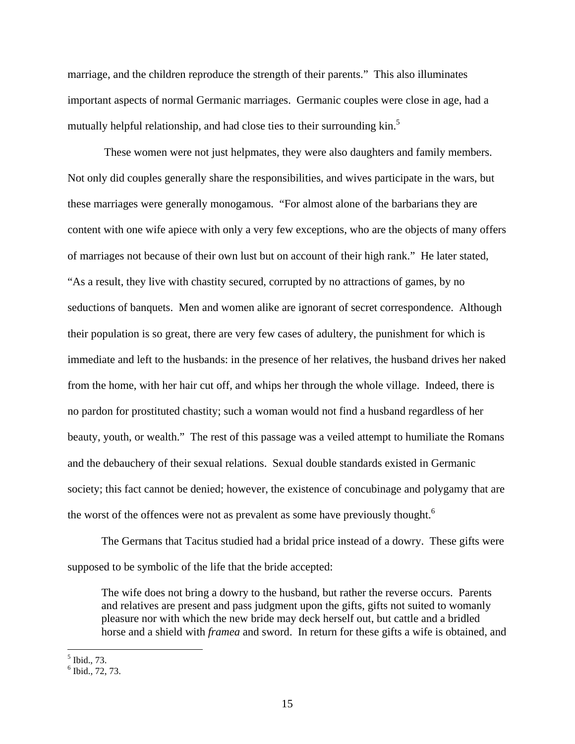marriage, and the children reproduce the strength of their parents." This also illuminates important aspects of normal Germanic marriages. Germanic couples were close in age, had a mutually helpful relationship, and had close ties to their surrounding kin.[5]

These women were not just helpmates, they were also daughters and family members. Not only did couples generally share the responsibilities, and wives participate in the wars, but these marriages were generally monogamous. "For almost alone of the barbarians they are content with one wife apiece with only a very few exceptions, who are the objects of many offers of marriages not because of their own lust but on account of their high rank." He later stated, "As a result, they live with chastity secured, corrupted by no attractions of games, by no seductions of banquets. Men and women alike are ignorant of secret correspondence. Although their population is so great, there are very few cases of adultery, the punishment for which is immediate and left to the husbands: in the presence of her relatives, the husband drives her naked from the home, with her hair cut off, and whips her through the whole village. Indeed, there is no pardon for prostituted chastity; such a woman would not find a husband regardless of her beauty, youth, or wealth." The rest of this passage was a veiled attempt to humiliate the Romans and the debauchery of their sexual relations. Sexual double standards existed in Germanic society; this fact cannot be denied; however, the existence of concubinage and polygamy that are the worst of the offences were not as prevalent as some have previously thought.[6]

The Germans that Tacitus studied had a bridal price instead of a dowry. These gifts were supposed to be symbolic of the life that the bride accepted:

> The wife does not bring a dowry to the husband, but rather the reverse occurs. Parents and relatives are present and pass judgment upon the gifts, gifts not suited to womanly pleasure nor with which the new bride may deck herself out, but cattle and a bridled horse and a shield with *framea* and sword. In return for these gifts a wife is obtained, and

[5] Ibid., 73.

[6] Ibid., 72, 73.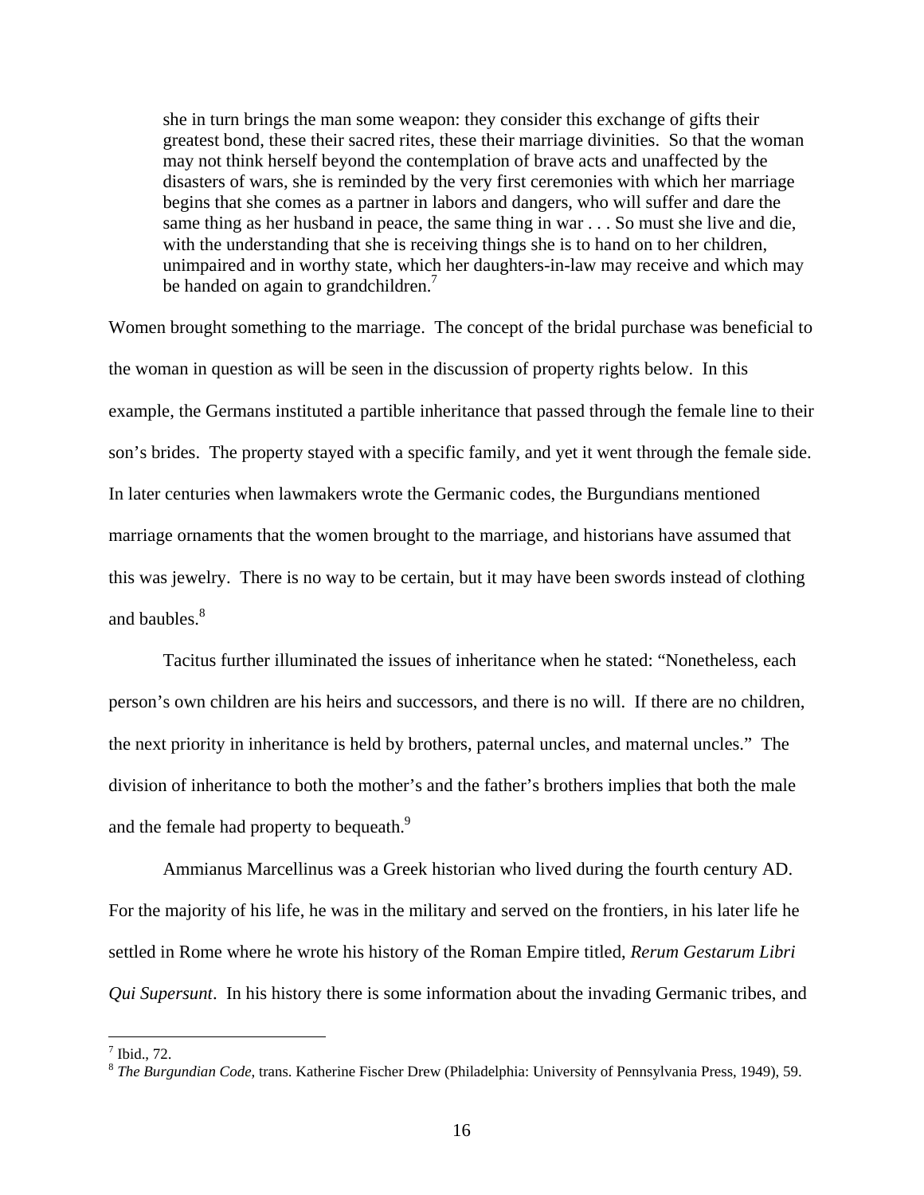> she in turn brings the man some weapon: they consider this exchange of gifts their greatest bond, these their sacred rites, these their marriage divinities. So that the woman may not think herself beyond the contemplation of brave acts and unaffected by the disasters of wars, she is reminded by the very first ceremonies with which her marriage begins that she comes as a partner in labors and dangers, who will suffer and dare the same thing as her husband in peace, the same thing in war . . . So must she live and die, with the understanding that she is receiving things she is to hand on to her children, unimpaired and in worthy state, which her daughters-in-law may receive and which may be handed on again to grandchildren.[7]

Women brought something to the marriage. The concept of the bridal purchase was beneficial to the woman in question as will be seen in the discussion of property rights below. In this example, the Germans instituted a partible inheritance that passed through the female line to their son's brides. The property stayed with a specific family, and yet it went through the female side. In later centuries when lawmakers wrote the Germanic codes, the Burgundians mentioned marriage ornaments that the women brought to the marriage, and historians have assumed that this was jewelry. There is no way to be certain, but it may have been swords instead of clothing and baubles.[8]

Tacitus further illuminated the issues of inheritance when he stated: "Nonetheless, each person's own children are his heirs and successors, and there is no will. If there are no children, the next priority in inheritance is held by brothers, paternal uncles, and maternal uncles." The division of inheritance to both the mother's and the father's brothers implies that both the male and the female had property to bequeath.[9]

Ammianus Marcellinus was a Greek historian who lived during the fourth century AD. For the majority of his life, he was in the military and served on the frontiers, in his later life he settled in Rome where he wrote his history of the Roman Empire titled, *Rerum Gestarum Libri Qui Supersunt*. In his history there is some information about the invading Germanic tribes, and

---

[7] Ibid., 72.

[8] *The Burgundian Code*, trans. Katherine Fischer Drew (Philadelphia: University of Pennsylvania Press, 1949), 59.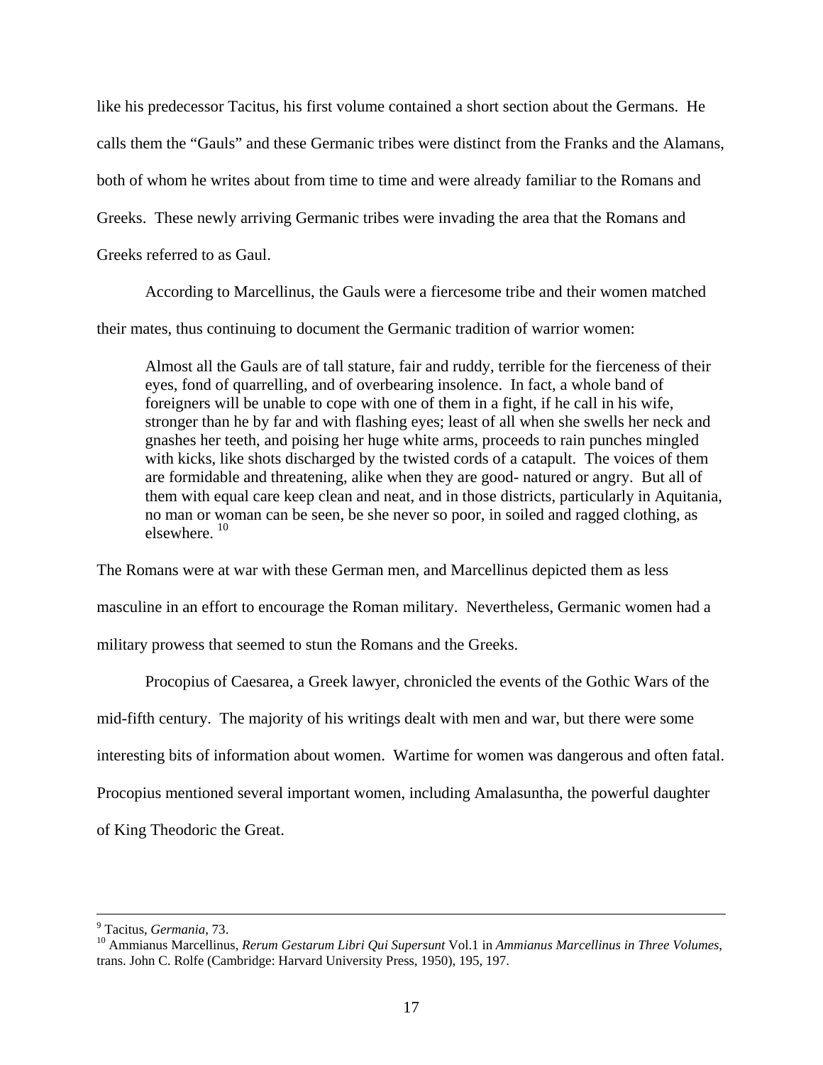like his predecessor Tacitus, his first volume contained a short section about the Germans. He calls them the "Gauls" and these Germanic tribes were distinct from the Franks and the Alamans, both of whom he writes about from time to time and were already familiar to the Romans and Greeks. These newly arriving Germanic tribes were invading the area that the Romans and Greeks referred to as Gaul.

According to Marcellinus, the Gauls were a fiercesome tribe and their women matched their mates, thus continuing to document the Germanic tradition of warrior women:

> Almost all the Gauls are of tall stature, fair and ruddy, terrible for the fierceness of their eyes, fond of quarrelling, and of overbearing insolence. In fact, a whole band of foreigners will be unable to cope with one of them in a fight, if he call in his wife, stronger than he by far and with flashing eyes; least of all when she swells her neck and gnashes her teeth, and poising her huge white arms, proceeds to rain punches mingled with kicks, like shots discharged by the twisted cords of a catapult. The voices of them are formidable and threatening, alike when they are good- natured or angry. But all of them with equal care keep clean and neat, and in those districts, particularly in Aquitania, no man or woman can be seen, be she never so poor, in soiled and ragged clothing, as elsewhere. [10]

The Romans were at war with these German men, and Marcellinus depicted them as less masculine in an effort to encourage the Roman military. Nevertheless, Germanic women had a military prowess that seemed to stun the Romans and the Greeks.

Procopius of Caesarea, a Greek lawyer, chronicled the events of the Gothic Wars of the mid-fifth century. The majority of his writings dealt with men and war, but there were some interesting bits of information about women. Wartime for women was dangerous and often fatal. Procopius mentioned several important women, including Amalasuntha, the powerful daughter of King Theodoric the Great.

---

[9] Tacitus, *Germania*, 73.

[10] Ammianus Marcellinus, *Rerum Gestarum Libri Qui Supersunt* Vol.1 in *Ammianus Marcellinus in Three Volumes*, trans. John C. Rolfe (Cambridge: Harvard University Press, 1950), 195, 197.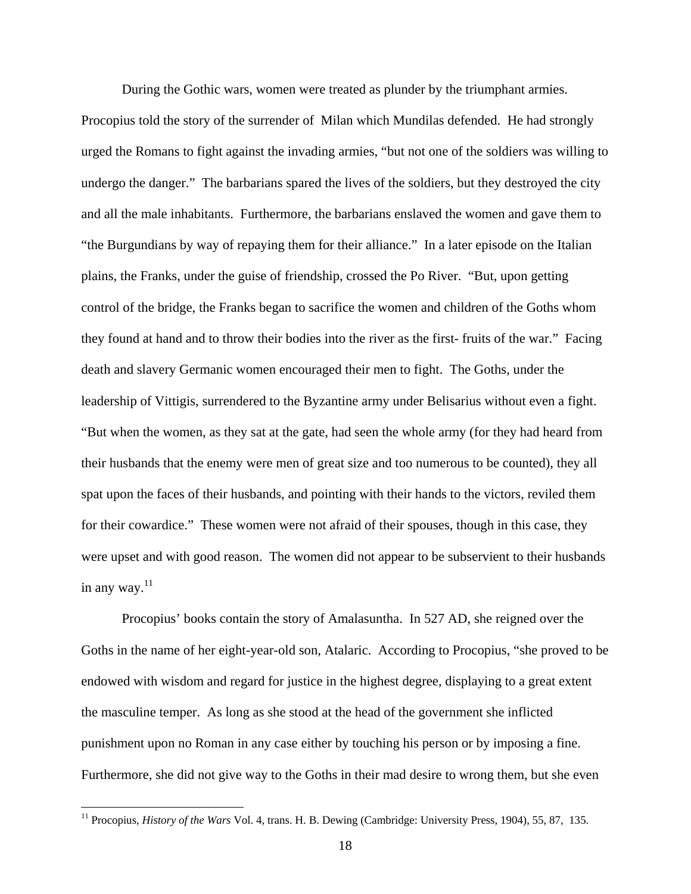During the Gothic wars, women were treated as plunder by the triumphant armies. Procopius told the story of the surrender of Milan which Mundilas defended. He had strongly urged the Romans to fight against the invading armies, "but not one of the soldiers was willing to undergo the danger." The barbarians spared the lives of the soldiers, but they destroyed the city and all the male inhabitants. Furthermore, the barbarians enslaved the women and gave them to "the Burgundians by way of repaying them for their alliance." In a later episode on the Italian plains, the Franks, under the guise of friendship, crossed the Po River. "But, upon getting control of the bridge, the Franks began to sacrifice the women and children of the Goths whom they found at hand and to throw their bodies into the river as the first- fruits of the war." Facing death and slavery Germanic women encouraged their men to fight. The Goths, under the leadership of Vittigis, surrendered to the Byzantine army under Belisarius without even a fight. "But when the women, as they sat at the gate, had seen the whole army (for they had heard from their husbands that the enemy were men of great size and too numerous to be counted), they all spat upon the faces of their husbands, and pointing with their hands to the victors, reviled them for their cowardice." These women were not afraid of their spouses, though in this case, they were upset and with good reason. The women did not appear to be subservient to their husbands in any way.[11]

Procopius' books contain the story of Amalasuntha. In 527 AD, she reigned over the Goths in the name of her eight-year-old son, Atalaric. According to Procopius, "she proved to be endowed with wisdom and regard for justice in the highest degree, displaying to a great extent the masculine temper. As long as she stood at the head of the government she inflicted punishment upon no Roman in any case either by touching his person or by imposing a fine. Furthermore, she did not give way to the Goths in their mad desire to wrong them, but she even

[11] Procopius, *History of the Wars* Vol. 4, trans. H. B. Dewing (Cambridge: University Press, 1904), 55, 87, 135.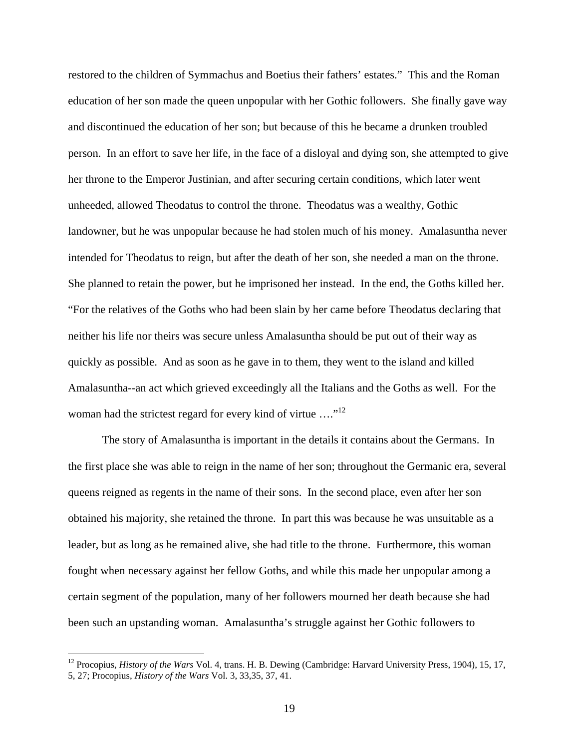restored to the children of Symmachus and Boetius their fathers' estates." This and the Roman education of her son made the queen unpopular with her Gothic followers. She finally gave way and discontinued the education of her son; but because of this he became a drunken troubled person. In an effort to save her life, in the face of a disloyal and dying son, she attempted to give her throne to the Emperor Justinian, and after securing certain conditions, which later went unheeded, allowed Theodatus to control the throne. Theodatus was a wealthy, Gothic landowner, but he was unpopular because he had stolen much of his money. Amalasuntha never intended for Theodatus to reign, but after the death of her son, she needed a man on the throne. She planned to retain the power, but he imprisoned her instead. In the end, the Goths killed her. "For the relatives of the Goths who had been slain by her came before Theodatus declaring that neither his life nor theirs was secure unless Amalasuntha should be put out of their way as quickly as possible. And as soon as he gave in to them, they went to the island and killed Amalasuntha--an act which grieved exceedingly all the Italians and the Goths as well. For the woman had the strictest regard for every kind of virtue …."[12]

The story of Amalasuntha is important in the details it contains about the Germans. In the first place she was able to reign in the name of her son; throughout the Germanic era, several queens reigned as regents in the name of their sons. In the second place, even after her son obtained his majority, she retained the throne. In part this was because he was unsuitable as a leader, but as long as he remained alive, she had title to the throne. Furthermore, this woman fought when necessary against her fellow Goths, and while this made her unpopular among a certain segment of the population, many of her followers mourned her death because she had been such an upstanding woman. Amalasuntha's struggle against her Gothic followers to

---

[12] Procopius, *History of the Wars* Vol. 4, trans. H. B. Dewing (Cambridge: Harvard University Press, 1904), 15, 17, 5, 27; Procopius, *History of the Wars* Vol. 3, 33,35, 37, 41.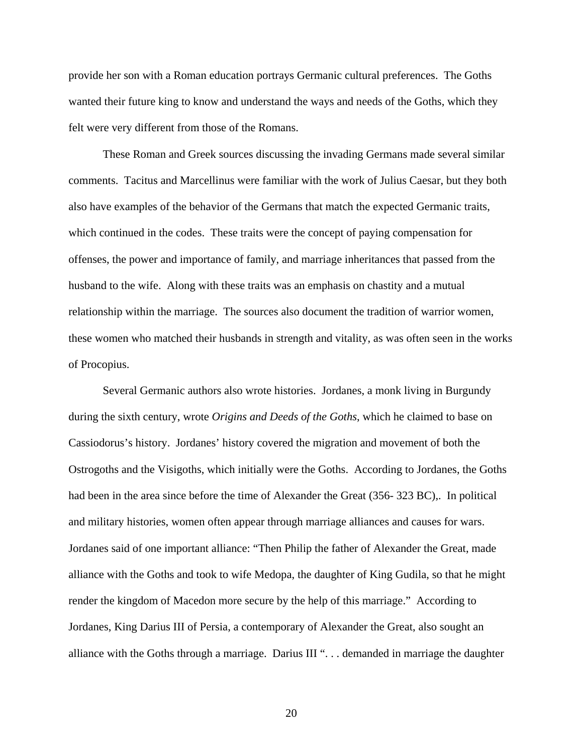provide her son with a Roman education portrays Germanic cultural preferences. The Goths wanted their future king to know and understand the ways and needs of the Goths, which they felt were very different from those of the Romans.

These Roman and Greek sources discussing the invading Germans made several similar comments. Tacitus and Marcellinus were familiar with the work of Julius Caesar, but they both also have examples of the behavior of the Germans that match the expected Germanic traits, which continued in the codes. These traits were the concept of paying compensation for offenses, the power and importance of family, and marriage inheritances that passed from the husband to the wife. Along with these traits was an emphasis on chastity and a mutual relationship within the marriage. The sources also document the tradition of warrior women, these women who matched their husbands in strength and vitality, as was often seen in the works of Procopius.

Several Germanic authors also wrote histories. Jordanes, a monk living in Burgundy during the sixth century, wrote *Origins and Deeds of the Goths*, which he claimed to base on Cassiodorus's history. Jordanes' history covered the migration and movement of both the Ostrogoths and the Visigoths, which initially were the Goths. According to Jordanes, the Goths had been in the area since before the time of Alexander the Great (356- 323 BC),. In political and military histories, women often appear through marriage alliances and causes for wars. Jordanes said of one important alliance: "Then Philip the father of Alexander the Great, made alliance with the Goths and took to wife Medopa, the daughter of King Gudila, so that he might render the kingdom of Macedon more secure by the help of this marriage." According to Jordanes, King Darius III of Persia, a contemporary of Alexander the Great, also sought an alliance with the Goths through a marriage. Darius III ". . . demanded in marriage the daughter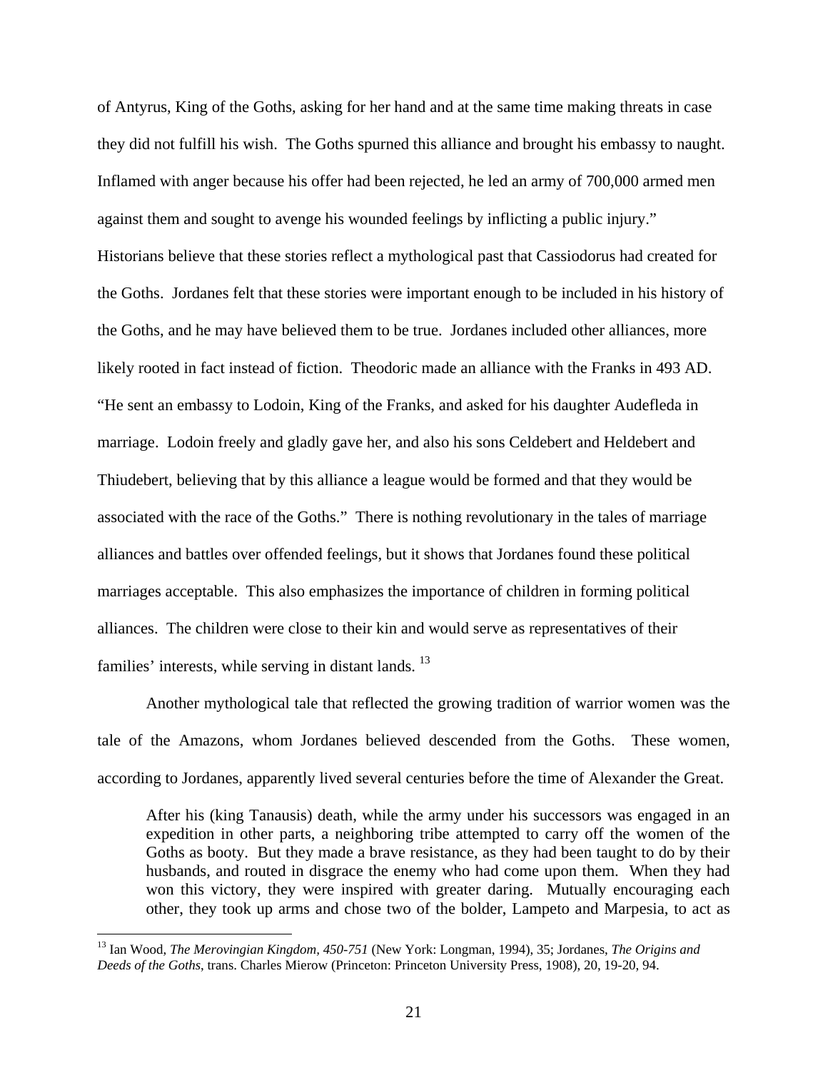of Antyrus, King of the Goths, asking for her hand and at the same time making threats in case they did not fulfill his wish. The Goths spurned this alliance and brought his embassy to naught. Inflamed with anger because his offer had been rejected, he led an army of 700,000 armed men against them and sought to avenge his wounded feelings by inflicting a public injury." Historians believe that these stories reflect a mythological past that Cassiodorus had created for the Goths. Jordanes felt that these stories were important enough to be included in his history of the Goths, and he may have believed them to be true. Jordanes included other alliances, more likely rooted in fact instead of fiction. Theodoric made an alliance with the Franks in 493 AD. "He sent an embassy to Lodoin, King of the Franks, and asked for his daughter Audefleda in marriage. Lodoin freely and gladly gave her, and also his sons Celdebert and Heldebert and Thiudebert, believing that by this alliance a league would be formed and that they would be associated with the race of the Goths." There is nothing revolutionary in the tales of marriage alliances and battles over offended feelings, but it shows that Jordanes found these political marriages acceptable. This also emphasizes the importance of children in forming political alliances. The children were close to their kin and would serve as representatives of their families' interests, while serving in distant lands. [13]

Another mythological tale that reflected the growing tradition of warrior women was the tale of the Amazons, whom Jordanes believed descended from the Goths. These women, according to Jordanes, apparently lived several centuries before the time of Alexander the Great.

> After his (king Tanausis) death, while the army under his successors was engaged in an expedition in other parts, a neighboring tribe attempted to carry off the women of the Goths as booty. But they made a brave resistance, as they had been taught to do by their husbands, and routed in disgrace the enemy who had come upon them. When they had won this victory, they were inspired with greater daring. Mutually encouraging each other, they took up arms and chose two of the bolder, Lampeto and Marpesia, to act as

[13] Ian Wood, *The Merovingian Kingdom, 450-751* (New York: Longman, 1994), 35; Jordanes, *The Origins and Deeds of the Goths*, trans. Charles Mierow (Princeton: Princeton University Press, 1908), 20, 19-20, 94.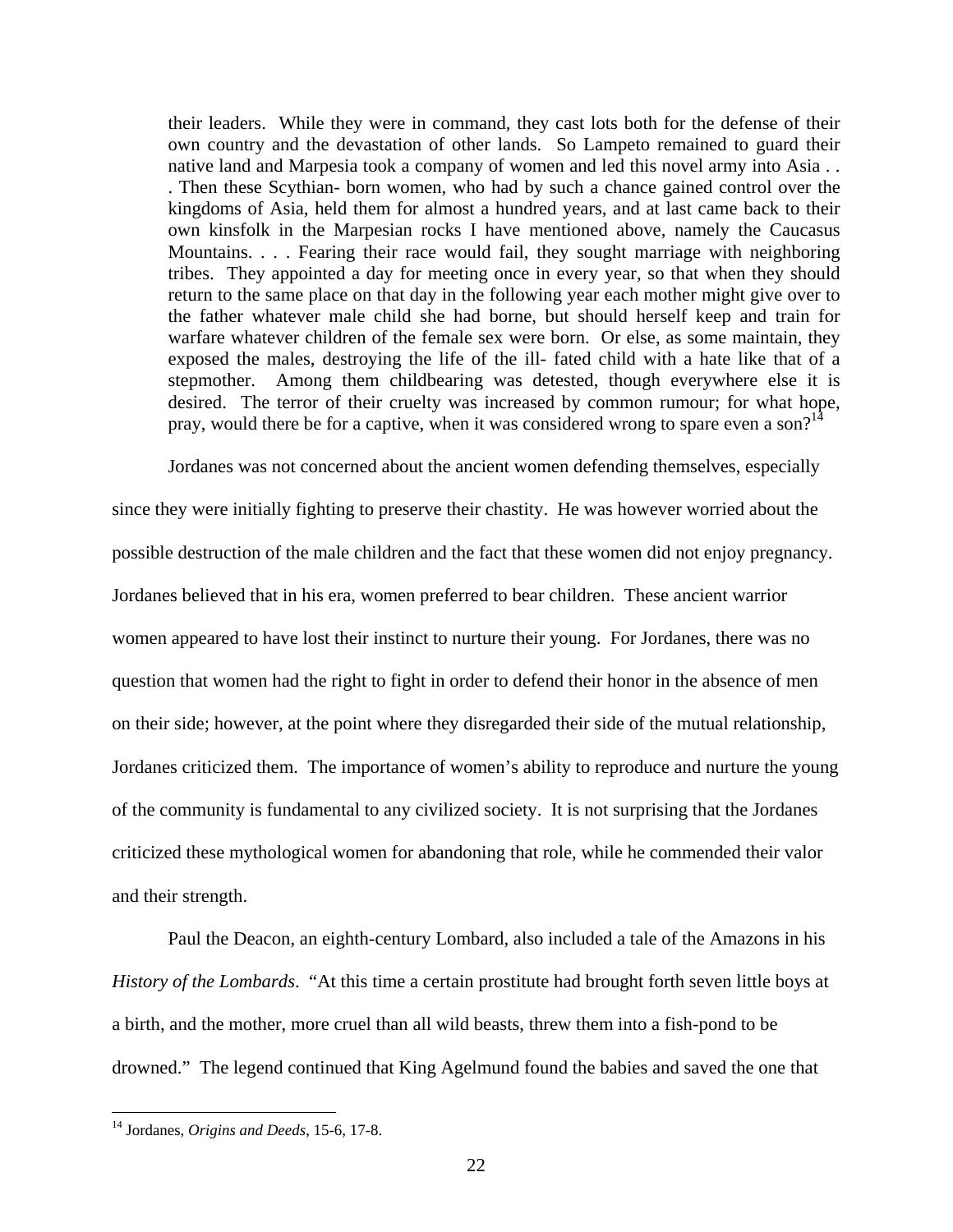> their leaders. While they were in command, they cast lots both for the defense of their own country and the devastation of other lands. So Lampeto remained to guard their native land and Marpesia took a company of women and led this novel army into Asia . . . Then these Scythian- born women, who had by such a chance gained control over the kingdoms of Asia, held them for almost a hundred years, and at last came back to their own kinsfolk in the Marpesian rocks I have mentioned above, namely the Caucasus Mountains. . . . Fearing their race would fail, they sought marriage with neighboring tribes. They appointed a day for meeting once in every year, so that when they should return to the same place on that day in the following year each mother might give over to the father whatever male child she had borne, but should herself keep and train for warfare whatever children of the female sex were born. Or else, as some maintain, they exposed the males, destroying the life of the ill- fated child with a hate like that of a stepmother. Among them childbearing was detested, though everywhere else it is desired. The terror of their cruelty was increased by common rumour; for what hope, pray, would there be for a captive, when it was considered wrong to spare even a son?[14]

Jordanes was not concerned about the ancient women defending themselves, especially since they were initially fighting to preserve their chastity. He was however worried about the possible destruction of the male children and the fact that these women did not enjoy pregnancy. Jordanes believed that in his era, women preferred to bear children. These ancient warrior women appeared to have lost their instinct to nurture their young. For Jordanes, there was no question that women had the right to fight in order to defend their honor in the absence of men on their side; however, at the point where they disregarded their side of the mutual relationship, Jordanes criticized them. The importance of women's ability to reproduce and nurture the young of the community is fundamental to any civilized society. It is not surprising that the Jordanes criticized these mythological women for abandoning that role, while he commended their valor and their strength.

Paul the Deacon, an eighth-century Lombard, also included a tale of the Amazons in his *History of the Lombards*. "At this time a certain prostitute had brought forth seven little boys at a birth, and the mother, more cruel than all wild beasts, threw them into a fish-pond to be drowned." The legend continued that King Agelmund found the babies and saved the one that

[14] Jordanes, *Origins and Deeds*, 15-6, 17-8.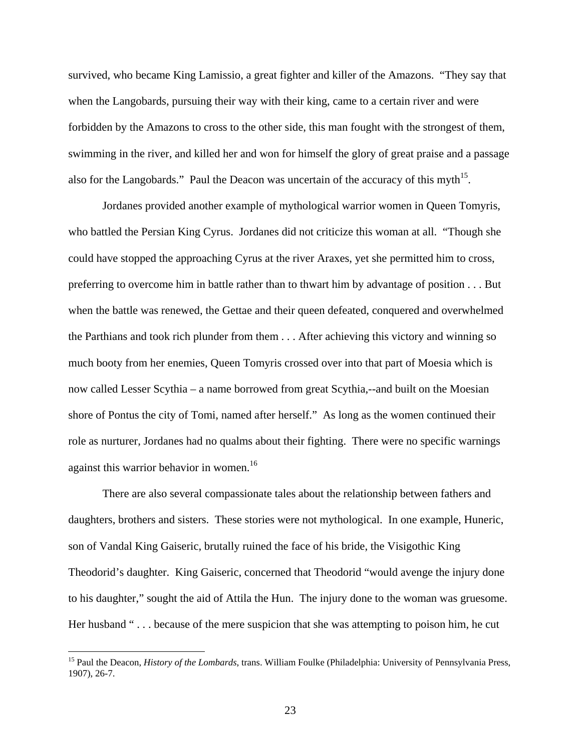survived, who became King Lamissio, a great fighter and killer of the Amazons. "They say that when the Langobards, pursuing their way with their king, came to a certain river and were forbidden by the Amazons to cross to the other side, this man fought with the strongest of them, swimming in the river, and killed her and won for himself the glory of great praise and a passage also for the Langobards." Paul the Deacon was uncertain of the accuracy of this myth[15].

Jordanes provided another example of mythological warrior women in Queen Tomyris, who battled the Persian King Cyrus. Jordanes did not criticize this woman at all. "Though she could have stopped the approaching Cyrus at the river Araxes, yet she permitted him to cross, preferring to overcome him in battle rather than to thwart him by advantage of position . . . But when the battle was renewed, the Gettae and their queen defeated, conquered and overwhelmed the Parthians and took rich plunder from them . . . After achieving this victory and winning so much booty from her enemies, Queen Tomyris crossed over into that part of Moesia which is now called Lesser Scythia – a name borrowed from great Scythia,--and built on the Moesian shore of Pontus the city of Tomi, named after herself." As long as the women continued their role as nurturer, Jordanes had no qualms about their fighting. There were no specific warnings against this warrior behavior in women.[16]

There are also several compassionate tales about the relationship between fathers and daughters, brothers and sisters. These stories were not mythological. In one example, Huneric, son of Vandal King Gaiseric, brutally ruined the face of his bride, the Visigothic King Theodorid's daughter. King Gaiseric, concerned that Theodorid "would avenge the injury done to his daughter," sought the aid of Attila the Hun. The injury done to the woman was gruesome. Her husband " . . . because of the mere suspicion that she was attempting to poison him, he cut

[15] Paul the Deacon, *History of the Lombards*, trans. William Foulke (Philadelphia: University of Pennsylvania Press, 1907), 26-7.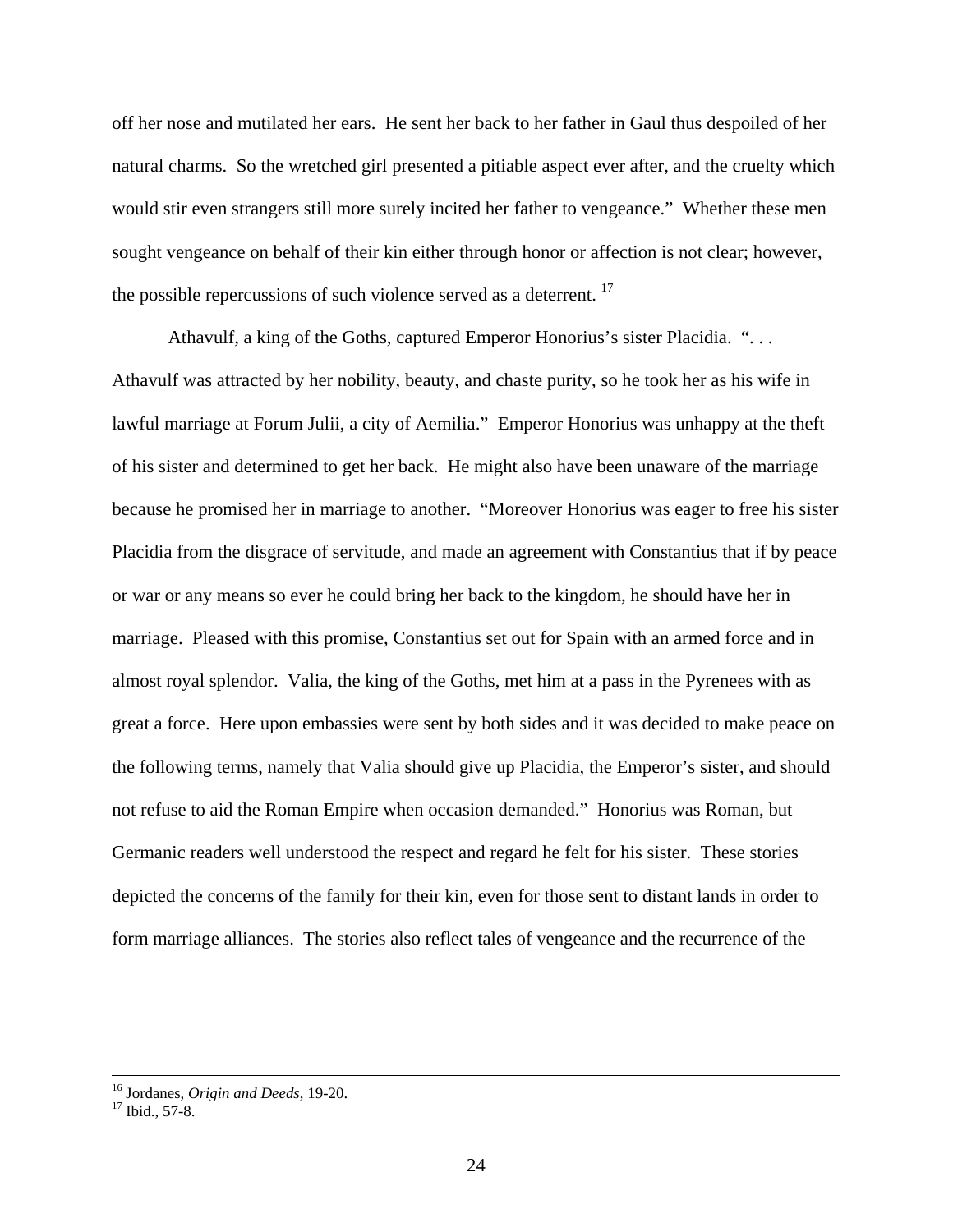off her nose and mutilated her ears. He sent her back to her father in Gaul thus despoiled of her natural charms. So the wretched girl presented a pitiable aspect ever after, and the cruelty which would stir even strangers still more surely incited her father to vengeance." Whether these men sought vengeance on behalf of their kin either through honor or affection is not clear; however, the possible repercussions of such violence served as a deterrent. [17]

Athavulf, a king of the Goths, captured Emperor Honorius's sister Placidia. ". . . Athavulf was attracted by her nobility, beauty, and chaste purity, so he took her as his wife in lawful marriage at Forum Julii, a city of Aemilia." Emperor Honorius was unhappy at the theft of his sister and determined to get her back. He might also have been unaware of the marriage because he promised her in marriage to another. "Moreover Honorius was eager to free his sister Placidia from the disgrace of servitude, and made an agreement with Constantius that if by peace or war or any means so ever he could bring her back to the kingdom, he should have her in marriage. Pleased with this promise, Constantius set out for Spain with an armed force and in almost royal splendor. Valia, the king of the Goths, met him at a pass in the Pyrenees with as great a force. Here upon embassies were sent by both sides and it was decided to make peace on the following terms, namely that Valia should give up Placidia, the Emperor's sister, and should not refuse to aid the Roman Empire when occasion demanded." Honorius was Roman, but Germanic readers well understood the respect and regard he felt for his sister. These stories depicted the concerns of the family for their kin, even for those sent to distant lands in order to form marriage alliances. The stories also reflect tales of vengeance and the recurrence of the

[16] Jordanes, *Origin and Deeds*, 19-20.
[17] Ibid., 57-8.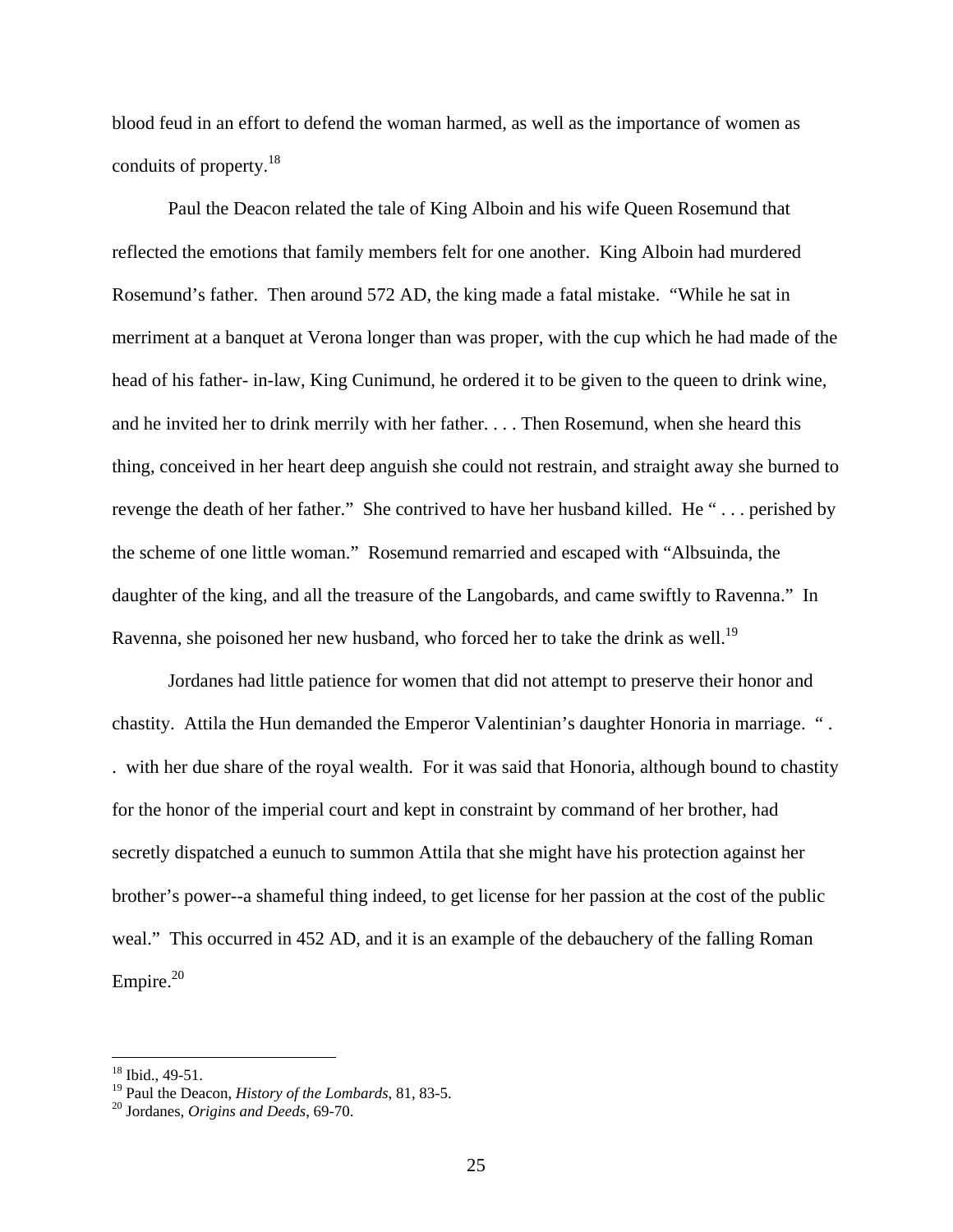blood feud in an effort to defend the woman harmed, as well as the importance of women as conduits of property.[18]

Paul the Deacon related the tale of King Alboin and his wife Queen Rosemund that reflected the emotions that family members felt for one another. King Alboin had murdered Rosemund's father. Then around 572 AD, the king made a fatal mistake. "While he sat in merriment at a banquet at Verona longer than was proper, with the cup which he had made of the head of his father- in-law, King Cunimund, he ordered it to be given to the queen to drink wine, and he invited her to drink merrily with her father. . . . Then Rosemund, when she heard this thing, conceived in her heart deep anguish she could not restrain, and straight away she burned to revenge the death of her father." She contrived to have her husband killed. He " . . . perished by the scheme of one little woman." Rosemund remarried and escaped with "Albsuinda, the daughter of the king, and all the treasure of the Langobards, and came swiftly to Ravenna." In Ravenna, she poisoned her new husband, who forced her to take the drink as well.[19]

Jordanes had little patience for women that did not attempt to preserve their honor and chastity. Attila the Hun demanded the Emperor Valentinian's daughter Honoria in marriage. " . . with her due share of the royal wealth. For it was said that Honoria, although bound to chastity for the honor of the imperial court and kept in constraint by command of her brother, had secretly dispatched a eunuch to summon Attila that she might have his protection against her brother's power--a shameful thing indeed, to get license for her passion at the cost of the public weal." This occurred in 452 AD, and it is an example of the debauchery of the falling Roman Empire.[20]

---

[18] Ibid., 49-51.

[19] Paul the Deacon, *History of the Lombards*, 81, 83-5.

[20] Jordanes, *Origins and Deeds*, 69-70.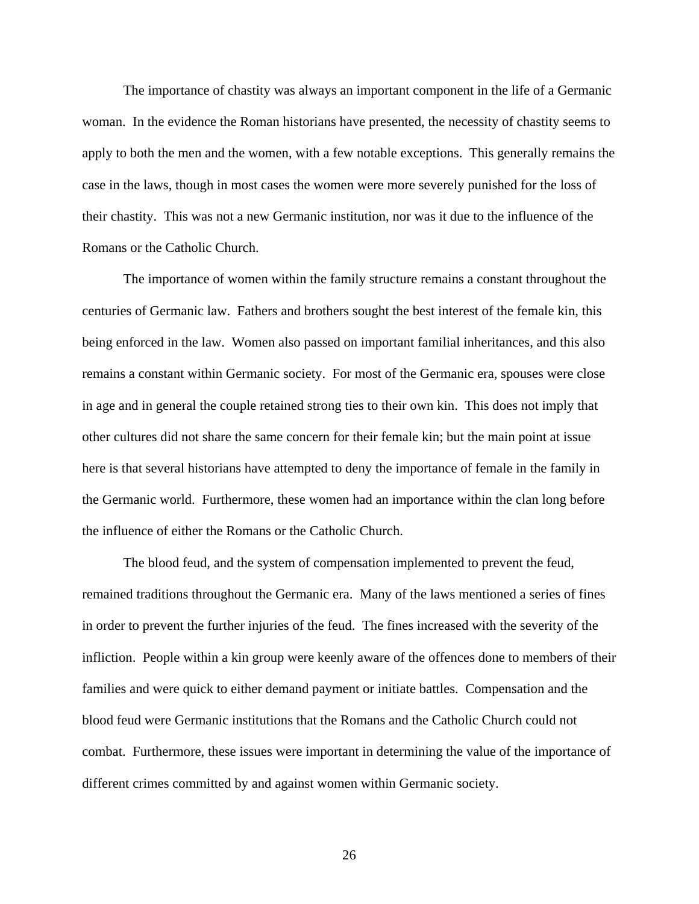The importance of chastity was always an important component in the life of a Germanic woman. In the evidence the Roman historians have presented, the necessity of chastity seems to apply to both the men and the women, with a few notable exceptions. This generally remains the case in the laws, though in most cases the women were more severely punished for the loss of their chastity. This was not a new Germanic institution, nor was it due to the influence of the Romans or the Catholic Church.

The importance of women within the family structure remains a constant throughout the centuries of Germanic law. Fathers and brothers sought the best interest of the female kin, this being enforced in the law. Women also passed on important familial inheritances, and this also remains a constant within Germanic society. For most of the Germanic era, spouses were close in age and in general the couple retained strong ties to their own kin. This does not imply that other cultures did not share the same concern for their female kin; but the main point at issue here is that several historians have attempted to deny the importance of female in the family in the Germanic world. Furthermore, these women had an importance within the clan long before the influence of either the Romans or the Catholic Church.

The blood feud, and the system of compensation implemented to prevent the feud, remained traditions throughout the Germanic era. Many of the laws mentioned a series of fines in order to prevent the further injuries of the feud. The fines increased with the severity of the infliction. People within a kin group were keenly aware of the offences done to members of their families and were quick to either demand payment or initiate battles. Compensation and the blood feud were Germanic institutions that the Romans and the Catholic Church could not combat. Furthermore, these issues were important in determining the value of the importance of different crimes committed by and against women within Germanic society.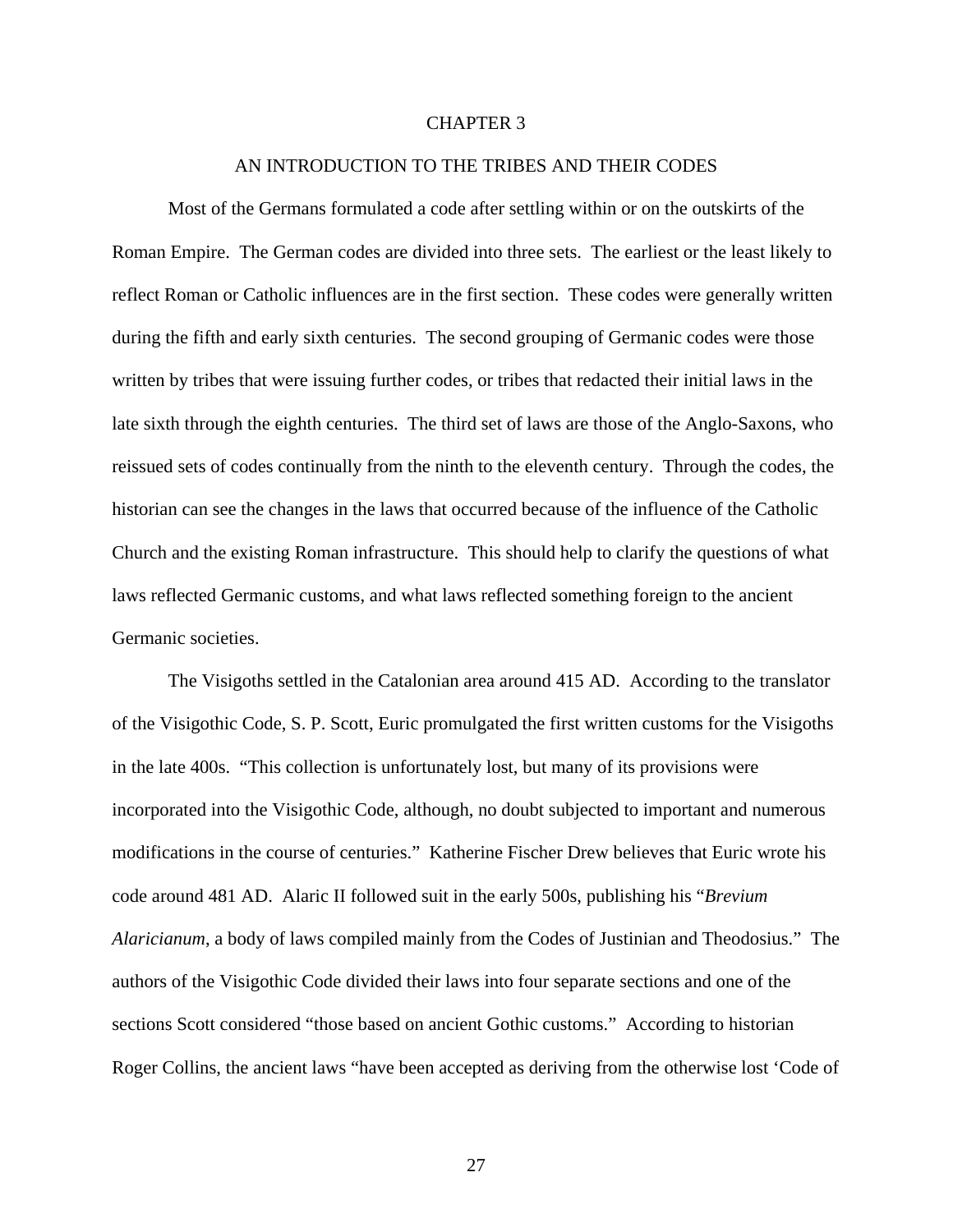# CHAPTER 3

## AN INTRODUCTION TO THE TRIBES AND THEIR CODES

Most of the Germans formulated a code after settling within or on the outskirts of the Roman Empire. The German codes are divided into three sets. The earliest or the least likely to reflect Roman or Catholic influences are in the first section. These codes were generally written during the fifth and early sixth centuries. The second grouping of Germanic codes were those written by tribes that were issuing further codes, or tribes that redacted their initial laws in the late sixth through the eighth centuries. The third set of laws are those of the Anglo-Saxons, who reissued sets of codes continually from the ninth to the eleventh century. Through the codes, the historian can see the changes in the laws that occurred because of the influence of the Catholic Church and the existing Roman infrastructure. This should help to clarify the questions of what laws reflected Germanic customs, and what laws reflected something foreign to the ancient Germanic societies.

The Visigoths settled in the Catalonian area around 415 AD. According to the translator of the Visigothic Code, S. P. Scott, Euric promulgated the first written customs for the Visigoths in the late 400s. "This collection is unfortunately lost, but many of its provisions were incorporated into the Visigothic Code, although, no doubt subjected to important and numerous modifications in the course of centuries." Katherine Fischer Drew believes that Euric wrote his code around 481 AD. Alaric II followed suit in the early 500s, publishing his "*Brevium Alaricianum*, a body of laws compiled mainly from the Codes of Justinian and Theodosius." The authors of the Visigothic Code divided their laws into four separate sections and one of the sections Scott considered "those based on ancient Gothic customs." According to historian Roger Collins, the ancient laws "have been accepted as deriving from the otherwise lost 'Code of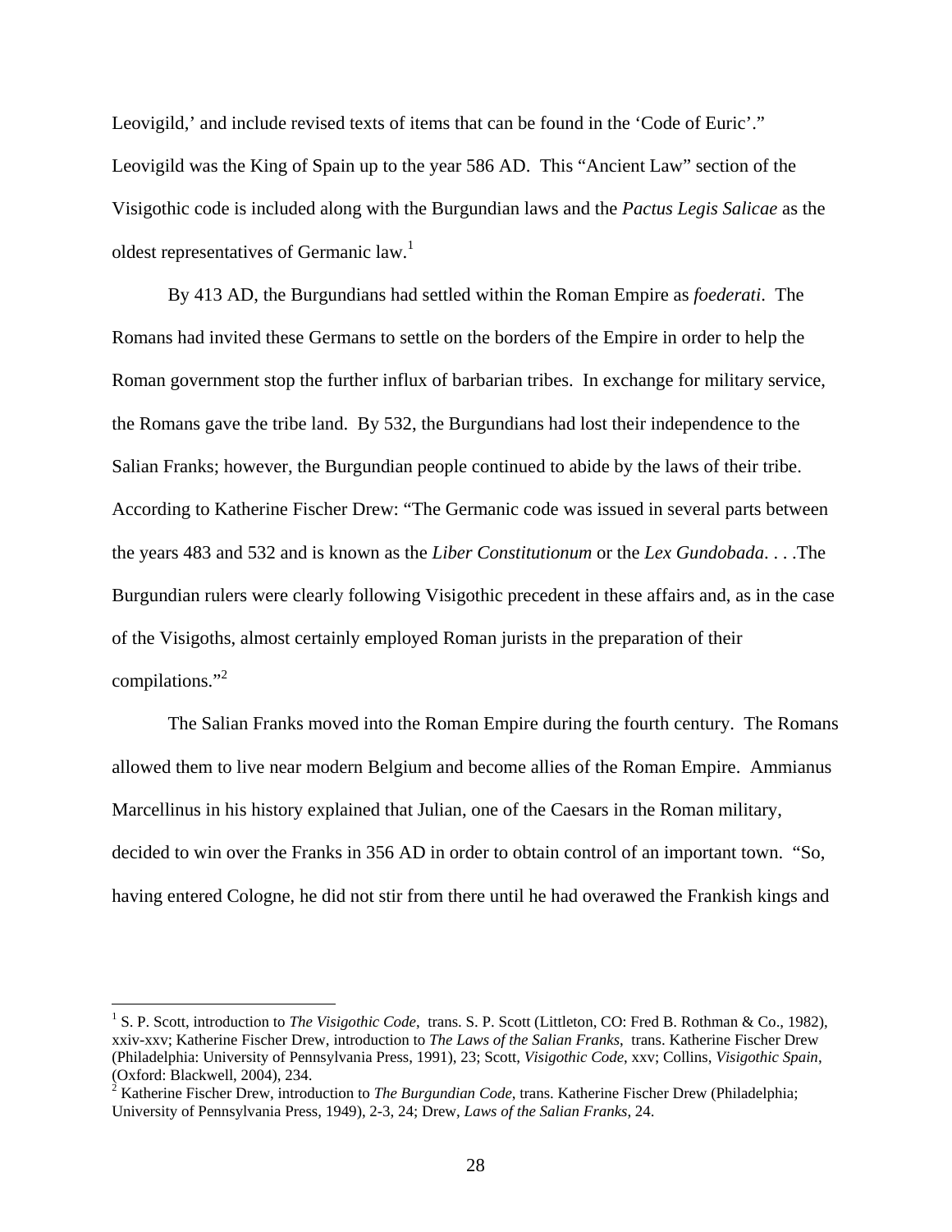Leovigild,' and include revised texts of items that can be found in the 'Code of Euric'." Leovigild was the King of Spain up to the year 586 AD. This "Ancient Law" section of the Visigothic code is included along with the Burgundian laws and the *Pactus Legis Salicae* as the oldest representatives of Germanic law.[1]

By 413 AD, the Burgundians had settled within the Roman Empire as *foederati*. The Romans had invited these Germans to settle on the borders of the Empire in order to help the Roman government stop the further influx of barbarian tribes. In exchange for military service, the Romans gave the tribe land. By 532, the Burgundians had lost their independence to the Salian Franks; however, the Burgundian people continued to abide by the laws of their tribe. According to Katherine Fischer Drew: "The Germanic code was issued in several parts between the years 483 and 532 and is known as the *Liber Constitutionum* or the *Lex Gundobada*. . . .The Burgundian rulers were clearly following Visigothic precedent in these affairs and, as in the case of the Visigoths, almost certainly employed Roman jurists in the preparation of their compilations."[2]

The Salian Franks moved into the Roman Empire during the fourth century. The Romans allowed them to live near modern Belgium and become allies of the Roman Empire. Ammianus Marcellinus in his history explained that Julian, one of the Caesars in the Roman military, decided to win over the Franks in 356 AD in order to obtain control of an important town. "So, having entered Cologne, he did not stir from there until he had overawed the Frankish kings and

---

[1] S. P. Scott, introduction to *The Visigothic Code*, trans. S. P. Scott (Littleton, CO: Fred B. Rothman & Co., 1982), xxiv-xxv; Katherine Fischer Drew, introduction to *The Laws of the Salian Franks*, trans. Katherine Fischer Drew (Philadelphia: University of Pennsylvania Press, 1991), 23; Scott, *Visigothic Code*, xxv; Collins, *Visigothic Spain*, (Oxford: Blackwell, 2004), 234.

[2] Katherine Fischer Drew, introduction to *The Burgundian Code*, trans. Katherine Fischer Drew (Philadelphia; University of Pennsylvania Press, 1949), 2-3, 24; Drew, *Laws of the Salian Franks*, 24.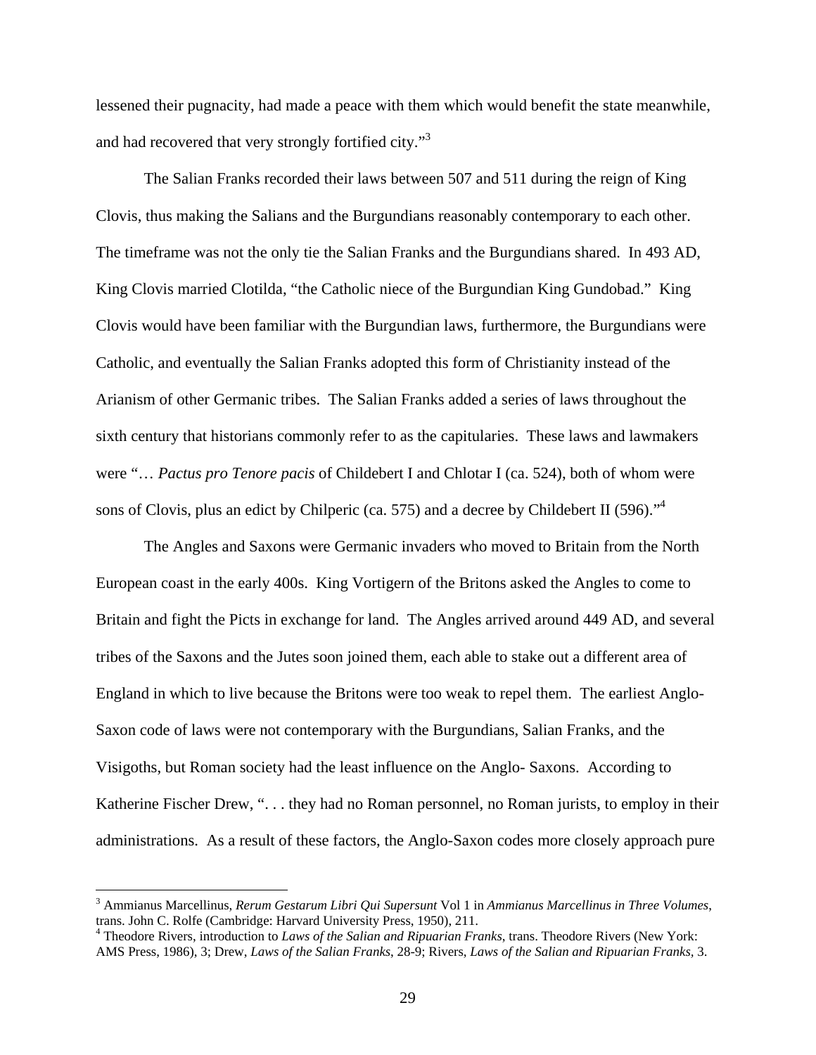lessened their pugnacity, had made a peace with them which would benefit the state meanwhile, and had recovered that very strongly fortified city."[3]

The Salian Franks recorded their laws between 507 and 511 during the reign of King Clovis, thus making the Salians and the Burgundians reasonably contemporary to each other. The timeframe was not the only tie the Salian Franks and the Burgundians shared. In 493 AD, King Clovis married Clotilda, "the Catholic niece of the Burgundian King Gundobad." King Clovis would have been familiar with the Burgundian laws, furthermore, the Burgundians were Catholic, and eventually the Salian Franks adopted this form of Christianity instead of the Arianism of other Germanic tribes. The Salian Franks added a series of laws throughout the sixth century that historians commonly refer to as the capitularies. These laws and lawmakers were "… *Pactus pro Tenore pacis* of Childebert I and Chlotar I (ca. 524), both of whom were sons of Clovis, plus an edict by Chilperic (ca. 575) and a decree by Childebert II (596)."[4]

The Angles and Saxons were Germanic invaders who moved to Britain from the North European coast in the early 400s. King Vortigern of the Britons asked the Angles to come to Britain and fight the Picts in exchange for land. The Angles arrived around 449 AD, and several tribes of the Saxons and the Jutes soon joined them, each able to stake out a different area of England in which to live because the Britons were too weak to repel them. The earliest Anglo-Saxon code of laws were not contemporary with the Burgundians, Salian Franks, and the Visigoths, but Roman society had the least influence on the Anglo- Saxons. According to Katherine Fischer Drew, ". . . they had no Roman personnel, no Roman jurists, to employ in their administrations. As a result of these factors, the Anglo-Saxon codes more closely approach pure

---

[3] Ammianus Marcellinus, *Rerum Gestarum Libri Qui Supersunt* Vol 1 in *Ammianus Marcellinus in Three Volumes*, trans. John C. Rolfe (Cambridge: Harvard University Press, 1950), 211.

[4] Theodore Rivers, introduction to *Laws of the Salian and Ripuarian Franks*, trans. Theodore Rivers (New York: AMS Press, 1986), 3; Drew, *Laws of the Salian Franks*, 28-9; Rivers, *Laws of the Salian and Ripuarian Franks*, 3.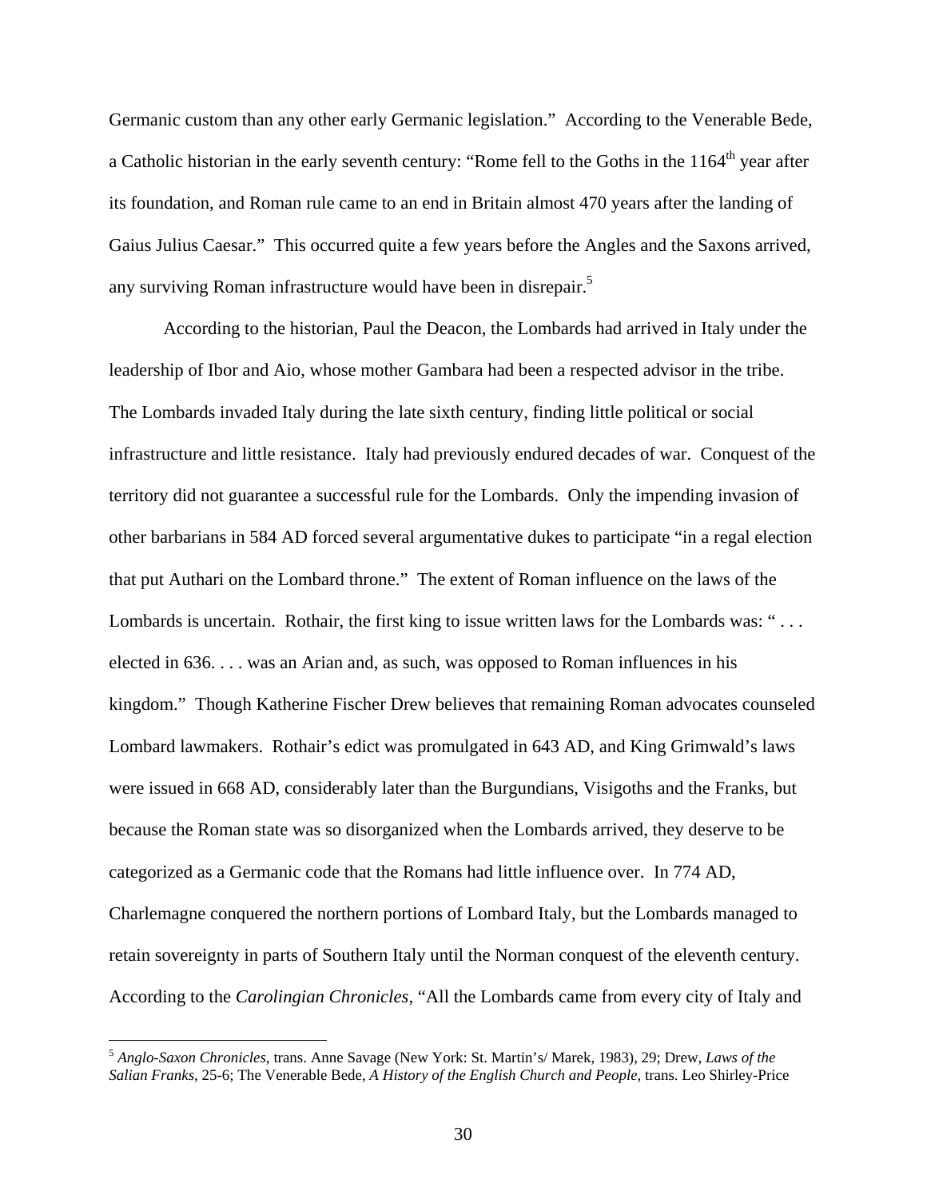Germanic custom than any other early Germanic legislation." According to the Venerable Bede, a Catholic historian in the early seventh century: "Rome fell to the Goths in the 1164th year after its foundation, and Roman rule came to an end in Britain almost 470 years after the landing of Gaius Julius Caesar." This occurred quite a few years before the Angles and the Saxons arrived, any surviving Roman infrastructure would have been in disrepair.[5]

According to the historian, Paul the Deacon, the Lombards had arrived in Italy under the leadership of Ibor and Aio, whose mother Gambara had been a respected advisor in the tribe. The Lombards invaded Italy during the late sixth century, finding little political or social infrastructure and little resistance. Italy had previously endured decades of war. Conquest of the territory did not guarantee a successful rule for the Lombards. Only the impending invasion of other barbarians in 584 AD forced several argumentative dukes to participate "in a regal election that put Authari on the Lombard throne." The extent of Roman influence on the laws of the Lombards is uncertain. Rothair, the first king to issue written laws for the Lombards was: " . . . elected in 636. . . . was an Arian and, as such, was opposed to Roman influences in his kingdom." Though Katherine Fischer Drew believes that remaining Roman advocates counseled Lombard lawmakers. Rothair's edict was promulgated in 643 AD, and King Grimwald's laws were issued in 668 AD, considerably later than the Burgundians, Visigoths and the Franks, but because the Roman state was so disorganized when the Lombards arrived, they deserve to be categorized as a Germanic code that the Romans had little influence over. In 774 AD, Charlemagne conquered the northern portions of Lombard Italy, but the Lombards managed to retain sovereignty in parts of Southern Italy until the Norman conquest of the eleventh century. According to the *Carolingian Chronicles*, "All the Lombards came from every city of Italy and

[5] *Anglo-Saxon Chronicles*, trans. Anne Savage (New York: St. Martin's/ Marek, 1983), 29; Drew, *Laws of the Salian Franks*, 25-6; The Venerable Bede, *A History of the English Church and People*, trans. Leo Shirley-Price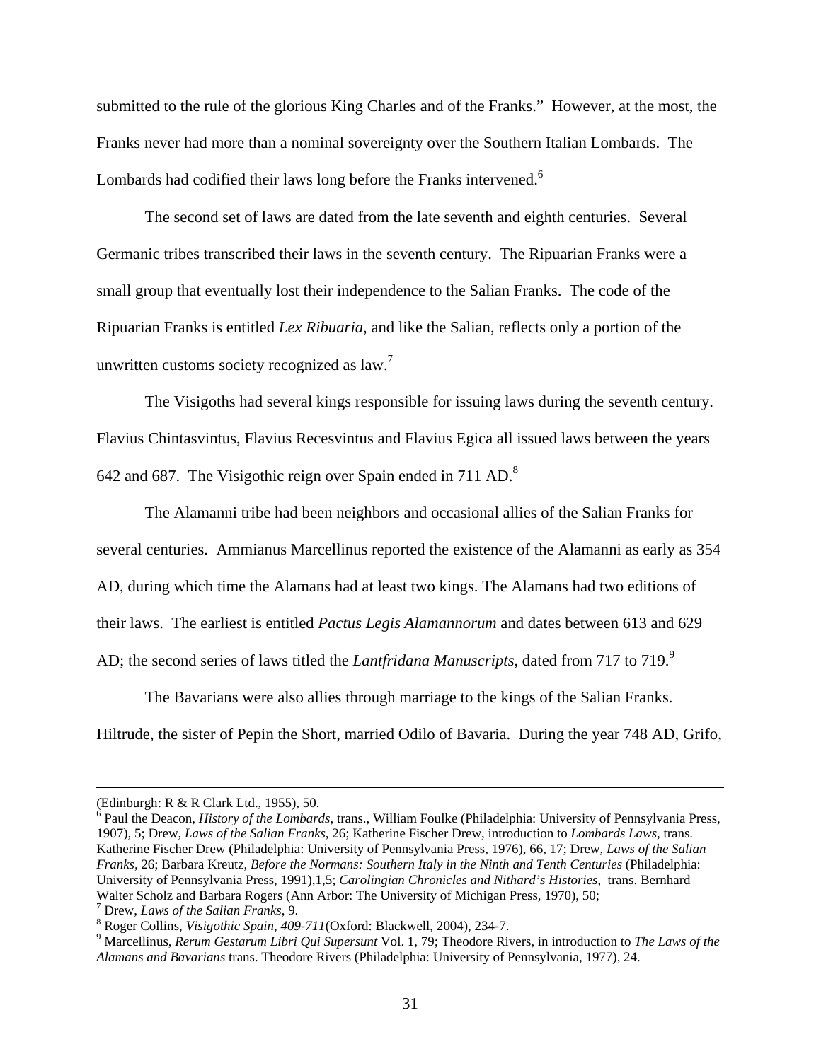submitted to the rule of the glorious King Charles and of the Franks." However, at the most, the Franks never had more than a nominal sovereignty over the Southern Italian Lombards. The Lombards had codified their laws long before the Franks intervened.[6]

The second set of laws are dated from the late seventh and eighth centuries. Several Germanic tribes transcribed their laws in the seventh century. The Ripuarian Franks were a small group that eventually lost their independence to the Salian Franks. The code of the Ripuarian Franks is entitled *Lex Ribuaria*, and like the Salian, reflects only a portion of the unwritten customs society recognized as law.[7]

The Visigoths had several kings responsible for issuing laws during the seventh century. Flavius Chintasvintus, Flavius Recesvintus and Flavius Egica all issued laws between the years 642 and 687. The Visigothic reign over Spain ended in 711 AD.[8]

The Alamanni tribe had been neighbors and occasional allies of the Salian Franks for several centuries. Ammianus Marcellinus reported the existence of the Alamanni as early as 354 AD, during which time the Alamans had at least two kings. The Alamans had two editions of their laws. The earliest is entitled *Pactus Legis Alamannorum* and dates between 613 and 629 AD; the second series of laws titled the *Lantfridana Manuscripts*, dated from 717 to 719.[9]

The Bavarians were also allies through marriage to the kings of the Salian Franks. Hiltrude, the sister of Pepin the Short, married Odilo of Bavaria. During the year 748 AD, Grifo,

---

(Edinburgh: R & R Clark Ltd., 1955), 50.

[6] Paul the Deacon, *History of the Lombards*, trans., William Foulke (Philadelphia: University of Pennsylvania Press, 1907), 5; Drew, *Laws of the Salian Franks*, 26; Katherine Fischer Drew, introduction to *Lombards Laws*, trans. Katherine Fischer Drew (Philadelphia: University of Pennsylvania Press, 1976), 66, 17; Drew, *Laws of the Salian Franks*, 26; Barbara Kreutz, *Before the Normans: Southern Italy in the Ninth and Tenth Centuries* (Philadelphia: University of Pennsylvania Press, 1991),1,5; *Carolingian Chronicles and Nithard's Histories*, trans. Bernhard Walter Scholz and Barbara Rogers (Ann Arbor: The University of Michigan Press, 1970), 50;

[7] Drew, *Laws of the Salian Franks*, 9.

[8] Roger Collins, *Visigothic Spain, 409-711*(Oxford: Blackwell, 2004), 234-7.

[9] Marcellinus, *Rerum Gestarum Libri Qui Supersunt* Vol. 1, 79; Theodore Rivers, in introduction to *The Laws of the Alamans and Bavarians* trans. Theodore Rivers (Philadelphia: University of Pennsylvania, 1977), 24.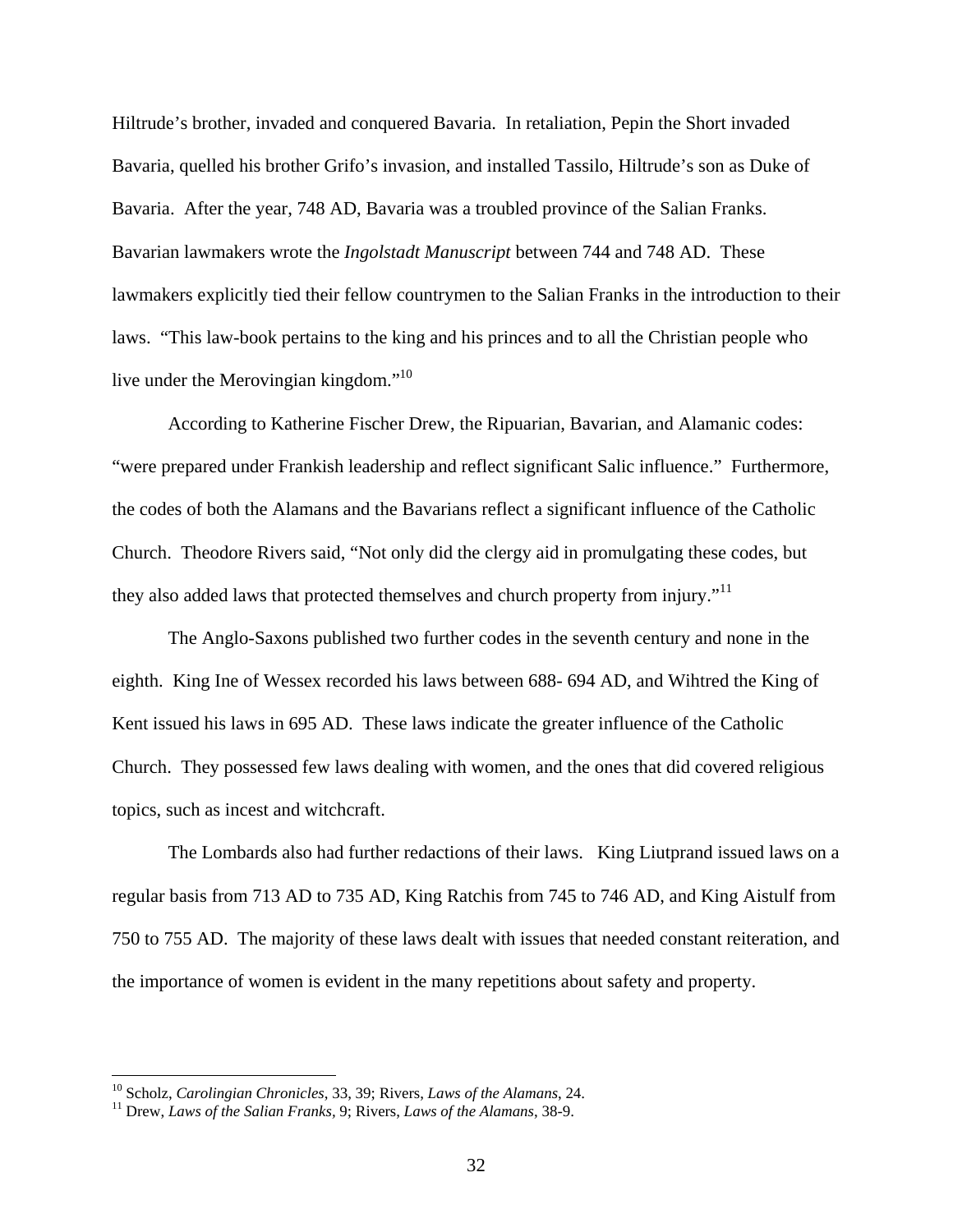Hiltrude's brother, invaded and conquered Bavaria. In retaliation, Pepin the Short invaded Bavaria, quelled his brother Grifo's invasion, and installed Tassilo, Hiltrude's son as Duke of Bavaria. After the year, 748 AD, Bavaria was a troubled province of the Salian Franks. Bavarian lawmakers wrote the *Ingolstadt Manuscript* between 744 and 748 AD. These lawmakers explicitly tied their fellow countrymen to the Salian Franks in the introduction to their laws. "This law-book pertains to the king and his princes and to all the Christian people who live under the Merovingian kingdom."[10]

According to Katherine Fischer Drew, the Ripuarian, Bavarian, and Alamanic codes: "were prepared under Frankish leadership and reflect significant Salic influence." Furthermore, the codes of both the Alamans and the Bavarians reflect a significant influence of the Catholic Church. Theodore Rivers said, "Not only did the clergy aid in promulgating these codes, but they also added laws that protected themselves and church property from injury."[11]

The Anglo-Saxons published two further codes in the seventh century and none in the eighth. King Ine of Wessex recorded his laws between 688- 694 AD, and Wihtred the King of Kent issued his laws in 695 AD. These laws indicate the greater influence of the Catholic Church. They possessed few laws dealing with women, and the ones that did covered religious topics, such as incest and witchcraft.

The Lombards also had further redactions of their laws. King Liutprand issued laws on a regular basis from 713 AD to 735 AD, King Ratchis from 745 to 746 AD, and King Aistulf from 750 to 755 AD. The majority of these laws dealt with issues that needed constant reiteration, and the importance of women is evident in the many repetitions about safety and property.

---

[10] Scholz, *Carolingian Chronicles*, 33, 39; Rivers, *Laws of the Alamans*, 24.

[11] Drew, *Laws of the Salian Franks*, 9; Rivers, *Laws of the Alamans*, 38-9.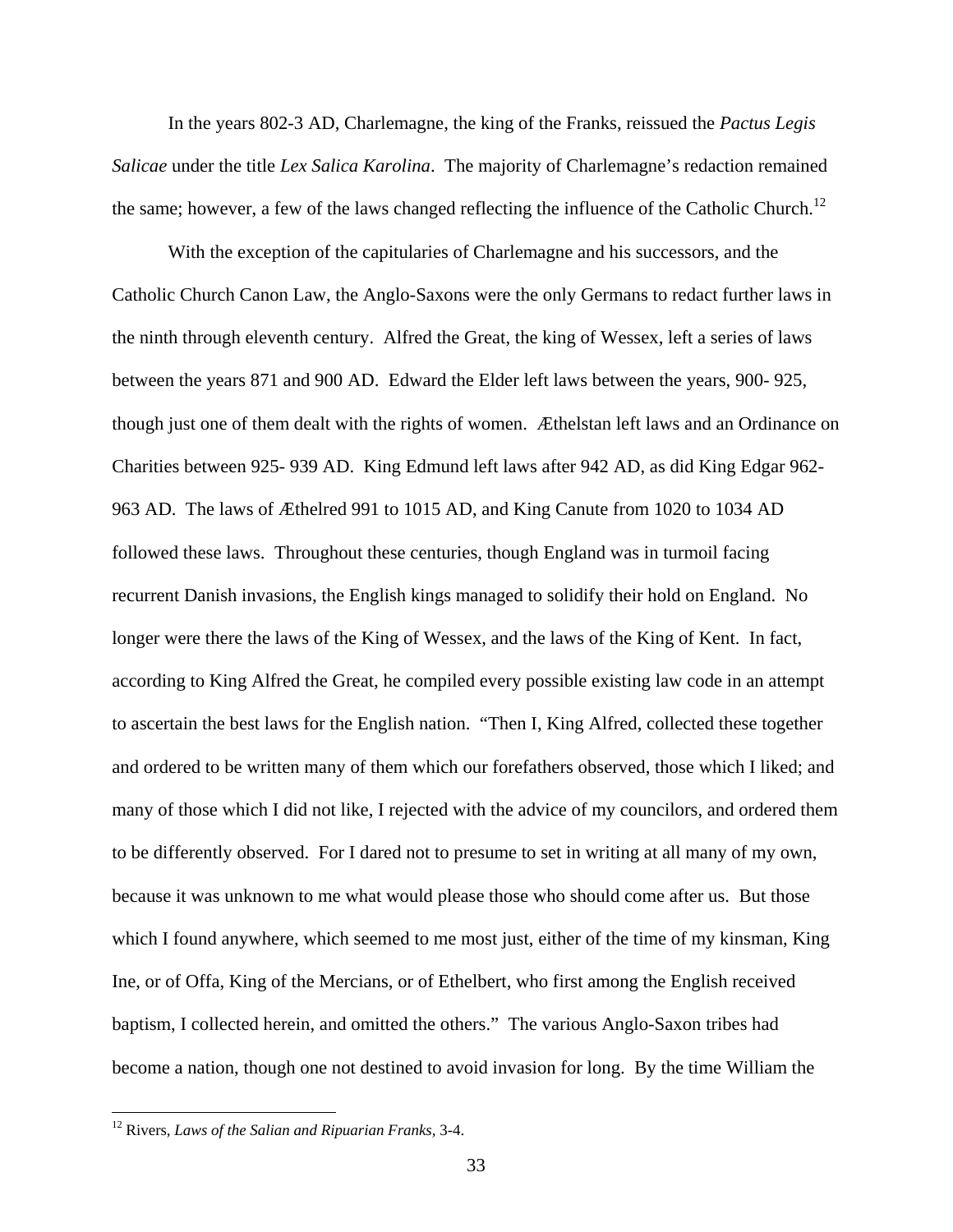In the years 802-3 AD, Charlemagne, the king of the Franks, reissued the *Pactus Legis Salicae* under the title *Lex Salica Karolina*. The majority of Charlemagne's redaction remained the same; however, a few of the laws changed reflecting the influence of the Catholic Church.[12]

With the exception of the capitularies of Charlemagne and his successors, and the Catholic Church Canon Law, the Anglo-Saxons were the only Germans to redact further laws in the ninth through eleventh century. Alfred the Great, the king of Wessex, left a series of laws between the years 871 and 900 AD. Edward the Elder left laws between the years, 900- 925, though just one of them dealt with the rights of women. Æthelstan left laws and an Ordinance on Charities between 925- 939 AD. King Edmund left laws after 942 AD, as did King Edgar 962-963 AD. The laws of Æthelred 991 to 1015 AD, and King Canute from 1020 to 1034 AD followed these laws. Throughout these centuries, though England was in turmoil facing recurrent Danish invasions, the English kings managed to solidify their hold on England. No longer were there the laws of the King of Wessex, and the laws of the King of Kent. In fact, according to King Alfred the Great, he compiled every possible existing law code in an attempt to ascertain the best laws for the English nation. "Then I, King Alfred, collected these together and ordered to be written many of them which our forefathers observed, those which I liked; and many of those which I did not like, I rejected with the advice of my councilors, and ordered them to be differently observed. For I dared not to presume to set in writing at all many of my own, because it was unknown to me what would please those who should come after us. But those which I found anywhere, which seemed to me most just, either of the time of my kinsman, King Ine, or of Offa, King of the Mercians, or of Ethelbert, who first among the English received baptism, I collected herein, and omitted the others." The various Anglo-Saxon tribes had become a nation, though one not destined to avoid invasion for long. By the time William the

[12] Rivers, *Laws of the Salian and Ripuarian Franks*, 3-4.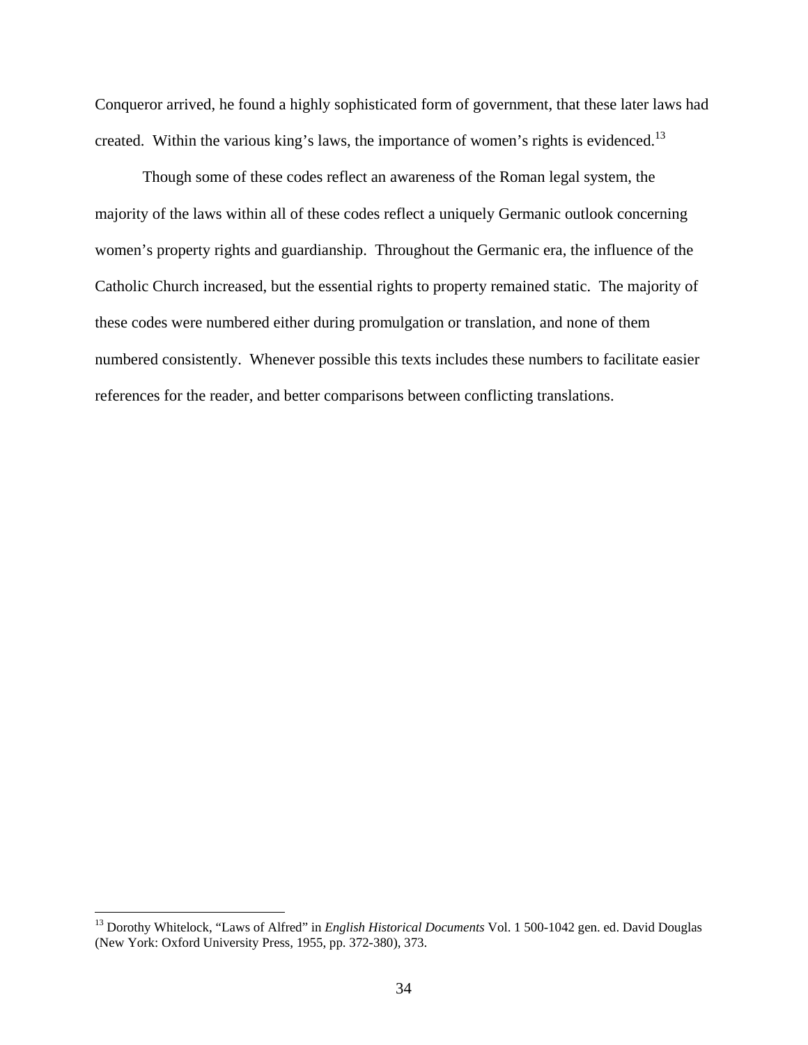Conqueror arrived, he found a highly sophisticated form of government, that these later laws had created. Within the various king's laws, the importance of women's rights is evidenced.[13]

Though some of these codes reflect an awareness of the Roman legal system, the majority of the laws within all of these codes reflect a uniquely Germanic outlook concerning women's property rights and guardianship. Throughout the Germanic era, the influence of the Catholic Church increased, but the essential rights to property remained static. The majority of these codes were numbered either during promulgation or translation, and none of them numbered consistently. Whenever possible this texts includes these numbers to facilitate easier references for the reader, and better comparisons between conflicting translations.

---

[13] Dorothy Whitelock, "Laws of Alfred" in *English Historical Documents* Vol. 1 500-1042 gen. ed. David Douglas (New York: Oxford University Press, 1955, pp. 372-380), 373.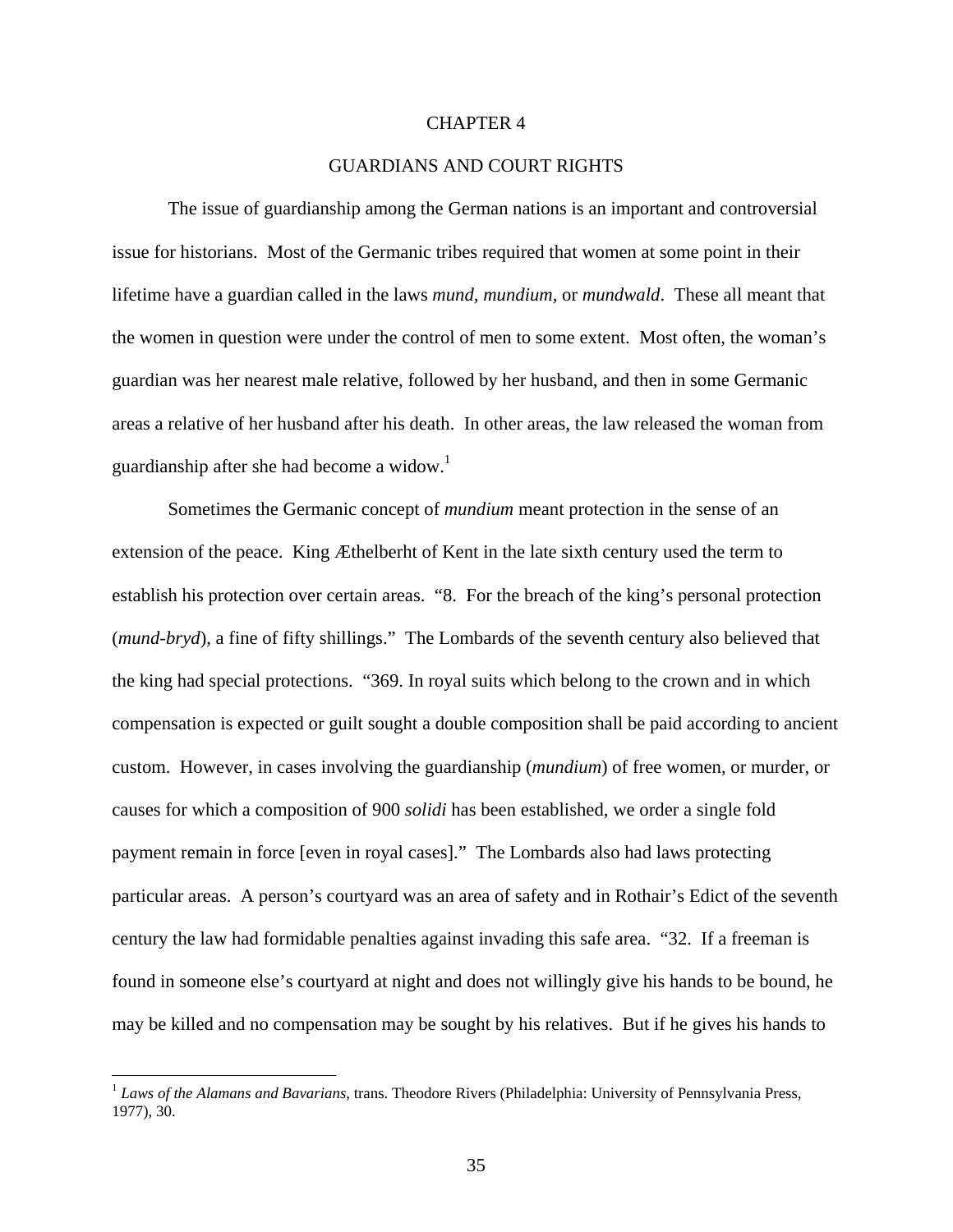# CHAPTER 4

## GUARDIANS AND COURT RIGHTS

The issue of guardianship among the German nations is an important and controversial issue for historians. Most of the Germanic tribes required that women at some point in their lifetime have a guardian called in the laws *mund, mundium,* or *mundwald*. These all meant that the women in question were under the control of men to some extent. Most often, the woman's guardian was her nearest male relative, followed by her husband, and then in some Germanic areas a relative of her husband after his death. In other areas, the law released the woman from guardianship after she had become a widow.[1]

Sometimes the Germanic concept of *mundium* meant protection in the sense of an extension of the peace. King Æthelberht of Kent in the late sixth century used the term to establish his protection over certain areas. "8. For the breach of the king's personal protection (*mund-bryd*), a fine of fifty shillings." The Lombards of the seventh century also believed that the king had special protections. "369. In royal suits which belong to the crown and in which compensation is expected or guilt sought a double composition shall be paid according to ancient custom. However, in cases involving the guardianship (*mundium*) of free women, or murder, or causes for which a composition of 900 *solidi* has been established, we order a single fold payment remain in force [even in royal cases]." The Lombards also had laws protecting particular areas. A person's courtyard was an area of safety and in Rothair's Edict of the seventh century the law had formidable penalties against invading this safe area. "32. If a freeman is found in someone else's courtyard at night and does not willingly give his hands to be bound, he may be killed and no compensation may be sought by his relatives. But if he gives his hands to

---

[1] *Laws of the Alamans and Bavarians*, trans. Theodore Rivers (Philadelphia: University of Pennsylvania Press, 1977), 30.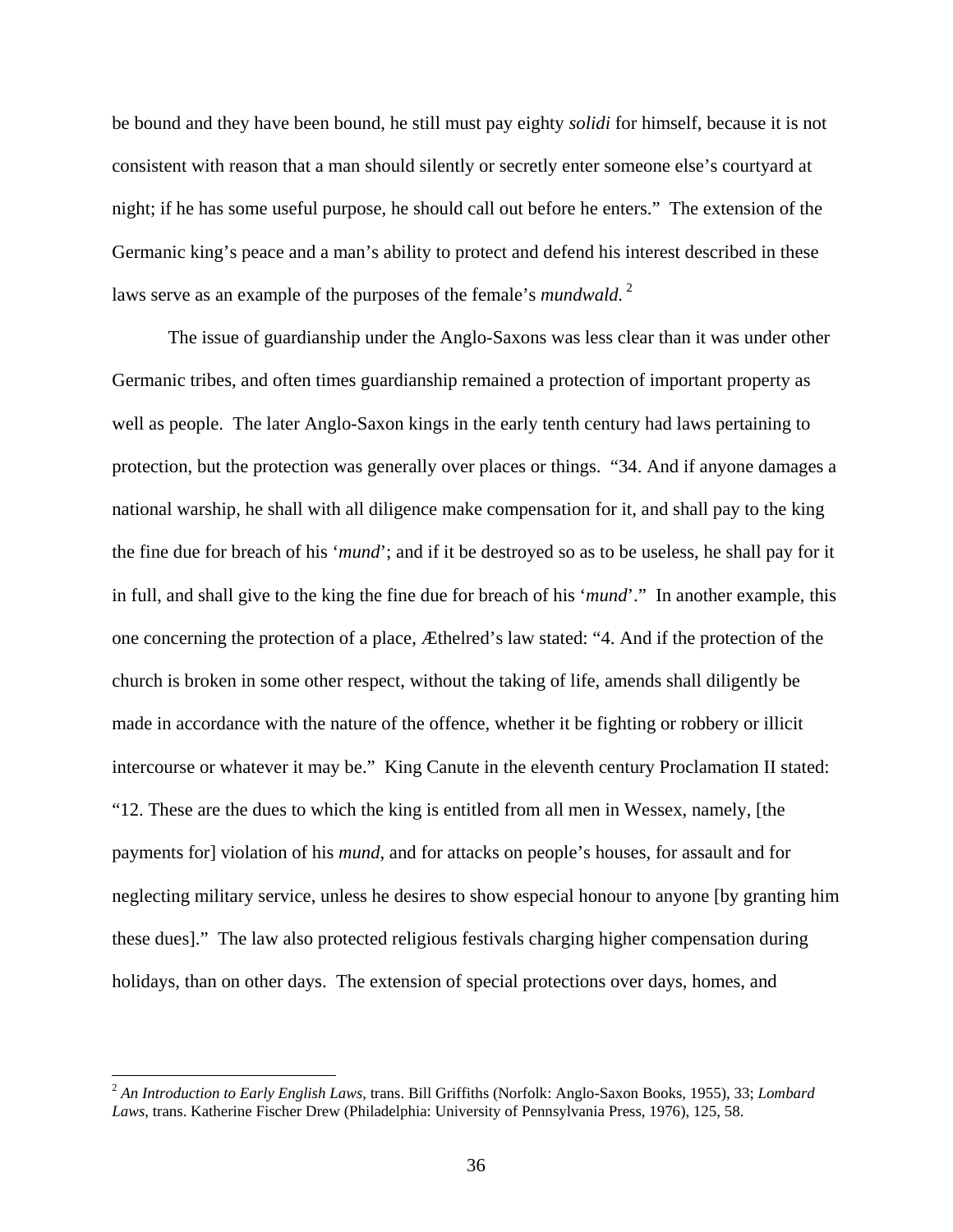be bound and they have been bound, he still must pay eighty *solidi* for himself, because it is not consistent with reason that a man should silently or secretly enter someone else's courtyard at night; if he has some useful purpose, he should call out before he enters." The extension of the Germanic king's peace and a man's ability to protect and defend his interest described in these laws serve as an example of the purposes of the female's *mundwald.*[2]

The issue of guardianship under the Anglo-Saxons was less clear than it was under other Germanic tribes, and often times guardianship remained a protection of important property as well as people. The later Anglo-Saxon kings in the early tenth century had laws pertaining to protection, but the protection was generally over places or things. "34. And if anyone damages a national warship, he shall with all diligence make compensation for it, and shall pay to the king the fine due for breach of his '*mund*'; and if it be destroyed so as to be useless, he shall pay for it in full, and shall give to the king the fine due for breach of his '*mund*'." In another example, this one concerning the protection of a place, Æthelred's law stated: "4. And if the protection of the church is broken in some other respect, without the taking of life, amends shall diligently be made in accordance with the nature of the offence, whether it be fighting or robbery or illicit intercourse or whatever it may be." King Canute in the eleventh century Proclamation II stated: "12. These are the dues to which the king is entitled from all men in Wessex, namely, [the payments for] violation of his *mund*, and for attacks on people's houses, for assault and for neglecting military service, unless he desires to show especial honour to anyone [by granting him these dues]." The law also protected religious festivals charging higher compensation during holidays, than on other days. The extension of special protections over days, homes, and

---

[2] *An Introduction to Early English Laws*, trans. Bill Griffiths (Norfolk: Anglo-Saxon Books, 1955), 33; *Lombard Laws*, trans. Katherine Fischer Drew (Philadelphia: University of Pennsylvania Press, 1976), 125, 58.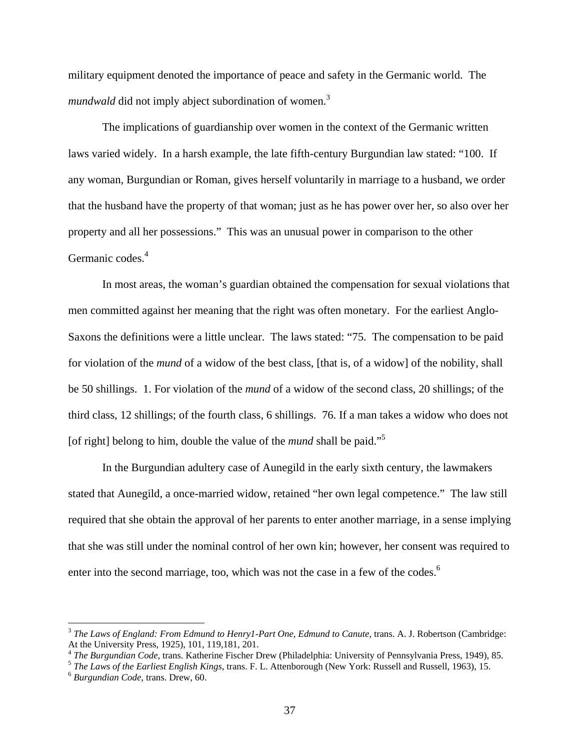military equipment denoted the importance of peace and safety in the Germanic world. The *mundwald* did not imply abject subordination of women.[3]

The implications of guardianship over women in the context of the Germanic written laws varied widely. In a harsh example, the late fifth-century Burgundian law stated: "100. If any woman, Burgundian or Roman, gives herself voluntarily in marriage to a husband, we order that the husband have the property of that woman; just as he has power over her, so also over her property and all her possessions." This was an unusual power in comparison to the other Germanic codes.[4]

In most areas, the woman's guardian obtained the compensation for sexual violations that men committed against her meaning that the right was often monetary. For the earliest Anglo-Saxons the definitions were a little unclear. The laws stated: "75. The compensation to be paid for violation of the *mund* of a widow of the best class, [that is, of a widow] of the nobility, shall be 50 shillings. 1. For violation of the *mund* of a widow of the second class, 20 shillings; of the third class, 12 shillings; of the fourth class, 6 shillings. 76. If a man takes a widow who does not [of right] belong to him, double the value of the *mund* shall be paid."[5]

In the Burgundian adultery case of Aunegild in the early sixth century, the lawmakers stated that Aunegild, a once-married widow, retained "her own legal competence." The law still required that she obtain the approval of her parents to enter another marriage, in a sense implying that she was still under the nominal control of her own kin; however, her consent was required to enter into the second marriage, too, which was not the case in a few of the codes.[6]

---

[3] *The Laws of England: From Edmund to Henry1-Part One, Edmund to Canute*, trans. A. J. Robertson (Cambridge: At the University Press, 1925), 101, 119,181, 201.

[4] *The Burgundian Code*, trans. Katherine Fischer Drew (Philadelphia: University of Pennsylvania Press, 1949), 85.

[5] *The Laws of the Earliest English Kings*, trans. F. L. Attenborough (New York: Russell and Russell, 1963), 15.

[6] *Burgundian Code*, trans. Drew, 60.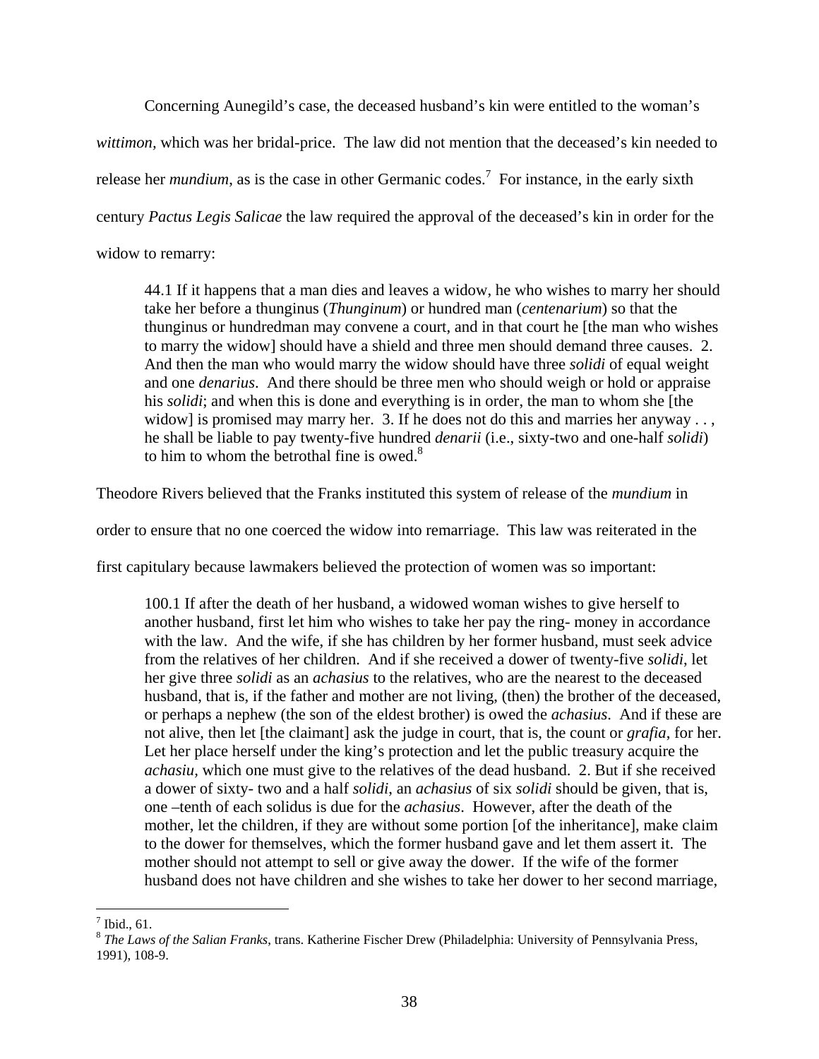Concerning Aunegild's case, the deceased husband's kin were entitled to the woman's *wittimon,* which was her bridal-price. The law did not mention that the deceased's kin needed to release her *mundium*, as is the case in other Germanic codes.[7] For instance, in the early sixth century *Pactus Legis Salicae* the law required the approval of the deceased's kin in order for the widow to remarry:

> 44.1 If it happens that a man dies and leaves a widow, he who wishes to marry her should take her before a thunginus (*Thunginum*) or hundred man (*centenarium*) so that the thunginus or hundredman may convene a court, and in that court he [the man who wishes to marry the widow] should have a shield and three men should demand three causes. 2. And then the man who would marry the widow should have three *solidi* of equal weight and one *denarius*. And there should be three men who should weigh or hold or appraise his *solidi*; and when this is done and everything is in order, the man to whom she [the widow] is promised may marry her. 3. If he does not do this and marries her anyway . . , he shall be liable to pay twenty-five hundred *denarii* (i.e., sixty-two and one-half *solidi*) to him to whom the betrothal fine is owed.[8]

Theodore Rivers believed that the Franks instituted this system of release of the *mundium* in order to ensure that no one coerced the widow into remarriage. This law was reiterated in the first capitulary because lawmakers believed the protection of women was so important:

> 100.1 If after the death of her husband, a widowed woman wishes to give herself to another husband, first let him who wishes to take her pay the ring- money in accordance with the law. And the wife, if she has children by her former husband, must seek advice from the relatives of her children. And if she received a dower of twenty-five *solidi*, let her give three *solidi* as an *achasius* to the relatives, who are the nearest to the deceased husband, that is, if the father and mother are not living, (then) the brother of the deceased, or perhaps a nephew (the son of the eldest brother) is owed the *achasius*. And if these are not alive, then let [the claimant] ask the judge in court, that is, the count or *grafia*, for her. Let her place herself under the king's protection and let the public treasury acquire the *achasiu,* which one must give to the relatives of the dead husband. 2. But if she received a dower of sixty- two and a half *solidi*, an *achasius* of six *solidi* should be given, that is, one –tenth of each solidus is due for the *achasius*. However, after the death of the mother, let the children, if they are without some portion [of the inheritance], make claim to the dower for themselves, which the former husband gave and let them assert it. The mother should not attempt to sell or give away the dower. If the wife of the former husband does not have children and she wishes to take her dower to her second marriage,

---

[7] Ibid., 61.

[8] *The Laws of the Salian Franks*, trans. Katherine Fischer Drew (Philadelphia: University of Pennsylvania Press, 1991), 108-9.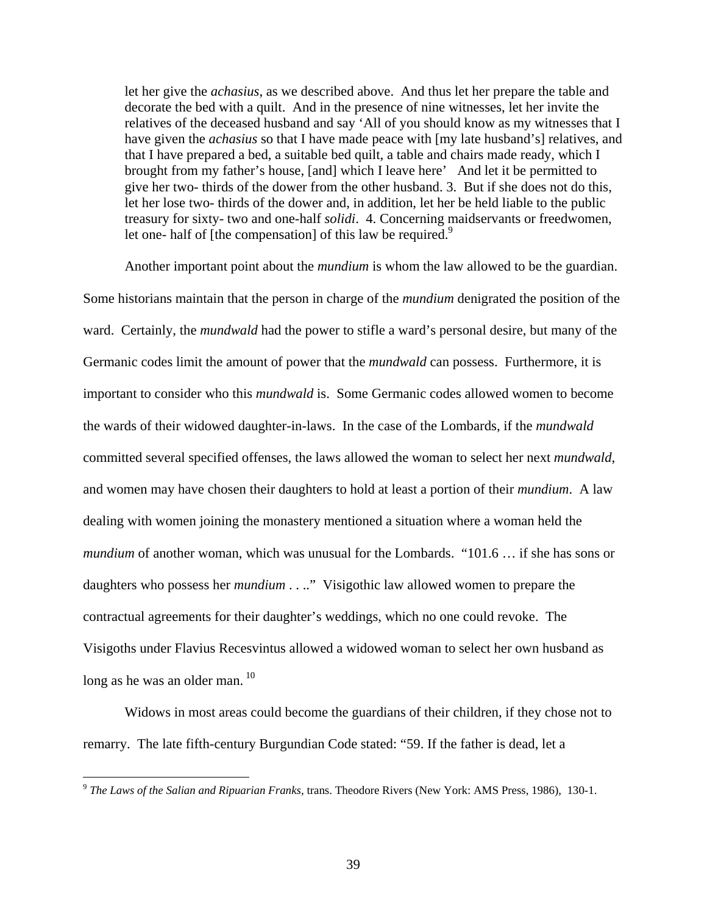> let her give the *achasius*, as we described above. And thus let her prepare the table and decorate the bed with a quilt. And in the presence of nine witnesses, let her invite the relatives of the deceased husband and say 'All of you should know as my witnesses that I have given the *achasius* so that I have made peace with [my late husband's] relatives, and that I have prepared a bed, a suitable bed quilt, a table and chairs made ready, which I brought from my father's house, [and] which I leave here' And let it be permitted to give her two- thirds of the dower from the other husband. 3. But if she does not do this, let her lose two- thirds of the dower and, in addition, let her be held liable to the public treasury for sixty- two and one-half *solidi*. 4. Concerning maidservants or freedwomen, let one- half of [the compensation] of this law be required.[9]

Another important point about the *mundium* is whom the law allowed to be the guardian. Some historians maintain that the person in charge of the *mundium* denigrated the position of the ward. Certainly, the *mundwald* had the power to stifle a ward's personal desire, but many of the Germanic codes limit the amount of power that the *mundwald* can possess. Furthermore, it is important to consider who this *mundwald* is. Some Germanic codes allowed women to become the wards of their widowed daughter-in-laws. In the case of the Lombards, if the *mundwald* committed several specified offenses, the laws allowed the woman to select her next *mundwald*, and women may have chosen their daughters to hold at least a portion of their *mundium*. A law dealing with women joining the monastery mentioned a situation where a woman held the *mundium* of another woman, which was unusual for the Lombards. "101.6 … if she has sons or daughters who possess her *mundium* . . .." Visigothic law allowed women to prepare the contractual agreements for their daughter's weddings, which no one could revoke. The Visigoths under Flavius Recesvintus allowed a widowed woman to select her own husband as long as he was an older man.[10]

Widows in most areas could become the guardians of their children, if they chose not to remarry. The late fifth-century Burgundian Code stated: "59. If the father is dead, let a

---

[9] *The Laws of the Salian and Ripuarian Franks*, trans. Theodore Rivers (New York: AMS Press, 1986), 130-1.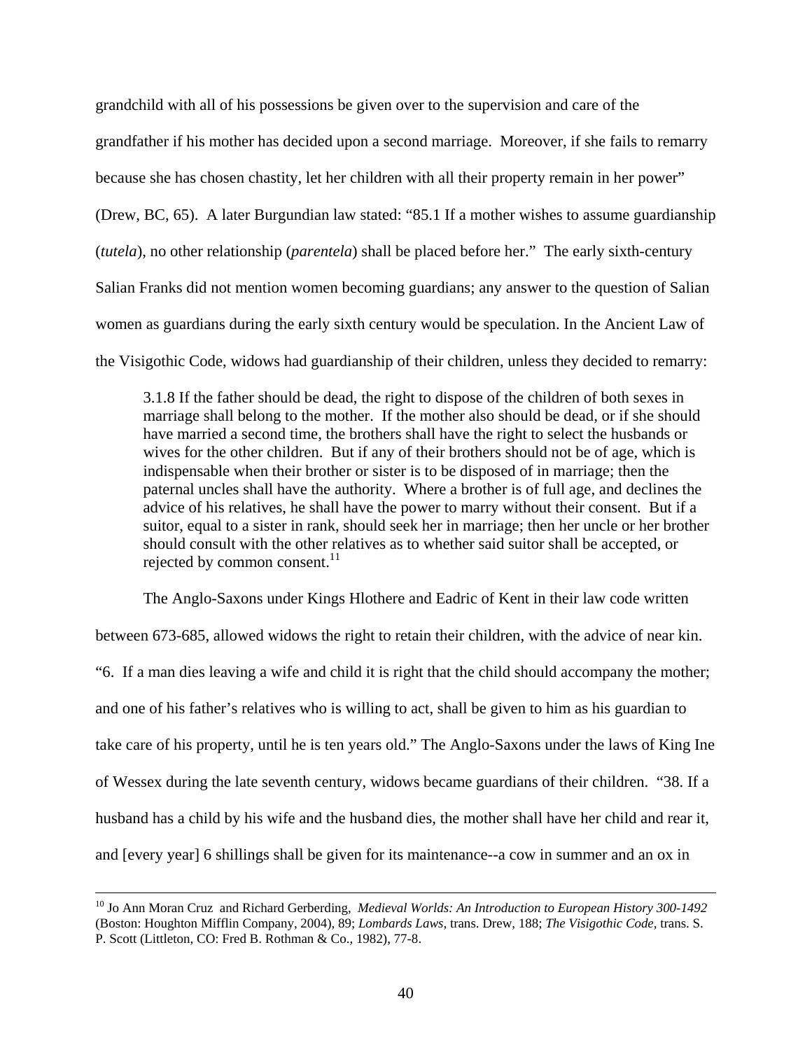grandchild with all of his possessions be given over to the supervision and care of the grandfather if his mother has decided upon a second marriage. Moreover, if she fails to remarry because she has chosen chastity, let her children with all their property remain in her power" (Drew, BC, 65). A later Burgundian law stated: "85.1 If a mother wishes to assume guardianship (*tutela*), no other relationship (*parentela*) shall be placed before her." The early sixth-century Salian Franks did not mention women becoming guardians; any answer to the question of Salian women as guardians during the early sixth century would be speculation. In the Ancient Law of the Visigothic Code, widows had guardianship of their children, unless they decided to remarry:

> 3.1.8 If the father should be dead, the right to dispose of the children of both sexes in marriage shall belong to the mother. If the mother also should be dead, or if she should have married a second time, the brothers shall have the right to select the husbands or wives for the other children. But if any of their brothers should not be of age, which is indispensable when their brother or sister is to be disposed of in marriage; then the paternal uncles shall have the authority. Where a brother is of full age, and declines the advice of his relatives, he shall have the power to marry without their consent. But if a suitor, equal to a sister in rank, should seek her in marriage; then her uncle or her brother should consult with the other relatives as to whether said suitor shall be accepted, or rejected by common consent.[11]

The Anglo-Saxons under Kings Hlothere and Eadric of Kent in their law code written between 673-685, allowed widows the right to retain their children, with the advice of near kin. "6. If a man dies leaving a wife and child it is right that the child should accompany the mother; and one of his father's relatives who is willing to act, shall be given to him as his guardian to take care of his property, until he is ten years old." The Anglo-Saxons under the laws of King Ine of Wessex during the late seventh century, widows became guardians of their children. "38. If a husband has a child by his wife and the husband dies, the mother shall have her child and rear it, and [every year] 6 shillings shall be given for its maintenance--a cow in summer and an ox in

---

[10] Jo Ann Moran Cruz and Richard Gerberding, *Medieval Worlds: An Introduction to European History 300-1492* (Boston: Houghton Mifflin Company, 2004), 89; *Lombards Laws*, trans. Drew, 188; *The Visigothic Code*, trans. S. P. Scott (Littleton, CO: Fred B. Rothman & Co., 1982), 77-8.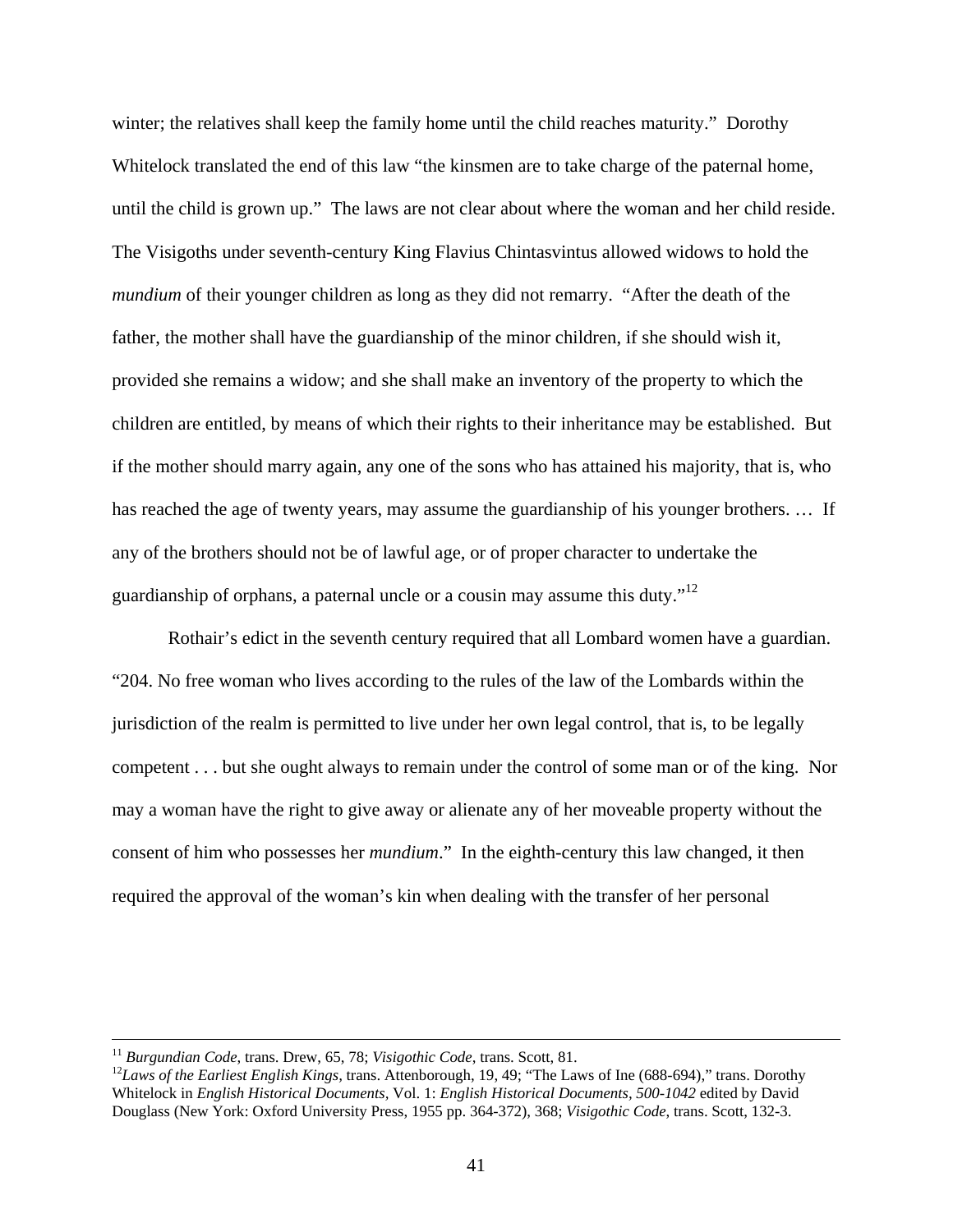winter; the relatives shall keep the family home until the child reaches maturity." Dorothy Whitelock translated the end of this law "the kinsmen are to take charge of the paternal home, until the child is grown up." The laws are not clear about where the woman and her child reside. The Visigoths under seventh-century King Flavius Chintasvintus allowed widows to hold the *mundium* of their younger children as long as they did not remarry. "After the death of the father, the mother shall have the guardianship of the minor children, if she should wish it, provided she remains a widow; and she shall make an inventory of the property to which the children are entitled, by means of which their rights to their inheritance may be established. But if the mother should marry again, any one of the sons who has attained his majority, that is, who has reached the age of twenty years, may assume the guardianship of his younger brothers. … If any of the brothers should not be of lawful age, or of proper character to undertake the guardianship of orphans, a paternal uncle or a cousin may assume this duty."[12]

Rothair's edict in the seventh century required that all Lombard women have a guardian. "204. No free woman who lives according to the rules of the law of the Lombards within the jurisdiction of the realm is permitted to live under her own legal control, that is, to be legally competent . . . but she ought always to remain under the control of some man or of the king. Nor may a woman have the right to give away or alienate any of her moveable property without the consent of him who possesses her *mundium*." In the eighth-century this law changed, it then required the approval of the woman's kin when dealing with the transfer of her personal

---

[11] *Burgundian Code*, trans. Drew, 65, 78; *Visigothic Code*, trans. Scott, 81.

[12] *Laws of the Earliest English Kings*, trans. Attenborough, 19, 49; "The Laws of Ine (688-694)," trans. Dorothy Whitelock in *English Historical Documents*, Vol. 1: *English Historical Documents, 500-1042* edited by David Douglass (New York: Oxford University Press, 1955 pp. 364-372), 368; *Visigothic Code*, trans. Scott, 132-3.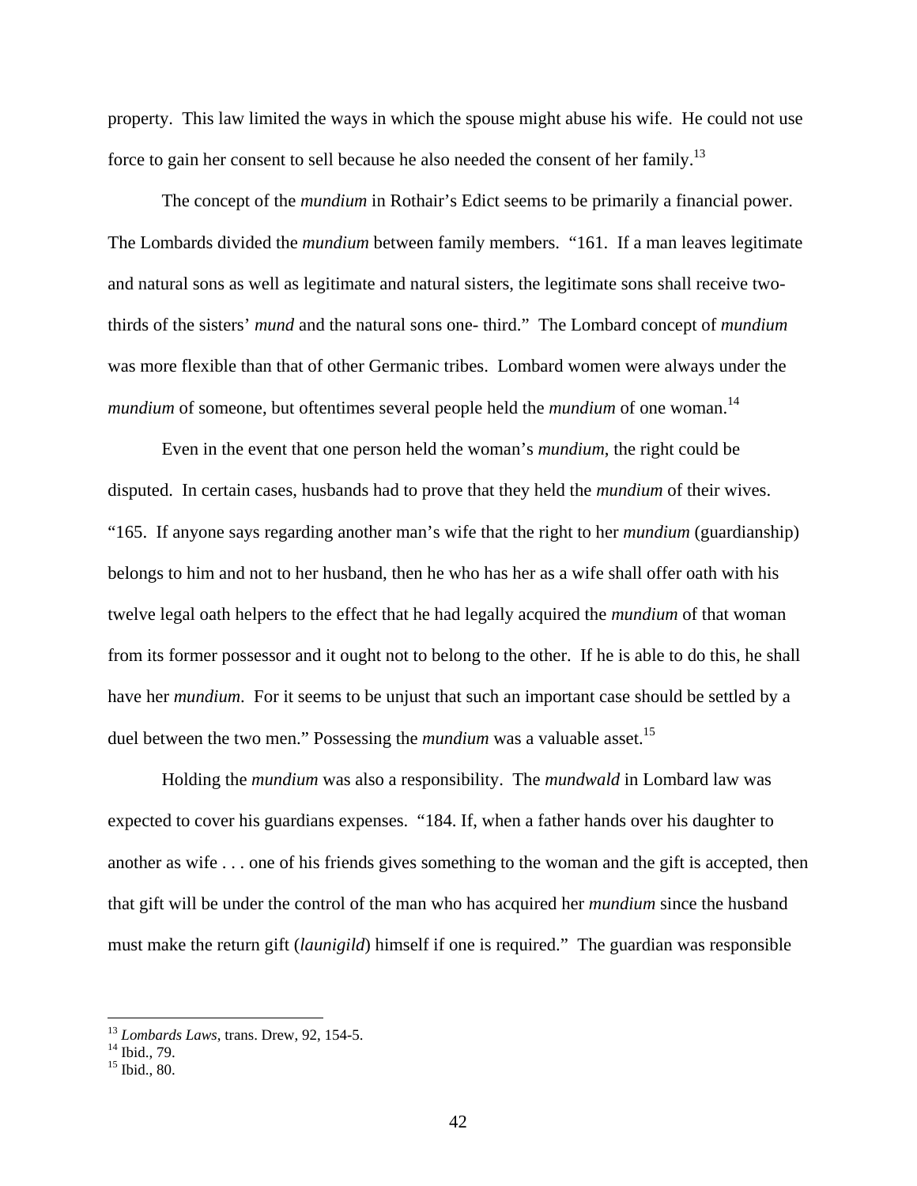property. This law limited the ways in which the spouse might abuse his wife. He could not use force to gain her consent to sell because he also needed the consent of her family.[13]

The concept of the *mundium* in Rothair's Edict seems to be primarily a financial power. The Lombards divided the *mundium* between family members. "161. If a man leaves legitimate and natural sons as well as legitimate and natural sisters, the legitimate sons shall receive two-thirds of the sisters' *mund* and the natural sons one- third." The Lombard concept of *mundium* was more flexible than that of other Germanic tribes. Lombard women were always under the *mundium* of someone, but oftentimes several people held the *mundium* of one woman.[14]

Even in the event that one person held the woman's *mundium*, the right could be disputed. In certain cases, husbands had to prove that they held the *mundium* of their wives. "165. If anyone says regarding another man's wife that the right to her *mundium* (guardianship) belongs to him and not to her husband, then he who has her as a wife shall offer oath with his twelve legal oath helpers to the effect that he had legally acquired the *mundium* of that woman from its former possessor and it ought not to belong to the other. If he is able to do this, he shall have her *mundium*. For it seems to be unjust that such an important case should be settled by a duel between the two men." Possessing the *mundium* was a valuable asset.[15]

Holding the *mundium* was also a responsibility. The *mundwald* in Lombard law was expected to cover his guardians expenses. "184. If, when a father hands over his daughter to another as wife . . . one of his friends gives something to the woman and the gift is accepted, then that gift will be under the control of the man who has acquired her *mundium* since the husband must make the return gift (*launigild*) himself if one is required." The guardian was responsible

[13] *Lombards Laws*, trans. Drew, 92, 154-5.
[14] Ibid., 79.
[15] Ibid., 80.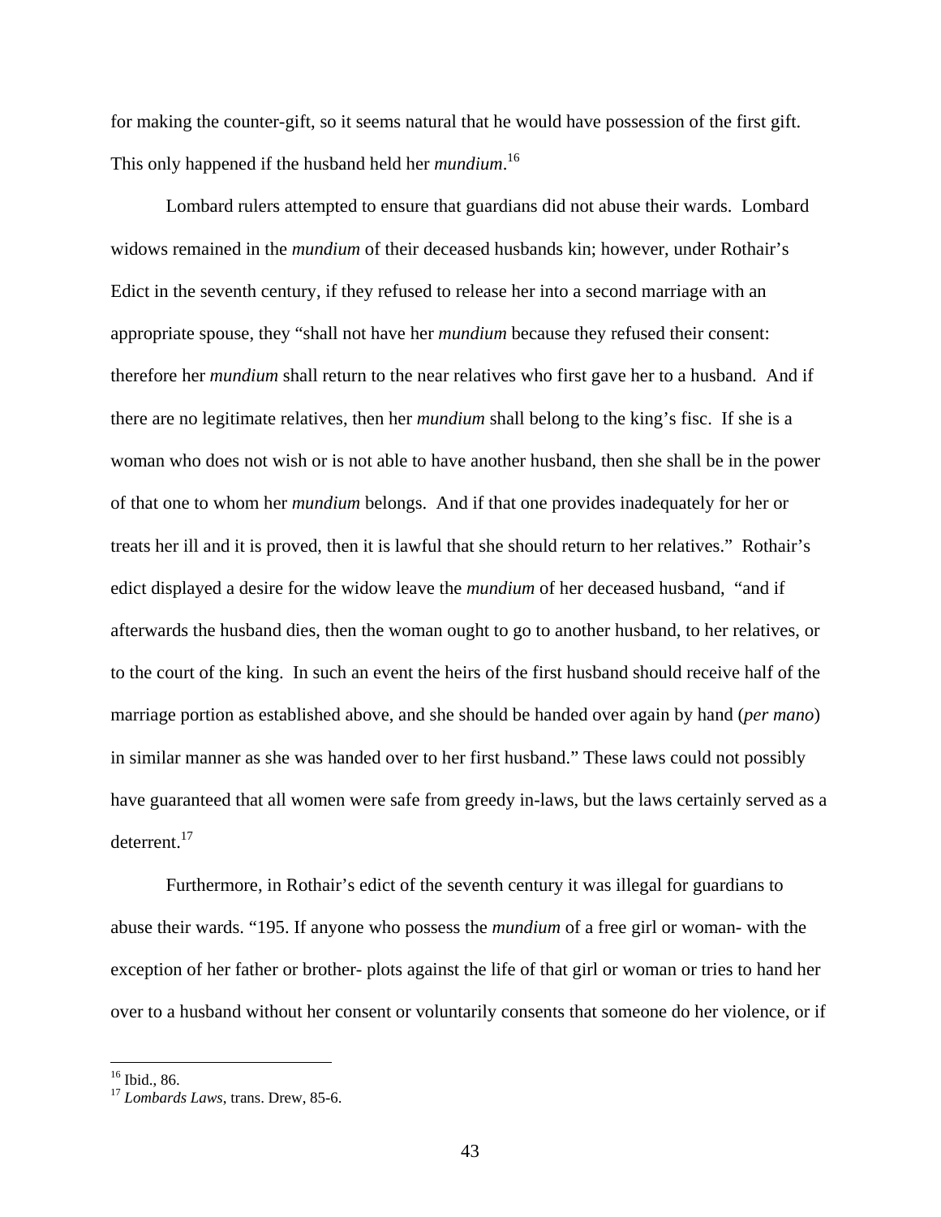for making the counter-gift, so it seems natural that he would have possession of the first gift. This only happened if the husband held her *mundium*.[16]

Lombard rulers attempted to ensure that guardians did not abuse their wards. Lombard widows remained in the *mundium* of their deceased husbands kin; however, under Rothair's Edict in the seventh century, if they refused to release her into a second marriage with an appropriate spouse, they "shall not have her *mundium* because they refused their consent: therefore her *mundium* shall return to the near relatives who first gave her to a husband. And if there are no legitimate relatives, then her *mundium* shall belong to the king's fisc. If she is a woman who does not wish or is not able to have another husband, then she shall be in the power of that one to whom her *mundium* belongs. And if that one provides inadequately for her or treats her ill and it is proved, then it is lawful that she should return to her relatives." Rothair's edict displayed a desire for the widow leave the *mundium* of her deceased husband, "and if afterwards the husband dies, then the woman ought to go to another husband, to her relatives, or to the court of the king. In such an event the heirs of the first husband should receive half of the marriage portion as established above, and she should be handed over again by hand (*per mano*) in similar manner as she was handed over to her first husband." These laws could not possibly have guaranteed that all women were safe from greedy in-laws, but the laws certainly served as a deterrent.[17]

Furthermore, in Rothair's edict of the seventh century it was illegal for guardians to abuse their wards. "195. If anyone who possess the *mundium* of a free girl or woman- with the exception of her father or brother- plots against the life of that girl or woman or tries to hand her over to a husband without her consent or voluntarily consents that someone do her violence, or if

---

[16] Ibid., 86.

[17] *Lombards Laws*, trans. Drew, 85-6.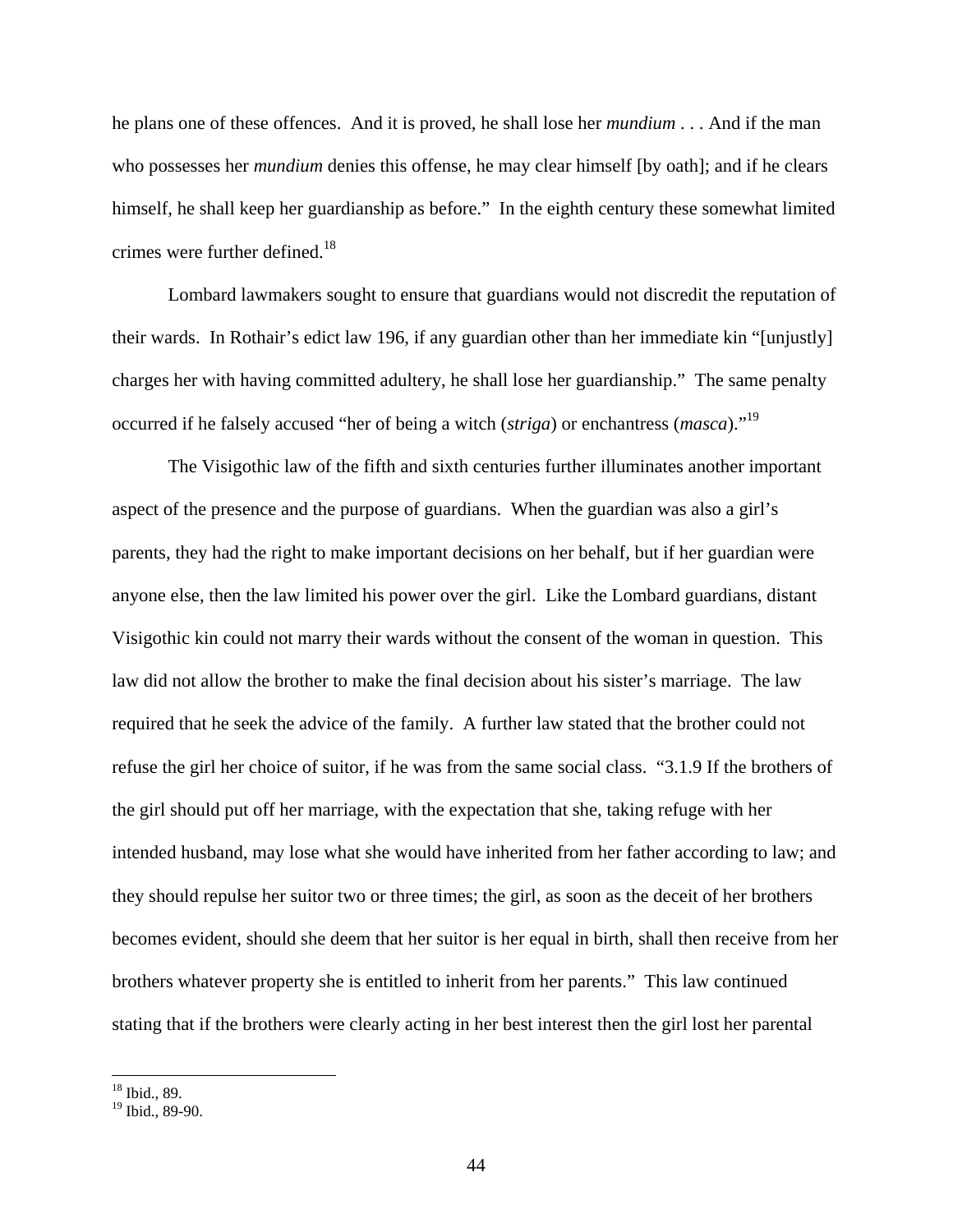he plans one of these offences. And it is proved, he shall lose her *mundium* . . . And if the man who possesses her *mundium* denies this offense, he may clear himself [by oath]; and if he clears himself, he shall keep her guardianship as before." In the eighth century these somewhat limited crimes were further defined.[18]

Lombard lawmakers sought to ensure that guardians would not discredit the reputation of their wards. In Rothair's edict law 196, if any guardian other than her immediate kin "[unjustly] charges her with having committed adultery, he shall lose her guardianship." The same penalty occurred if he falsely accused "her of being a witch (*striga*) or enchantress (*masca*)."[19]

The Visigothic law of the fifth and sixth centuries further illuminates another important aspect of the presence and the purpose of guardians. When the guardian was also a girl's parents, they had the right to make important decisions on her behalf, but if her guardian were anyone else, then the law limited his power over the girl. Like the Lombard guardians, distant Visigothic kin could not marry their wards without the consent of the woman in question. This law did not allow the brother to make the final decision about his sister's marriage. The law required that he seek the advice of the family. A further law stated that the brother could not refuse the girl her choice of suitor, if he was from the same social class. "3.1.9 If the brothers of the girl should put off her marriage, with the expectation that she, taking refuge with her intended husband, may lose what she would have inherited from her father according to law; and they should repulse her suitor two or three times; the girl, as soon as the deceit of her brothers becomes evident, should she deem that her suitor is her equal in birth, shall then receive from her brothers whatever property she is entitled to inherit from her parents." This law continued stating that if the brothers were clearly acting in her best interest then the girl lost her parental

[18] Ibid., 89.
[19] Ibid., 89-90.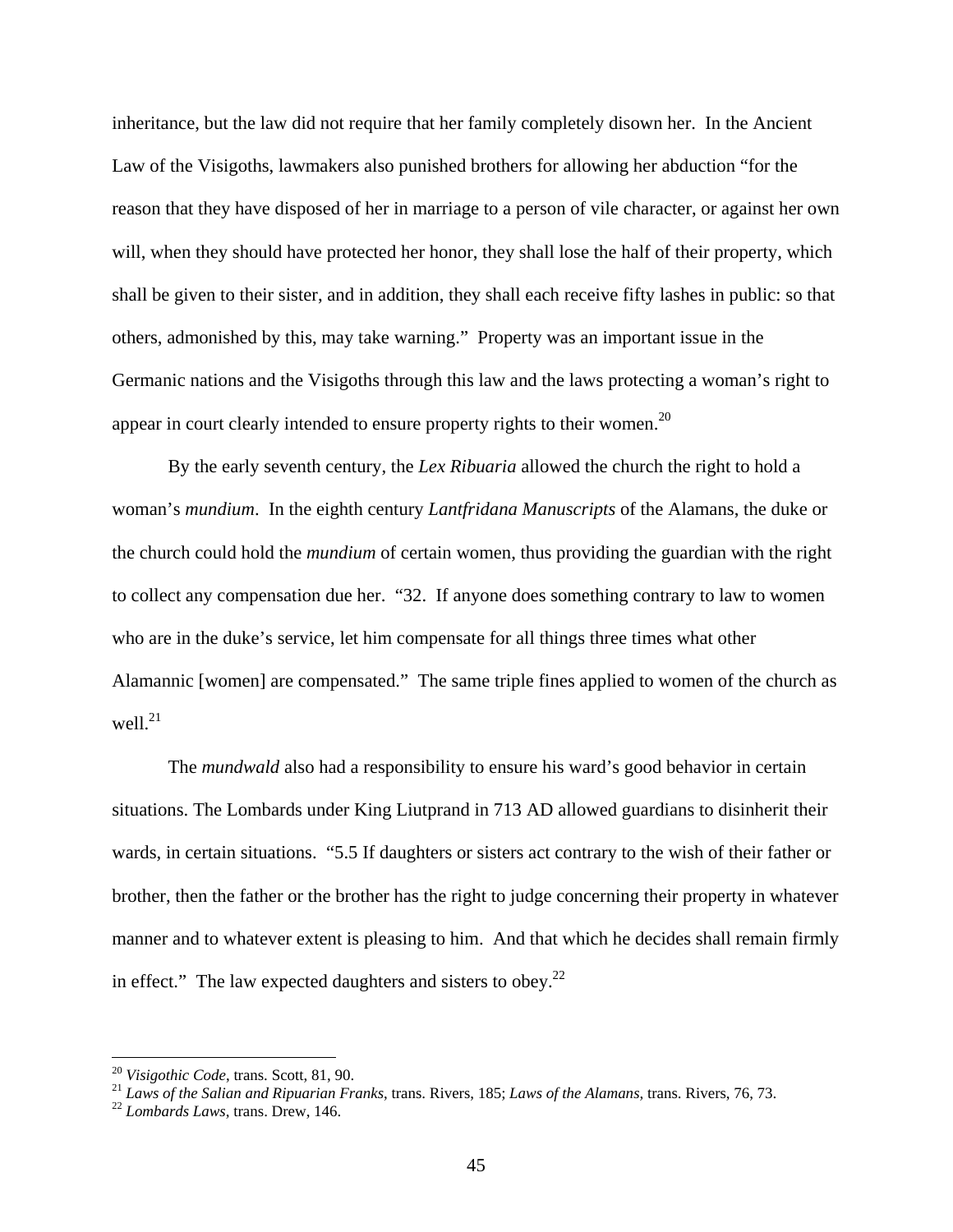inheritance, but the law did not require that her family completely disown her. In the Ancient Law of the Visigoths, lawmakers also punished brothers for allowing her abduction "for the reason that they have disposed of her in marriage to a person of vile character, or against her own will, when they should have protected her honor, they shall lose the half of their property, which shall be given to their sister, and in addition, they shall each receive fifty lashes in public: so that others, admonished by this, may take warning." Property was an important issue in the Germanic nations and the Visigoths through this law and the laws protecting a woman's right to appear in court clearly intended to ensure property rights to their women.[20]

By the early seventh century, the *Lex Ribuaria* allowed the church the right to hold a woman's *mundium*. In the eighth century *Lantfridana Manuscripts* of the Alamans, the duke or the church could hold the *mundium* of certain women, thus providing the guardian with the right to collect any compensation due her. "32. If anyone does something contrary to law to women who are in the duke's service, let him compensate for all things three times what other Alamannic [women] are compensated." The same triple fines applied to women of the church as well.[21]

The *mundwald* also had a responsibility to ensure his ward's good behavior in certain situations. The Lombards under King Liutprand in 713 AD allowed guardians to disinherit their wards, in certain situations. "5.5 If daughters or sisters act contrary to the wish of their father or brother, then the father or the brother has the right to judge concerning their property in whatever manner and to whatever extent is pleasing to him. And that which he decides shall remain firmly in effect." The law expected daughters and sisters to obey.[22]

---

[20] *Visigothic Code*, trans. Scott, 81, 90.

[21] *Laws of the Salian and Ripuarian Franks*, trans. Rivers, 185; *Laws of the Alamans*, trans. Rivers, 76, 73.

[22] *Lombards Laws*, trans. Drew, 146.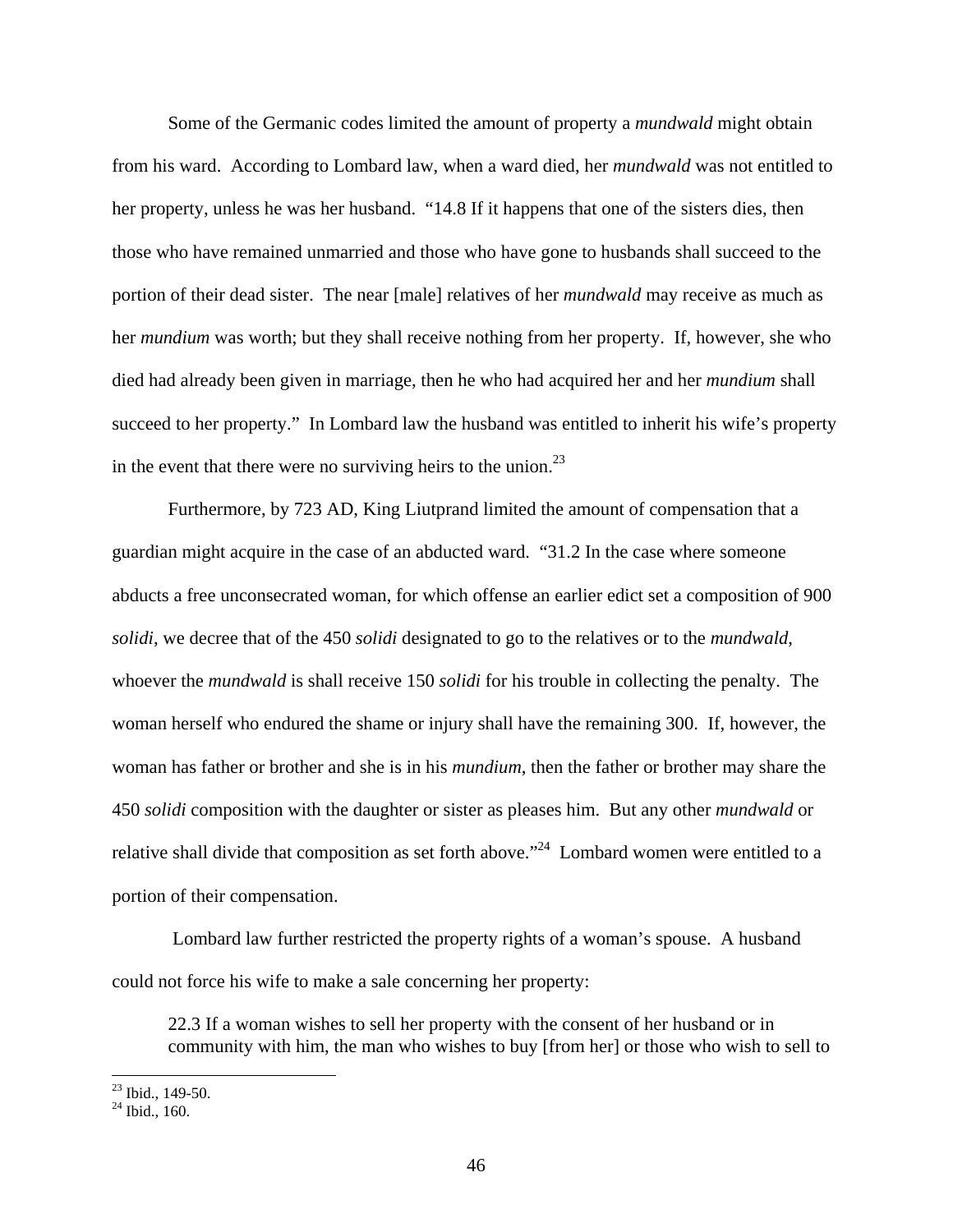Some of the Germanic codes limited the amount of property a *mundwald* might obtain from his ward. According to Lombard law, when a ward died, her *mundwald* was not entitled to her property, unless he was her husband. "14.8 If it happens that one of the sisters dies, then those who have remained unmarried and those who have gone to husbands shall succeed to the portion of their dead sister. The near [male] relatives of her *mundwald* may receive as much as her *mundium* was worth; but they shall receive nothing from her property. If, however, she who died had already been given in marriage, then he who had acquired her and her *mundium* shall succeed to her property." In Lombard law the husband was entitled to inherit his wife's property in the event that there were no surviving heirs to the union.[23]

Furthermore, by 723 AD, King Liutprand limited the amount of compensation that a guardian might acquire in the case of an abducted ward. "31.2 In the case where someone abducts a free unconsecrated woman, for which offense an earlier edict set a composition of 900 *solidi*, we decree that of the 450 *solidi* designated to go to the relatives or to the *mundwald*, whoever the *mundwald* is shall receive 150 *solidi* for his trouble in collecting the penalty. The woman herself who endured the shame or injury shall have the remaining 300. If, however, the woman has father or brother and she is in his *mundium*, then the father or brother may share the 450 *solidi* composition with the daughter or sister as pleases him. But any other *mundwald* or relative shall divide that composition as set forth above."[24] Lombard women were entitled to a portion of their compensation.

Lombard law further restricted the property rights of a woman's spouse. A husband could not force his wife to make a sale concerning her property:

> 22.3 If a woman wishes to sell her property with the consent of her husband or in community with him, the man who wishes to buy [from her] or those who wish to sell to

[23] Ibid., 149-50.
[24] Ibid., 160.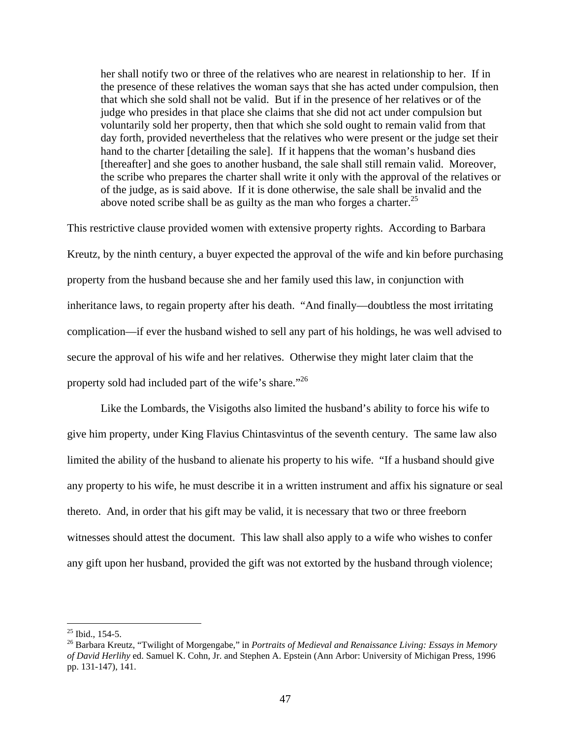> her shall notify two or three of the relatives who are nearest in relationship to her. If in the presence of these relatives the woman says that she has acted under compulsion, then that which she sold shall not be valid. But if in the presence of her relatives or of the judge who presides in that place she claims that she did not act under compulsion but voluntarily sold her property, then that which she sold ought to remain valid from that day forth, provided nevertheless that the relatives who were present or the judge set their hand to the charter [detailing the sale]. If it happens that the woman's husband dies [thereafter] and she goes to another husband, the sale shall still remain valid. Moreover, the scribe who prepares the charter shall write it only with the approval of the relatives or of the judge, as is said above. If it is done otherwise, the sale shall be invalid and the above noted scribe shall be as guilty as the man who forges a charter.[25]

This restrictive clause provided women with extensive property rights. According to Barbara Kreutz, by the ninth century, a buyer expected the approval of the wife and kin before purchasing property from the husband because she and her family used this law, in conjunction with inheritance laws, to regain property after his death. "And finally—doubtless the most irritating complication—if ever the husband wished to sell any part of his holdings, he was well advised to secure the approval of his wife and her relatives. Otherwise they might later claim that the property sold had included part of the wife's share."[26]

Like the Lombards, the Visigoths also limited the husband's ability to force his wife to give him property, under King Flavius Chintasvintus of the seventh century. The same law also limited the ability of the husband to alienate his property to his wife. "If a husband should give any property to his wife, he must describe it in a written instrument and affix his signature or seal thereto. And, in order that his gift may be valid, it is necessary that two or three freeborn witnesses should attest the document. This law shall also apply to a wife who wishes to confer any gift upon her husband, provided the gift was not extorted by the husband through violence;

---

[25] Ibid., 154-5.

[26] Barbara Kreutz, "Twilight of Morgengabe," in *Portraits of Medieval and Renaissance Living: Essays in Memory of David Herlihy* ed. Samuel K. Cohn, Jr. and Stephen A. Epstein (Ann Arbor: University of Michigan Press, 1996 pp. 131-147), 141.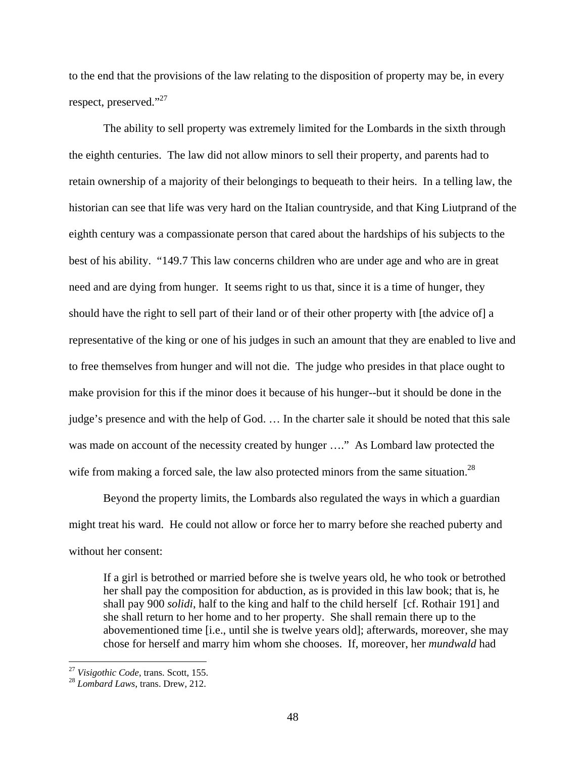to the end that the provisions of the law relating to the disposition of property may be, in every respect, preserved."[27]

The ability to sell property was extremely limited for the Lombards in the sixth through the eighth centuries. The law did not allow minors to sell their property, and parents had to retain ownership of a majority of their belongings to bequeath to their heirs. In a telling law, the historian can see that life was very hard on the Italian countryside, and that King Liutprand of the eighth century was a compassionate person that cared about the hardships of his subjects to the best of his ability. "149.7 This law concerns children who are under age and who are in great need and are dying from hunger. It seems right to us that, since it is a time of hunger, they should have the right to sell part of their land or of their other property with [the advice of] a representative of the king or one of his judges in such an amount that they are enabled to live and to free themselves from hunger and will not die. The judge who presides in that place ought to make provision for this if the minor does it because of his hunger--but it should be done in the judge's presence and with the help of God. … In the charter sale it should be noted that this sale was made on account of the necessity created by hunger …." As Lombard law protected the wife from making a forced sale, the law also protected minors from the same situation.[28]

Beyond the property limits, the Lombards also regulated the ways in which a guardian might treat his ward. He could not allow or force her to marry before she reached puberty and without her consent:

> If a girl is betrothed or married before she is twelve years old, he who took or betrothed her shall pay the composition for abduction, as is provided in this law book; that is, he shall pay 900 *solidi*, half to the king and half to the child herself [cf. Rothair 191] and she shall return to her home and to her property. She shall remain there up to the abovementioned time [i.e., until she is twelve years old]; afterwards, moreover, she may chose for herself and marry him whom she chooses. If, moreover, her *mundwald* had

[27] *Visigothic Code*, trans. Scott, 155.

[28] *Lombard Laws*, trans. Drew, 212.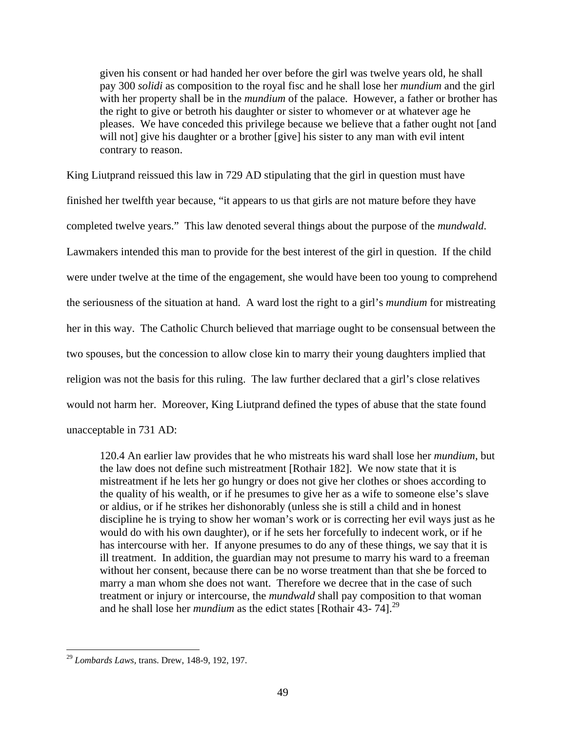> given his consent or had handed her over before the girl was twelve years old, he shall pay 300 *solidi* as composition to the royal fisc and he shall lose her *mundium* and the girl with her property shall be in the *mundium* of the palace. However, a father or brother has the right to give or betroth his daughter or sister to whomever or at whatever age he pleases. We have conceded this privilege because we believe that a father ought not [and will not] give his daughter or a brother [give] his sister to any man with evil intent contrary to reason.

King Liutprand reissued this law in 729 AD stipulating that the girl in question must have finished her twelfth year because, "it appears to us that girls are not mature before they have completed twelve years." This law denoted several things about the purpose of the *mundwald*. Lawmakers intended this man to provide for the best interest of the girl in question. If the child were under twelve at the time of the engagement, she would have been too young to comprehend the seriousness of the situation at hand. A ward lost the right to a girl's *mundium* for mistreating her in this way. The Catholic Church believed that marriage ought to be consensual between the two spouses, but the concession to allow close kin to marry their young daughters implied that religion was not the basis for this ruling. The law further declared that a girl's close relatives would not harm her. Moreover, King Liutprand defined the types of abuse that the state found unacceptable in 731 AD:

> 120.4 An earlier law provides that he who mistreats his ward shall lose her *mundium*, but the law does not define such mistreatment [Rothair 182]. We now state that it is mistreatment if he lets her go hungry or does not give her clothes or shoes according to the quality of his wealth, or if he presumes to give her as a wife to someone else's slave or aldius, or if he strikes her dishonorably (unless she is still a child and in honest discipline he is trying to show her woman's work or is correcting her evil ways just as he would do with his own daughter), or if he sets her forcefully to indecent work, or if he has intercourse with her. If anyone presumes to do any of these things, we say that it is ill treatment. In addition, the guardian may not presume to marry his ward to a freeman without her consent, because there can be no worse treatment than that she be forced to marry a man whom she does not want. Therefore we decree that in the case of such treatment or injury or intercourse, the *mundwald* shall pay composition to that woman and he shall lose her *mundium* as the edict states [Rothair 43- 74].[29]

---

[29] *Lombards Laws*, trans. Drew, 148-9, 192, 197.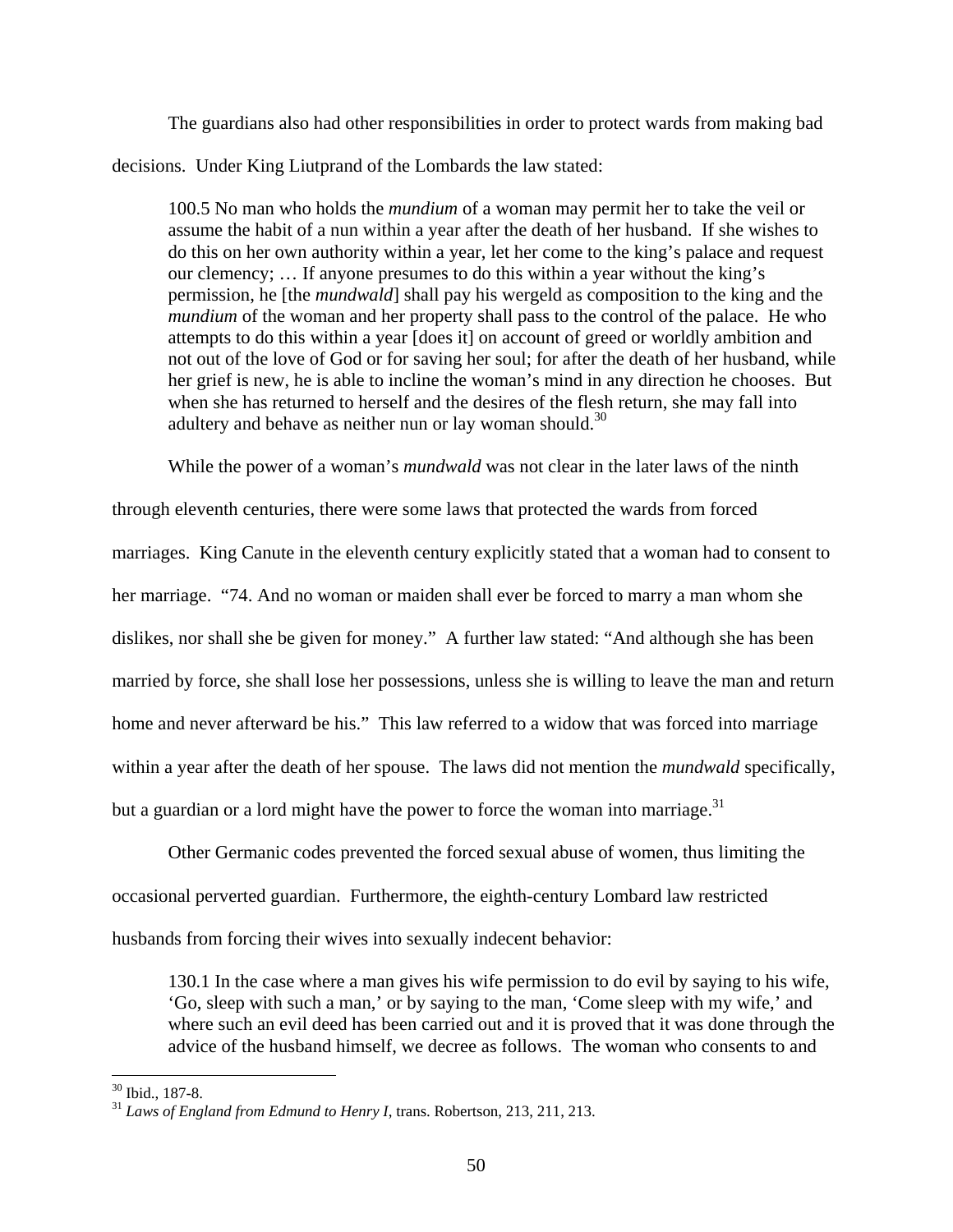The guardians also had other responsibilities in order to protect wards from making bad decisions. Under King Liutprand of the Lombards the law stated:

> 100.5 No man who holds the *mundium* of a woman may permit her to take the veil or assume the habit of a nun within a year after the death of her husband. If she wishes to do this on her own authority within a year, let her come to the king's palace and request our clemency; … If anyone presumes to do this within a year without the king's permission, he [the *mundwald*] shall pay his wergeld as composition to the king and the *mundium* of the woman and her property shall pass to the control of the palace. He who attempts to do this within a year [does it] on account of greed or worldly ambition and not out of the love of God or for saving her soul; for after the death of her husband, while her grief is new, he is able to incline the woman's mind in any direction he chooses. But when she has returned to herself and the desires of the flesh return, she may fall into adultery and behave as neither nun or lay woman should.[30]

While the power of a woman's *mundwald* was not clear in the later laws of the ninth through eleventh centuries, there were some laws that protected the wards from forced marriages. King Canute in the eleventh century explicitly stated that a woman had to consent to her marriage. "74. And no woman or maiden shall ever be forced to marry a man whom she dislikes, nor shall she be given for money." A further law stated: "And although she has been married by force, she shall lose her possessions, unless she is willing to leave the man and return home and never afterward be his." This law referred to a widow that was forced into marriage within a year after the death of her spouse. The laws did not mention the *mundwald* specifically, but a guardian or a lord might have the power to force the woman into marriage.[31]

Other Germanic codes prevented the forced sexual abuse of women, thus limiting the occasional perverted guardian. Furthermore, the eighth-century Lombard law restricted husbands from forcing their wives into sexually indecent behavior:

> 130.1 In the case where a man gives his wife permission to do evil by saying to his wife, 'Go, sleep with such a man,' or by saying to the man, 'Come sleep with my wife,' and where such an evil deed has been carried out and it is proved that it was done through the advice of the husband himself, we decree as follows. The woman who consents to and

---

[30] Ibid., 187-8.

[31] *Laws of England from Edmund to Henry I*, trans. Robertson, 213, 211, 213.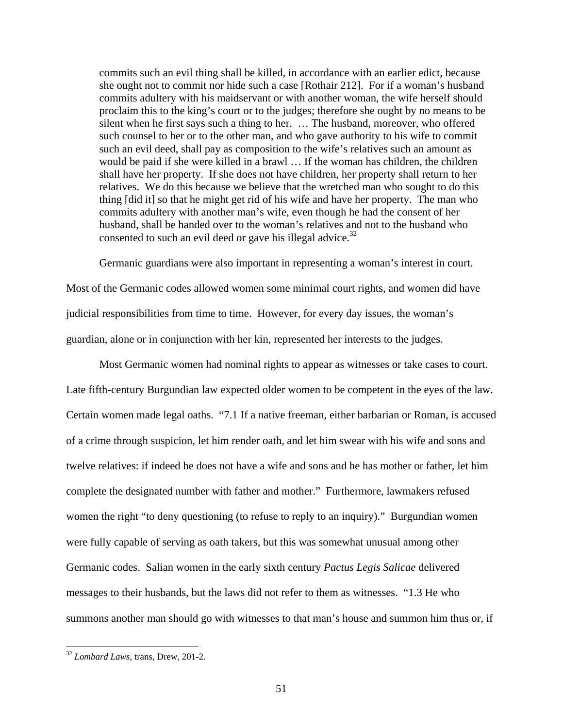> commits such an evil thing shall be killed, in accordance with an earlier edict, because she ought not to commit nor hide such a case [Rothair 212]. For if a woman's husband commits adultery with his maidservant or with another woman, the wife herself should proclaim this to the king's court or to the judges; therefore she ought by no means to be silent when he first says such a thing to her. … The husband, moreover, who offered such counsel to her or to the other man, and who gave authority to his wife to commit such an evil deed, shall pay as composition to the wife's relatives such an amount as would be paid if she were killed in a brawl … If the woman has children, the children shall have her property. If she does not have children, her property shall return to her relatives. We do this because we believe that the wretched man who sought to do this thing [did it] so that he might get rid of his wife and have her property. The man who commits adultery with another man's wife, even though he had the consent of her husband, shall be handed over to the woman's relatives and not to the husband who consented to such an evil deed or gave his illegal advice.[32]

Germanic guardians were also important in representing a woman's interest in court. Most of the Germanic codes allowed women some minimal court rights, and women did have judicial responsibilities from time to time. However, for every day issues, the woman's guardian, alone or in conjunction with her kin, represented her interests to the judges.

Most Germanic women had nominal rights to appear as witnesses or take cases to court. Late fifth-century Burgundian law expected older women to be competent in the eyes of the law. Certain women made legal oaths. "7.1 If a native freeman, either barbarian or Roman, is accused of a crime through suspicion, let him render oath, and let him swear with his wife and sons and twelve relatives: if indeed he does not have a wife and sons and he has mother or father, let him complete the designated number with father and mother." Furthermore, lawmakers refused women the right "to deny questioning (to refuse to reply to an inquiry)." Burgundian women were fully capable of serving as oath takers, but this was somewhat unusual among other Germanic codes. Salian women in the early sixth century *Pactus Legis Salicae* delivered messages to their husbands, but the laws did not refer to them as witnesses. "1.3 He who summons another man should go with witnesses to that man's house and summon him thus or, if

[32] *Lombard Laws*, trans, Drew, 201-2.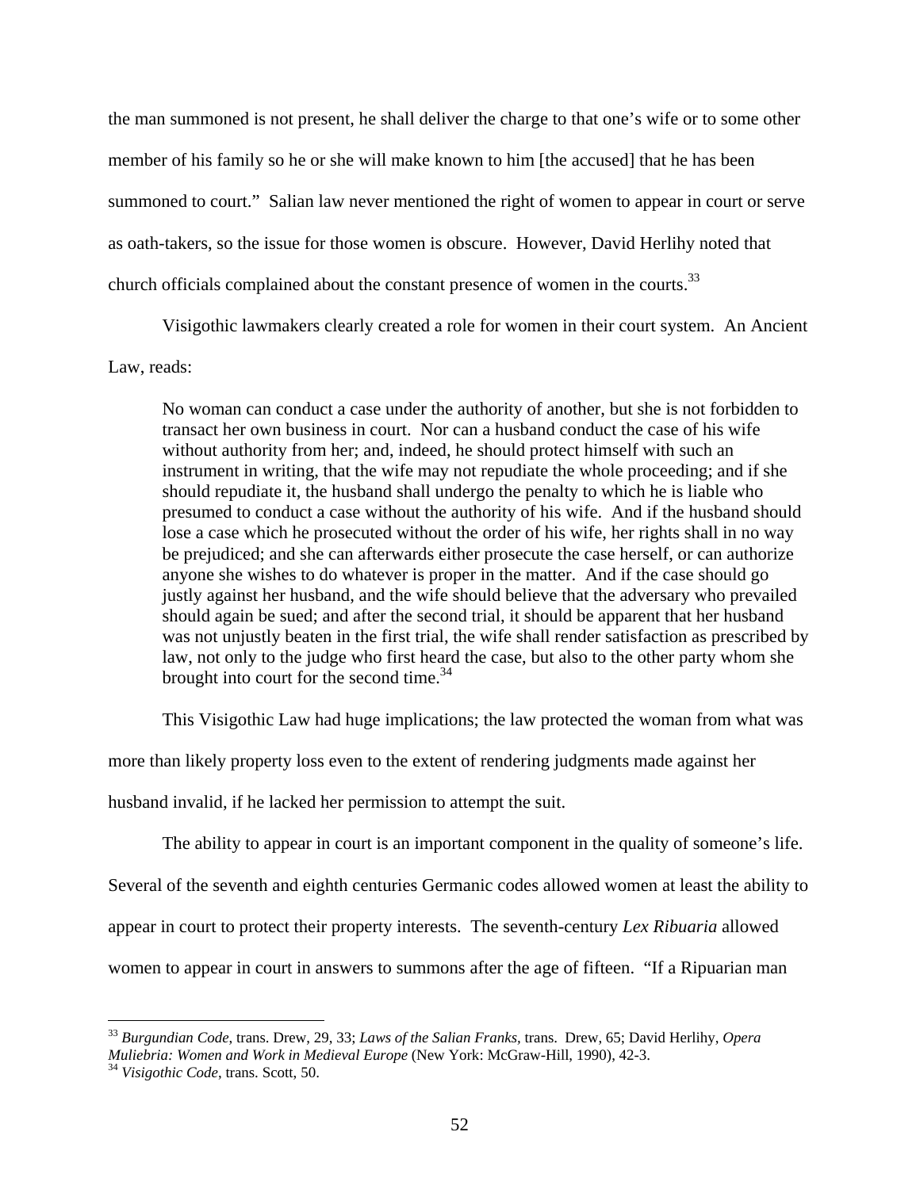the man summoned is not present, he shall deliver the charge to that one's wife or to some other member of his family so he or she will make known to him [the accused] that he has been summoned to court." Salian law never mentioned the right of women to appear in court or serve as oath-takers, so the issue for those women is obscure. However, David Herlihy noted that church officials complained about the constant presence of women in the courts.[33]

Visigothic lawmakers clearly created a role for women in their court system. An Ancient Law, reads:

> No woman can conduct a case under the authority of another, but she is not forbidden to transact her own business in court. Nor can a husband conduct the case of his wife without authority from her; and, indeed, he should protect himself with such an instrument in writing, that the wife may not repudiate the whole proceeding; and if she should repudiate it, the husband shall undergo the penalty to which he is liable who presumed to conduct a case without the authority of his wife. And if the husband should lose a case which he prosecuted without the order of his wife, her rights shall in no way be prejudiced; and she can afterwards either prosecute the case herself, or can authorize anyone she wishes to do whatever is proper in the matter. And if the case should go justly against her husband, and the wife should believe that the adversary who prevailed should again be sued; and after the second trial, it should be apparent that her husband was not unjustly beaten in the first trial, the wife shall render satisfaction as prescribed by law, not only to the judge who first heard the case, but also to the other party whom she brought into court for the second time.[34]

This Visigothic Law had huge implications; the law protected the woman from what was more than likely property loss even to the extent of rendering judgments made against her husband invalid, if he lacked her permission to attempt the suit.

The ability to appear in court is an important component in the quality of someone's life. Several of the seventh and eighth centuries Germanic codes allowed women at least the ability to appear in court to protect their property interests. The seventh-century *Lex Ribuaria* allowed women to appear in court in answers to summons after the age of fifteen. "If a Ripuarian man

---

[33] *Burgundian Code,* trans. Drew, 29, 33; *Laws of the Salian Franks,* trans. Drew, 65; David Herlihy, *Opera Muliebria: Women and Work in Medieval Europe* (New York: McGraw-Hill, 1990), 42-3.

[34] *Visigothic Code*, trans. Scott, 50.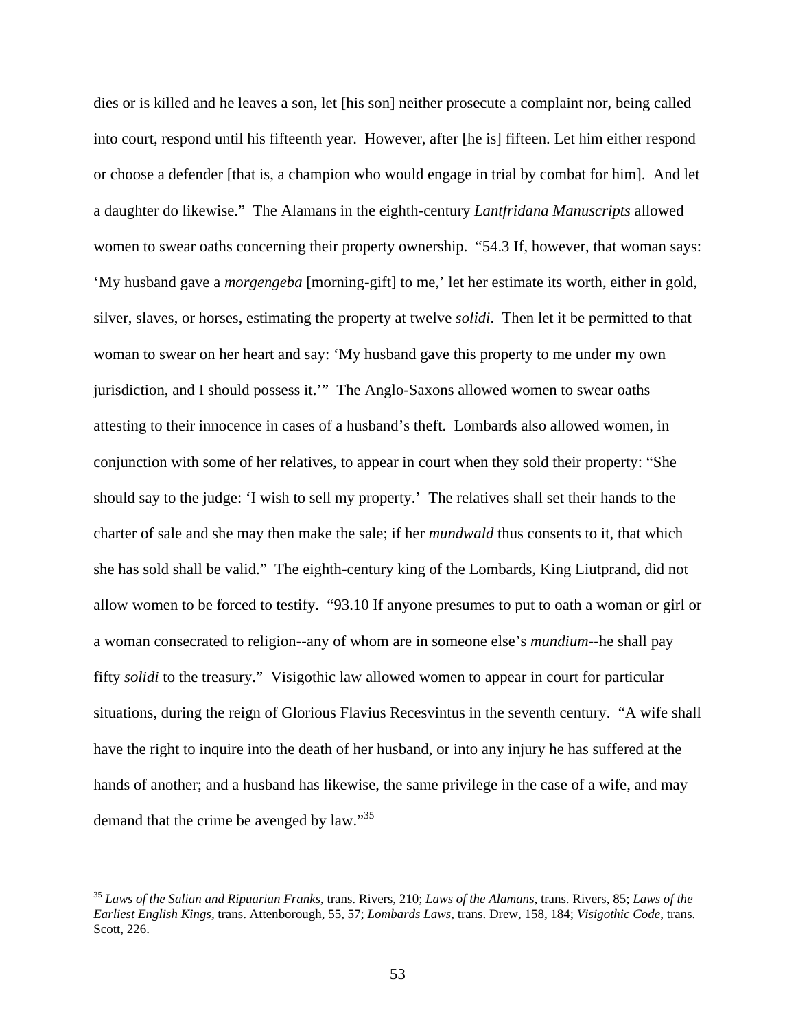dies or is killed and he leaves a son, let [his son] neither prosecute a complaint nor, being called into court, respond until his fifteenth year. However, after [he is] fifteen. Let him either respond or choose a defender [that is, a champion who would engage in trial by combat for him]. And let a daughter do likewise." The Alamans in the eighth-century *Lantfridana Manuscripts* allowed women to swear oaths concerning their property ownership. "54.3 If, however, that woman says: 'My husband gave a *morgengeba* [morning-gift] to me,' let her estimate its worth, either in gold, silver, slaves, or horses, estimating the property at twelve *solidi*. Then let it be permitted to that woman to swear on her heart and say: 'My husband gave this property to me under my own jurisdiction, and I should possess it.'" The Anglo-Saxons allowed women to swear oaths attesting to their innocence in cases of a husband's theft. Lombards also allowed women, in conjunction with some of her relatives, to appear in court when they sold their property: "She should say to the judge: 'I wish to sell my property.' The relatives shall set their hands to the charter of sale and she may then make the sale; if her *mundwald* thus consents to it, that which she has sold shall be valid." The eighth-century king of the Lombards, King Liutprand, did not allow women to be forced to testify. "93.10 If anyone presumes to put to oath a woman or girl or a woman consecrated to religion--any of whom are in someone else's *mundium*--he shall pay fifty *solidi* to the treasury." Visigothic law allowed women to appear in court for particular situations, during the reign of Glorious Flavius Recesvintus in the seventh century. "A wife shall have the right to inquire into the death of her husband, or into any injury he has suffered at the hands of another; and a husband has likewise, the same privilege in the case of a wife, and may demand that the crime be avenged by law."[35]

---

[35] *Laws of the Salian and Ripuarian Franks*, trans. Rivers, 210; *Laws of the Alamans*, trans. Rivers, 85; *Laws of the Earliest English Kings*, trans. Attenborough, 55, 57; *Lombards Laws*, trans. Drew, 158, 184; *Visigothic Code*, trans. Scott, 226.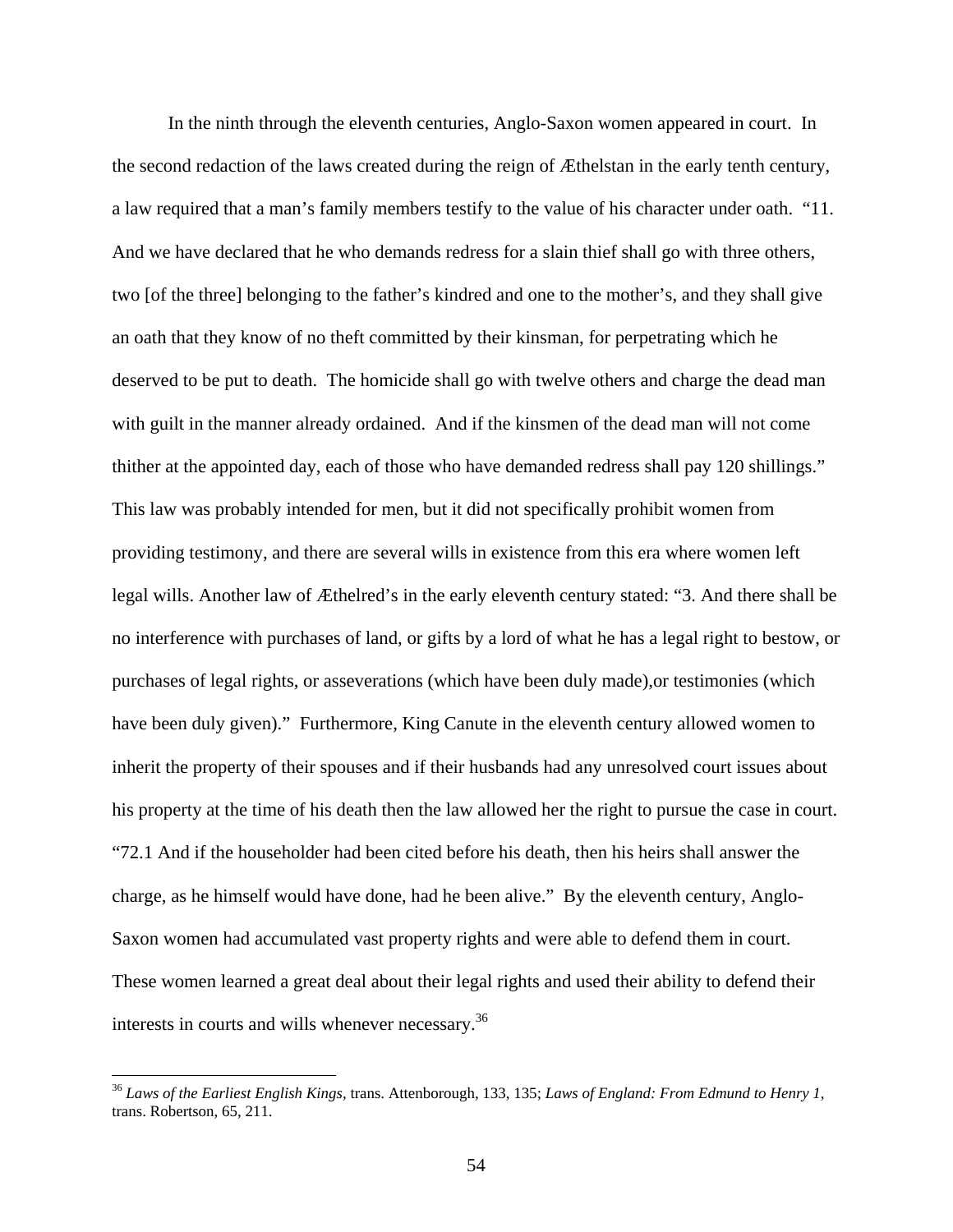In the ninth through the eleventh centuries, Anglo-Saxon women appeared in court. In the second redaction of the laws created during the reign of Æthelstan in the early tenth century, a law required that a man's family members testify to the value of his character under oath. "11. And we have declared that he who demands redress for a slain thief shall go with three others, two [of the three] belonging to the father's kindred and one to the mother's, and they shall give an oath that they know of no theft committed by their kinsman, for perpetrating which he deserved to be put to death. The homicide shall go with twelve others and charge the dead man with guilt in the manner already ordained. And if the kinsmen of the dead man will not come thither at the appointed day, each of those who have demanded redress shall pay 120 shillings." This law was probably intended for men, but it did not specifically prohibit women from providing testimony, and there are several wills in existence from this era where women left legal wills. Another law of Æthelred's in the early eleventh century stated: "3. And there shall be no interference with purchases of land, or gifts by a lord of what he has a legal right to bestow, or purchases of legal rights, or asseverations (which have been duly made),or testimonies (which have been duly given)." Furthermore, King Canute in the eleventh century allowed women to inherit the property of their spouses and if their husbands had any unresolved court issues about his property at the time of his death then the law allowed her the right to pursue the case in court. "72.1 And if the householder had been cited before his death, then his heirs shall answer the charge, as he himself would have done, had he been alive." By the eleventh century, Anglo-Saxon women had accumulated vast property rights and were able to defend them in court. These women learned a great deal about their legal rights and used their ability to defend their interests in courts and wills whenever necessary.[36]

[36] *Laws of the Earliest English Kings,* trans. Attenborough, 133, 135; *Laws of England: From Edmund to Henry 1,* trans. Robertson, 65, 211.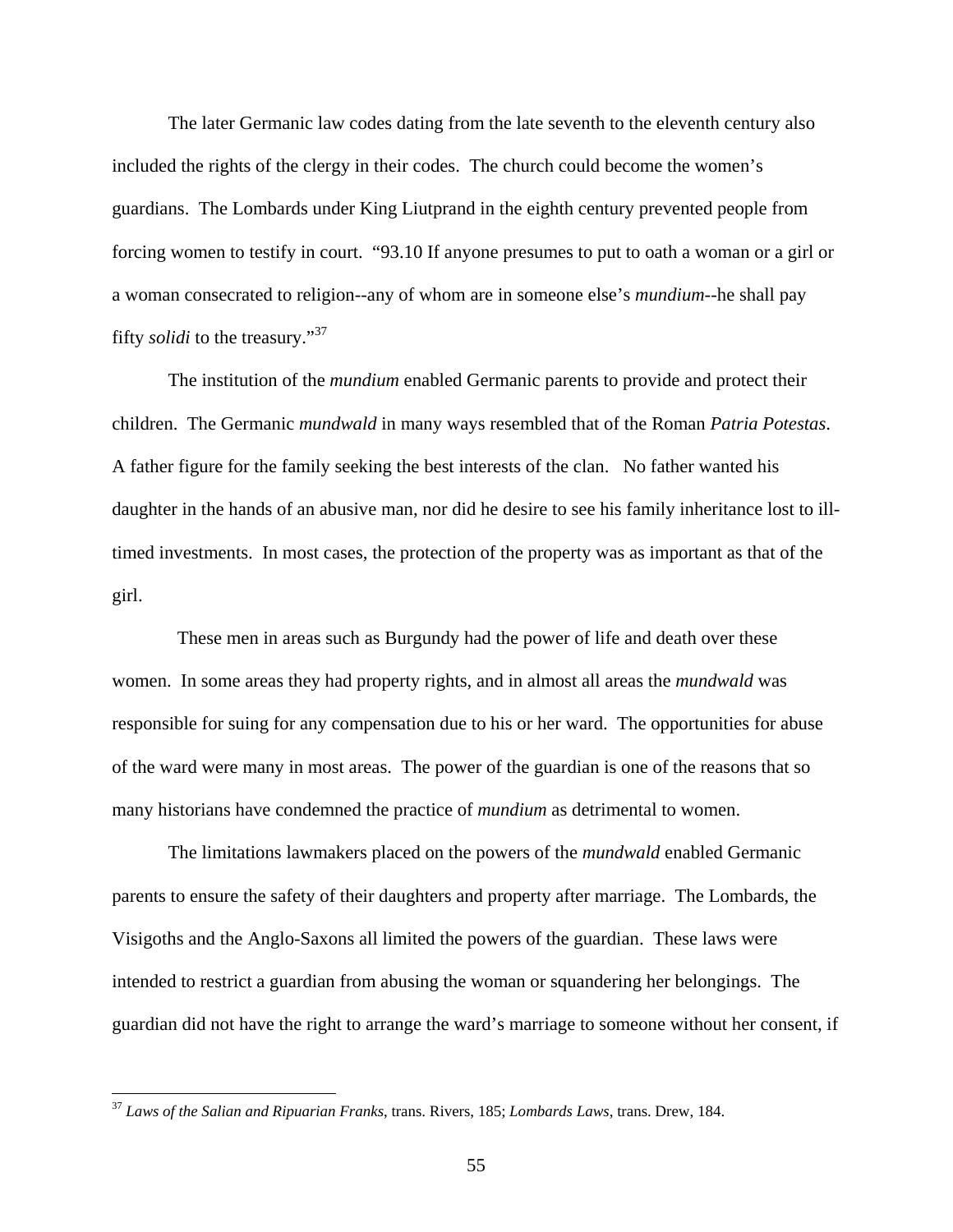The later Germanic law codes dating from the late seventh to the eleventh century also included the rights of the clergy in their codes. The church could become the women's guardians. The Lombards under King Liutprand in the eighth century prevented people from forcing women to testify in court. "93.10 If anyone presumes to put to oath a woman or a girl or a woman consecrated to religion--any of whom are in someone else's *mundium*--he shall pay fifty *solidi* to the treasury."[37]

The institution of the *mundium* enabled Germanic parents to provide and protect their children. The Germanic *mundwald* in many ways resembled that of the Roman *Patria Potestas*. A father figure for the family seeking the best interests of the clan. No father wanted his daughter in the hands of an abusive man, nor did he desire to see his family inheritance lost to ill-timed investments. In most cases, the protection of the property was as important as that of the girl.

These men in areas such as Burgundy had the power of life and death over these women. In some areas they had property rights, and in almost all areas the *mundwald* was responsible for suing for any compensation due to his or her ward. The opportunities for abuse of the ward were many in most areas. The power of the guardian is one of the reasons that so many historians have condemned the practice of *mundium* as detrimental to women.

The limitations lawmakers placed on the powers of the *mundwald* enabled Germanic parents to ensure the safety of their daughters and property after marriage. The Lombards, the Visigoths and the Anglo-Saxons all limited the powers of the guardian. These laws were intended to restrict a guardian from abusing the woman or squandering her belongings. The guardian did not have the right to arrange the ward's marriage to someone without her consent, if

---

[37] *Laws of the Salian and Ripuarian Franks*, trans. Rivers, 185; *Lombards Laws*, trans. Drew, 184.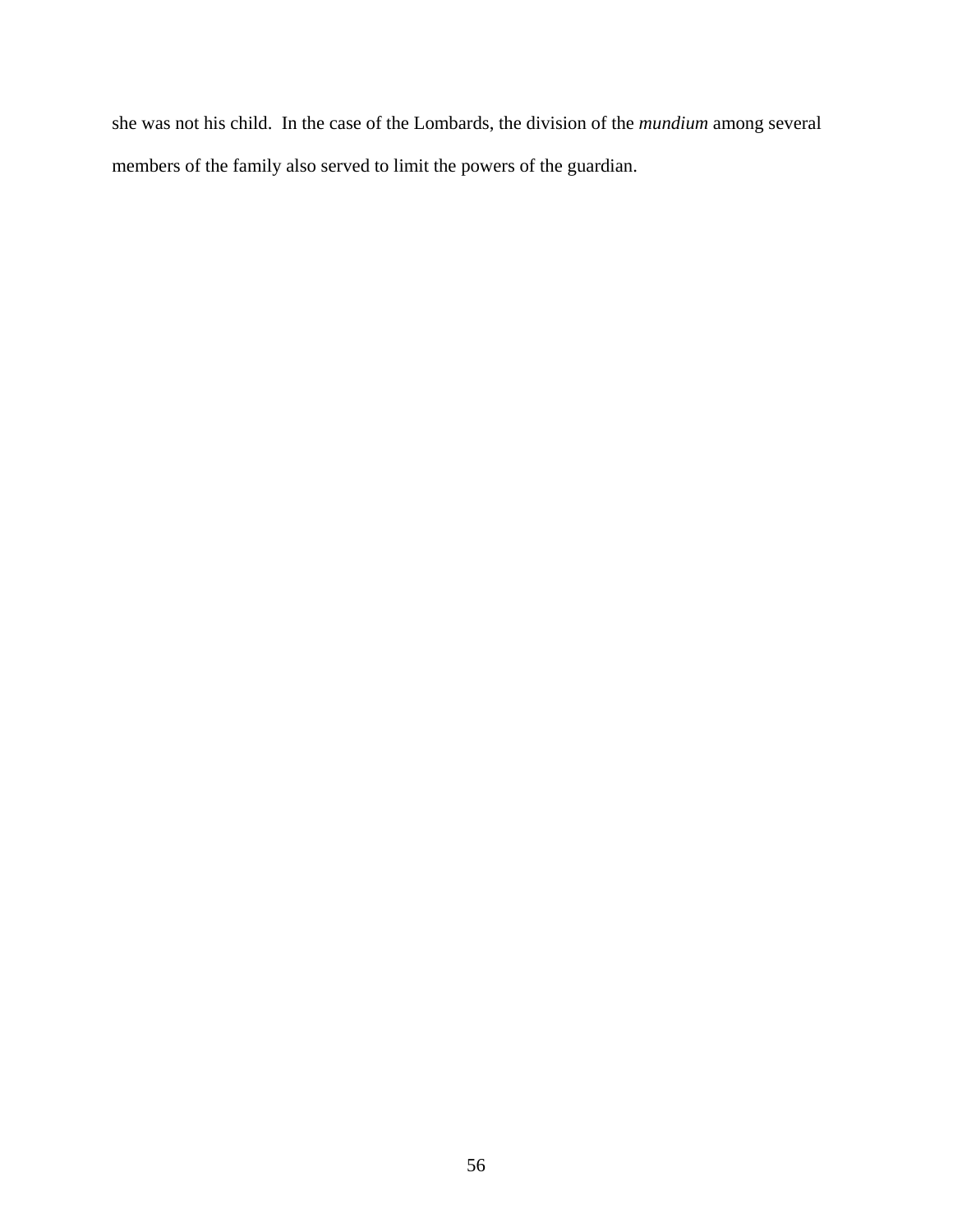she was not his child.  In the case of the Lombards, the division of the *mundium* among several members of the family also served to limit the powers of the guardian.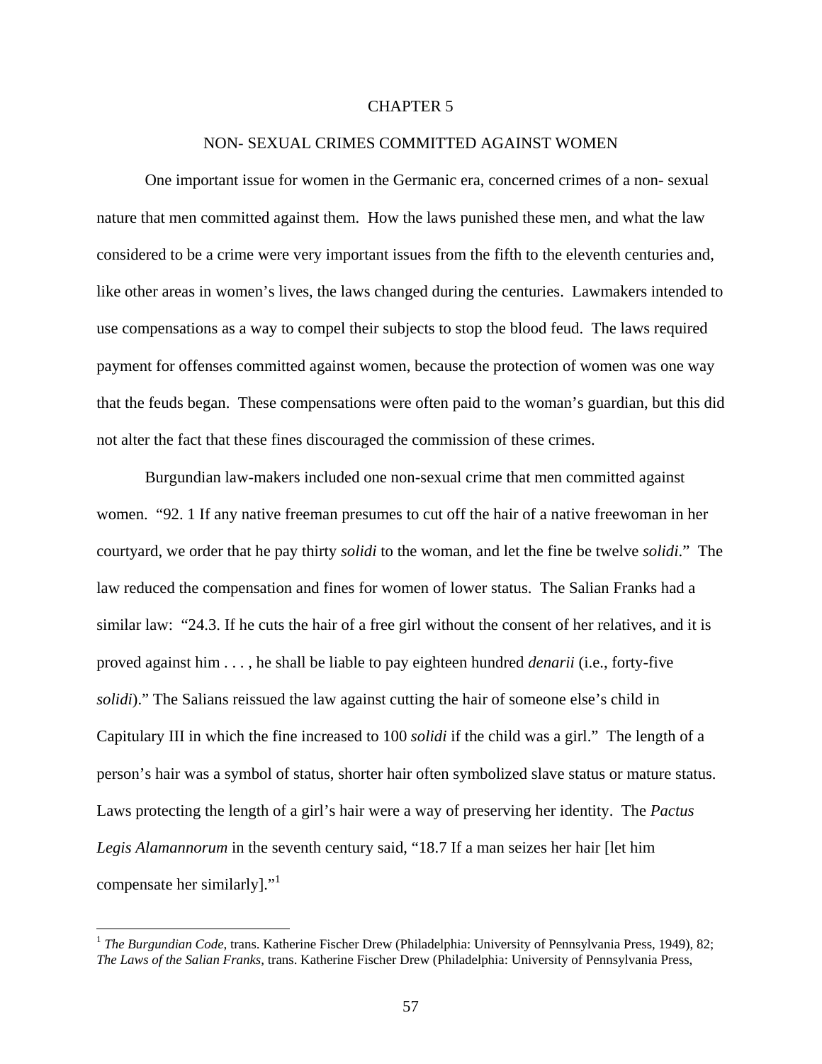# CHAPTER 5

## NON- SEXUAL CRIMES COMMITTED AGAINST WOMEN

One important issue for women in the Germanic era, concerned crimes of a non- sexual nature that men committed against them. How the laws punished these men, and what the law considered to be a crime were very important issues from the fifth to the eleventh centuries and, like other areas in women's lives, the laws changed during the centuries. Lawmakers intended to use compensations as a way to compel their subjects to stop the blood feud. The laws required payment for offenses committed against women, because the protection of women was one way that the feuds began. These compensations were often paid to the woman's guardian, but this did not alter the fact that these fines discouraged the commission of these crimes.

Burgundian law-makers included one non-sexual crime that men committed against women. "92. 1 If any native freeman presumes to cut off the hair of a native freewoman in her courtyard, we order that he pay thirty *solidi* to the woman, and let the fine be twelve *solidi*." The law reduced the compensation and fines for women of lower status. The Salian Franks had a similar law: "24.3. If he cuts the hair of a free girl without the consent of her relatives, and it is proved against him . . . , he shall be liable to pay eighteen hundred *denarii* (i.e., forty-five *solidi*)." The Salians reissued the law against cutting the hair of someone else's child in Capitulary III in which the fine increased to 100 *solidi* if the child was a girl." The length of a person's hair was a symbol of status, shorter hair often symbolized slave status or mature status. Laws protecting the length of a girl's hair were a way of preserving her identity. The *Pactus Legis Alamannorum* in the seventh century said, "18.7 If a man seizes her hair [let him compensate her similarly]."[1]

---

[1] *The Burgundian Code*, trans. Katherine Fischer Drew (Philadelphia: University of Pennsylvania Press, 1949), 82; *The Laws of the Salian Franks*, trans. Katherine Fischer Drew (Philadelphia: University of Pennsylvania Press,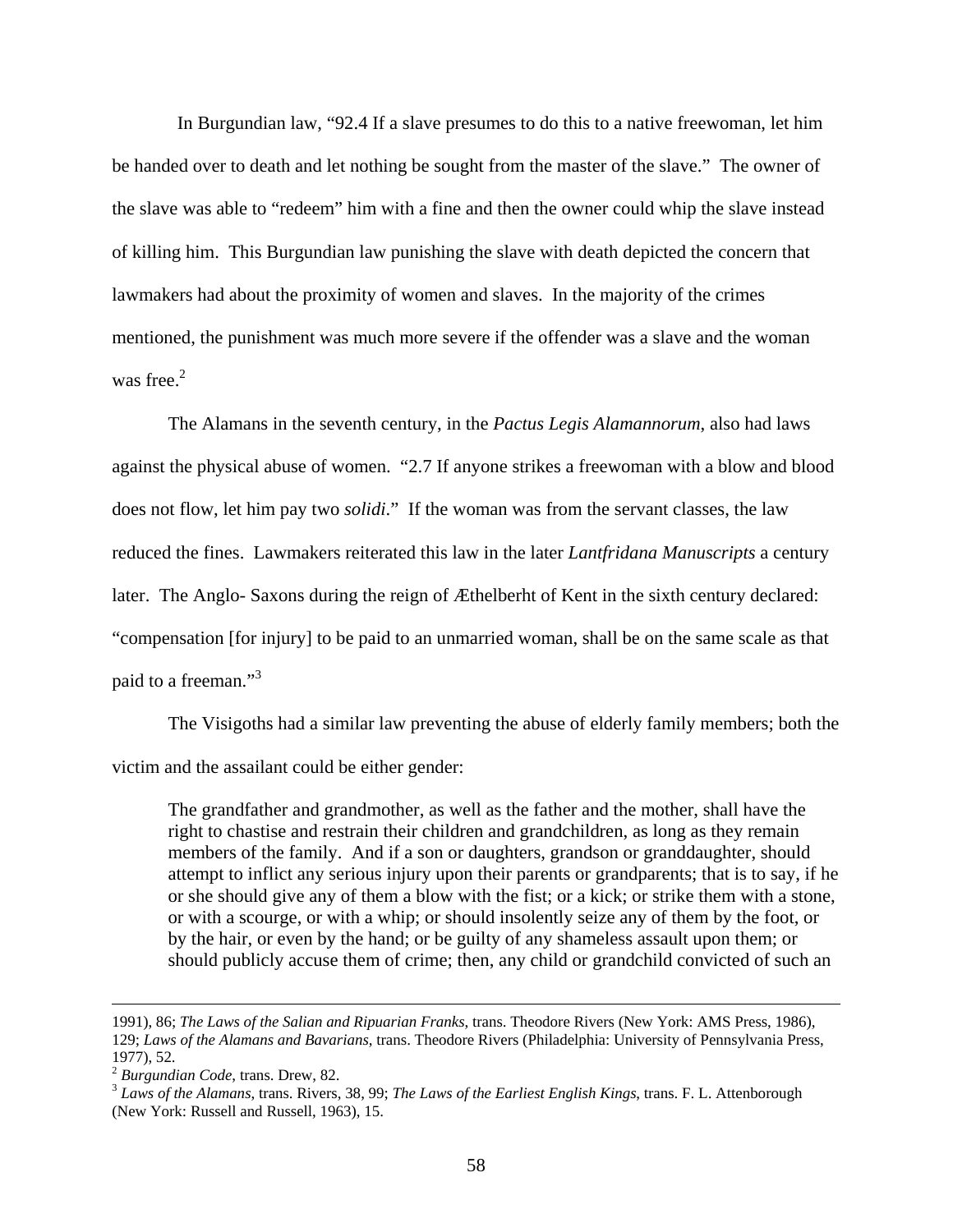In Burgundian law, "92.4 If a slave presumes to do this to a native freewoman, let him be handed over to death and let nothing be sought from the master of the slave." The owner of the slave was able to "redeem" him with a fine and then the owner could whip the slave instead of killing him. This Burgundian law punishing the slave with death depicted the concern that lawmakers had about the proximity of women and slaves. In the majority of the crimes mentioned, the punishment was much more severe if the offender was a slave and the woman was free.[2]

The Alamans in the seventh century, in the *Pactus Legis Alamannorum*, also had laws against the physical abuse of women. "2.7 If anyone strikes a freewoman with a blow and blood does not flow, let him pay two *solidi*." If the woman was from the servant classes, the law reduced the fines. Lawmakers reiterated this law in the later *Lantfridana Manuscripts* a century later. The Anglo- Saxons during the reign of Æthelberht of Kent in the sixth century declared: "compensation [for injury] to be paid to an unmarried woman, shall be on the same scale as that paid to a freeman."[3]

The Visigoths had a similar law preventing the abuse of elderly family members; both the victim and the assailant could be either gender:

> The grandfather and grandmother, as well as the father and the mother, shall have the right to chastise and restrain their children and grandchildren, as long as they remain members of the family. And if a son or daughters, grandson or granddaughter, should attempt to inflict any serious injury upon their parents or grandparents; that is to say, if he or she should give any of them a blow with the fist; or a kick; or strike them with a stone, or with a scourge, or with a whip; or should insolently seize any of them by the foot, or by the hair, or even by the hand; or be guilty of any shameless assault upon them; or should publicly accuse them of crime; then, any child or grandchild convicted of such an

---

1991), 86; *The Laws of the Salian and Ripuarian Franks*, trans. Theodore Rivers (New York: AMS Press, 1986), 129; *Laws of the Alamans and Bavarians*, trans. Theodore Rivers (Philadelphia: University of Pennsylvania Press, 1977), 52.

[2] *Burgundian Code*, trans. Drew, 82.

[3] *Laws of the Alamans*, trans. Rivers, 38, 99; *The Laws of the Earliest English Kings*, trans. F. L. Attenborough (New York: Russell and Russell, 1963), 15.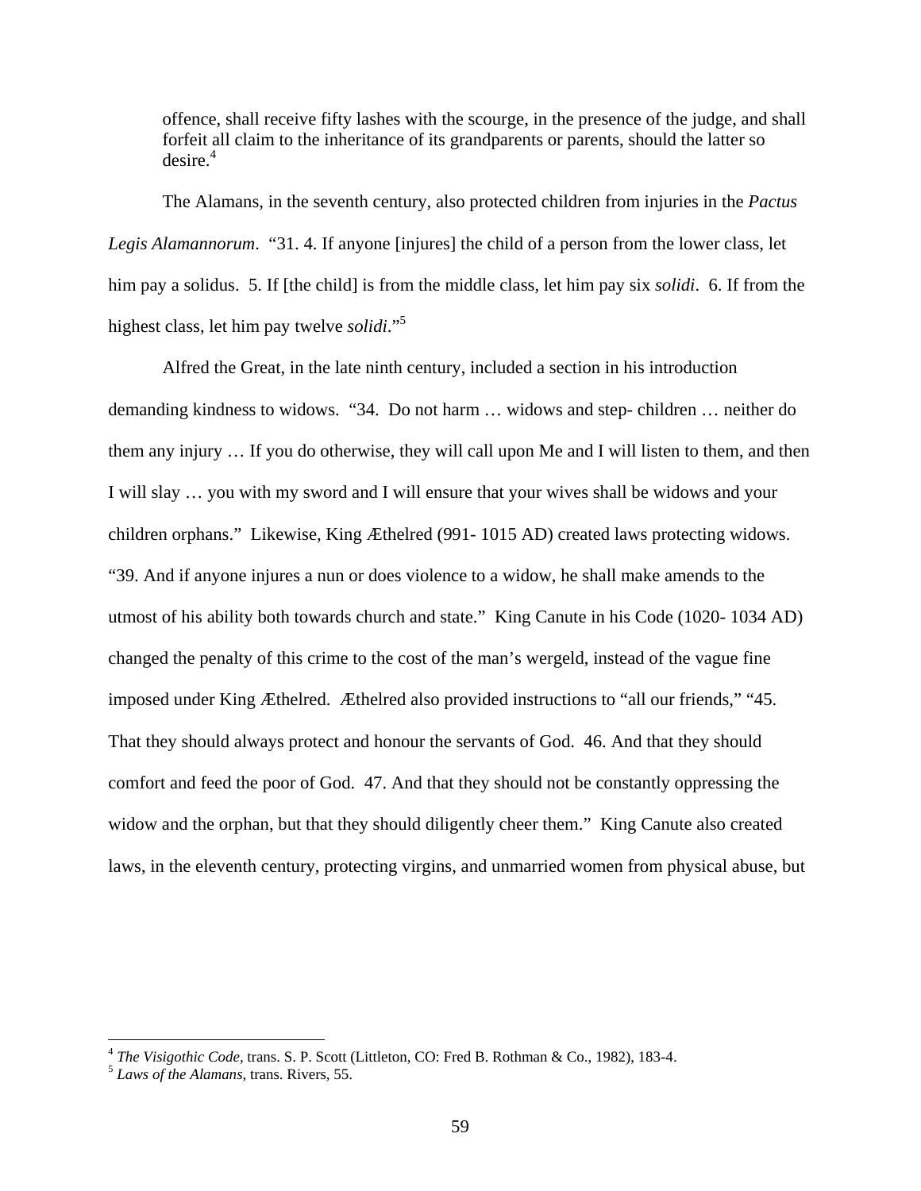> offence, shall receive fifty lashes with the scourge, in the presence of the judge, and shall forfeit all claim to the inheritance of its grandparents or parents, should the latter so desire.[4]

The Alamans, in the seventh century, also protected children from injuries in the *Pactus Legis Alamannorum*. "31. 4. If anyone [injures] the child of a person from the lower class, let him pay a solidus. 5. If [the child] is from the middle class, let him pay six *solidi*. 6. If from the highest class, let him pay twelve *solidi*."[5]

Alfred the Great, in the late ninth century, included a section in his introduction demanding kindness to widows. "34. Do not harm … widows and step- children … neither do them any injury … If you do otherwise, they will call upon Me and I will listen to them, and then I will slay … you with my sword and I will ensure that your wives shall be widows and your children orphans." Likewise, King Æthelred (991- 1015 AD) created laws protecting widows. "39. And if anyone injures a nun or does violence to a widow, he shall make amends to the utmost of his ability both towards church and state." King Canute in his Code (1020- 1034 AD) changed the penalty of this crime to the cost of the man's wergeld, instead of the vague fine imposed under King Æthelred. Æthelred also provided instructions to "all our friends," "45. That they should always protect and honour the servants of God. 46. And that they should comfort and feed the poor of God. 47. And that they should not be constantly oppressing the widow and the orphan, but that they should diligently cheer them." King Canute also created laws, in the eleventh century, protecting virgins, and unmarried women from physical abuse, but

---

[4] *The Visigothic Code,* trans. S. P. Scott (Littleton, CO: Fred B. Rothman & Co., 1982), 183-4.

[5] *Laws of the Alamans*, trans. Rivers, 55.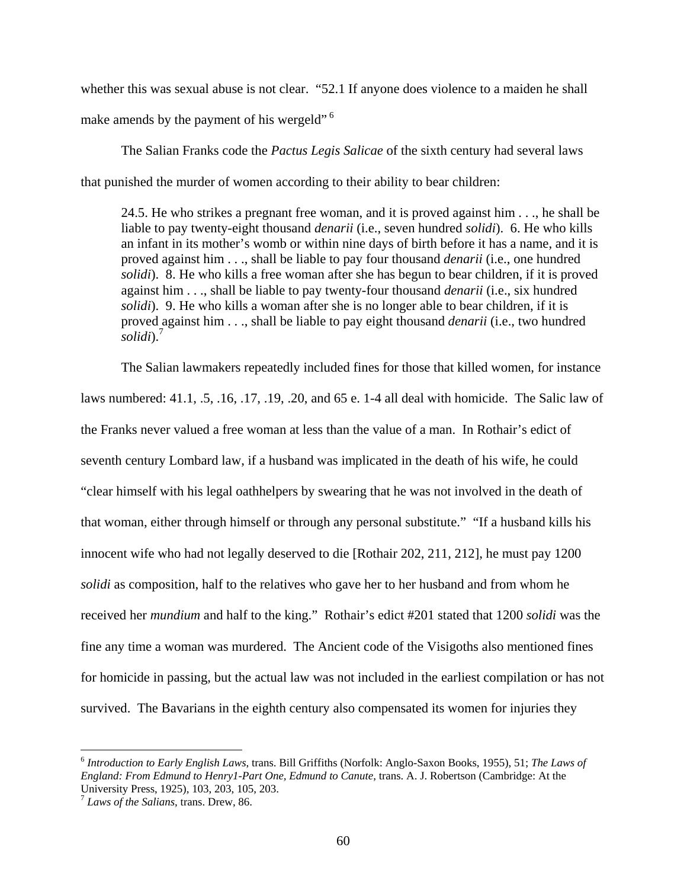whether this was sexual abuse is not clear. "52.1 If anyone does violence to a maiden he shall make amends by the payment of his wergeld" [6]

The Salian Franks code the *Pactus Legis Salicae* of the sixth century had several laws that punished the murder of women according to their ability to bear children:

> 24.5. He who strikes a pregnant free woman, and it is proved against him . . ., he shall be liable to pay twenty-eight thousand *denarii* (i.e., seven hundred *solidi*). 6. He who kills an infant in its mother's womb or within nine days of birth before it has a name, and it is proved against him . . ., shall be liable to pay four thousand *denarii* (i.e., one hundred *solidi*). 8. He who kills a free woman after she has begun to bear children, if it is proved against him . . ., shall be liable to pay twenty-four thousand *denarii* (i.e., six hundred *solidi*). 9. He who kills a woman after she is no longer able to bear children, if it is proved against him . . ., shall be liable to pay eight thousand *denarii* (i.e., two hundred *solidi*).[7]

The Salian lawmakers repeatedly included fines for those that killed women, for instance laws numbered: 41.1, .5, .16, .17, .19, .20, and 65 e. 1-4 all deal with homicide. The Salic law of the Franks never valued a free woman at less than the value of a man. In Rothair's edict of seventh century Lombard law, if a husband was implicated in the death of his wife, he could "clear himself with his legal oathhelpers by swearing that he was not involved in the death of that woman, either through himself or through any personal substitute." "If a husband kills his innocent wife who had not legally deserved to die [Rothair 202, 211, 212], he must pay 1200 *solidi* as composition, half to the relatives who gave her to her husband and from whom he received her *mundium* and half to the king." Rothair's edict #201 stated that 1200 *solidi* was the fine any time a woman was murdered. The Ancient code of the Visigoths also mentioned fines for homicide in passing, but the actual law was not included in the earliest compilation or has not survived. The Bavarians in the eighth century also compensated its women for injuries they

---

[6] *Introduction to Early English Laws*, trans. Bill Griffiths (Norfolk: Anglo-Saxon Books, 1955), 51; *The Laws of England: From Edmund to Henry1-Part One, Edmund to Canute*, trans. A. J. Robertson (Cambridge: At the University Press, 1925), 103, 203, 105, 203.

[7] *Laws of the Salians*, trans. Drew, 86.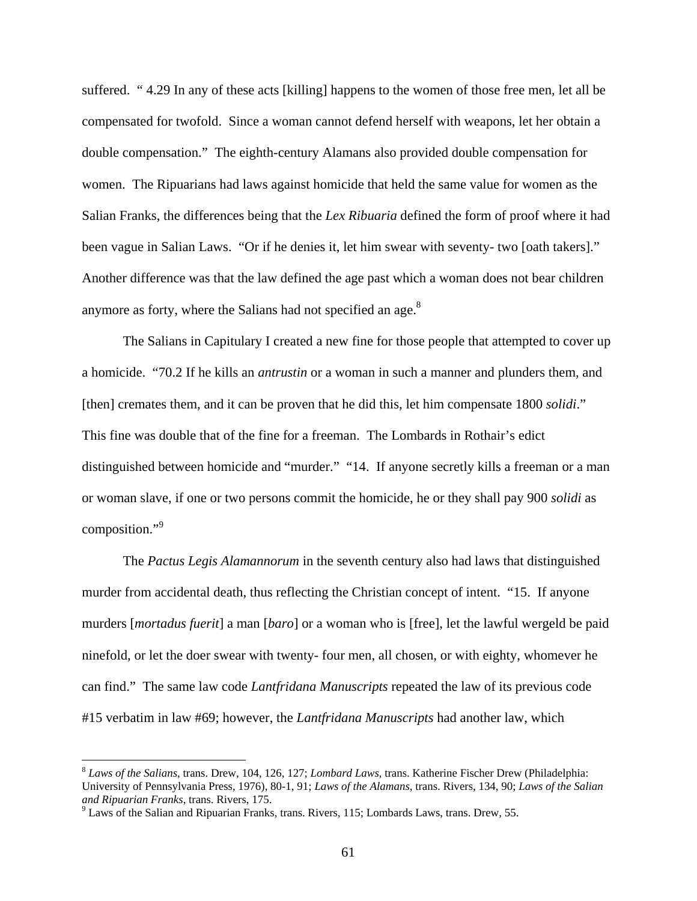suffered. " 4.29 In any of these acts [killing] happens to the women of those free men, let all be compensated for twofold. Since a woman cannot defend herself with weapons, let her obtain a double compensation." The eighth-century Alamans also provided double compensation for women. The Ripuarians had laws against homicide that held the same value for women as the Salian Franks, the differences being that the *Lex Ribuaria* defined the form of proof where it had been vague in Salian Laws. "Or if he denies it, let him swear with seventy- two [oath takers]." Another difference was that the law defined the age past which a woman does not bear children anymore as forty, where the Salians had not specified an age.[8]

The Salians in Capitulary I created a new fine for those people that attempted to cover up a homicide. "70.2 If he kills an *antrustin* or a woman in such a manner and plunders them, and [then] cremates them, and it can be proven that he did this, let him compensate 1800 *solidi*." This fine was double that of the fine for a freeman. The Lombards in Rothair's edict distinguished between homicide and "murder." "14. If anyone secretly kills a freeman or a man or woman slave, if one or two persons commit the homicide, he or they shall pay 900 *solidi* as composition."[9]

The *Pactus Legis Alamannorum* in the seventh century also had laws that distinguished murder from accidental death, thus reflecting the Christian concept of intent. "15. If anyone murders [*mortadus fuerit*] a man [*baro*] or a woman who is [free], let the lawful wergeld be paid ninefold, or let the doer swear with twenty- four men, all chosen, or with eighty, whomever he can find." The same law code *Lantfridana Manuscripts* repeated the law of its previous code #15 verbatim in law #69; however, the *Lantfridana Manuscripts* had another law, which

---

[8] *Laws of the Salians*, trans. Drew, 104, 126, 127; *Lombard Laws*, trans. Katherine Fischer Drew (Philadelphia: University of Pennsylvania Press, 1976), 80-1, 91; *Laws of the Alamans*, trans. Rivers, 134, 90; *Laws of the Salian and Ripuarian Franks*, trans. Rivers, 175.

[9] Laws of the Salian and Ripuarian Franks, trans. Rivers, 115; Lombards Laws, trans. Drew, 55.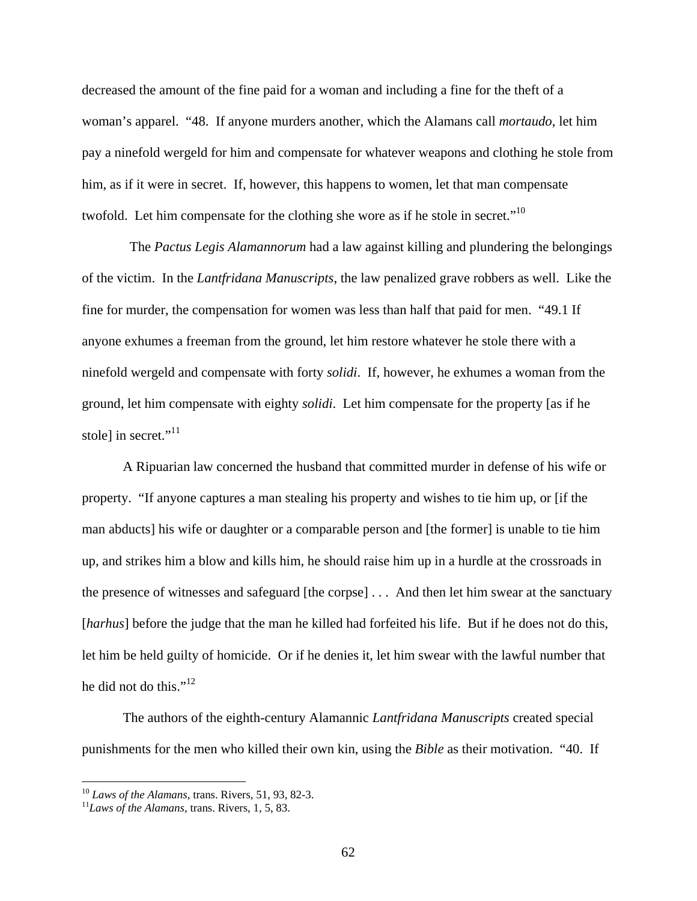decreased the amount of the fine paid for a woman and including a fine for the theft of a woman's apparel. "48. If anyone murders another, which the Alamans call *mortaudo*, let him pay a ninefold wergeld for him and compensate for whatever weapons and clothing he stole from him, as if it were in secret. If, however, this happens to women, let that man compensate twofold. Let him compensate for the clothing she wore as if he stole in secret."[10]

The *Pactus Legis Alamannorum* had a law against killing and plundering the belongings of the victim. In the *Lantfridana Manuscripts*, the law penalized grave robbers as well. Like the fine for murder, the compensation for women was less than half that paid for men. "49.1 If anyone exhumes a freeman from the ground, let him restore whatever he stole there with a ninefold wergeld and compensate with forty *solidi*. If, however, he exhumes a woman from the ground, let him compensate with eighty *solidi*. Let him compensate for the property [as if he stole] in secret."[11]

A Ripuarian law concerned the husband that committed murder in defense of his wife or property. "If anyone captures a man stealing his property and wishes to tie him up, or [if the man abducts] his wife or daughter or a comparable person and [the former] is unable to tie him up, and strikes him a blow and kills him, he should raise him up in a hurdle at the crossroads in the presence of witnesses and safeguard [the corpse] . . . And then let him swear at the sanctuary [*harhus*] before the judge that the man he killed had forfeited his life. But if he does not do this, let him be held guilty of homicide. Or if he denies it, let him swear with the lawful number that he did not do this."[12]

The authors of the eighth-century Alamannic *Lantfridana Manuscripts* created special punishments for the men who killed their own kin, using the *Bible* as their motivation. "40. If

---

[10] *Laws of the Alamans*, trans. Rivers, 51, 93, 82-3.

[11] *Laws of the Alamans*, trans. Rivers, 1, 5, 83.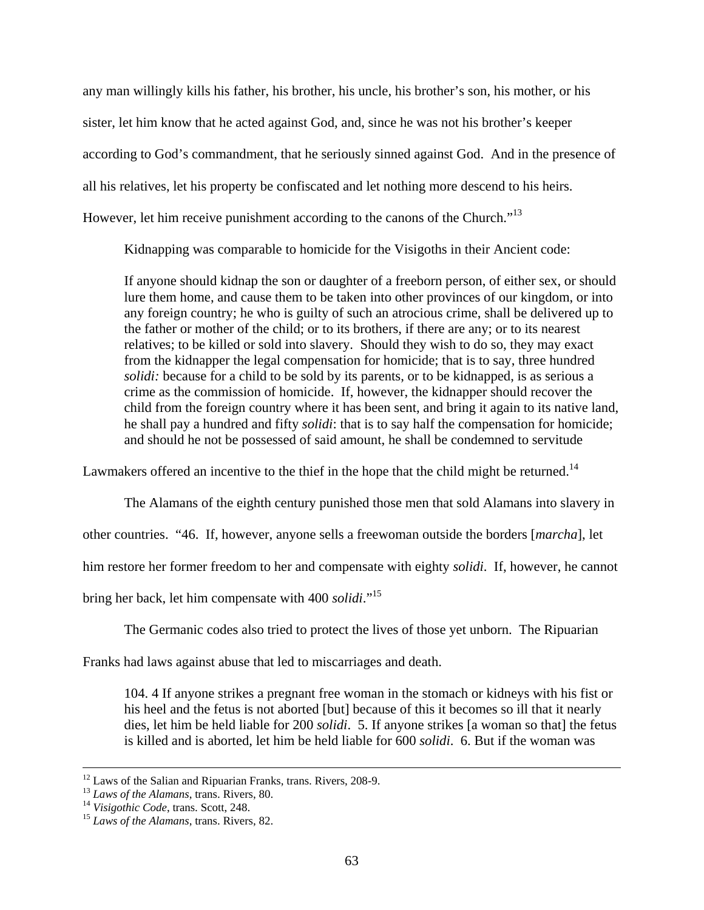any man willingly kills his father, his brother, his uncle, his brother's son, his mother, or his sister, let him know that he acted against God, and, since he was not his brother's keeper according to God's commandment, that he seriously sinned against God. And in the presence of all his relatives, let his property be confiscated and let nothing more descend to his heirs. However, let him receive punishment according to the canons of the Church."[13]

Kidnapping was comparable to homicide for the Visigoths in their Ancient code:

> If anyone should kidnap the son or daughter of a freeborn person, of either sex, or should lure them home, and cause them to be taken into other provinces of our kingdom, or into any foreign country; he who is guilty of such an atrocious crime, shall be delivered up to the father or mother of the child; or to its brothers, if there are any; or to its nearest relatives; to be killed or sold into slavery. Should they wish to do so, they may exact from the kidnapper the legal compensation for homicide; that is to say, three hundred *solidi:* because for a child to be sold by its parents, or to be kidnapped, is as serious a crime as the commission of homicide. If, however, the kidnapper should recover the child from the foreign country where it has been sent, and bring it again to its native land, he shall pay a hundred and fifty *solidi*: that is to say half the compensation for homicide; and should he not be possessed of said amount, he shall be condemned to servitude

Lawmakers offered an incentive to the thief in the hope that the child might be returned.[14]

The Alamans of the eighth century punished those men that sold Alamans into slavery in other countries. "46. If, however, anyone sells a freewoman outside the borders [*marcha*], let him restore her former freedom to her and compensate with eighty *solidi*. If, however, he cannot bring her back, let him compensate with 400 *solidi*."[15]

The Germanic codes also tried to protect the lives of those yet unborn. The Ripuarian Franks had laws against abuse that led to miscarriages and death.

> 104. 4 If anyone strikes a pregnant free woman in the stomach or kidneys with his fist or his heel and the fetus is not aborted [but] because of this it becomes so ill that it nearly dies, let him be held liable for 200 *solidi*. 5. If anyone strikes [a woman so that] the fetus is killed and is aborted, let him be held liable for 600 *solidi*. 6. But if the woman was

---

[12] Laws of the Salian and Ripuarian Franks, trans. Rivers, 208-9.
[13] *Laws of the Alamans*, trans. Rivers, 80.
[14] *Visigothic Code*, trans. Scott, 248.
[15] *Laws of the Alamans*, trans. Rivers, 82.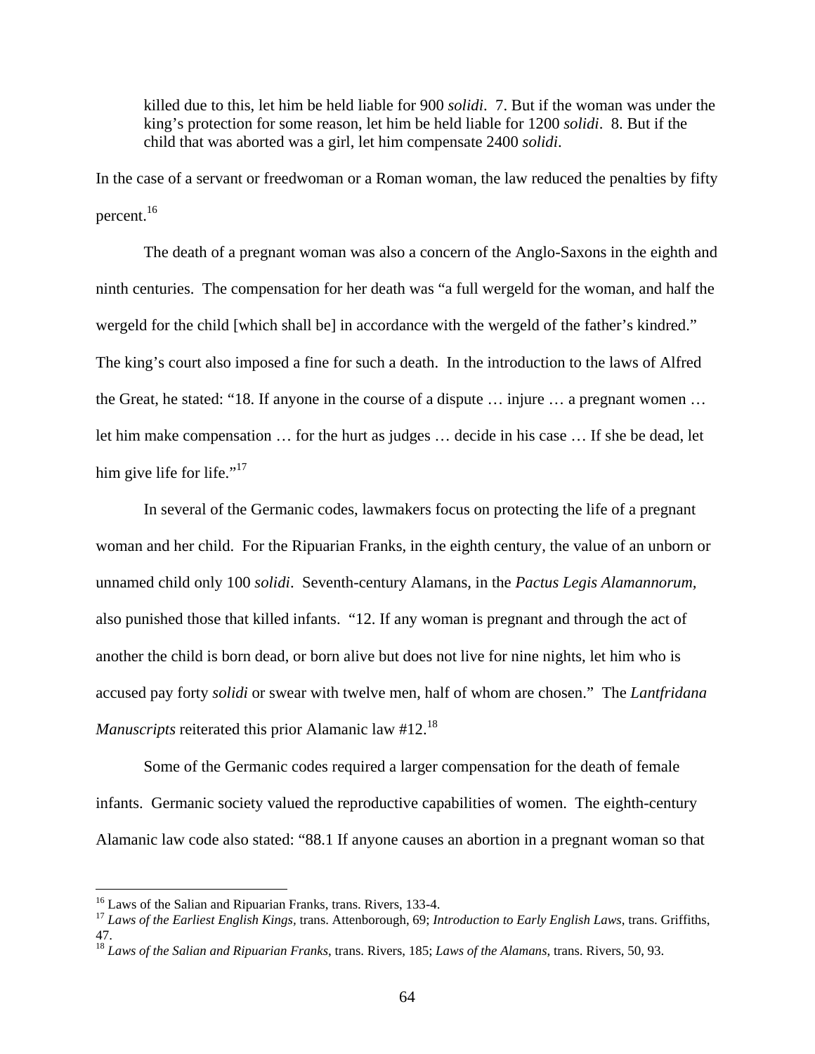> killed due to this, let him be held liable for 900 *solidi*. 7. But if the woman was under the king's protection for some reason, let him be held liable for 1200 *solidi*. 8. But if the child that was aborted was a girl, let him compensate 2400 *solidi*.

In the case of a servant or freedwoman or a Roman woman, the law reduced the penalties by fifty percent.[16]

The death of a pregnant woman was also a concern of the Anglo-Saxons in the eighth and ninth centuries. The compensation for her death was "a full wergeld for the woman, and half the wergeld for the child [which shall be] in accordance with the wergeld of the father's kindred." The king's court also imposed a fine for such a death. In the introduction to the laws of Alfred the Great, he stated: "18. If anyone in the course of a dispute … injure … a pregnant women … let him make compensation … for the hurt as judges … decide in his case … If she be dead, let him give life for life."[17]

In several of the Germanic codes, lawmakers focus on protecting the life of a pregnant woman and her child. For the Ripuarian Franks, in the eighth century, the value of an unborn or unnamed child only 100 *solidi*. Seventh-century Alamans, in the *Pactus Legis Alamannorum*, also punished those that killed infants. "12. If any woman is pregnant and through the act of another the child is born dead, or born alive but does not live for nine nights, let him who is accused pay forty *solidi* or swear with twelve men, half of whom are chosen." The *Lantfridana Manuscripts* reiterated this prior Alamanic law #12.[18]

Some of the Germanic codes required a larger compensation for the death of female infants. Germanic society valued the reproductive capabilities of women. The eighth-century Alamanic law code also stated: "88.1 If anyone causes an abortion in a pregnant woman so that

---

[16] Laws of the Salian and Ripuarian Franks, trans. Rivers, 133-4.

[17] *Laws of the Earliest English Kings*, trans. Attenborough, 69; *Introduction to Early English Laws*, trans. Griffiths, 47.

[18] *Laws of the Salian and Ripuarian Franks*, trans. Rivers, 185; *Laws of the Alamans*, trans. Rivers, 50, 93.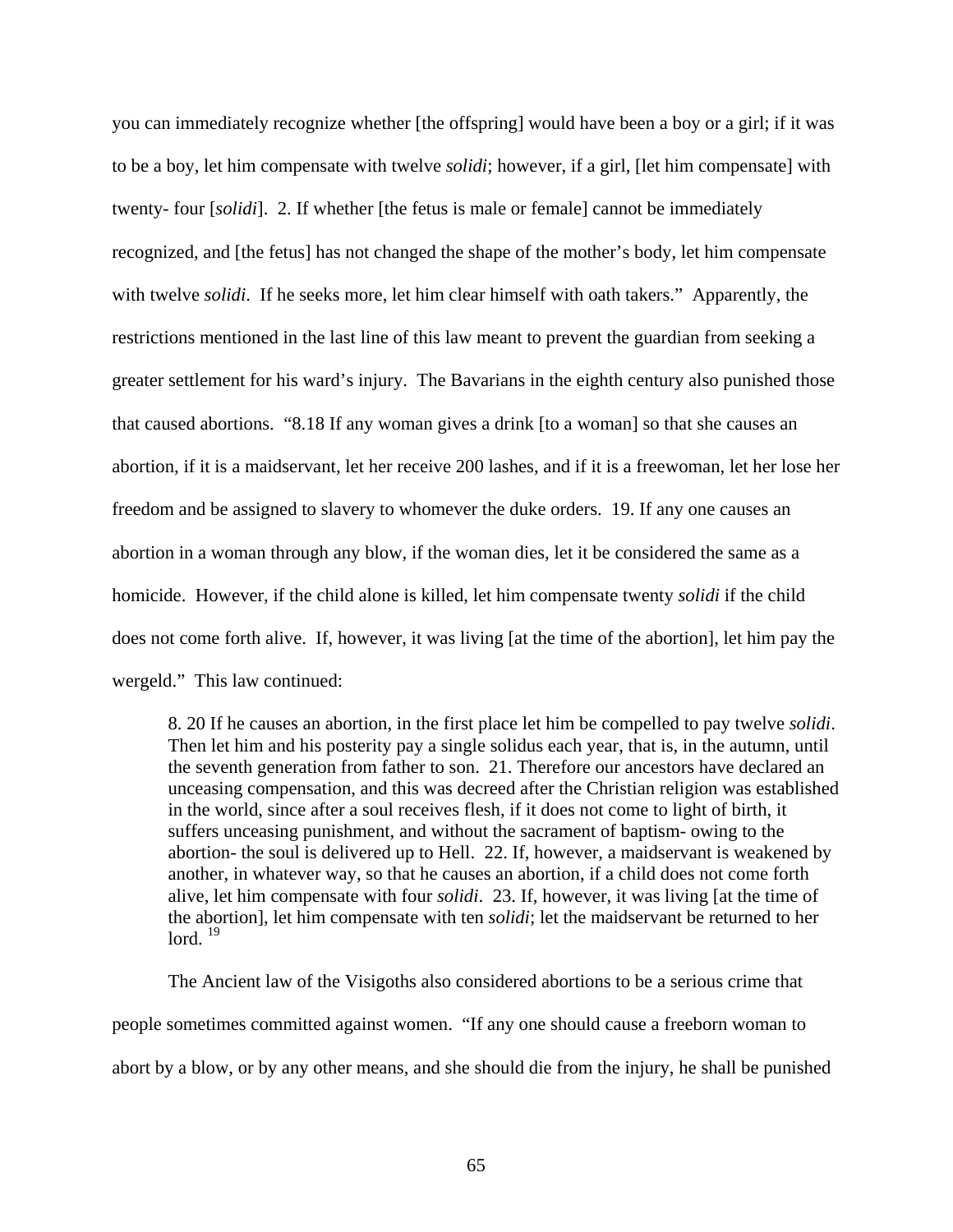you can immediately recognize whether [the offspring] would have been a boy or a girl; if it was to be a boy, let him compensate with twelve *solidi*; however, if a girl, [let him compensate] with twenty- four [*solidi*]. 2. If whether [the fetus is male or female] cannot be immediately recognized, and [the fetus] has not changed the shape of the mother's body, let him compensate with twelve *solidi*. If he seeks more, let him clear himself with oath takers." Apparently, the restrictions mentioned in the last line of this law meant to prevent the guardian from seeking a greater settlement for his ward's injury. The Bavarians in the eighth century also punished those that caused abortions. "8.18 If any woman gives a drink [to a woman] so that she causes an abortion, if it is a maidservant, let her receive 200 lashes, and if it is a freewoman, let her lose her freedom and be assigned to slavery to whomever the duke orders. 19. If any one causes an abortion in a woman through any blow, if the woman dies, let it be considered the same as a homicide. However, if the child alone is killed, let him compensate twenty *solidi* if the child does not come forth alive. If, however, it was living [at the time of the abortion], let him pay the wergeld." This law continued:

> 8. 20 If he causes an abortion, in the first place let him be compelled to pay twelve *solidi*. Then let him and his posterity pay a single solidus each year, that is, in the autumn, until the seventh generation from father to son. 21. Therefore our ancestors have declared an unceasing compensation, and this was decreed after the Christian religion was established in the world, since after a soul receives flesh, if it does not come to light of birth, it suffers unceasing punishment, and without the sacrament of baptism- owing to the abortion- the soul is delivered up to Hell. 22. If, however, a maidservant is weakened by another, in whatever way, so that he causes an abortion, if a child does not come forth alive, let him compensate with four *solidi*. 23. If, however, it was living [at the time of the abortion], let him compensate with ten *solidi*; let the maidservant be returned to her lord. [19]

The Ancient law of the Visigoths also considered abortions to be a serious crime that people sometimes committed against women. "If any one should cause a freeborn woman to abort by a blow, or by any other means, and she should die from the injury, he shall be punished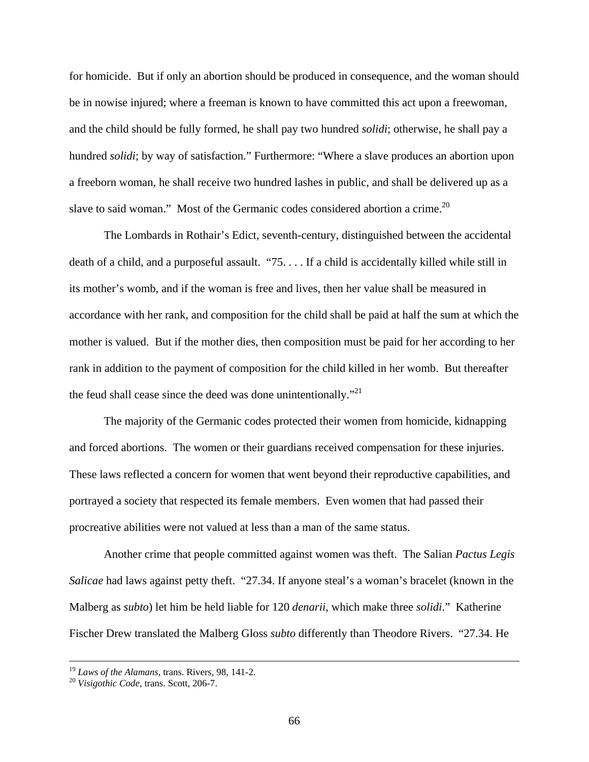for homicide. But if only an abortion should be produced in consequence, and the woman should be in nowise injured; where a freeman is known to have committed this act upon a freewoman, and the child should be fully formed, he shall pay two hundred *solidi*; otherwise, he shall pay a hundred *solidi*; by way of satisfaction." Furthermore: "Where a slave produces an abortion upon a freeborn woman, he shall receive two hundred lashes in public, and shall be delivered up as a slave to said woman." Most of the Germanic codes considered abortion a crime.[20]

The Lombards in Rothair's Edict, seventh-century, distinguished between the accidental death of a child, and a purposeful assault. "75. . . . If a child is accidentally killed while still in its mother's womb, and if the woman is free and lives, then her value shall be measured in accordance with her rank, and composition for the child shall be paid at half the sum at which the mother is valued. But if the mother dies, then composition must be paid for her according to her rank in addition to the payment of composition for the child killed in her womb. But thereafter the feud shall cease since the deed was done unintentionally."[21]

The majority of the Germanic codes protected their women from homicide, kidnapping and forced abortions. The women or their guardians received compensation for these injuries. These laws reflected a concern for women that went beyond their reproductive capabilities, and portrayed a society that respected its female members. Even women that had passed their procreative abilities were not valued at less than a man of the same status.

Another crime that people committed against women was theft. The Salian *Pactus Legis Salicae* had laws against petty theft. "27.34. If anyone steal's a woman's bracelet (known in the Malberg as *subto*) let him be held liable for 120 *denarii*, which make three *solidi*." Katherine Fischer Drew translated the Malberg Gloss *subto* differently than Theodore Rivers. "27.34. He

---

[19] *Laws of the Alamans*, trans. Rivers, 98, 141-2.
[20] *Visigothic Code*, trans. Scott, 206-7.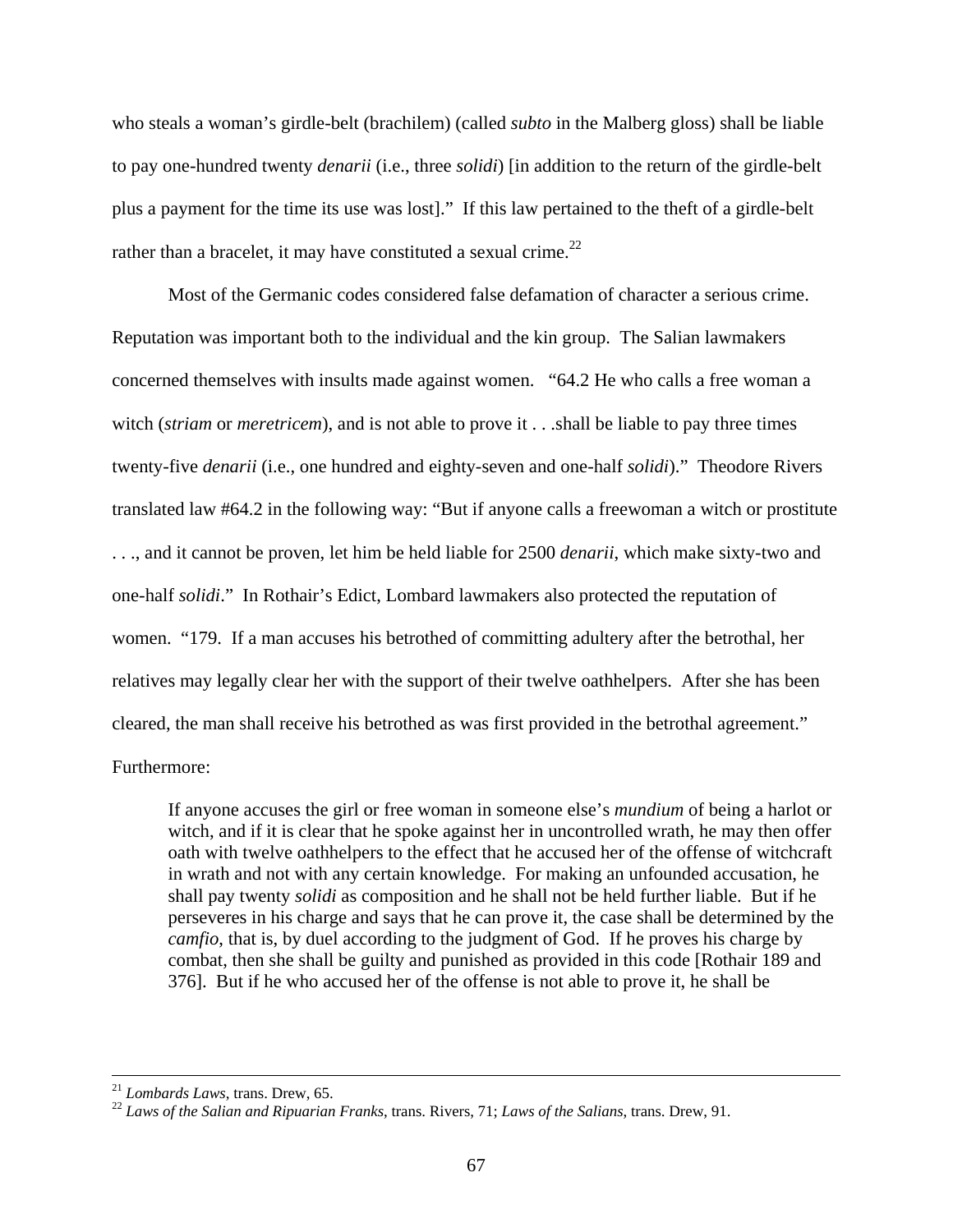who steals a woman's girdle-belt (brachilem) (called *subto* in the Malberg gloss) shall be liable to pay one-hundred twenty *denarii* (i.e., three *solidi*) [in addition to the return of the girdle-belt plus a payment for the time its use was lost]." If this law pertained to the theft of a girdle-belt rather than a bracelet, it may have constituted a sexual crime.[22]

Most of the Germanic codes considered false defamation of character a serious crime. Reputation was important both to the individual and the kin group. The Salian lawmakers concerned themselves with insults made against women. "64.2 He who calls a free woman a witch (*striam* or *meretricem*), and is not able to prove it . . .shall be liable to pay three times twenty-five *denarii* (i.e., one hundred and eighty-seven and one-half *solidi*)." Theodore Rivers translated law #64.2 in the following way: "But if anyone calls a freewoman a witch or prostitute . . ., and it cannot be proven, let him be held liable for 2500 *denarii*, which make sixty-two and one-half *solidi*." In Rothair's Edict, Lombard lawmakers also protected the reputation of women. "179. If a man accuses his betrothed of committing adultery after the betrothal, her relatives may legally clear her with the support of their twelve oathhelpers. After she has been cleared, the man shall receive his betrothed as was first provided in the betrothal agreement." Furthermore:

> If anyone accuses the girl or free woman in someone else's *mundium* of being a harlot or witch, and if it is clear that he spoke against her in uncontrolled wrath, he may then offer oath with twelve oathhelpers to the effect that he accused her of the offense of witchcraft in wrath and not with any certain knowledge. For making an unfounded accusation, he shall pay twenty *solidi* as composition and he shall not be held further liable. But if he perseveres in his charge and says that he can prove it, the case shall be determined by the *camfio*, that is, by duel according to the judgment of God. If he proves his charge by combat, then she shall be guilty and punished as provided in this code [Rothair 189 and 376]. But if he who accused her of the offense is not able to prove it, he shall be

---

[21] *Lombards Laws*, trans. Drew, 65.

[22] *Laws of the Salian and Ripuarian Franks*, trans. Rivers, 71; *Laws of the Salians*, trans. Drew, 91.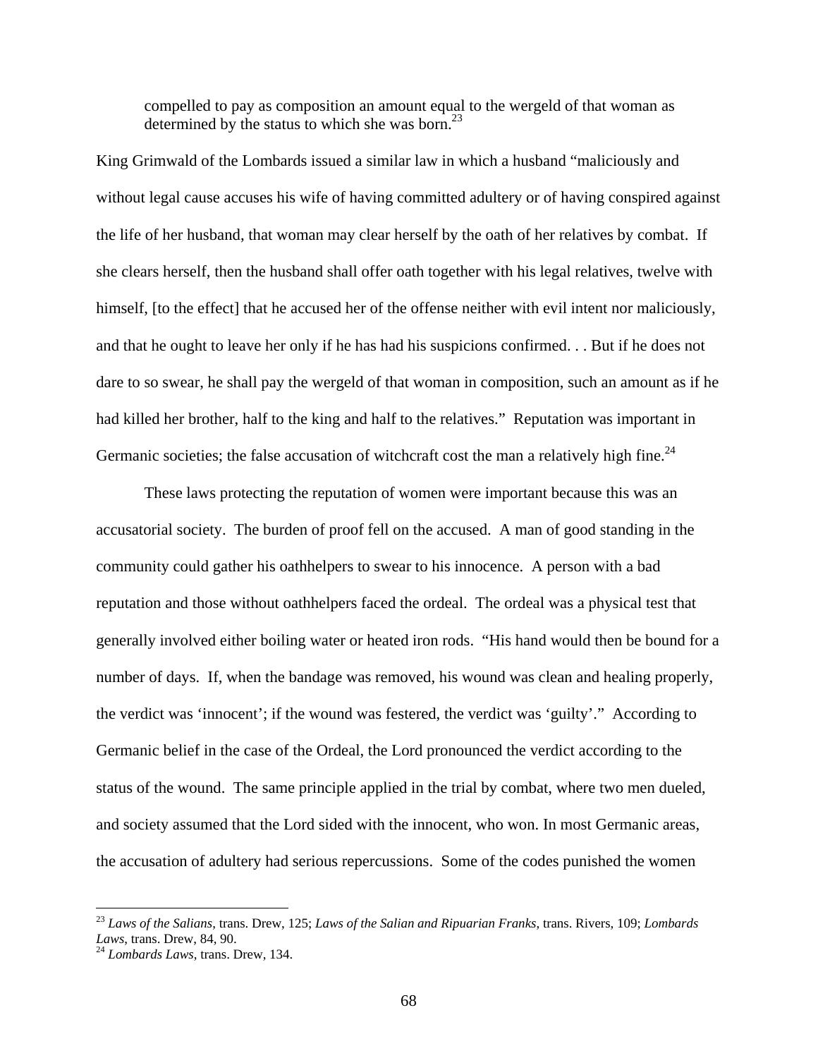> compelled to pay as composition an amount equal to the wergeld of that woman as determined by the status to which she was born.[23]

King Grimwald of the Lombards issued a similar law in which a husband "maliciously and without legal cause accuses his wife of having committed adultery or of having conspired against the life of her husband, that woman may clear herself by the oath of her relatives by combat. If she clears herself, then the husband shall offer oath together with his legal relatives, twelve with himself, [to the effect] that he accused her of the offense neither with evil intent nor maliciously, and that he ought to leave her only if he has had his suspicions confirmed. . . But if he does not dare to so swear, he shall pay the wergeld of that woman in composition, such an amount as if he had killed her brother, half to the king and half to the relatives." Reputation was important in Germanic societies; the false accusation of witchcraft cost the man a relatively high fine.[24]

These laws protecting the reputation of women were important because this was an accusatorial society. The burden of proof fell on the accused. A man of good standing in the community could gather his oathhelpers to swear to his innocence. A person with a bad reputation and those without oathhelpers faced the ordeal. The ordeal was a physical test that generally involved either boiling water or heated iron rods. "His hand would then be bound for a number of days. If, when the bandage was removed, his wound was clean and healing properly, the verdict was 'innocent'; if the wound was festered, the verdict was 'guilty'." According to Germanic belief in the case of the Ordeal, the Lord pronounced the verdict according to the status of the wound. The same principle applied in the trial by combat, where two men dueled, and society assumed that the Lord sided with the innocent, who won. In most Germanic areas, the accusation of adultery had serious repercussions. Some of the codes punished the women

---

[23] *Laws of the Salians*, trans. Drew, 125; *Laws of the Salian and Ripuarian Franks*, trans. Rivers, 109; *Lombards Laws*, trans. Drew, 84, 90.

[24] *Lombards Laws*, trans. Drew, 134.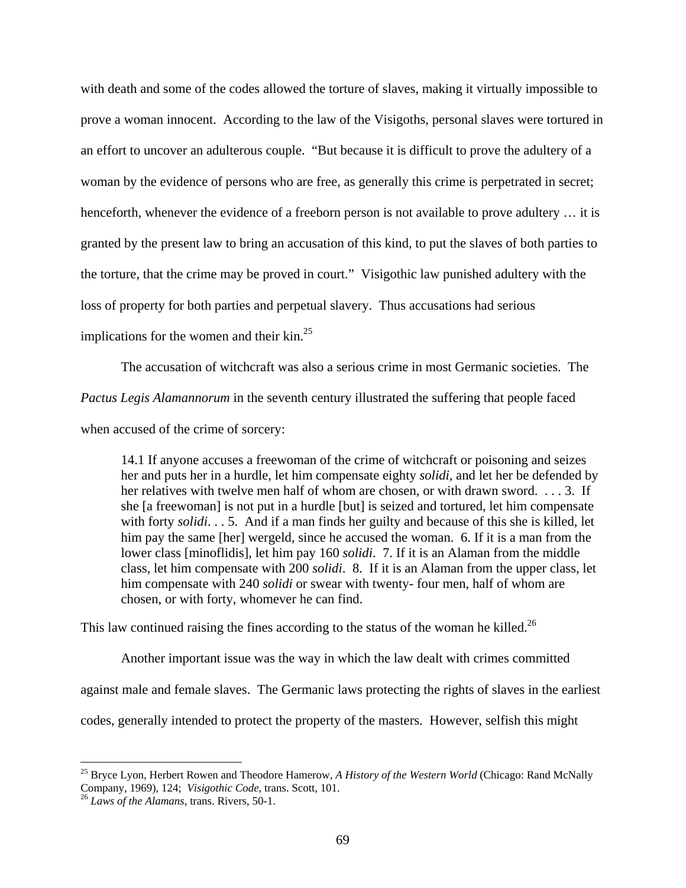with death and some of the codes allowed the torture of slaves, making it virtually impossible to prove a woman innocent. According to the law of the Visigoths, personal slaves were tortured in an effort to uncover an adulterous couple. "But because it is difficult to prove the adultery of a woman by the evidence of persons who are free, as generally this crime is perpetrated in secret; henceforth, whenever the evidence of a freeborn person is not available to prove adultery … it is granted by the present law to bring an accusation of this kind, to put the slaves of both parties to the torture, that the crime may be proved in court." Visigothic law punished adultery with the loss of property for both parties and perpetual slavery. Thus accusations had serious implications for the women and their kin.[25]

The accusation of witchcraft was also a serious crime in most Germanic societies. The *Pactus Legis Alamannorum* in the seventh century illustrated the suffering that people faced when accused of the crime of sorcery:

> 14.1 If anyone accuses a freewoman of the crime of witchcraft or poisoning and seizes her and puts her in a hurdle, let him compensate eighty *solidi*, and let her be defended by her relatives with twelve men half of whom are chosen, or with drawn sword. . . . 3. If she [a freewoman] is not put in a hurdle [but] is seized and tortured, let him compensate with forty *solidi*. . . 5. And if a man finds her guilty and because of this she is killed, let him pay the same [her] wergeld, since he accused the woman. 6. If it is a man from the lower class [minoflidis], let him pay 160 *solidi*. 7. If it is an Alaman from the middle class, let him compensate with 200 *solidi*. 8. If it is an Alaman from the upper class, let him compensate with 240 *solidi* or swear with twenty- four men, half of whom are chosen, or with forty, whomever he can find.

This law continued raising the fines according to the status of the woman he killed.[26]

Another important issue was the way in which the law dealt with crimes committed against male and female slaves. The Germanic laws protecting the rights of slaves in the earliest codes, generally intended to protect the property of the masters. However, selfish this might

---

[25] Bryce Lyon, Herbert Rowen and Theodore Hamerow, *A History of the Western World* (Chicago: Rand McNally Company, 1969), 124; *Visigothic Code*, trans. Scott, 101.

[26] *Laws of the Alamans*, trans. Rivers, 50-1.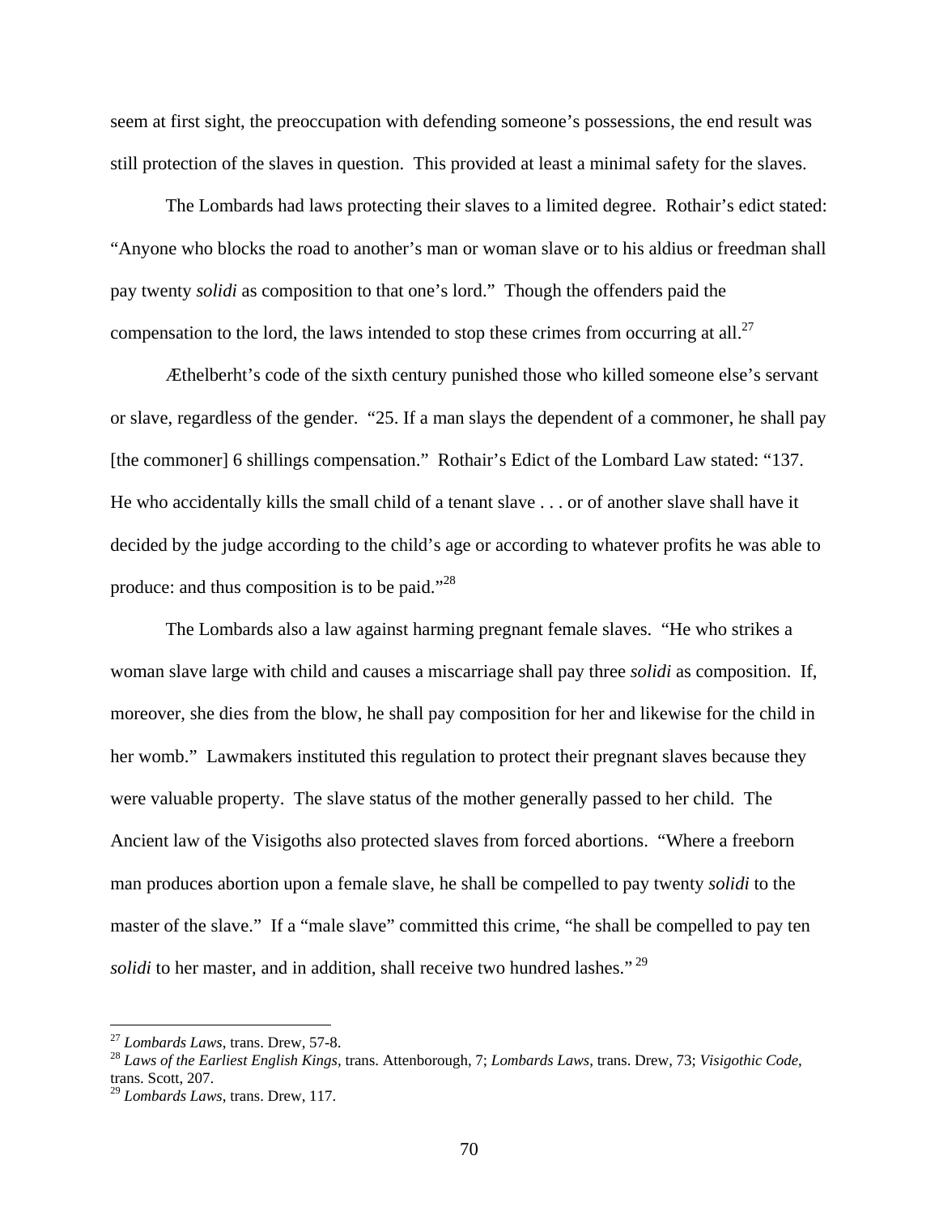seem at first sight, the preoccupation with defending someone's possessions, the end result was still protection of the slaves in question. This provided at least a minimal safety for the slaves.

The Lombards had laws protecting their slaves to a limited degree. Rothair's edict stated: "Anyone who blocks the road to another's man or woman slave or to his aldius or freedman shall pay twenty *solidi* as composition to that one's lord." Though the offenders paid the compensation to the lord, the laws intended to stop these crimes from occurring at all.[27]

Æthelberht's code of the sixth century punished those who killed someone else's servant or slave, regardless of the gender. "25. If a man slays the dependent of a commoner, he shall pay [the commoner] 6 shillings compensation." Rothair's Edict of the Lombard Law stated: "137. He who accidentally kills the small child of a tenant slave . . . or of another slave shall have it decided by the judge according to the child's age or according to whatever profits he was able to produce: and thus composition is to be paid."[28]

The Lombards also a law against harming pregnant female slaves. "He who strikes a woman slave large with child and causes a miscarriage shall pay three *solidi* as composition. If, moreover, she dies from the blow, he shall pay composition for her and likewise for the child in her womb." Lawmakers instituted this regulation to protect their pregnant slaves because they were valuable property. The slave status of the mother generally passed to her child. The Ancient law of the Visigoths also protected slaves from forced abortions. "Where a freeborn man produces abortion upon a female slave, he shall be compelled to pay twenty *solidi* to the master of the slave." If a "male slave" committed this crime, "he shall be compelled to pay ten *solidi* to her master, and in addition, shall receive two hundred lashes."[29]

---

[27] *Lombards Laws*, trans. Drew, 57-8.

[28] *Laws of the Earliest English Kings*, trans. Attenborough, 7; *Lombards Laws*, trans. Drew, 73; *Visigothic Code*, trans. Scott, 207.

[29] *Lombards Laws*, trans. Drew, 117.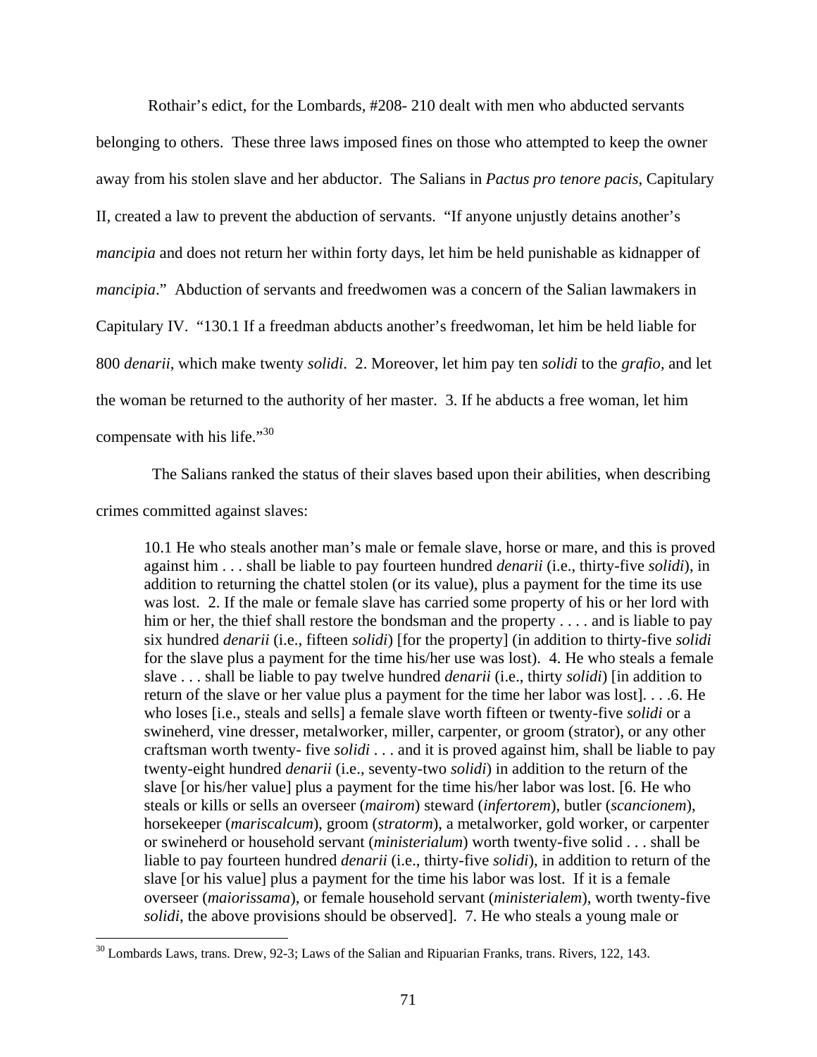Rothair's edict, for the Lombards, #208- 210 dealt with men who abducted servants belonging to others. These three laws imposed fines on those who attempted to keep the owner away from his stolen slave and her abductor. The Salians in *Pactus pro tenore pacis*, Capitulary II, created a law to prevent the abduction of servants. "If anyone unjustly detains another's *mancipia* and does not return her within forty days, let him be held punishable as kidnapper of *mancipia*." Abduction of servants and freedwomen was a concern of the Salian lawmakers in Capitulary IV. "130.1 If a freedman abducts another's freedwoman, let him be held liable for 800 *denarii*, which make twenty *solidi*. 2. Moreover, let him pay ten *solidi* to the *grafio*, and let the woman be returned to the authority of her master. 3. If he abducts a free woman, let him compensate with his life."[30]

The Salians ranked the status of their slaves based upon their abilities, when describing crimes committed against slaves:

> 10.1 He who steals another man's male or female slave, horse or mare, and this is proved against him . . . shall be liable to pay fourteen hundred *denarii* (i.e., thirty-five *solidi*), in addition to returning the chattel stolen (or its value), plus a payment for the time its use was lost. 2. If the male or female slave has carried some property of his or her lord with him or her, the thief shall restore the bondsman and the property . . . . and is liable to pay six hundred *denarii* (i.e., fifteen *solidi*) [for the property] (in addition to thirty-five *solidi* for the slave plus a payment for the time his/her use was lost). 4. He who steals a female slave . . . shall be liable to pay twelve hundred *denarii* (i.e., thirty *solidi*) [in addition to return of the slave or her value plus a payment for the time her labor was lost]. . . .6. He who loses [i.e., steals and sells] a female slave worth fifteen or twenty-five *solidi* or a swineherd, vine dresser, metalworker, miller, carpenter, or groom (strator), or any other craftsman worth twenty- five *solidi* . . . and it is proved against him, shall be liable to pay twenty-eight hundred *denarii* (i.e., seventy-two *solidi*) in addition to the return of the slave [or his/her value] plus a payment for the time his/her labor was lost. [6. He who steals or kills or sells an overseer (*mairom*) steward (*infertorem*), butler (*scancionem*), horsekeeper (*mariscalcum*), groom (*stratorm*), a metalworker, gold worker, or carpenter or swineherd or household servant (*ministerialum*) worth twenty-five solid . . . shall be liable to pay fourteen hundred *denarii* (i.e., thirty-five *solidi*), in addition to return of the slave [or his value] plus a payment for the time his labor was lost. If it is a female overseer (*maiorissama*), or female household servant (*ministerialem*), worth twenty-five *solidi*, the above provisions should be observed]. 7. He who steals a young male or

[30] Lombards Laws, trans. Drew, 92-3; Laws of the Salian and Ripuarian Franks, trans. Rivers, 122, 143.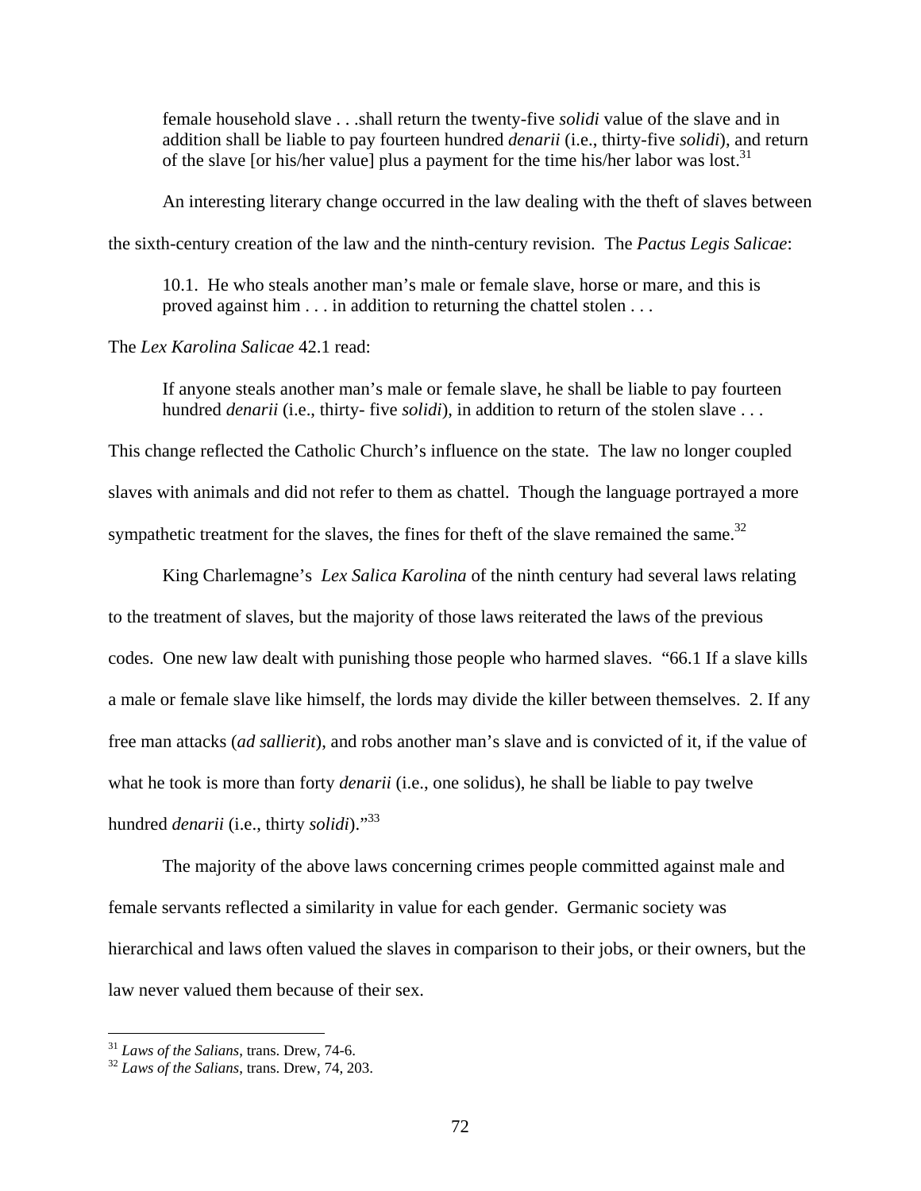> female household slave . . .shall return the twenty-five *solidi* value of the slave and in addition shall be liable to pay fourteen hundred *denarii* (i.e., thirty-five *solidi*), and return of the slave [or his/her value] plus a payment for the time his/her labor was lost.[31]

An interesting literary change occurred in the law dealing with the theft of slaves between the sixth-century creation of the law and the ninth-century revision. The *Pactus Legis Salicae*:

> 10.1. He who steals another man's male or female slave, horse or mare, and this is proved against him . . . in addition to returning the chattel stolen . . .

The *Lex Karolina Salicae* 42.1 read:

> If anyone steals another man's male or female slave, he shall be liable to pay fourteen hundred *denarii* (i.e., thirty- five *solidi*), in addition to return of the stolen slave . . .

This change reflected the Catholic Church's influence on the state. The law no longer coupled slaves with animals and did not refer to them as chattel. Though the language portrayed a more sympathetic treatment for the slaves, the fines for theft of the slave remained the same.[32]

King Charlemagne's *Lex Salica Karolina* of the ninth century had several laws relating to the treatment of slaves, but the majority of those laws reiterated the laws of the previous codes. One new law dealt with punishing those people who harmed slaves. "66.1 If a slave kills a male or female slave like himself, the lords may divide the killer between themselves. 2. If any free man attacks (*ad sallierit*), and robs another man's slave and is convicted of it, if the value of what he took is more than forty *denarii* (i.e., one solidus), he shall be liable to pay twelve hundred *denarii* (i.e., thirty *solidi*)."[33]

The majority of the above laws concerning crimes people committed against male and female servants reflected a similarity in value for each gender. Germanic society was hierarchical and laws often valued the slaves in comparison to their jobs, or their owners, but the law never valued them because of their sex.

---

[31] *Laws of the Salians*, trans. Drew, 74-6.
[32] *Laws of the Salians*, trans. Drew, 74, 203.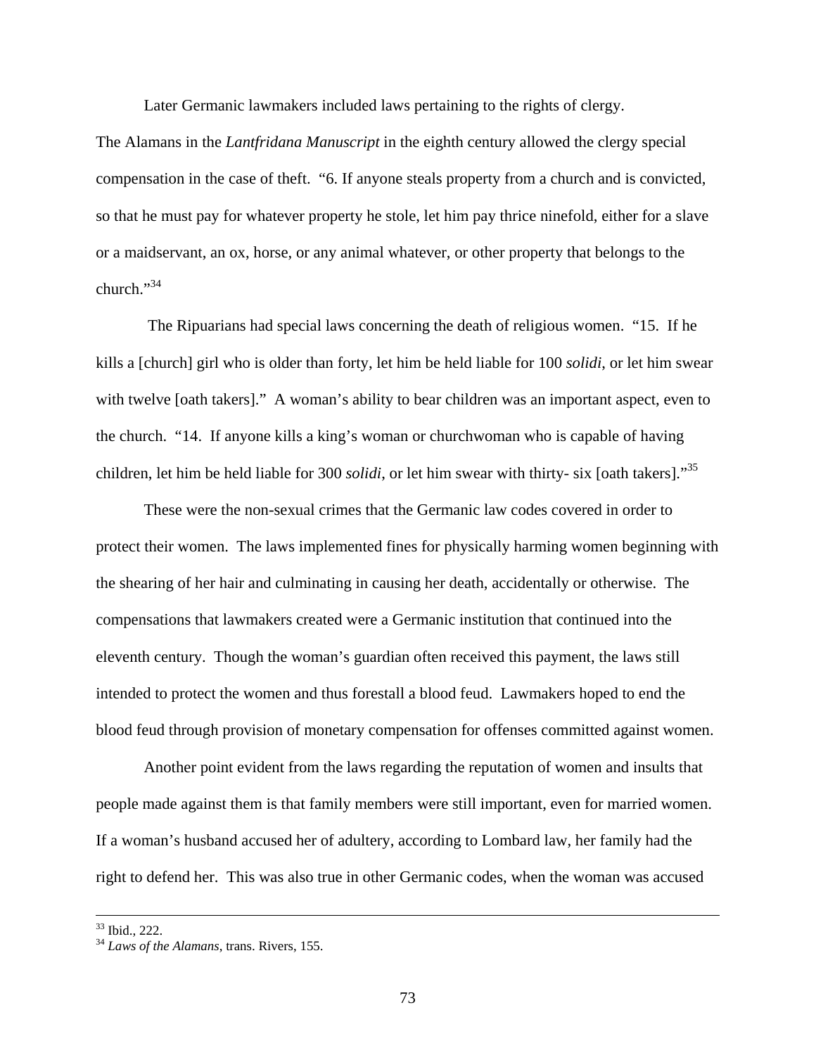Later Germanic lawmakers included laws pertaining to the rights of clergy. The Alamans in the *Lantfridana Manuscript* in the eighth century allowed the clergy special compensation in the case of theft. "6. If anyone steals property from a church and is convicted, so that he must pay for whatever property he stole, let him pay thrice ninefold, either for a slave or a maidservant, an ox, horse, or any animal whatever, or other property that belongs to the church."[34]

The Ripuarians had special laws concerning the death of religious women. "15. If he kills a [church] girl who is older than forty, let him be held liable for 100 *solidi*, or let him swear with twelve [oath takers]." A woman's ability to bear children was an important aspect, even to the church. "14. If anyone kills a king's woman or churchwoman who is capable of having children, let him be held liable for 300 *solidi*, or let him swear with thirty- six [oath takers]."[35]

These were the non-sexual crimes that the Germanic law codes covered in order to protect their women. The laws implemented fines for physically harming women beginning with the shearing of her hair and culminating in causing her death, accidentally or otherwise. The compensations that lawmakers created were a Germanic institution that continued into the eleventh century. Though the woman's guardian often received this payment, the laws still intended to protect the women and thus forestall a blood feud. Lawmakers hoped to end the blood feud through provision of monetary compensation for offenses committed against women.

Another point evident from the laws regarding the reputation of women and insults that people made against them is that family members were still important, even for married women. If a woman's husband accused her of adultery, according to Lombard law, her family had the right to defend her. This was also true in other Germanic codes, when the woman was accused

---

[33] Ibid., 222.

[34] *Laws of the Alamans*, trans. Rivers, 155.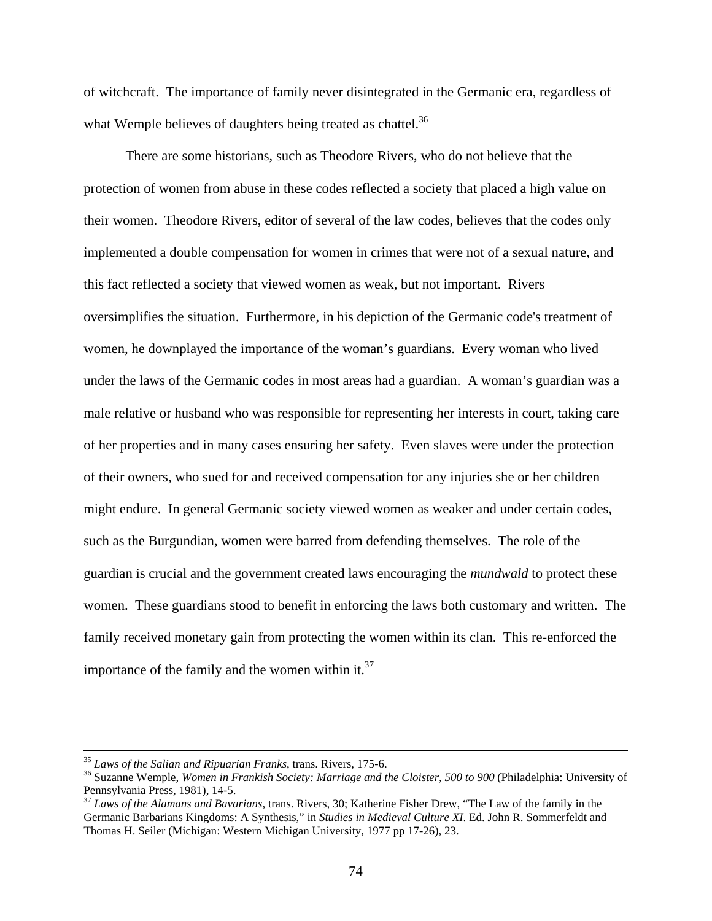of witchcraft. The importance of family never disintegrated in the Germanic era, regardless of what Wemple believes of daughters being treated as chattel.[36]

There are some historians, such as Theodore Rivers, who do not believe that the protection of women from abuse in these codes reflected a society that placed a high value on their women. Theodore Rivers, editor of several of the law codes, believes that the codes only implemented a double compensation for women in crimes that were not of a sexual nature, and this fact reflected a society that viewed women as weak, but not important. Rivers oversimplifies the situation. Furthermore, in his depiction of the Germanic code's treatment of women, he downplayed the importance of the woman's guardians. Every woman who lived under the laws of the Germanic codes in most areas had a guardian. A woman's guardian was a male relative or husband who was responsible for representing her interests in court, taking care of her properties and in many cases ensuring her safety. Even slaves were under the protection of their owners, who sued for and received compensation for any injuries she or her children might endure. In general Germanic society viewed women as weaker and under certain codes, such as the Burgundian, women were barred from defending themselves. The role of the guardian is crucial and the government created laws encouraging the *mundwald* to protect these women. These guardians stood to benefit in enforcing the laws both customary and written. The family received monetary gain from protecting the women within its clan. This re-enforced the importance of the family and the women within it.[37]

---

[35] *Laws of the Salian and Ripuarian Franks*, trans. Rivers, 175-6.

[36] Suzanne Wemple, *Women in Frankish Society: Marriage and the Cloister, 500 to 900* (Philadelphia: University of Pennsylvania Press, 1981), 14-5.

[37] *Laws of the Alamans and Bavarians*, trans. Rivers, 30; Katherine Fisher Drew, "The Law of the family in the Germanic Barbarians Kingdoms: A Synthesis," in *Studies in Medieval Culture XI*. Ed. John R. Sommerfeldt and Thomas H. Seiler (Michigan: Western Michigan University, 1977 pp 17-26), 23.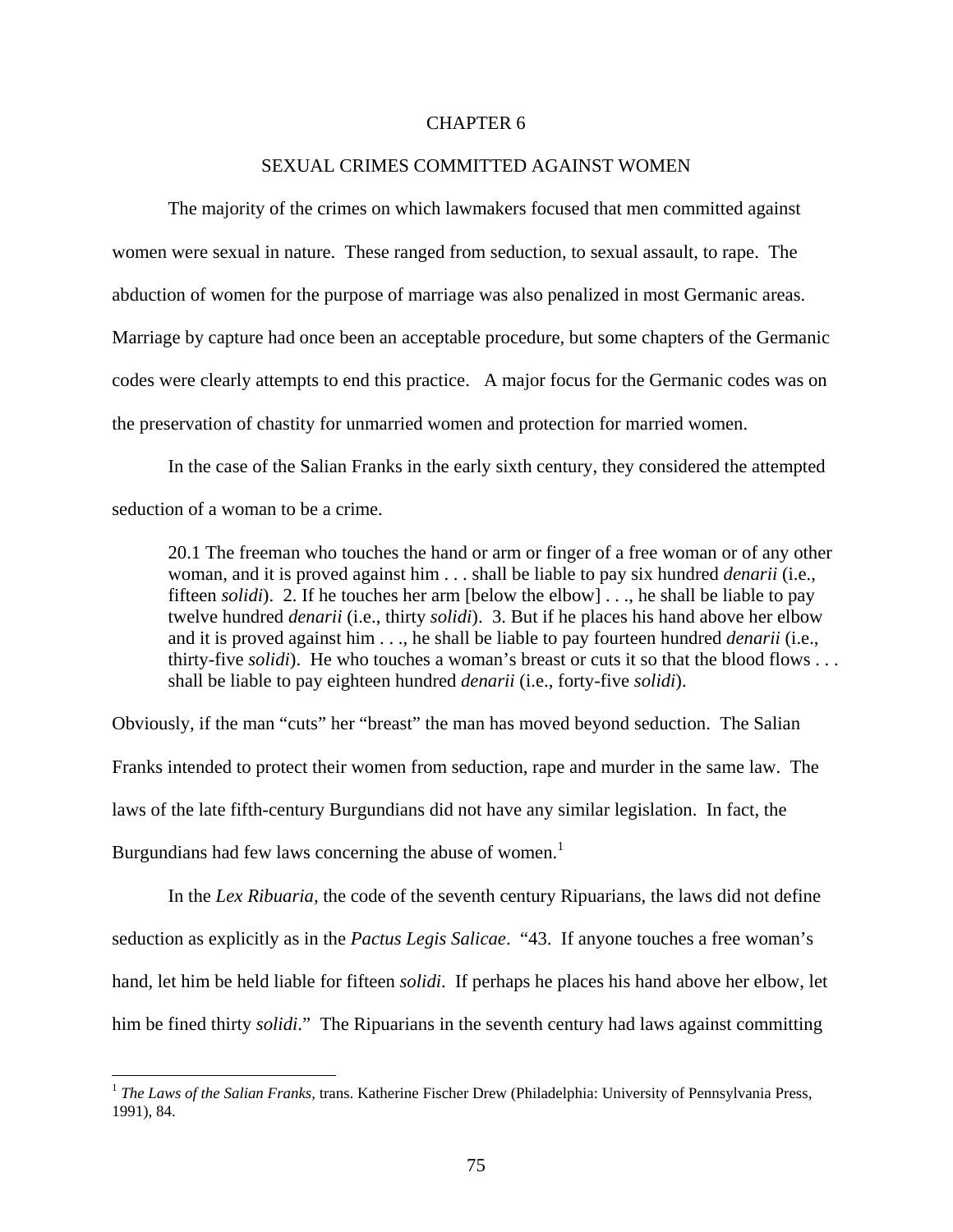# CHAPTER 6

## SEXUAL CRIMES COMMITTED AGAINST WOMEN

The majority of the crimes on which lawmakers focused that men committed against women were sexual in nature. These ranged from seduction, to sexual assault, to rape. The abduction of women for the purpose of marriage was also penalized in most Germanic areas. Marriage by capture had once been an acceptable procedure, but some chapters of the Germanic codes were clearly attempts to end this practice. A major focus for the Germanic codes was on the preservation of chastity for unmarried women and protection for married women.

In the case of the Salian Franks in the early sixth century, they considered the attempted seduction of a woman to be a crime.

> 20.1 The freeman who touches the hand or arm or finger of a free woman or of any other woman, and it is proved against him . . . shall be liable to pay six hundred *denarii* (i.e., fifteen *solidi*). 2. If he touches her arm [below the elbow] . . ., he shall be liable to pay twelve hundred *denarii* (i.e., thirty *solidi*). 3. But if he places his hand above her elbow and it is proved against him . . ., he shall be liable to pay fourteen hundred *denarii* (i.e., thirty-five *solidi*). He who touches a woman's breast or cuts it so that the blood flows . . . shall be liable to pay eighteen hundred *denarii* (i.e., forty-five *solidi*).

Obviously, if the man "cuts" her "breast" the man has moved beyond seduction. The Salian Franks intended to protect their women from seduction, rape and murder in the same law. The laws of the late fifth-century Burgundians did not have any similar legislation. In fact, the Burgundians had few laws concerning the abuse of women.[1]

In the *Lex Ribuaria*, the code of the seventh century Ripuarians, the laws did not define seduction as explicitly as in the *Pactus Legis Salicae*. "43. If anyone touches a free woman's hand, let him be held liable for fifteen *solidi*. If perhaps he places his hand above her elbow, let him be fined thirty *solidi*." The Ripuarians in the seventh century had laws against committing

---

[1] *The Laws of the Salian Franks*, trans. Katherine Fischer Drew (Philadelphia: University of Pennsylvania Press, 1991), 84.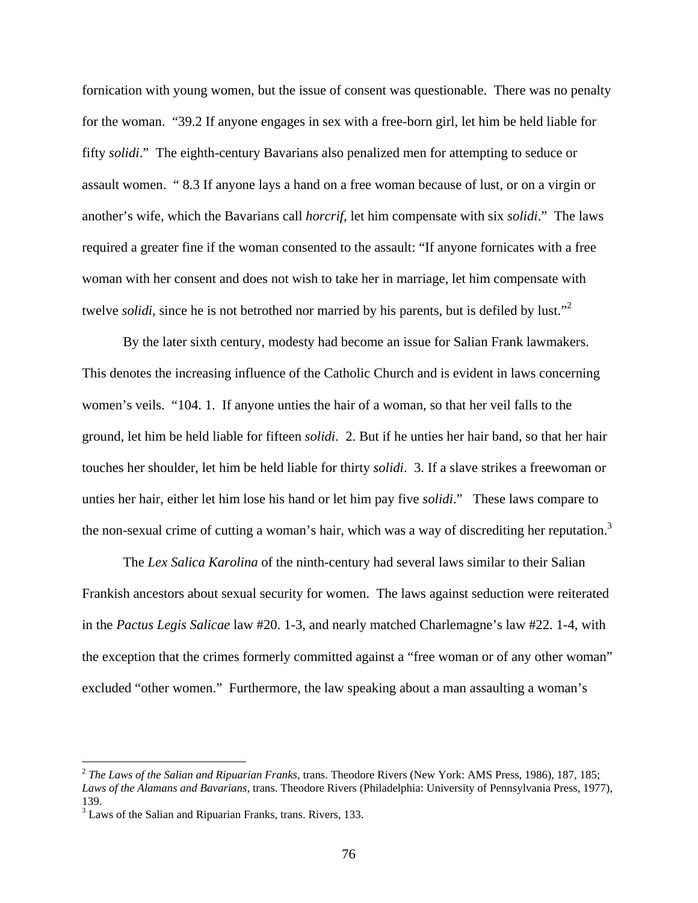fornication with young women, but the issue of consent was questionable. There was no penalty for the woman. "39.2 If anyone engages in sex with a free-born girl, let him be held liable for fifty *solidi*." The eighth-century Bavarians also penalized men for attempting to seduce or assault women. " 8.3 If anyone lays a hand on a free woman because of lust, or on a virgin or another's wife, which the Bavarians call *horcrif*, let him compensate with six *solidi*." The laws required a greater fine if the woman consented to the assault: "If anyone fornicates with a free woman with her consent and does not wish to take her in marriage, let him compensate with twelve *solidi*, since he is not betrothed nor married by his parents, but is defiled by lust."[2]

By the later sixth century, modesty had become an issue for Salian Frank lawmakers. This denotes the increasing influence of the Catholic Church and is evident in laws concerning women's veils. "104. 1. If anyone unties the hair of a woman, so that her veil falls to the ground, let him be held liable for fifteen *solidi*. 2. But if he unties her hair band, so that her hair touches her shoulder, let him be held liable for thirty *solidi*. 3. If a slave strikes a freewoman or unties her hair, either let him lose his hand or let him pay five *solidi*." These laws compare to the non-sexual crime of cutting a woman's hair, which was a way of discrediting her reputation.[3]

The *Lex Salica Karolina* of the ninth-century had several laws similar to their Salian Frankish ancestors about sexual security for women. The laws against seduction were reiterated in the *Pactus Legis Salicae* law #20. 1-3, and nearly matched Charlemagne's law #22. 1-4, with the exception that the crimes formerly committed against a "free woman or of any other woman" excluded "other women." Furthermore, the law speaking about a man assaulting a woman's

---

[2] *The Laws of the Salian and Ripuarian Franks*, trans. Theodore Rivers (New York: AMS Press, 1986), 187, 185; *Laws of the Alamans and Bavarians*, trans. Theodore Rivers (Philadelphia: University of Pennsylvania Press, 1977), 139.

[3] Laws of the Salian and Ripuarian Franks, trans. Rivers, 133.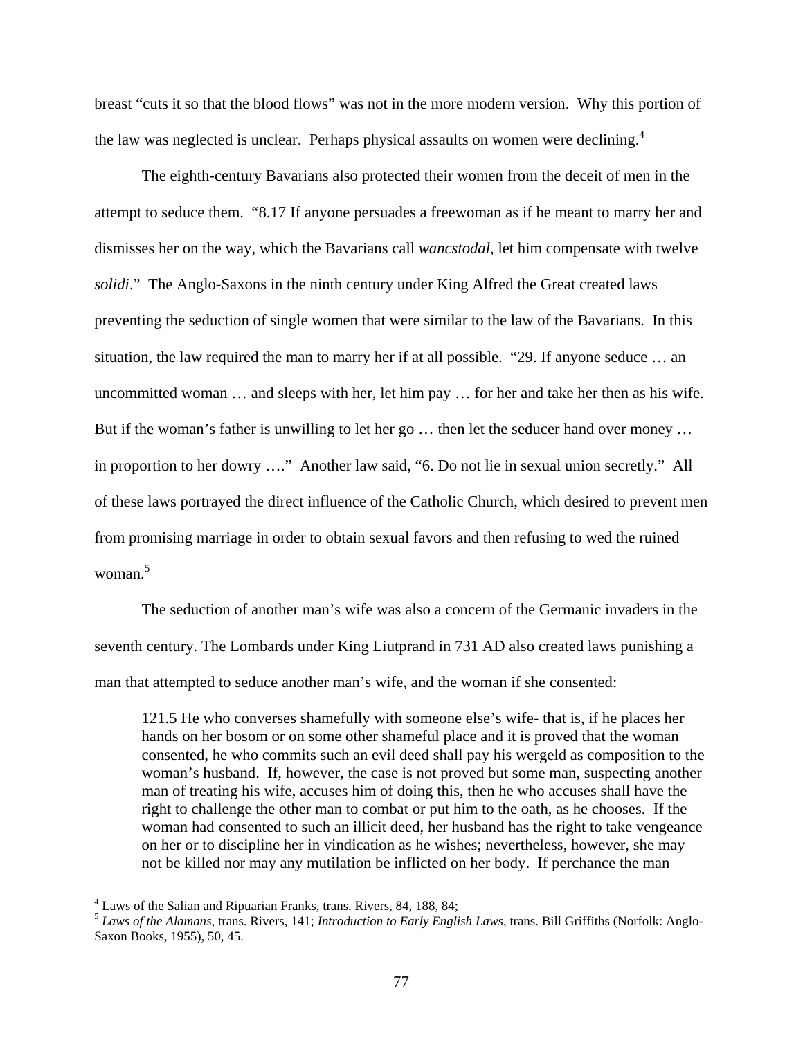breast "cuts it so that the blood flows" was not in the more modern version. Why this portion of the law was neglected is unclear. Perhaps physical assaults on women were declining.[4]

The eighth-century Bavarians also protected their women from the deceit of men in the attempt to seduce them. "8.17 If anyone persuades a freewoman as if he meant to marry her and dismisses her on the way, which the Bavarians call *wancstodal*, let him compensate with twelve *solidi*." The Anglo-Saxons in the ninth century under King Alfred the Great created laws preventing the seduction of single women that were similar to the law of the Bavarians. In this situation, the law required the man to marry her if at all possible. "29. If anyone seduce … an uncommitted woman … and sleeps with her, let him pay … for her and take her then as his wife. But if the woman's father is unwilling to let her go … then let the seducer hand over money … in proportion to her dowry …." Another law said, "6. Do not lie in sexual union secretly." All of these laws portrayed the direct influence of the Catholic Church, which desired to prevent men from promising marriage in order to obtain sexual favors and then refusing to wed the ruined woman.[5]

The seduction of another man's wife was also a concern of the Germanic invaders in the seventh century. The Lombards under King Liutprand in 731 AD also created laws punishing a man that attempted to seduce another man's wife, and the woman if she consented:

> 121.5 He who converses shamefully with someone else's wife- that is, if he places her hands on her bosom or on some other shameful place and it is proved that the woman consented, he who commits such an evil deed shall pay his wergeld as composition to the woman's husband. If, however, the case is not proved but some man, suspecting another man of treating his wife, accuses him of doing this, then he who accuses shall have the right to challenge the other man to combat or put him to the oath, as he chooses. If the woman had consented to such an illicit deed, her husband has the right to take vengeance on her or to discipline her in vindication as he wishes; nevertheless, however, she may not be killed nor may any mutilation be inflicted on her body. If perchance the man

[4] Laws of the Salian and Ripuarian Franks, trans. Rivers, 84, 188, 84;

[5] *Laws of the Alamans*, trans. Rivers, 141; *Introduction to Early English Laws*, trans. Bill Griffiths (Norfolk: Anglo-Saxon Books, 1955), 50, 45.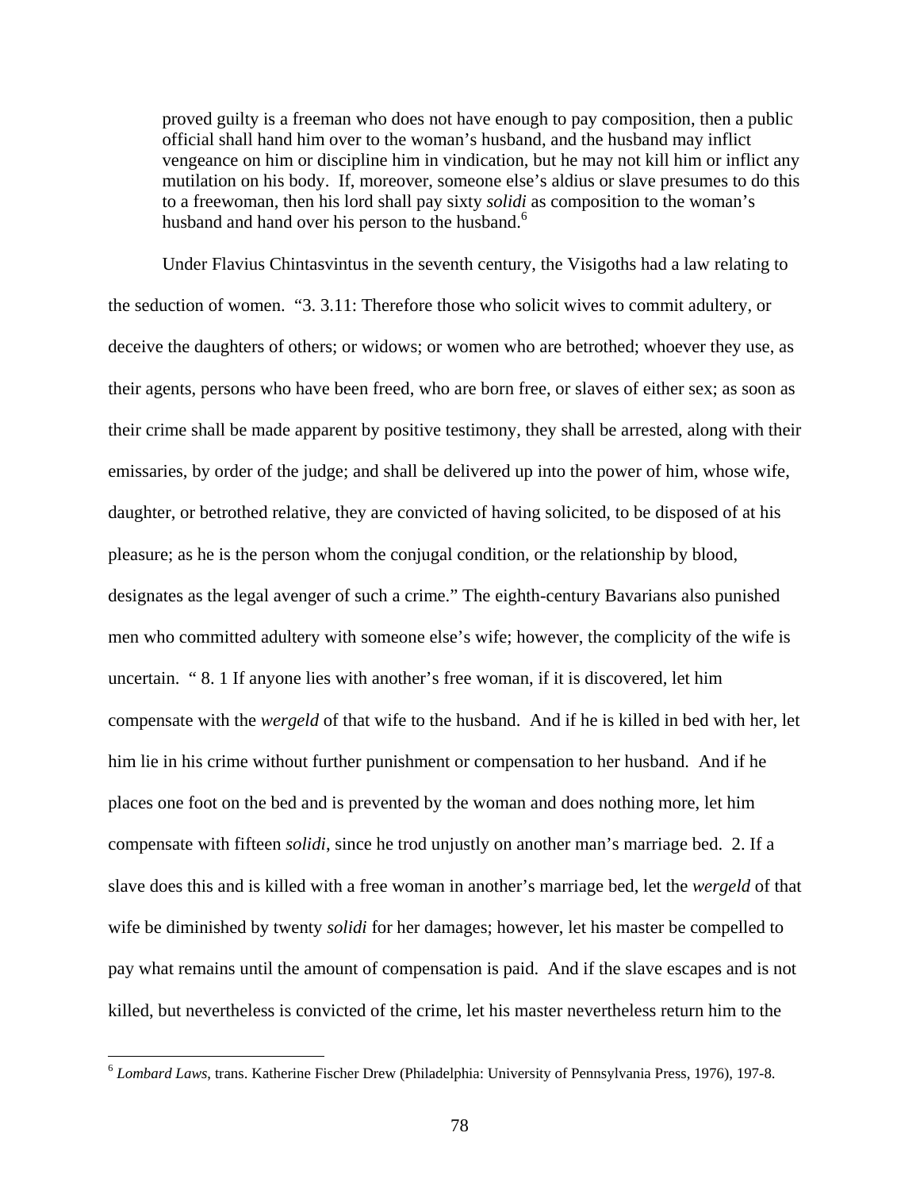proved guilty is a freeman who does not have enough to pay composition, then a public official shall hand him over to the woman's husband, and the husband may inflict vengeance on him or discipline him in vindication, but he may not kill him or inflict any mutilation on his body. If, moreover, someone else's aldius or slave presumes to do this to a freewoman, then his lord shall pay sixty *solidi* as composition to the woman's husband and hand over his person to the husband.[6]

Under Flavius Chintasvintus in the seventh century, the Visigoths had a law relating to the seduction of women. "3. 3.11: Therefore those who solicit wives to commit adultery, or deceive the daughters of others; or widows; or women who are betrothed; whoever they use, as their agents, persons who have been freed, who are born free, or slaves of either sex; as soon as their crime shall be made apparent by positive testimony, they shall be arrested, along with their emissaries, by order of the judge; and shall be delivered up into the power of him, whose wife, daughter, or betrothed relative, they are convicted of having solicited, to be disposed of at his pleasure; as he is the person whom the conjugal condition, or the relationship by blood, designates as the legal avenger of such a crime." The eighth-century Bavarians also punished men who committed adultery with someone else's wife; however, the complicity of the wife is uncertain. " 8. 1 If anyone lies with another's free woman, if it is discovered, let him compensate with the *wergeld* of that wife to the husband. And if he is killed in bed with her, let him lie in his crime without further punishment or compensation to her husband. And if he places one foot on the bed and is prevented by the woman and does nothing more, let him compensate with fifteen *solidi*, since he trod unjustly on another man's marriage bed. 2. If a slave does this and is killed with a free woman in another's marriage bed, let the *wergeld* of that wife be diminished by twenty *solidi* for her damages; however, let his master be compelled to pay what remains until the amount of compensation is paid. And if the slave escapes and is not killed, but nevertheless is convicted of the crime, let his master nevertheless return him to the

[6] *Lombard Laws*, trans. Katherine Fischer Drew (Philadelphia: University of Pennsylvania Press, 1976), 197-8.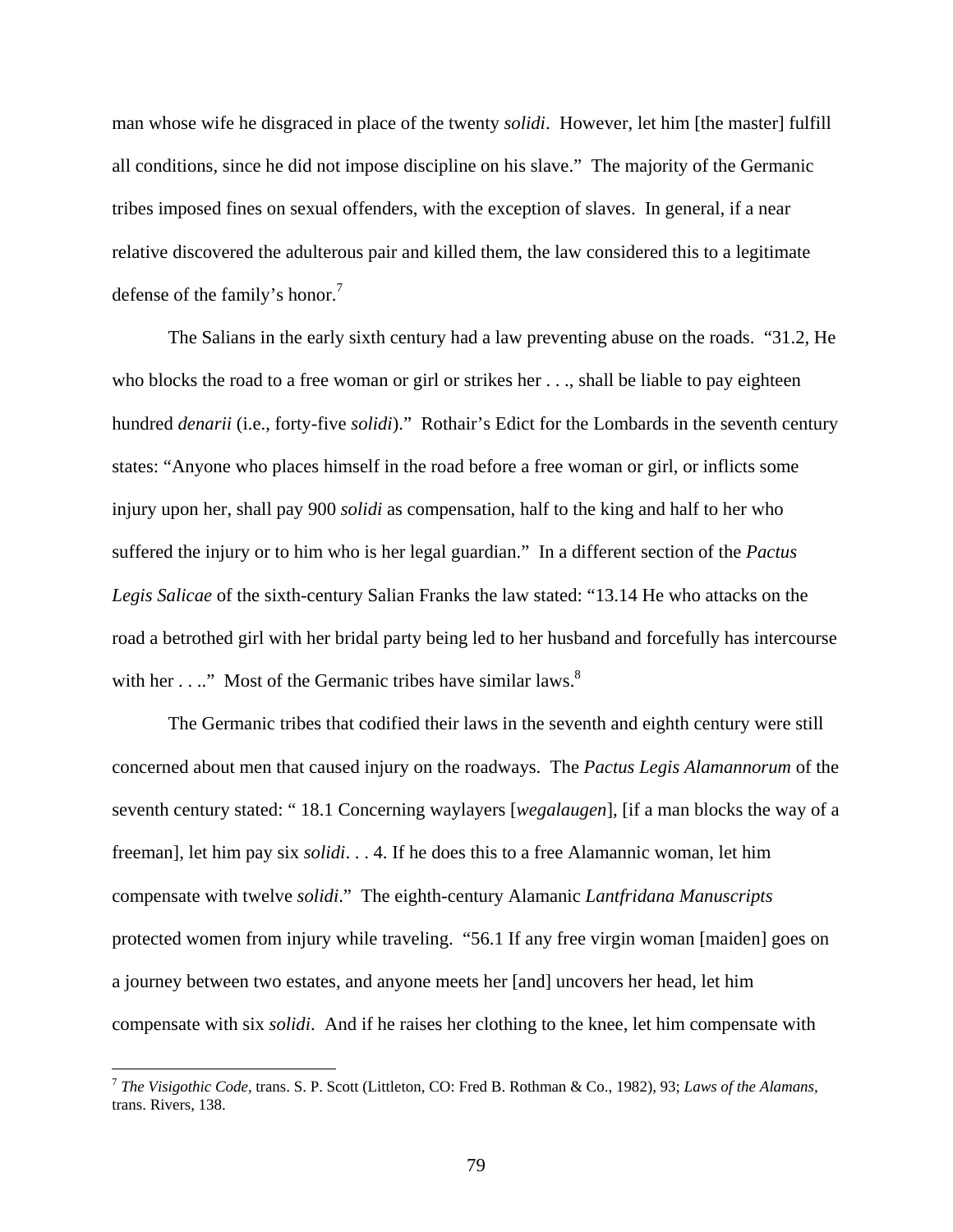man whose wife he disgraced in place of the twenty *solidi*. However, let him [the master] fulfill all conditions, since he did not impose discipline on his slave." The majority of the Germanic tribes imposed fines on sexual offenders, with the exception of slaves. In general, if a near relative discovered the adulterous pair and killed them, the law considered this to a legitimate defense of the family's honor.[7]

The Salians in the early sixth century had a law preventing abuse on the roads. "31.2, He who blocks the road to a free woman or girl or strikes her . . ., shall be liable to pay eighteen hundred *denarii* (i.e., forty-five *solidi*)." Rothair's Edict for the Lombards in the seventh century states: "Anyone who places himself in the road before a free woman or girl, or inflicts some injury upon her, shall pay 900 *solidi* as compensation, half to the king and half to her who suffered the injury or to him who is her legal guardian." In a different section of the *Pactus Legis Salicae* of the sixth-century Salian Franks the law stated: "13.14 He who attacks on the road a betrothed girl with her bridal party being led to her husband and forcefully has intercourse with her . . .." Most of the Germanic tribes have similar laws.[8]

The Germanic tribes that codified their laws in the seventh and eighth century were still concerned about men that caused injury on the roadways. The *Pactus Legis Alamannorum* of the seventh century stated: " 18.1 Concerning waylayers [*wegalaugen*], [if a man blocks the way of a freeman], let him pay six *solidi*. . . 4. If he does this to a free Alamannic woman, let him compensate with twelve *solidi*." The eighth-century Alamanic *Lantfridana Manuscripts* protected women from injury while traveling. "56.1 If any free virgin woman [maiden] goes on a journey between two estates, and anyone meets her [and] uncovers her head, let him compensate with six *solidi*. And if he raises her clothing to the knee, let him compensate with

---

[7] *The Visigothic Code,* trans. S. P. Scott (Littleton, CO: Fred B. Rothman & Co., 1982), 93; *Laws of the Alamans*, trans. Rivers, 138.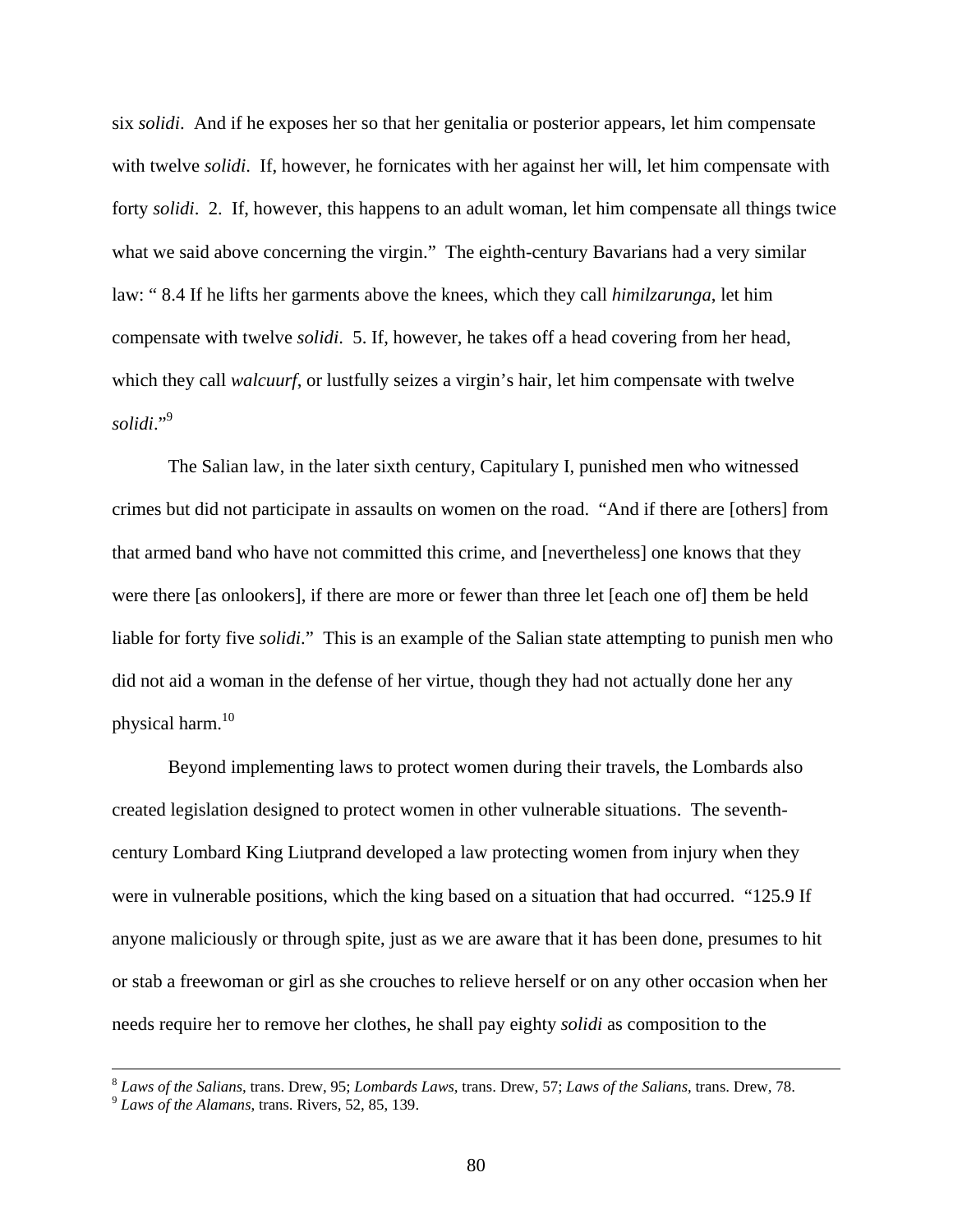six *solidi*. And if he exposes her so that her genitalia or posterior appears, let him compensate with twelve *solidi*. If, however, he fornicates with her against her will, let him compensate with forty *solidi*. 2. If, however, this happens to an adult woman, let him compensate all things twice what we said above concerning the virgin." The eighth-century Bavarians had a very similar law: " 8.4 If he lifts her garments above the knees, which they call *himilzarunga*, let him compensate with twelve *solidi*. 5. If, however, he takes off a head covering from her head, which they call *walcuurf*, or lustfully seizes a virgin's hair, let him compensate with twelve *solidi*."[9]

The Salian law, in the later sixth century, Capitulary I, punished men who witnessed crimes but did not participate in assaults on women on the road. "And if there are [others] from that armed band who have not committed this crime, and [nevertheless] one knows that they were there [as onlookers], if there are more or fewer than three let [each one of] them be held liable for forty five *solidi*." This is an example of the Salian state attempting to punish men who did not aid a woman in the defense of her virtue, though they had not actually done her any physical harm.[10]

Beyond implementing laws to protect women during their travels, the Lombards also created legislation designed to protect women in other vulnerable situations. The seventh-century Lombard King Liutprand developed a law protecting women from injury when they were in vulnerable positions, which the king based on a situation that had occurred. "125.9 If anyone maliciously or through spite, just as we are aware that it has been done, presumes to hit or stab a freewoman or girl as she crouches to relieve herself or on any other occasion when her needs require her to remove her clothes, he shall pay eighty *solidi* as composition to the

---

[8] *Laws of the Salians*, trans. Drew, 95; *Lombards Laws*, trans. Drew, 57; *Laws of the Salians*, trans. Drew, 78.

[9] *Laws of the Alamans*, trans. Rivers, 52, 85, 139.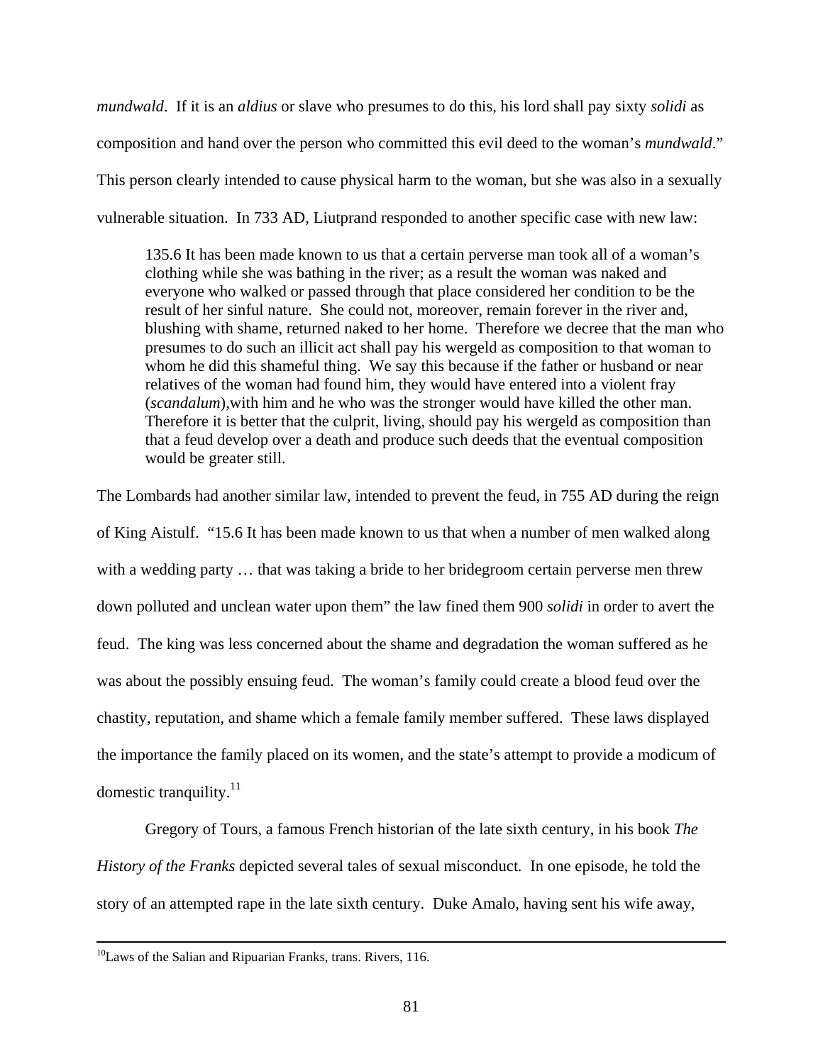*mundwald*. If it is an *aldius* or slave who presumes to do this, his lord shall pay sixty *solidi* as composition and hand over the person who committed this evil deed to the woman's *mundwald*." This person clearly intended to cause physical harm to the woman, but she was also in a sexually vulnerable situation. In 733 AD, Liutprand responded to another specific case with new law:

> 135.6 It has been made known to us that a certain perverse man took all of a woman's clothing while she was bathing in the river; as a result the woman was naked and everyone who walked or passed through that place considered her condition to be the result of her sinful nature. She could not, moreover, remain forever in the river and, blushing with shame, returned naked to her home. Therefore we decree that the man who presumes to do such an illicit act shall pay his wergeld as composition to that woman to whom he did this shameful thing. We say this because if the father or husband or near relatives of the woman had found him, they would have entered into a violent fray (*scandalum*),with him and he who was the stronger would have killed the other man. Therefore it is better that the culprit, living, should pay his wergeld as composition than that a feud develop over a death and produce such deeds that the eventual composition would be greater still.

The Lombards had another similar law, intended to prevent the feud, in 755 AD during the reign of King Aistulf. "15.6 It has been made known to us that when a number of men walked along with a wedding party … that was taking a bride to her bridegroom certain perverse men threw down polluted and unclean water upon them" the law fined them 900 *solidi* in order to avert the feud. The king was less concerned about the shame and degradation the woman suffered as he was about the possibly ensuing feud. The woman's family could create a blood feud over the chastity, reputation, and shame which a female family member suffered. These laws displayed the importance the family placed on its women, and the state's attempt to provide a modicum of domestic tranquility.[11]

Gregory of Tours, a famous French historian of the late sixth century, in his book *The History of the Franks* depicted several tales of sexual misconduct. In one episode, he told the story of an attempted rape in the late sixth century. Duke Amalo, having sent his wife away,

---

[10]Laws of the Salian and Ripuarian Franks, trans. Rivers, 116.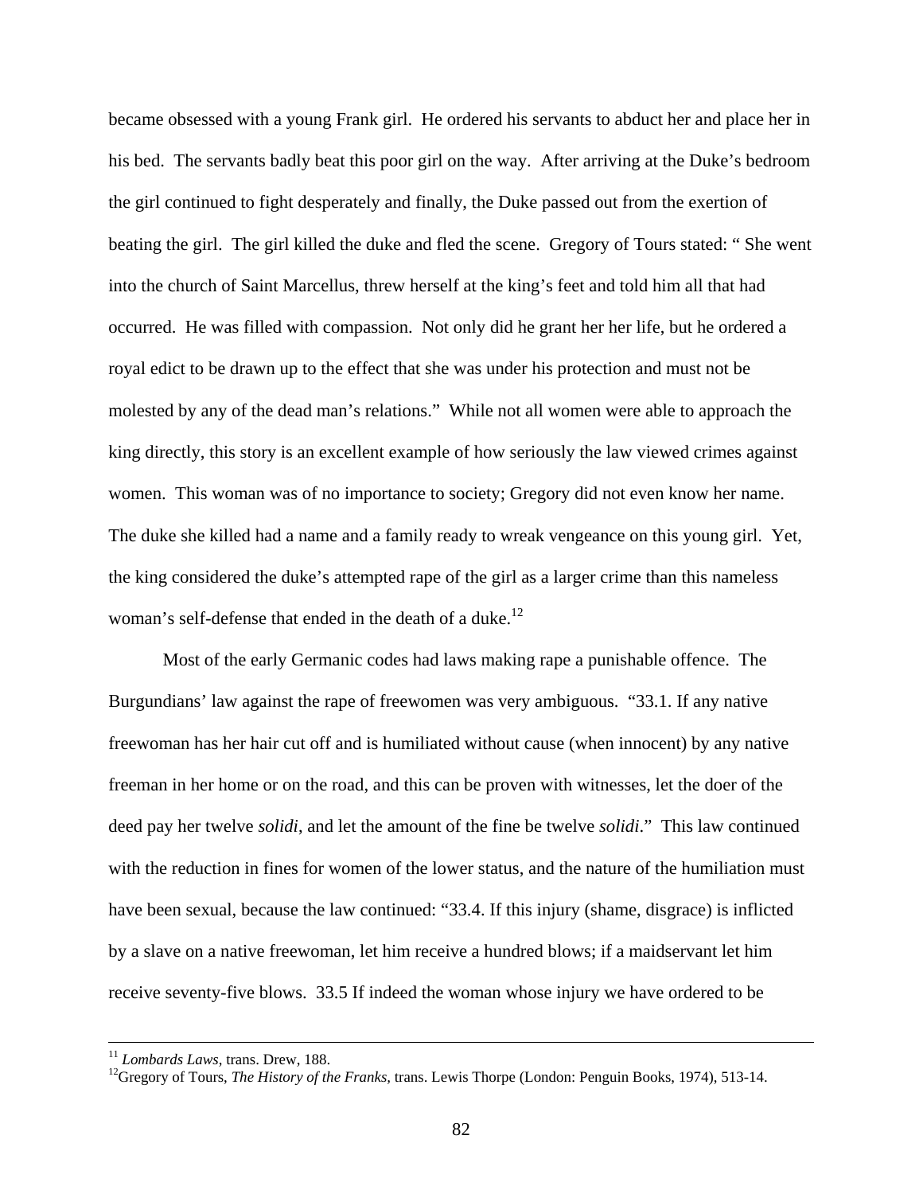became obsessed with a young Frank girl. He ordered his servants to abduct her and place her in his bed. The servants badly beat this poor girl on the way. After arriving at the Duke's bedroom the girl continued to fight desperately and finally, the Duke passed out from the exertion of beating the girl. The girl killed the duke and fled the scene. Gregory of Tours stated: " She went into the church of Saint Marcellus, threw herself at the king's feet and told him all that had occurred. He was filled with compassion. Not only did he grant her her life, but he ordered a royal edict to be drawn up to the effect that she was under his protection and must not be molested by any of the dead man's relations." While not all women were able to approach the king directly, this story is an excellent example of how seriously the law viewed crimes against women. This woman was of no importance to society; Gregory did not even know her name. The duke she killed had a name and a family ready to wreak vengeance on this young girl. Yet, the king considered the duke's attempted rape of the girl as a larger crime than this nameless woman's self-defense that ended in the death of a duke.[12]

Most of the early Germanic codes had laws making rape a punishable offence. The Burgundians' law against the rape of freewomen was very ambiguous. "33.1. If any native freewoman has her hair cut off and is humiliated without cause (when innocent) by any native freeman in her home or on the road, and this can be proven with witnesses, let the doer of the deed pay her twelve *solidi*, and let the amount of the fine be twelve *solidi*." This law continued with the reduction in fines for women of the lower status, and the nature of the humiliation must have been sexual, because the law continued: "33.4. If this injury (shame, disgrace) is inflicted by a slave on a native freewoman, let him receive a hundred blows; if a maidservant let him receive seventy-five blows. 33.5 If indeed the woman whose injury we have ordered to be

---

[11] *Lombards Laws*, trans. Drew, 188.

[12] Gregory of Tours, *The History of the Franks*, trans. Lewis Thorpe (London: Penguin Books, 1974), 513-14.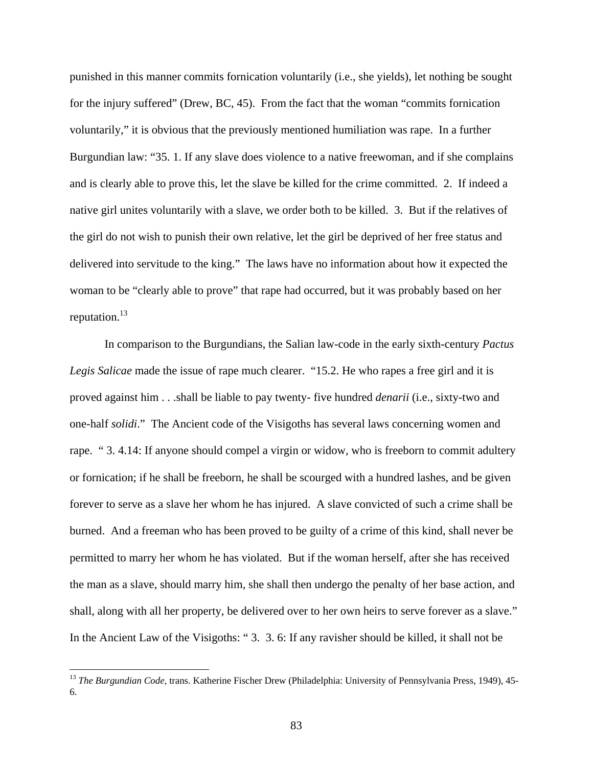punished in this manner commits fornication voluntarily (i.e., she yields), let nothing be sought for the injury suffered" (Drew, BC, 45). From the fact that the woman "commits fornication voluntarily," it is obvious that the previously mentioned humiliation was rape. In a further Burgundian law: "35. 1. If any slave does violence to a native freewoman, and if she complains and is clearly able to prove this, let the slave be killed for the crime committed. 2. If indeed a native girl unites voluntarily with a slave, we order both to be killed. 3. But if the relatives of the girl do not wish to punish their own relative, let the girl be deprived of her free status and delivered into servitude to the king." The laws have no information about how it expected the woman to be "clearly able to prove" that rape had occurred, but it was probably based on her reputation.[13]

In comparison to the Burgundians, the Salian law-code in the early sixth-century *Pactus Legis Salicae* made the issue of rape much clearer. "15.2. He who rapes a free girl and it is proved against him . . .shall be liable to pay twenty- five hundred *denarii* (i.e., sixty-two and one-half *solidi*." The Ancient code of the Visigoths has several laws concerning women and rape. " 3. 4.14: If anyone should compel a virgin or widow, who is freeborn to commit adultery or fornication; if he shall be freeborn, he shall be scourged with a hundred lashes, and be given forever to serve as a slave her whom he has injured. A slave convicted of such a crime shall be burned. And a freeman who has been proved to be guilty of a crime of this kind, shall never be permitted to marry her whom he has violated. But if the woman herself, after she has received the man as a slave, should marry him, she shall then undergo the penalty of her base action, and shall, along with all her property, be delivered over to her own heirs to serve forever as a slave." In the Ancient Law of the Visigoths: " 3. 3. 6: If any ravisher should be killed, it shall not be

[13] *The Burgundian Code*, trans. Katherine Fischer Drew (Philadelphia: University of Pennsylvania Press, 1949), 45-6.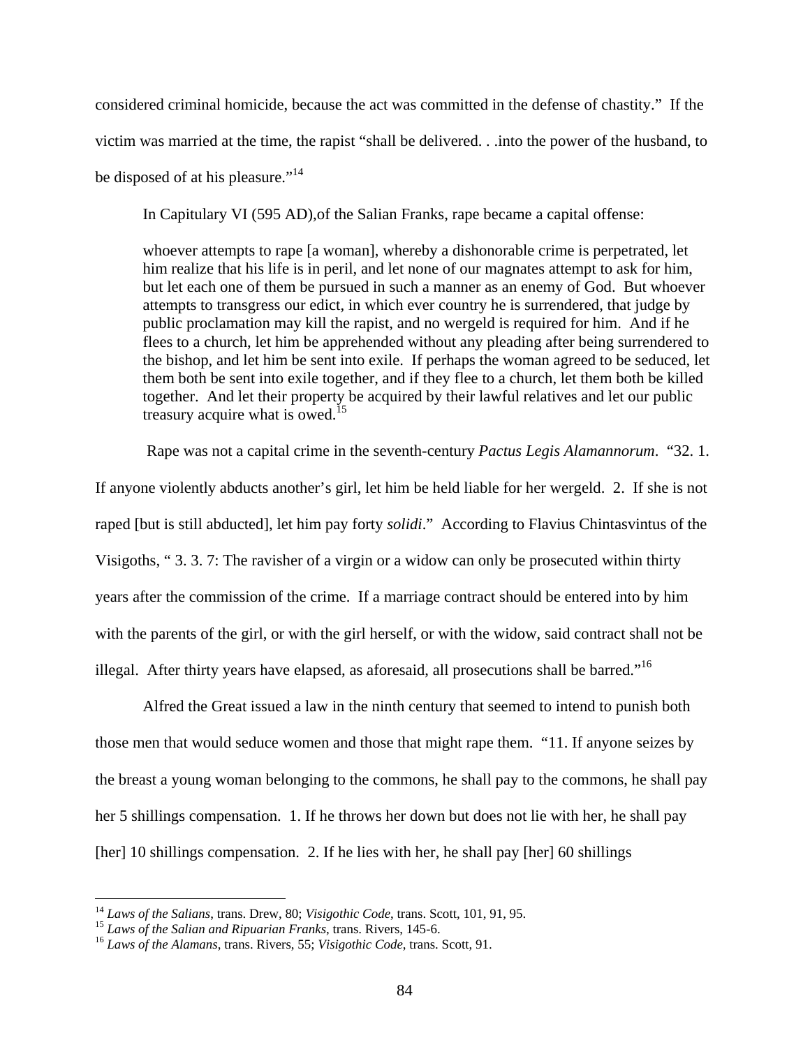considered criminal homicide, because the act was committed in the defense of chastity." If the victim was married at the time, the rapist "shall be delivered. . .into the power of the husband, to be disposed of at his pleasure."[14]

In Capitulary VI (595 AD),of the Salian Franks, rape became a capital offense:

> whoever attempts to rape [a woman], whereby a dishonorable crime is perpetrated, let him realize that his life is in peril, and let none of our magnates attempt to ask for him, but let each one of them be pursued in such a manner as an enemy of God. But whoever attempts to transgress our edict, in which ever country he is surrendered, that judge by public proclamation may kill the rapist, and no wergeld is required for him. And if he flees to a church, let him be apprehended without any pleading after being surrendered to the bishop, and let him be sent into exile. If perhaps the woman agreed to be seduced, let them both be sent into exile together, and if they flee to a church, let them both be killed together. And let their property be acquired by their lawful relatives and let our public treasury acquire what is owed.[15]

Rape was not a capital crime in the seventh-century *Pactus Legis Alamannorum*. "32. 1. If anyone violently abducts another's girl, let him be held liable for her wergeld. 2. If she is not raped [but is still abducted], let him pay forty *solidi*." According to Flavius Chintasvintus of the Visigoths, " 3. 3. 7: The ravisher of a virgin or a widow can only be prosecuted within thirty years after the commission of the crime. If a marriage contract should be entered into by him with the parents of the girl, or with the girl herself, or with the widow, said contract shall not be illegal. After thirty years have elapsed, as aforesaid, all prosecutions shall be barred."[16]

Alfred the Great issued a law in the ninth century that seemed to intend to punish both those men that would seduce women and those that might rape them. "11. If anyone seizes by the breast a young woman belonging to the commons, he shall pay to the commons, he shall pay her 5 shillings compensation. 1. If he throws her down but does not lie with her, he shall pay [her] 10 shillings compensation. 2. If he lies with her, he shall pay [her] 60 shillings

---

[14] *Laws of the Salians*, trans. Drew, 80; *Visigothic Code*, trans. Scott, 101, 91, 95.

[15] *Laws of the Salian and Ripuarian Franks*, trans. Rivers, 145-6.

[16] *Laws of the Alamans*, trans. Rivers, 55; *Visigothic Code*, trans. Scott, 91.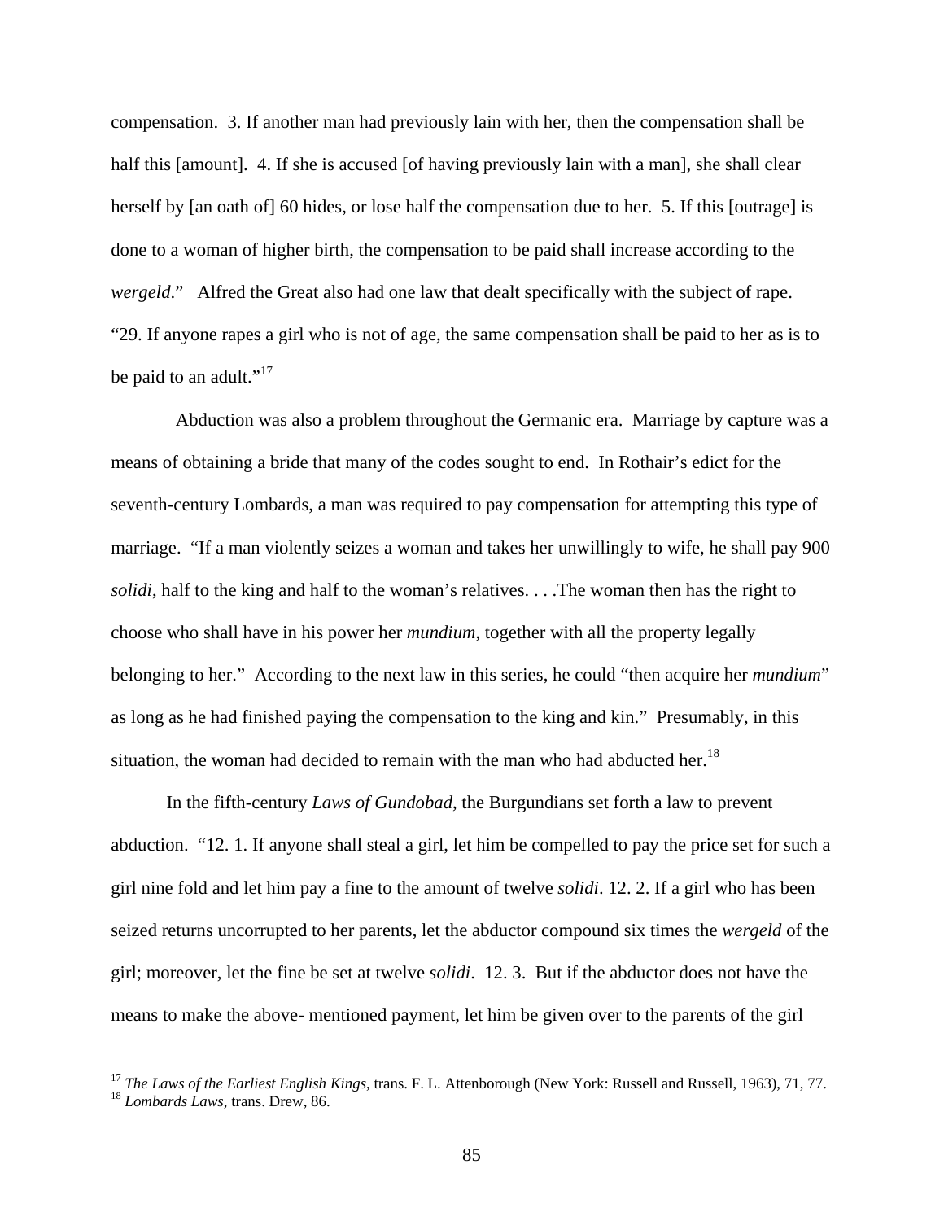compensation. 3. If another man had previously lain with her, then the compensation shall be half this [amount]. 4. If she is accused [of having previously lain with a man], she shall clear herself by [an oath of] 60 hides, or lose half the compensation due to her. 5. If this [outrage] is done to a woman of higher birth, the compensation to be paid shall increase according to the *wergeld*." Alfred the Great also had one law that dealt specifically with the subject of rape. "29. If anyone rapes a girl who is not of age, the same compensation shall be paid to her as is to be paid to an adult."[17]

Abduction was also a problem throughout the Germanic era. Marriage by capture was a means of obtaining a bride that many of the codes sought to end. In Rothair's edict for the seventh-century Lombards, a man was required to pay compensation for attempting this type of marriage. "If a man violently seizes a woman and takes her unwillingly to wife, he shall pay 900 *solidi*, half to the king and half to the woman's relatives. . . .The woman then has the right to choose who shall have in his power her *mundium*, together with all the property legally belonging to her." According to the next law in this series, he could "then acquire her *mundium*" as long as he had finished paying the compensation to the king and kin." Presumably, in this situation, the woman had decided to remain with the man who had abducted her.[18]

In the fifth-century *Laws of Gundobad*, the Burgundians set forth a law to prevent abduction. "12. 1. If anyone shall steal a girl, let him be compelled to pay the price set for such a girl nine fold and let him pay a fine to the amount of twelve *solidi*. 12. 2. If a girl who has been seized returns uncorrupted to her parents, let the abductor compound six times the *wergeld* of the girl; moreover, let the fine be set at twelve *solidi*. 12. 3. But if the abductor does not have the means to make the above- mentioned payment, let him be given over to the parents of the girl

[17] *The Laws of the Earliest English Kings*, trans. F. L. Attenborough (New York: Russell and Russell, 1963), 71, 77.

[18] *Lombards Laws*, trans. Drew, 86.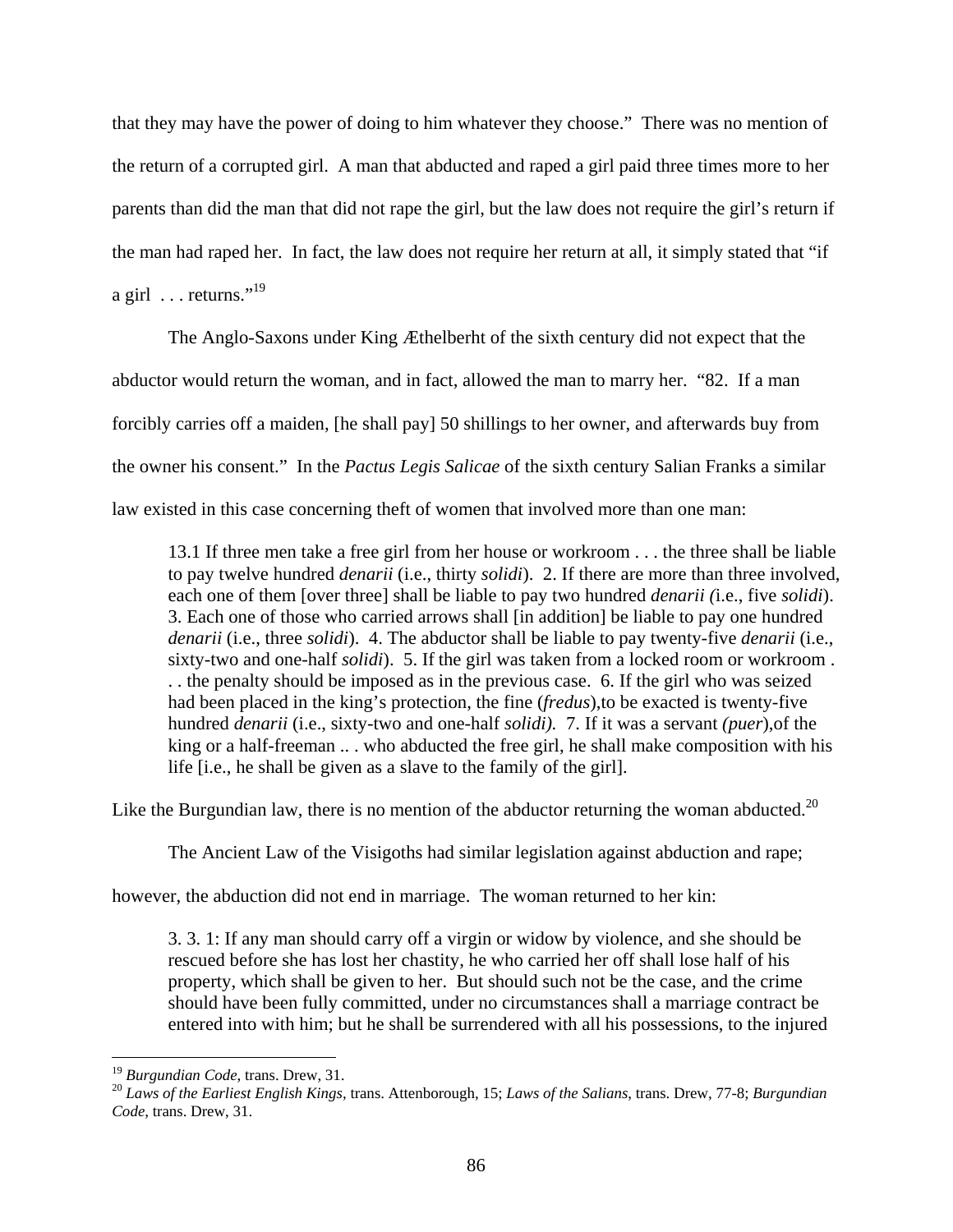that they may have the power of doing to him whatever they choose." There was no mention of the return of a corrupted girl. A man that abducted and raped a girl paid three times more to her parents than did the man that did not rape the girl, but the law does not require the girl's return if the man had raped her. In fact, the law does not require her return at all, it simply stated that "if a girl . . . returns."[19]

The Anglo-Saxons under King Æthelberht of the sixth century did not expect that the abductor would return the woman, and in fact, allowed the man to marry her. "82. If a man forcibly carries off a maiden, [he shall pay] 50 shillings to her owner, and afterwards buy from the owner his consent." In the *Pactus Legis Salicae* of the sixth century Salian Franks a similar law existed in this case concerning theft of women that involved more than one man:

> 13.1 If three men take a free girl from her house or workroom . . . the three shall be liable to pay twelve hundred *denarii* (i.e., thirty *solidi*). 2. If there are more than three involved, each one of them [over three] shall be liable to pay two hundred *denarii (*i.e., five *solidi*). 3. Each one of those who carried arrows shall [in addition] be liable to pay one hundred *denarii* (i.e., three *solidi*). 4. The abductor shall be liable to pay twenty-five *denarii* (i.e., sixty-two and one-half *solidi*). 5. If the girl was taken from a locked room or workroom . . . the penalty should be imposed as in the previous case. 6. If the girl who was seized had been placed in the king's protection, the fine (*fredus*),to be exacted is twenty-five hundred *denarii* (i.e., sixty-two and one-half *solidi).* 7. If it was a servant *(puer*),of the king or a half-freeman .. . who abducted the free girl, he shall make composition with his life [i.e., he shall be given as a slave to the family of the girl].

Like the Burgundian law, there is no mention of the abductor returning the woman abducted.[20]

The Ancient Law of the Visigoths had similar legislation against abduction and rape; however, the abduction did not end in marriage. The woman returned to her kin:

> 3. 3. 1: If any man should carry off a virgin or widow by violence, and she should be rescued before she has lost her chastity, he who carried her off shall lose half of his property, which shall be given to her. But should such not be the case, and the crime should have been fully committed, under no circumstances shall a marriage contract be entered into with him; but he shall be surrendered with all his possessions, to the injured

---

[19] *Burgundian Code,* trans. Drew, 31.

[20] *Laws of the Earliest English Kings,* trans. Attenborough, 15; *Laws of the Salians*, trans. Drew, 77-8; *Burgundian Code*, trans. Drew, 31.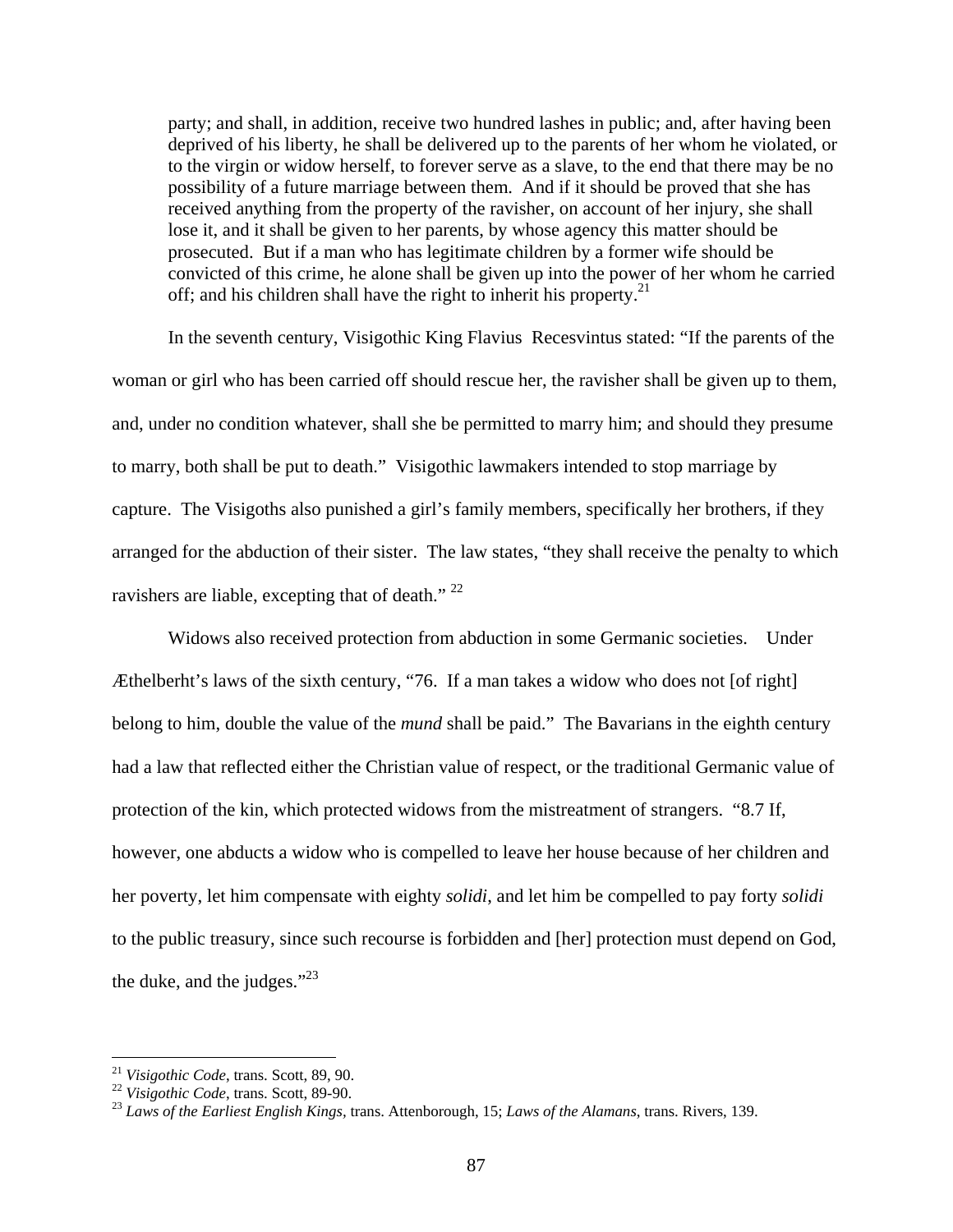> party; and shall, in addition, receive two hundred lashes in public; and, after having been deprived of his liberty, he shall be delivered up to the parents of her whom he violated, or to the virgin or widow herself, to forever serve as a slave, to the end that there may be no possibility of a future marriage between them. And if it should be proved that she has received anything from the property of the ravisher, on account of her injury, she shall lose it, and it shall be given to her parents, by whose agency this matter should be prosecuted. But if a man who has legitimate children by a former wife should be convicted of this crime, he alone shall be given up into the power of her whom he carried off; and his children shall have the right to inherit his property.[21]

In the seventh century, Visigothic King Flavius Recesvintus stated: "If the parents of the woman or girl who has been carried off should rescue her, the ravisher shall be given up to them, and, under no condition whatever, shall she be permitted to marry him; and should they presume to marry, both shall be put to death." Visigothic lawmakers intended to stop marriage by capture. The Visigoths also punished a girl's family members, specifically her brothers, if they arranged for the abduction of their sister. The law states, "they shall receive the penalty to which ravishers are liable, excepting that of death." [22]

Widows also received protection from abduction in some Germanic societies. Under Æthelberht's laws of the sixth century, "76. If a man takes a widow who does not [of right] belong to him, double the value of the *mund* shall be paid." The Bavarians in the eighth century had a law that reflected either the Christian value of respect, or the traditional Germanic value of protection of the kin, which protected widows from the mistreatment of strangers. "8.7 If, however, one abducts a widow who is compelled to leave her house because of her children and her poverty, let him compensate with eighty *solidi*, and let him be compelled to pay forty *solidi* to the public treasury, since such recourse is forbidden and [her] protection must depend on God, the duke, and the judges."[23]

---

[21] *Visigothic Code*, trans. Scott, 89, 90.

[22] *Visigothic Code*, trans. Scott, 89-90.

[23] *Laws of the Earliest English Kings*, trans. Attenborough, 15; *Laws of the Alamans*, trans. Rivers, 139.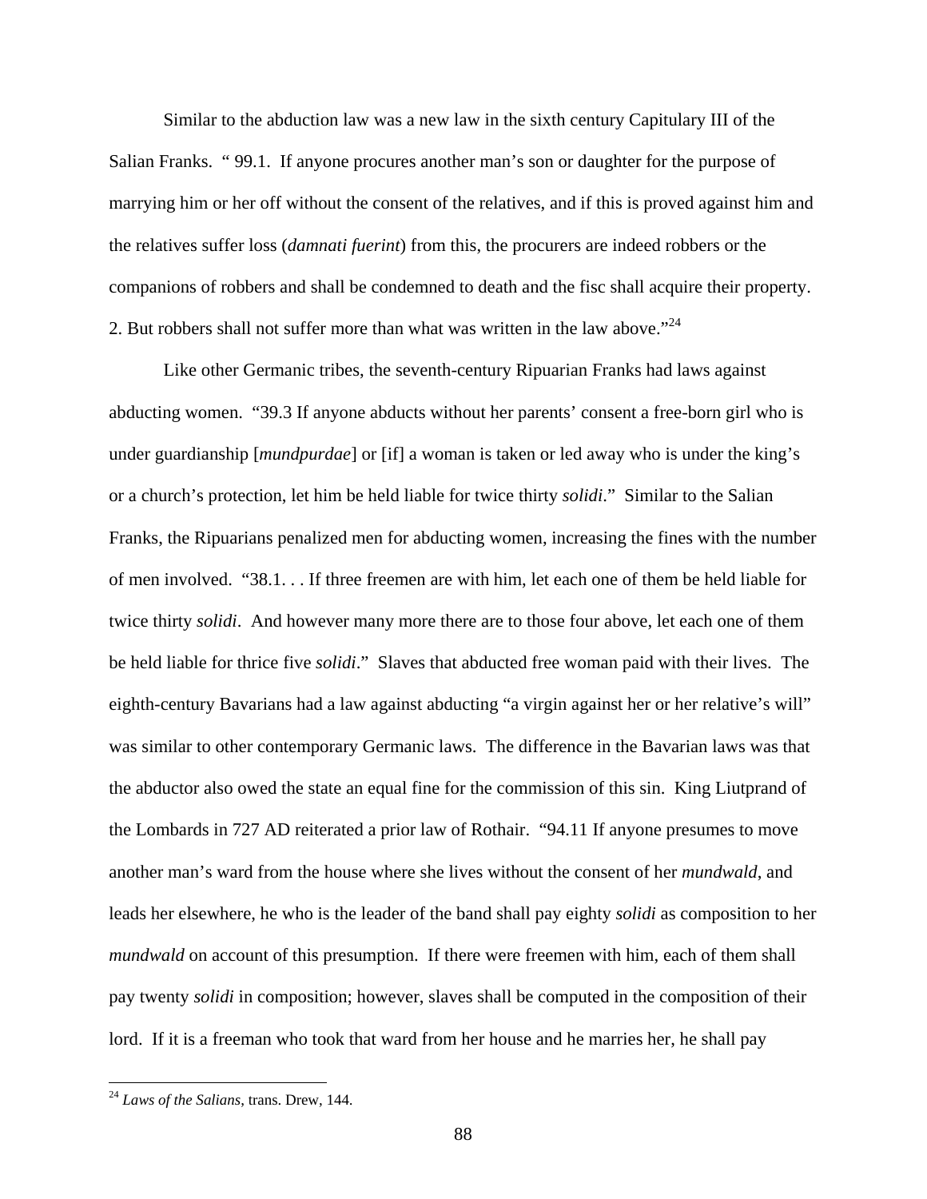Similar to the abduction law was a new law in the sixth century Capitulary III of the Salian Franks. " 99.1. If anyone procures another man's son or daughter for the purpose of marrying him or her off without the consent of the relatives, and if this is proved against him and the relatives suffer loss (*damnati fuerint*) from this, the procurers are indeed robbers or the companions of robbers and shall be condemned to death and the fisc shall acquire their property. 2. But robbers shall not suffer more than what was written in the law above."[24]

Like other Germanic tribes, the seventh-century Ripuarian Franks had laws against abducting women. "39.3 If anyone abducts without her parents' consent a free-born girl who is under guardianship [*mundpurdae*] or [if] a woman is taken or led away who is under the king's or a church's protection, let him be held liable for twice thirty *solidi*." Similar to the Salian Franks, the Ripuarians penalized men for abducting women, increasing the fines with the number of men involved. "38.1. . . If three freemen are with him, let each one of them be held liable for twice thirty *solidi*. And however many more there are to those four above, let each one of them be held liable for thrice five *solidi*." Slaves that abducted free woman paid with their lives. The eighth-century Bavarians had a law against abducting "a virgin against her or her relative's will" was similar to other contemporary Germanic laws. The difference in the Bavarian laws was that the abductor also owed the state an equal fine for the commission of this sin. King Liutprand of the Lombards in 727 AD reiterated a prior law of Rothair. "94.11 If anyone presumes to move another man's ward from the house where she lives without the consent of her *mundwald*, and leads her elsewhere, he who is the leader of the band shall pay eighty *solidi* as composition to her *mundwald* on account of this presumption. If there were freemen with him, each of them shall pay twenty *solidi* in composition; however, slaves shall be computed in the composition of their lord. If it is a freeman who took that ward from her house and he marries her, he shall pay

[24] *Laws of the Salians*, trans. Drew, 144.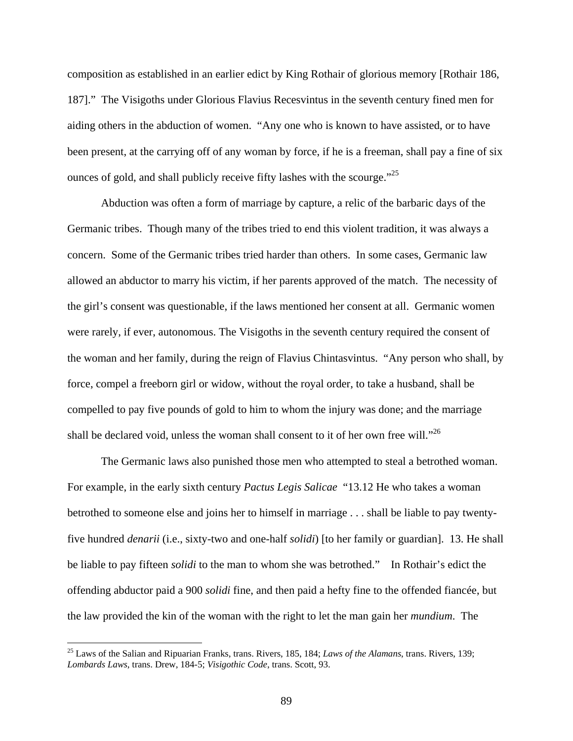composition as established in an earlier edict by King Rothair of glorious memory [Rothair 186, 187]." The Visigoths under Glorious Flavius Recesvintus in the seventh century fined men for aiding others in the abduction of women. "Any one who is known to have assisted, or to have been present, at the carrying off of any woman by force, if he is a freeman, shall pay a fine of six ounces of gold, and shall publicly receive fifty lashes with the scourge."[25]

Abduction was often a form of marriage by capture, a relic of the barbaric days of the Germanic tribes. Though many of the tribes tried to end this violent tradition, it was always a concern. Some of the Germanic tribes tried harder than others. In some cases, Germanic law allowed an abductor to marry his victim, if her parents approved of the match. The necessity of the girl's consent was questionable, if the laws mentioned her consent at all. Germanic women were rarely, if ever, autonomous. The Visigoths in the seventh century required the consent of the woman and her family, during the reign of Flavius Chintasvintus. "Any person who shall, by force, compel a freeborn girl or widow, without the royal order, to take a husband, shall be compelled to pay five pounds of gold to him to whom the injury was done; and the marriage shall be declared void, unless the woman shall consent to it of her own free will."[26]

The Germanic laws also punished those men who attempted to steal a betrothed woman. For example, in the early sixth century *Pactus Legis Salicae* "13.12 He who takes a woman betrothed to someone else and joins her to himself in marriage . . . shall be liable to pay twenty-five hundred *denarii* (i.e., sixty-two and one-half *solidi*) [to her family or guardian]. 13. He shall be liable to pay fifteen *solidi* to the man to whom she was betrothed." In Rothair's edict the offending abductor paid a 900 *solidi* fine, and then paid a hefty fine to the offended fiancée, but the law provided the kin of the woman with the right to let the man gain her *mundium*. The

[25] Laws of the Salian and Ripuarian Franks, trans. Rivers, 185, 184; *Laws of the Alamans*, trans. Rivers, 139; *Lombards Laws*, trans. Drew, 184-5; *Visigothic Code*, trans. Scott, 93.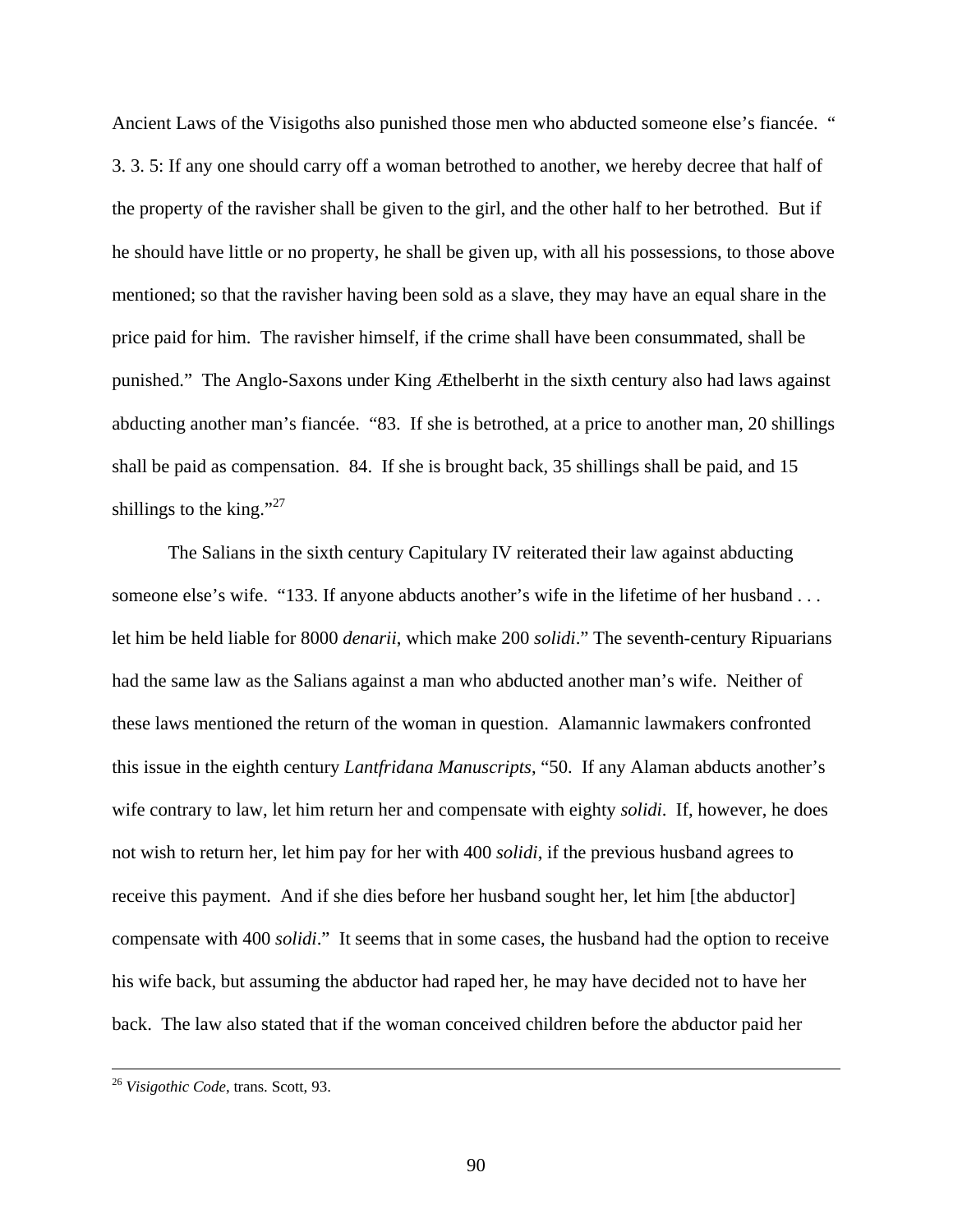Ancient Laws of the Visigoths also punished those men who abducted someone else's fiancée. " 3. 3. 5: If any one should carry off a woman betrothed to another, we hereby decree that half of the property of the ravisher shall be given to the girl, and the other half to her betrothed. But if he should have little or no property, he shall be given up, with all his possessions, to those above mentioned; so that the ravisher having been sold as a slave, they may have an equal share in the price paid for him. The ravisher himself, if the crime shall have been consummated, shall be punished." The Anglo-Saxons under King Æthelberht in the sixth century also had laws against abducting another man's fiancée. "83. If she is betrothed, at a price to another man, 20 shillings shall be paid as compensation. 84. If she is brought back, 35 shillings shall be paid, and 15 shillings to the king."[27]

The Salians in the sixth century Capitulary IV reiterated their law against abducting someone else's wife. "133. If anyone abducts another's wife in the lifetime of her husband . . . let him be held liable for 8000 *denarii*, which make 200 *solidi*." The seventh-century Ripuarians had the same law as the Salians against a man who abducted another man's wife. Neither of these laws mentioned the return of the woman in question. Alamannic lawmakers confronted this issue in the eighth century *Lantfridana Manuscripts*, "50. If any Alaman abducts another's wife contrary to law, let him return her and compensate with eighty *solidi*. If, however, he does not wish to return her, let him pay for her with 400 *solidi*, if the previous husband agrees to receive this payment. And if she dies before her husband sought her, let him [the abductor] compensate with 400 *solidi*." It seems that in some cases, the husband had the option to receive his wife back, but assuming the abductor had raped her, he may have decided not to have her back. The law also stated that if the woman conceived children before the abductor paid her

---

[26] *Visigothic Code*, trans. Scott, 93.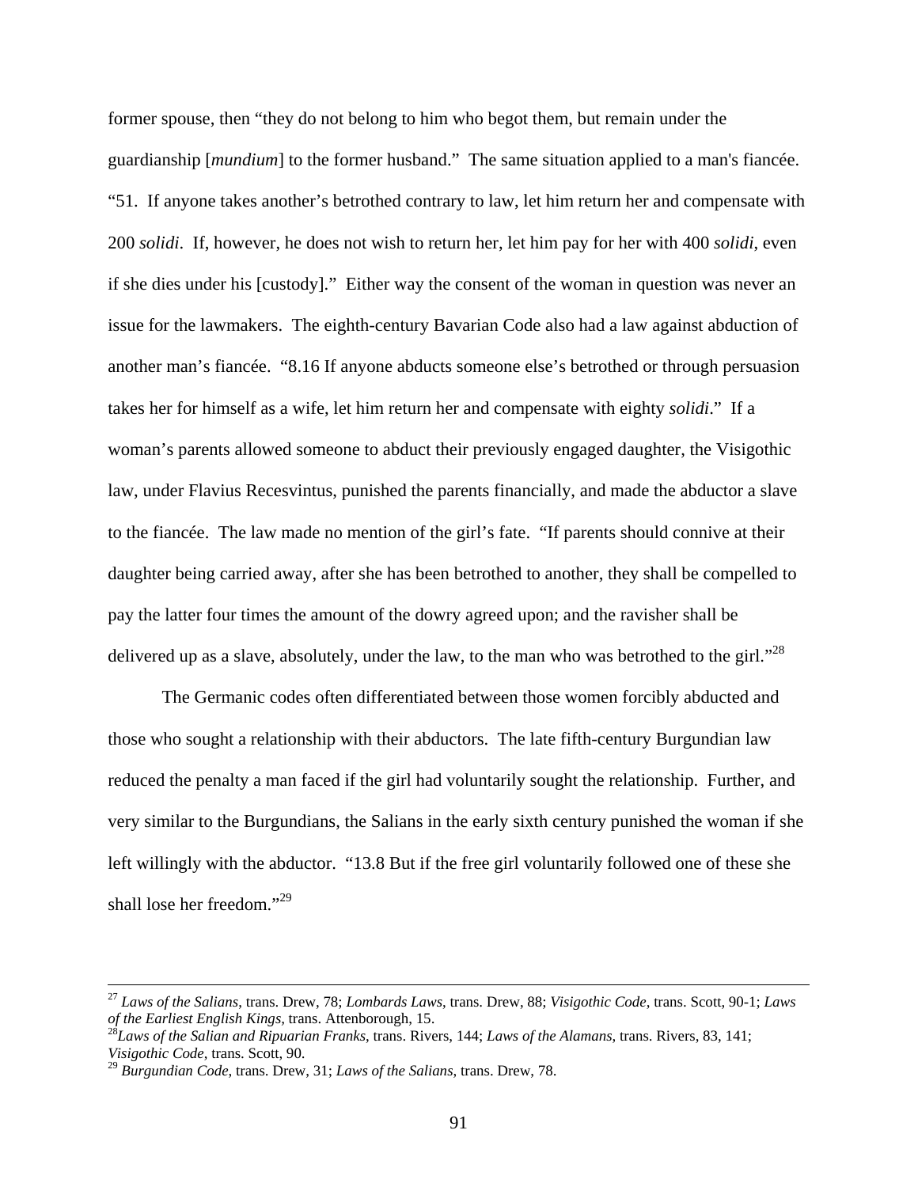former spouse, then “they do not belong to him who begot them, but remain under the guardianship [*mundium*] to the former husband.” The same situation applied to a man's fiancée. “51. If anyone takes another’s betrothed contrary to law, let him return her and compensate with 200 *solidi*. If, however, he does not wish to return her, let him pay for her with 400 *solidi*, even if she dies under his [custody].” Either way the consent of the woman in question was never an issue for the lawmakers. The eighth-century Bavarian Code also had a law against abduction of another man’s fiancée. “8.16 If anyone abducts someone else’s betrothed or through persuasion takes her for himself as a wife, let him return her and compensate with eighty *solidi*.” If a woman’s parents allowed someone to abduct their previously engaged daughter, the Visigothic law, under Flavius Recesvintus, punished the parents financially, and made the abductor a slave to the fiancée. The law made no mention of the girl’s fate. “If parents should connive at their daughter being carried away, after she has been betrothed to another, they shall be compelled to pay the latter four times the amount of the dowry agreed upon; and the ravisher shall be delivered up as a slave, absolutely, under the law, to the man who was betrothed to the girl.”[28]

The Germanic codes often differentiated between those women forcibly abducted and those who sought a relationship with their abductors. The late fifth-century Burgundian law reduced the penalty a man faced if the girl had voluntarily sought the relationship. Further, and very similar to the Burgundians, the Salians in the early sixth century punished the woman if she left willingly with the abductor. “13.8 But if the free girl voluntarily followed one of these she shall lose her freedom.”[29]

---

[27] *Laws of the Salians*, trans. Drew, 78; *Lombards Laws*, trans. Drew, 88; *Visigothic Code*, trans. Scott, 90-1; *Laws of the Earliest English Kings*, trans. Attenborough, 15.

[28] *Laws of the Salian and Ripuarian Franks*, trans. Rivers, 144; *Laws of the Alamans*, trans. Rivers, 83, 141; *Visigothic Code*, trans. Scott, 90.

[29] *Burgundian Code*, trans. Drew, 31; *Laws of the Salians*, trans. Drew, 78.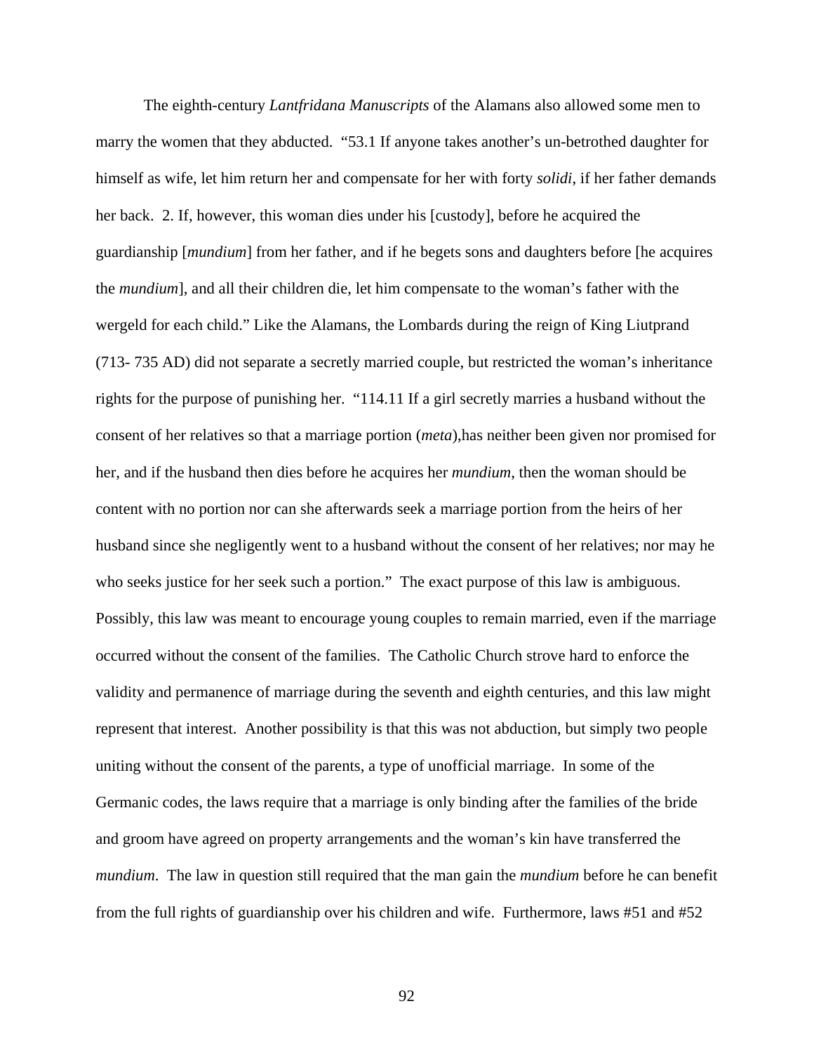The eighth-century *Lantfridana Manuscripts* of the Alamans also allowed some men to marry the women that they abducted. "53.1 If anyone takes another's un-betrothed daughter for himself as wife, let him return her and compensate for her with forty *solidi*, if her father demands her back. 2. If, however, this woman dies under his [custody], before he acquired the guardianship [*mundium*] from her father, and if he begets sons and daughters before [he acquires the *mundium*], and all their children die, let him compensate to the woman's father with the wergeld for each child." Like the Alamans, the Lombards during the reign of King Liutprand (713- 735 AD) did not separate a secretly married couple, but restricted the woman's inheritance rights for the purpose of punishing her. "114.11 If a girl secretly marries a husband without the consent of her relatives so that a marriage portion (*meta*),has neither been given nor promised for her, and if the husband then dies before he acquires her *mundium*, then the woman should be content with no portion nor can she afterwards seek a marriage portion from the heirs of her husband since she negligently went to a husband without the consent of her relatives; nor may he who seeks justice for her seek such a portion." The exact purpose of this law is ambiguous. Possibly, this law was meant to encourage young couples to remain married, even if the marriage occurred without the consent of the families. The Catholic Church strove hard to enforce the validity and permanence of marriage during the seventh and eighth centuries, and this law might represent that interest. Another possibility is that this was not abduction, but simply two people uniting without the consent of the parents, a type of unofficial marriage. In some of the Germanic codes, the laws require that a marriage is only binding after the families of the bride and groom have agreed on property arrangements and the woman's kin have transferred the *mundium*. The law in question still required that the man gain the *mundium* before he can benefit from the full rights of guardianship over his children and wife. Furthermore, laws #51 and #52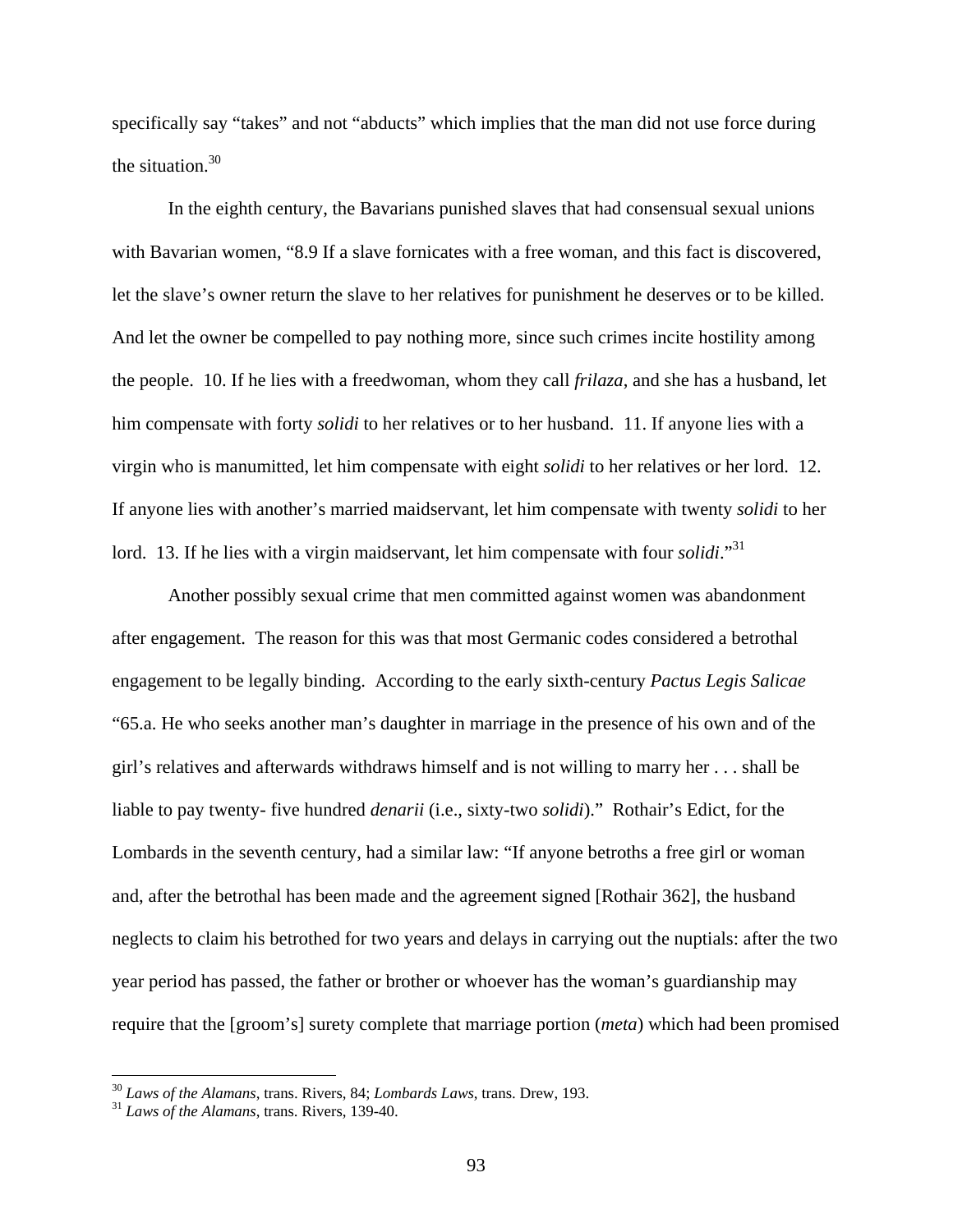specifically say "takes" and not "abducts" which implies that the man did not use force during the situation.[30]

In the eighth century, the Bavarians punished slaves that had consensual sexual unions with Bavarian women, "8.9 If a slave fornicates with a free woman, and this fact is discovered, let the slave's owner return the slave to her relatives for punishment he deserves or to be killed. And let the owner be compelled to pay nothing more, since such crimes incite hostility among the people.  10. If he lies with a freedwoman, whom they call *frilaza*, and she has a husband, let him compensate with forty *solidi* to her relatives or to her husband.  11. If anyone lies with a virgin who is manumitted, let him compensate with eight *solidi* to her relatives or her lord.  12. If anyone lies with another's married maidservant, let him compensate with twenty *solidi* to her lord.  13. If he lies with a virgin maidservant, let him compensate with four *solidi*."[31]

Another possibly sexual crime that men committed against women was abandonment after engagement.  The reason for this was that most Germanic codes considered a betrothal engagement to be legally binding.  According to the early sixth-century *Pactus Legis Salicae* "65.a. He who seeks another man's daughter in marriage in the presence of his own and of the girl's relatives and afterwards withdraws himself and is not willing to marry her . . . shall be liable to pay twenty- five hundred *denarii* (i.e., sixty-two *solidi*)."  Rothair's Edict, for the Lombards in the seventh century, had a similar law: "If anyone betroths a free girl or woman and, after the betrothal has been made and the agreement signed [Rothair 362], the husband neglects to claim his betrothed for two years and delays in carrying out the nuptials: after the two year period has passed, the father or brother or whoever has the woman's guardianship may require that the [groom's] surety complete that marriage portion (*meta*) which had been promised

---

[30] *Laws of the Alamans*, trans. Rivers, 84; *Lombards Laws*, trans. Drew, 193.

[31] *Laws of the Alamans*, trans. Rivers, 139-40.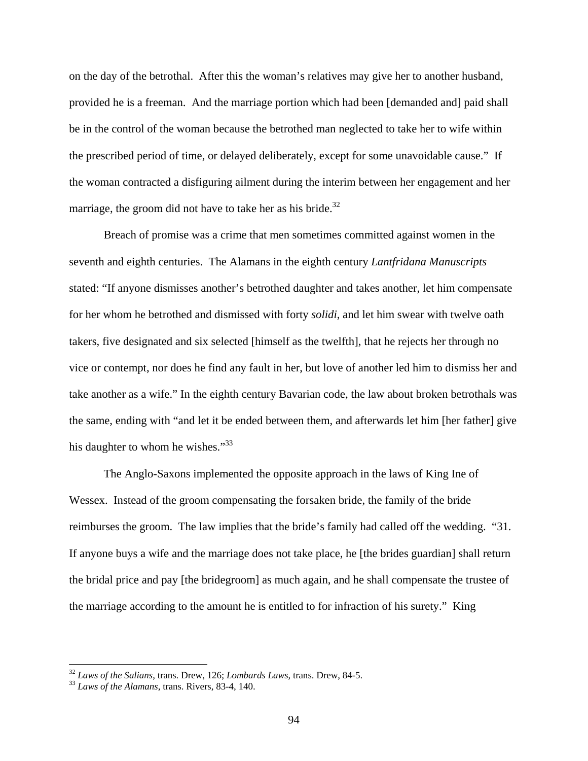on the day of the betrothal. After this the woman's relatives may give her to another husband, provided he is a freeman. And the marriage portion which had been [demanded and] paid shall be in the control of the woman because the betrothed man neglected to take her to wife within the prescribed period of time, or delayed deliberately, except for some unavoidable cause." If the woman contracted a disfiguring ailment during the interim between her engagement and her marriage, the groom did not have to take her as his bride.[32]

Breach of promise was a crime that men sometimes committed against women in the seventh and eighth centuries. The Alamans in the eighth century *Lantfridana Manuscripts* stated: "If anyone dismisses another's betrothed daughter and takes another, let him compensate for her whom he betrothed and dismissed with forty *solidi*, and let him swear with twelve oath takers, five designated and six selected [himself as the twelfth], that he rejects her through no vice or contempt, nor does he find any fault in her, but love of another led him to dismiss her and take another as a wife." In the eighth century Bavarian code, the law about broken betrothals was the same, ending with "and let it be ended between them, and afterwards let him [her father] give his daughter to whom he wishes."[33]

The Anglo-Saxons implemented the opposite approach in the laws of King Ine of Wessex. Instead of the groom compensating the forsaken bride, the family of the bride reimburses the groom. The law implies that the bride's family had called off the wedding. "31. If anyone buys a wife and the marriage does not take place, he [the brides guardian] shall return the bridal price and pay [the bridegroom] as much again, and he shall compensate the trustee of the marriage according to the amount he is entitled to for infraction of his surety." King

---

[32] *Laws of the Salians*, trans. Drew, 126; *Lombards Laws*, trans. Drew, 84-5.

[33] *Laws of the Alamans*, trans. Rivers, 83-4, 140.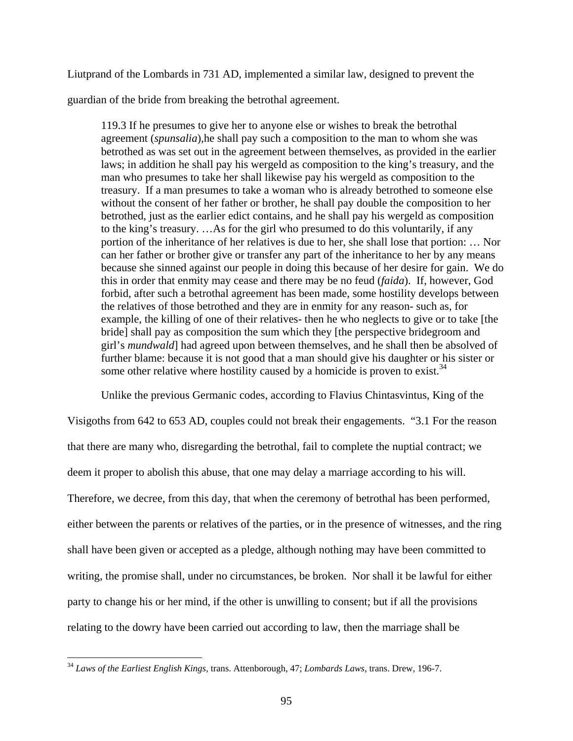Liutprand of the Lombards in 731 AD, implemented a similar law, designed to prevent the guardian of the bride from breaking the betrothal agreement.

> 119.3 If he presumes to give her to anyone else or wishes to break the betrothal agreement (*spunsalia*),he shall pay such a composition to the man to whom she was betrothed as was set out in the agreement between themselves, as provided in the earlier laws; in addition he shall pay his wergeld as composition to the king's treasury, and the man who presumes to take her shall likewise pay his wergeld as composition to the treasury. If a man presumes to take a woman who is already betrothed to someone else without the consent of her father or brother, he shall pay double the composition to her betrothed, just as the earlier edict contains, and he shall pay his wergeld as composition to the king's treasury. …As for the girl who presumed to do this voluntarily, if any portion of the inheritance of her relatives is due to her, she shall lose that portion: … Nor can her father or brother give or transfer any part of the inheritance to her by any means because she sinned against our people in doing this because of her desire for gain. We do this in order that enmity may cease and there may be no feud (*faida*). If, however, God forbid, after such a betrothal agreement has been made, some hostility develops between the relatives of those betrothed and they are in enmity for any reason- such as, for example, the killing of one of their relatives- then he who neglects to give or to take [the bride] shall pay as composition the sum which they [the perspective bridegroom and girl's *mundwald*] had agreed upon between themselves, and he shall then be absolved of further blame: because it is not good that a man should give his daughter or his sister or some other relative where hostility caused by a homicide is proven to exist.[34]

Unlike the previous Germanic codes, according to Flavius Chintasvintus, King of the Visigoths from 642 to 653 AD, couples could not break their engagements. "3.1 For the reason that there are many who, disregarding the betrothal, fail to complete the nuptial contract; we deem it proper to abolish this abuse, that one may delay a marriage according to his will. Therefore, we decree, from this day, that when the ceremony of betrothal has been performed, either between the parents or relatives of the parties, or in the presence of witnesses, and the ring shall have been given or accepted as a pledge, although nothing may have been committed to writing, the promise shall, under no circumstances, be broken. Nor shall it be lawful for either party to change his or her mind, if the other is unwilling to consent; but if all the provisions relating to the dowry have been carried out according to law, then the marriage shall be

---

[34] *Laws of the Earliest English Kings*, trans. Attenborough, 47; *Lombards Laws*, trans. Drew, 196-7.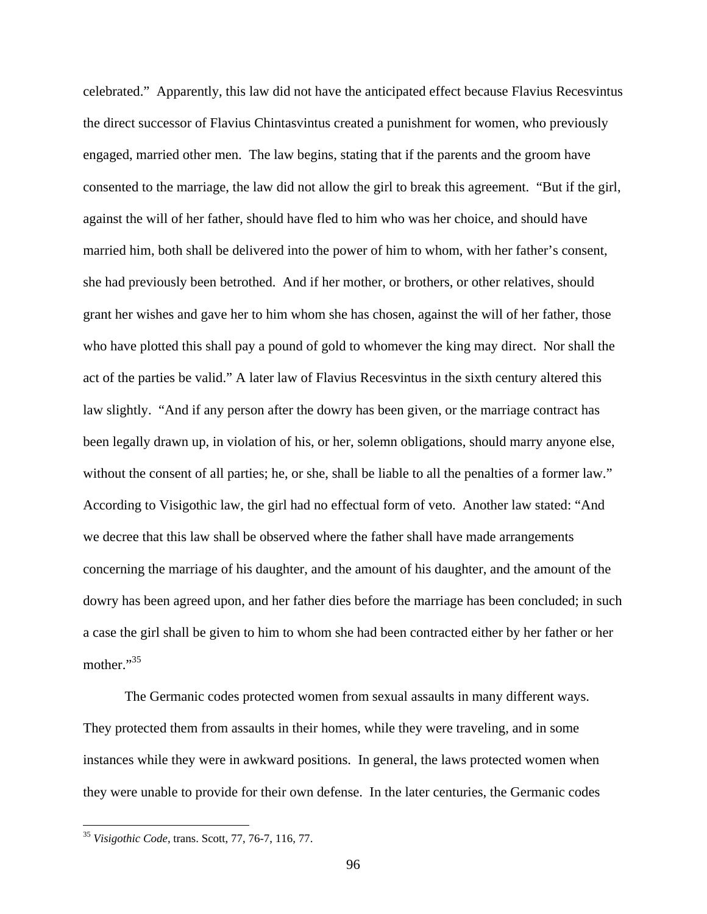celebrated." Apparently, this law did not have the anticipated effect because Flavius Recesvintus the direct successor of Flavius Chintasvintus created a punishment for women, who previously engaged, married other men. The law begins, stating that if the parents and the groom have consented to the marriage, the law did not allow the girl to break this agreement. "But if the girl, against the will of her father, should have fled to him who was her choice, and should have married him, both shall be delivered into the power of him to whom, with her father's consent, she had previously been betrothed. And if her mother, or brothers, or other relatives, should grant her wishes and gave her to him whom she has chosen, against the will of her father, those who have plotted this shall pay a pound of gold to whomever the king may direct. Nor shall the act of the parties be valid." A later law of Flavius Recesvintus in the sixth century altered this law slightly. "And if any person after the dowry has been given, or the marriage contract has been legally drawn up, in violation of his, or her, solemn obligations, should marry anyone else, without the consent of all parties; he, or she, shall be liable to all the penalties of a former law." According to Visigothic law, the girl had no effectual form of veto. Another law stated: "And we decree that this law shall be observed where the father shall have made arrangements concerning the marriage of his daughter, and the amount of his daughter, and the amount of the dowry has been agreed upon, and her father dies before the marriage has been concluded; in such a case the girl shall be given to him to whom she had been contracted either by her father or her mother."[35]

The Germanic codes protected women from sexual assaults in many different ways. They protected them from assaults in their homes, while they were traveling, and in some instances while they were in awkward positions. In general, the laws protected women when they were unable to provide for their own defense. In the later centuries, the Germanic codes

---

[35] *Visigothic Code*, trans. Scott, 77, 76-7, 116, 77.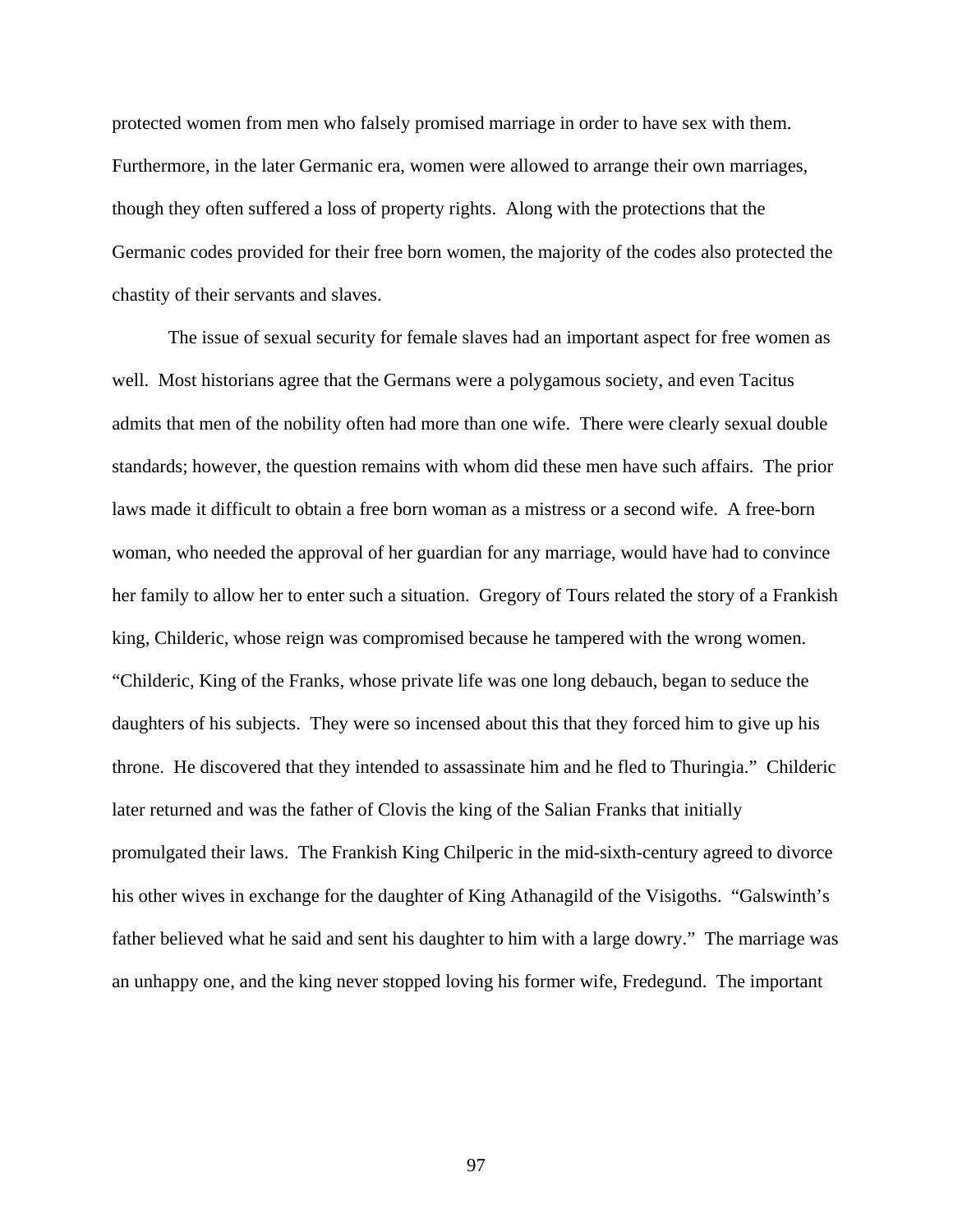protected women from men who falsely promised marriage in order to have sex with them. Furthermore, in the later Germanic era, women were allowed to arrange their own marriages, though they often suffered a loss of property rights. Along with the protections that the Germanic codes provided for their free born women, the majority of the codes also protected the chastity of their servants and slaves.

The issue of sexual security for female slaves had an important aspect for free women as well. Most historians agree that the Germans were a polygamous society, and even Tacitus admits that men of the nobility often had more than one wife. There were clearly sexual double standards; however, the question remains with whom did these men have such affairs. The prior laws made it difficult to obtain a free born woman as a mistress or a second wife. A free-born woman, who needed the approval of her guardian for any marriage, would have had to convince her family to allow her to enter such a situation. Gregory of Tours related the story of a Frankish king, Childeric, whose reign was compromised because he tampered with the wrong women. "Childeric, King of the Franks, whose private life was one long debauch, began to seduce the daughters of his subjects. They were so incensed about this that they forced him to give up his throne. He discovered that they intended to assassinate him and he fled to Thuringia." Childeric later returned and was the father of Clovis the king of the Salian Franks that initially promulgated their laws. The Frankish King Chilperic in the mid-sixth-century agreed to divorce his other wives in exchange for the daughter of King Athanagild of the Visigoths. "Galswinth's father believed what he said and sent his daughter to him with a large dowry." The marriage was an unhappy one, and the king never stopped loving his former wife, Fredegund. The important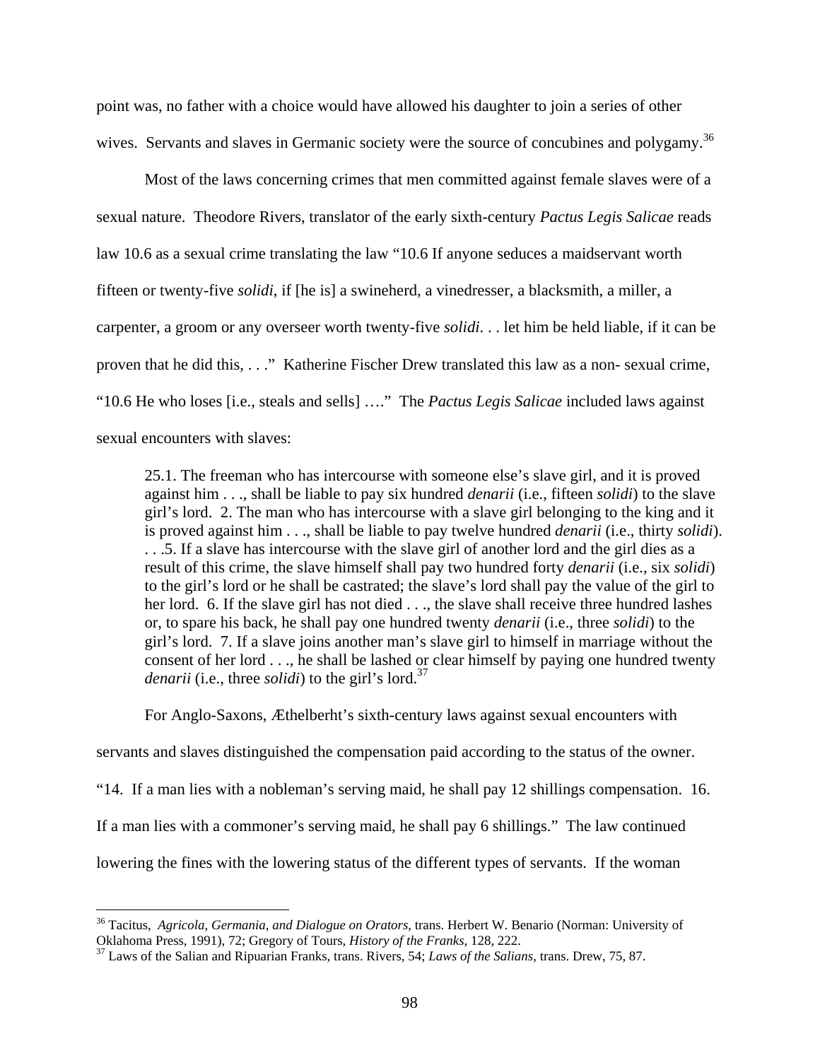point was, no father with a choice would have allowed his daughter to join a series of other wives. Servants and slaves in Germanic society were the source of concubines and polygamy.[36]

Most of the laws concerning crimes that men committed against female slaves were of a sexual nature. Theodore Rivers, translator of the early sixth-century *Pactus Legis Salicae* reads law 10.6 as a sexual crime translating the law "10.6 If anyone seduces a maidservant worth fifteen or twenty-five *solidi*, if [he is] a swineherd, a vinedresser, a blacksmith, a miller, a carpenter, a groom or any overseer worth twenty-five *solidi*. . . let him be held liable, if it can be proven that he did this, . . ." Katherine Fischer Drew translated this law as a non- sexual crime, "10.6 He who loses [i.e., steals and sells] …." The *Pactus Legis Salicae* included laws against sexual encounters with slaves:

> 25.1. The freeman who has intercourse with someone else's slave girl, and it is proved against him . . ., shall be liable to pay six hundred *denarii* (i.e., fifteen *solidi*) to the slave girl's lord. 2. The man who has intercourse with a slave girl belonging to the king and it is proved against him . . ., shall be liable to pay twelve hundred *denarii* (i.e., thirty *solidi*). . . .5. If a slave has intercourse with the slave girl of another lord and the girl dies as a result of this crime, the slave himself shall pay two hundred forty *denarii* (i.e., six *solidi*) to the girl's lord or he shall be castrated; the slave's lord shall pay the value of the girl to her lord. 6. If the slave girl has not died . . ., the slave shall receive three hundred lashes or, to spare his back, he shall pay one hundred twenty *denarii* (i.e., three *solidi*) to the girl's lord. 7. If a slave joins another man's slave girl to himself in marriage without the consent of her lord . . ., he shall be lashed or clear himself by paying one hundred twenty *denarii* (i.e., three *solidi*) to the girl's lord.[37]

For Anglo-Saxons, Æthelberht's sixth-century laws against sexual encounters with servants and slaves distinguished the compensation paid according to the status of the owner. "14. If a man lies with a nobleman's serving maid, he shall pay 12 shillings compensation. 16. If a man lies with a commoner's serving maid, he shall pay 6 shillings." The law continued lowering the fines with the lowering status of the different types of servants. If the woman

---

[36] Tacitus, *Agricola, Germania, and Dialogue on Orators*, trans. Herbert W. Benario (Norman: University of Oklahoma Press, 1991), 72; Gregory of Tours, *History of the Franks*, 128, 222.

[37] Laws of the Salian and Ripuarian Franks, trans. Rivers, 54; *Laws of the Salians*, trans. Drew, 75, 87.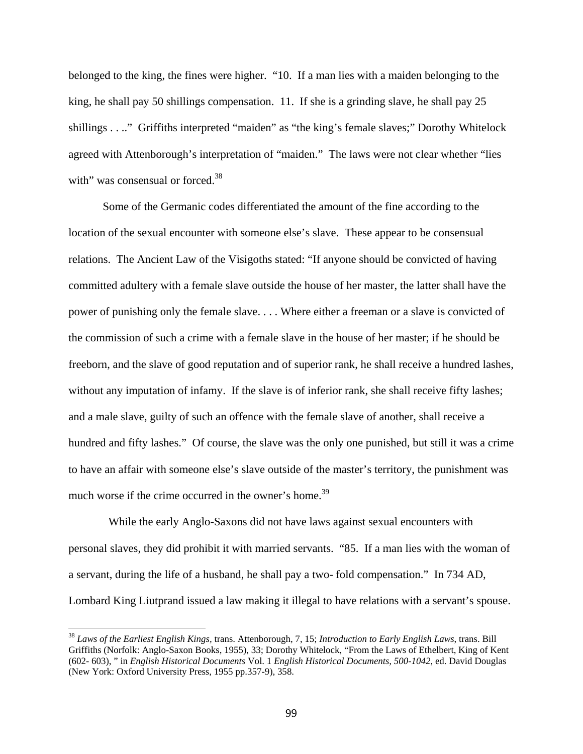belonged to the king, the fines were higher. "10. If a man lies with a maiden belonging to the king, he shall pay 50 shillings compensation. 11. If she is a grinding slave, he shall pay 25 shillings . . .." Griffiths interpreted "maiden" as "the king's female slaves;" Dorothy Whitelock agreed with Attenborough's interpretation of "maiden." The laws were not clear whether "lies with" was consensual or forced.[38]

Some of the Germanic codes differentiated the amount of the fine according to the location of the sexual encounter with someone else's slave. These appear to be consensual relations. The Ancient Law of the Visigoths stated: "If anyone should be convicted of having committed adultery with a female slave outside the house of her master, the latter shall have the power of punishing only the female slave. . . . Where either a freeman or a slave is convicted of the commission of such a crime with a female slave in the house of her master; if he should be freeborn, and the slave of good reputation and of superior rank, he shall receive a hundred lashes, without any imputation of infamy. If the slave is of inferior rank, she shall receive fifty lashes; and a male slave, guilty of such an offence with the female slave of another, shall receive a hundred and fifty lashes." Of course, the slave was the only one punished, but still it was a crime to have an affair with someone else's slave outside of the master's territory, the punishment was much worse if the crime occurred in the owner's home.[39]

While the early Anglo-Saxons did not have laws against sexual encounters with personal slaves, they did prohibit it with married servants. "85. If a man lies with the woman of a servant, during the life of a husband, he shall pay a two- fold compensation." In 734 AD, Lombard King Liutprand issued a law making it illegal to have relations with a servant's spouse.

---

[38] *Laws of the Earliest English Kings,* trans. Attenborough, 7, 15; *Introduction to Early English Laws*, trans. Bill Griffiths (Norfolk: Anglo-Saxon Books, 1955), 33; Dorothy Whitelock, "From the Laws of Ethelbert, King of Kent (602- 603), " in *English Historical Documents* Vol. 1 *English Historical Documents, 500-1042,* ed. David Douglas (New York: Oxford University Press, 1955 pp.357-9), 358.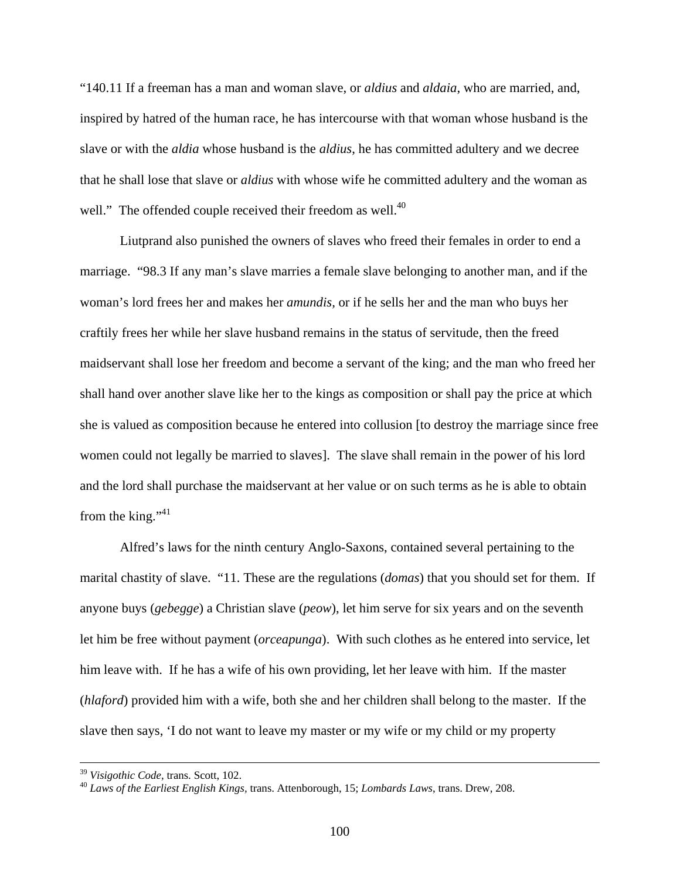"140.11 If a freeman has a man and woman slave, or *aldius* and *aldaia*, who are married, and, inspired by hatred of the human race, he has intercourse with that woman whose husband is the slave or with the *aldia* whose husband is the *aldius*, he has committed adultery and we decree that he shall lose that slave or *aldius* with whose wife he committed adultery and the woman as well." The offended couple received their freedom as well.[40]

Liutprand also punished the owners of slaves who freed their females in order to end a marriage. "98.3 If any man's slave marries a female slave belonging to another man, and if the woman's lord frees her and makes her *amundis,* or if he sells her and the man who buys her craftily frees her while her slave husband remains in the status of servitude, then the freed maidservant shall lose her freedom and become a servant of the king; and the man who freed her shall hand over another slave like her to the kings as composition or shall pay the price at which she is valued as composition because he entered into collusion [to destroy the marriage since free women could not legally be married to slaves]. The slave shall remain in the power of his lord and the lord shall purchase the maidservant at her value or on such terms as he is able to obtain from the king."[41]

Alfred's laws for the ninth century Anglo-Saxons, contained several pertaining to the marital chastity of slave. "11. These are the regulations (*domas*) that you should set for them. If anyone buys (*gebegge*) a Christian slave (*peow*), let him serve for six years and on the seventh let him be free without payment (*orceapunga*). With such clothes as he entered into service, let him leave with. If he has a wife of his own providing, let her leave with him. If the master (*hlaford*) provided him with a wife, both she and her children shall belong to the master. If the slave then says, 'I do not want to leave my master or my wife or my child or my property

---

[39] *Visigothic Code,* trans. Scott, 102.

[40] *Laws of the Earliest English Kings,* trans. Attenborough, 15; *Lombards Laws*, trans. Drew, 208.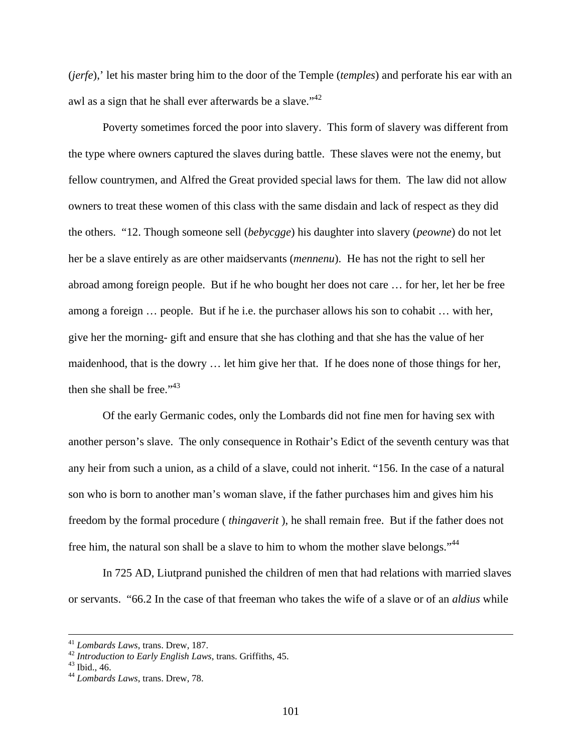(*jerfe*),' let his master bring him to the door of the Temple (*temples*) and perforate his ear with an awl as a sign that he shall ever afterwards be a slave."[42]

Poverty sometimes forced the poor into slavery. This form of slavery was different from the type where owners captured the slaves during battle. These slaves were not the enemy, but fellow countrymen, and Alfred the Great provided special laws for them. The law did not allow owners to treat these women of this class with the same disdain and lack of respect as they did the others. "12. Though someone sell (*bebycgge*) his daughter into slavery (*peowne*) do not let her be a slave entirely as are other maidservants (*mennenu*). He has not the right to sell her abroad among foreign people. But if he who bought her does not care … for her, let her be free among a foreign … people. But if he i.e. the purchaser allows his son to cohabit … with her, give her the morning- gift and ensure that she has clothing and that she has the value of her maidenhood, that is the dowry … let him give her that. If he does none of those things for her, then she shall be free."[43]

Of the early Germanic codes, only the Lombards did not fine men for having sex with another person's slave. The only consequence in Rothair's Edict of the seventh century was that any heir from such a union, as a child of a slave, could not inherit. "156. In the case of a natural son who is born to another man's woman slave, if the father purchases him and gives him his freedom by the formal procedure ( *thingaverit* ), he shall remain free. But if the father does not free him, the natural son shall be a slave to him to whom the mother slave belongs."[44]

In 725 AD, Liutprand punished the children of men that had relations with married slaves or servants. "66.2 In the case of that freeman who takes the wife of a slave or of an *aldius* while

---

[41] *Lombards Laws*, trans. Drew, 187.
[42] *Introduction to Early English Laws*, trans. Griffiths, 45.
[43] Ibid., 46.
[44] *Lombards Laws*, trans. Drew, 78.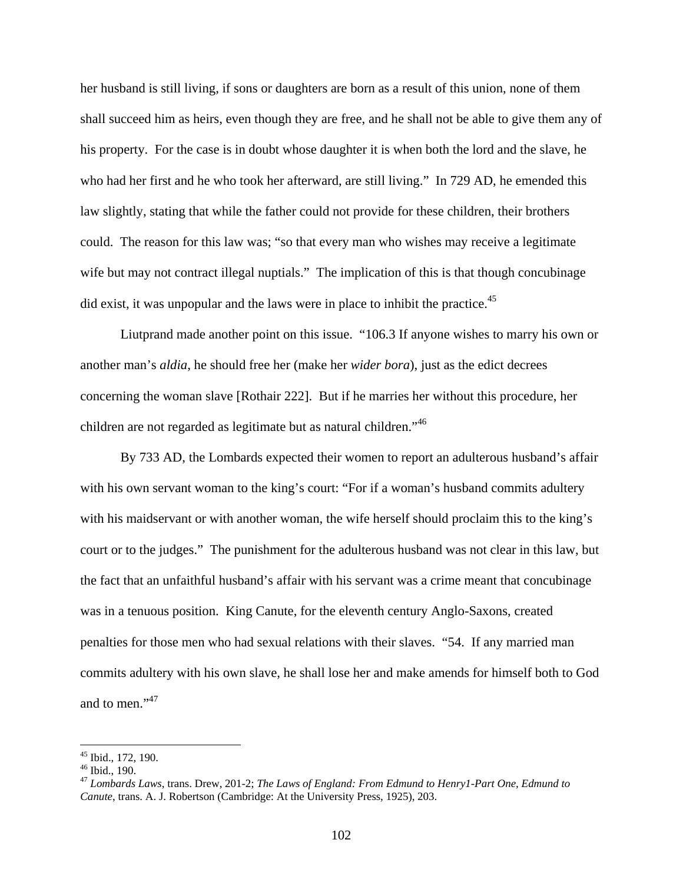her husband is still living, if sons or daughters are born as a result of this union, none of them shall succeed him as heirs, even though they are free, and he shall not be able to give them any of his property. For the case is in doubt whose daughter it is when both the lord and the slave, he who had her first and he who took her afterward, are still living." In 729 AD, he emended this law slightly, stating that while the father could not provide for these children, their brothers could. The reason for this law was; "so that every man who wishes may receive a legitimate wife but may not contract illegal nuptials." The implication of this is that though concubinage did exist, it was unpopular and the laws were in place to inhibit the practice.[45]

Liutprand made another point on this issue. "106.3 If anyone wishes to marry his own or another man's *aldia*, he should free her (make her *wider bora*), just as the edict decrees concerning the woman slave [Rothair 222]. But if he marries her without this procedure, her children are not regarded as legitimate but as natural children."[46]

By 733 AD, the Lombards expected their women to report an adulterous husband's affair with his own servant woman to the king's court: "For if a woman's husband commits adultery with his maidservant or with another woman, the wife herself should proclaim this to the king's court or to the judges." The punishment for the adulterous husband was not clear in this law, but the fact that an unfaithful husband's affair with his servant was a crime meant that concubinage was in a tenuous position. King Canute, for the eleventh century Anglo-Saxons, created penalties for those men who had sexual relations with their slaves. "54. If any married man commits adultery with his own slave, he shall lose her and make amends for himself both to God and to men."[47]

---

[45] Ibid., 172, 190.

[46] Ibid., 190.

[47] *Lombards Laws*, trans. Drew, 201-2; *The Laws of England: From Edmund to Henry1-Part One, Edmund to Canute*, trans. A. J. Robertson (Cambridge: At the University Press, 1925), 203.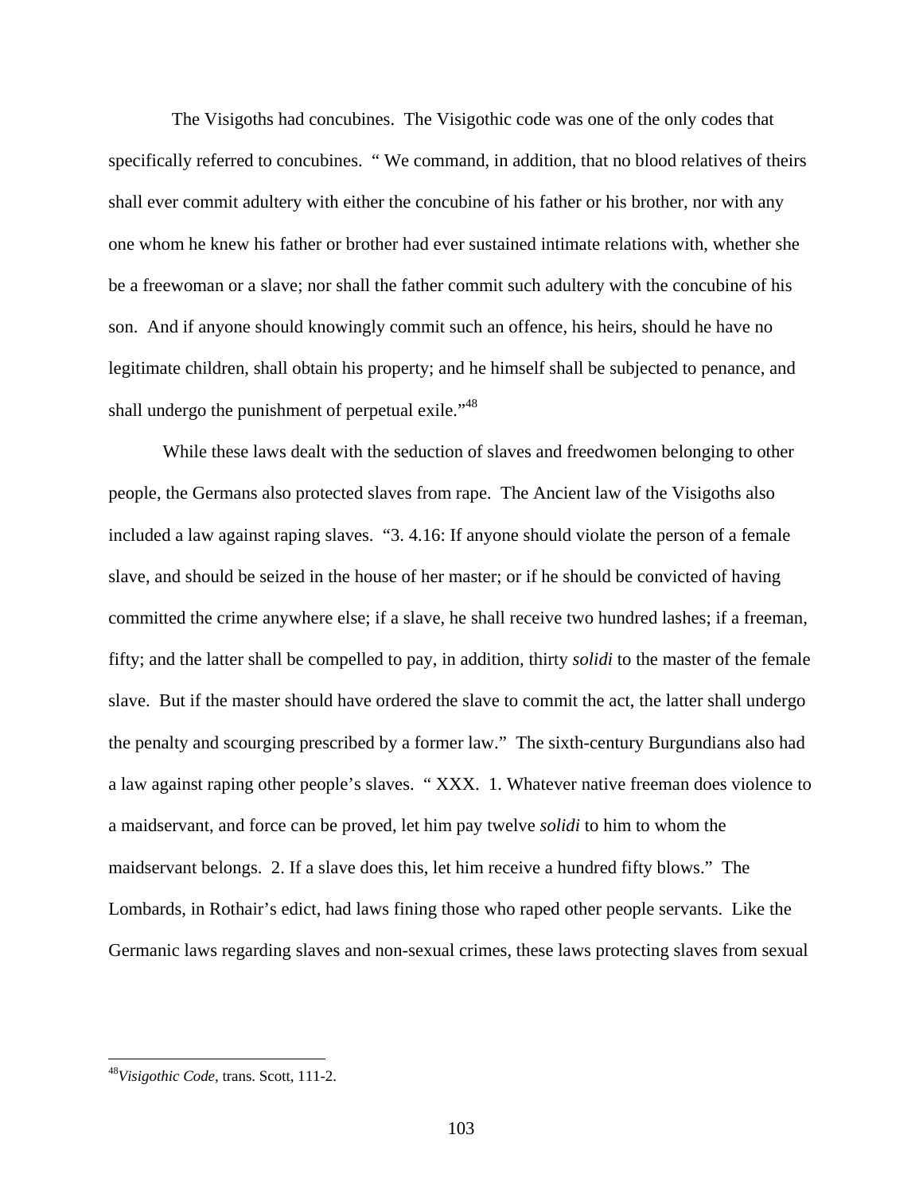The Visigoths had concubines. The Visigothic code was one of the only codes that specifically referred to concubines. " We command, in addition, that no blood relatives of theirs shall ever commit adultery with either the concubine of his father or his brother, nor with any one whom he knew his father or brother had ever sustained intimate relations with, whether she be a freewoman or a slave; nor shall the father commit such adultery with the concubine of his son. And if anyone should knowingly commit such an offence, his heirs, should he have no legitimate children, shall obtain his property; and he himself shall be subjected to penance, and shall undergo the punishment of perpetual exile."[48]

While these laws dealt with the seduction of slaves and freedwomen belonging to other people, the Germans also protected slaves from rape. The Ancient law of the Visigoths also included a law against raping slaves. "3. 4.16: If anyone should violate the person of a female slave, and should be seized in the house of her master; or if he should be convicted of having committed the crime anywhere else; if a slave, he shall receive two hundred lashes; if a freeman, fifty; and the latter shall be compelled to pay, in addition, thirty *solidi* to the master of the female slave. But if the master should have ordered the slave to commit the act, the latter shall undergo the penalty and scourging prescribed by a former law." The sixth-century Burgundians also had a law against raping other people's slaves. " XXX. 1. Whatever native freeman does violence to a maidservant, and force can be proved, let him pay twelve *solidi* to him to whom the maidservant belongs. 2. If a slave does this, let him receive a hundred fifty blows." The Lombards, in Rothair's edict, had laws fining those who raped other people servants. Like the Germanic laws regarding slaves and non-sexual crimes, these laws protecting slaves from sexual

---

[48]*Visigothic Code*, trans. Scott, 111-2.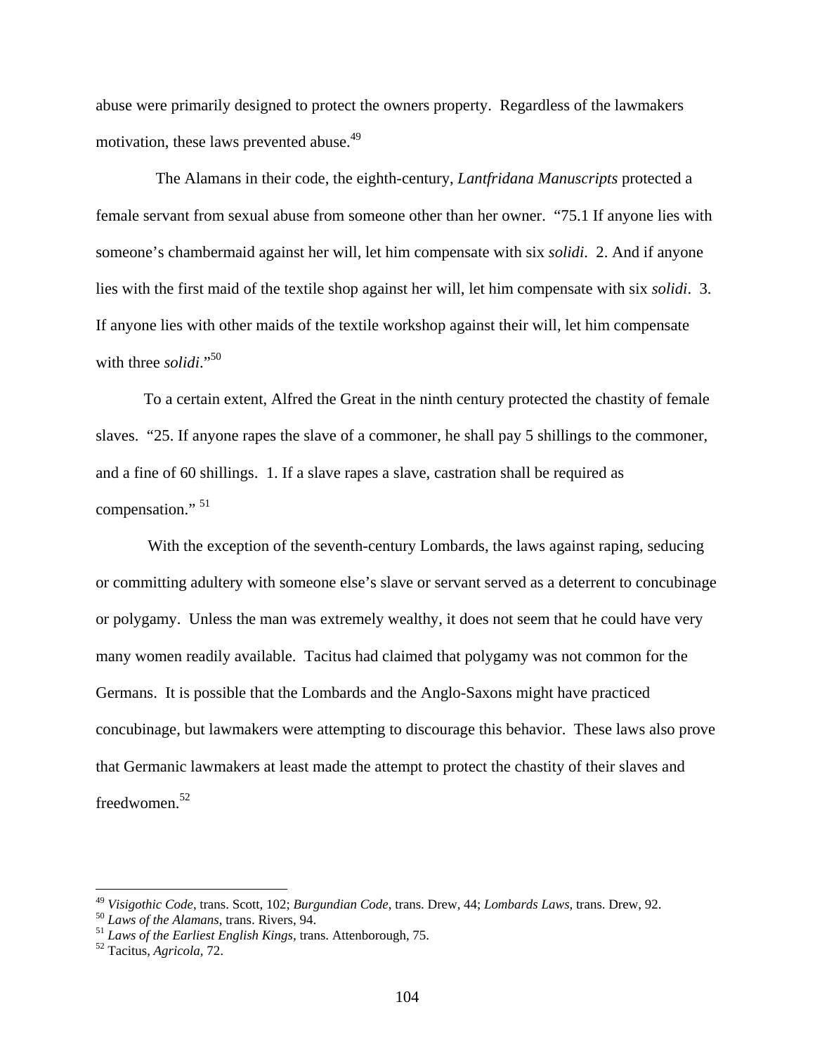abuse were primarily designed to protect the owners property. Regardless of the lawmakers motivation, these laws prevented abuse.[49]

The Alamans in their code, the eighth-century, *Lantfridana Manuscripts* protected a female servant from sexual abuse from someone other than her owner. "75.1 If anyone lies with someone's chambermaid against her will, let him compensate with six *solidi*. 2. And if anyone lies with the first maid of the textile shop against her will, let him compensate with six *solidi*. 3. If anyone lies with other maids of the textile workshop against their will, let him compensate with three *solidi*."[50]

To a certain extent, Alfred the Great in the ninth century protected the chastity of female slaves. "25. If anyone rapes the slave of a commoner, he shall pay 5 shillings to the commoner, and a fine of 60 shillings. 1. If a slave rapes a slave, castration shall be required as compensation." [51]

With the exception of the seventh-century Lombards, the laws against raping, seducing or committing adultery with someone else's slave or servant served as a deterrent to concubinage or polygamy. Unless the man was extremely wealthy, it does not seem that he could have very many women readily available. Tacitus had claimed that polygamy was not common for the Germans. It is possible that the Lombards and the Anglo-Saxons might have practiced concubinage, but lawmakers were attempting to discourage this behavior. These laws also prove that Germanic lawmakers at least made the attempt to protect the chastity of their slaves and freedwomen.[52]

---

[49] *Visigothic Code*, trans. Scott, 102; *Burgundian Code*, trans. Drew, 44; *Lombards Laws*, trans. Drew, 92.
[50] *Laws of the Alamans*, trans. Rivers, 94.
[51] *Laws of the Earliest English Kings*, trans. Attenborough, 75.
[52] Tacitus, *Agricola*, 72.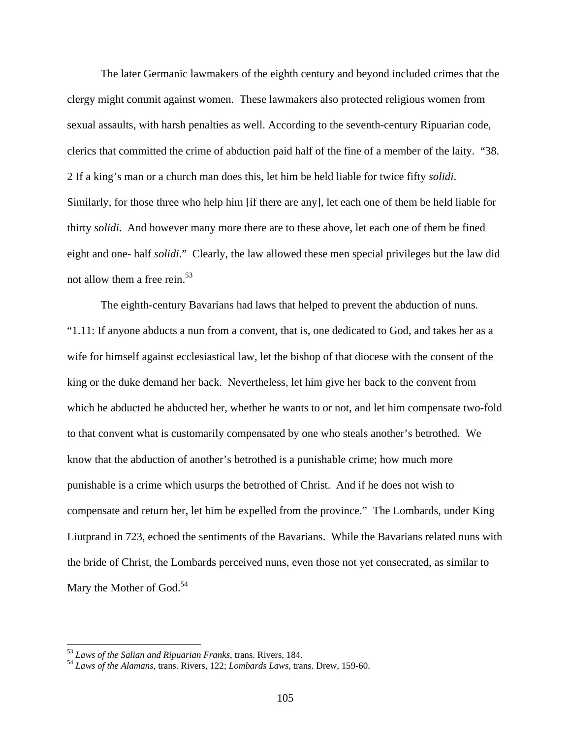The later Germanic lawmakers of the eighth century and beyond included crimes that the clergy might commit against women. These lawmakers also protected religious women from sexual assaults, with harsh penalties as well. According to the seventh-century Ripuarian code, clerics that committed the crime of abduction paid half of the fine of a member of the laity. "38. 2 If a king's man or a church man does this, let him be held liable for twice fifty *solidi*. Similarly, for those three who help him [if there are any], let each one of them be held liable for thirty *solidi*. And however many more there are to these above, let each one of them be fined eight and one- half *solidi*." Clearly, the law allowed these men special privileges but the law did not allow them a free rein.[53]

The eighth-century Bavarians had laws that helped to prevent the abduction of nuns. "1.11: If anyone abducts a nun from a convent, that is, one dedicated to God, and takes her as a wife for himself against ecclesiastical law, let the bishop of that diocese with the consent of the king or the duke demand her back. Nevertheless, let him give her back to the convent from which he abducted he abducted her, whether he wants to or not, and let him compensate two-fold to that convent what is customarily compensated by one who steals another's betrothed. We know that the abduction of another's betrothed is a punishable crime; how much more punishable is a crime which usurps the betrothed of Christ. And if he does not wish to compensate and return her, let him be expelled from the province." The Lombards, under King Liutprand in 723, echoed the sentiments of the Bavarians. While the Bavarians related nuns with the bride of Christ, the Lombards perceived nuns, even those not yet consecrated, as similar to Mary the Mother of God.[54]

---

[53] *Laws of the Salian and Ripuarian Franks*, trans. Rivers, 184.

[54] *Laws of the Alamans*, trans. Rivers, 122; *Lombards Laws*, trans. Drew, 159-60.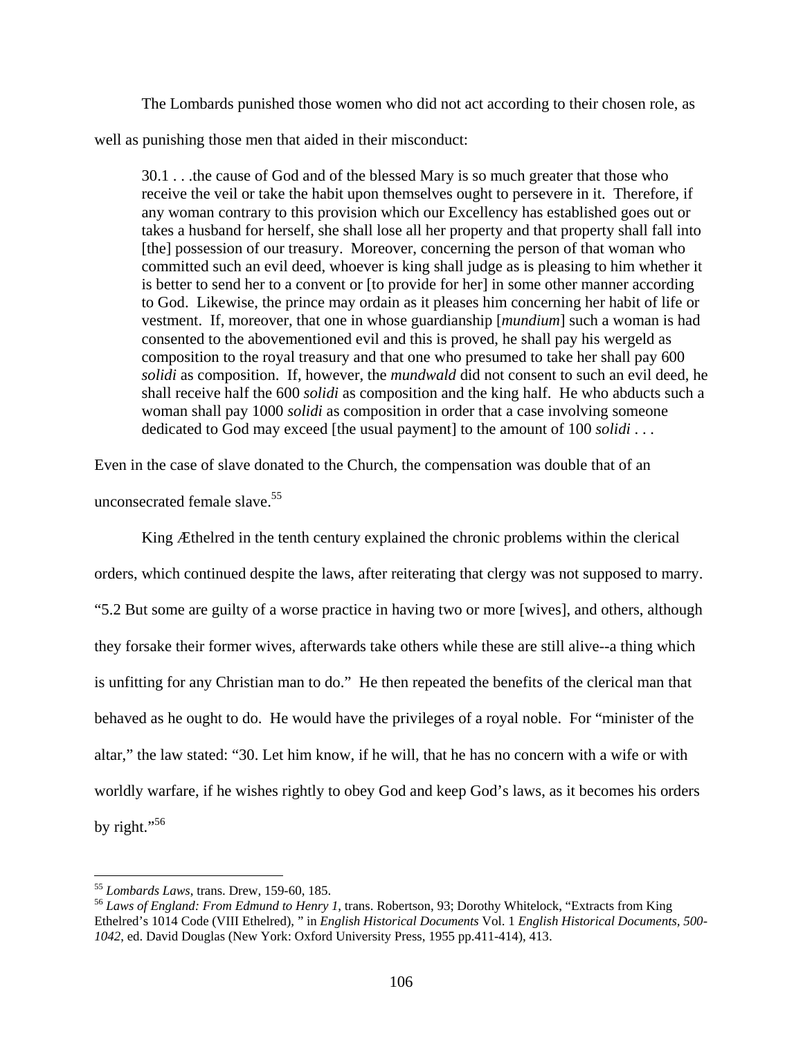The Lombards punished those women who did not act according to their chosen role, as well as punishing those men that aided in their misconduct:

> 30.1 . . .the cause of God and of the blessed Mary is so much greater that those who receive the veil or take the habit upon themselves ought to persevere in it. Therefore, if any woman contrary to this provision which our Excellency has established goes out or takes a husband for herself, she shall lose all her property and that property shall fall into [the] possession of our treasury. Moreover, concerning the person of that woman who committed such an evil deed, whoever is king shall judge as is pleasing to him whether it is better to send her to a convent or [to provide for her] in some other manner according to God. Likewise, the prince may ordain as it pleases him concerning her habit of life or vestment. If, moreover, that one in whose guardianship [*mundium*] such a woman is had consented to the abovementioned evil and this is proved, he shall pay his wergeld as composition to the royal treasury and that one who presumed to take her shall pay 600 *solidi* as composition. If, however, the *mundwald* did not consent to such an evil deed, he shall receive half the 600 *solidi* as composition and the king half. He who abducts such a woman shall pay 1000 *solidi* as composition in order that a case involving someone dedicated to God may exceed [the usual payment] to the amount of 100 *solidi* . . .

Even in the case of slave donated to the Church, the compensation was double that of an unconsecrated female slave.[55]

King Æthelred in the tenth century explained the chronic problems within the clerical orders, which continued despite the laws, after reiterating that clergy was not supposed to marry. "5.2 But some are guilty of a worse practice in having two or more [wives], and others, although they forsake their former wives, afterwards take others while these are still alive--a thing which is unfitting for any Christian man to do." He then repeated the benefits of the clerical man that behaved as he ought to do. He would have the privileges of a royal noble. For "minister of the altar," the law stated: "30. Let him know, if he will, that he has no concern with a wife or with worldly warfare, if he wishes rightly to obey God and keep God's laws, as it becomes his orders by right."[56]

---

[55] *Lombards Laws*, trans. Drew, 159-60, 185.

[56] *Laws of England: From Edmund to Henry 1*, trans. Robertson, 93; Dorothy Whitelock, "Extracts from King Ethelred's 1014 Code (VIII Ethelred), " in *English Historical Documents* Vol. 1 *English Historical Documents, 500-1042*, ed. David Douglas (New York: Oxford University Press, 1955 pp.411-414), 413.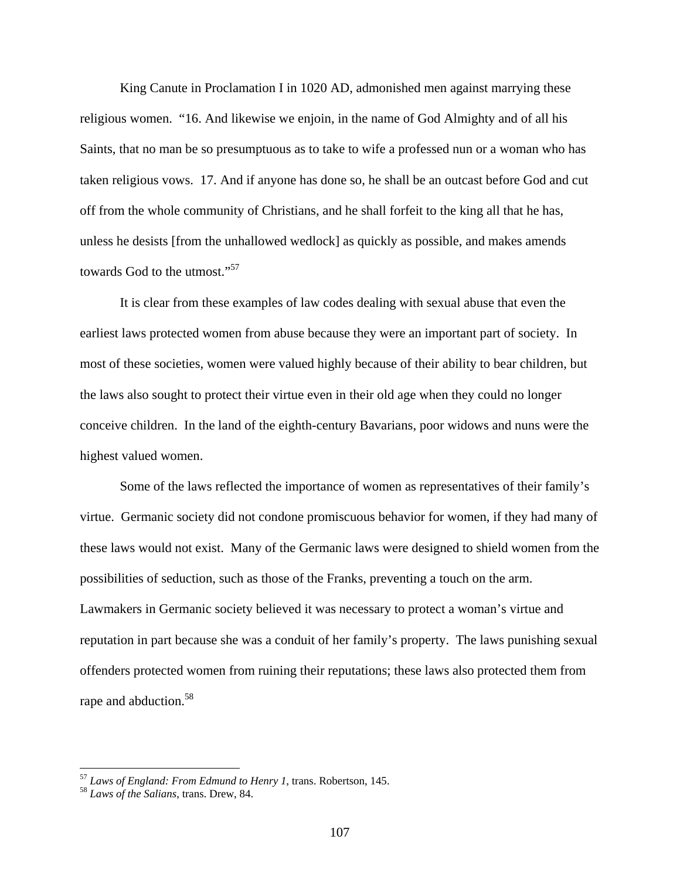King Canute in Proclamation I in 1020 AD, admonished men against marrying these religious women. "16. And likewise we enjoin, in the name of God Almighty and of all his Saints, that no man be so presumptuous as to take to wife a professed nun or a woman who has taken religious vows. 17. And if anyone has done so, he shall be an outcast before God and cut off from the whole community of Christians, and he shall forfeit to the king all that he has, unless he desists [from the unhallowed wedlock] as quickly as possible, and makes amends towards God to the utmost."[57]

It is clear from these examples of law codes dealing with sexual abuse that even the earliest laws protected women from abuse because they were an important part of society. In most of these societies, women were valued highly because of their ability to bear children, but the laws also sought to protect their virtue even in their old age when they could no longer conceive children. In the land of the eighth-century Bavarians, poor widows and nuns were the highest valued women.

Some of the laws reflected the importance of women as representatives of their family's virtue. Germanic society did not condone promiscuous behavior for women, if they had many of these laws would not exist. Many of the Germanic laws were designed to shield women from the possibilities of seduction, such as those of the Franks, preventing a touch on the arm. Lawmakers in Germanic society believed it was necessary to protect a woman's virtue and reputation in part because she was a conduit of her family's property. The laws punishing sexual offenders protected women from ruining their reputations; these laws also protected them from rape and abduction.[58]

---

[57] *Laws of England: From Edmund to Henry 1*, trans. Robertson, 145.

[58] *Laws of the Salians*, trans. Drew, 84.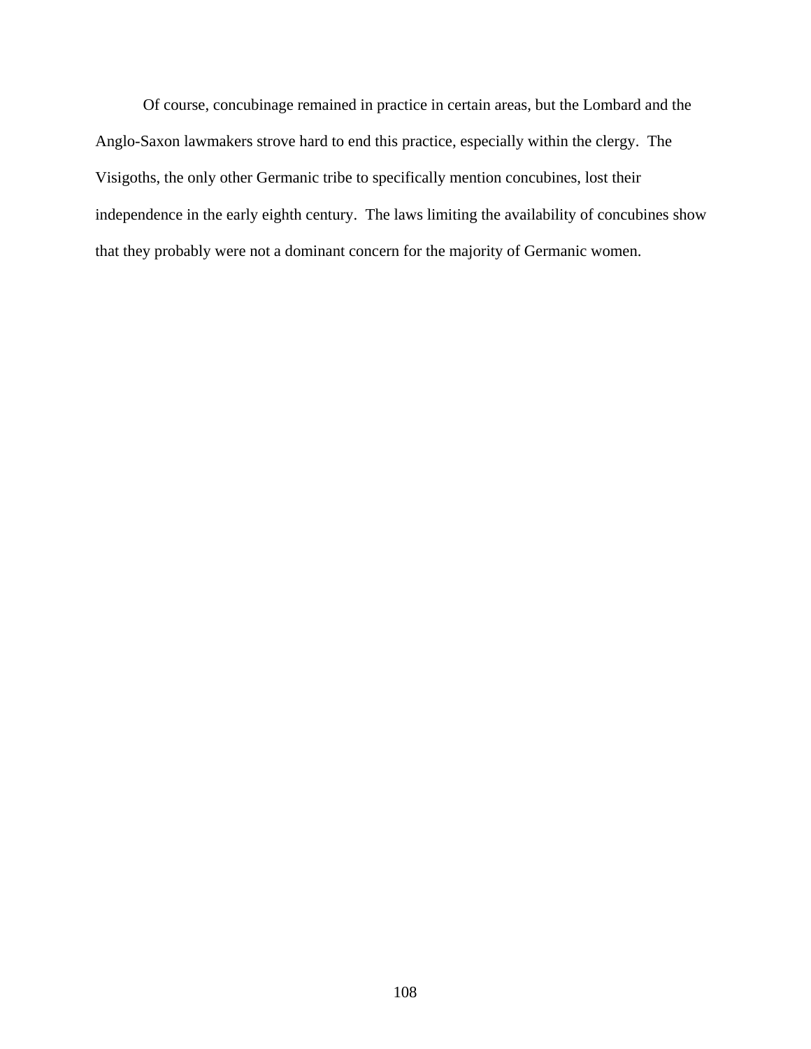Of course, concubinage remained in practice in certain areas, but the Lombard and the Anglo-Saxon lawmakers strove hard to end this practice, especially within the clergy. The Visigoths, the only other Germanic tribe to specifically mention concubines, lost their independence in the early eighth century. The laws limiting the availability of concubines show that they probably were not a dominant concern for the majority of Germanic women.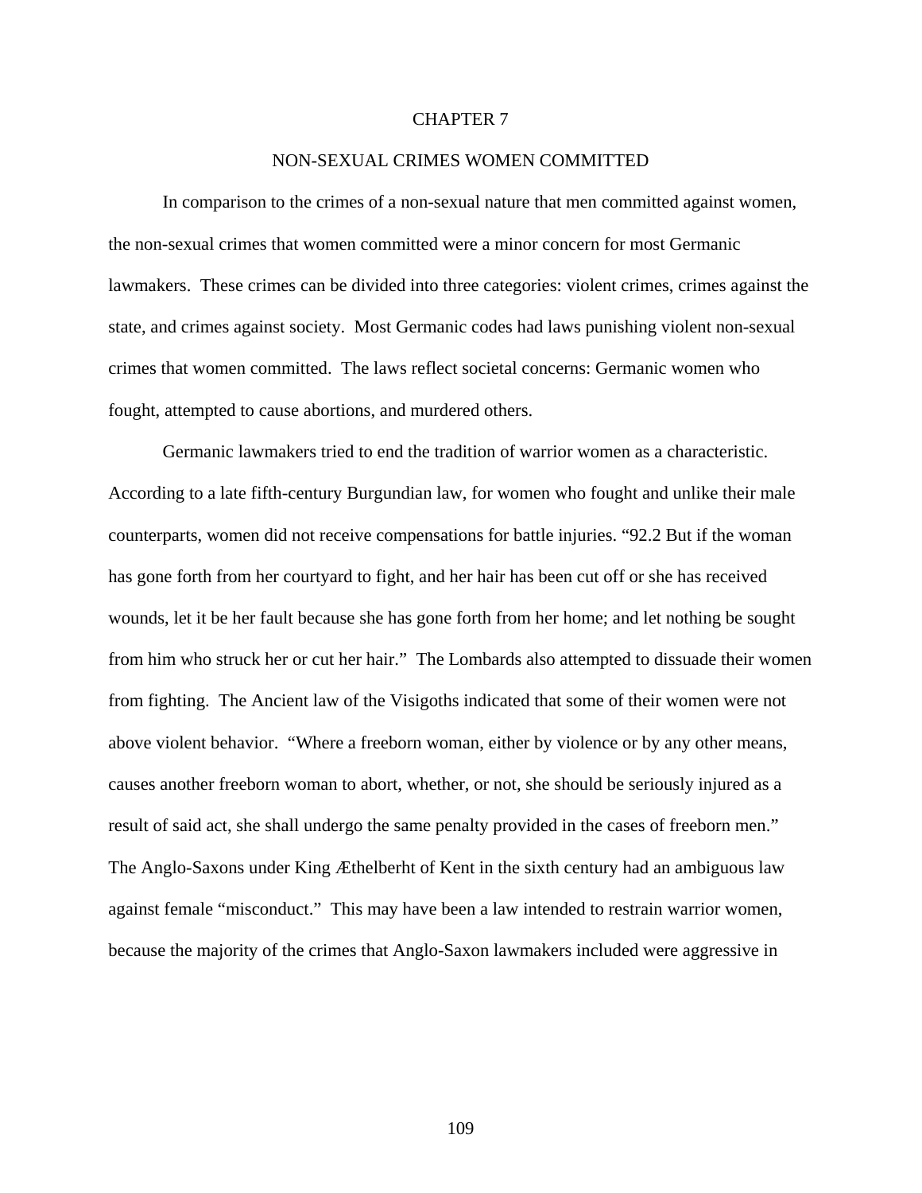# CHAPTER 7

## NON-SEXUAL CRIMES WOMEN COMMITTED

In comparison to the crimes of a non-sexual nature that men committed against women, the non-sexual crimes that women committed were a minor concern for most Germanic lawmakers. These crimes can be divided into three categories: violent crimes, crimes against the state, and crimes against society. Most Germanic codes had laws punishing violent non-sexual crimes that women committed. The laws reflect societal concerns: Germanic women who fought, attempted to cause abortions, and murdered others.

Germanic lawmakers tried to end the tradition of warrior women as a characteristic. According to a late fifth-century Burgundian law, for women who fought and unlike their male counterparts, women did not receive compensations for battle injuries. "92.2 But if the woman has gone forth from her courtyard to fight, and her hair has been cut off or she has received wounds, let it be her fault because she has gone forth from her home; and let nothing be sought from him who struck her or cut her hair." The Lombards also attempted to dissuade their women from fighting. The Ancient law of the Visigoths indicated that some of their women were not above violent behavior. "Where a freeborn woman, either by violence or by any other means, causes another freeborn woman to abort, whether, or not, she should be seriously injured as a result of said act, she shall undergo the same penalty provided in the cases of freeborn men." The Anglo-Saxons under King Æthelberht of Kent in the sixth century had an ambiguous law against female "misconduct." This may have been a law intended to restrain warrior women, because the majority of the crimes that Anglo-Saxon lawmakers included were aggressive in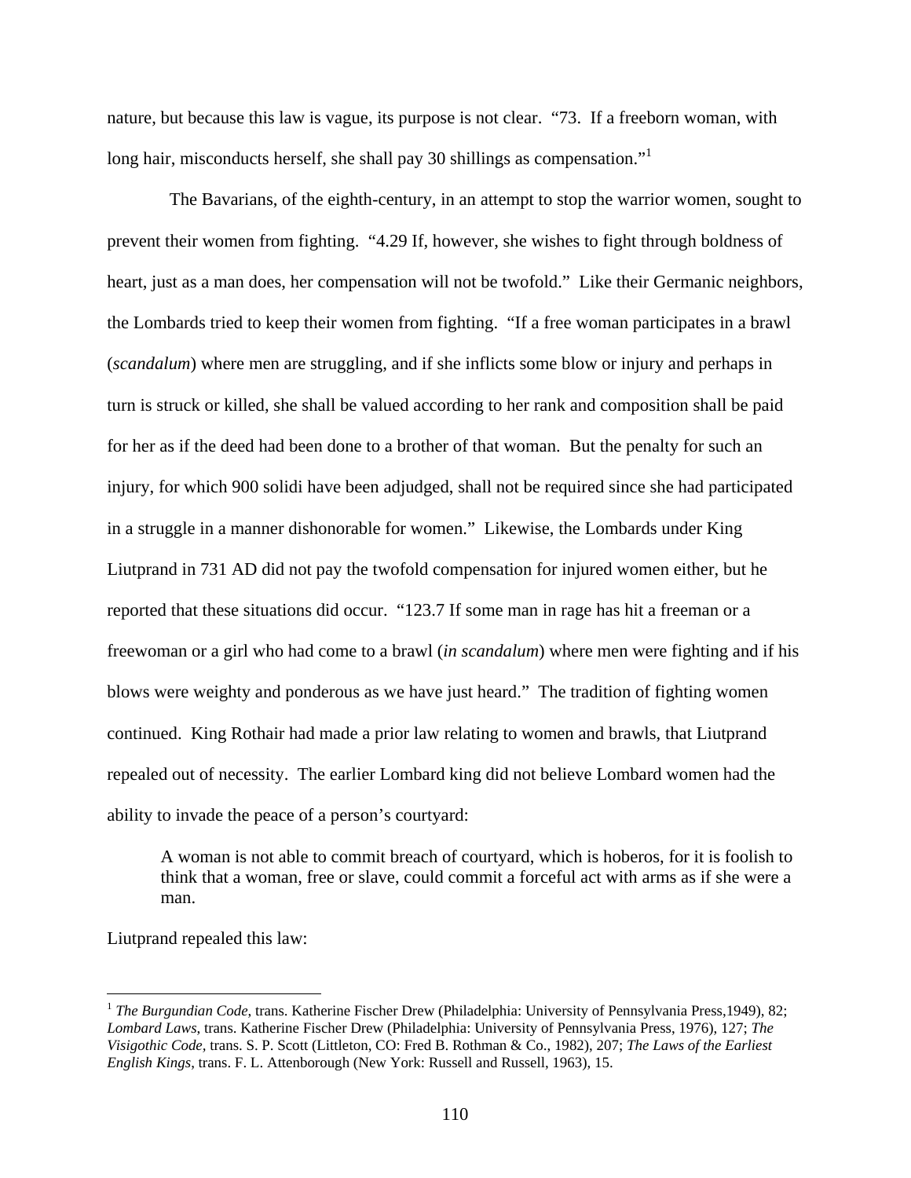nature, but because this law is vague, its purpose is not clear. "73. If a freeborn woman, with long hair, misconducts herself, she shall pay 30 shillings as compensation."[1]

The Bavarians, of the eighth-century, in an attempt to stop the warrior women, sought to prevent their women from fighting. "4.29 If, however, she wishes to fight through boldness of heart, just as a man does, her compensation will not be twofold." Like their Germanic neighbors, the Lombards tried to keep their women from fighting. "If a free woman participates in a brawl (*scandalum*) where men are struggling, and if she inflicts some blow or injury and perhaps in turn is struck or killed, she shall be valued according to her rank and composition shall be paid for her as if the deed had been done to a brother of that woman. But the penalty for such an injury, for which 900 solidi have been adjudged, shall not be required since she had participated in a struggle in a manner dishonorable for women." Likewise, the Lombards under King Liutprand in 731 AD did not pay the twofold compensation for injured women either, but he reported that these situations did occur. "123.7 If some man in rage has hit a freeman or a freewoman or a girl who had come to a brawl (*in scandalum*) where men were fighting and if his blows were weighty and ponderous as we have just heard." The tradition of fighting women continued. King Rothair had made a prior law relating to women and brawls, that Liutprand repealed out of necessity. The earlier Lombard king did not believe Lombard women had the ability to invade the peace of a person's courtyard:

> A woman is not able to commit breach of courtyard, which is hoberos, for it is foolish to think that a woman, free or slave, could commit a forceful act with arms as if she were a man.

Liutprand repealed this law:

---

[1] *The Burgundian Code*, trans. Katherine Fischer Drew (Philadelphia: University of Pennsylvania Press,1949), 82; *Lombard Laws*, trans. Katherine Fischer Drew (Philadelphia: University of Pennsylvania Press, 1976), 127; *The Visigothic Code*, trans. S. P. Scott (Littleton, CO: Fred B. Rothman & Co., 1982), 207; *The Laws of the Earliest English Kings*, trans. F. L. Attenborough (New York: Russell and Russell, 1963), 15.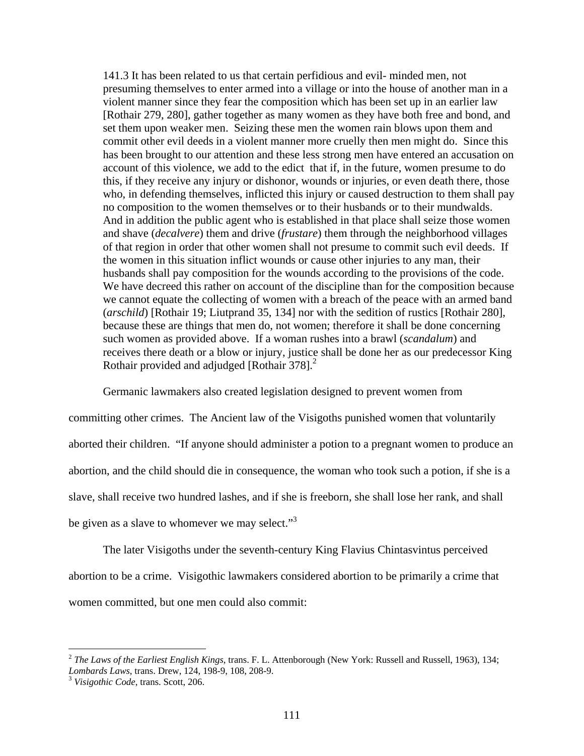> 141.3 It has been related to us that certain perfidious and evil- minded men, not presuming themselves to enter armed into a village or into the house of another man in a violent manner since they fear the composition which has been set up in an earlier law [Rothair 279, 280], gather together as many women as they have both free and bond, and set them upon weaker men. Seizing these men the women rain blows upon them and commit other evil deeds in a violent manner more cruelly then men might do. Since this has been brought to our attention and these less strong men have entered an accusation on account of this violence, we add to the edict that if, in the future, women presume to do this, if they receive any injury or dishonor, wounds or injuries, or even death there, those who, in defending themselves, inflicted this injury or caused destruction to them shall pay no composition to the women themselves or to their husbands or to their mundwalds. And in addition the public agent who is established in that place shall seize those women and shave (*decalvere*) them and drive (*frustare*) them through the neighborhood villages of that region in order that other women shall not presume to commit such evil deeds. If the women in this situation inflict wounds or cause other injuries to any man, their husbands shall pay composition for the wounds according to the provisions of the code. We have decreed this rather on account of the discipline than for the composition because we cannot equate the collecting of women with a breach of the peace with an armed band (*arschild*) [Rothair 19; Liutprand 35, 134] nor with the sedition of rustics [Rothair 280], because these are things that men do, not women; therefore it shall be done concerning such women as provided above. If a woman rushes into a brawl (*scandalum*) and receives there death or a blow or injury, justice shall be done her as our predecessor King Rothair provided and adjudged [Rothair 378].[2]

Germanic lawmakers also created legislation designed to prevent women from committing other crimes. The Ancient law of the Visigoths punished women that voluntarily aborted their children. "If anyone should administer a potion to a pregnant women to produce an abortion, and the child should die in consequence, the woman who took such a potion, if she is a slave, shall receive two hundred lashes, and if she is freeborn, she shall lose her rank, and shall be given as a slave to whomever we may select."[3]

The later Visigoths under the seventh-century King Flavius Chintasvintus perceived abortion to be a crime. Visigothic lawmakers considered abortion to be primarily a crime that women committed, but one men could also commit:

---

[2] *The Laws of the Earliest English Kings*, trans. F. L. Attenborough (New York: Russell and Russell, 1963), 134; *Lombards Laws*, trans. Drew, 124, 198-9, 108, 208-9.

[3] *Visigothic Code*, trans. Scott, 206.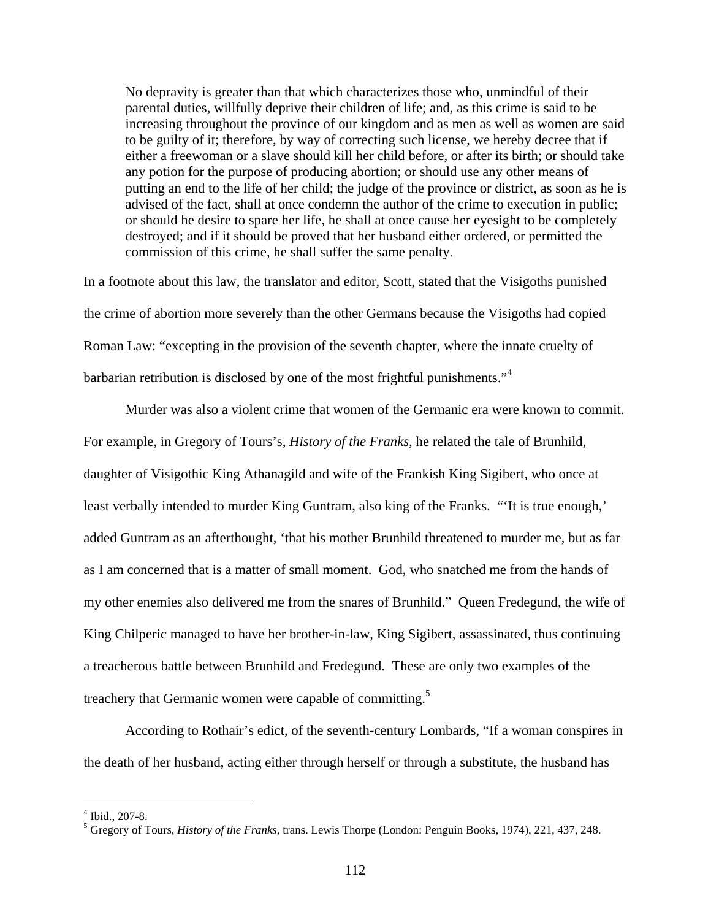> No depravity is greater than that which characterizes those who, unmindful of their parental duties, willfully deprive their children of life; and, as this crime is said to be increasing throughout the province of our kingdom and as men as well as women are said to be guilty of it; therefore, by way of correcting such license, we hereby decree that if either a freewoman or a slave should kill her child before, or after its birth; or should take any potion for the purpose of producing abortion; or should use any other means of putting an end to the life of her child; the judge of the province or district, as soon as he is advised of the fact, shall at once condemn the author of the crime to execution in public; or should he desire to spare her life, he shall at once cause her eyesight to be completely destroyed; and if it should be proved that her husband either ordered, or permitted the commission of this crime, he shall suffer the same penalty.

In a footnote about this law, the translator and editor, Scott, stated that the Visigoths punished the crime of abortion more severely than the other Germans because the Visigoths had copied Roman Law: "excepting in the provision of the seventh chapter, where the innate cruelty of barbarian retribution is disclosed by one of the most frightful punishments."[4]

Murder was also a violent crime that women of the Germanic era were known to commit. For example, in Gregory of Tours's, *History of the Franks,* he related the tale of Brunhild, daughter of Visigothic King Athanagild and wife of the Frankish King Sigibert, who once at least verbally intended to murder King Guntram, also king of the Franks. "'It is true enough,' added Guntram as an afterthought, 'that his mother Brunhild threatened to murder me, but as far as I am concerned that is a matter of small moment. God, who snatched me from the hands of my other enemies also delivered me from the snares of Brunhild." Queen Fredegund, the wife of King Chilperic managed to have her brother-in-law, King Sigibert, assassinated, thus continuing a treacherous battle between Brunhild and Fredegund. These are only two examples of the treachery that Germanic women were capable of committing.[5]

According to Rothair's edict, of the seventh-century Lombards, "If a woman conspires in the death of her husband, acting either through herself or through a substitute, the husband has

---

[4] Ibid., 207-8.

[5] Gregory of Tours, *History of the Franks,* trans. Lewis Thorpe (London: Penguin Books, 1974), 221, 437, 248.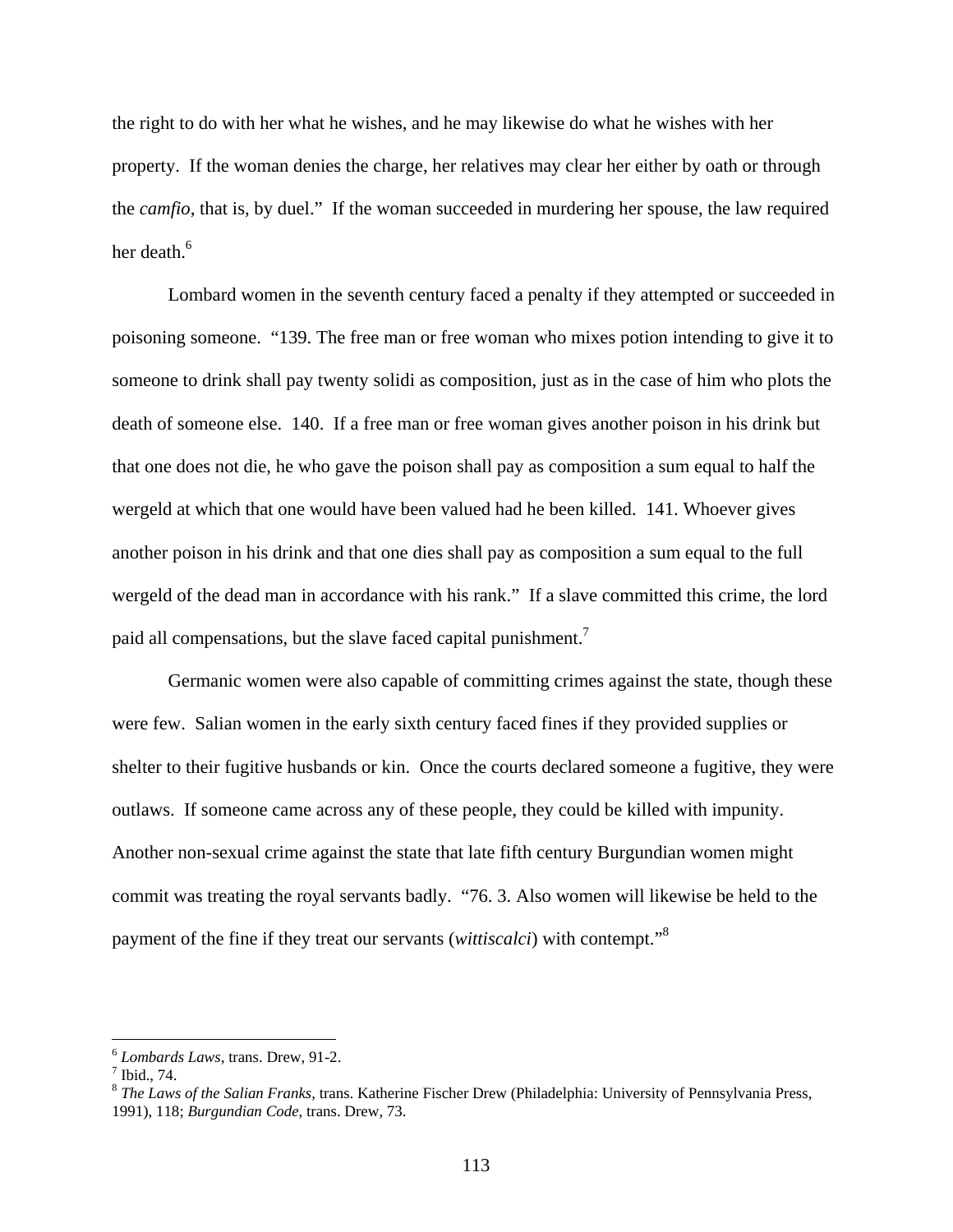the right to do with her what he wishes, and he may likewise do what he wishes with her property. If the woman denies the charge, her relatives may clear her either by oath or through the *camfio*, that is, by duel." If the woman succeeded in murdering her spouse, the law required her death.[6]

Lombard women in the seventh century faced a penalty if they attempted or succeeded in poisoning someone. "139. The free man or free woman who mixes potion intending to give it to someone to drink shall pay twenty solidi as composition, just as in the case of him who plots the death of someone else. 140. If a free man or free woman gives another poison in his drink but that one does not die, he who gave the poison shall pay as composition a sum equal to half the wergeld at which that one would have been valued had he been killed. 141. Whoever gives another poison in his drink and that one dies shall pay as composition a sum equal to the full wergeld of the dead man in accordance with his rank." If a slave committed this crime, the lord paid all compensations, but the slave faced capital punishment.[7]

Germanic women were also capable of committing crimes against the state, though these were few. Salian women in the early sixth century faced fines if they provided supplies or shelter to their fugitive husbands or kin. Once the courts declared someone a fugitive, they were outlaws. If someone came across any of these people, they could be killed with impunity. Another non-sexual crime against the state that late fifth century Burgundian women might commit was treating the royal servants badly. "76. 3. Also women will likewise be held to the payment of the fine if they treat our servants (*wittiscalci*) with contempt."[8]

---

[6] *Lombards Laws*, trans. Drew, 91-2.

[7] Ibid., 74.

[8] *The Laws of the Salian Franks*, trans. Katherine Fischer Drew (Philadelphia: University of Pennsylvania Press, 1991), 118; *Burgundian Code*, trans. Drew, 73.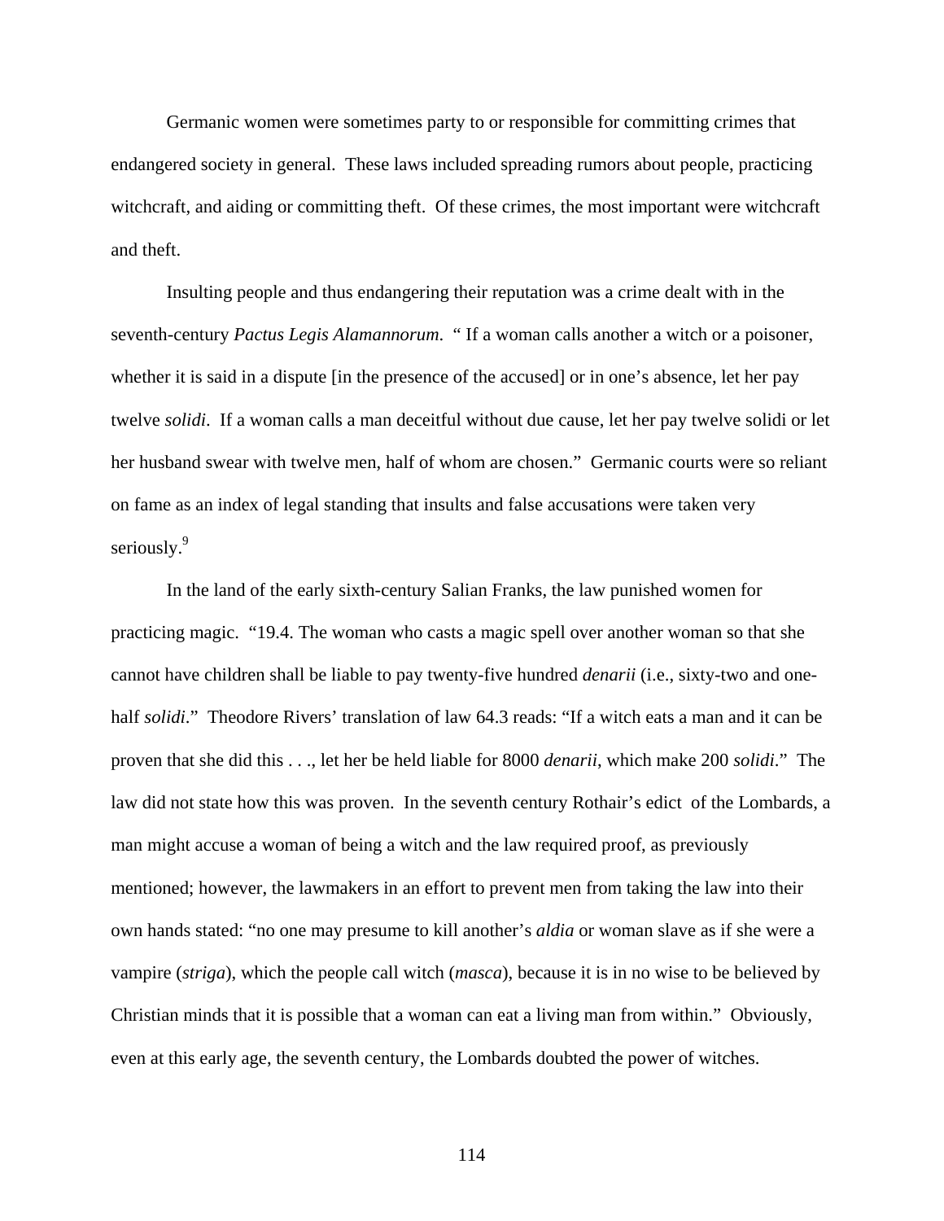Germanic women were sometimes party to or responsible for committing crimes that endangered society in general. These laws included spreading rumors about people, practicing witchcraft, and aiding or committing theft. Of these crimes, the most important were witchcraft and theft.

Insulting people and thus endangering their reputation was a crime dealt with in the seventh-century *Pactus Legis Alamannorum*. " If a woman calls another a witch or a poisoner, whether it is said in a dispute [in the presence of the accused] or in one's absence, let her pay twelve *solidi*. If a woman calls a man deceitful without due cause, let her pay twelve solidi or let her husband swear with twelve men, half of whom are chosen." Germanic courts were so reliant on fame as an index of legal standing that insults and false accusations were taken very seriously.[9]

In the land of the early sixth-century Salian Franks, the law punished women for practicing magic. "19.4. The woman who casts a magic spell over another woman so that she cannot have children shall be liable to pay twenty-five hundred *denarii* (i.e., sixty-two and one-half *solidi*." Theodore Rivers' translation of law 64.3 reads: "If a witch eats a man and it can be proven that she did this . . ., let her be held liable for 8000 *denarii*, which make 200 *solidi*." The law did not state how this was proven. In the seventh century Rothair's edict of the Lombards, a man might accuse a woman of being a witch and the law required proof, as previously mentioned; however, the lawmakers in an effort to prevent men from taking the law into their own hands stated: "no one may presume to kill another's *aldia* or woman slave as if she were a vampire (*striga*), which the people call witch (*masca*), because it is in no wise to be believed by Christian minds that it is possible that a woman can eat a living man from within." Obviously, even at this early age, the seventh century, the Lombards doubted the power of witches.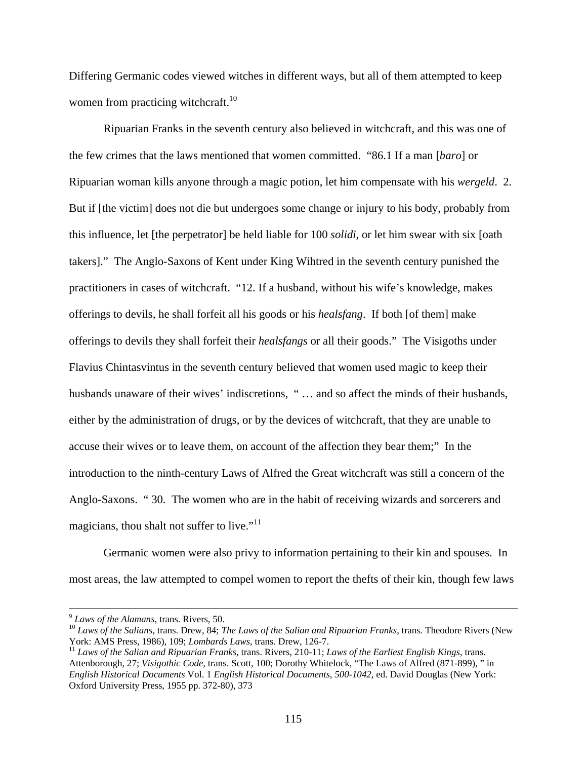Differing Germanic codes viewed witches in different ways, but all of them attempted to keep women from practicing witchcraft.[10]

Ripuarian Franks in the seventh century also believed in witchcraft, and this was one of the few crimes that the laws mentioned that women committed. "86.1 If a man [*baro*] or Ripuarian woman kills anyone through a magic potion, let him compensate with his *wergeld*. 2. But if [the victim] does not die but undergoes some change or injury to his body, probably from this influence, let [the perpetrator] be held liable for 100 *solidi*, or let him swear with six [oath takers]." The Anglo-Saxons of Kent under King Wihtred in the seventh century punished the practitioners in cases of witchcraft. "12. If a husband, without his wife's knowledge, makes offerings to devils, he shall forfeit all his goods or his *healsfang*. If both [of them] make offerings to devils they shall forfeit their *healsfangs* or all their goods." The Visigoths under Flavius Chintasvintus in the seventh century believed that women used magic to keep their husbands unaware of their wives' indiscretions, " … and so affect the minds of their husbands, either by the administration of drugs, or by the devices of witchcraft, that they are unable to accuse their wives or to leave them, on account of the affection they bear them;" In the introduction to the ninth-century Laws of Alfred the Great witchcraft was still a concern of the Anglo-Saxons. " 30. The women who are in the habit of receiving wizards and sorcerers and magicians, thou shalt not suffer to live."[11]

Germanic women were also privy to information pertaining to their kin and spouses. In most areas, the law attempted to compel women to report the thefts of their kin, though few laws

---

[9] *Laws of the Alamans*, trans. Rivers, 50.

[10] *Laws of the Salians*, trans. Drew, 84; *The Laws of the Salian and Ripuarian Franks*, trans. Theodore Rivers (New York: AMS Press, 1986), 109; *Lombards Laws*, trans. Drew, 126-7.

[11] *Laws of the Salian and Ripuarian Franks*, trans. Rivers, 210-11; *Laws of the Earliest English Kings*, trans. Attenborough, 27; *Visigothic Code*, trans. Scott, 100; Dorothy Whitelock, "The Laws of Alfred (871-899), " in *English Historical Documents* Vol. 1 *English Historical Documents, 500-1042*, ed. David Douglas (New York: Oxford University Press, 1955 pp. 372-80), 373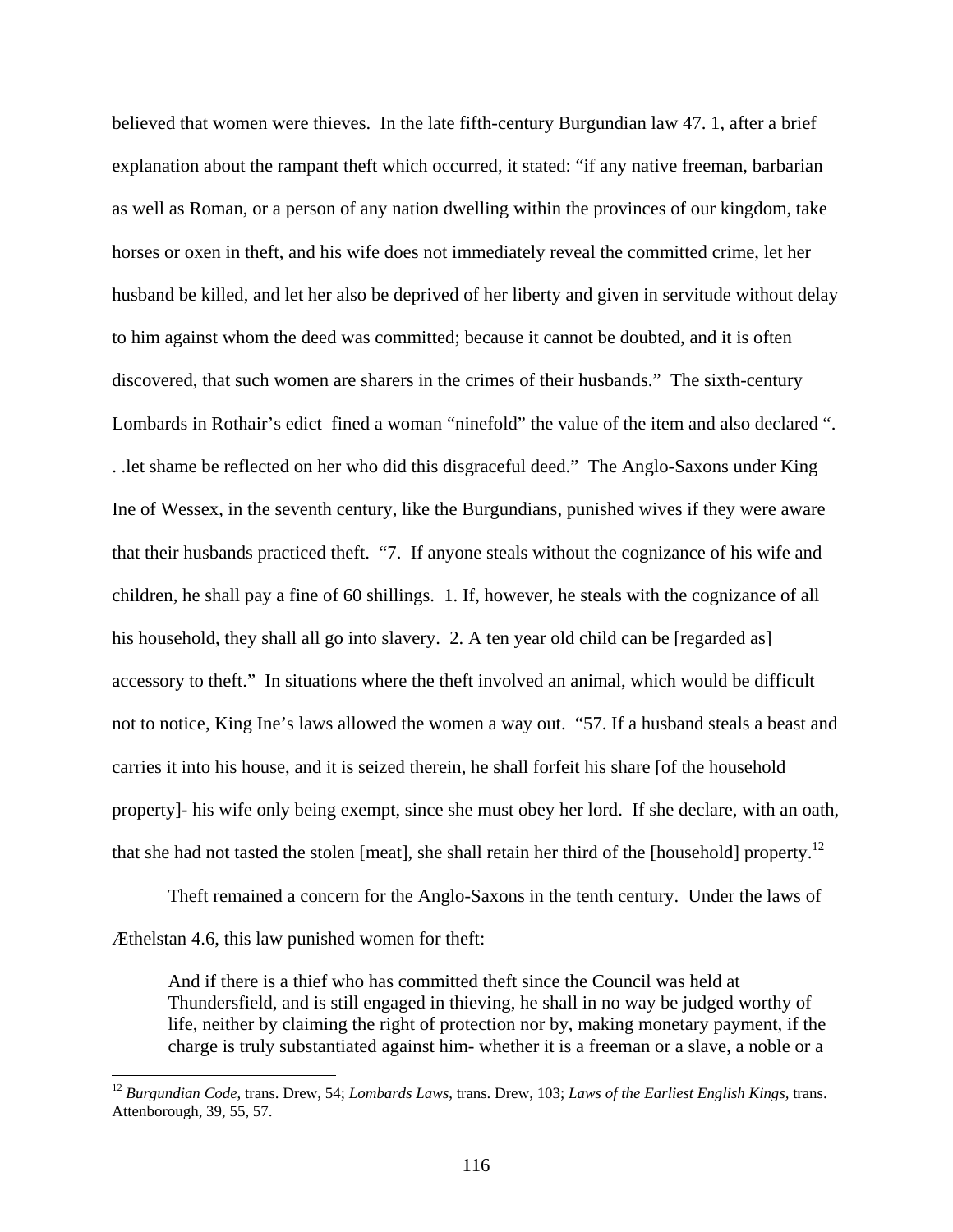believed that women were thieves. In the late fifth-century Burgundian law 47. 1, after a brief explanation about the rampant theft which occurred, it stated: "if any native freeman, barbarian as well as Roman, or a person of any nation dwelling within the provinces of our kingdom, take horses or oxen in theft, and his wife does not immediately reveal the committed crime, let her husband be killed, and let her also be deprived of her liberty and given in servitude without delay to him against whom the deed was committed; because it cannot be doubted, and it is often discovered, that such women are sharers in the crimes of their husbands." The sixth-century Lombards in Rothair's edict fined a woman "ninefold" the value of the item and also declared ". . .let shame be reflected on her who did this disgraceful deed." The Anglo-Saxons under King Ine of Wessex, in the seventh century, like the Burgundians, punished wives if they were aware that their husbands practiced theft. "7. If anyone steals without the cognizance of his wife and children, he shall pay a fine of 60 shillings. 1. If, however, he steals with the cognizance of all his household, they shall all go into slavery. 2. A ten year old child can be [regarded as] accessory to theft." In situations where the theft involved an animal, which would be difficult not to notice, King Ine's laws allowed the women a way out. "57. If a husband steals a beast and carries it into his house, and it is seized therein, he shall forfeit his share [of the household property]- his wife only being exempt, since she must obey her lord. If she declare, with an oath, that she had not tasted the stolen [meat], she shall retain her third of the [household] property.[12]

Theft remained a concern for the Anglo-Saxons in the tenth century. Under the laws of Æthelstan 4.6, this law punished women for theft:

> And if there is a thief who has committed theft since the Council was held at Thundersfield, and is still engaged in thieving, he shall in no way be judged worthy of life, neither by claiming the right of protection nor by, making monetary payment, if the charge is truly substantiated against him- whether it is a freeman or a slave, a noble or a

[12] *Burgundian Code*, trans. Drew, 54; *Lombards Laws*, trans. Drew, 103; *Laws of the Earliest English Kings*, trans. Attenborough, 39, 55, 57.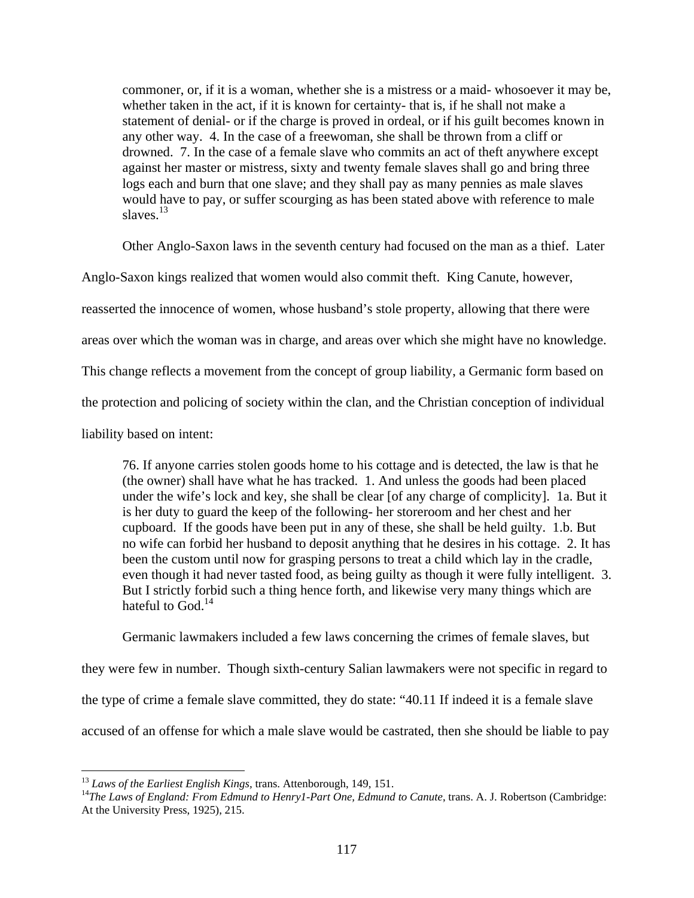> commoner, or, if it is a woman, whether she is a mistress or a maid- whosoever it may be, whether taken in the act, if it is known for certainty- that is, if he shall not make a statement of denial- or if the charge is proved in ordeal, or if his guilt becomes known in any other way. 4. In the case of a freewoman, she shall be thrown from a cliff or drowned. 7. In the case of a female slave who commits an act of theft anywhere except against her master or mistress, sixty and twenty female slaves shall go and bring three logs each and burn that one slave; and they shall pay as many pennies as male slaves would have to pay, or suffer scourging as has been stated above with reference to male slaves.[13]

Other Anglo-Saxon laws in the seventh century had focused on the man as a thief. Later Anglo-Saxon kings realized that women would also commit theft. King Canute, however, reasserted the innocence of women, whose husband's stole property, allowing that there were areas over which the woman was in charge, and areas over which she might have no knowledge. This change reflects a movement from the concept of group liability, a Germanic form based on the protection and policing of society within the clan, and the Christian conception of individual liability based on intent:

> 76. If anyone carries stolen goods home to his cottage and is detected, the law is that he (the owner) shall have what he has tracked. 1. And unless the goods had been placed under the wife's lock and key, she shall be clear [of any charge of complicity]. 1a. But it is her duty to guard the keep of the following- her storeroom and her chest and her cupboard. If the goods have been put in any of these, she shall be held guilty. 1.b. But no wife can forbid her husband to deposit anything that he desires in his cottage. 2. It has been the custom until now for grasping persons to treat a child which lay in the cradle, even though it had never tasted food, as being guilty as though it were fully intelligent. 3. But I strictly forbid such a thing hence forth, and likewise very many things which are hateful to God.[14]

Germanic lawmakers included a few laws concerning the crimes of female slaves, but they were few in number. Though sixth-century Salian lawmakers were not specific in regard to the type of crime a female slave committed, they do state: "40.11 If indeed it is a female slave accused of an offense for which a male slave would be castrated, then she should be liable to pay

---

[13] *Laws of the Earliest English Kings*, trans. Attenborough, 149, 151.

[14] *The Laws of England: From Edmund to Henry1-Part One, Edmund to Canute*, trans. A. J. Robertson (Cambridge: At the University Press, 1925), 215.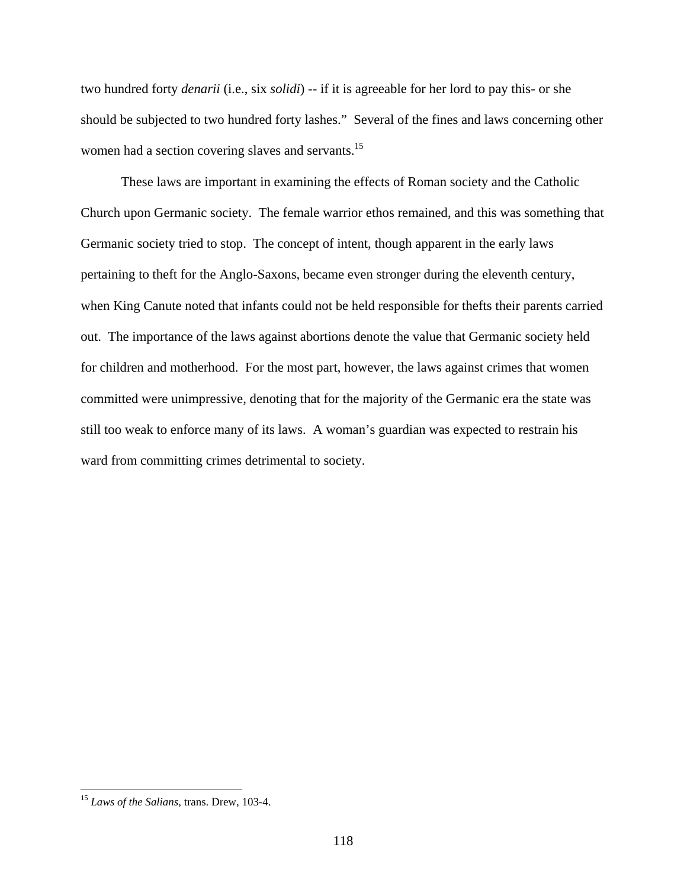two hundred forty *denarii* (i.e., six *solidi*) -- if it is agreeable for her lord to pay this- or she should be subjected to two hundred forty lashes." Several of the fines and laws concerning other women had a section covering slaves and servants.[15]

These laws are important in examining the effects of Roman society and the Catholic Church upon Germanic society. The female warrior ethos remained, and this was something that Germanic society tried to stop. The concept of intent, though apparent in the early laws pertaining to theft for the Anglo-Saxons, became even stronger during the eleventh century, when King Canute noted that infants could not be held responsible for thefts their parents carried out. The importance of the laws against abortions denote the value that Germanic society held for children and motherhood. For the most part, however, the laws against crimes that women committed were unimpressive, denoting that for the majority of the Germanic era the state was still too weak to enforce many of its laws. A woman's guardian was expected to restrain his ward from committing crimes detrimental to society.

---

[15] *Laws of the Salians*, trans. Drew, 103-4.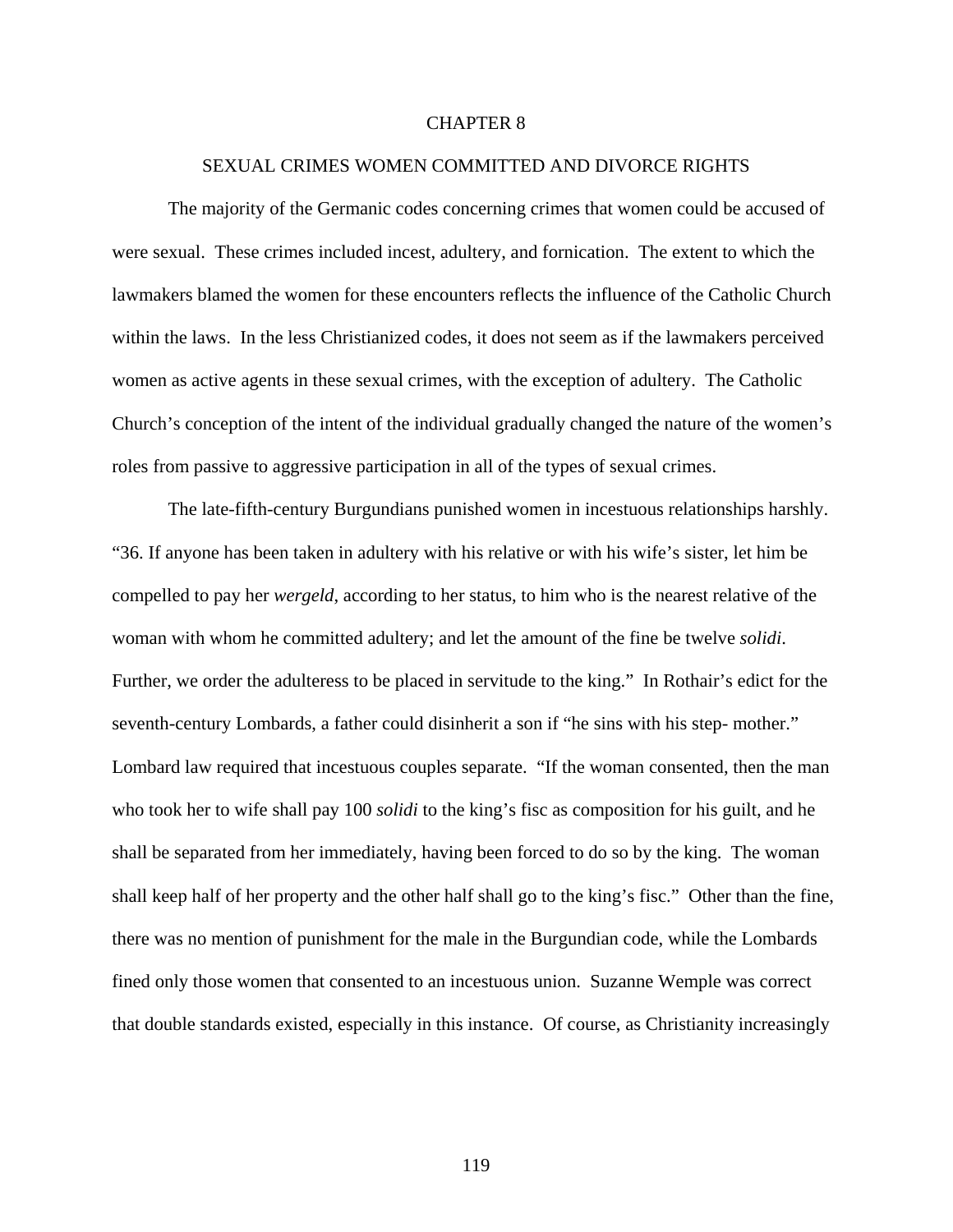# CHAPTER 8

## SEXUAL CRIMES WOMEN COMMITTED AND DIVORCE RIGHTS

The majority of the Germanic codes concerning crimes that women could be accused of were sexual. These crimes included incest, adultery, and fornication. The extent to which the lawmakers blamed the women for these encounters reflects the influence of the Catholic Church within the laws. In the less Christianized codes, it does not seem as if the lawmakers perceived women as active agents in these sexual crimes, with the exception of adultery. The Catholic Church's conception of the intent of the individual gradually changed the nature of the women's roles from passive to aggressive participation in all of the types of sexual crimes.

The late-fifth-century Burgundians punished women in incestuous relationships harshly. "36. If anyone has been taken in adultery with his relative or with his wife's sister, let him be compelled to pay her *wergeld*, according to her status, to him who is the nearest relative of the woman with whom he committed adultery; and let the amount of the fine be twelve *solidi*. Further, we order the adulteress to be placed in servitude to the king." In Rothair's edict for the seventh-century Lombards, a father could disinherit a son if "he sins with his step- mother." Lombard law required that incestuous couples separate. "If the woman consented, then the man who took her to wife shall pay 100 *solidi* to the king's fisc as composition for his guilt, and he shall be separated from her immediately, having been forced to do so by the king. The woman shall keep half of her property and the other half shall go to the king's fisc." Other than the fine, there was no mention of punishment for the male in the Burgundian code, while the Lombards fined only those women that consented to an incestuous union. Suzanne Wemple was correct that double standards existed, especially in this instance. Of course, as Christianity increasingly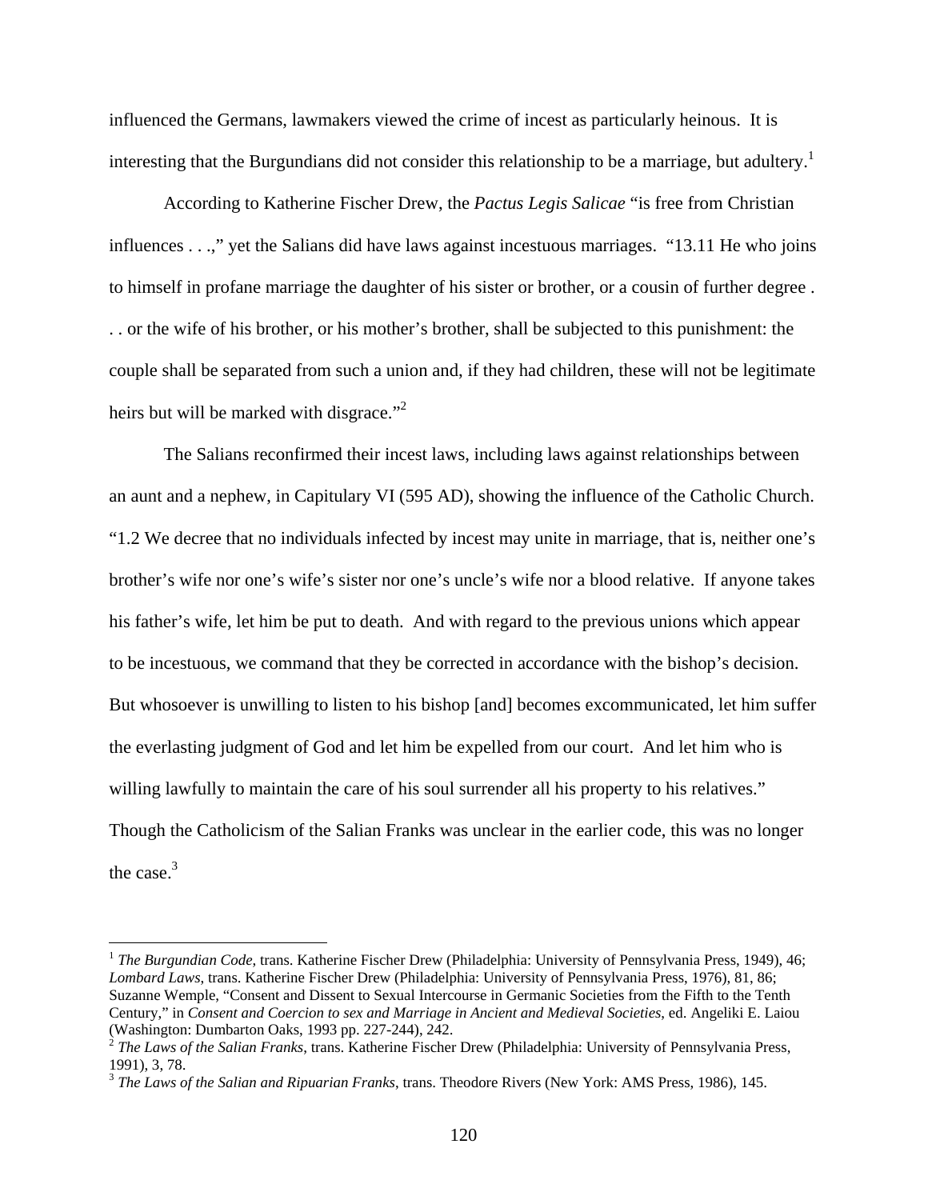influenced the Germans, lawmakers viewed the crime of incest as particularly heinous. It is interesting that the Burgundians did not consider this relationship to be a marriage, but adultery.[1]

According to Katherine Fischer Drew, the *Pactus Legis Salicae* "is free from Christian influences . . .," yet the Salians did have laws against incestuous marriages. "13.11 He who joins to himself in profane marriage the daughter of his sister or brother, or a cousin of further degree . . . or the wife of his brother, or his mother's brother, shall be subjected to this punishment: the couple shall be separated from such a union and, if they had children, these will not be legitimate heirs but will be marked with disgrace."[2]

The Salians reconfirmed their incest laws, including laws against relationships between an aunt and a nephew, in Capitulary VI (595 AD), showing the influence of the Catholic Church. "1.2 We decree that no individuals infected by incest may unite in marriage, that is, neither one's brother's wife nor one's wife's sister nor one's uncle's wife nor a blood relative. If anyone takes his father's wife, let him be put to death. And with regard to the previous unions which appear to be incestuous, we command that they be corrected in accordance with the bishop's decision. But whosoever is unwilling to listen to his bishop [and] becomes excommunicated, let him suffer the everlasting judgment of God and let him be expelled from our court. And let him who is willing lawfully to maintain the care of his soul surrender all his property to his relatives." Though the Catholicism of the Salian Franks was unclear in the earlier code, this was no longer the case.[3]

---

[1] *The Burgundian Code*, trans. Katherine Fischer Drew (Philadelphia: University of Pennsylvania Press, 1949), 46; *Lombard Laws*, trans. Katherine Fischer Drew (Philadelphia: University of Pennsylvania Press, 1976), 81, 86; Suzanne Wemple, "Consent and Dissent to Sexual Intercourse in Germanic Societies from the Fifth to the Tenth Century," in *Consent and Coercion to sex and Marriage in Ancient and Medieval Societies*, ed. Angeliki E. Laiou (Washington: Dumbarton Oaks, 1993 pp. 227-244), 242.

[2] *The Laws of the Salian Franks*, trans. Katherine Fischer Drew (Philadelphia: University of Pennsylvania Press, 1991), 3, 78.

[3] *The Laws of the Salian and Ripuarian Franks*, trans. Theodore Rivers (New York: AMS Press, 1986), 145.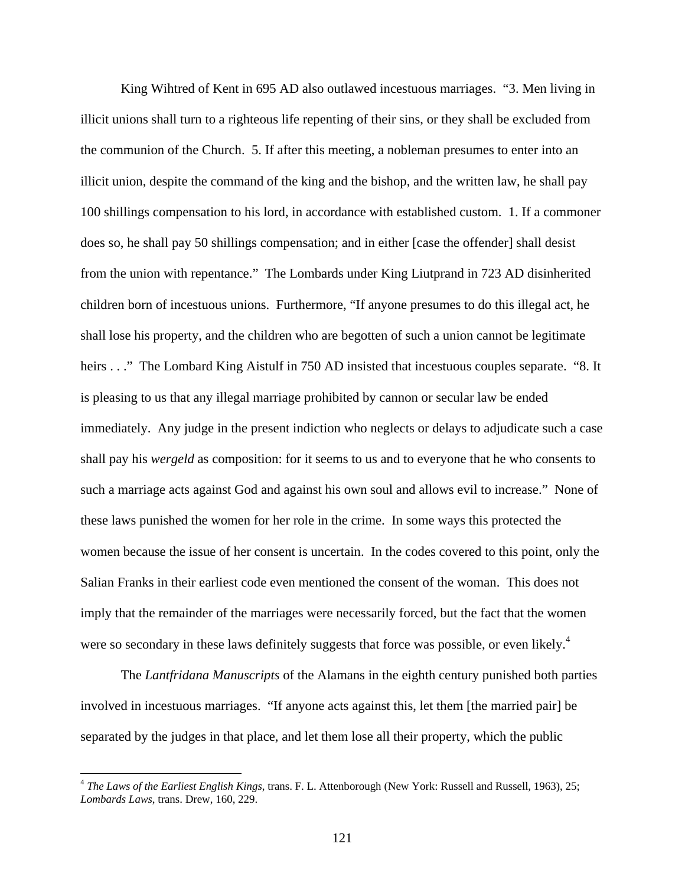King Wihtred of Kent in 695 AD also outlawed incestuous marriages. "3. Men living in illicit unions shall turn to a righteous life repenting of their sins, or they shall be excluded from the communion of the Church. 5. If after this meeting, a nobleman presumes to enter into an illicit union, despite the command of the king and the bishop, and the written law, he shall pay 100 shillings compensation to his lord, in accordance with established custom. 1. If a commoner does so, he shall pay 50 shillings compensation; and in either [case the offender] shall desist from the union with repentance." The Lombards under King Liutprand in 723 AD disinherited children born of incestuous unions. Furthermore, "If anyone presumes to do this illegal act, he shall lose his property, and the children who are begotten of such a union cannot be legitimate heirs . . ." The Lombard King Aistulf in 750 AD insisted that incestuous couples separate. "8. It is pleasing to us that any illegal marriage prohibited by cannon or secular law be ended immediately. Any judge in the present indiction who neglects or delays to adjudicate such a case shall pay his *wergeld* as composition: for it seems to us and to everyone that he who consents to such a marriage acts against God and against his own soul and allows evil to increase." None of these laws punished the women for her role in the crime. In some ways this protected the women because the issue of her consent is uncertain. In the codes covered to this point, only the Salian Franks in their earliest code even mentioned the consent of the woman. This does not imply that the remainder of the marriages were necessarily forced, but the fact that the women were so secondary in these laws definitely suggests that force was possible, or even likely.[4]

The *Lantfridana Manuscripts* of the Alamans in the eighth century punished both parties involved in incestuous marriages. "If anyone acts against this, let them [the married pair] be separated by the judges in that place, and let them lose all their property, which the public

---

[4] *The Laws of the Earliest English Kings*, trans. F. L. Attenborough (New York: Russell and Russell, 1963), 25; *Lombards Laws*, trans. Drew, 160, 229.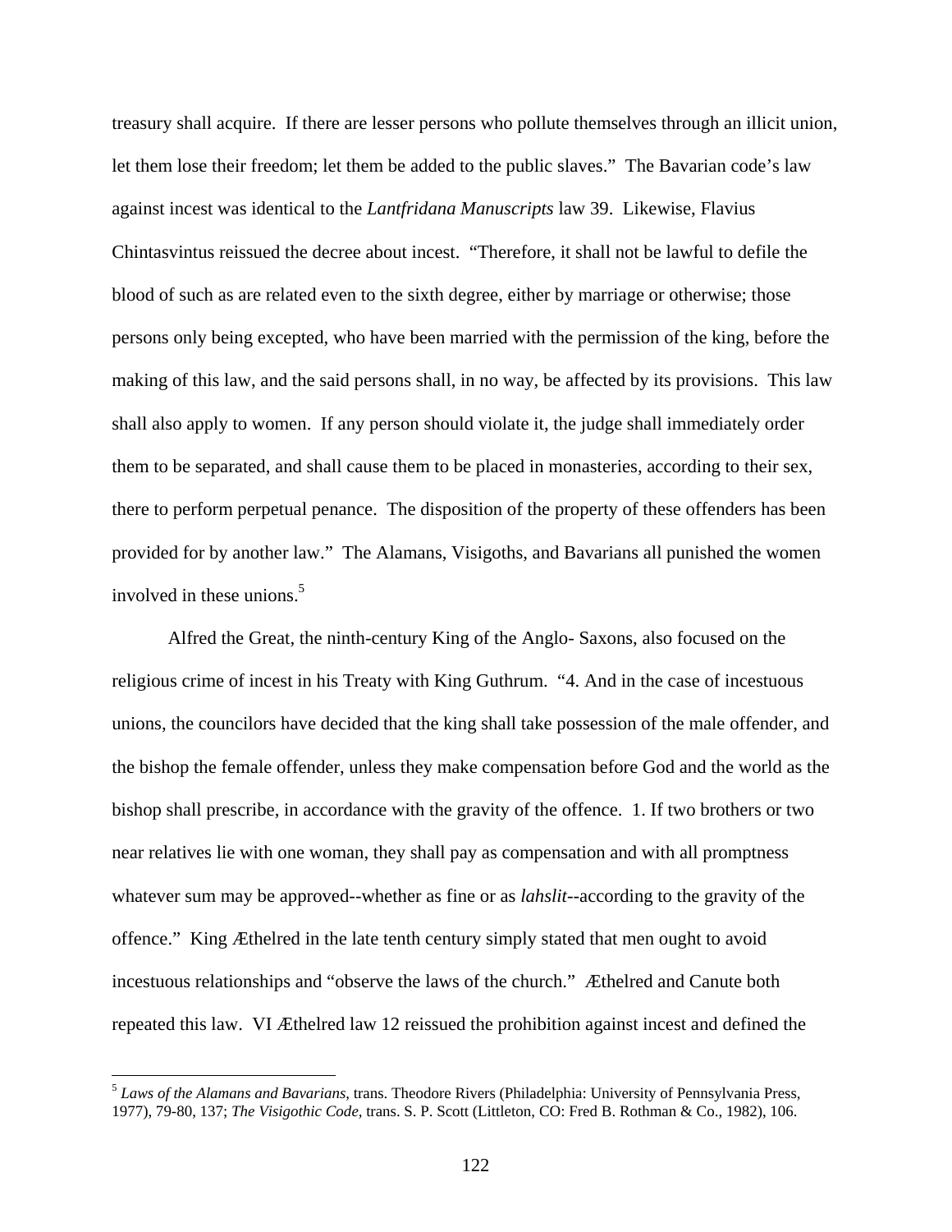treasury shall acquire. If there are lesser persons who pollute themselves through an illicit union, let them lose their freedom; let them be added to the public slaves." The Bavarian code's law against incest was identical to the *Lantfridana Manuscripts* law 39. Likewise, Flavius Chintasvintus reissued the decree about incest. "Therefore, it shall not be lawful to defile the blood of such as are related even to the sixth degree, either by marriage or otherwise; those persons only being excepted, who have been married with the permission of the king, before the making of this law, and the said persons shall, in no way, be affected by its provisions. This law shall also apply to women. If any person should violate it, the judge shall immediately order them to be separated, and shall cause them to be placed in monasteries, according to their sex, there to perform perpetual penance. The disposition of the property of these offenders has been provided for by another law." The Alamans, Visigoths, and Bavarians all punished the women involved in these unions.[5]

Alfred the Great, the ninth-century King of the Anglo- Saxons, also focused on the religious crime of incest in his Treaty with King Guthrum. "4. And in the case of incestuous unions, the councilors have decided that the king shall take possession of the male offender, and the bishop the female offender, unless they make compensation before God and the world as the bishop shall prescribe, in accordance with the gravity of the offence. 1. If two brothers or two near relatives lie with one woman, they shall pay as compensation and with all promptness whatever sum may be approved--whether as fine or as *lahslit*--according to the gravity of the offence." King Æthelred in the late tenth century simply stated that men ought to avoid incestuous relationships and "observe the laws of the church." Æthelred and Canute both repeated this law. VI Æthelred law 12 reissued the prohibition against incest and defined the

[5] *Laws of the Alamans and Bavarians*, trans. Theodore Rivers (Philadelphia: University of Pennsylvania Press, 1977), 79-80, 137; *The Visigothic Code,* trans. S. P. Scott (Littleton, CO: Fred B. Rothman & Co., 1982), 106.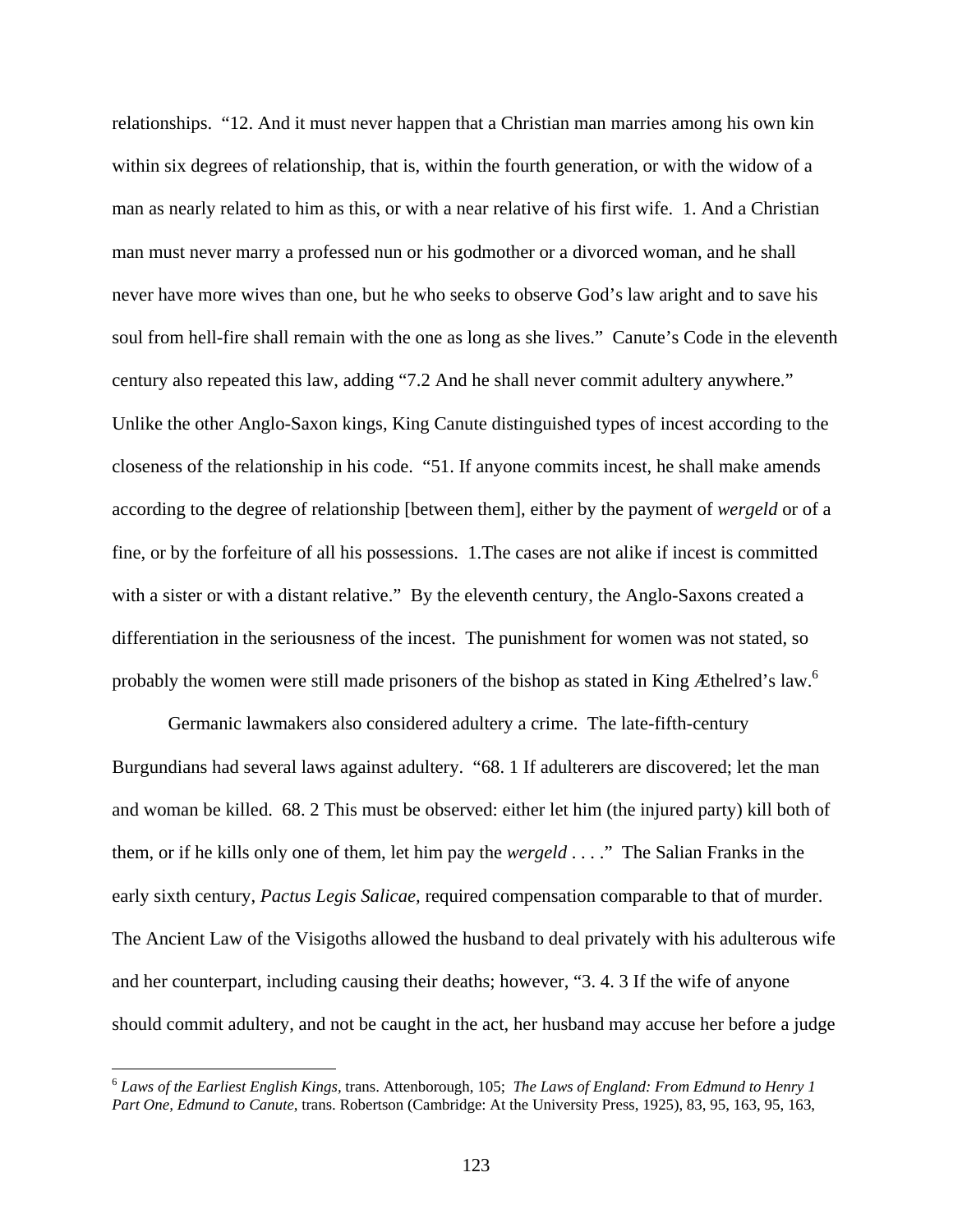relationships. "12. And it must never happen that a Christian man marries among his own kin within six degrees of relationship, that is, within the fourth generation, or with the widow of a man as nearly related to him as this, or with a near relative of his first wife. 1. And a Christian man must never marry a professed nun or his godmother or a divorced woman, and he shall never have more wives than one, but he who seeks to observe God's law aright and to save his soul from hell-fire shall remain with the one as long as she lives." Canute's Code in the eleventh century also repeated this law, adding "7.2 And he shall never commit adultery anywhere." Unlike the other Anglo-Saxon kings, King Canute distinguished types of incest according to the closeness of the relationship in his code. "51. If anyone commits incest, he shall make amends according to the degree of relationship [between them], either by the payment of *wergeld* or of a fine, or by the forfeiture of all his possessions. 1.The cases are not alike if incest is committed with a sister or with a distant relative." By the eleventh century, the Anglo-Saxons created a differentiation in the seriousness of the incest. The punishment for women was not stated, so probably the women were still made prisoners of the bishop as stated in King Æthelred's law.[6]

Germanic lawmakers also considered adultery a crime. The late-fifth-century Burgundians had several laws against adultery. "68. 1 If adulterers are discovered; let the man and woman be killed. 68. 2 This must be observed: either let him (the injured party) kill both of them, or if he kills only one of them, let him pay the *wergeld* . . . ." The Salian Franks in the early sixth century, *Pactus Legis Salicae,* required compensation comparable to that of murder. The Ancient Law of the Visigoths allowed the husband to deal privately with his adulterous wife and her counterpart, including causing their deaths; however, "3. 4. 3 If the wife of anyone should commit adultery, and not be caught in the act, her husband may accuse her before a judge

[6] *Laws of the Earliest English Kings,* trans. Attenborough, 105; *The Laws of England: From Edmund to Henry 1 Part One, Edmund to Canute*, trans. Robertson (Cambridge: At the University Press, 1925), 83, 95, 163, 95, 163,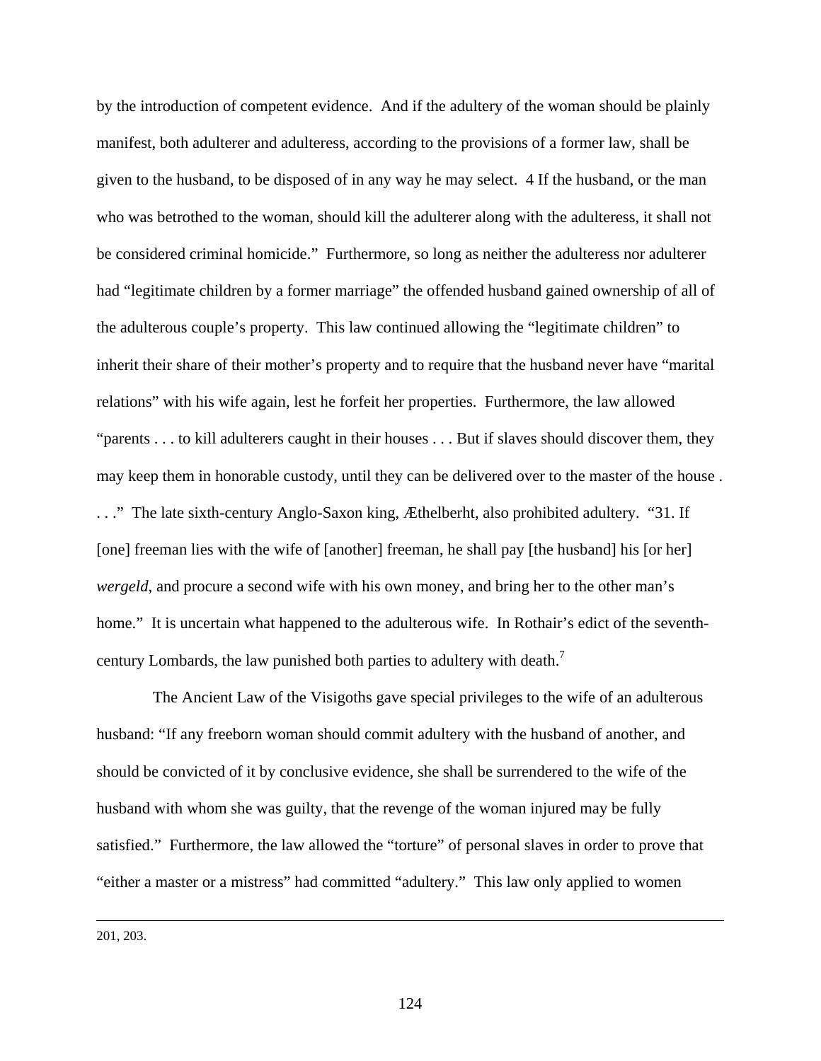by the introduction of competent evidence. And if the adultery of the woman should be plainly manifest, both adulterer and adulteress, according to the provisions of a former law, shall be given to the husband, to be disposed of in any way he may select. 4 If the husband, or the man who was betrothed to the woman, should kill the adulterer along with the adulteress, it shall not be considered criminal homicide." Furthermore, so long as neither the adulteress nor adulterer had "legitimate children by a former marriage" the offended husband gained ownership of all of the adulterous couple's property. This law continued allowing the "legitimate children" to inherit their share of their mother's property and to require that the husband never have "marital relations" with his wife again, lest he forfeit her properties. Furthermore, the law allowed "parents . . . to kill adulterers caught in their houses . . . But if slaves should discover them, they may keep them in honorable custody, until they can be delivered over to the master of the house . . . ." The late sixth-century Anglo-Saxon king, Æthelberht, also prohibited adultery. "31. If [one] freeman lies with the wife of [another] freeman, he shall pay [the husband] his [or her] *wergeld*, and procure a second wife with his own money, and bring her to the other man's home." It is uncertain what happened to the adulterous wife. In Rothair's edict of the seventh-century Lombards, the law punished both parties to adultery with death.[7]

The Ancient Law of the Visigoths gave special privileges to the wife of an adulterous husband: "If any freeborn woman should commit adultery with the husband of another, and should be convicted of it by conclusive evidence, she shall be surrendered to the wife of the husband with whom she was guilty, that the revenge of the woman injured may be fully satisfied." Furthermore, the law allowed the "torture" of personal slaves in order to prove that "either a master or a mistress" had committed "adultery." This law only applied to women

201, 203.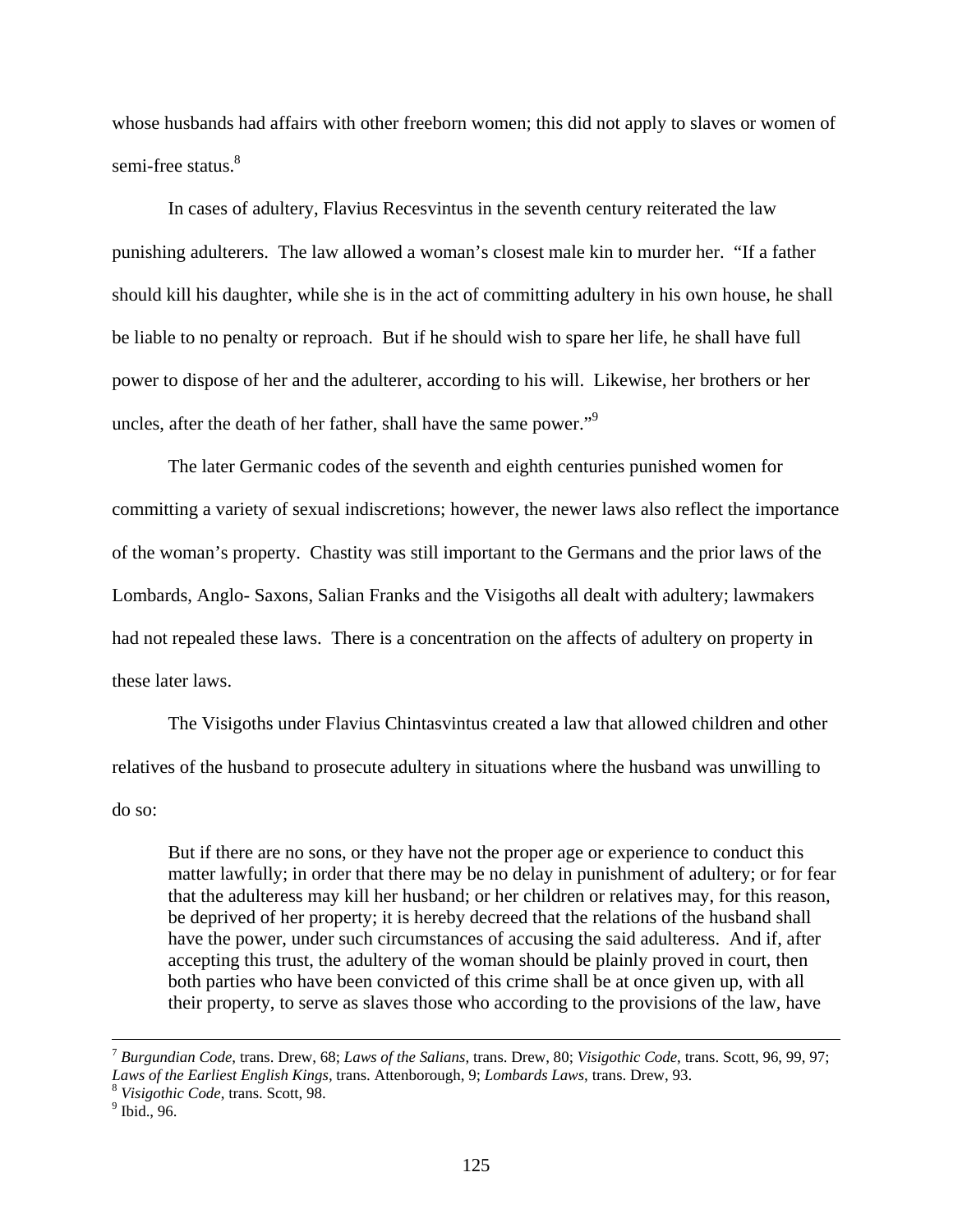whose husbands had affairs with other freeborn women; this did not apply to slaves or women of semi-free status.[8]

In cases of adultery, Flavius Recesvintus in the seventh century reiterated the law punishing adulterers. The law allowed a woman's closest male kin to murder her. "If a father should kill his daughter, while she is in the act of committing adultery in his own house, he shall be liable to no penalty or reproach. But if he should wish to spare her life, he shall have full power to dispose of her and the adulterer, according to his will. Likewise, her brothers or her uncles, after the death of her father, shall have the same power."[9]

The later Germanic codes of the seventh and eighth centuries punished women for committing a variety of sexual indiscretions; however, the newer laws also reflect the importance of the woman's property. Chastity was still important to the Germans and the prior laws of the Lombards, Anglo- Saxons, Salian Franks and the Visigoths all dealt with adultery; lawmakers had not repealed these laws. There is a concentration on the affects of adultery on property in these later laws.

The Visigoths under Flavius Chintasvintus created a law that allowed children and other relatives of the husband to prosecute adultery in situations where the husband was unwilling to do so:

> But if there are no sons, or they have not the proper age or experience to conduct this matter lawfully; in order that there may be no delay in punishment of adultery; or for fear that the adulteress may kill her husband; or her children or relatives may, for this reason, be deprived of her property; it is hereby decreed that the relations of the husband shall have the power, under such circumstances of accusing the said adulteress. And if, after accepting this trust, the adultery of the woman should be plainly proved in court, then both parties who have been convicted of this crime shall be at once given up, with all their property, to serve as slaves those who according to the provisions of the law, have

---

[7] *Burgundian Code*, trans. Drew, 68; *Laws of the Salians*, trans. Drew, 80; *Visigothic Code*, trans. Scott, 96, 99, 97; *Laws of the Earliest English Kings*, trans. Attenborough, 9; *Lombards Laws*, trans. Drew, 93.

[8] *Visigothic Code*, trans. Scott, 98.

[9] Ibid., 96.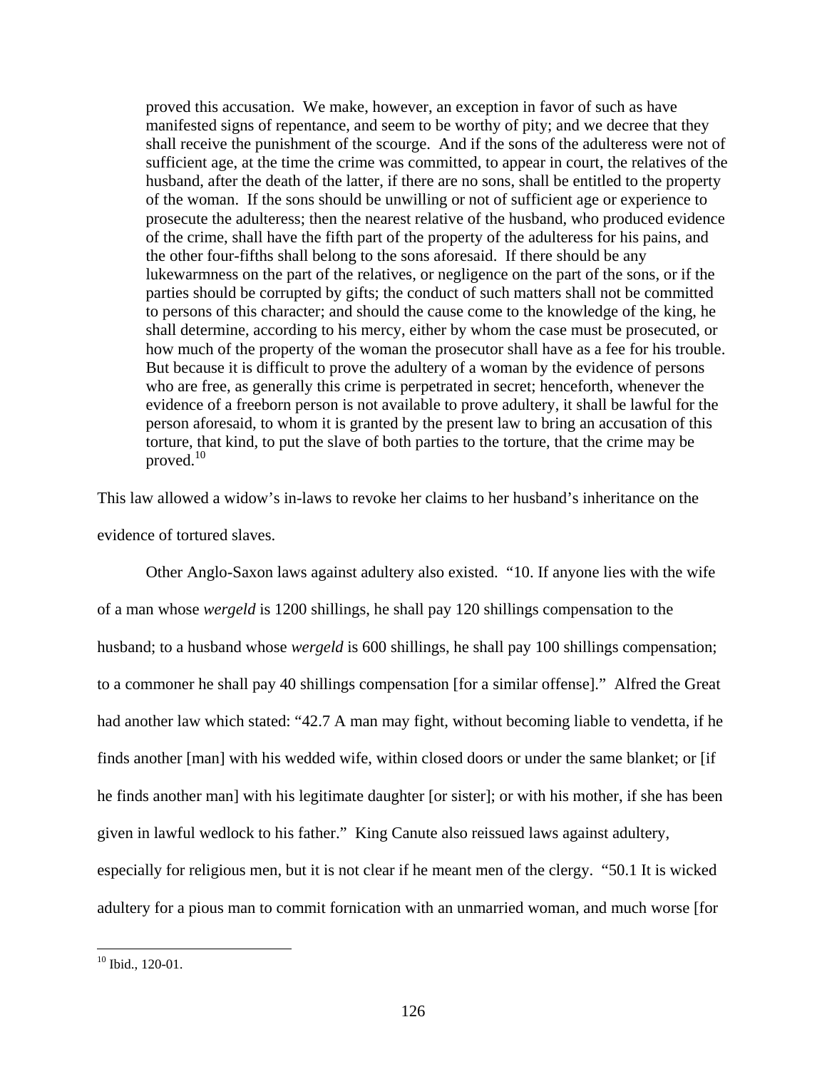> proved this accusation. We make, however, an exception in favor of such as have manifested signs of repentance, and seem to be worthy of pity; and we decree that they shall receive the punishment of the scourge. And if the sons of the adulteress were not of sufficient age, at the time the crime was committed, to appear in court, the relatives of the husband, after the death of the latter, if there are no sons, shall be entitled to the property of the woman. If the sons should be unwilling or not of sufficient age or experience to prosecute the adulteress; then the nearest relative of the husband, who produced evidence of the crime, shall have the fifth part of the property of the adulteress for his pains, and the other four-fifths shall belong to the sons aforesaid. If there should be any lukewarmness on the part of the relatives, or negligence on the part of the sons, or if the parties should be corrupted by gifts; the conduct of such matters shall not be committed to persons of this character; and should the cause come to the knowledge of the king, he shall determine, according to his mercy, either by whom the case must be prosecuted, or how much of the property of the woman the prosecutor shall have as a fee for his trouble. But because it is difficult to prove the adultery of a woman by the evidence of persons who are free, as generally this crime is perpetrated in secret; henceforth, whenever the evidence of a freeborn person is not available to prove adultery, it shall be lawful for the person aforesaid, to whom it is granted by the present law to bring an accusation of this torture, that kind, to put the slave of both parties to the torture, that the crime may be proved.[10]

This law allowed a widow's in-laws to revoke her claims to her husband's inheritance on the evidence of tortured slaves.

Other Anglo-Saxon laws against adultery also existed. "10. If anyone lies with the wife of a man whose *wergeld* is 1200 shillings, he shall pay 120 shillings compensation to the husband; to a husband whose *wergeld* is 600 shillings, he shall pay 100 shillings compensation; to a commoner he shall pay 40 shillings compensation [for a similar offense]." Alfred the Great had another law which stated: "42.7 A man may fight, without becoming liable to vendetta, if he finds another [man] with his wedded wife, within closed doors or under the same blanket; or [if he finds another man] with his legitimate daughter [or sister]; or with his mother, if she has been given in lawful wedlock to his father." King Canute also reissued laws against adultery, especially for religious men, but it is not clear if he meant men of the clergy. "50.1 It is wicked adultery for a pious man to commit fornication with an unmarried woman, and much worse [for

[10] Ibid., 120-01.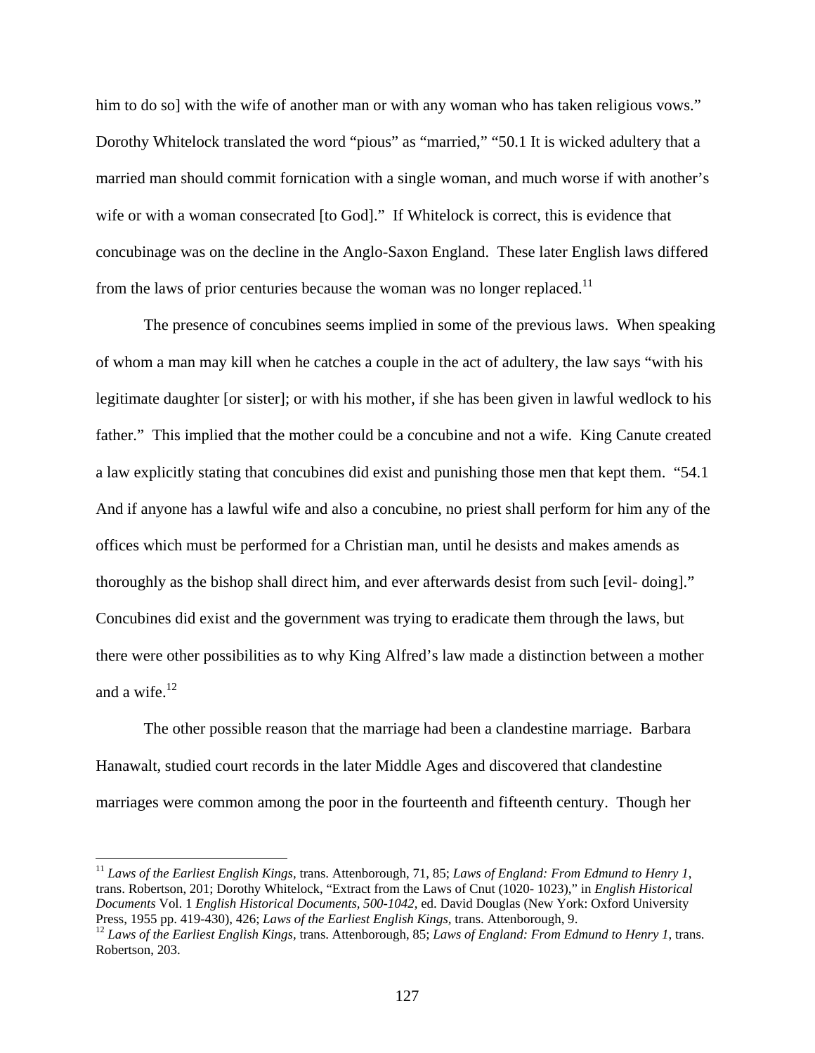him to do so] with the wife of another man or with any woman who has taken religious vows." Dorothy Whitelock translated the word "pious" as "married," "50.1 It is wicked adultery that a married man should commit fornication with a single woman, and much worse if with another's wife or with a woman consecrated [to God]." If Whitelock is correct, this is evidence that concubinage was on the decline in the Anglo-Saxon England. These later English laws differed from the laws of prior centuries because the woman was no longer replaced.[11]

The presence of concubines seems implied in some of the previous laws. When speaking of whom a man may kill when he catches a couple in the act of adultery, the law says "with his legitimate daughter [or sister]; or with his mother, if she has been given in lawful wedlock to his father." This implied that the mother could be a concubine and not a wife. King Canute created a law explicitly stating that concubines did exist and punishing those men that kept them. "54.1 And if anyone has a lawful wife and also a concubine, no priest shall perform for him any of the offices which must be performed for a Christian man, until he desists and makes amends as thoroughly as the bishop shall direct him, and ever afterwards desist from such [evil- doing]." Concubines did exist and the government was trying to eradicate them through the laws, but there were other possibilities as to why King Alfred's law made a distinction between a mother and a wife.[12]

The other possible reason that the marriage had been a clandestine marriage. Barbara Hanawalt, studied court records in the later Middle Ages and discovered that clandestine marriages were common among the poor in the fourteenth and fifteenth century. Though her

---

[11] *Laws of the Earliest English Kings,* trans. Attenborough, 71, 85; *Laws of England: From Edmund to Henry 1*, trans. Robertson, 201; Dorothy Whitelock, "Extract from the Laws of Cnut (1020- 1023)," in *English Historical Documents* Vol. 1 *English Historical Documents, 500-1042*, ed. David Douglas (New York: Oxford University Press, 1955 pp. 419-430), 426; *Laws of the Earliest English Kings,* trans. Attenborough, 9.

[12] *Laws of the Earliest English Kings,* trans. Attenborough, 85; *Laws of England: From Edmund to Henry 1,* trans. Robertson, 203.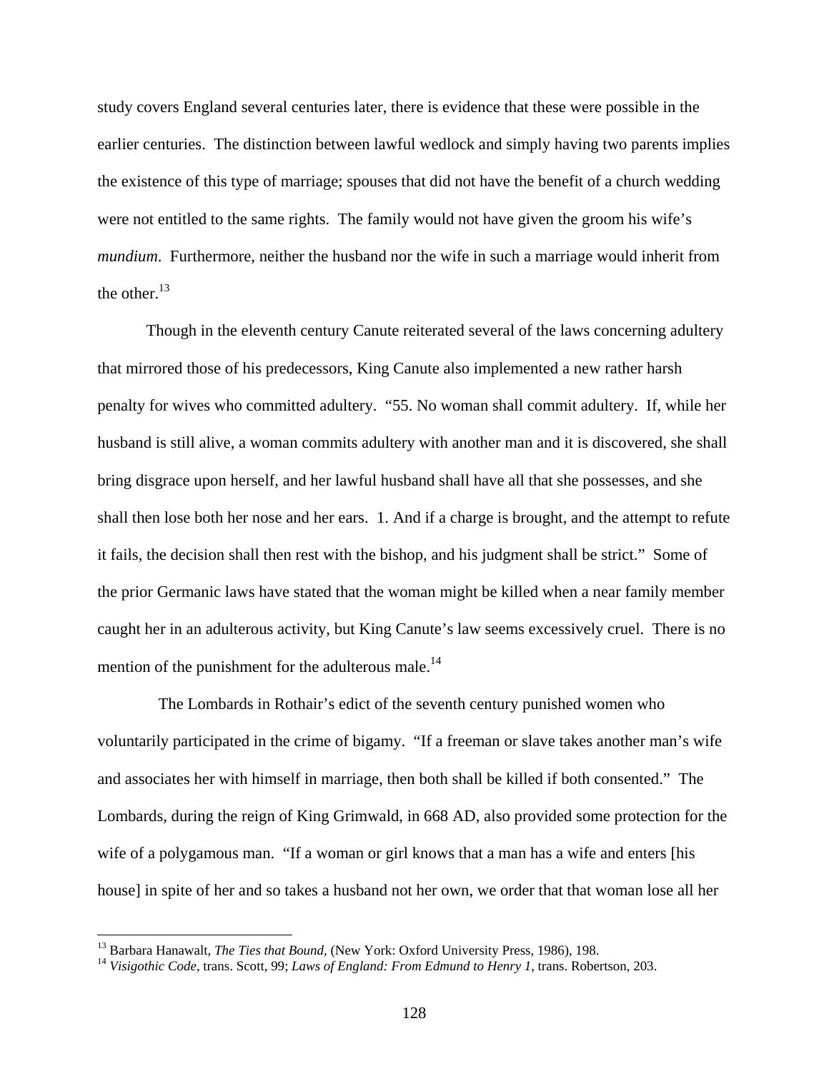study covers England several centuries later, there is evidence that these were possible in the earlier centuries. The distinction between lawful wedlock and simply having two parents implies the existence of this type of marriage; spouses that did not have the benefit of a church wedding were not entitled to the same rights. The family would not have given the groom his wife's *mundium*. Furthermore, neither the husband nor the wife in such a marriage would inherit from the other.[13]

Though in the eleventh century Canute reiterated several of the laws concerning adultery that mirrored those of his predecessors, King Canute also implemented a new rather harsh penalty for wives who committed adultery. "55. No woman shall commit adultery. If, while her husband is still alive, a woman commits adultery with another man and it is discovered, she shall bring disgrace upon herself, and her lawful husband shall have all that she possesses, and she shall then lose both her nose and her ears. 1. And if a charge is brought, and the attempt to refute it fails, the decision shall then rest with the bishop, and his judgment shall be strict." Some of the prior Germanic laws have stated that the woman might be killed when a near family member caught her in an adulterous activity, but King Canute's law seems excessively cruel. There is no mention of the punishment for the adulterous male.[14]

The Lombards in Rothair's edict of the seventh century punished women who voluntarily participated in the crime of bigamy. "If a freeman or slave takes another man's wife and associates her with himself in marriage, then both shall be killed if both consented." The Lombards, during the reign of King Grimwald, in 668 AD, also provided some protection for the wife of a polygamous man. "If a woman or girl knows that a man has a wife and enters [his house] in spite of her and so takes a husband not her own, we order that that woman lose all her

---

[13] Barbara Hanawalt, *The Ties that Bound*, (New York: Oxford University Press, 1986), 198.

[14] *Visigothic Code*, trans. Scott, 99; *Laws of England: From Edmund to Henry 1*, trans. Robertson, 203.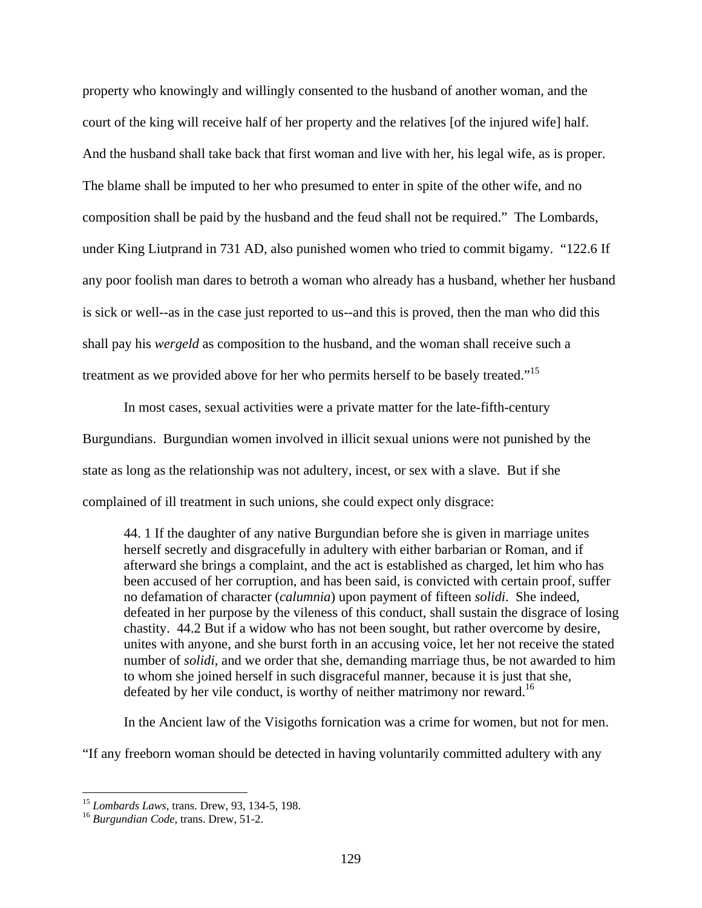property who knowingly and willingly consented to the husband of another woman, and the court of the king will receive half of her property and the relatives [of the injured wife] half. And the husband shall take back that first woman and live with her, his legal wife, as is proper. The blame shall be imputed to her who presumed to enter in spite of the other wife, and no composition shall be paid by the husband and the feud shall not be required." The Lombards, under King Liutprand in 731 AD, also punished women who tried to commit bigamy. "122.6 If any poor foolish man dares to betroth a woman who already has a husband, whether her husband is sick or well--as in the case just reported to us--and this is proved, then the man who did this shall pay his *wergeld* as composition to the husband, and the woman shall receive such a treatment as we provided above for her who permits herself to be basely treated."[15]

In most cases, sexual activities were a private matter for the late-fifth-century Burgundians. Burgundian women involved in illicit sexual unions were not punished by the state as long as the relationship was not adultery, incest, or sex with a slave. But if she complained of ill treatment in such unions, she could expect only disgrace:

> 44. 1 If the daughter of any native Burgundian before she is given in marriage unites herself secretly and disgracefully in adultery with either barbarian or Roman, and if afterward she brings a complaint, and the act is established as charged, let him who has been accused of her corruption, and has been said, is convicted with certain proof, suffer no defamation of character (*calumnia*) upon payment of fifteen *solidi*. She indeed, defeated in her purpose by the vileness of this conduct, shall sustain the disgrace of losing chastity. 44.2 But if a widow who has not been sought, but rather overcome by desire, unites with anyone, and she burst forth in an accusing voice, let her not receive the stated number of *solidi*, and we order that she, demanding marriage thus, be not awarded to him to whom she joined herself in such disgraceful manner, because it is just that she, defeated by her vile conduct, is worthy of neither matrimony nor reward.[16]

In the Ancient law of the Visigoths fornication was a crime for women, but not for men. "If any freeborn woman should be detected in having voluntarily committed adultery with any

---

[15] *Lombards Laws*, trans. Drew, 93, 134-5, 198.

[16] *Burgundian Code*, trans. Drew, 51-2.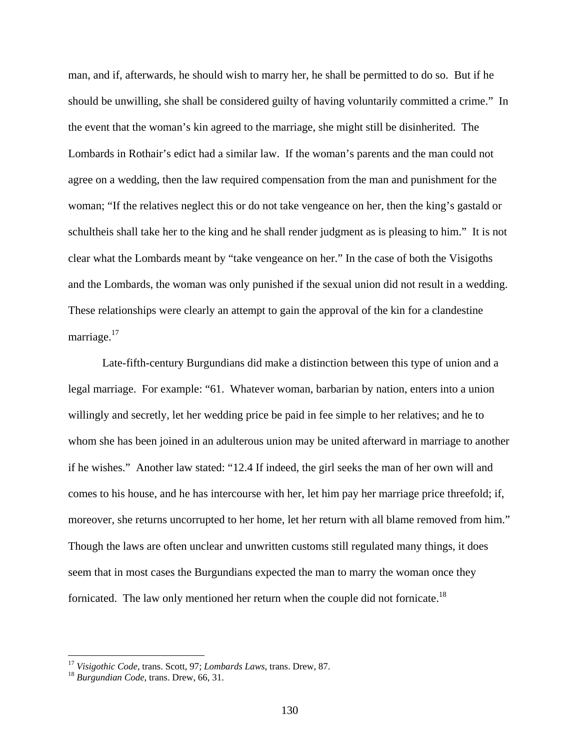man, and if, afterwards, he should wish to marry her, he shall be permitted to do so. But if he should be unwilling, she shall be considered guilty of having voluntarily committed a crime." In the event that the woman's kin agreed to the marriage, she might still be disinherited. The Lombards in Rothair's edict had a similar law. If the woman's parents and the man could not agree on a wedding, then the law required compensation from the man and punishment for the woman; "If the relatives neglect this or do not take vengeance on her, then the king's gastald or schultheis shall take her to the king and he shall render judgment as is pleasing to him." It is not clear what the Lombards meant by "take vengeance on her." In the case of both the Visigoths and the Lombards, the woman was only punished if the sexual union did not result in a wedding. These relationships were clearly an attempt to gain the approval of the kin for a clandestine marriage.[17]

Late-fifth-century Burgundians did make a distinction between this type of union and a legal marriage. For example: "61. Whatever woman, barbarian by nation, enters into a union willingly and secretly, let her wedding price be paid in fee simple to her relatives; and he to whom she has been joined in an adulterous union may be united afterward in marriage to another if he wishes." Another law stated: "12.4 If indeed, the girl seeks the man of her own will and comes to his house, and he has intercourse with her, let him pay her marriage price threefold; if, moreover, she returns uncorrupted to her home, let her return with all blame removed from him." Though the laws are often unclear and unwritten customs still regulated many things, it does seem that in most cases the Burgundians expected the man to marry the woman once they fornicated. The law only mentioned her return when the couple did not fornicate.[18]

---

[17] *Visigothic Code*, trans. Scott, 97; *Lombards Laws*, trans. Drew, 87.

[18] *Burgundian Code*, trans. Drew, 66, 31.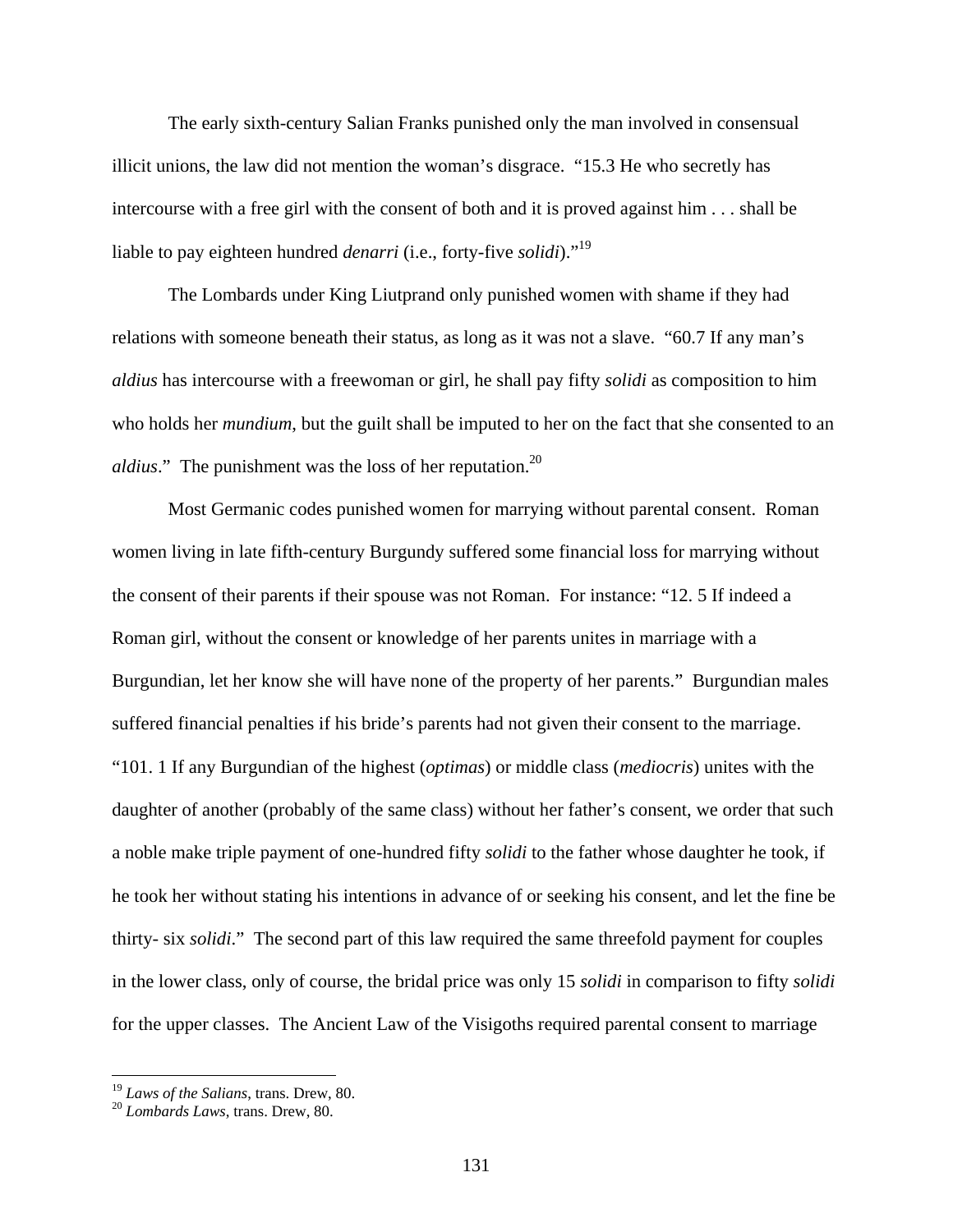The early sixth-century Salian Franks punished only the man involved in consensual illicit unions, the law did not mention the woman's disgrace. "15.3 He who secretly has intercourse with a free girl with the consent of both and it is proved against him . . . shall be liable to pay eighteen hundred *denarri* (i.e., forty-five *solidi*)."[19]

The Lombards under King Liutprand only punished women with shame if they had relations with someone beneath their status, as long as it was not a slave. "60.7 If any man's *aldius* has intercourse with a freewoman or girl, he shall pay fifty *solidi* as composition to him who holds her *mundium*, but the guilt shall be imputed to her on the fact that she consented to an *aldius*." The punishment was the loss of her reputation.[20]

Most Germanic codes punished women for marrying without parental consent. Roman women living in late fifth-century Burgundy suffered some financial loss for marrying without the consent of their parents if their spouse was not Roman. For instance: "12. 5 If indeed a Roman girl, without the consent or knowledge of her parents unites in marriage with a Burgundian, let her know she will have none of the property of her parents." Burgundian males suffered financial penalties if his bride's parents had not given their consent to the marriage. "101. 1 If any Burgundian of the highest (*optimas*) or middle class (*mediocris*) unites with the daughter of another (probably of the same class) without her father's consent, we order that such a noble make triple payment of one-hundred fifty *solidi* to the father whose daughter he took, if he took her without stating his intentions in advance of or seeking his consent, and let the fine be thirty- six *solidi*." The second part of this law required the same threefold payment for couples in the lower class, only of course, the bridal price was only 15 *solidi* in comparison to fifty *solidi* for the upper classes. The Ancient Law of the Visigoths required parental consent to marriage

---

[19] *Laws of the Salians*, trans. Drew, 80.

[20] *Lombards Laws*, trans. Drew, 80.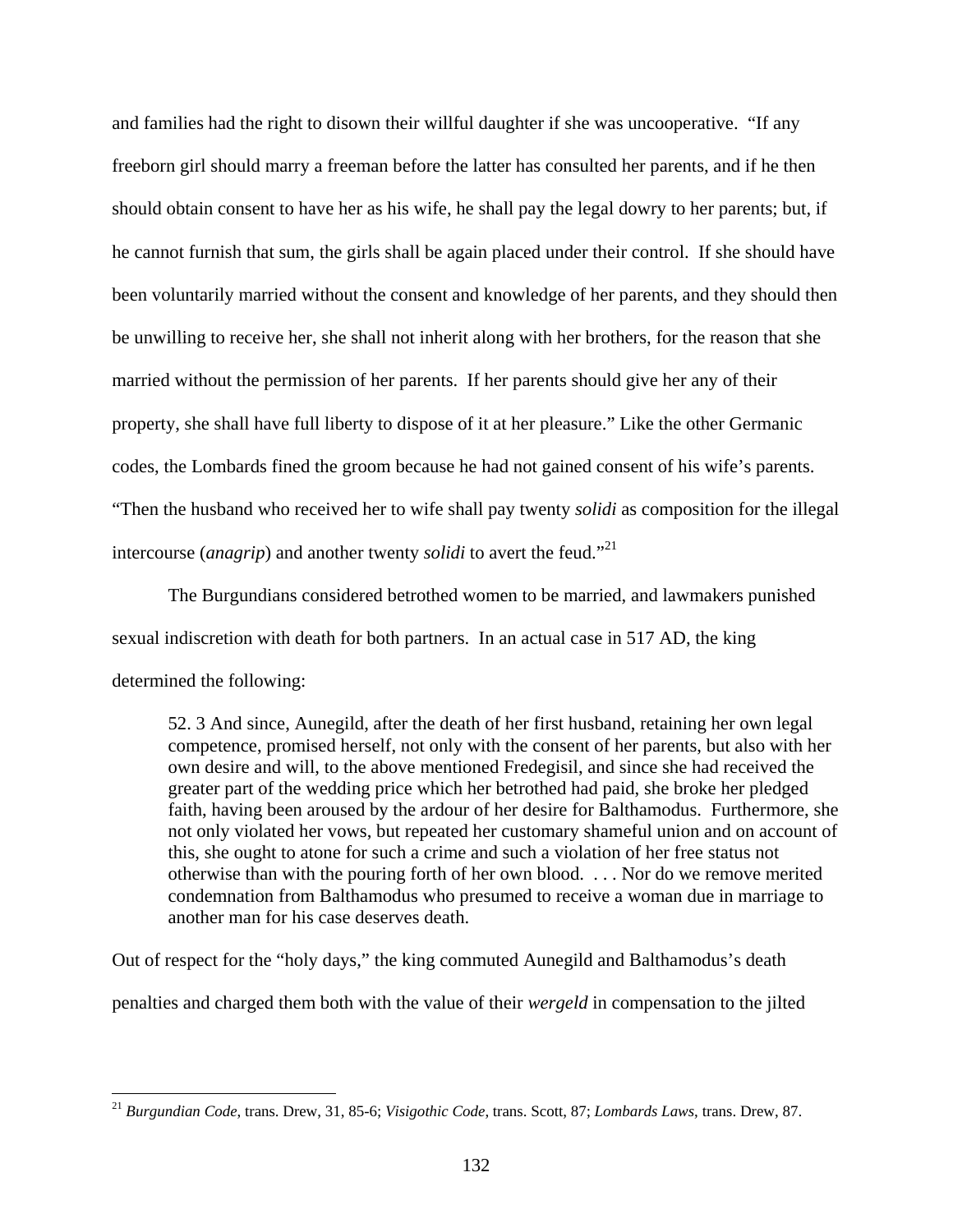and families had the right to disown their willful daughter if she was uncooperative. "If any freeborn girl should marry a freeman before the latter has consulted her parents, and if he then should obtain consent to have her as his wife, he shall pay the legal dowry to her parents; but, if he cannot furnish that sum, the girls shall be again placed under their control. If she should have been voluntarily married without the consent and knowledge of her parents, and they should then be unwilling to receive her, she shall not inherit along with her brothers, for the reason that she married without the permission of her parents. If her parents should give her any of their property, she shall have full liberty to dispose of it at her pleasure." Like the other Germanic codes, the Lombards fined the groom because he had not gained consent of his wife's parents. "Then the husband who received her to wife shall pay twenty *solidi* as composition for the illegal intercourse (*anagrip*) and another twenty *solidi* to avert the feud."[21]

The Burgundians considered betrothed women to be married, and lawmakers punished sexual indiscretion with death for both partners. In an actual case in 517 AD, the king determined the following:

> 52. 3 And since, Aunegild, after the death of her first husband, retaining her own legal competence, promised herself, not only with the consent of her parents, but also with her own desire and will, to the above mentioned Fredegisil, and since she had received the greater part of the wedding price which her betrothed had paid, she broke her pledged faith, having been aroused by the ardour of her desire for Balthamodus. Furthermore, she not only violated her vows, but repeated her customary shameful union and on account of this, she ought to atone for such a crime and such a violation of her free status not otherwise than with the pouring forth of her own blood. . . . Nor do we remove merited condemnation from Balthamodus who presumed to receive a woman due in marriage to another man for his case deserves death.

Out of respect for the "holy days," the king commuted Aunegild and Balthamodus's death penalties and charged them both with the value of their *wergeld* in compensation to the jilted

---

[21] *Burgundian Code*, trans. Drew, 31, 85-6; *Visigothic Code*, trans. Scott, 87; *Lombards Laws*, trans. Drew, 87.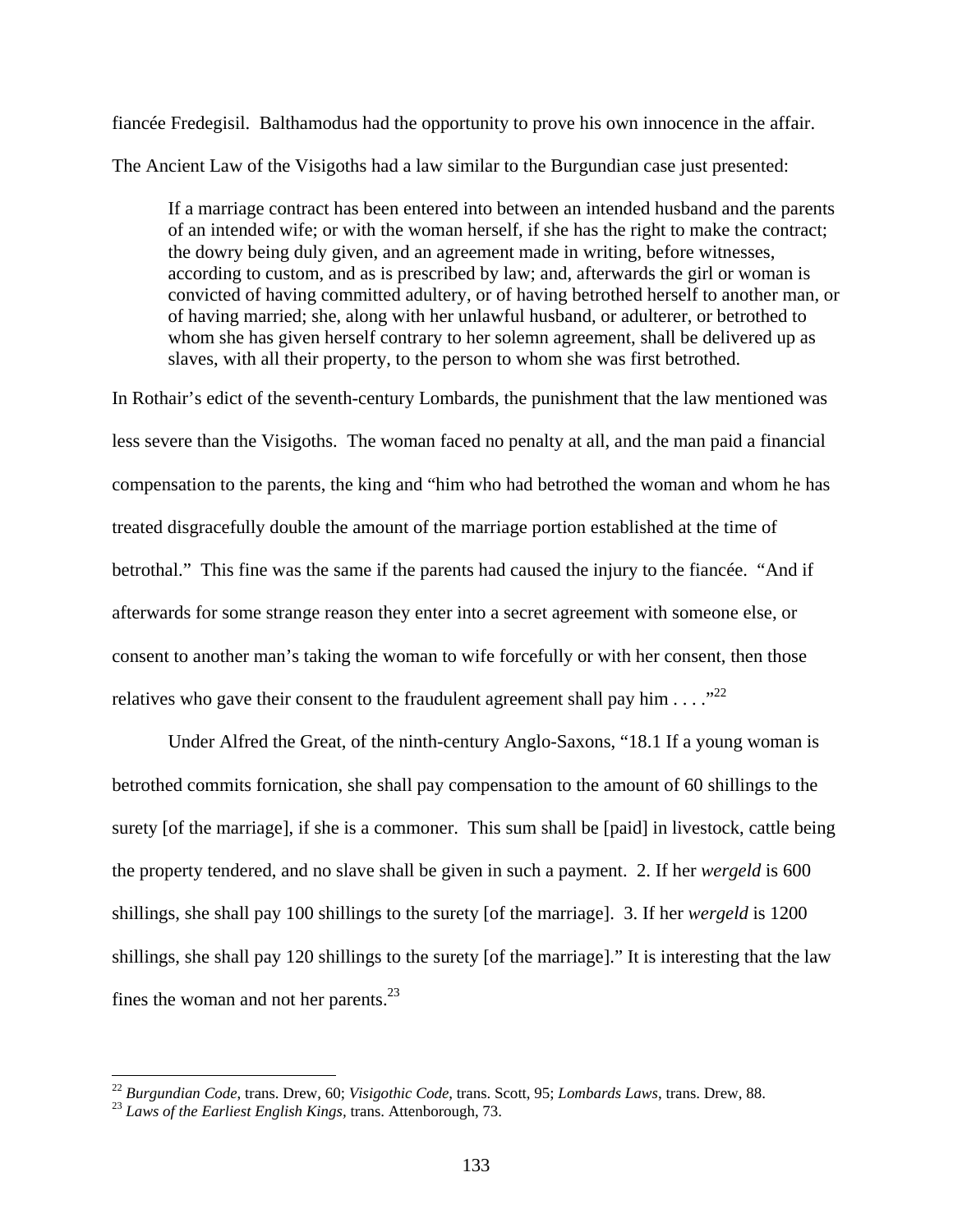fiancée Fredegisil. Balthamodus had the opportunity to prove his own innocence in the affair. The Ancient Law of the Visigoths had a law similar to the Burgundian case just presented:

> If a marriage contract has been entered into between an intended husband and the parents of an intended wife; or with the woman herself, if she has the right to make the contract; the dowry being duly given, and an agreement made in writing, before witnesses, according to custom, and as is prescribed by law; and, afterwards the girl or woman is convicted of having committed adultery, or of having betrothed herself to another man, or of having married; she, along with her unlawful husband, or adulterer, or betrothed to whom she has given herself contrary to her solemn agreement, shall be delivered up as slaves, with all their property, to the person to whom she was first betrothed.

In Rothair's edict of the seventh-century Lombards, the punishment that the law mentioned was less severe than the Visigoths. The woman faced no penalty at all, and the man paid a financial compensation to the parents, the king and "him who had betrothed the woman and whom he has treated disgracefully double the amount of the marriage portion established at the time of betrothal." This fine was the same if the parents had caused the injury to the fiancée. "And if afterwards for some strange reason they enter into a secret agreement with someone else, or consent to another man's taking the woman to wife forcefully or with her consent, then those relatives who gave their consent to the fraudulent agreement shall pay him . . . ."[22]

Under Alfred the Great, of the ninth-century Anglo-Saxons, "18.1 If a young woman is betrothed commits fornication, she shall pay compensation to the amount of 60 shillings to the surety [of the marriage], if she is a commoner. This sum shall be [paid] in livestock, cattle being the property tendered, and no slave shall be given in such a payment. 2. If her *wergeld* is 600 shillings, she shall pay 100 shillings to the surety [of the marriage]. 3. If her *wergeld* is 1200 shillings, she shall pay 120 shillings to the surety [of the marriage]." It is interesting that the law fines the woman and not her parents.[23]

---

[22] *Burgundian Code*, trans. Drew, 60; *Visigothic Code*, trans. Scott, 95; *Lombards Laws*, trans. Drew, 88.

[23] *Laws of the Earliest English Kings*, trans. Attenborough, 73.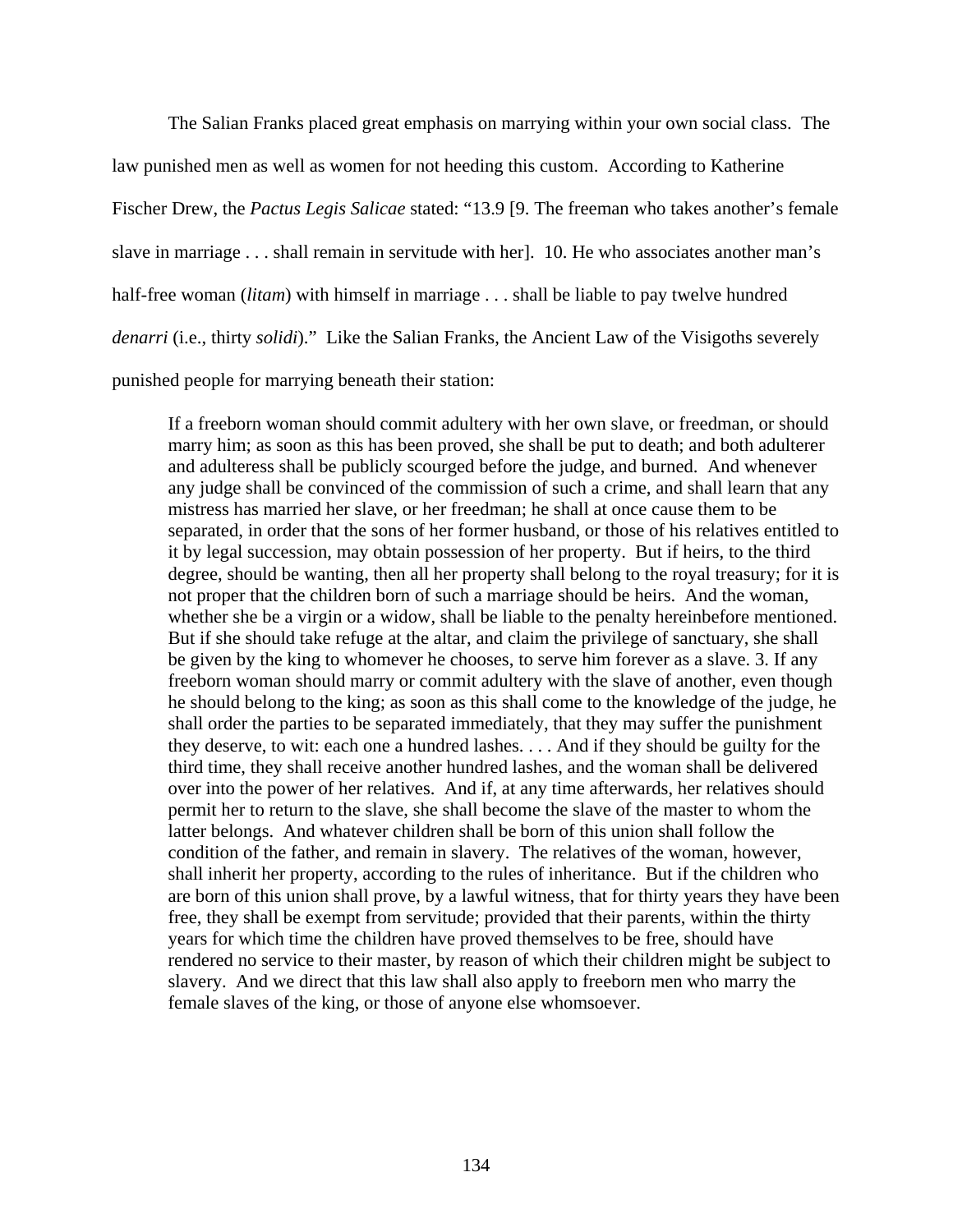The Salian Franks placed great emphasis on marrying within your own social class. The law punished men as well as women for not heeding this custom. According to Katherine Fischer Drew, the *Pactus Legis Salicae* stated: "13.9 [9. The freeman who takes another's female slave in marriage . . . shall remain in servitude with her]. 10. He who associates another man's half-free woman (*litam*) with himself in marriage . . . shall be liable to pay twelve hundred *denarri* (i.e., thirty *solidi*)." Like the Salian Franks, the Ancient Law of the Visigoths severely punished people for marrying beneath their station:

> If a freeborn woman should commit adultery with her own slave, or freedman, or should marry him; as soon as this has been proved, she shall be put to death; and both adulterer and adulteress shall be publicly scourged before the judge, and burned. And whenever any judge shall be convinced of the commission of such a crime, and shall learn that any mistress has married her slave, or her freedman; he shall at once cause them to be separated, in order that the sons of her former husband, or those of his relatives entitled to it by legal succession, may obtain possession of her property. But if heirs, to the third degree, should be wanting, then all her property shall belong to the royal treasury; for it is not proper that the children born of such a marriage should be heirs. And the woman, whether she be a virgin or a widow, shall be liable to the penalty hereinbefore mentioned. But if she should take refuge at the altar, and claim the privilege of sanctuary, she shall be given by the king to whomever he chooses, to serve him forever as a slave. 3. If any freeborn woman should marry or commit adultery with the slave of another, even though he should belong to the king; as soon as this shall come to the knowledge of the judge, he shall order the parties to be separated immediately, that they may suffer the punishment they deserve, to wit: each one a hundred lashes. . . . And if they should be guilty for the third time, they shall receive another hundred lashes, and the woman shall be delivered over into the power of her relatives. And if, at any time afterwards, her relatives should permit her to return to the slave, she shall become the slave of the master to whom the latter belongs. And whatever children shall be born of this union shall follow the condition of the father, and remain in slavery. The relatives of the woman, however, shall inherit her property, according to the rules of inheritance. But if the children who are born of this union shall prove, by a lawful witness, that for thirty years they have been free, they shall be exempt from servitude; provided that their parents, within the thirty years for which time the children have proved themselves to be free, should have rendered no service to their master, by reason of which their children might be subject to slavery. And we direct that this law shall also apply to freeborn men who marry the female slaves of the king, or those of anyone else whomsoever.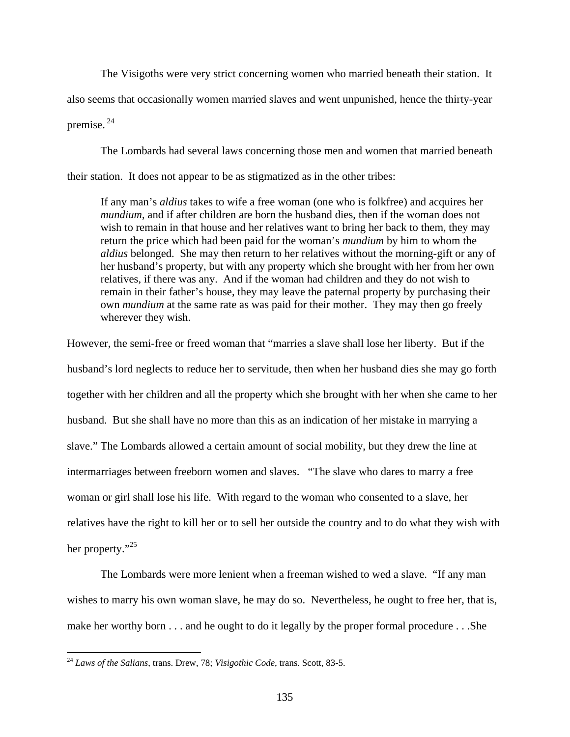The Visigoths were very strict concerning women who married beneath their station. It also seems that occasionally women married slaves and went unpunished, hence the thirty-year premise.[24]

The Lombards had several laws concerning those men and women that married beneath their station. It does not appear to be as stigmatized as in the other tribes:

> If any man's *aldius* takes to wife a free woman (one who is folkfree) and acquires her *mundium*, and if after children are born the husband dies, then if the woman does not wish to remain in that house and her relatives want to bring her back to them, they may return the price which had been paid for the woman's *mundium* by him to whom the *aldius* belonged. She may then return to her relatives without the morning-gift or any of her husband's property, but with any property which she brought with her from her own relatives, if there was any. And if the woman had children and they do not wish to remain in their father's house, they may leave the paternal property by purchasing their own *mundium* at the same rate as was paid for their mother. They may then go freely wherever they wish.

However, the semi-free or freed woman that "marries a slave shall lose her liberty. But if the husband's lord neglects to reduce her to servitude, then when her husband dies she may go forth together with her children and all the property which she brought with her when she came to her husband. But she shall have no more than this as an indication of her mistake in marrying a slave." The Lombards allowed a certain amount of social mobility, but they drew the line at intermarriages between freeborn women and slaves. "The slave who dares to marry a free woman or girl shall lose his life. With regard to the woman who consented to a slave, her relatives have the right to kill her or to sell her outside the country and to do what they wish with her property."[25]

The Lombards were more lenient when a freeman wished to wed a slave. "If any man wishes to marry his own woman slave, he may do so. Nevertheless, he ought to free her, that is, make her worthy born . . . and he ought to do it legally by the proper formal procedure . . .She

---

[24] *Laws of the Salians*, trans. Drew, 78; *Visigothic Code*, trans. Scott, 83-5.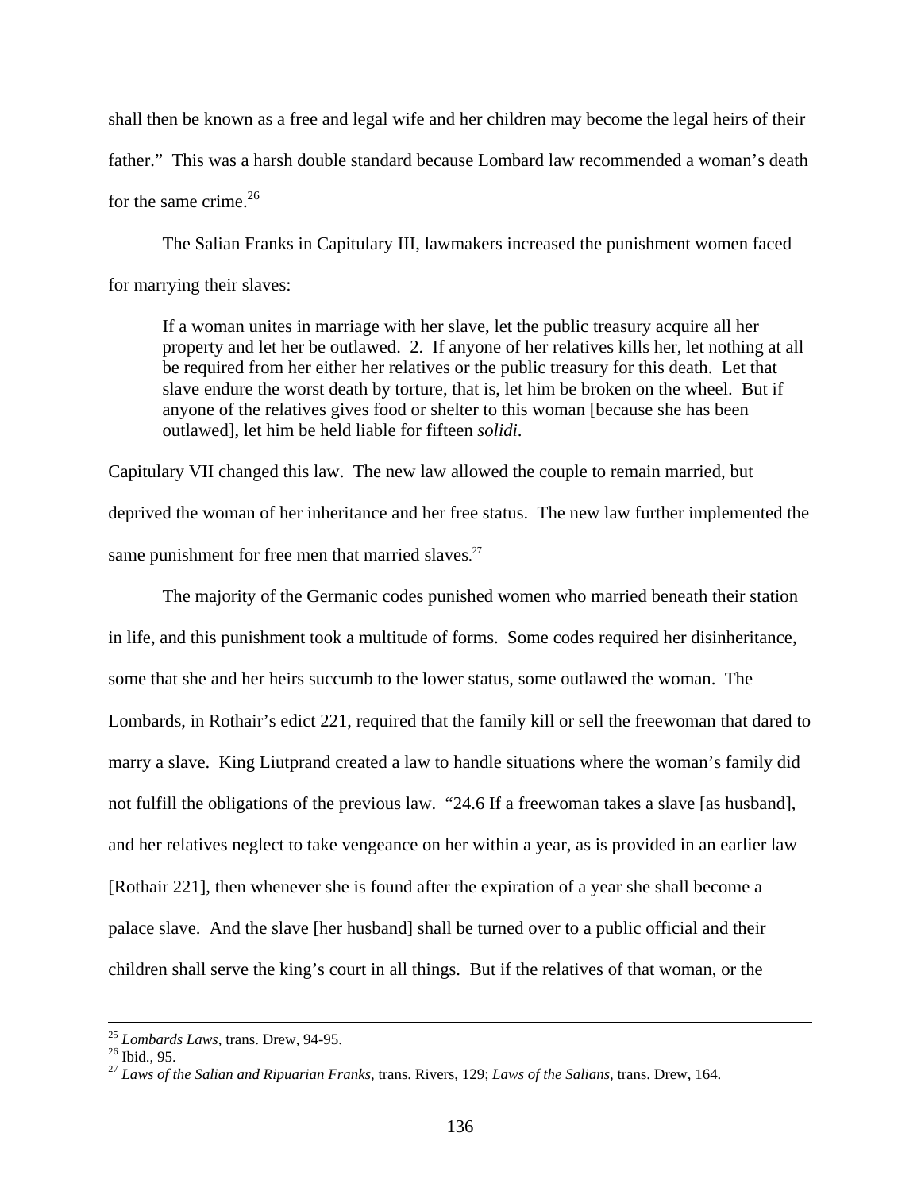shall then be known as a free and legal wife and her children may become the legal heirs of their father." This was a harsh double standard because Lombard law recommended a woman's death for the same crime.[26]

The Salian Franks in Capitulary III, lawmakers increased the punishment women faced for marrying their slaves:

> If a woman unites in marriage with her slave, let the public treasury acquire all her property and let her be outlawed. 2. If anyone of her relatives kills her, let nothing at all be required from her either her relatives or the public treasury for this death. Let that slave endure the worst death by torture, that is, let him be broken on the wheel. But if anyone of the relatives gives food or shelter to this woman [because she has been outlawed], let him be held liable for fifteen *solidi*.

Capitulary VII changed this law. The new law allowed the couple to remain married, but deprived the woman of her inheritance and her free status. The new law further implemented the same punishment for free men that married slaves.[27]

The majority of the Germanic codes punished women who married beneath their station in life, and this punishment took a multitude of forms. Some codes required her disinheritance, some that she and her heirs succumb to the lower status, some outlawed the woman. The Lombards, in Rothair's edict 221, required that the family kill or sell the freewoman that dared to marry a slave. King Liutprand created a law to handle situations where the woman's family did not fulfill the obligations of the previous law. "24.6 If a freewoman takes a slave [as husband], and her relatives neglect to take vengeance on her within a year, as is provided in an earlier law [Rothair 221], then whenever she is found after the expiration of a year she shall become a palace slave. And the slave [her husband] shall be turned over to a public official and their children shall serve the king's court in all things. But if the relatives of that woman, or the

---

[25] *Lombards Laws*, trans. Drew, 94-95.
[26] Ibid., 95.
[27] *Laws of the Salian and Ripuarian Franks*, trans. Rivers, 129; *Laws of the Salians*, trans. Drew, 164.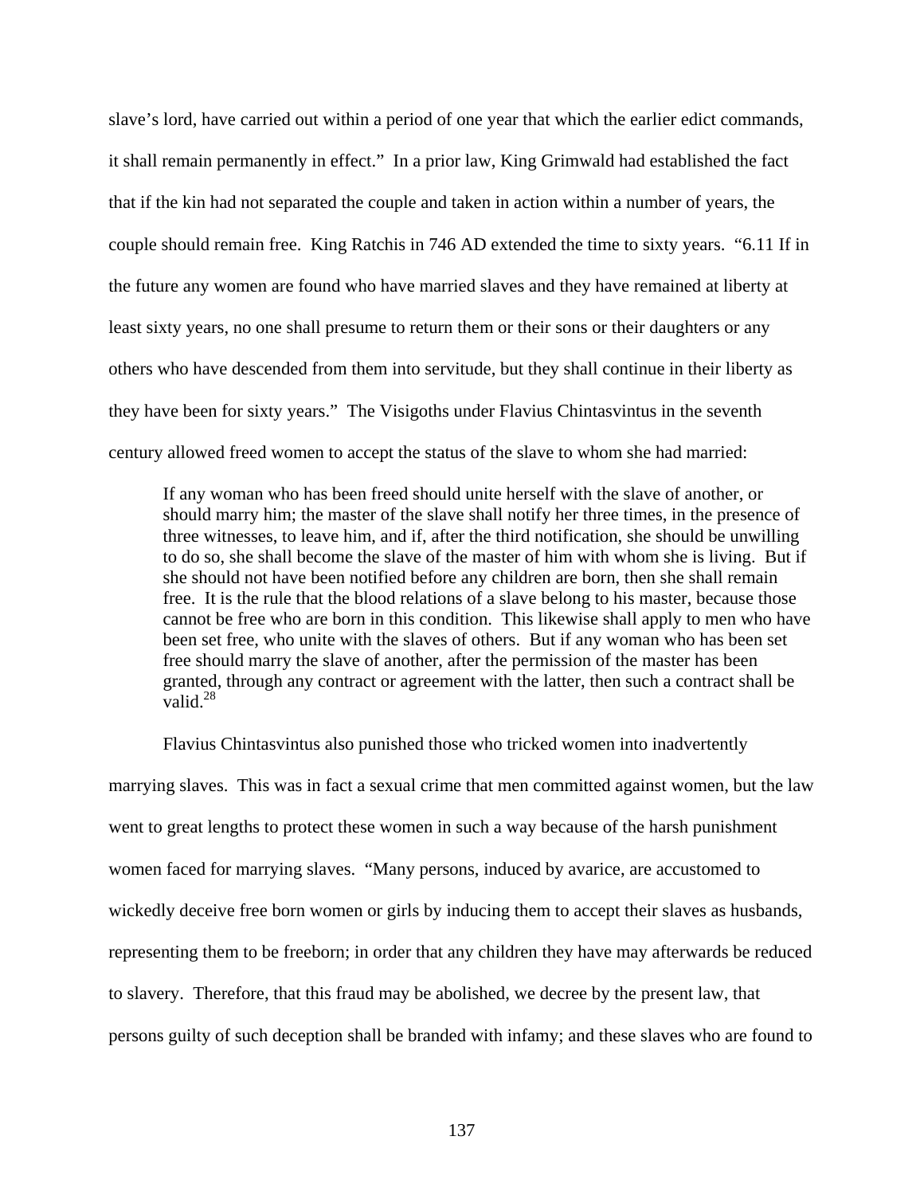slave's lord, have carried out within a period of one year that which the earlier edict commands, it shall remain permanently in effect." In a prior law, King Grimwald had established the fact that if the kin had not separated the couple and taken in action within a number of years, the couple should remain free. King Ratchis in 746 AD extended the time to sixty years. "6.11 If in the future any women are found who have married slaves and they have remained at liberty at least sixty years, no one shall presume to return them or their sons or their daughters or any others who have descended from them into servitude, but they shall continue in their liberty as they have been for sixty years." The Visigoths under Flavius Chintasvintus in the seventh century allowed freed women to accept the status of the slave to whom she had married:

> If any woman who has been freed should unite herself with the slave of another, or should marry him; the master of the slave shall notify her three times, in the presence of three witnesses, to leave him, and if, after the third notification, she should be unwilling to do so, she shall become the slave of the master of him with whom she is living. But if she should not have been notified before any children are born, then she shall remain free. It is the rule that the blood relations of a slave belong to his master, because those cannot be free who are born in this condition. This likewise shall apply to men who have been set free, who unite with the slaves of others. But if any woman who has been set free should marry the slave of another, after the permission of the master has been granted, through any contract or agreement with the latter, then such a contract shall be valid.[28]

Flavius Chintasvintus also punished those who tricked women into inadvertently marrying slaves. This was in fact a sexual crime that men committed against women, but the law went to great lengths to protect these women in such a way because of the harsh punishment women faced for marrying slaves. "Many persons, induced by avarice, are accustomed to wickedly deceive free born women or girls by inducing them to accept their slaves as husbands, representing them to be freeborn; in order that any children they have may afterwards be reduced to slavery. Therefore, that this fraud may be abolished, we decree by the present law, that persons guilty of such deception shall be branded with infamy; and these slaves who are found to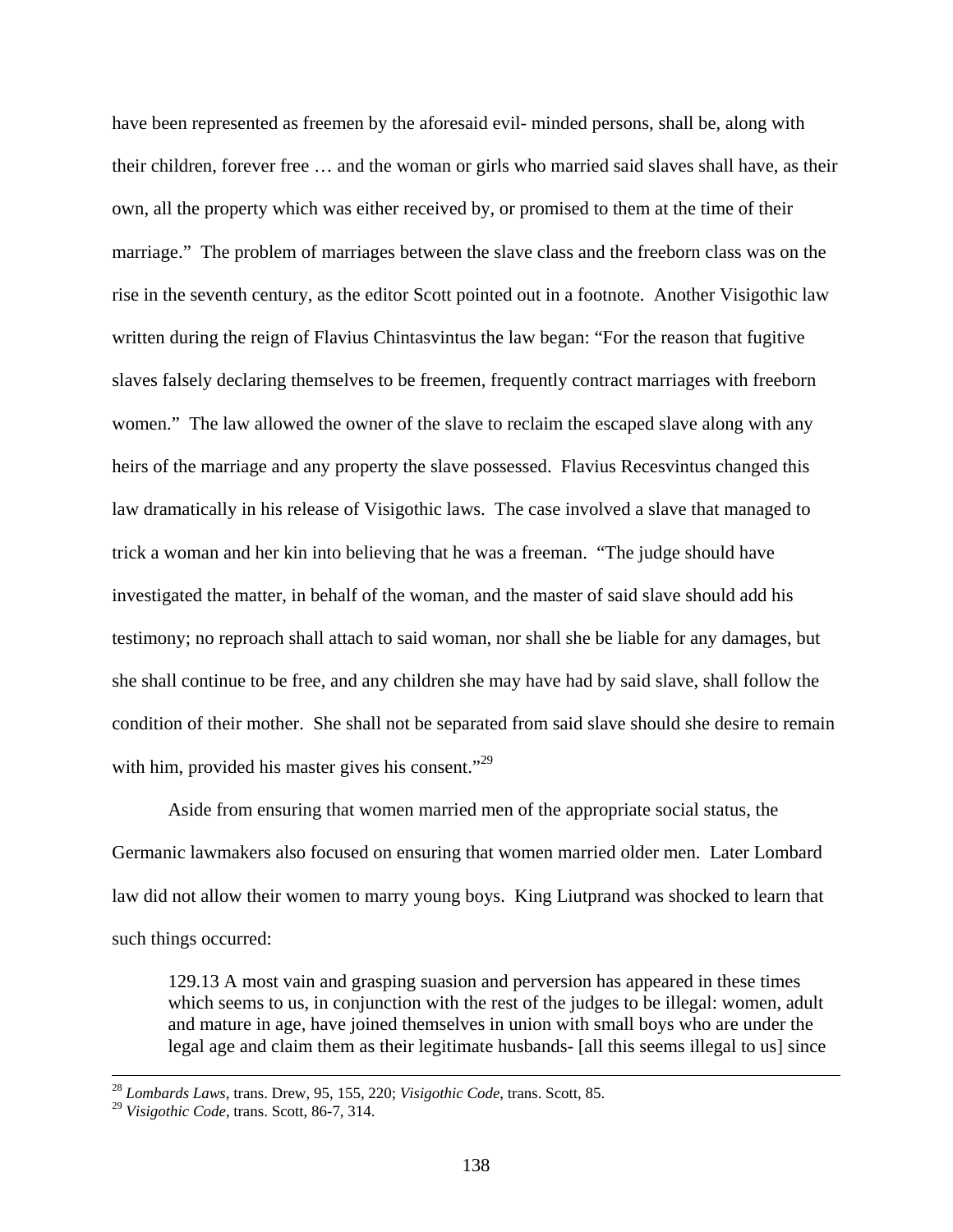have been represented as freemen by the aforesaid evil- minded persons, shall be, along with their children, forever free … and the woman or girls who married said slaves shall have, as their own, all the property which was either received by, or promised to them at the time of their marriage." The problem of marriages between the slave class and the freeborn class was on the rise in the seventh century, as the editor Scott pointed out in a footnote. Another Visigothic law written during the reign of Flavius Chintasvintus the law began: "For the reason that fugitive slaves falsely declaring themselves to be freemen, frequently contract marriages with freeborn women." The law allowed the owner of the slave to reclaim the escaped slave along with any heirs of the marriage and any property the slave possessed. Flavius Recesvintus changed this law dramatically in his release of Visigothic laws. The case involved a slave that managed to trick a woman and her kin into believing that he was a freeman. "The judge should have investigated the matter, in behalf of the woman, and the master of said slave should add his testimony; no reproach shall attach to said woman, nor shall she be liable for any damages, but she shall continue to be free, and any children she may have had by said slave, shall follow the condition of their mother. She shall not be separated from said slave should she desire to remain with him, provided his master gives his consent."[29]

Aside from ensuring that women married men of the appropriate social status, the Germanic lawmakers also focused on ensuring that women married older men. Later Lombard law did not allow their women to marry young boys. King Liutprand was shocked to learn that such things occurred:

> 129.13 A most vain and grasping suasion and perversion has appeared in these times which seems to us, in conjunction with the rest of the judges to be illegal: women, adult and mature in age, have joined themselves in union with small boys who are under the legal age and claim them as their legitimate husbands- [all this seems illegal to us] since

---

[28] *Lombards Laws*, trans. Drew, 95, 155, 220; *Visigothic Code*, trans. Scott, 85.

[29] *Visigothic Code*, trans. Scott, 86-7, 314.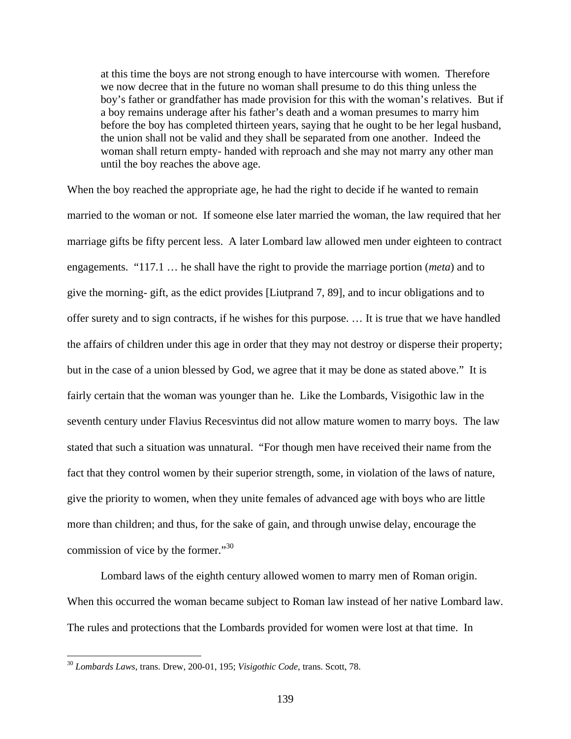> at this time the boys are not strong enough to have intercourse with women. Therefore we now decree that in the future no woman shall presume to do this thing unless the boy's father or grandfather has made provision for this with the woman's relatives. But if a boy remains underage after his father's death and a woman presumes to marry him before the boy has completed thirteen years, saying that he ought to be her legal husband, the union shall not be valid and they shall be separated from one another. Indeed the woman shall return empty- handed with reproach and she may not marry any other man until the boy reaches the above age.

When the boy reached the appropriate age, he had the right to decide if he wanted to remain married to the woman or not. If someone else later married the woman, the law required that her marriage gifts be fifty percent less. A later Lombard law allowed men under eighteen to contract engagements. "117.1 … he shall have the right to provide the marriage portion (*meta*) and to give the morning- gift, as the edict provides [Liutprand 7, 89], and to incur obligations and to offer surety and to sign contracts, if he wishes for this purpose. … It is true that we have handled the affairs of children under this age in order that they may not destroy or disperse their property; but in the case of a union blessed by God, we agree that it may be done as stated above." It is fairly certain that the woman was younger than he. Like the Lombards, Visigothic law in the seventh century under Flavius Recesvintus did not allow mature women to marry boys. The law stated that such a situation was unnatural. "For though men have received their name from the fact that they control women by their superior strength, some, in violation of the laws of nature, give the priority to women, when they unite females of advanced age with boys who are little more than children; and thus, for the sake of gain, and through unwise delay, encourage the commission of vice by the former."[30]

Lombard laws of the eighth century allowed women to marry men of Roman origin. When this occurred the woman became subject to Roman law instead of her native Lombard law. The rules and protections that the Lombards provided for women were lost at that time. In

[30] *Lombards Laws*, trans. Drew, 200-01, 195; *Visigothic Code*, trans. Scott, 78.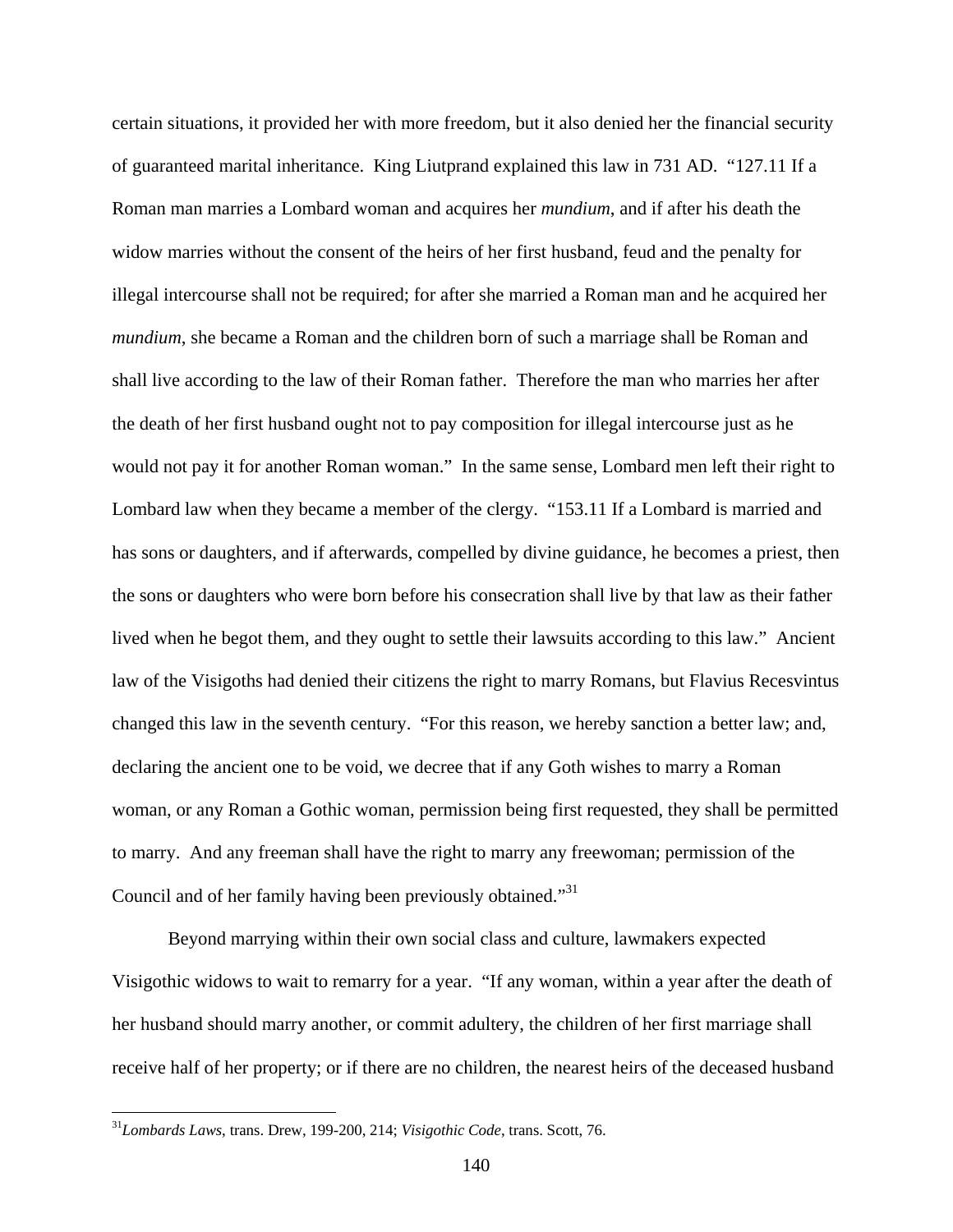certain situations, it provided her with more freedom, but it also denied her the financial security of guaranteed marital inheritance. King Liutprand explained this law in 731 AD. "127.11 If a Roman man marries a Lombard woman and acquires her *mundium*, and if after his death the widow marries without the consent of the heirs of her first husband, feud and the penalty for illegal intercourse shall not be required; for after she married a Roman man and he acquired her *mundium*, she became a Roman and the children born of such a marriage shall be Roman and shall live according to the law of their Roman father. Therefore the man who marries her after the death of her first husband ought not to pay composition for illegal intercourse just as he would not pay it for another Roman woman." In the same sense, Lombard men left their right to Lombard law when they became a member of the clergy. "153.11 If a Lombard is married and has sons or daughters, and if afterwards, compelled by divine guidance, he becomes a priest, then the sons or daughters who were born before his consecration shall live by that law as their father lived when he begot them, and they ought to settle their lawsuits according to this law." Ancient law of the Visigoths had denied their citizens the right to marry Romans, but Flavius Recesvintus changed this law in the seventh century. "For this reason, we hereby sanction a better law; and, declaring the ancient one to be void, we decree that if any Goth wishes to marry a Roman woman, or any Roman a Gothic woman, permission being first requested, they shall be permitted to marry. And any freeman shall have the right to marry any freewoman; permission of the Council and of her family having been previously obtained."[31]

Beyond marrying within their own social class and culture, lawmakers expected Visigothic widows to wait to remarry for a year. "If any woman, within a year after the death of her husband should marry another, or commit adultery, the children of her first marriage shall receive half of her property; or if there are no children, the nearest heirs of the deceased husband

[31] *Lombards Laws*, trans. Drew, 199-200, 214; *Visigothic Code*, trans. Scott, 76.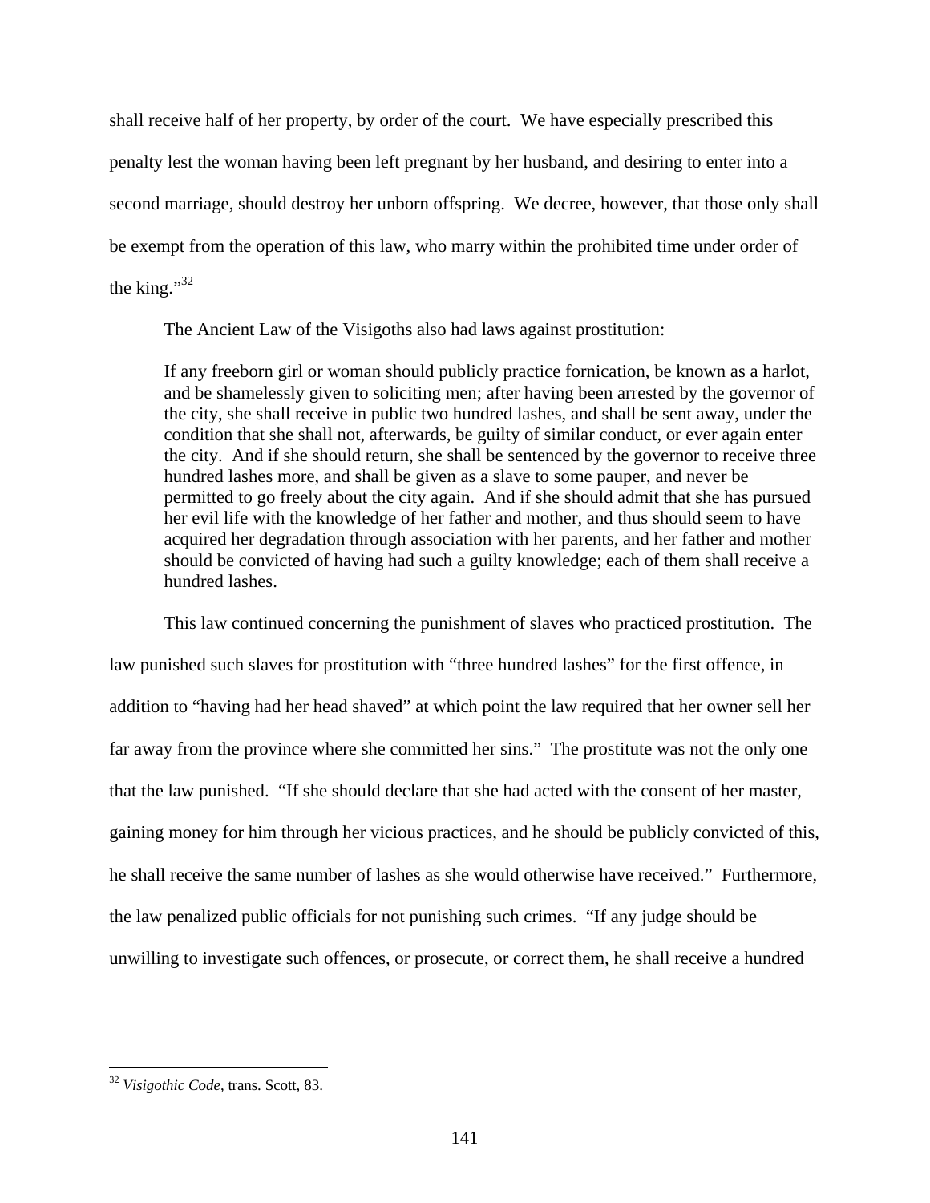shall receive half of her property, by order of the court. We have especially prescribed this penalty lest the woman having been left pregnant by her husband, and desiring to enter into a second marriage, should destroy her unborn offspring. We decree, however, that those only shall be exempt from the operation of this law, who marry within the prohibited time under order of the king."[32]

The Ancient Law of the Visigoths also had laws against prostitution:

> If any freeborn girl or woman should publicly practice fornication, be known as a harlot, and be shamelessly given to soliciting men; after having been arrested by the governor of the city, she shall receive in public two hundred lashes, and shall be sent away, under the condition that she shall not, afterwards, be guilty of similar conduct, or ever again enter the city. And if she should return, she shall be sentenced by the governor to receive three hundred lashes more, and shall be given as a slave to some pauper, and never be permitted to go freely about the city again. And if she should admit that she has pursued her evil life with the knowledge of her father and mother, and thus should seem to have acquired her degradation through association with her parents, and her father and mother should be convicted of having had such a guilty knowledge; each of them shall receive a hundred lashes.

This law continued concerning the punishment of slaves who practiced prostitution. The law punished such slaves for prostitution with "three hundred lashes" for the first offence, in addition to "having had her head shaved" at which point the law required that her owner sell her far away from the province where she committed her sins." The prostitute was not the only one that the law punished. "If she should declare that she had acted with the consent of her master, gaining money for him through her vicious practices, and he should be publicly convicted of this, he shall receive the same number of lashes as she would otherwise have received." Furthermore, the law penalized public officials for not punishing such crimes. "If any judge should be unwilling to investigate such offences, or prosecute, or correct them, he shall receive a hundred

---

[32] *Visigothic Code*, trans. Scott, 83.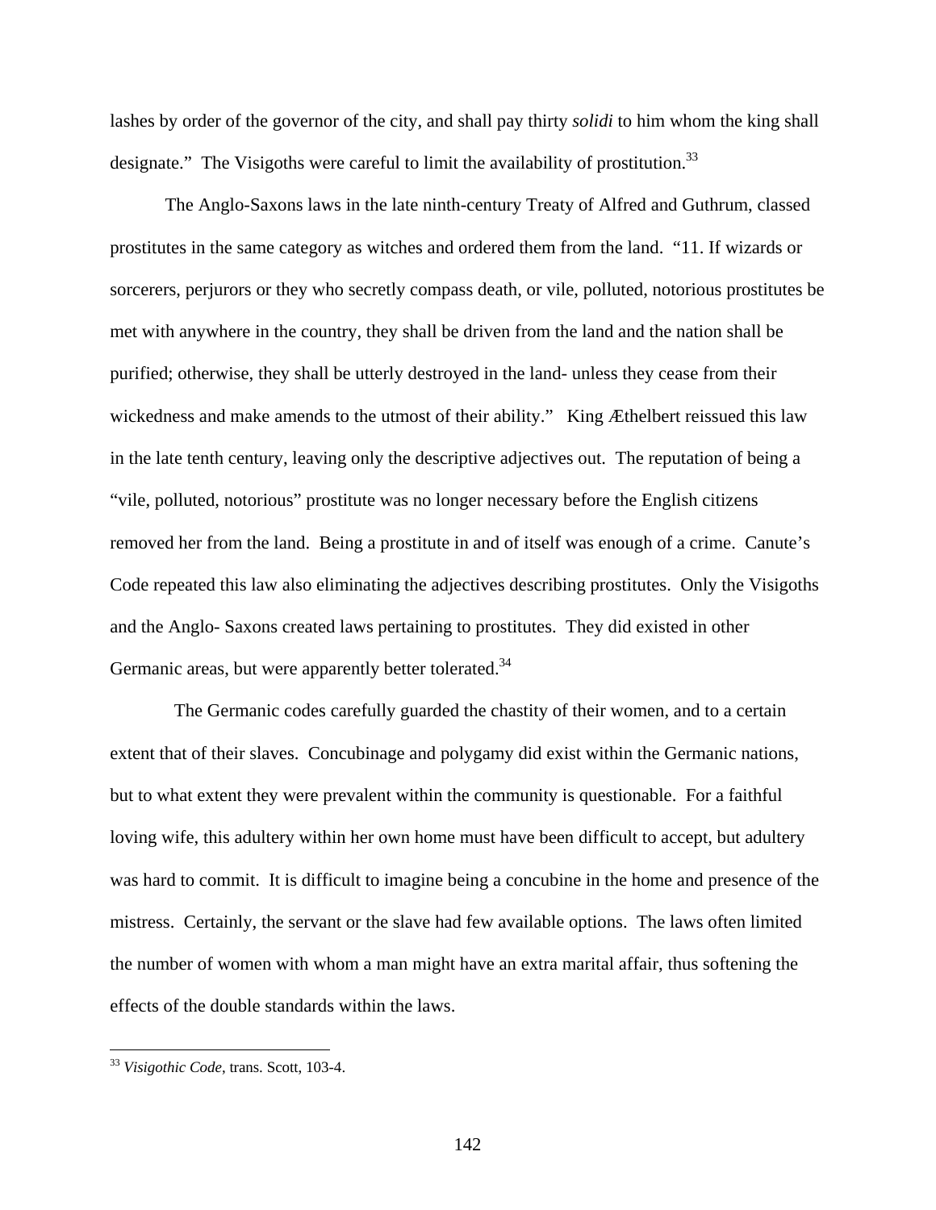lashes by order of the governor of the city, and shall pay thirty *solidi* to him whom the king shall designate." The Visigoths were careful to limit the availability of prostitution.[33]

The Anglo-Saxons laws in the late ninth-century Treaty of Alfred and Guthrum, classed prostitutes in the same category as witches and ordered them from the land. "11. If wizards or sorcerers, perjurors or they who secretly compass death, or vile, polluted, notorious prostitutes be met with anywhere in the country, they shall be driven from the land and the nation shall be purified; otherwise, they shall be utterly destroyed in the land- unless they cease from their wickedness and make amends to the utmost of their ability." King Æthelbert reissued this law in the late tenth century, leaving only the descriptive adjectives out. The reputation of being a "vile, polluted, notorious" prostitute was no longer necessary before the English citizens removed her from the land. Being a prostitute in and of itself was enough of a crime. Canute's Code repeated this law also eliminating the adjectives describing prostitutes. Only the Visigoths and the Anglo- Saxons created laws pertaining to prostitutes. They did existed in other Germanic areas, but were apparently better tolerated.[34]

The Germanic codes carefully guarded the chastity of their women, and to a certain extent that of their slaves. Concubinage and polygamy did exist within the Germanic nations, but to what extent they were prevalent within the community is questionable. For a faithful loving wife, this adultery within her own home must have been difficult to accept, but adultery was hard to commit. It is difficult to imagine being a concubine in the home and presence of the mistress. Certainly, the servant or the slave had few available options. The laws often limited the number of women with whom a man might have an extra marital affair, thus softening the effects of the double standards within the laws.

[33] *Visigothic Code*, trans. Scott, 103-4.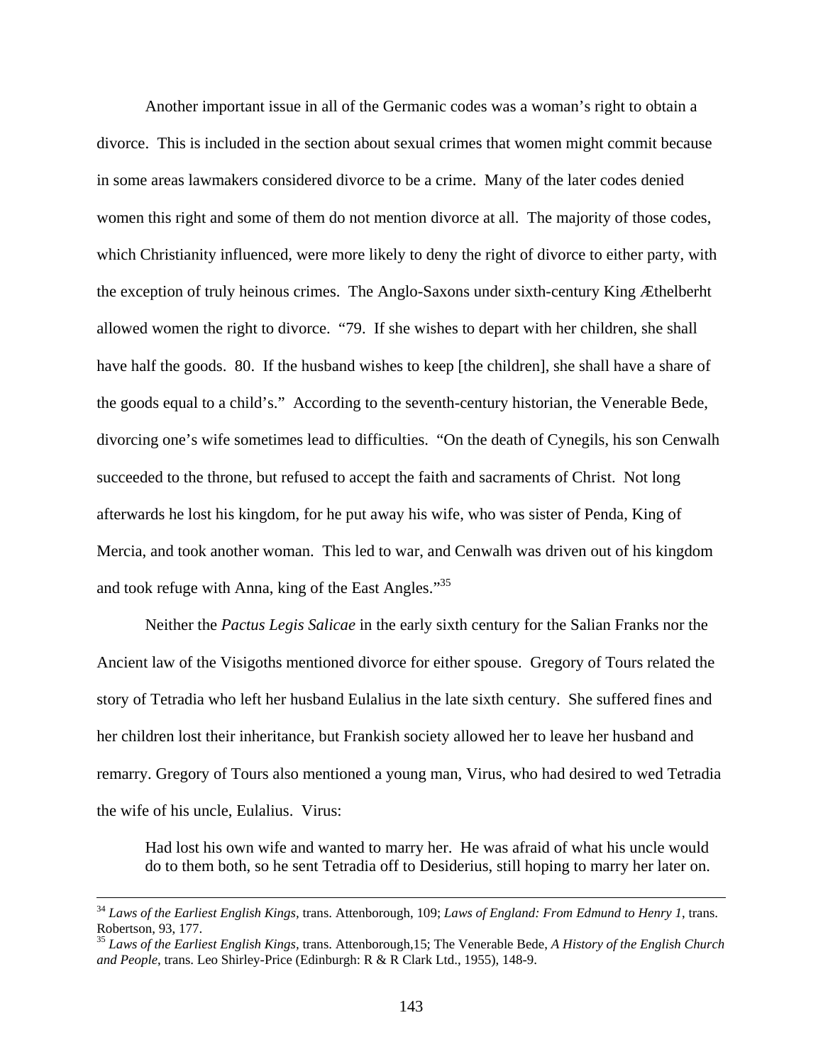Another important issue in all of the Germanic codes was a woman's right to obtain a divorce. This is included in the section about sexual crimes that women might commit because in some areas lawmakers considered divorce to be a crime. Many of the later codes denied women this right and some of them do not mention divorce at all. The majority of those codes, which Christianity influenced, were more likely to deny the right of divorce to either party, with the exception of truly heinous crimes. The Anglo-Saxons under sixth-century King Æthelberht allowed women the right to divorce. "79. If she wishes to depart with her children, she shall have half the goods. 80. If the husband wishes to keep [the children], she shall have a share of the goods equal to a child's." According to the seventh-century historian, the Venerable Bede, divorcing one's wife sometimes lead to difficulties. "On the death of Cynegils, his son Cenwalh succeeded to the throne, but refused to accept the faith and sacraments of Christ. Not long afterwards he lost his kingdom, for he put away his wife, who was sister of Penda, King of Mercia, and took another woman. This led to war, and Cenwalh was driven out of his kingdom and took refuge with Anna, king of the East Angles."[35]

Neither the *Pactus Legis Salicae* in the early sixth century for the Salian Franks nor the Ancient law of the Visigoths mentioned divorce for either spouse. Gregory of Tours related the story of Tetradia who left her husband Eulalius in the late sixth century. She suffered fines and her children lost their inheritance, but Frankish society allowed her to leave her husband and remarry. Gregory of Tours also mentioned a young man, Virus, who had desired to wed Tetradia the wife of his uncle, Eulalius. Virus:

> Had lost his own wife and wanted to marry her. He was afraid of what his uncle would do to them both, so he sent Tetradia off to Desiderius, still hoping to marry her later on.

---

[34] *Laws of the Earliest English Kings,* trans. Attenborough, 109; *Laws of England: From Edmund to Henry 1*, trans. Robertson, 93, 177.

[35] *Laws of the Earliest English Kings,* trans. Attenborough,15; The Venerable Bede, *A History of the English Church and People,* trans. Leo Shirley-Price (Edinburgh: R & R Clark Ltd., 1955), 148-9.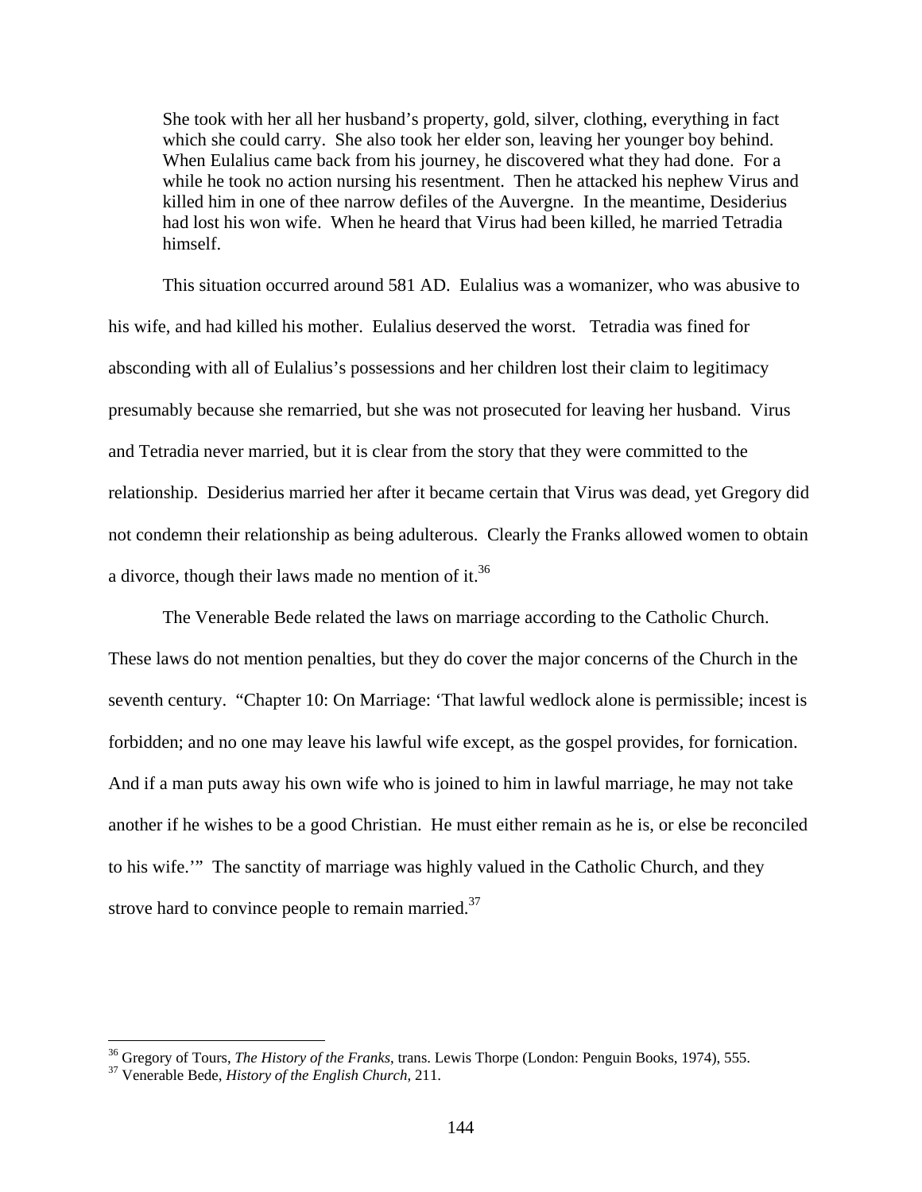> She took with her all her husband's property, gold, silver, clothing, everything in fact which she could carry. She also took her elder son, leaving her younger boy behind. When Eulalius came back from his journey, he discovered what they had done. For a while he took no action nursing his resentment. Then he attacked his nephew Virus and killed him in one of thee narrow defiles of the Auvergne. In the meantime, Desiderius had lost his won wife. When he heard that Virus had been killed, he married Tetradia himself.

This situation occurred around 581 AD. Eulalius was a womanizer, who was abusive to his wife, and had killed his mother. Eulalius deserved the worst. Tetradia was fined for absconding with all of Eulalius's possessions and her children lost their claim to legitimacy presumably because she remarried, but she was not prosecuted for leaving her husband. Virus and Tetradia never married, but it is clear from the story that they were committed to the relationship. Desiderius married her after it became certain that Virus was dead, yet Gregory did not condemn their relationship as being adulterous. Clearly the Franks allowed women to obtain a divorce, though their laws made no mention of it.[36]

The Venerable Bede related the laws on marriage according to the Catholic Church. These laws do not mention penalties, but they do cover the major concerns of the Church in the seventh century. "Chapter 10: On Marriage: 'That lawful wedlock alone is permissible; incest is forbidden; and no one may leave his lawful wife except, as the gospel provides, for fornication. And if a man puts away his own wife who is joined to him in lawful marriage, he may not take another if he wishes to be a good Christian. He must either remain as he is, or else be reconciled to his wife.'" The sanctity of marriage was highly valued in the Catholic Church, and they strove hard to convince people to remain married.[37]

---

[36] Gregory of Tours, *The History of the Franks*, trans. Lewis Thorpe (London: Penguin Books, 1974), 555.

[37] Venerable Bede, *History of the English Church*, 211.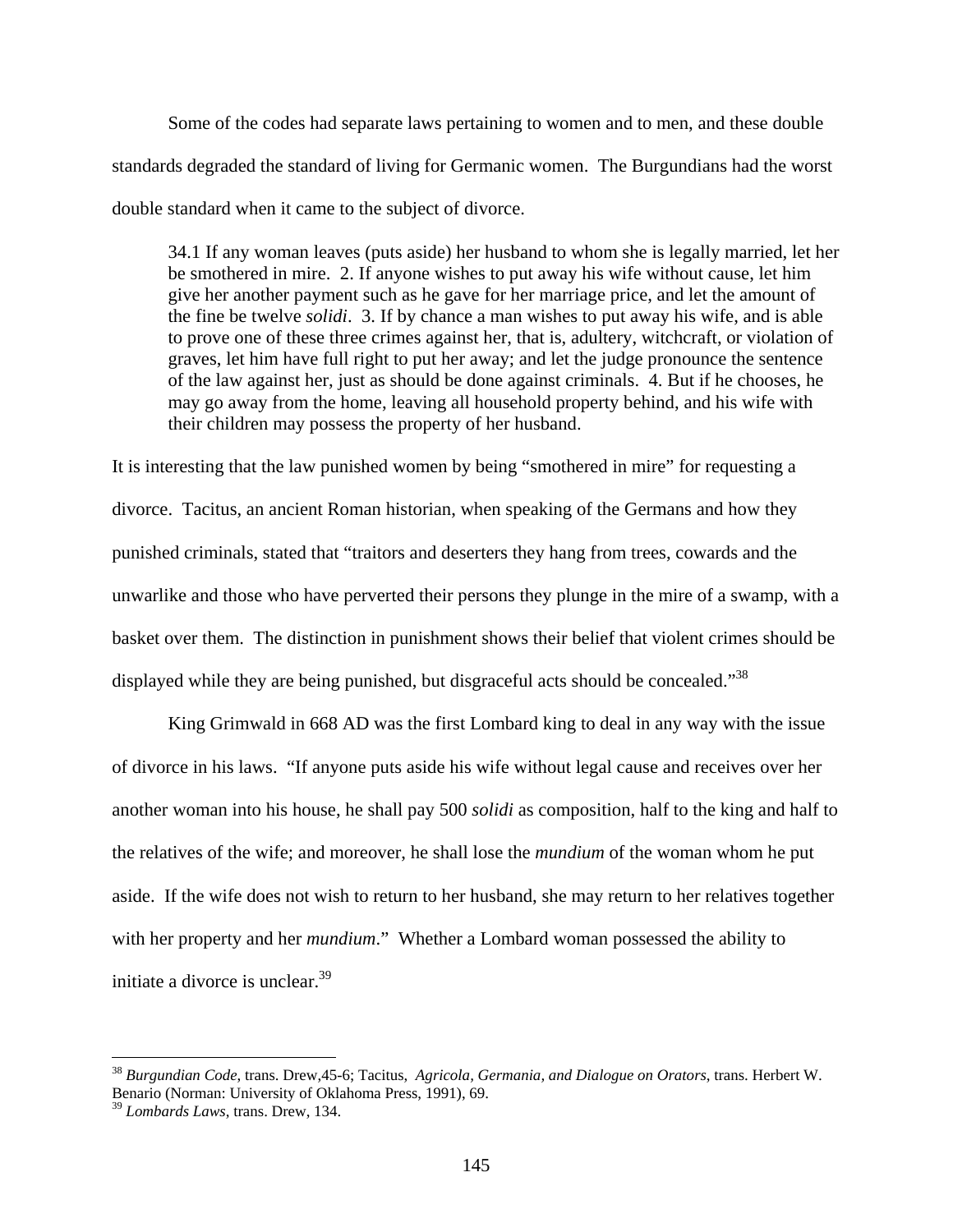Some of the codes had separate laws pertaining to women and to men, and these double standards degraded the standard of living for Germanic women. The Burgundians had the worst double standard when it came to the subject of divorce.

> 34.1 If any woman leaves (puts aside) her husband to whom she is legally married, let her be smothered in mire. 2. If anyone wishes to put away his wife without cause, let him give her another payment such as he gave for her marriage price, and let the amount of the fine be twelve *solidi*. 3. If by chance a man wishes to put away his wife, and is able to prove one of these three crimes against her, that is, adultery, witchcraft, or violation of graves, let him have full right to put her away; and let the judge pronounce the sentence of the law against her, just as should be done against criminals. 4. But if he chooses, he may go away from the home, leaving all household property behind, and his wife with their children may possess the property of her husband.

It is interesting that the law punished women by being "smothered in mire" for requesting a divorce. Tacitus, an ancient Roman historian, when speaking of the Germans and how they punished criminals, stated that "traitors and deserters they hang from trees, cowards and the unwarlike and those who have perverted their persons they plunge in the mire of a swamp, with a basket over them. The distinction in punishment shows their belief that violent crimes should be displayed while they are being punished, but disgraceful acts should be concealed."[38]

King Grimwald in 668 AD was the first Lombard king to deal in any way with the issue of divorce in his laws. "If anyone puts aside his wife without legal cause and receives over her another woman into his house, he shall pay 500 *solidi* as composition, half to the king and half to the relatives of the wife; and moreover, he shall lose the *mundium* of the woman whom he put aside. If the wife does not wish to return to her husband, she may return to her relatives together with her property and her *mundium*." Whether a Lombard woman possessed the ability to initiate a divorce is unclear.[39]

---

[38] *Burgundian Code*, trans. Drew,45-6; Tacitus, *Agricola, Germania, and Dialogue on Orators*, trans. Herbert W. Benario (Norman: University of Oklahoma Press, 1991), 69.

[39] *Lombards Laws*, trans. Drew, 134.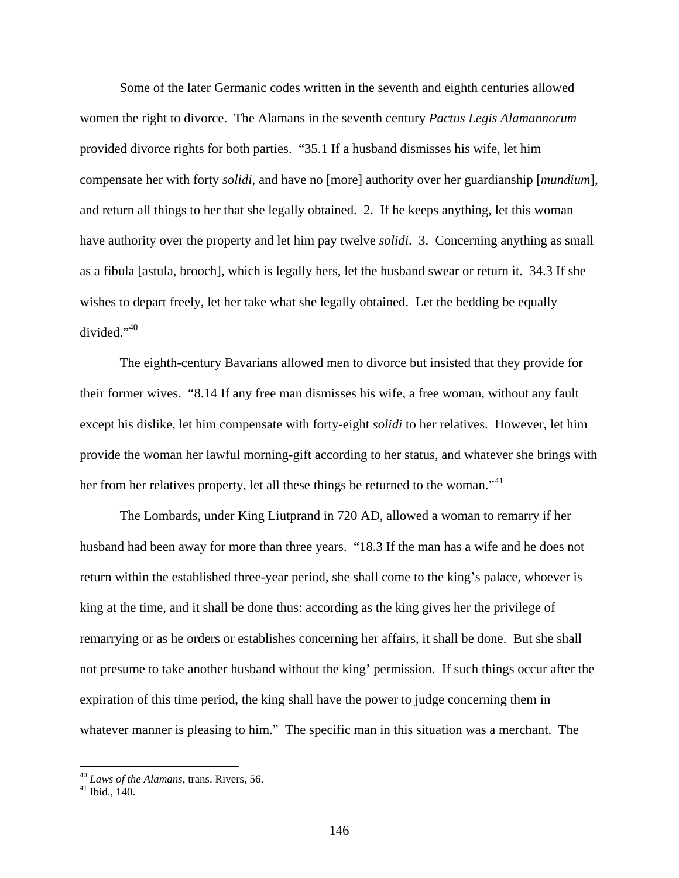Some of the later Germanic codes written in the seventh and eighth centuries allowed women the right to divorce. The Alamans in the seventh century *Pactus Legis Alamannorum* provided divorce rights for both parties. "35.1 If a husband dismisses his wife, let him compensate her with forty *solidi*, and have no [more] authority over her guardianship [*mundium*], and return all things to her that she legally obtained. 2. If he keeps anything, let this woman have authority over the property and let him pay twelve *solidi*. 3. Concerning anything as small as a fibula [astula, brooch], which is legally hers, let the husband swear or return it. 34.3 If she wishes to depart freely, let her take what she legally obtained. Let the bedding be equally divided."[40]

The eighth-century Bavarians allowed men to divorce but insisted that they provide for their former wives. "8.14 If any free man dismisses his wife, a free woman, without any fault except his dislike, let him compensate with forty-eight *solidi* to her relatives. However, let him provide the woman her lawful morning-gift according to her status, and whatever she brings with her from her relatives property, let all these things be returned to the woman."[41]

The Lombards, under King Liutprand in 720 AD, allowed a woman to remarry if her husband had been away for more than three years. "18.3 If the man has a wife and he does not return within the established three-year period, she shall come to the king's palace, whoever is king at the time, and it shall be done thus: according as the king gives her the privilege of remarrying or as he orders or establishes concerning her affairs, it shall be done. But she shall not presume to take another husband without the king' permission. If such things occur after the expiration of this time period, the king shall have the power to judge concerning them in whatever manner is pleasing to him." The specific man in this situation was a merchant. The

---

[40] *Laws of the Alamans*, trans. Rivers, 56.

[41] Ibid., 140.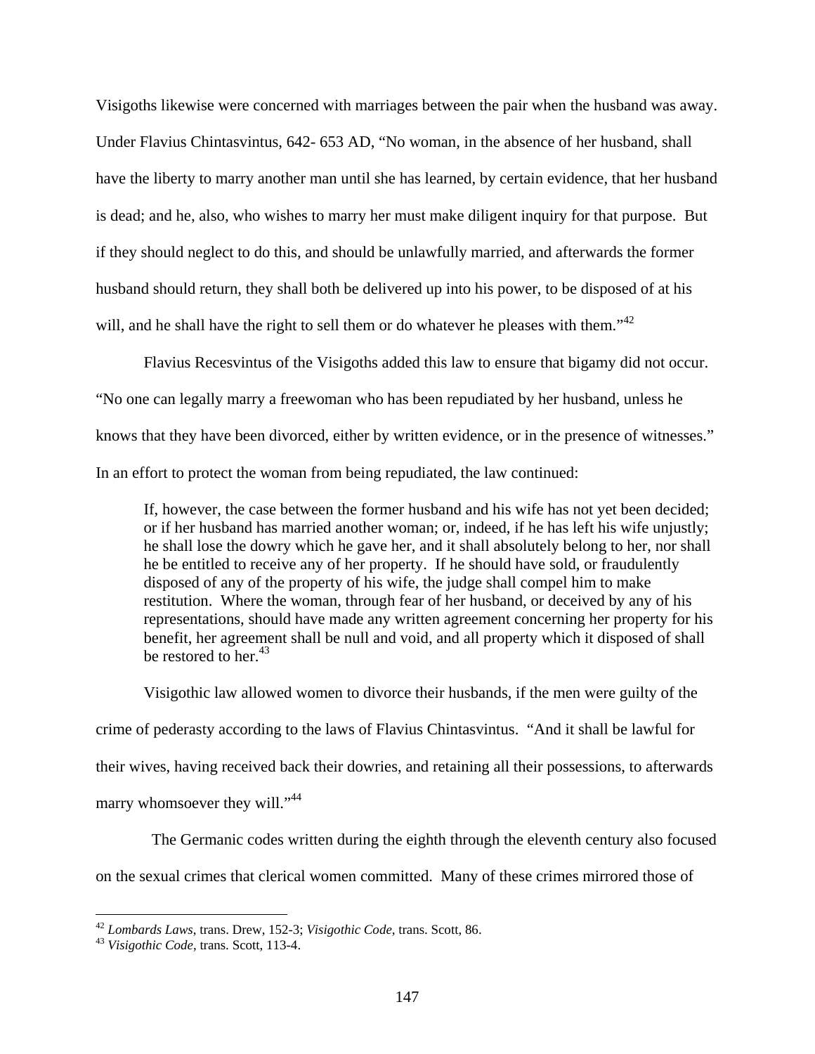Visigoths likewise were concerned with marriages between the pair when the husband was away. Under Flavius Chintasvintus, 642- 653 AD, "No woman, in the absence of her husband, shall have the liberty to marry another man until she has learned, by certain evidence, that her husband is dead; and he, also, who wishes to marry her must make diligent inquiry for that purpose. But if they should neglect to do this, and should be unlawfully married, and afterwards the former husband should return, they shall both be delivered up into his power, to be disposed of at his will, and he shall have the right to sell them or do whatever he pleases with them."[42]

Flavius Recesvintus of the Visigoths added this law to ensure that bigamy did not occur. "No one can legally marry a freewoman who has been repudiated by her husband, unless he knows that they have been divorced, either by written evidence, or in the presence of witnesses." In an effort to protect the woman from being repudiated, the law continued:

> If, however, the case between the former husband and his wife has not yet been decided; or if her husband has married another woman; or, indeed, if he has left his wife unjustly; he shall lose the dowry which he gave her, and it shall absolutely belong to her, nor shall he be entitled to receive any of her property. If he should have sold, or fraudulently disposed of any of the property of his wife, the judge shall compel him to make restitution. Where the woman, through fear of her husband, or deceived by any of his representations, should have made any written agreement concerning her property for his benefit, her agreement shall be null and void, and all property which it disposed of shall be restored to her.[43]

Visigothic law allowed women to divorce their husbands, if the men were guilty of the crime of pederasty according to the laws of Flavius Chintasvintus. "And it shall be lawful for their wives, having received back their dowries, and retaining all their possessions, to afterwards marry whomsoever they will."[44]

The Germanic codes written during the eighth through the eleventh century also focused on the sexual crimes that clerical women committed. Many of these crimes mirrored those of

---

[42] *Lombards Laws*, trans. Drew, 152-3; *Visigothic Code*, trans. Scott, 86.

[43] *Visigothic Code*, trans. Scott, 113-4.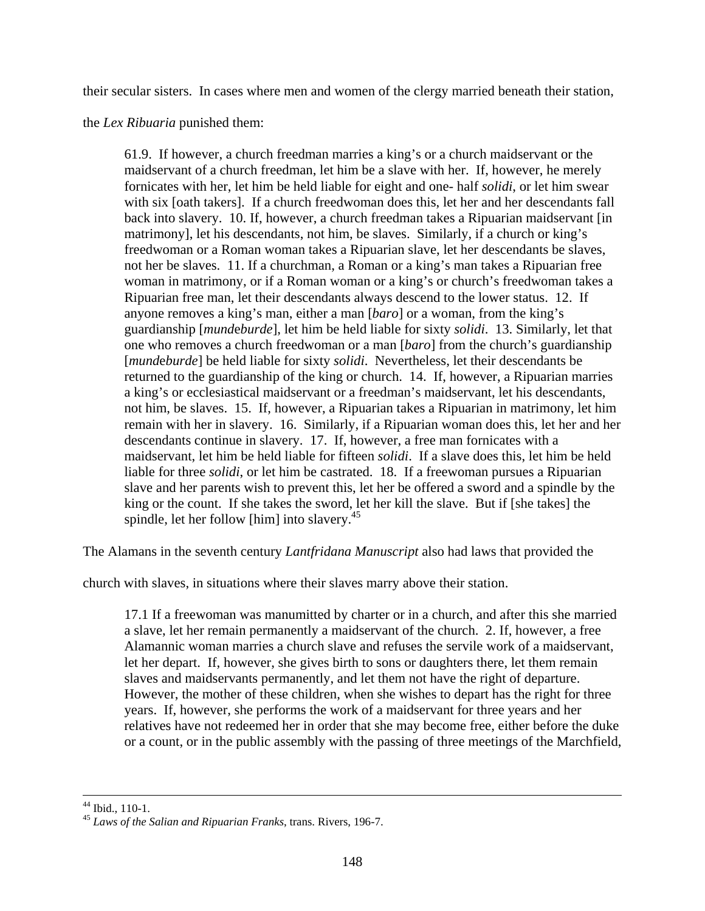their secular sisters. In cases where men and women of the clergy married beneath their station, the *Lex Ribuaria* punished them:

> 61.9. If however, a church freedman marries a king's or a church maidservant or the maidservant of a church freedman, let him be a slave with her. If, however, he merely fornicates with her, let him be held liable for eight and one- half *solidi*, or let him swear with six [oath takers]. If a church freedwoman does this, let her and her descendants fall back into slavery. 10. If, however, a church freedman takes a Ripuarian maidservant [in matrimony], let his descendants, not him, be slaves. Similarly, if a church or king's freedwoman or a Roman woman takes a Ripuarian slave, let her descendants be slaves, not her be slaves. 11. If a churchman, a Roman or a king's man takes a Ripuarian free woman in matrimony, or if a Roman woman or a king's or church's freedwoman takes a Ripuarian free man, let their descendants always descend to the lower status. 12. If anyone removes a king's man, either a man [*baro*] or a woman, from the king's guardianship [*mundeburde*], let him be held liable for sixty *solidi*. 13. Similarly, let that one who removes a church freedwoman or a man [*baro*] from the church's guardianship [*mundeburde*] be held liable for sixty *solidi*. Nevertheless, let their descendants be returned to the guardianship of the king or church. 14. If, however, a Ripuarian marries a king's or ecclesiastical maidservant or a freedman's maidservant, let his descendants, not him, be slaves. 15. If, however, a Ripuarian takes a Ripuarian in matrimony, let him remain with her in slavery. 16. Similarly, if a Ripuarian woman does this, let her and her descendants continue in slavery. 17. If, however, a free man fornicates with a maidservant, let him be held liable for fifteen *solidi*. If a slave does this, let him be held liable for three *solidi*, or let him be castrated. 18. If a freewoman pursues a Ripuarian slave and her parents wish to prevent this, let her be offered a sword and a spindle by the king or the count. If she takes the sword, let her kill the slave. But if [she takes] the spindle, let her follow [him] into slavery.[45]

The Alamans in the seventh century *Lantfridana Manuscript* also had laws that provided the church with slaves, in situations where their slaves marry above their station.

> 17.1 If a freewoman was manumitted by charter or in a church, and after this she married a slave, let her remain permanently a maidservant of the church. 2. If, however, a free Alamannic woman marries a church slave and refuses the servile work of a maidservant, let her depart. If, however, she gives birth to sons or daughters there, let them remain slaves and maidservants permanently, and let them not have the right of departure. However, the mother of these children, when she wishes to depart has the right for three years. If, however, she performs the work of a maidservant for three years and her relatives have not redeemed her in order that she may become free, either before the duke or a count, or in the public assembly with the passing of three meetings of the Marchfield,

---

[44] Ibid., 110-1.

[45] *Laws of the Salian and Ripuarian Franks*, trans. Rivers, 196-7.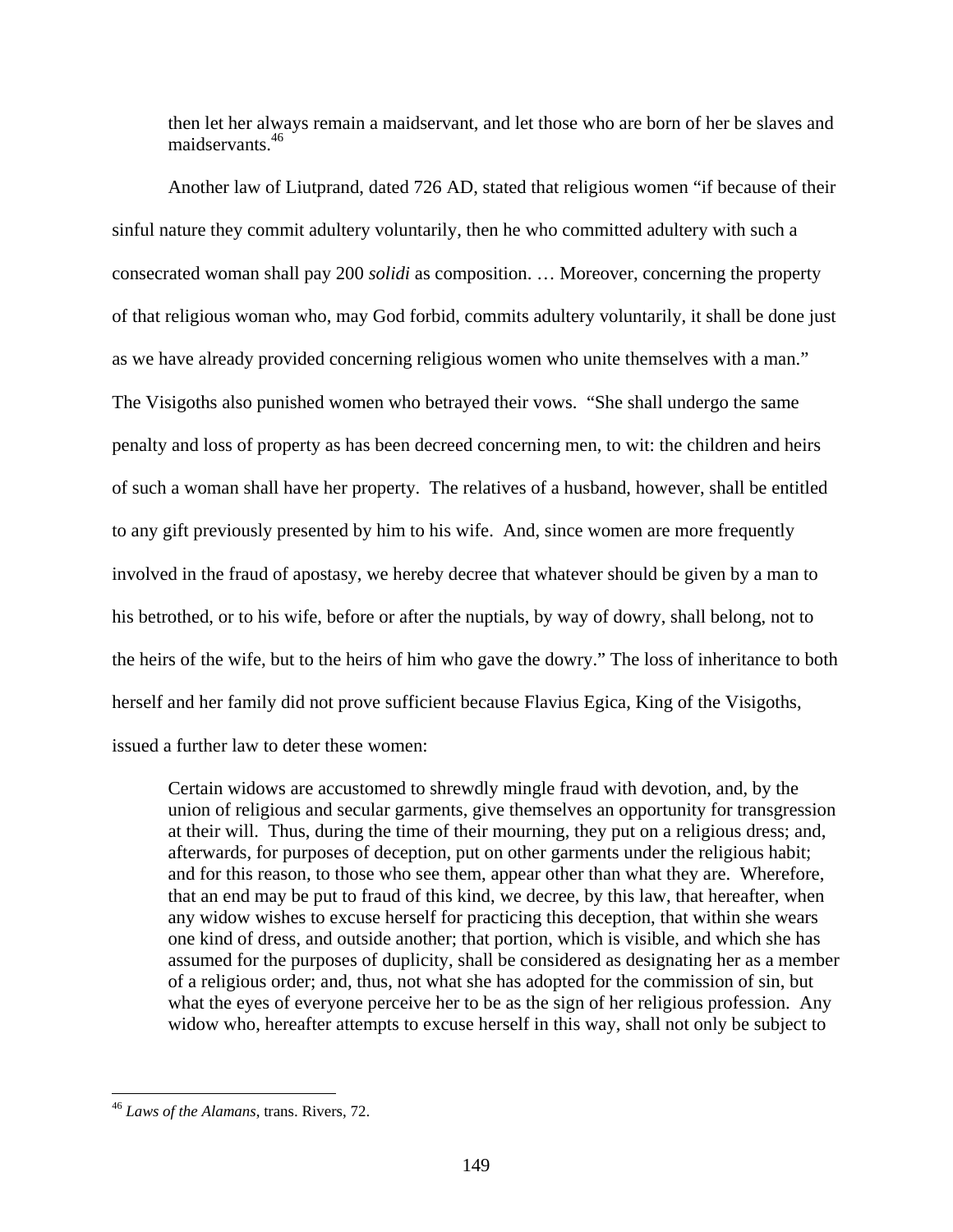> then let her always remain a maidservant, and let those who are born of her be slaves and maidservants.[46]

Another law of Liutprand, dated 726 AD, stated that religious women "if because of their sinful nature they commit adultery voluntarily, then he who committed adultery with such a consecrated woman shall pay 200 *solidi* as composition. … Moreover, concerning the property of that religious woman who, may God forbid, commits adultery voluntarily, it shall be done just as we have already provided concerning religious women who unite themselves with a man." The Visigoths also punished women who betrayed their vows. "She shall undergo the same penalty and loss of property as has been decreed concerning men, to wit: the children and heirs of such a woman shall have her property. The relatives of a husband, however, shall be entitled to any gift previously presented by him to his wife. And, since women are more frequently involved in the fraud of apostasy, we hereby decree that whatever should be given by a man to his betrothed, or to his wife, before or after the nuptials, by way of dowry, shall belong, not to the heirs of the wife, but to the heirs of him who gave the dowry." The loss of inheritance to both herself and her family did not prove sufficient because Flavius Egica, King of the Visigoths, issued a further law to deter these women:

> Certain widows are accustomed to shrewdly mingle fraud with devotion, and, by the union of religious and secular garments, give themselves an opportunity for transgression at their will. Thus, during the time of their mourning, they put on a religious dress; and, afterwards, for purposes of deception, put on other garments under the religious habit; and for this reason, to those who see them, appear other than what they are. Wherefore, that an end may be put to fraud of this kind, we decree, by this law, that hereafter, when any widow wishes to excuse herself for practicing this deception, that within she wears one kind of dress, and outside another; that portion, which is visible, and which she has assumed for the purposes of duplicity, shall be considered as designating her as a member of a religious order; and, thus, not what she has adopted for the commission of sin, but what the eyes of everyone perceive her to be as the sign of her religious profession. Any widow who, hereafter attempts to excuse herself in this way, shall not only be subject to

---

[46] *Laws of the Alamans*, trans. Rivers, 72.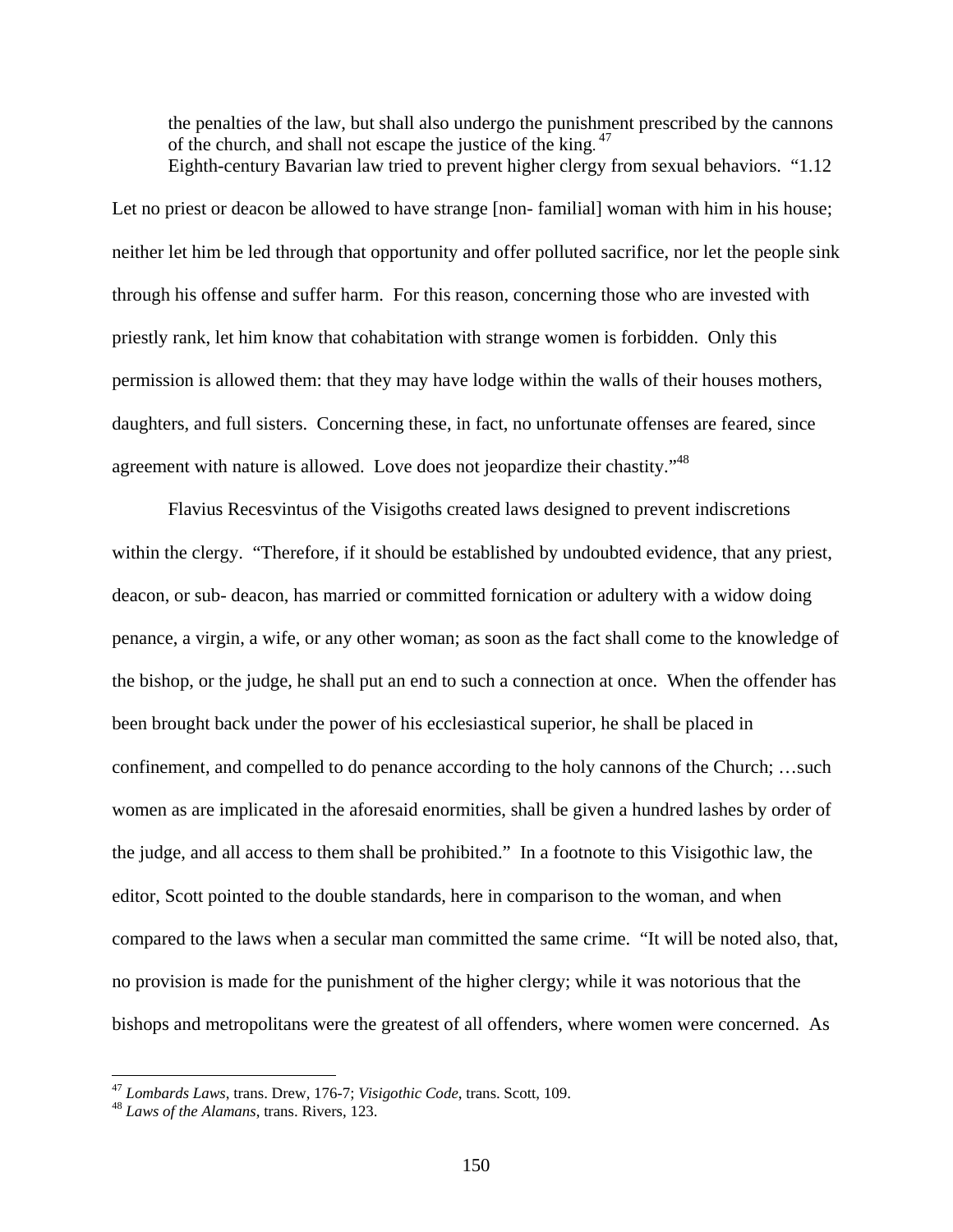the penalties of the law, but shall also undergo the punishment prescribed by the cannons of the church, and shall not escape the justice of the king.[47]

Eighth-century Bavarian law tried to prevent higher clergy from sexual behaviors. "1.12 Let no priest or deacon be allowed to have strange [non- familial] woman with him in his house; neither let him be led through that opportunity and offer polluted sacrifice, nor let the people sink through his offense and suffer harm. For this reason, concerning those who are invested with priestly rank, let him know that cohabitation with strange women is forbidden. Only this permission is allowed them: that they may have lodge within the walls of their houses mothers, daughters, and full sisters. Concerning these, in fact, no unfortunate offenses are feared, since agreement with nature is allowed. Love does not jeopardize their chastity."[48]

Flavius Recesvintus of the Visigoths created laws designed to prevent indiscretions within the clergy. "Therefore, if it should be established by undoubted evidence, that any priest, deacon, or sub- deacon, has married or committed fornication or adultery with a widow doing penance, a virgin, a wife, or any other woman; as soon as the fact shall come to the knowledge of the bishop, or the judge, he shall put an end to such a connection at once. When the offender has been brought back under the power of his ecclesiastical superior, he shall be placed in confinement, and compelled to do penance according to the holy cannons of the Church; …such women as are implicated in the aforesaid enormities, shall be given a hundred lashes by order of the judge, and all access to them shall be prohibited." In a footnote to this Visigothic law, the editor, Scott pointed to the double standards, here in comparison to the woman, and when compared to the laws when a secular man committed the same crime. "It will be noted also, that, no provision is made for the punishment of the higher clergy; while it was notorious that the bishops and metropolitans were the greatest of all offenders, where women were concerned. As

---

[47] *Lombards Laws*, trans. Drew, 176-7; *Visigothic Code*, trans. Scott, 109.

[48] *Laws of the Alamans*, trans. Rivers, 123.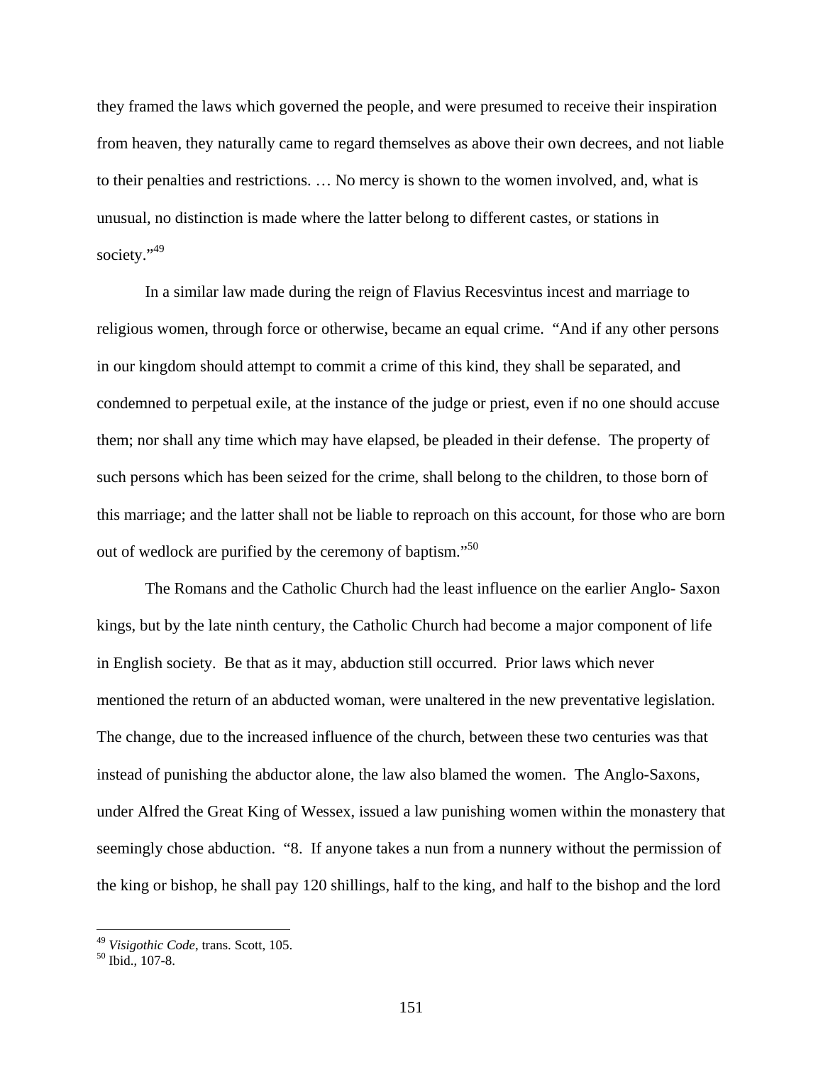they framed the laws which governed the people, and were presumed to receive their inspiration from heaven, they naturally came to regard themselves as above their own decrees, and not liable to their penalties and restrictions. … No mercy is shown to the women involved, and, what is unusual, no distinction is made where the latter belong to different castes, or stations in society."[49]

In a similar law made during the reign of Flavius Recesvintus incest and marriage to religious women, through force or otherwise, became an equal crime. "And if any other persons in our kingdom should attempt to commit a crime of this kind, they shall be separated, and condemned to perpetual exile, at the instance of the judge or priest, even if no one should accuse them; nor shall any time which may have elapsed, be pleaded in their defense. The property of such persons which has been seized for the crime, shall belong to the children, to those born of this marriage; and the latter shall not be liable to reproach on this account, for those who are born out of wedlock are purified by the ceremony of baptism."[50]

The Romans and the Catholic Church had the least influence on the earlier Anglo- Saxon kings, but by the late ninth century, the Catholic Church had become a major component of life in English society. Be that as it may, abduction still occurred. Prior laws which never mentioned the return of an abducted woman, were unaltered in the new preventative legislation. The change, due to the increased influence of the church, between these two centuries was that instead of punishing the abductor alone, the law also blamed the women. The Anglo-Saxons, under Alfred the Great King of Wessex, issued a law punishing women within the monastery that seemingly chose abduction. "8. If anyone takes a nun from a nunnery without the permission of the king or bishop, he shall pay 120 shillings, half to the king, and half to the bishop and the lord

---

[49] *Visigothic Code*, trans. Scott, 105.

[50] Ibid., 107-8.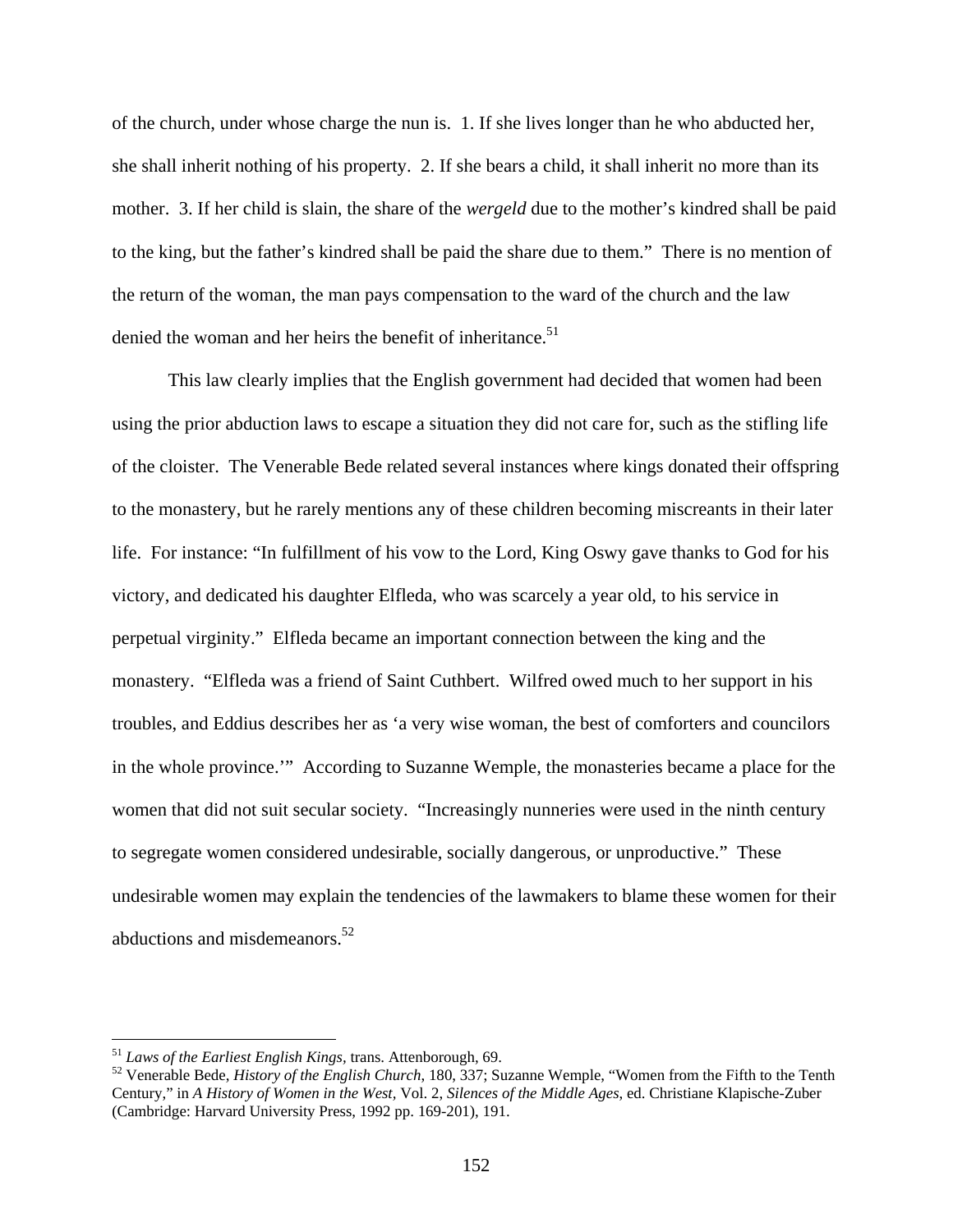of the church, under whose charge the nun is. 1. If she lives longer than he who abducted her, she shall inherit nothing of his property. 2. If she bears a child, it shall inherit no more than its mother. 3. If her child is slain, the share of the *wergeld* due to the mother's kindred shall be paid to the king, but the father's kindred shall be paid the share due to them." There is no mention of the return of the woman, the man pays compensation to the ward of the church and the law denied the woman and her heirs the benefit of inheritance.[51]

This law clearly implies that the English government had decided that women had been using the prior abduction laws to escape a situation they did not care for, such as the stifling life of the cloister. The Venerable Bede related several instances where kings donated their offspring to the monastery, but he rarely mentions any of these children becoming miscreants in their later life. For instance: "In fulfillment of his vow to the Lord, King Oswy gave thanks to God for his victory, and dedicated his daughter Elfleda, who was scarcely a year old, to his service in perpetual virginity." Elfleda became an important connection between the king and the monastery. "Elfleda was a friend of Saint Cuthbert. Wilfred owed much to her support in his troubles, and Eddius describes her as 'a very wise woman, the best of comforters and councilors in the whole province.'" According to Suzanne Wemple, the monasteries became a place for the women that did not suit secular society. "Increasingly nunneries were used in the ninth century to segregate women considered undesirable, socially dangerous, or unproductive." These undesirable women may explain the tendencies of the lawmakers to blame these women for their abductions and misdemeanors.[52]

---

[51] *Laws of the Earliest English Kings,* trans. Attenborough, 69.

[52] Venerable Bede, *History of the English Church,* 180, 337; Suzanne Wemple, "Women from the Fifth to the Tenth Century," in *A History of Women in the West,* Vol. 2, *Silences of the Middle Ages,* ed. Christiane Klapische-Zuber (Cambridge: Harvard University Press, 1992 pp. 169-201), 191.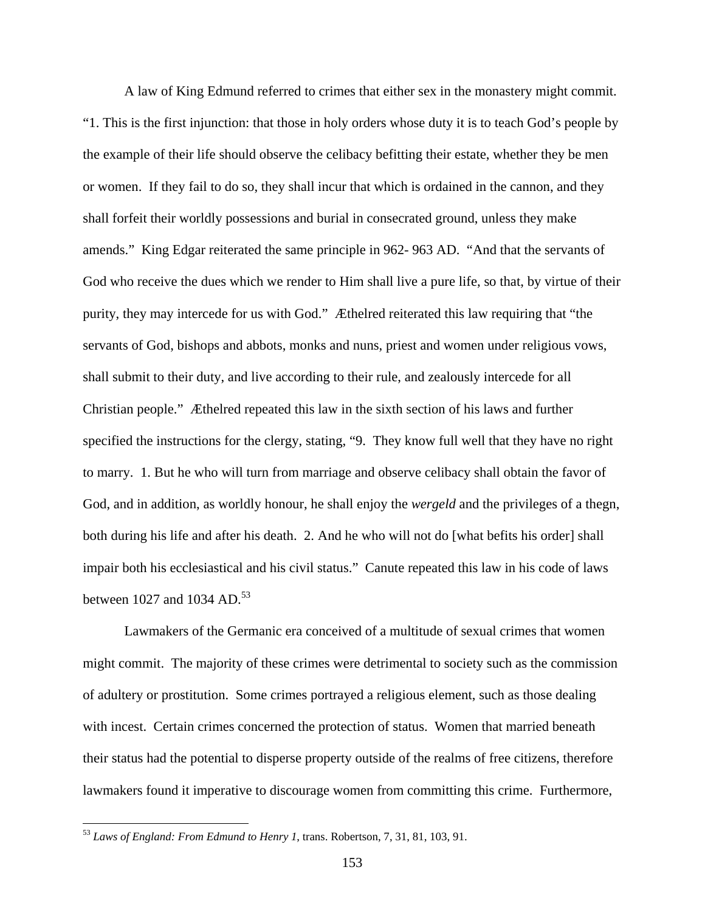A law of King Edmund referred to crimes that either sex in the monastery might commit. "1. This is the first injunction: that those in holy orders whose duty it is to teach God's people by the example of their life should observe the celibacy befitting their estate, whether they be men or women. If they fail to do so, they shall incur that which is ordained in the cannon, and they shall forfeit their worldly possessions and burial in consecrated ground, unless they make amends." King Edgar reiterated the same principle in 962- 963 AD. "And that the servants of God who receive the dues which we render to Him shall live a pure life, so that, by virtue of their purity, they may intercede for us with God." Æthelred reiterated this law requiring that "the servants of God, bishops and abbots, monks and nuns, priest and women under religious vows, shall submit to their duty, and live according to their rule, and zealously intercede for all Christian people." Æthelred repeated this law in the sixth section of his laws and further specified the instructions for the clergy, stating, "9. They know full well that they have no right to marry. 1. But he who will turn from marriage and observe celibacy shall obtain the favor of God, and in addition, as worldly honour, he shall enjoy the *wergeld* and the privileges of a thegn, both during his life and after his death. 2. And he who will not do [what befits his order] shall impair both his ecclesiastical and his civil status." Canute repeated this law in his code of laws between 1027 and 1034 AD.[53]

Lawmakers of the Germanic era conceived of a multitude of sexual crimes that women might commit. The majority of these crimes were detrimental to society such as the commission of adultery or prostitution. Some crimes portrayed a religious element, such as those dealing with incest. Certain crimes concerned the protection of status. Women that married beneath their status had the potential to disperse property outside of the realms of free citizens, therefore lawmakers found it imperative to discourage women from committing this crime. Furthermore,

---

[53] *Laws of England: From Edmund to Henry 1,* trans. Robertson, 7, 31, 81, 103, 91.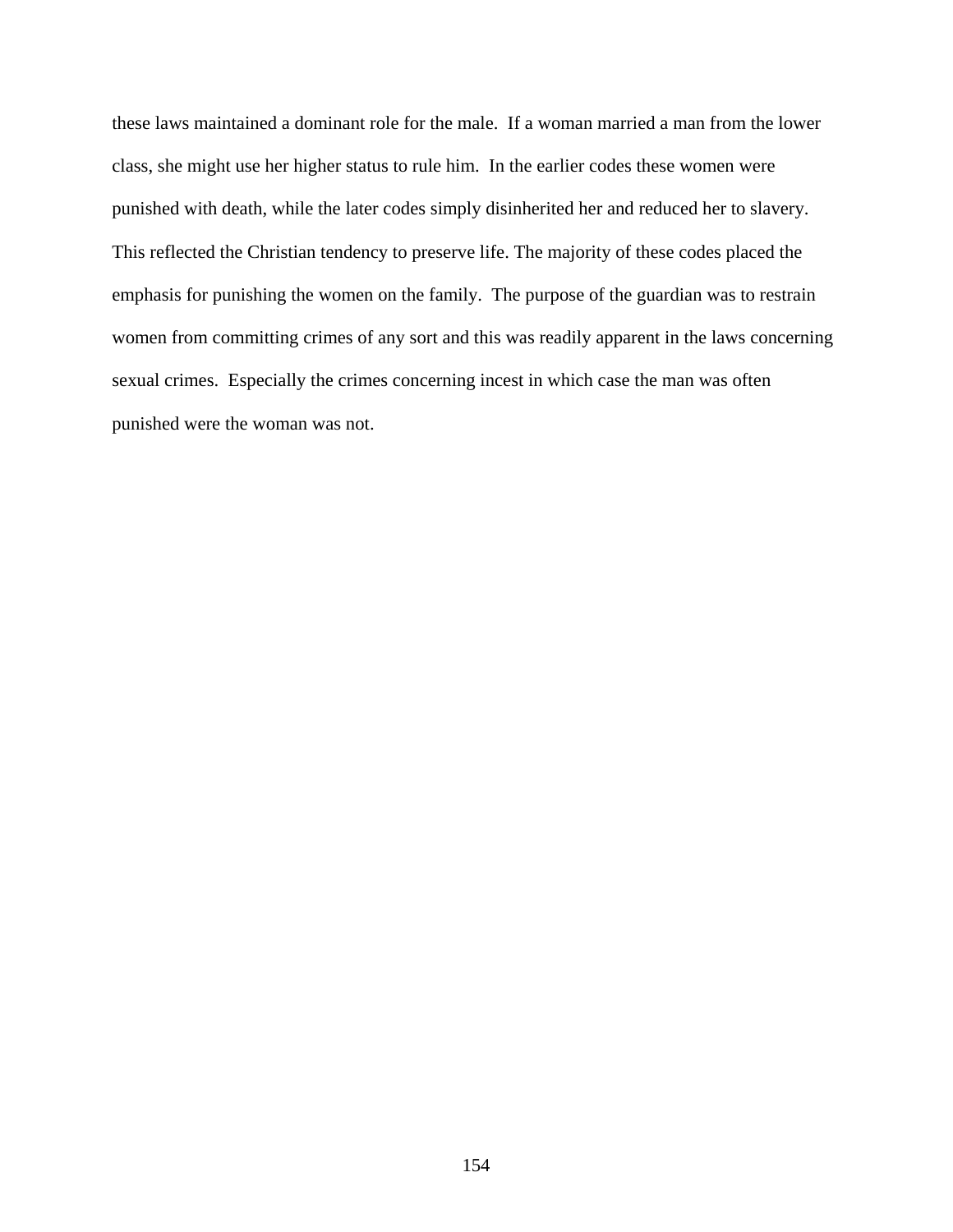these laws maintained a dominant role for the male. If a woman married a man from the lower class, she might use her higher status to rule him. In the earlier codes these women were punished with death, while the later codes simply disinherited her and reduced her to slavery. This reflected the Christian tendency to preserve life. The majority of these codes placed the emphasis for punishing the women on the family. The purpose of the guardian was to restrain women from committing crimes of any sort and this was readily apparent in the laws concerning sexual crimes. Especially the crimes concerning incest in which case the man was often punished were the woman was not.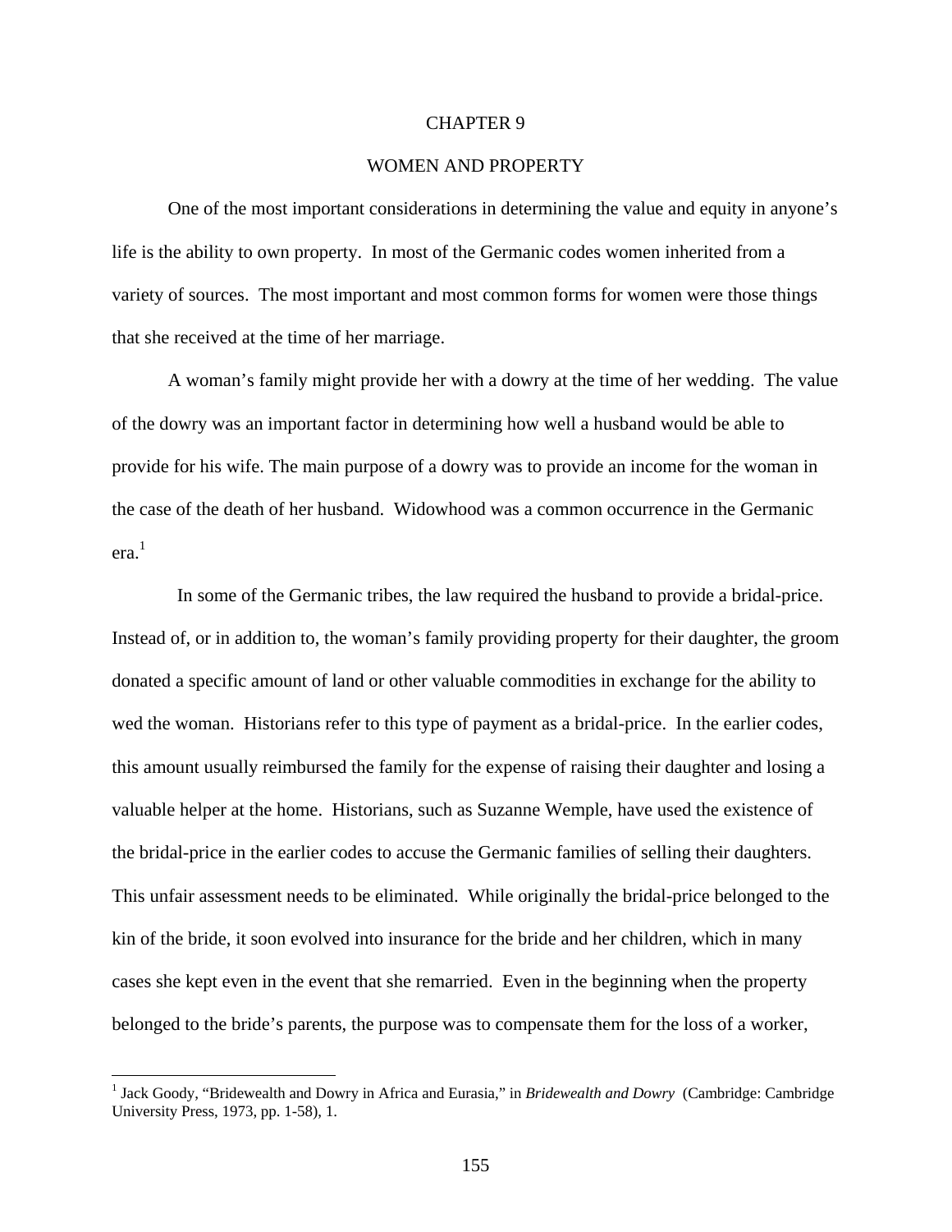# CHAPTER 9

## WOMEN AND PROPERTY

One of the most important considerations in determining the value and equity in anyone's life is the ability to own property. In most of the Germanic codes women inherited from a variety of sources. The most important and most common forms for women were those things that she received at the time of her marriage.

A woman's family might provide her with a dowry at the time of her wedding. The value of the dowry was an important factor in determining how well a husband would be able to provide for his wife. The main purpose of a dowry was to provide an income for the woman in the case of the death of her husband. Widowhood was a common occurrence in the Germanic era.[1]

In some of the Germanic tribes, the law required the husband to provide a bridal-price. Instead of, or in addition to, the woman's family providing property for their daughter, the groom donated a specific amount of land or other valuable commodities in exchange for the ability to wed the woman. Historians refer to this type of payment as a bridal-price. In the earlier codes, this amount usually reimbursed the family for the expense of raising their daughter and losing a valuable helper at the home. Historians, such as Suzanne Wemple, have used the existence of the bridal-price in the earlier codes to accuse the Germanic families of selling their daughters. This unfair assessment needs to be eliminated. While originally the bridal-price belonged to the kin of the bride, it soon evolved into insurance for the bride and her children, which in many cases she kept even in the event that she remarried. Even in the beginning when the property belonged to the bride's parents, the purpose was to compensate them for the loss of a worker,

---

[1] Jack Goody, "Bridewealth and Dowry in Africa and Eurasia," in *Bridewealth and Dowry* (Cambridge: Cambridge University Press, 1973, pp. 1-58), 1.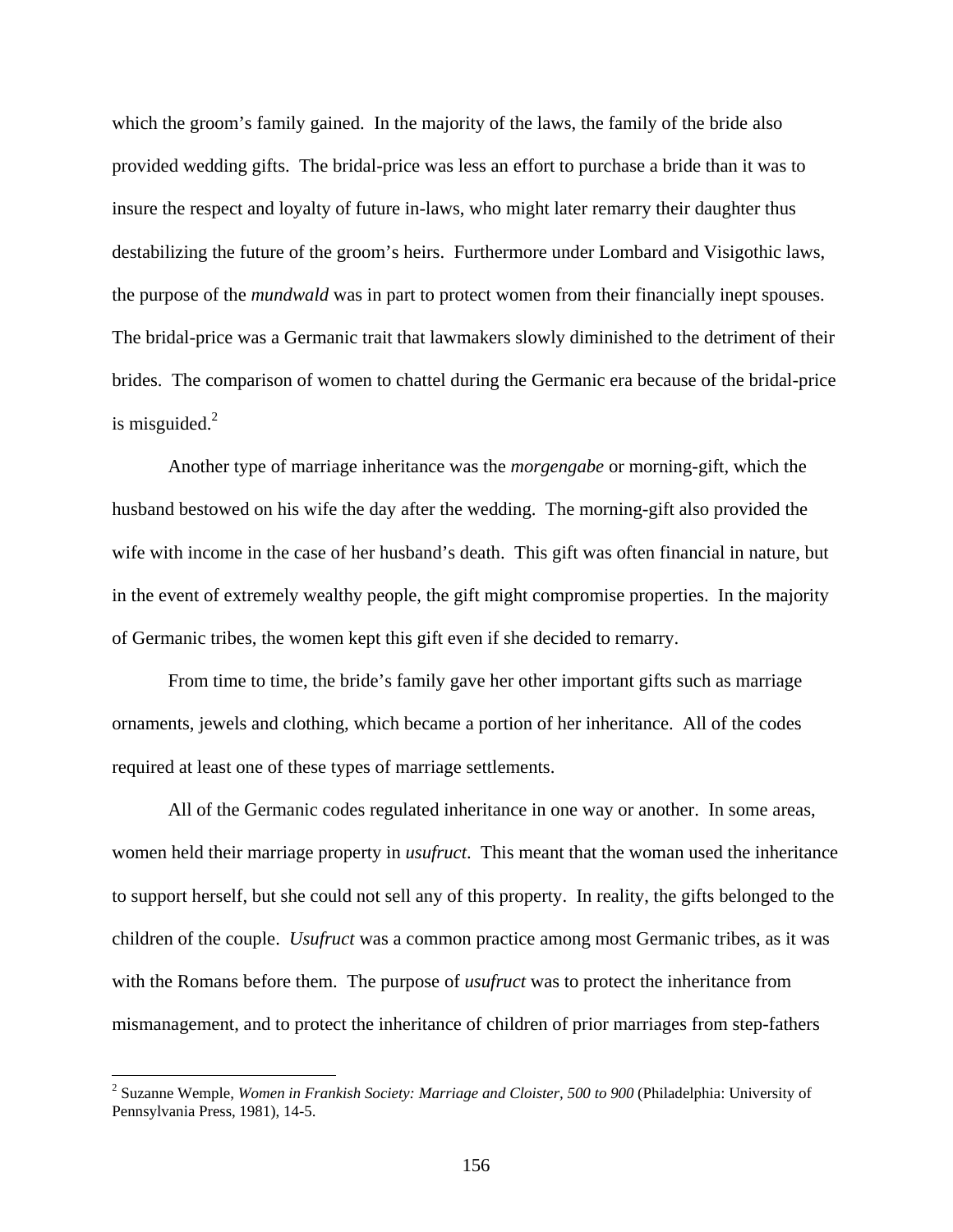which the groom's family gained. In the majority of the laws, the family of the bride also provided wedding gifts. The bridal-price was less an effort to purchase a bride than it was to insure the respect and loyalty of future in-laws, who might later remarry their daughter thus destabilizing the future of the groom's heirs. Furthermore under Lombard and Visigothic laws, the purpose of the *mundwald* was in part to protect women from their financially inept spouses. The bridal-price was a Germanic trait that lawmakers slowly diminished to the detriment of their brides. The comparison of women to chattel during the Germanic era because of the bridal-price is misguided.[2]

Another type of marriage inheritance was the *morgengabe* or morning-gift, which the husband bestowed on his wife the day after the wedding. The morning-gift also provided the wife with income in the case of her husband's death. This gift was often financial in nature, but in the event of extremely wealthy people, the gift might compromise properties. In the majority of Germanic tribes, the women kept this gift even if she decided to remarry.

From time to time, the bride's family gave her other important gifts such as marriage ornaments, jewels and clothing, which became a portion of her inheritance. All of the codes required at least one of these types of marriage settlements.

All of the Germanic codes regulated inheritance in one way or another. In some areas, women held their marriage property in *usufruct*. This meant that the woman used the inheritance to support herself, but she could not sell any of this property. In reality, the gifts belonged to the children of the couple. *Usufruct* was a common practice among most Germanic tribes, as it was with the Romans before them. The purpose of *usufruct* was to protect the inheritance from mismanagement, and to protect the inheritance of children of prior marriages from step-fathers

---

[2] Suzanne Wemple, *Women in Frankish Society: Marriage and Cloister, 500 to 900* (Philadelphia: University of Pennsylvania Press, 1981), 14-5.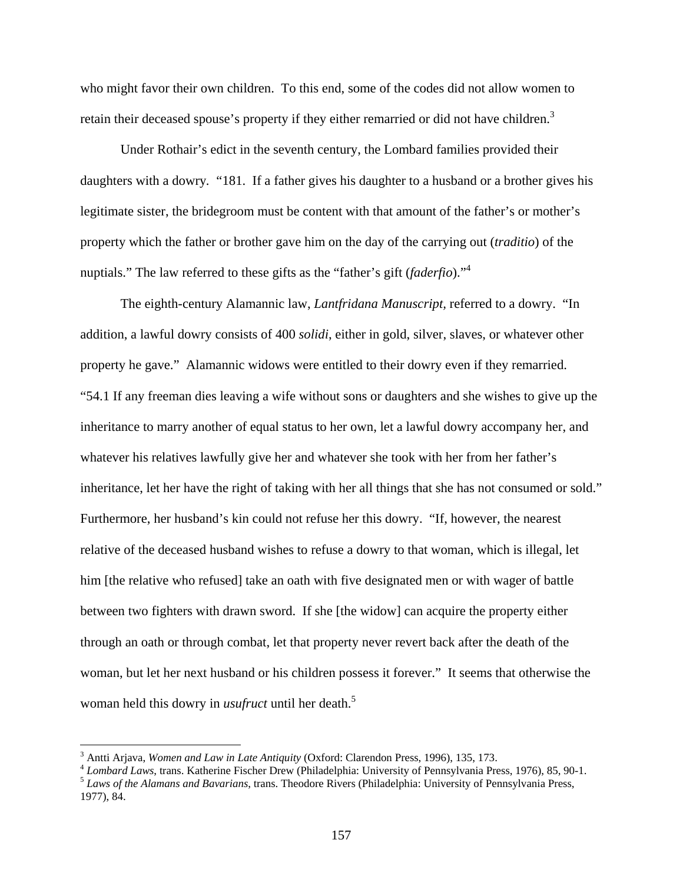who might favor their own children. To this end, some of the codes did not allow women to retain their deceased spouse's property if they either remarried or did not have children.[3]

Under Rothair's edict in the seventh century, the Lombard families provided their daughters with a dowry. "181. If a father gives his daughter to a husband or a brother gives his legitimate sister, the bridegroom must be content with that amount of the father's or mother's property which the father or brother gave him on the day of the carrying out (*traditio*) of the nuptials." The law referred to these gifts as the "father's gift (*faderfio*)."[4]

The eighth-century Alamannic law, *Lantfridana Manuscript*, referred to a dowry. "In addition, a lawful dowry consists of 400 *solidi*, either in gold, silver, slaves, or whatever other property he gave." Alamannic widows were entitled to their dowry even if they remarried. "54.1 If any freeman dies leaving a wife without sons or daughters and she wishes to give up the inheritance to marry another of equal status to her own, let a lawful dowry accompany her, and whatever his relatives lawfully give her and whatever she took with her from her father's inheritance, let her have the right of taking with her all things that she has not consumed or sold." Furthermore, her husband's kin could not refuse her this dowry. "If, however, the nearest relative of the deceased husband wishes to refuse a dowry to that woman, which is illegal, let him [the relative who refused] take an oath with five designated men or with wager of battle between two fighters with drawn sword. If she [the widow] can acquire the property either through an oath or through combat, let that property never revert back after the death of the woman, but let her next husband or his children possess it forever." It seems that otherwise the woman held this dowry in *usufruct* until her death.[5]

---

[3] Antti Arjava, *Women and Law in Late Antiquity* (Oxford: Clarendon Press, 1996), 135, 173.

[4] *Lombard Laws*, trans. Katherine Fischer Drew (Philadelphia: University of Pennsylvania Press, 1976), 85, 90-1.

[5] *Laws of the Alamans and Bavarians*, trans. Theodore Rivers (Philadelphia: University of Pennsylvania Press, 1977), 84.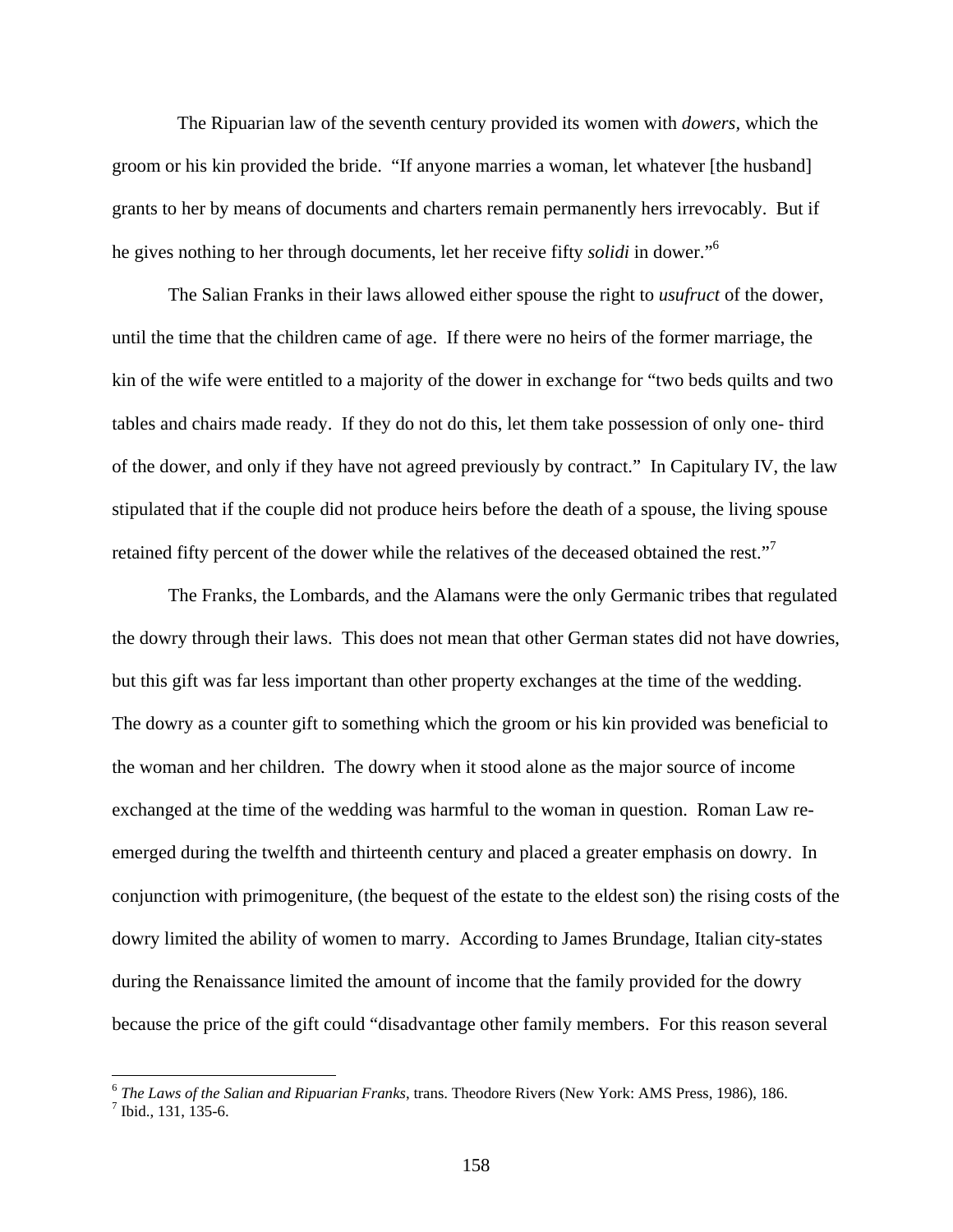The Ripuarian law of the seventh century provided its women with *dowers*, which the groom or his kin provided the bride. "If anyone marries a woman, let whatever [the husband] grants to her by means of documents and charters remain permanently hers irrevocably. But if he gives nothing to her through documents, let her receive fifty *solidi* in dower."[6]

The Salian Franks in their laws allowed either spouse the right to *usufruct* of the dower, until the time that the children came of age. If there were no heirs of the former marriage, the kin of the wife were entitled to a majority of the dower in exchange for "two beds quilts and two tables and chairs made ready. If they do not do this, let them take possession of only one- third of the dower, and only if they have not agreed previously by contract." In Capitulary IV, the law stipulated that if the couple did not produce heirs before the death of a spouse, the living spouse retained fifty percent of the dower while the relatives of the deceased obtained the rest."[7]

The Franks, the Lombards, and the Alamans were the only Germanic tribes that regulated the dowry through their laws. This does not mean that other German states did not have dowries, but this gift was far less important than other property exchanges at the time of the wedding. The dowry as a counter gift to something which the groom or his kin provided was beneficial to the woman and her children. The dowry when it stood alone as the major source of income exchanged at the time of the wedding was harmful to the woman in question. Roman Law re-emerged during the twelfth and thirteenth century and placed a greater emphasis on dowry. In conjunction with primogeniture, (the bequest of the estate to the eldest son) the rising costs of the dowry limited the ability of women to marry. According to James Brundage, Italian city-states during the Renaissance limited the amount of income that the family provided for the dowry because the price of the gift could "disadvantage other family members. For this reason several

---

[6] *The Laws of the Salian and Ripuarian Franks*, trans. Theodore Rivers (New York: AMS Press, 1986), 186.
[7] Ibid., 131, 135-6.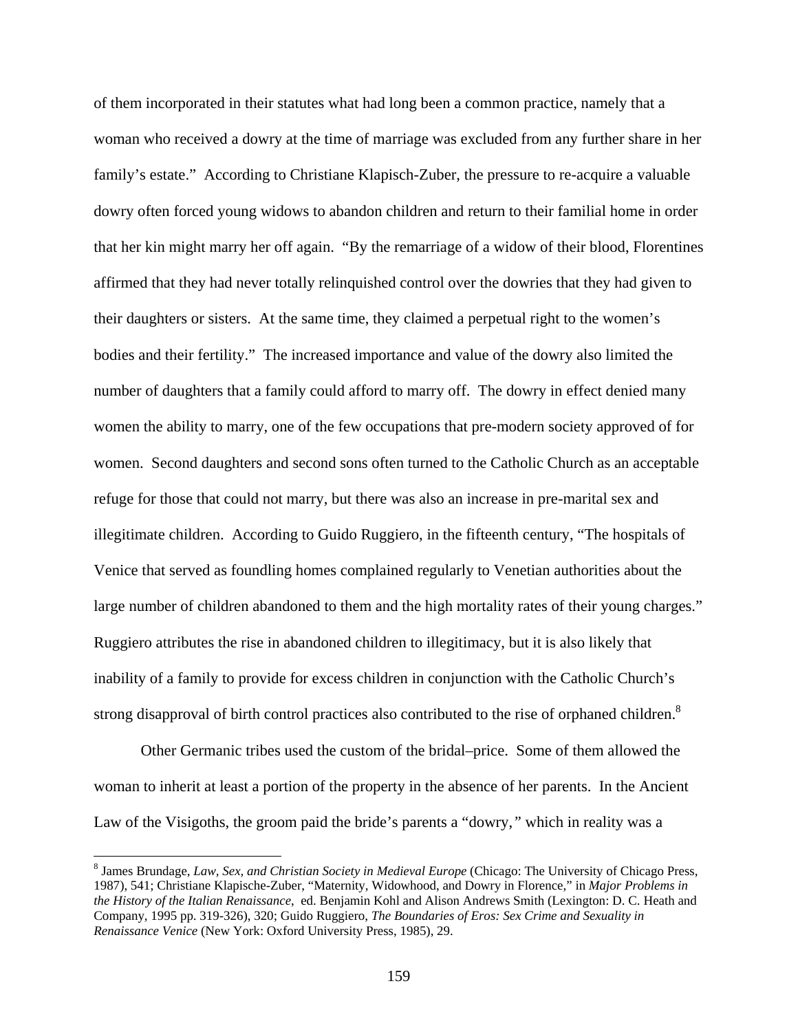of them incorporated in their statutes what had long been a common practice, namely that a woman who received a dowry at the time of marriage was excluded from any further share in her family's estate." According to Christiane Klapisch-Zuber, the pressure to re-acquire a valuable dowry often forced young widows to abandon children and return to their familial home in order that her kin might marry her off again. "By the remarriage of a widow of their blood, Florentines affirmed that they had never totally relinquished control over the dowries that they had given to their daughters or sisters. At the same time, they claimed a perpetual right to the women's bodies and their fertility." The increased importance and value of the dowry also limited the number of daughters that a family could afford to marry off. The dowry in effect denied many women the ability to marry, one of the few occupations that pre-modern society approved of for women. Second daughters and second sons often turned to the Catholic Church as an acceptable refuge for those that could not marry, but there was also an increase in pre-marital sex and illegitimate children. According to Guido Ruggiero, in the fifteenth century, "The hospitals of Venice that served as foundling homes complained regularly to Venetian authorities about the large number of children abandoned to them and the high mortality rates of their young charges." Ruggiero attributes the rise in abandoned children to illegitimacy, but it is also likely that inability of a family to provide for excess children in conjunction with the Catholic Church's strong disapproval of birth control practices also contributed to the rise of orphaned children.[8]

Other Germanic tribes used the custom of the bridal–price. Some of them allowed the woman to inherit at least a portion of the property in the absence of her parents. In the Ancient Law of the Visigoths, the groom paid the bride's parents a "dowry," which in reality was a

---

[8] James Brundage, *Law, Sex, and Christian Society in Medieval Europe* (Chicago: The University of Chicago Press, 1987), 541; Christiane Klapische-Zuber, "Maternity, Widowhood, and Dowry in Florence," in *Major Problems in the History of the Italian Renaissance*, ed. Benjamin Kohl and Alison Andrews Smith (Lexington: D. C. Heath and Company, 1995 pp. 319-326), 320; Guido Ruggiero, *The Boundaries of Eros: Sex Crime and Sexuality in Renaissance Venice* (New York: Oxford University Press, 1985), 29.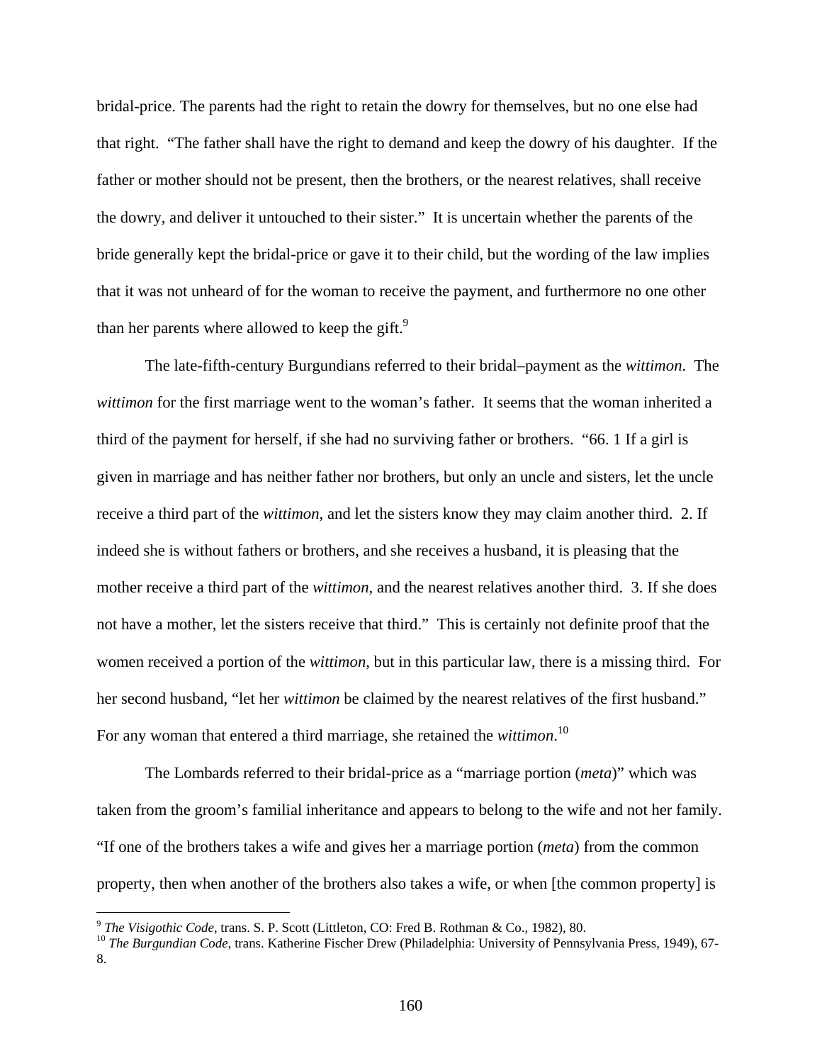bridal-price. The parents had the right to retain the dowry for themselves, but no one else had that right. "The father shall have the right to demand and keep the dowry of his daughter. If the father or mother should not be present, then the brothers, or the nearest relatives, shall receive the dowry, and deliver it untouched to their sister." It is uncertain whether the parents of the bride generally kept the bridal-price or gave it to their child, but the wording of the law implies that it was not unheard of for the woman to receive the payment, and furthermore no one other than her parents where allowed to keep the gift.[9]

The late-fifth-century Burgundians referred to their bridal–payment as the *wittimon*. The *wittimon* for the first marriage went to the woman's father. It seems that the woman inherited a third of the payment for herself, if she had no surviving father or brothers. "66. 1 If a girl is given in marriage and has neither father nor brothers, but only an uncle and sisters, let the uncle receive a third part of the *wittimon*, and let the sisters know they may claim another third. 2. If indeed she is without fathers or brothers, and she receives a husband, it is pleasing that the mother receive a third part of the *wittimon*, and the nearest relatives another third. 3. If she does not have a mother, let the sisters receive that third." This is certainly not definite proof that the women received a portion of the *wittimon*, but in this particular law, there is a missing third. For her second husband, "let her *wittimon* be claimed by the nearest relatives of the first husband." For any woman that entered a third marriage, she retained the *wittimon*.[10]

The Lombards referred to their bridal-price as a "marriage portion (*meta*)" which was taken from the groom's familial inheritance and appears to belong to the wife and not her family. "If one of the brothers takes a wife and gives her a marriage portion (*meta*) from the common property, then when another of the brothers also takes a wife, or when [the common property] is

---

[9] *The Visigothic Code,* trans. S. P. Scott (Littleton, CO: Fred B. Rothman & Co., 1982), 80.

[10] *The Burgundian Code,* trans. Katherine Fischer Drew (Philadelphia: University of Pennsylvania Press, 1949), 67-8.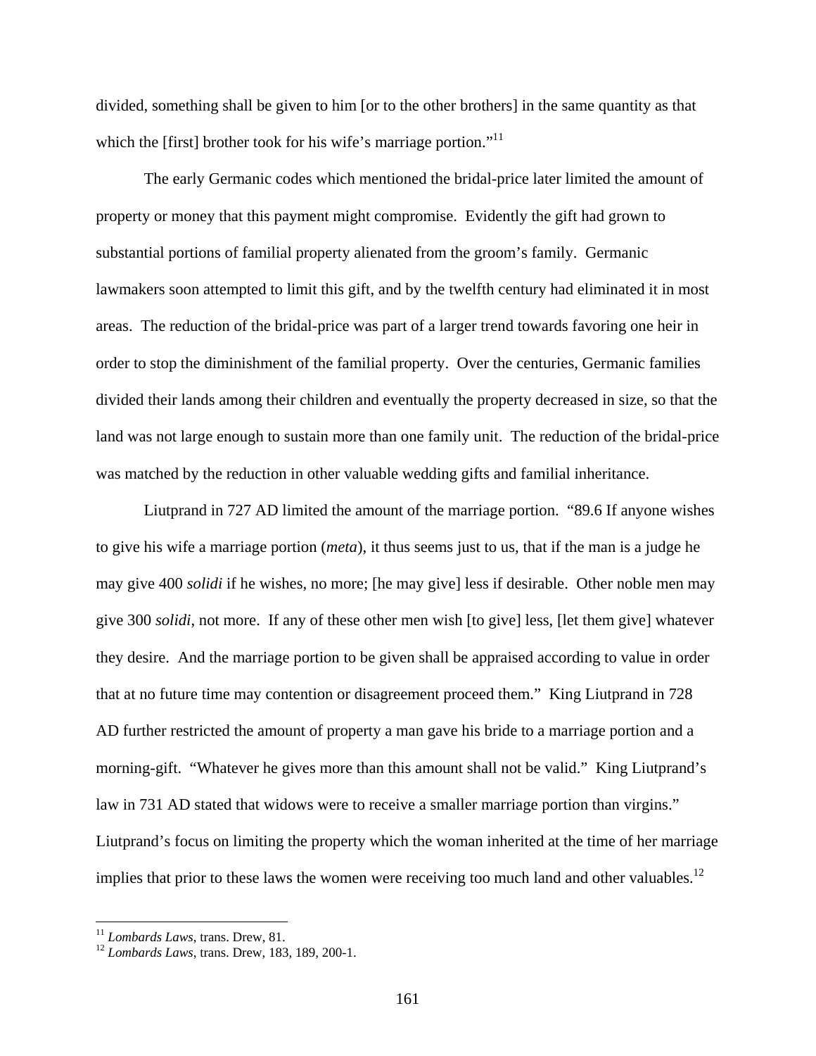divided, something shall be given to him [or to the other brothers] in the same quantity as that which the [first] brother took for his wife's marriage portion."[11]

The early Germanic codes which mentioned the bridal-price later limited the amount of property or money that this payment might compromise. Evidently the gift had grown to substantial portions of familial property alienated from the groom's family. Germanic lawmakers soon attempted to limit this gift, and by the twelfth century had eliminated it in most areas. The reduction of the bridal-price was part of a larger trend towards favoring one heir in order to stop the diminishment of the familial property. Over the centuries, Germanic families divided their lands among their children and eventually the property decreased in size, so that the land was not large enough to sustain more than one family unit. The reduction of the bridal-price was matched by the reduction in other valuable wedding gifts and familial inheritance.

Liutprand in 727 AD limited the amount of the marriage portion. "89.6 If anyone wishes to give his wife a marriage portion (*meta*), it thus seems just to us, that if the man is a judge he may give 400 *solidi* if he wishes, no more; [he may give] less if desirable. Other noble men may give 300 *solidi*, not more. If any of these other men wish [to give] less, [let them give] whatever they desire. And the marriage portion to be given shall be appraised according to value in order that at no future time may contention or disagreement proceed them." King Liutprand in 728 AD further restricted the amount of property a man gave his bride to a marriage portion and a morning-gift. "Whatever he gives more than this amount shall not be valid." King Liutprand's law in 731 AD stated that widows were to receive a smaller marriage portion than virgins." Liutprand's focus on limiting the property which the woman inherited at the time of her marriage implies that prior to these laws the women were receiving too much land and other valuables.[12]

[11] *Lombards Laws*, trans. Drew, 81.

[12] *Lombards Laws*, trans. Drew, 183, 189, 200-1.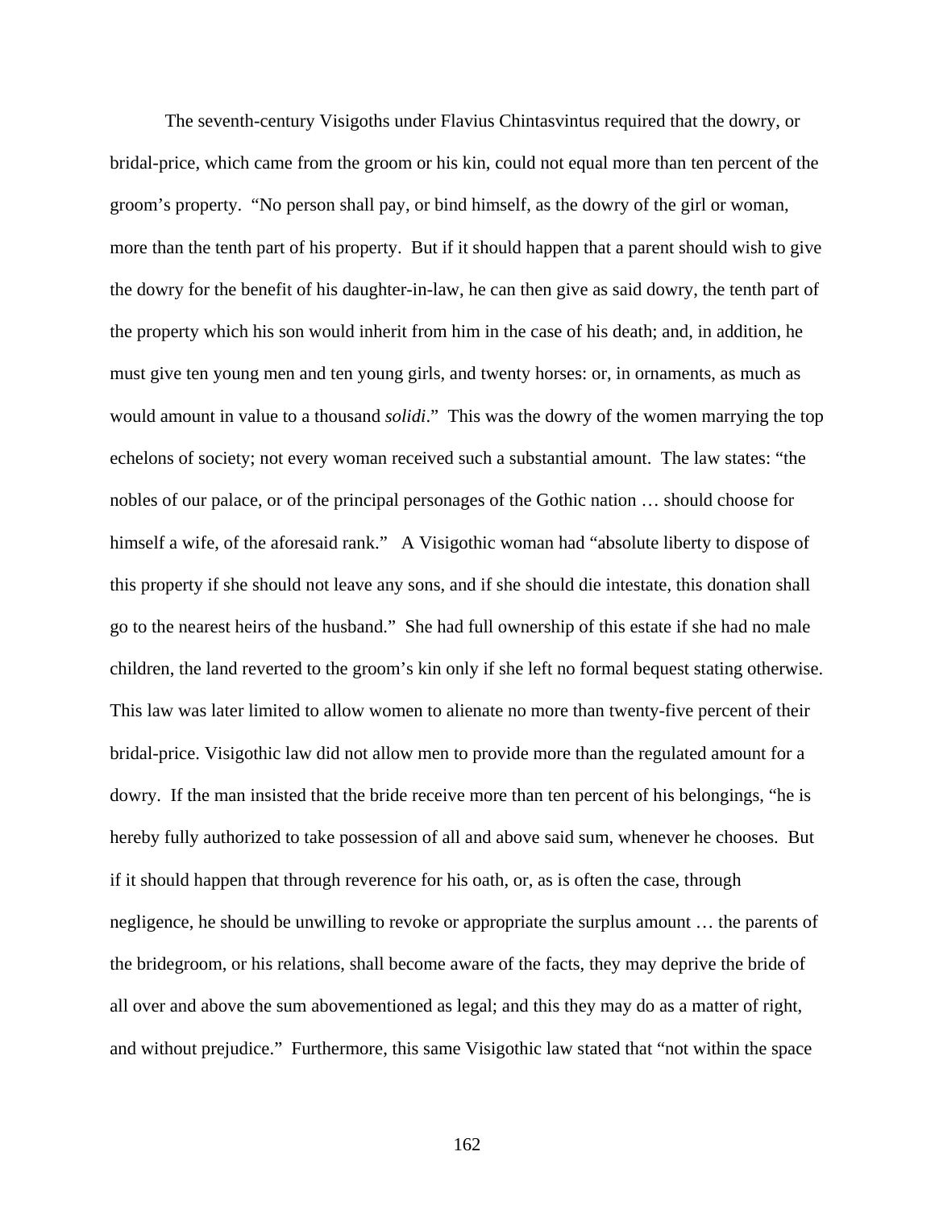The seventh-century Visigoths under Flavius Chintasvintus required that the dowry, or bridal-price, which came from the groom or his kin, could not equal more than ten percent of the groom's property. "No person shall pay, or bind himself, as the dowry of the girl or woman, more than the tenth part of his property. But if it should happen that a parent should wish to give the dowry for the benefit of his daughter-in-law, he can then give as said dowry, the tenth part of the property which his son would inherit from him in the case of his death; and, in addition, he must give ten young men and ten young girls, and twenty horses: or, in ornaments, as much as would amount in value to a thousand *solidi*." This was the dowry of the women marrying the top echelons of society; not every woman received such a substantial amount. The law states: "the nobles of our palace, or of the principal personages of the Gothic nation … should choose for himself a wife, of the aforesaid rank." A Visigothic woman had "absolute liberty to dispose of this property if she should not leave any sons, and if she should die intestate, this donation shall go to the nearest heirs of the husband." She had full ownership of this estate if she had no male children, the land reverted to the groom's kin only if she left no formal bequest stating otherwise. This law was later limited to allow women to alienate no more than twenty-five percent of their bridal-price. Visigothic law did not allow men to provide more than the regulated amount for a dowry. If the man insisted that the bride receive more than ten percent of his belongings, "he is hereby fully authorized to take possession of all and above said sum, whenever he chooses. But if it should happen that through reverence for his oath, or, as is often the case, through negligence, he should be unwilling to revoke or appropriate the surplus amount … the parents of the bridegroom, or his relations, shall become aware of the facts, they may deprive the bride of all over and above the sum abovementioned as legal; and this they may do as a matter of right, and without prejudice." Furthermore, this same Visigothic law stated that "not within the space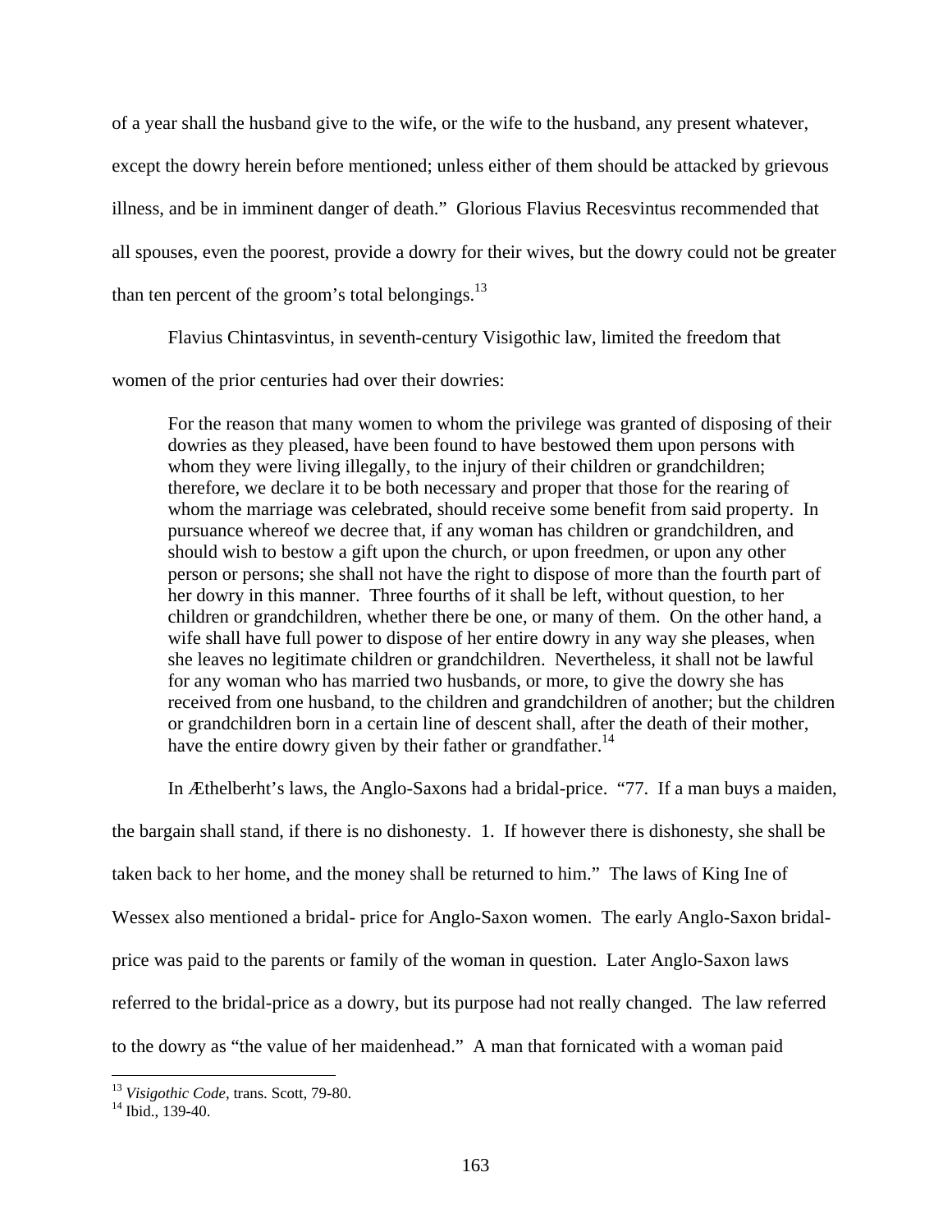of a year shall the husband give to the wife, or the wife to the husband, any present whatever, except the dowry herein before mentioned; unless either of them should be attacked by grievous illness, and be in imminent danger of death." Glorious Flavius Recesvintus recommended that all spouses, even the poorest, provide a dowry for their wives, but the dowry could not be greater than ten percent of the groom's total belongings.[13]

Flavius Chintasvintus, in seventh-century Visigothic law, limited the freedom that women of the prior centuries had over their dowries:

> For the reason that many women to whom the privilege was granted of disposing of their dowries as they pleased, have been found to have bestowed them upon persons with whom they were living illegally, to the injury of their children or grandchildren; therefore, we declare it to be both necessary and proper that those for the rearing of whom the marriage was celebrated, should receive some benefit from said property. In pursuance whereof we decree that, if any woman has children or grandchildren, and should wish to bestow a gift upon the church, or upon freedmen, or upon any other person or persons; she shall not have the right to dispose of more than the fourth part of her dowry in this manner. Three fourths of it shall be left, without question, to her children or grandchildren, whether there be one, or many of them. On the other hand, a wife shall have full power to dispose of her entire dowry in any way she pleases, when she leaves no legitimate children or grandchildren. Nevertheless, it shall not be lawful for any woman who has married two husbands, or more, to give the dowry she has received from one husband, to the children and grandchildren of another; but the children or grandchildren born in a certain line of descent shall, after the death of their mother, have the entire dowry given by their father or grandfather.[14]

In Æthelberht's laws, the Anglo-Saxons had a bridal-price. "77. If a man buys a maiden, the bargain shall stand, if there is no dishonesty. 1. If however there is dishonesty, she shall be taken back to her home, and the money shall be returned to him." The laws of King Ine of Wessex also mentioned a bridal- price for Anglo-Saxon women. The early Anglo-Saxon bridal-price was paid to the parents or family of the woman in question. Later Anglo-Saxon laws referred to the bridal-price as a dowry, but its purpose had not really changed. The law referred to the dowry as "the value of her maidenhead." A man that fornicated with a woman paid

---

[13] *Visigothic Code*, trans. Scott, 79-80.

[14] Ibid., 139-40.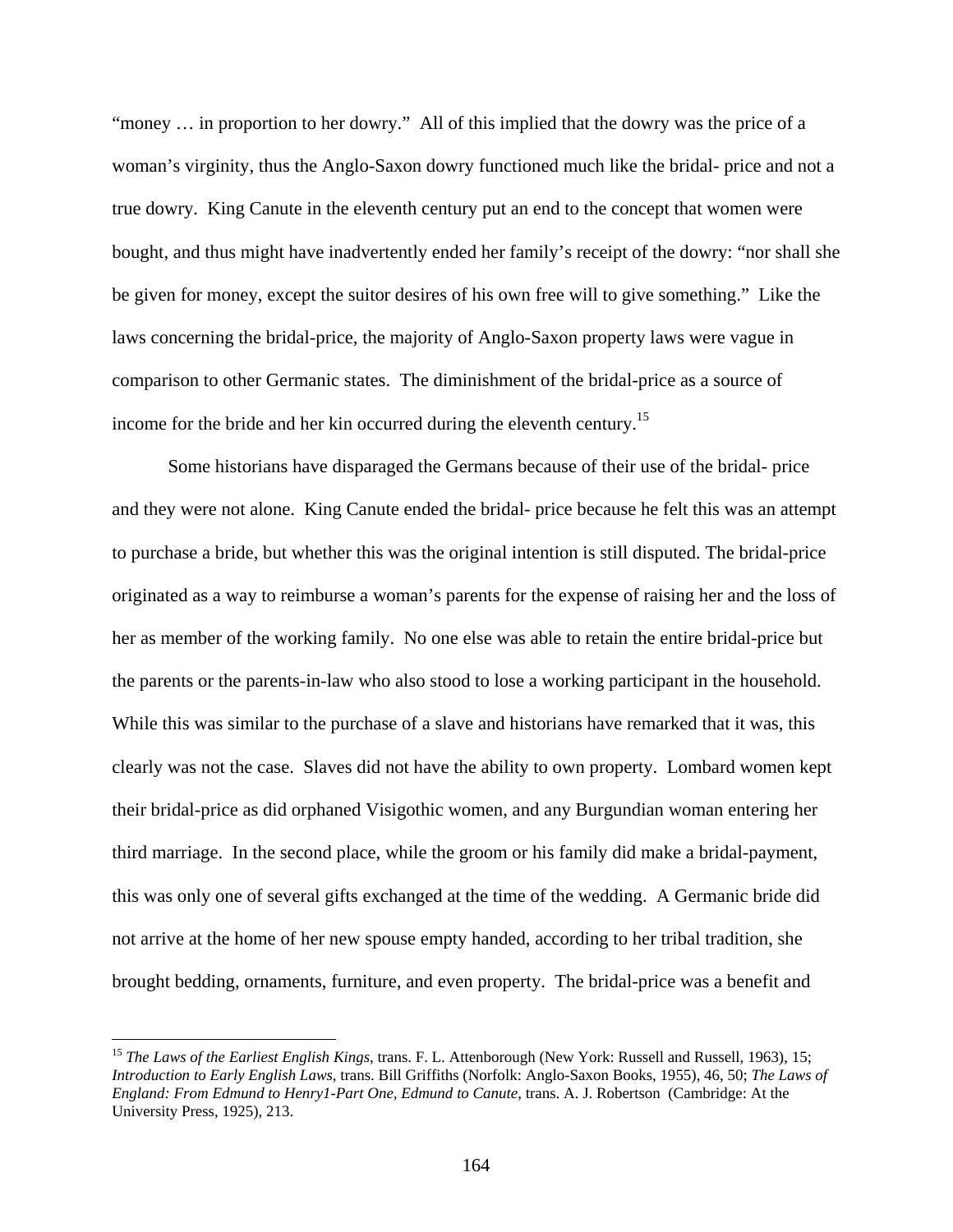"money … in proportion to her dowry." All of this implied that the dowry was the price of a woman's virginity, thus the Anglo-Saxon dowry functioned much like the bridal- price and not a true dowry. King Canute in the eleventh century put an end to the concept that women were bought, and thus might have inadvertently ended her family's receipt of the dowry: "nor shall she be given for money, except the suitor desires of his own free will to give something." Like the laws concerning the bridal-price, the majority of Anglo-Saxon property laws were vague in comparison to other Germanic states. The diminishment of the bridal-price as a source of income for the bride and her kin occurred during the eleventh century.[15]

Some historians have disparaged the Germans because of their use of the bridal- price and they were not alone. King Canute ended the bridal- price because he felt this was an attempt to purchase a bride, but whether this was the original intention is still disputed. The bridal-price originated as a way to reimburse a woman's parents for the expense of raising her and the loss of her as member of the working family. No one else was able to retain the entire bridal-price but the parents or the parents-in-law who also stood to lose a working participant in the household. While this was similar to the purchase of a slave and historians have remarked that it was, this clearly was not the case. Slaves did not have the ability to own property. Lombard women kept their bridal-price as did orphaned Visigothic women, and any Burgundian woman entering her third marriage. In the second place, while the groom or his family did make a bridal-payment, this was only one of several gifts exchanged at the time of the wedding. A Germanic bride did not arrive at the home of her new spouse empty handed, according to her tribal tradition, she brought bedding, ornaments, furniture, and even property. The bridal-price was a benefit and

---

[15] *The Laws of the Earliest English Kings*, trans. F. L. Attenborough (New York: Russell and Russell, 1963), 15; *Introduction to Early English Laws*, trans. Bill Griffiths (Norfolk: Anglo-Saxon Books, 1955), 46, 50; *The Laws of England: From Edmund to Henry1-Part One, Edmund to Canute*, trans. A. J. Robertson (Cambridge: At the University Press, 1925), 213.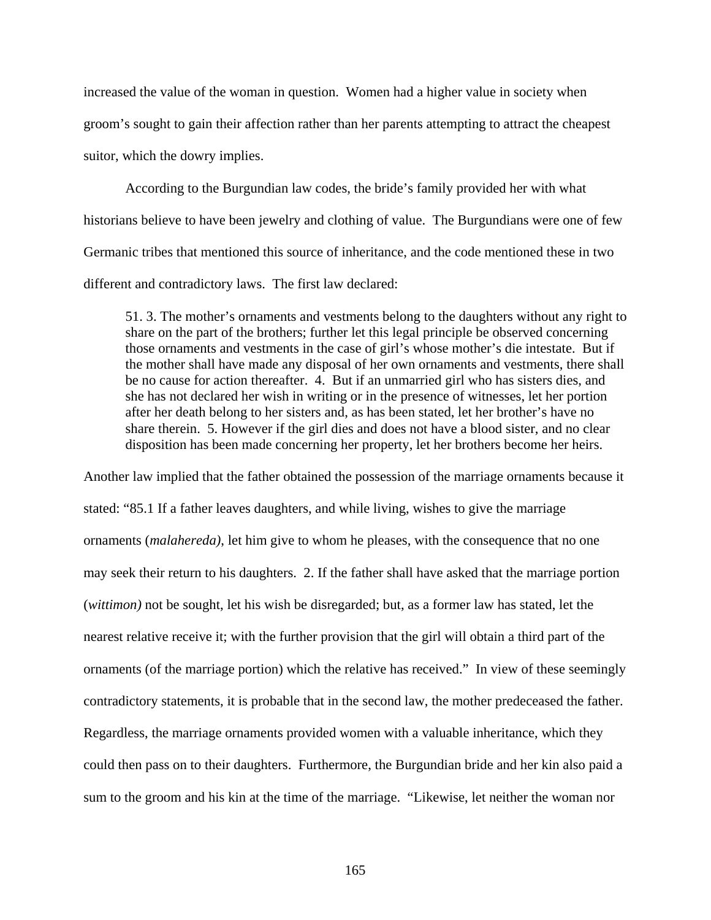increased the value of the woman in question. Women had a higher value in society when groom's sought to gain their affection rather than her parents attempting to attract the cheapest suitor, which the dowry implies.

According to the Burgundian law codes, the bride's family provided her with what historians believe to have been jewelry and clothing of value. The Burgundians were one of few Germanic tribes that mentioned this source of inheritance, and the code mentioned these in two different and contradictory laws. The first law declared:

> 51. 3. The mother's ornaments and vestments belong to the daughters without any right to share on the part of the brothers; further let this legal principle be observed concerning those ornaments and vestments in the case of girl's whose mother's die intestate. But if the mother shall have made any disposal of her own ornaments and vestments, there shall be no cause for action thereafter. 4. But if an unmarried girl who has sisters dies, and she has not declared her wish in writing or in the presence of witnesses, let her portion after her death belong to her sisters and, as has been stated, let her brother's have no share therein. 5. However if the girl dies and does not have a blood sister, and no clear disposition has been made concerning her property, let her brothers become her heirs.

Another law implied that the father obtained the possession of the marriage ornaments because it stated: "85.1 If a father leaves daughters, and while living, wishes to give the marriage ornaments (*malahereda),* let him give to whom he pleases, with the consequence that no one may seek their return to his daughters. 2. If the father shall have asked that the marriage portion (*wittimon)* not be sought, let his wish be disregarded; but, as a former law has stated, let the nearest relative receive it; with the further provision that the girl will obtain a third part of the ornaments (of the marriage portion) which the relative has received." In view of these seemingly contradictory statements, it is probable that in the second law, the mother predeceased the father. Regardless, the marriage ornaments provided women with a valuable inheritance, which they could then pass on to their daughters. Furthermore, the Burgundian bride and her kin also paid a sum to the groom and his kin at the time of the marriage. "Likewise, let neither the woman nor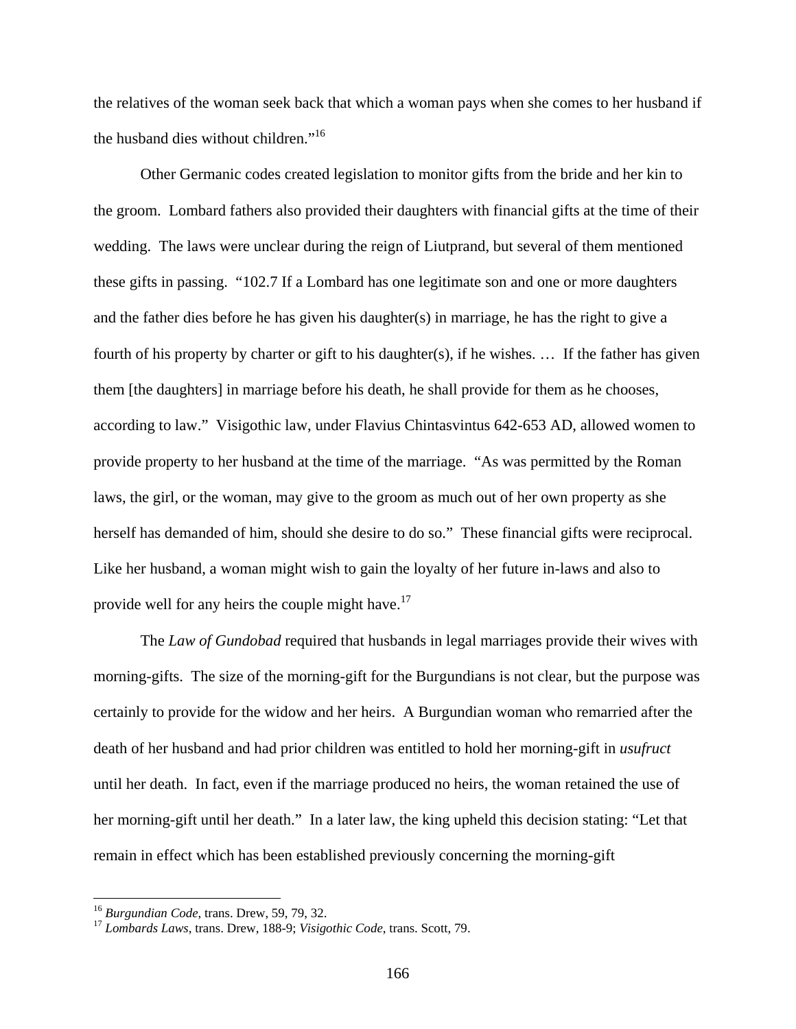the relatives of the woman seek back that which a woman pays when she comes to her husband if the husband dies without children."[16]

Other Germanic codes created legislation to monitor gifts from the bride and her kin to the groom. Lombard fathers also provided their daughters with financial gifts at the time of their wedding. The laws were unclear during the reign of Liutprand, but several of them mentioned these gifts in passing. "102.7 If a Lombard has one legitimate son and one or more daughters and the father dies before he has given his daughter(s) in marriage, he has the right to give a fourth of his property by charter or gift to his daughter(s), if he wishes. … If the father has given them [the daughters] in marriage before his death, he shall provide for them as he chooses, according to law." Visigothic law, under Flavius Chintasvintus 642-653 AD, allowed women to provide property to her husband at the time of the marriage. "As was permitted by the Roman laws, the girl, or the woman, may give to the groom as much out of her own property as she herself has demanded of him, should she desire to do so." These financial gifts were reciprocal. Like her husband, a woman might wish to gain the loyalty of her future in-laws and also to provide well for any heirs the couple might have.[17]

The *Law of Gundobad* required that husbands in legal marriages provide their wives with morning-gifts. The size of the morning-gift for the Burgundians is not clear, but the purpose was certainly to provide for the widow and her heirs. A Burgundian woman who remarried after the death of her husband and had prior children was entitled to hold her morning-gift in *usufruct* until her death. In fact, even if the marriage produced no heirs, the woman retained the use of her morning-gift until her death." In a later law, the king upheld this decision stating: "Let that remain in effect which has been established previously concerning the morning-gift

---

[16] *Burgundian Code*, trans. Drew, 59, 79, 32.

[17] *Lombards Laws*, trans. Drew, 188-9; *Visigothic Code*, trans. Scott, 79.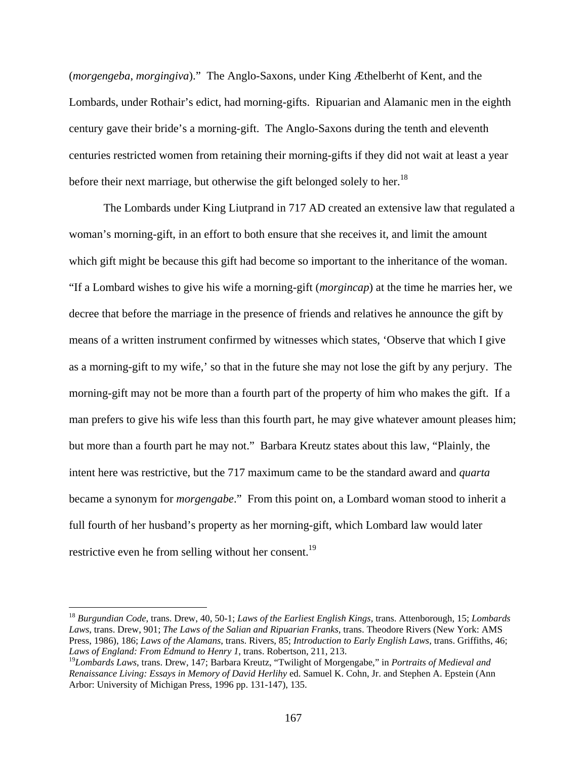(*morgengeba*, *morgingiva*)." The Anglo-Saxons, under King Æthelberht of Kent, and the Lombards, under Rothair's edict, had morning-gifts. Ripuarian and Alamanic men in the eighth century gave their bride's a morning-gift. The Anglo-Saxons during the tenth and eleventh centuries restricted women from retaining their morning-gifts if they did not wait at least a year before their next marriage, but otherwise the gift belonged solely to her.[18]

The Lombards under King Liutprand in 717 AD created an extensive law that regulated a woman's morning-gift, in an effort to both ensure that she receives it, and limit the amount which gift might be because this gift had become so important to the inheritance of the woman. "If a Lombard wishes to give his wife a morning-gift (*morgincap*) at the time he marries her, we decree that before the marriage in the presence of friends and relatives he announce the gift by means of a written instrument confirmed by witnesses which states, 'Observe that which I give as a morning-gift to my wife,' so that in the future she may not lose the gift by any perjury. The morning-gift may not be more than a fourth part of the property of him who makes the gift. If a man prefers to give his wife less than this fourth part, he may give whatever amount pleases him; but more than a fourth part he may not." Barbara Kreutz states about this law, "Plainly, the intent here was restrictive, but the 717 maximum came to be the standard award and *quarta* became a synonym for *morgengabe*." From this point on, a Lombard woman stood to inherit a full fourth of her husband's property as her morning-gift, which Lombard law would later restrictive even he from selling without her consent.[19]

---

[18] *Burgundian Code*, trans. Drew, 40, 50-1; *Laws of the Earliest English Kings*, trans. Attenborough, 15; *Lombards Laws*, trans. Drew, 901; *The Laws of the Salian and Ripuarian Franks*, trans. Theodore Rivers (New York: AMS Press, 1986), 186; *Laws of the Alamans*, trans. Rivers, 85; *Introduction to Early English Laws*, trans. Griffiths, 46; *Laws of England: From Edmund to Henry 1*, trans. Robertson, 211, 213.

[19] *Lombards Laws*, trans. Drew, 147; Barbara Kreutz, "Twilight of Morgengabe," in *Portraits of Medieval and Renaissance Living: Essays in Memory of David Herlihy* ed. Samuel K. Cohn, Jr. and Stephen A. Epstein (Ann Arbor: University of Michigan Press, 1996 pp. 131-147), 135.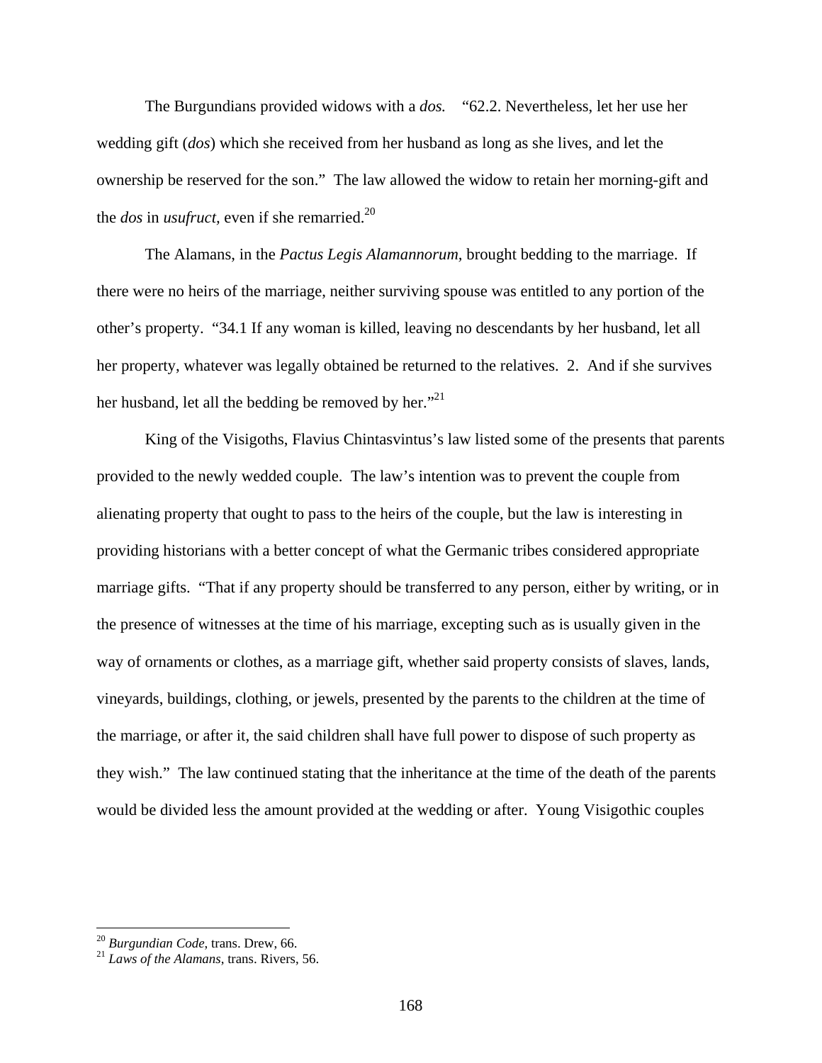The Burgundians provided widows with a *dos.* "62.2. Nevertheless, let her use her wedding gift (*dos*) which she received from her husband as long as she lives, and let the ownership be reserved for the son." The law allowed the widow to retain her morning-gift and the *dos* in *usufruct,* even if she remarried.[20]

The Alamans, in the *Pactus Legis Alamannorum,* brought bedding to the marriage. If there were no heirs of the marriage, neither surviving spouse was entitled to any portion of the other's property. "34.1 If any woman is killed, leaving no descendants by her husband, let all her property, whatever was legally obtained be returned to the relatives. 2. And if she survives her husband, let all the bedding be removed by her."[21]

King of the Visigoths, Flavius Chintasvintus's law listed some of the presents that parents provided to the newly wedded couple. The law's intention was to prevent the couple from alienating property that ought to pass to the heirs of the couple, but the law is interesting in providing historians with a better concept of what the Germanic tribes considered appropriate marriage gifts. "That if any property should be transferred to any person, either by writing, or in the presence of witnesses at the time of his marriage, excepting such as is usually given in the way of ornaments or clothes, as a marriage gift, whether said property consists of slaves, lands, vineyards, buildings, clothing, or jewels, presented by the parents to the children at the time of the marriage, or after it, the said children shall have full power to dispose of such property as they wish." The law continued stating that the inheritance at the time of the death of the parents would be divided less the amount provided at the wedding or after. Young Visigothic couples

[20] *Burgundian Code,* trans. Drew, 66.
[21] *Laws of the Alamans,* trans. Rivers, 56.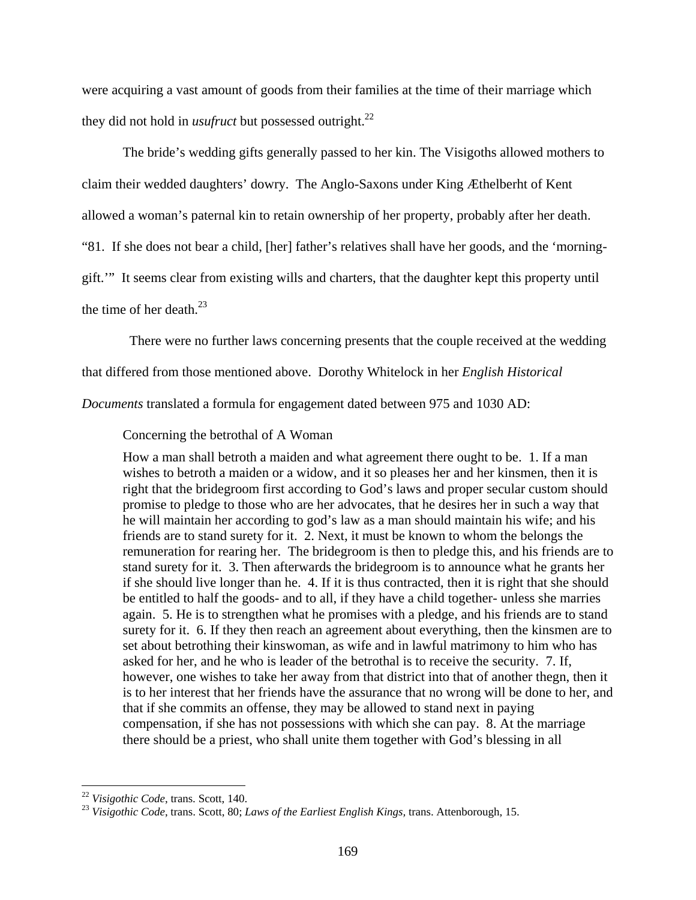were acquiring a vast amount of goods from their families at the time of their marriage which they did not hold in *usufruct* but possessed outright.[22]

The bride's wedding gifts generally passed to her kin. The Visigoths allowed mothers to claim their wedded daughters' dowry. The Anglo-Saxons under King Æthelberht of Kent allowed a woman's paternal kin to retain ownership of her property, probably after her death. "81. If she does not bear a child, [her] father's relatives shall have her goods, and the 'morning-gift.'" It seems clear from existing wills and charters, that the daughter kept this property until the time of her death.[23]

There were no further laws concerning presents that the couple received at the wedding that differed from those mentioned above. Dorothy Whitelock in her *English Historical Documents* translated a formula for engagement dated between 975 and 1030 AD:

> Concerning the betrothal of A Woman
>
> How a man shall betroth a maiden and what agreement there ought to be. 1. If a man wishes to betroth a maiden or a widow, and it so pleases her and her kinsmen, then it is right that the bridegroom first according to God's laws and proper secular custom should promise to pledge to those who are her advocates, that he desires her in such a way that he will maintain her according to god's law as a man should maintain his wife; and his friends are to stand surety for it. 2. Next, it must be known to whom the belongs the remuneration for rearing her. The bridegroom is then to pledge this, and his friends are to stand surety for it. 3. Then afterwards the bridegroom is to announce what he grants her if she should live longer than he. 4. If it is thus contracted, then it is right that she should be entitled to half the goods- and to all, if they have a child together- unless she marries again. 5. He is to strengthen what he promises with a pledge, and his friends are to stand surety for it. 6. If they then reach an agreement about everything, then the kinsmen are to set about betrothing their kinswoman, as wife and in lawful matrimony to him who has asked for her, and he who is leader of the betrothal is to receive the security. 7. If, however, one wishes to take her away from that district into that of another thegn, then it is to her interest that her friends have the assurance that no wrong will be done to her, and that if she commits an offense, they may be allowed to stand next in paying compensation, if she has not possessions with which she can pay. 8. At the marriage there should be a priest, who shall unite them together with God's blessing in all

---

[22] *Visigothic Code*, trans. Scott, 140.

[23] *Visigothic Code*, trans. Scott, 80; *Laws of the Earliest English Kings,* trans. Attenborough, 15.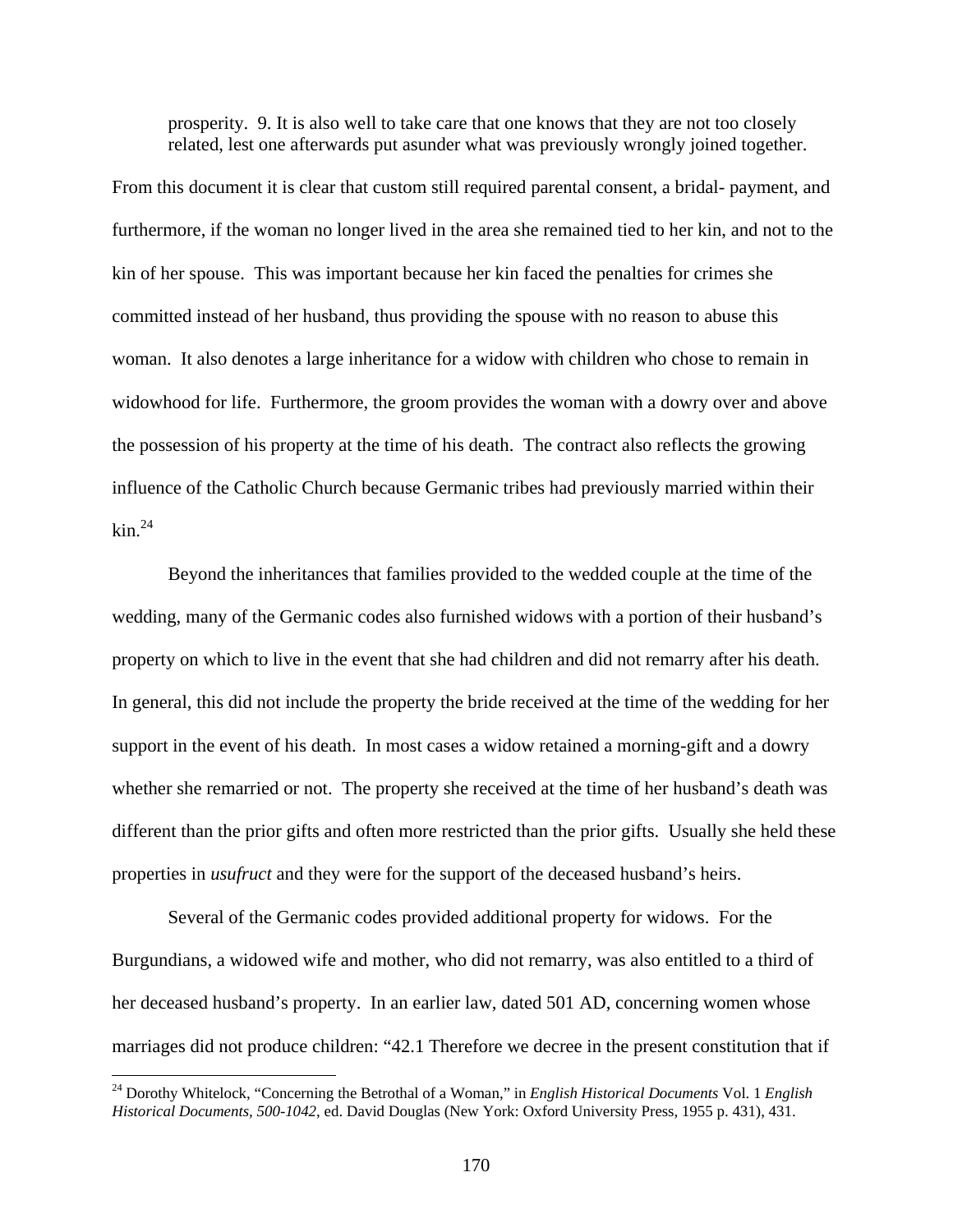> prosperity. 9. It is also well to take care that one knows that they are not too closely related, lest one afterwards put asunder what was previously wrongly joined together.

From this document it is clear that custom still required parental consent, a bridal- payment, and furthermore, if the woman no longer lived in the area she remained tied to her kin, and not to the kin of her spouse. This was important because her kin faced the penalties for crimes she committed instead of her husband, thus providing the spouse with no reason to abuse this woman. It also denotes a large inheritance for a widow with children who chose to remain in widowhood for life. Furthermore, the groom provides the woman with a dowry over and above the possession of his property at the time of his death. The contract also reflects the growing influence of the Catholic Church because Germanic tribes had previously married within their kin.[24]

Beyond the inheritances that families provided to the wedded couple at the time of the wedding, many of the Germanic codes also furnished widows with a portion of their husband's property on which to live in the event that she had children and did not remarry after his death. In general, this did not include the property the bride received at the time of the wedding for her support in the event of his death. In most cases a widow retained a morning-gift and a dowry whether she remarried or not. The property she received at the time of her husband's death was different than the prior gifts and often more restricted than the prior gifts. Usually she held these properties in *usufruct* and they were for the support of the deceased husband's heirs.

Several of the Germanic codes provided additional property for widows. For the Burgundians, a widowed wife and mother, who did not remarry, was also entitled to a third of her deceased husband's property. In an earlier law, dated 501 AD, concerning women whose marriages did not produce children: "42.1 Therefore we decree in the present constitution that if

---

[24] Dorothy Whitelock, "Concerning the Betrothal of a Woman," in *English Historical Documents* Vol. 1 *English Historical Documents, 500-1042*, ed. David Douglas (New York: Oxford University Press, 1955 p. 431), 431.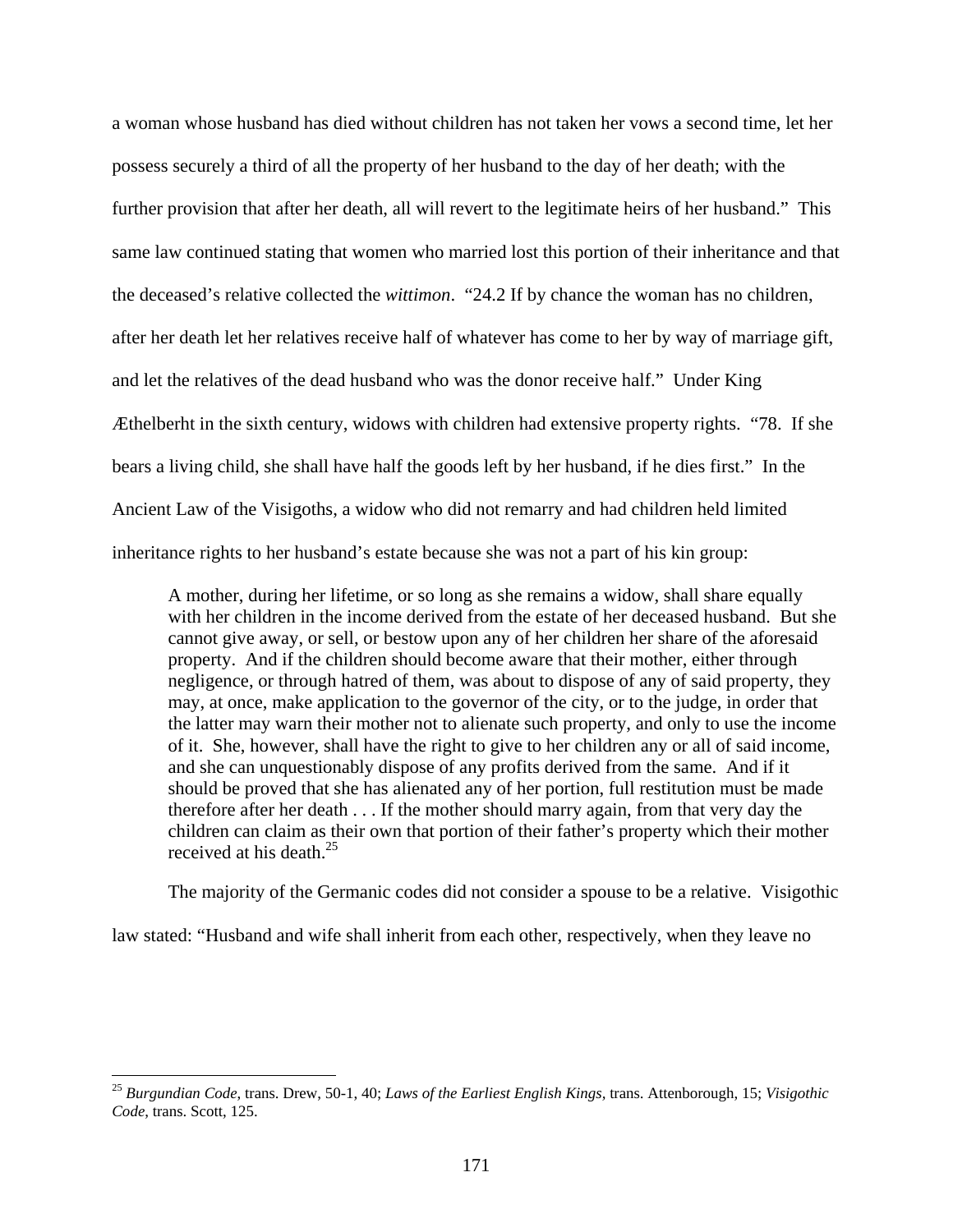a woman whose husband has died without children has not taken her vows a second time, let her possess securely a third of all the property of her husband to the day of her death; with the further provision that after her death, all will revert to the legitimate heirs of her husband." This same law continued stating that women who married lost this portion of their inheritance and that the deceased's relative collected the *wittimon*. "24.2 If by chance the woman has no children, after her death let her relatives receive half of whatever has come to her by way of marriage gift, and let the relatives of the dead husband who was the donor receive half." Under King Æthelberht in the sixth century, widows with children had extensive property rights. "78. If she bears a living child, she shall have half the goods left by her husband, if he dies first." In the Ancient Law of the Visigoths, a widow who did not remarry and had children held limited inheritance rights to her husband's estate because she was not a part of his kin group:

> A mother, during her lifetime, or so long as she remains a widow, shall share equally with her children in the income derived from the estate of her deceased husband. But she cannot give away, or sell, or bestow upon any of her children her share of the aforesaid property. And if the children should become aware that their mother, either through negligence, or through hatred of them, was about to dispose of any of said property, they may, at once, make application to the governor of the city, or to the judge, in order that the latter may warn their mother not to alienate such property, and only to use the income of it. She, however, shall have the right to give to her children any or all of said income, and she can unquestionably dispose of any profits derived from the same. And if it should be proved that she has alienated any of her portion, full restitution must be made therefore after her death . . . If the mother should marry again, from that very day the children can claim as their own that portion of their father's property which their mother received at his death.[25]

The majority of the Germanic codes did not consider a spouse to be a relative. Visigothic law stated: "Husband and wife shall inherit from each other, respectively, when they leave no

---

[25] *Burgundian Code*, trans. Drew, 50-1, 40; *Laws of the Earliest English Kings*, trans. Attenborough, 15; *Visigothic Code*, trans. Scott, 125.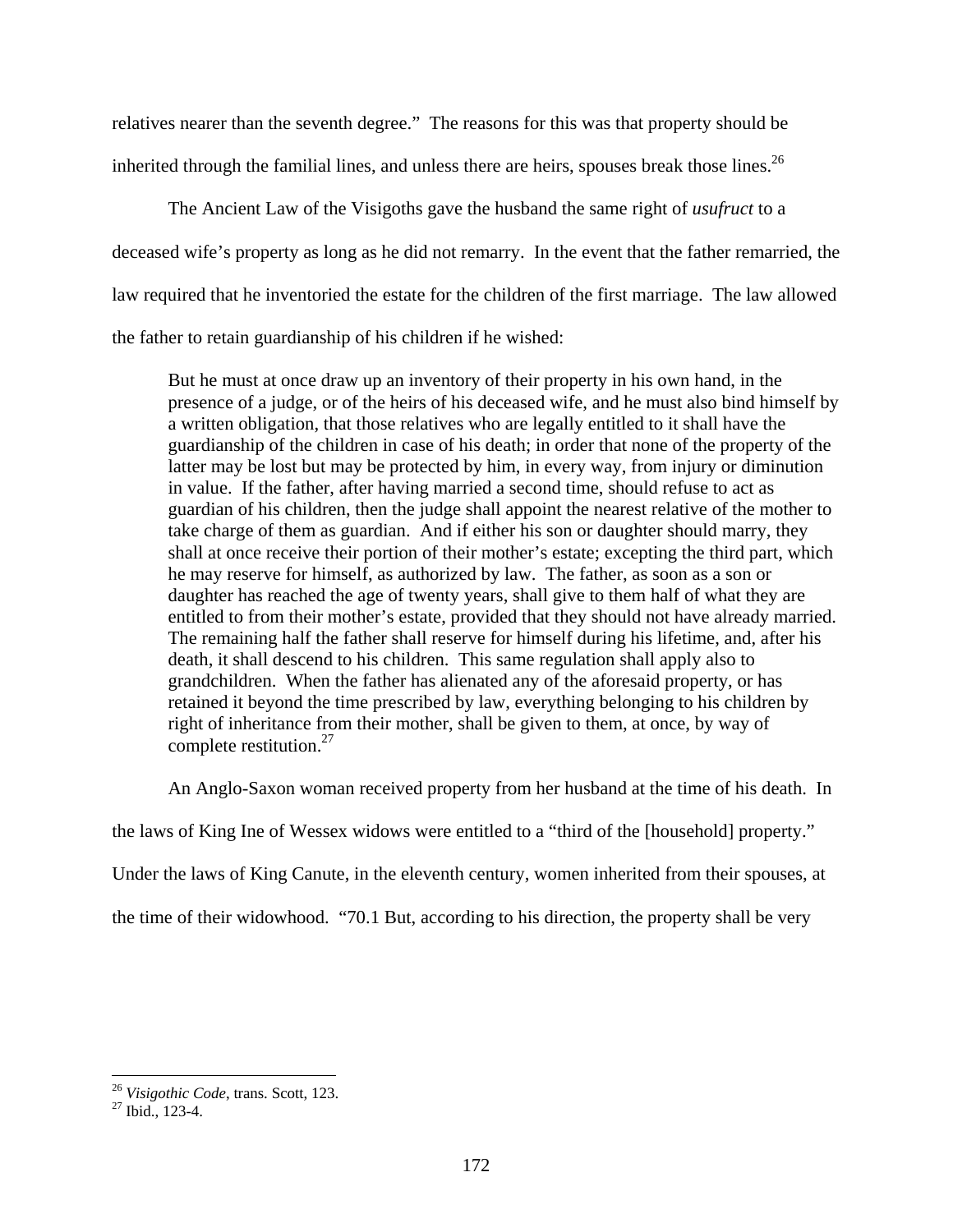relatives nearer than the seventh degree." The reasons for this was that property should be inherited through the familial lines, and unless there are heirs, spouses break those lines.[26]

The Ancient Law of the Visigoths gave the husband the same right of *usufruct* to a deceased wife's property as long as he did not remarry. In the event that the father remarried, the law required that he inventoried the estate for the children of the first marriage. The law allowed the father to retain guardianship of his children if he wished:

> But he must at once draw up an inventory of their property in his own hand, in the presence of a judge, or of the heirs of his deceased wife, and he must also bind himself by a written obligation, that those relatives who are legally entitled to it shall have the guardianship of the children in case of his death; in order that none of the property of the latter may be lost but may be protected by him, in every way, from injury or diminution in value. If the father, after having married a second time, should refuse to act as guardian of his children, then the judge shall appoint the nearest relative of the mother to take charge of them as guardian. And if either his son or daughter should marry, they shall at once receive their portion of their mother's estate; excepting the third part, which he may reserve for himself, as authorized by law. The father, as soon as a son or daughter has reached the age of twenty years, shall give to them half of what they are entitled to from their mother's estate, provided that they should not have already married. The remaining half the father shall reserve for himself during his lifetime, and, after his death, it shall descend to his children. This same regulation shall apply also to grandchildren. When the father has alienated any of the aforesaid property, or has retained it beyond the time prescribed by law, everything belonging to his children by right of inheritance from their mother, shall be given to them, at once, by way of complete restitution.[27]

An Anglo-Saxon woman received property from her husband at the time of his death. In the laws of King Ine of Wessex widows were entitled to a "third of the [household] property." Under the laws of King Canute, in the eleventh century, women inherited from their spouses, at the time of their widowhood. "70.1 But, according to his direction, the property shall be very

---

[26] *Visigothic Code*, trans. Scott, 123.

[27] Ibid., 123-4.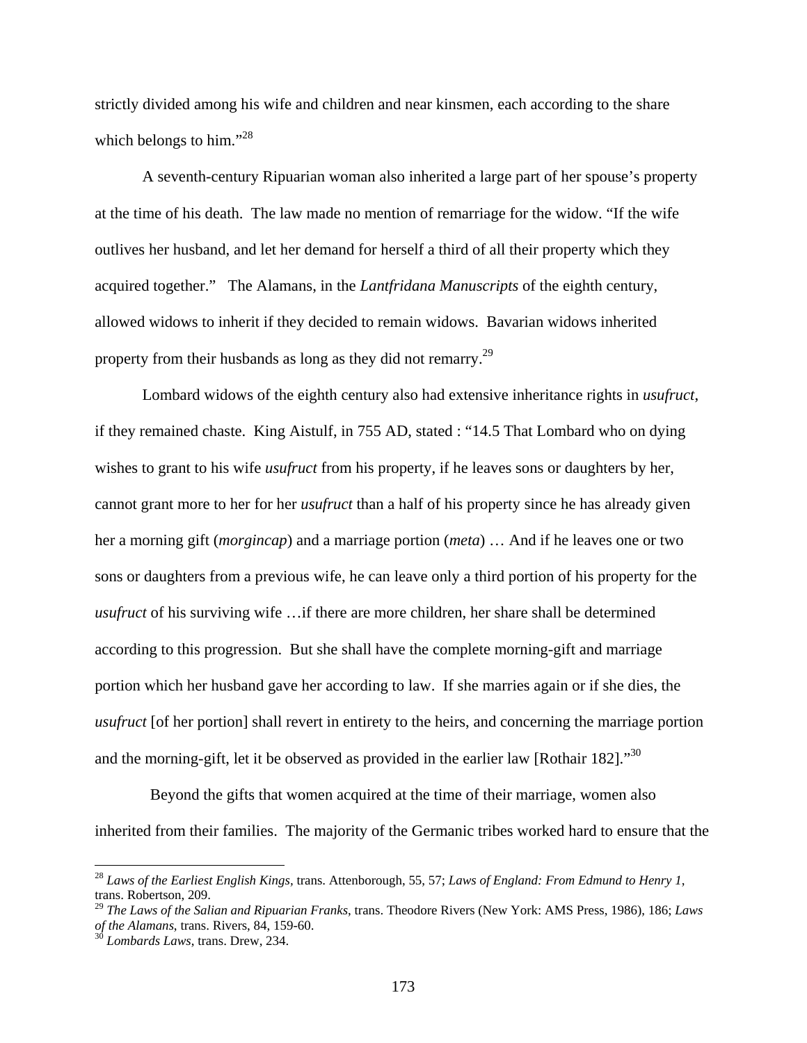strictly divided among his wife and children and near kinsmen, each according to the share which belongs to him."[28]

A seventh-century Ripuarian woman also inherited a large part of her spouse's property at the time of his death. The law made no mention of remarriage for the widow. "If the wife outlives her husband, and let her demand for herself a third of all their property which they acquired together." The Alamans, in the *Lantfridana Manuscripts* of the eighth century, allowed widows to inherit if they decided to remain widows. Bavarian widows inherited property from their husbands as long as they did not remarry.[29]

Lombard widows of the eighth century also had extensive inheritance rights in *usufruct*, if they remained chaste. King Aistulf, in 755 AD, stated : "14.5 That Lombard who on dying wishes to grant to his wife *usufruct* from his property, if he leaves sons or daughters by her, cannot grant more to her for her *usufruct* than a half of his property since he has already given her a morning gift (*morgincap*) and a marriage portion (*meta*) … And if he leaves one or two sons or daughters from a previous wife, he can leave only a third portion of his property for the *usufruct* of his surviving wife …if there are more children, her share shall be determined according to this progression. But she shall have the complete morning-gift and marriage portion which her husband gave her according to law. If she marries again or if she dies, the *usufruct* [of her portion] shall revert in entirety to the heirs, and concerning the marriage portion and the morning-gift, let it be observed as provided in the earlier law [Rothair 182]."[30]

Beyond the gifts that women acquired at the time of their marriage, women also inherited from their families. The majority of the Germanic tribes worked hard to ensure that the

---

[28] *Laws of the Earliest English Kings,* trans. Attenborough, 55, 57; *Laws of England: From Edmund to Henry 1*, trans. Robertson, 209.

[29] *The Laws of the Salian and Ripuarian Franks*, trans. Theodore Rivers (New York: AMS Press, 1986), 186; *Laws of the Alamans*, trans. Rivers, 84, 159-60.

[30] *Lombards Laws*, trans. Drew, 234.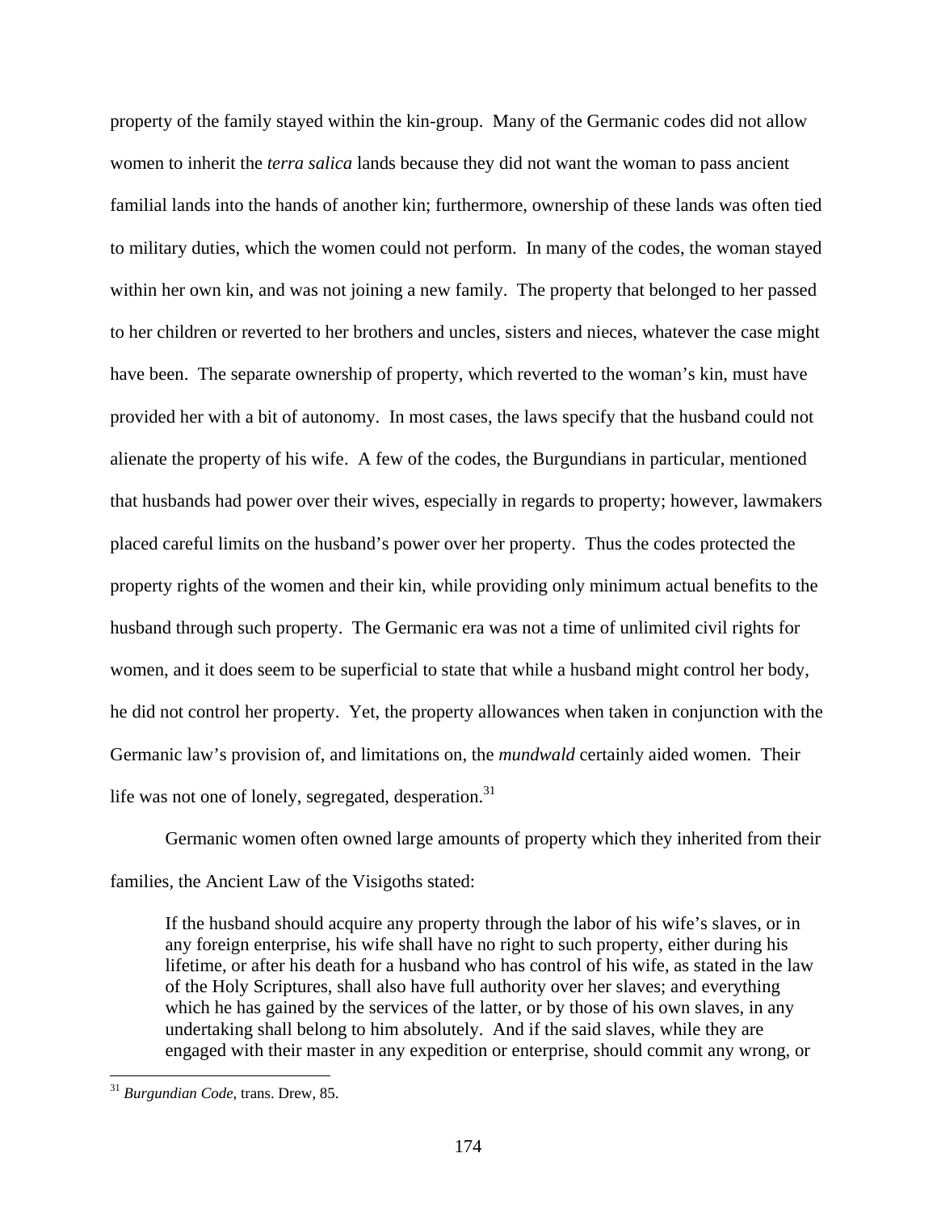property of the family stayed within the kin-group. Many of the Germanic codes did not allow women to inherit the *terra salica* lands because they did not want the woman to pass ancient familial lands into the hands of another kin; furthermore, ownership of these lands was often tied to military duties, which the women could not perform. In many of the codes, the woman stayed within her own kin, and was not joining a new family. The property that belonged to her passed to her children or reverted to her brothers and uncles, sisters and nieces, whatever the case might have been. The separate ownership of property, which reverted to the woman's kin, must have provided her with a bit of autonomy. In most cases, the laws specify that the husband could not alienate the property of his wife. A few of the codes, the Burgundians in particular, mentioned that husbands had power over their wives, especially in regards to property; however, lawmakers placed careful limits on the husband's power over her property. Thus the codes protected the property rights of the women and their kin, while providing only minimum actual benefits to the husband through such property. The Germanic era was not a time of unlimited civil rights for women, and it does seem to be superficial to state that while a husband might control her body, he did not control her property. Yet, the property allowances when taken in conjunction with the Germanic law's provision of, and limitations on, the *mundwald* certainly aided women. Their life was not one of lonely, segregated, desperation.[31]

Germanic women often owned large amounts of property which they inherited from their families, the Ancient Law of the Visigoths stated:

> If the husband should acquire any property through the labor of his wife's slaves, or in any foreign enterprise, his wife shall have no right to such property, either during his lifetime, or after his death for a husband who has control of his wife, as stated in the law of the Holy Scriptures, shall also have full authority over her slaves; and everything which he has gained by the services of the latter, or by those of his own slaves, in any undertaking shall belong to him absolutely. And if the said slaves, while they are engaged with their master in any expedition or enterprise, should commit any wrong, or

[31] *Burgundian Code*, trans. Drew, 85.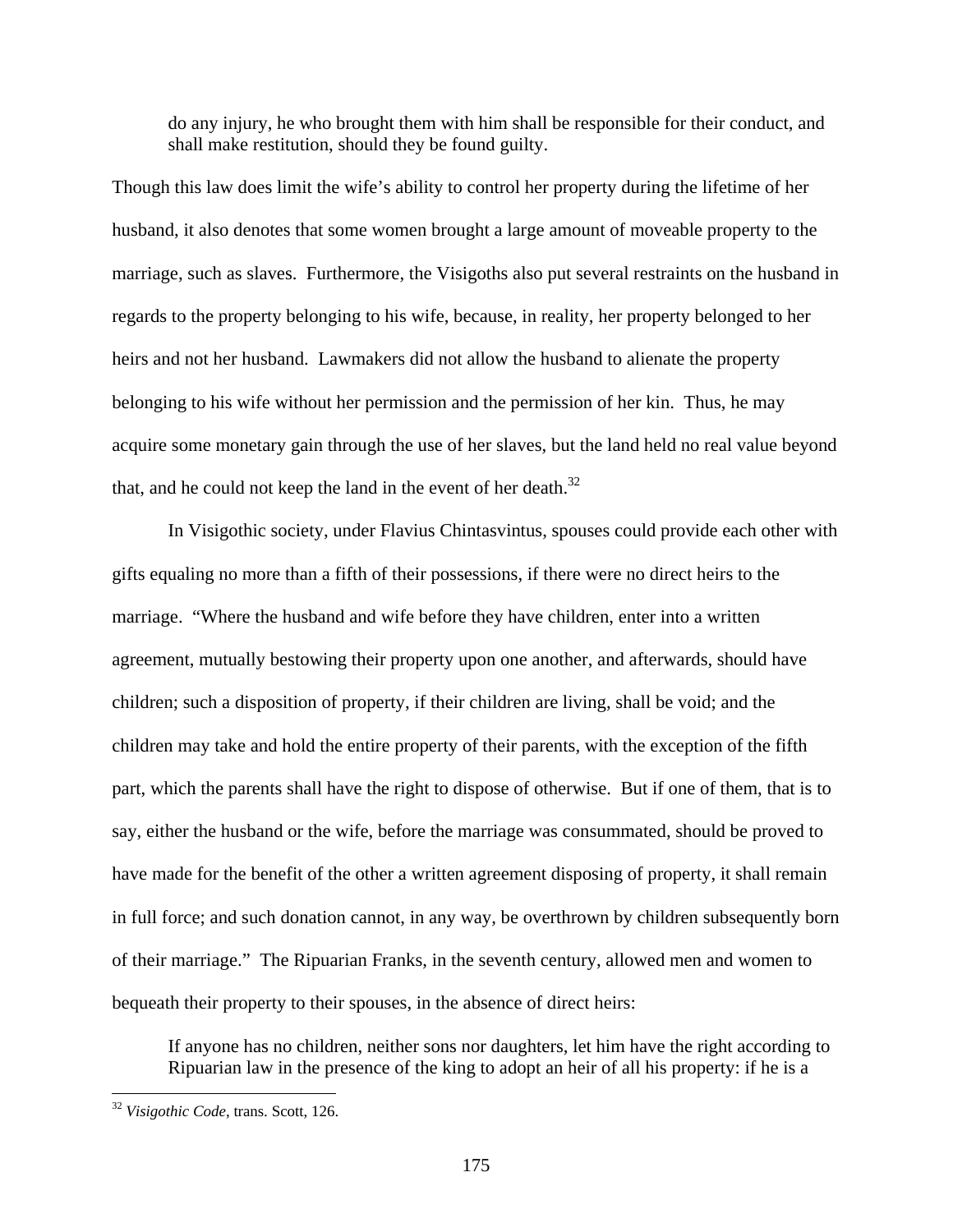> do any injury, he who brought them with him shall be responsible for their conduct, and shall make restitution, should they be found guilty.

Though this law does limit the wife's ability to control her property during the lifetime of her husband, it also denotes that some women brought a large amount of moveable property to the marriage, such as slaves. Furthermore, the Visigoths also put several restraints on the husband in regards to the property belonging to his wife, because, in reality, her property belonged to her heirs and not her husband. Lawmakers did not allow the husband to alienate the property belonging to his wife without her permission and the permission of her kin. Thus, he may acquire some monetary gain through the use of her slaves, but the land held no real value beyond that, and he could not keep the land in the event of her death.[32]

In Visigothic society, under Flavius Chintasvintus, spouses could provide each other with gifts equaling no more than a fifth of their possessions, if there were no direct heirs to the marriage. "Where the husband and wife before they have children, enter into a written agreement, mutually bestowing their property upon one another, and afterwards, should have children; such a disposition of property, if their children are living, shall be void; and the children may take and hold the entire property of their parents, with the exception of the fifth part, which the parents shall have the right to dispose of otherwise. But if one of them, that is to say, either the husband or the wife, before the marriage was consummated, should be proved to have made for the benefit of the other a written agreement disposing of property, it shall remain in full force; and such donation cannot, in any way, be overthrown by children subsequently born of their marriage." The Ripuarian Franks, in the seventh century, allowed men and women to bequeath their property to their spouses, in the absence of direct heirs:

> If anyone has no children, neither sons nor daughters, let him have the right according to Ripuarian law in the presence of the king to adopt an heir of all his property: if he is a

---

[32] *Visigothic Code*, trans. Scott, 126.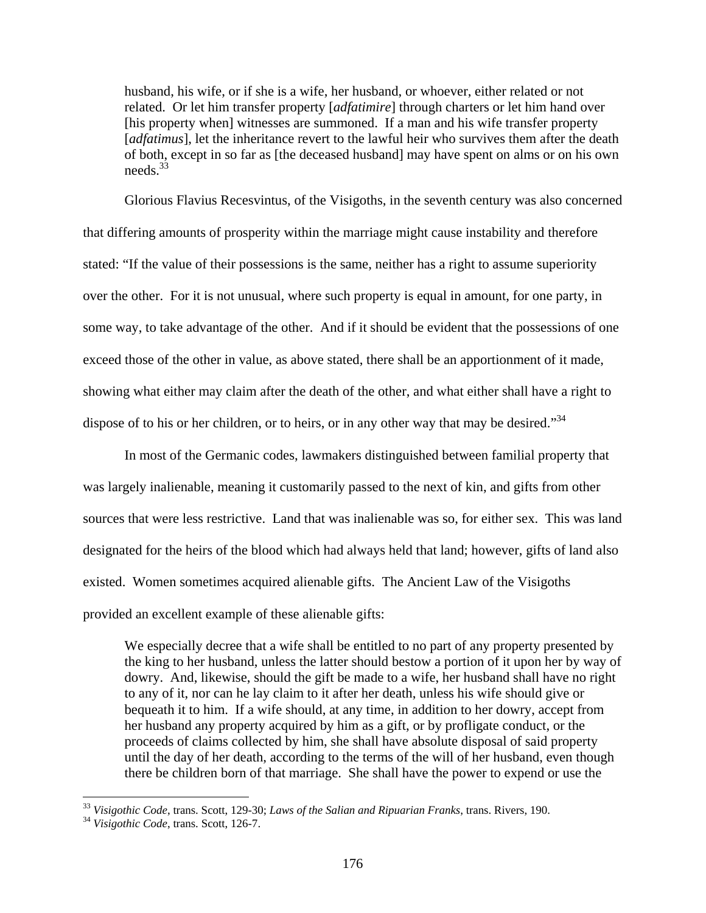> husband, his wife, or if she is a wife, her husband, or whoever, either related or not related. Or let him transfer property [*adfatimire*] through charters or let him hand over [his property when] witnesses are summoned. If a man and his wife transfer property [*adfatimus*], let the inheritance revert to the lawful heir who survives them after the death of both, except in so far as [the deceased husband] may have spent on alms or on his own needs.[33]

Glorious Flavius Recesvintus, of the Visigoths, in the seventh century was also concerned that differing amounts of prosperity within the marriage might cause instability and therefore stated: "If the value of their possessions is the same, neither has a right to assume superiority over the other. For it is not unusual, where such property is equal in amount, for one party, in some way, to take advantage of the other. And if it should be evident that the possessions of one exceed those of the other in value, as above stated, there shall be an apportionment of it made, showing what either may claim after the death of the other, and what either shall have a right to dispose of to his or her children, or to heirs, or in any other way that may be desired."[34]

In most of the Germanic codes, lawmakers distinguished between familial property that was largely inalienable, meaning it customarily passed to the next of kin, and gifts from other sources that were less restrictive. Land that was inalienable was so, for either sex. This was land designated for the heirs of the blood which had always held that land; however, gifts of land also existed. Women sometimes acquired alienable gifts. The Ancient Law of the Visigoths provided an excellent example of these alienable gifts:

> We especially decree that a wife shall be entitled to no part of any property presented by the king to her husband, unless the latter should bestow a portion of it upon her by way of dowry. And, likewise, should the gift be made to a wife, her husband shall have no right to any of it, nor can he lay claim to it after her death, unless his wife should give or bequeath it to him. If a wife should, at any time, in addition to her dowry, accept from her husband any property acquired by him as a gift, or by profligate conduct, or the proceeds of claims collected by him, she shall have absolute disposal of said property until the day of her death, according to the terms of the will of her husband, even though there be children born of that marriage. She shall have the power to expend or use the

---

[33] *Visigothic Code*, trans. Scott, 129-30; *Laws of the Salian and Ripuarian Franks*, trans. Rivers, 190.

[34] *Visigothic Code*, trans. Scott, 126-7.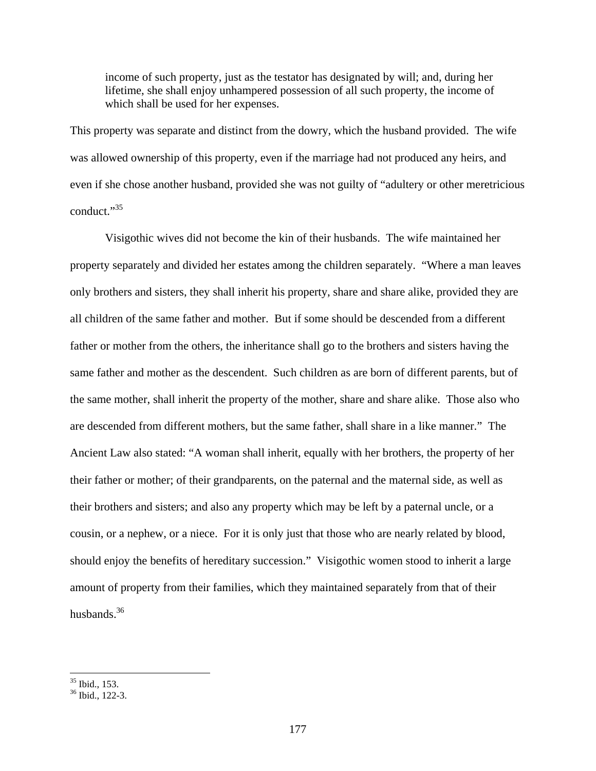> income of such property, just as the testator has designated by will; and, during her lifetime, she shall enjoy unhampered possession of all such property, the income of which shall be used for her expenses.

This property was separate and distinct from the dowry, which the husband provided. The wife was allowed ownership of this property, even if the marriage had not produced any heirs, and even if she chose another husband, provided she was not guilty of "adultery or other meretricious conduct."[35]

Visigothic wives did not become the kin of their husbands. The wife maintained her property separately and divided her estates among the children separately. "Where a man leaves only brothers and sisters, they shall inherit his property, share and share alike, provided they are all children of the same father and mother. But if some should be descended from a different father or mother from the others, the inheritance shall go to the brothers and sisters having the same father and mother as the descendent. Such children as are born of different parents, but of the same mother, shall inherit the property of the mother, share and share alike. Those also who are descended from different mothers, but the same father, shall share in a like manner." The Ancient Law also stated: "A woman shall inherit, equally with her brothers, the property of her their father or mother; of their grandparents, on the paternal and the maternal side, as well as their brothers and sisters; and also any property which may be left by a paternal uncle, or a cousin, or a nephew, or a niece. For it is only just that those who are nearly related by blood, should enjoy the benefits of hereditary succession." Visigothic women stood to inherit a large amount of property from their families, which they maintained separately from that of their husbands.[36]

---

[35] Ibid., 153.

[36] Ibid., 122-3.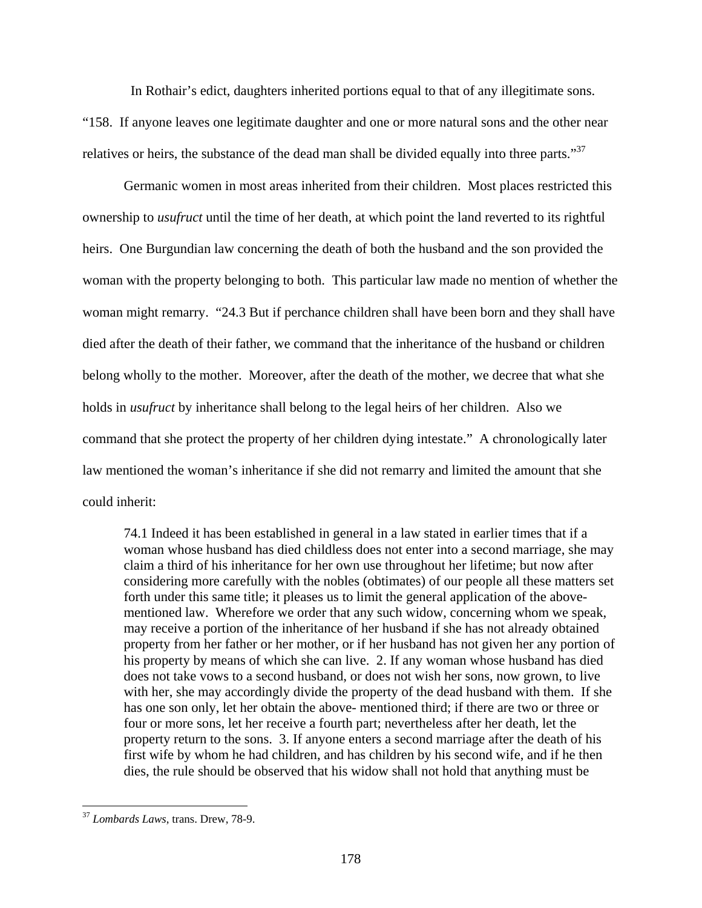In Rothair's edict, daughters inherited portions equal to that of any illegitimate sons. "158. If anyone leaves one legitimate daughter and one or more natural sons and the other near relatives or heirs, the substance of the dead man shall be divided equally into three parts."[37]

Germanic women in most areas inherited from their children. Most places restricted this ownership to *usufruct* until the time of her death, at which point the land reverted to its rightful heirs. One Burgundian law concerning the death of both the husband and the son provided the woman with the property belonging to both. This particular law made no mention of whether the woman might remarry. "24.3 But if perchance children shall have been born and they shall have died after the death of their father, we command that the inheritance of the husband or children belong wholly to the mother. Moreover, after the death of the mother, we decree that what she holds in *usufruct* by inheritance shall belong to the legal heirs of her children. Also we command that she protect the property of her children dying intestate." A chronologically later law mentioned the woman's inheritance if she did not remarry and limited the amount that she could inherit:

> 74.1 Indeed it has been established in general in a law stated in earlier times that if a woman whose husband has died childless does not enter into a second marriage, she may claim a third of his inheritance for her own use throughout her lifetime; but now after considering more carefully with the nobles (obtimates) of our people all these matters set forth under this same title; it pleases us to limit the general application of the above-mentioned law. Wherefore we order that any such widow, concerning whom we speak, may receive a portion of the inheritance of her husband if she has not already obtained property from her father or her mother, or if her husband has not given her any portion of his property by means of which she can live. 2. If any woman whose husband has died does not take vows to a second husband, or does not wish her sons, now grown, to live with her, she may accordingly divide the property of the dead husband with them. If she has one son only, let her obtain the above- mentioned third; if there are two or three or four or more sons, let her receive a fourth part; nevertheless after her death, let the property return to the sons. 3. If anyone enters a second marriage after the death of his first wife by whom he had children, and has children by his second wife, and if he then dies, the rule should be observed that his widow shall not hold that anything must be

[37] *Lombards Laws*, trans. Drew, 78-9.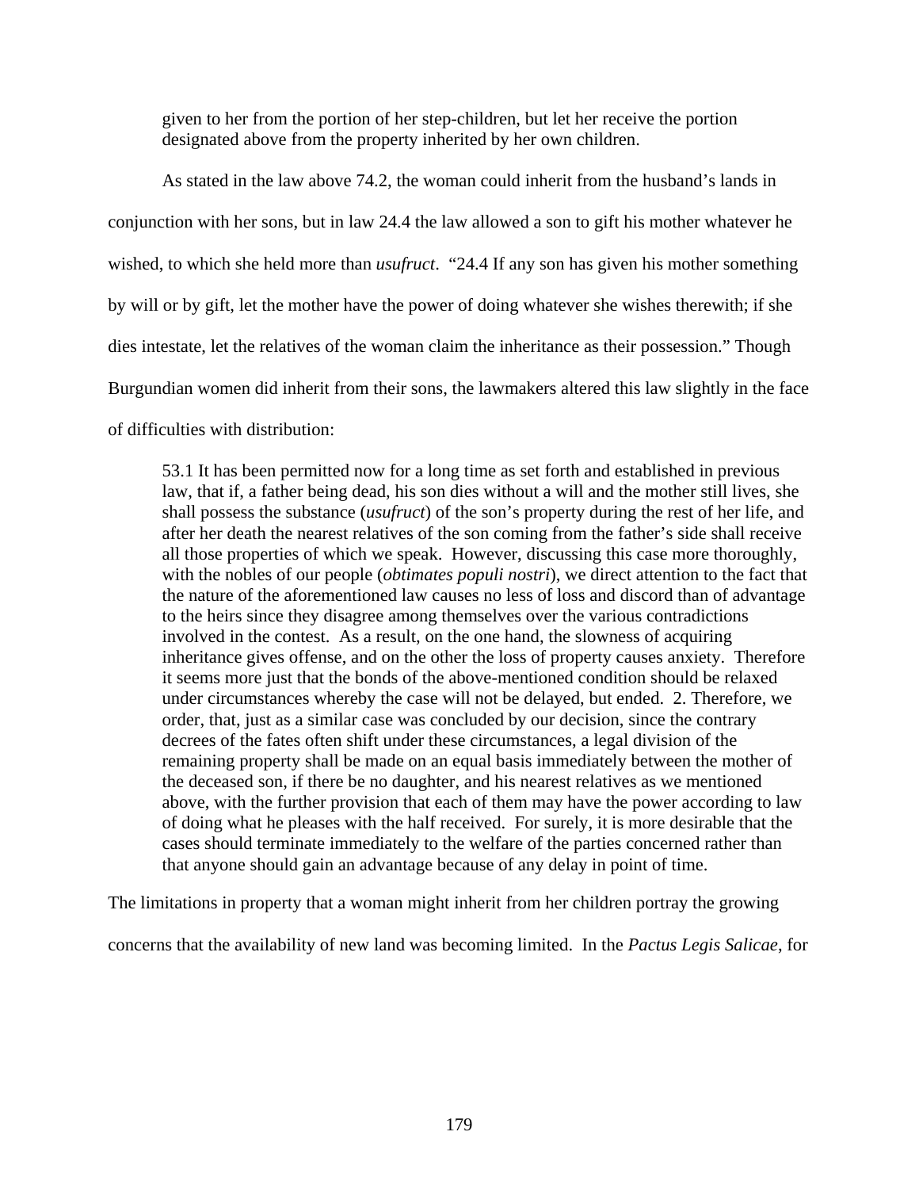> given to her from the portion of her step-children, but let her receive the portion designated above from the property inherited by her own children.

As stated in the law above 74.2, the woman could inherit from the husband's lands in conjunction with her sons, but in law 24.4 the law allowed a son to gift his mother whatever he wished, to which she held more than *usufruct*. "24.4 If any son has given his mother something by will or by gift, let the mother have the power of doing whatever she wishes therewith; if she dies intestate, let the relatives of the woman claim the inheritance as their possession." Though Burgundian women did inherit from their sons, the lawmakers altered this law slightly in the face of difficulties with distribution:

> 53.1 It has been permitted now for a long time as set forth and established in previous law, that if, a father being dead, his son dies without a will and the mother still lives, she shall possess the substance (*usufruct*) of the son's property during the rest of her life, and after her death the nearest relatives of the son coming from the father's side shall receive all those properties of which we speak. However, discussing this case more thoroughly, with the nobles of our people (*obtimates populi nostri*), we direct attention to the fact that the nature of the aforementioned law causes no less of loss and discord than of advantage to the heirs since they disagree among themselves over the various contradictions involved in the contest. As a result, on the one hand, the slowness of acquiring inheritance gives offense, and on the other the loss of property causes anxiety. Therefore it seems more just that the bonds of the above-mentioned condition should be relaxed under circumstances whereby the case will not be delayed, but ended. 2. Therefore, we order, that, just as a similar case was concluded by our decision, since the contrary decrees of the fates often shift under these circumstances, a legal division of the remaining property shall be made on an equal basis immediately between the mother of the deceased son, if there be no daughter, and his nearest relatives as we mentioned above, with the further provision that each of them may have the power according to law of doing what he pleases with the half received. For surely, it is more desirable that the cases should terminate immediately to the welfare of the parties concerned rather than that anyone should gain an advantage because of any delay in point of time.

The limitations in property that a woman might inherit from her children portray the growing concerns that the availability of new land was becoming limited. In the *Pactus Legis Salicae*, for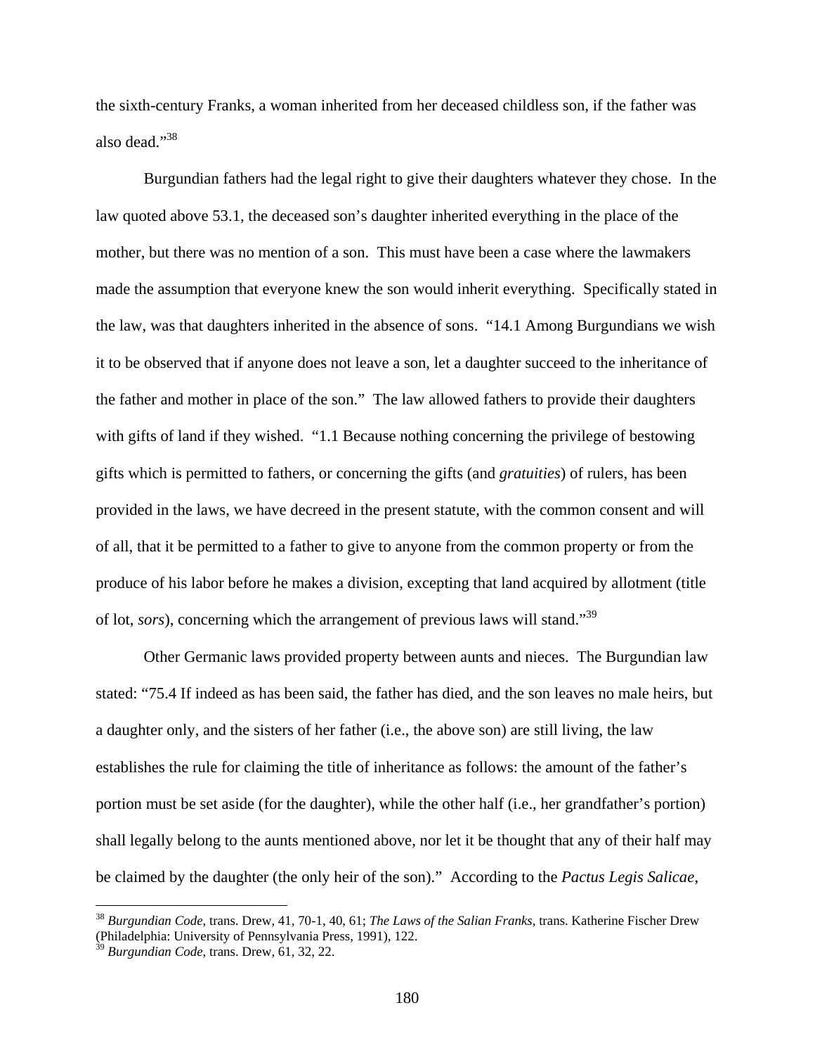the sixth-century Franks, a woman inherited from her deceased childless son, if the father was also dead."[38]

Burgundian fathers had the legal right to give their daughters whatever they chose. In the law quoted above 53.1, the deceased son's daughter inherited everything in the place of the mother, but there was no mention of a son. This must have been a case where the lawmakers made the assumption that everyone knew the son would inherit everything. Specifically stated in the law, was that daughters inherited in the absence of sons. "14.1 Among Burgundians we wish it to be observed that if anyone does not leave a son, let a daughter succeed to the inheritance of the father and mother in place of the son." The law allowed fathers to provide their daughters with gifts of land if they wished. "1.1 Because nothing concerning the privilege of bestowing gifts which is permitted to fathers, or concerning the gifts (and *gratuities*) of rulers, has been provided in the laws, we have decreed in the present statute, with the common consent and will of all, that it be permitted to a father to give to anyone from the common property or from the produce of his labor before he makes a division, excepting that land acquired by allotment (title of lot, *sors*), concerning which the arrangement of previous laws will stand."[39]

Other Germanic laws provided property between aunts and nieces. The Burgundian law stated: "75.4 If indeed as has been said, the father has died, and the son leaves no male heirs, but a daughter only, and the sisters of her father (i.e., the above son) are still living, the law establishes the rule for claiming the title of inheritance as follows: the amount of the father's portion must be set aside (for the daughter), while the other half (i.e., her grandfather's portion) shall legally belong to the aunts mentioned above, nor let it be thought that any of their half may be claimed by the daughter (the only heir of the son)." According to the *Pactus Legis Salicae*,

---

[38] *Burgundian Code*, trans. Drew, 41, 70-1, 40, 61; *The Laws of the Salian Franks*, trans. Katherine Fischer Drew (Philadelphia: University of Pennsylvania Press, 1991), 122.

[39] *Burgundian Code*, trans. Drew, 61, 32, 22.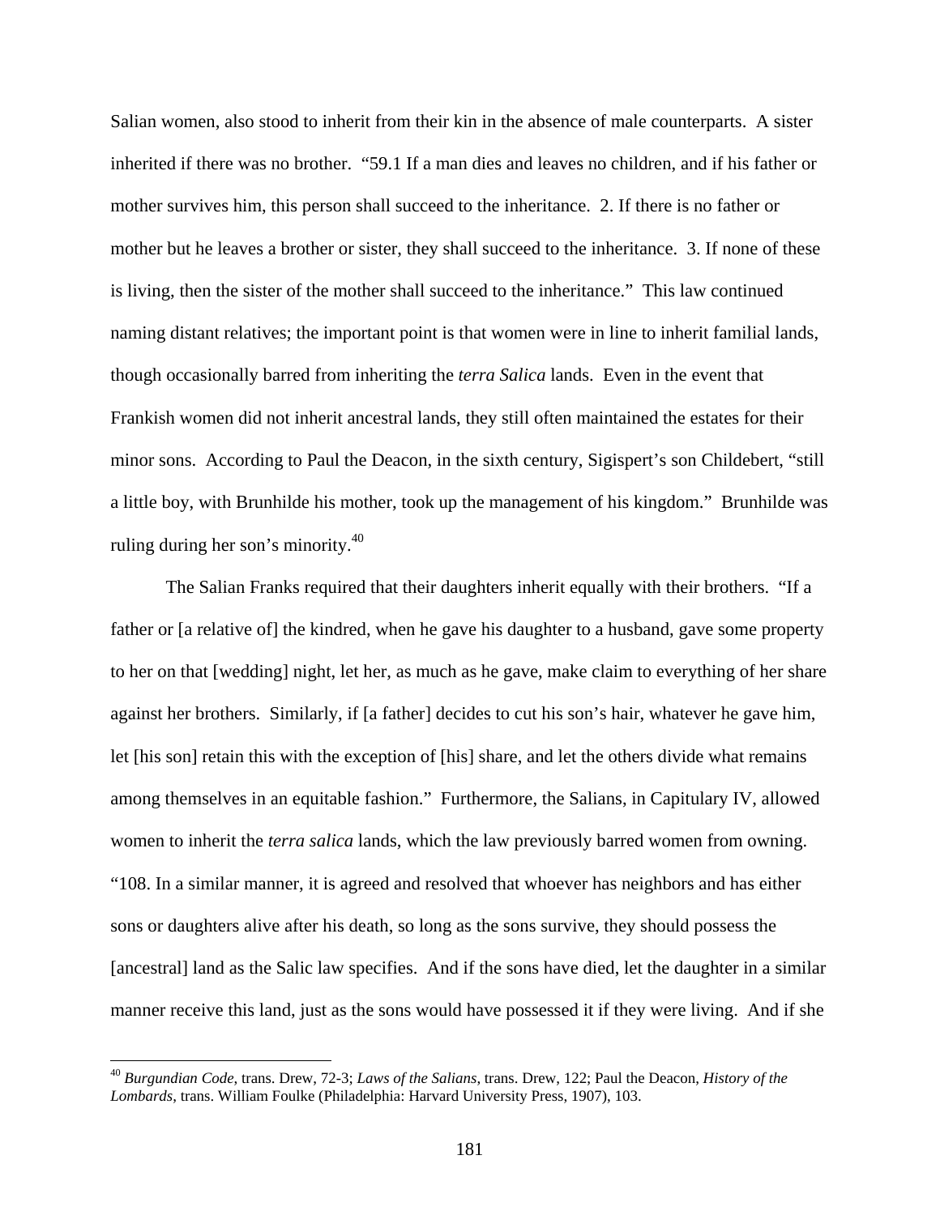Salian women, also stood to inherit from their kin in the absence of male counterparts. A sister inherited if there was no brother. "59.1 If a man dies and leaves no children, and if his father or mother survives him, this person shall succeed to the inheritance. 2. If there is no father or mother but he leaves a brother or sister, they shall succeed to the inheritance. 3. If none of these is living, then the sister of the mother shall succeed to the inheritance." This law continued naming distant relatives; the important point is that women were in line to inherit familial lands, though occasionally barred from inheriting the *terra Salica* lands. Even in the event that Frankish women did not inherit ancestral lands, they still often maintained the estates for their minor sons. According to Paul the Deacon, in the sixth century, Sigispert's son Childebert, "still a little boy, with Brunhilde his mother, took up the management of his kingdom." Brunhilde was ruling during her son's minority.[40]

The Salian Franks required that their daughters inherit equally with their brothers. "If a father or [a relative of] the kindred, when he gave his daughter to a husband, gave some property to her on that [wedding] night, let her, as much as he gave, make claim to everything of her share against her brothers. Similarly, if [a father] decides to cut his son's hair, whatever he gave him, let [his son] retain this with the exception of [his] share, and let the others divide what remains among themselves in an equitable fashion." Furthermore, the Salians, in Capitulary IV, allowed women to inherit the *terra salica* lands, which the law previously barred women from owning. "108. In a similar manner, it is agreed and resolved that whoever has neighbors and has either sons or daughters alive after his death, so long as the sons survive, they should possess the [ancestral] land as the Salic law specifies. And if the sons have died, let the daughter in a similar manner receive this land, just as the sons would have possessed it if they were living. And if she

---

[40] *Burgundian Code,* trans. Drew, 72-3; *Laws of the Salians,* trans. Drew, 122; Paul the Deacon, *History of the Lombards*, trans. William Foulke (Philadelphia: Harvard University Press, 1907), 103.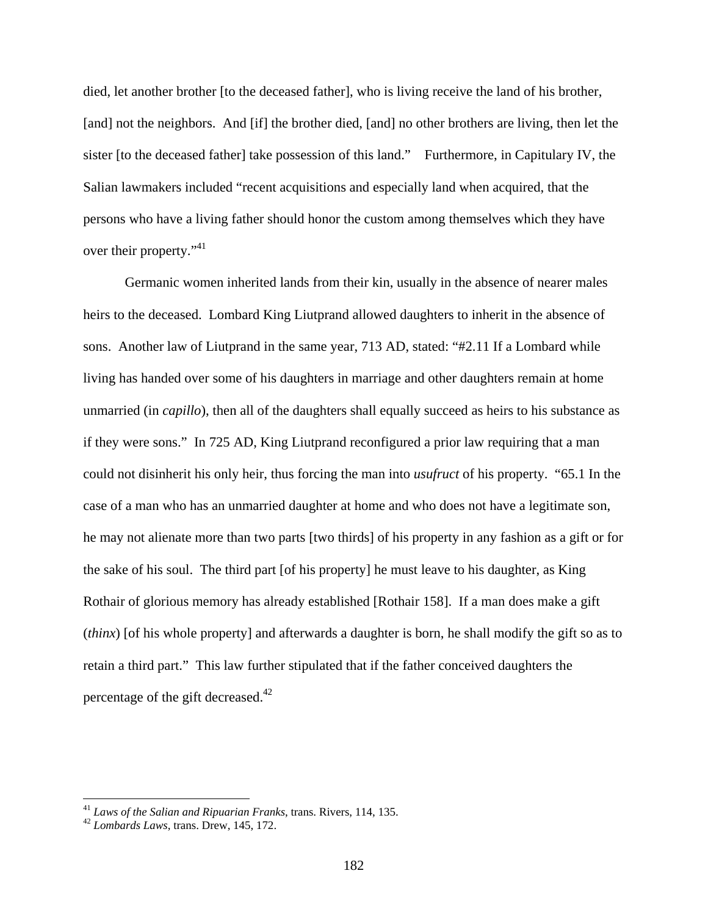died, let another brother [to the deceased father], who is living receive the land of his brother, [and] not the neighbors. And [if] the brother died, [and] no other brothers are living, then let the sister [to the deceased father] take possession of this land." Furthermore, in Capitulary IV, the Salian lawmakers included "recent acquisitions and especially land when acquired, that the persons who have a living father should honor the custom among themselves which they have over their property."[41]

Germanic women inherited lands from their kin, usually in the absence of nearer males heirs to the deceased. Lombard King Liutprand allowed daughters to inherit in the absence of sons. Another law of Liutprand in the same year, 713 AD, stated: "#2.11 If a Lombard while living has handed over some of his daughters in marriage and other daughters remain at home unmarried (in *capillo*), then all of the daughters shall equally succeed as heirs to his substance as if they were sons." In 725 AD, King Liutprand reconfigured a prior law requiring that a man could not disinherit his only heir, thus forcing the man into *usufruct* of his property. "65.1 In the case of a man who has an unmarried daughter at home and who does not have a legitimate son, he may not alienate more than two parts [two thirds] of his property in any fashion as a gift or for the sake of his soul. The third part [of his property] he must leave to his daughter, as King Rothair of glorious memory has already established [Rothair 158]. If a man does make a gift (*thinx*) [of his whole property] and afterwards a daughter is born, he shall modify the gift so as to retain a third part." This law further stipulated that if the father conceived daughters the percentage of the gift decreased.[42]

[41] *Laws of the Salian and Ripuarian Franks*, trans. Rivers, 114, 135.
[42] *Lombards Laws*, trans. Drew, 145, 172.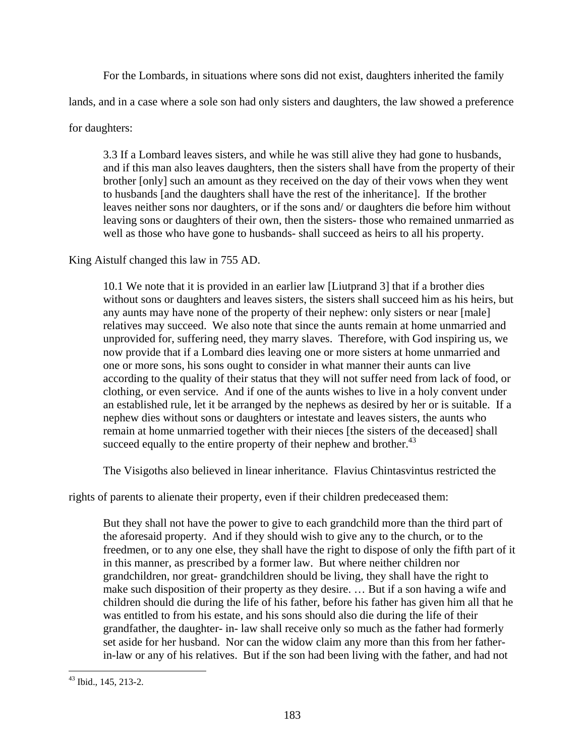For the Lombards, in situations where sons did not exist, daughters inherited the family lands, and in a case where a sole son had only sisters and daughters, the law showed a preference for daughters:

> 3.3 If a Lombard leaves sisters, and while he was still alive they had gone to husbands, and if this man also leaves daughters, then the sisters shall have from the property of their brother [only] such an amount as they received on the day of their vows when they went to husbands [and the daughters shall have the rest of the inheritance]. If the brother leaves neither sons nor daughters, or if the sons and/ or daughters die before him without leaving sons or daughters of their own, then the sisters- those who remained unmarried as well as those who have gone to husbands- shall succeed as heirs to all his property.

King Aistulf changed this law in 755 AD.

> 10.1 We note that it is provided in an earlier law [Liutprand 3] that if a brother dies without sons or daughters and leaves sisters, the sisters shall succeed him as his heirs, but any aunts may have none of the property of their nephew: only sisters or near [male] relatives may succeed. We also note that since the aunts remain at home unmarried and unprovided for, suffering need, they marry slaves. Therefore, with God inspiring us, we now provide that if a Lombard dies leaving one or more sisters at home unmarried and one or more sons, his sons ought to consider in what manner their aunts can live according to the quality of their status that they will not suffer need from lack of food, or clothing, or even service. And if one of the aunts wishes to live in a holy convent under an established rule, let it be arranged by the nephews as desired by her or is suitable. If a nephew dies without sons or daughters or intestate and leaves sisters, the aunts who remain at home unmarried together with their nieces [the sisters of the deceased] shall succeed equally to the entire property of their nephew and brother.[43]

The Visigoths also believed in linear inheritance. Flavius Chintasvintus restricted the rights of parents to alienate their property, even if their children predeceased them:

> But they shall not have the power to give to each grandchild more than the third part of the aforesaid property. And if they should wish to give any to the church, or to the freedmen, or to any one else, they shall have the right to dispose of only the fifth part of it in this manner, as prescribed by a former law. But where neither children nor grandchildren, nor great- grandchildren should be living, they shall have the right to make such disposition of their property as they desire. … But if a son having a wife and children should die during the life of his father, before his father has given him all that he was entitled to from his estate, and his sons should also die during the life of their grandfather, the daughter- in- law shall receive only so much as the father had formerly set aside for her husband. Nor can the widow claim any more than this from her father-in-law or any of his relatives. But if the son had been living with the father, and had not

---

[43] Ibid., 145, 213-2.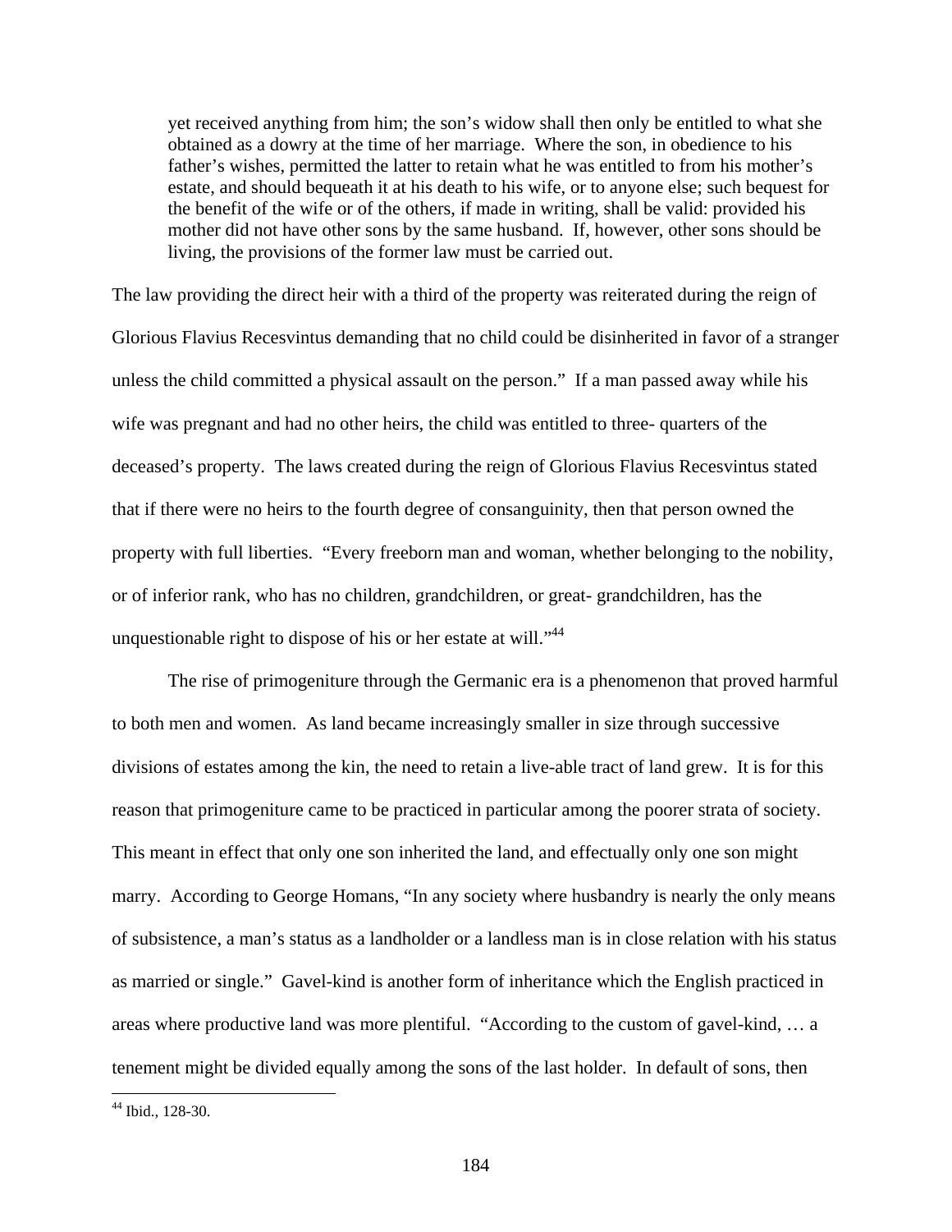> yet received anything from him; the son's widow shall then only be entitled to what she obtained as a dowry at the time of her marriage. Where the son, in obedience to his father's wishes, permitted the latter to retain what he was entitled to from his mother's estate, and should bequeath it at his death to his wife, or to anyone else; such bequest for the benefit of the wife or of the others, if made in writing, shall be valid: provided his mother did not have other sons by the same husband. If, however, other sons should be living, the provisions of the former law must be carried out.

The law providing the direct heir with a third of the property was reiterated during the reign of Glorious Flavius Recesvintus demanding that no child could be disinherited in favor of a stranger unless the child committed a physical assault on the person." If a man passed away while his wife was pregnant and had no other heirs, the child was entitled to three- quarters of the deceased's property. The laws created during the reign of Glorious Flavius Recesvintus stated that if there were no heirs to the fourth degree of consanguinity, then that person owned the property with full liberties. "Every freeborn man and woman, whether belonging to the nobility, or of inferior rank, who has no children, grandchildren, or great- grandchildren, has the unquestionable right to dispose of his or her estate at will."[44]

The rise of primogeniture through the Germanic era is a phenomenon that proved harmful to both men and women. As land became increasingly smaller in size through successive divisions of estates among the kin, the need to retain a live-able tract of land grew. It is for this reason that primogeniture came to be practiced in particular among the poorer strata of society. This meant in effect that only one son inherited the land, and effectually only one son might marry. According to George Homans, "In any society where husbandry is nearly the only means of subsistence, a man's status as a landholder or a landless man is in close relation with his status as married or single." Gavel-kind is another form of inheritance which the English practiced in areas where productive land was more plentiful. "According to the custom of gavel-kind, … a tenement might be divided equally among the sons of the last holder. In default of sons, then

---

[44] Ibid., 128-30.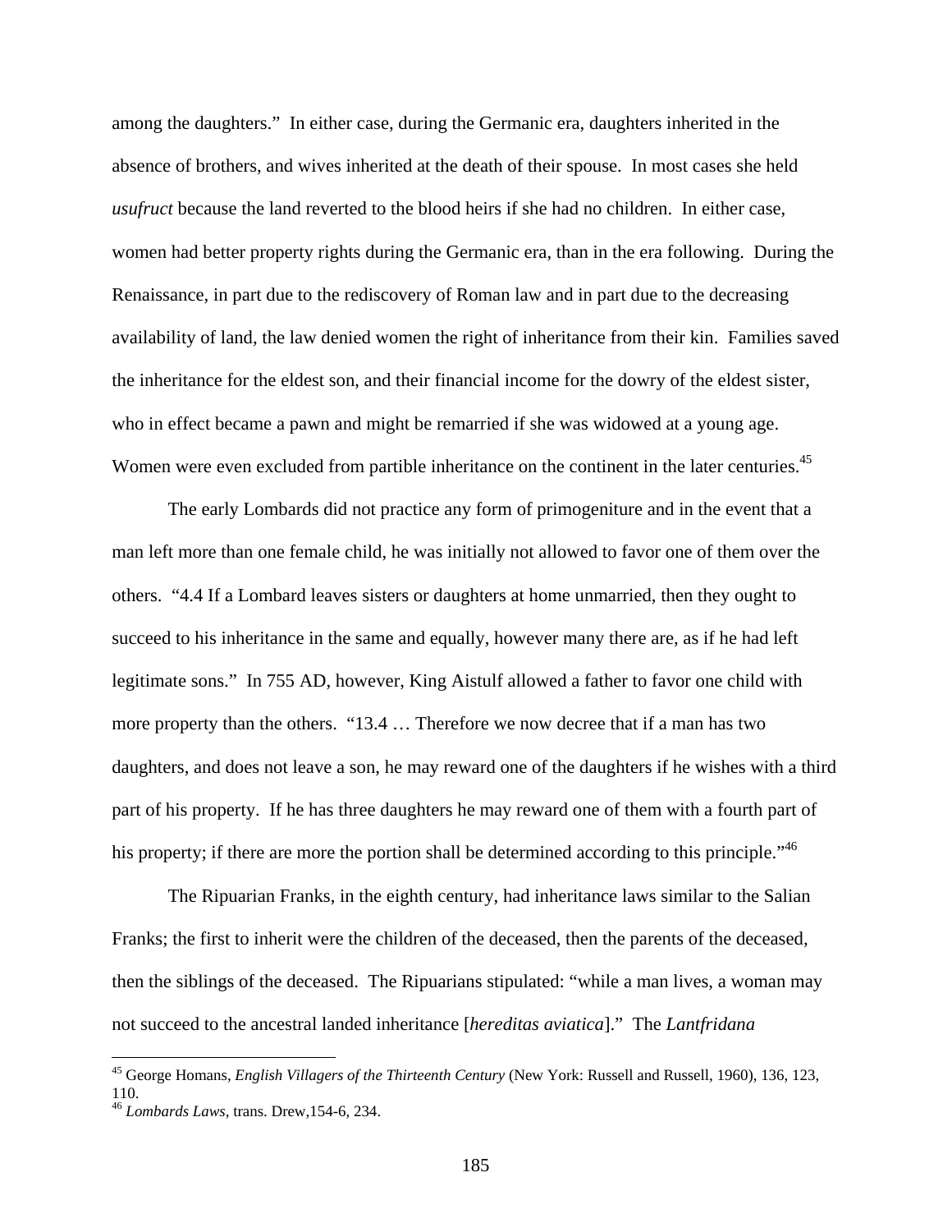among the daughters." In either case, during the Germanic era, daughters inherited in the absence of brothers, and wives inherited at the death of their spouse. In most cases she held *usufruct* because the land reverted to the blood heirs if she had no children. In either case, women had better property rights during the Germanic era, than in the era following. During the Renaissance, in part due to the rediscovery of Roman law and in part due to the decreasing availability of land, the law denied women the right of inheritance from their kin. Families saved the inheritance for the eldest son, and their financial income for the dowry of the eldest sister, who in effect became a pawn and might be remarried if she was widowed at a young age. Women were even excluded from partible inheritance on the continent in the later centuries.[45]

The early Lombards did not practice any form of primogeniture and in the event that a man left more than one female child, he was initially not allowed to favor one of them over the others. "4.4 If a Lombard leaves sisters or daughters at home unmarried, then they ought to succeed to his inheritance in the same and equally, however many there are, as if he had left legitimate sons." In 755 AD, however, King Aistulf allowed a father to favor one child with more property than the others. "13.4 … Therefore we now decree that if a man has two daughters, and does not leave a son, he may reward one of the daughters if he wishes with a third part of his property. If he has three daughters he may reward one of them with a fourth part of his property; if there are more the portion shall be determined according to this principle."[46]

The Ripuarian Franks, in the eighth century, had inheritance laws similar to the Salian Franks; the first to inherit were the children of the deceased, then the parents of the deceased, then the siblings of the deceased. The Ripuarians stipulated: "while a man lives, a woman may not succeed to the ancestral landed inheritance [*hereditas aviatica*]." The *Lantfridana*

---

[45] George Homans, *English Villagers of the Thirteenth Century* (New York: Russell and Russell, 1960), 136, 123, 110.

[46] *Lombards Laws*, trans. Drew,154-6, 234.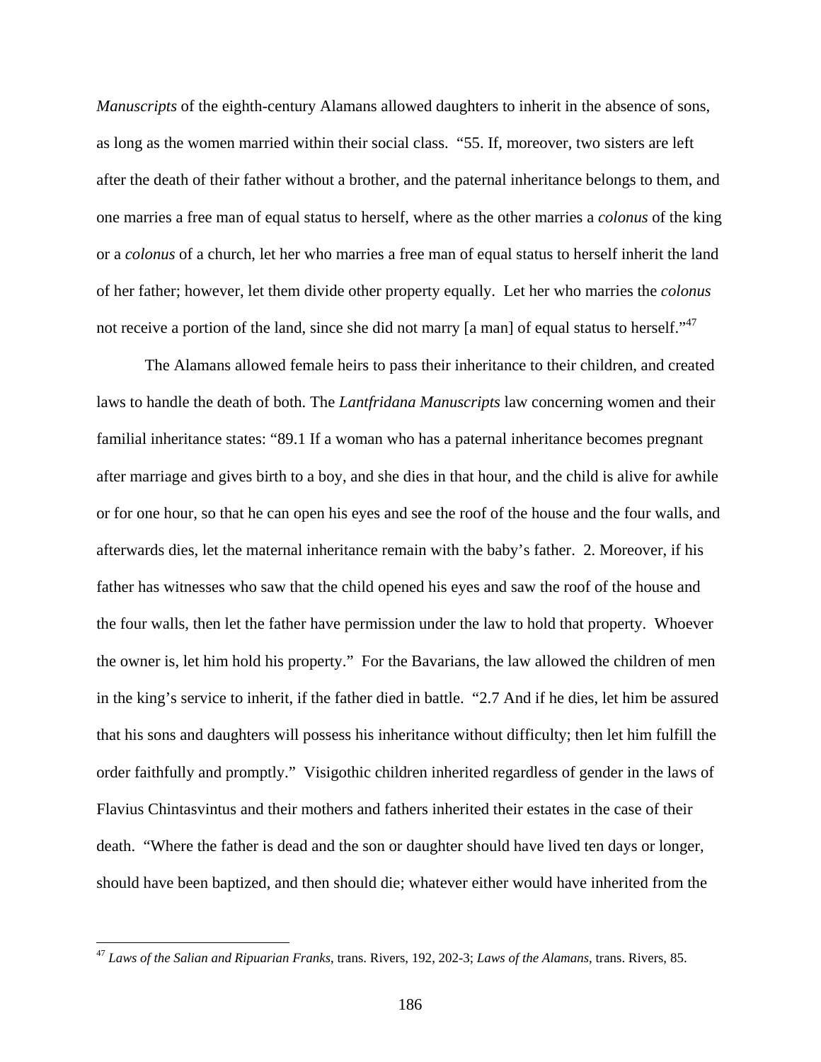*Manuscripts* of the eighth-century Alamans allowed daughters to inherit in the absence of sons, as long as the women married within their social class. "55. If, moreover, two sisters are left after the death of their father without a brother, and the paternal inheritance belongs to them, and one marries a free man of equal status to herself, where as the other marries a *colonus* of the king or a *colonus* of a church, let her who marries a free man of equal status to herself inherit the land of her father; however, let them divide other property equally. Let her who marries the *colonus* not receive a portion of the land, since she did not marry [a man] of equal status to herself."[47]

The Alamans allowed female heirs to pass their inheritance to their children, and created laws to handle the death of both. The *Lantfridana Manuscripts* law concerning women and their familial inheritance states: "89.1 If a woman who has a paternal inheritance becomes pregnant after marriage and gives birth to a boy, and she dies in that hour, and the child is alive for awhile or for one hour, so that he can open his eyes and see the roof of the house and the four walls, and afterwards dies, let the maternal inheritance remain with the baby's father. 2. Moreover, if his father has witnesses who saw that the child opened his eyes and saw the roof of the house and the four walls, then let the father have permission under the law to hold that property. Whoever the owner is, let him hold his property." For the Bavarians, the law allowed the children of men in the king's service to inherit, if the father died in battle. "2.7 And if he dies, let him be assured that his sons and daughters will possess his inheritance without difficulty; then let him fulfill the order faithfully and promptly." Visigothic children inherited regardless of gender in the laws of Flavius Chintasvintus and their mothers and fathers inherited their estates in the case of their death. "Where the father is dead and the son or daughter should have lived ten days or longer, should have been baptized, and then should die; whatever either would have inherited from the

---

[47] *Laws of the Salian and Ripuarian Franks*, trans. Rivers, 192, 202-3; *Laws of the Alamans*, trans. Rivers, 85.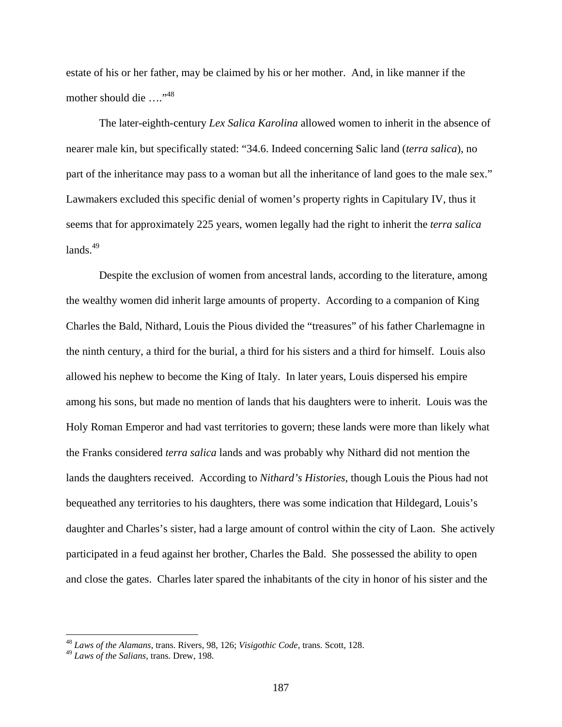estate of his or her father, may be claimed by his or her mother. And, in like manner if the mother should die ….”[48]

The later-eighth-century *Lex Salica Karolina* allowed women to inherit in the absence of nearer male kin, but specifically stated: "34.6. Indeed concerning Salic land (*terra salica*), no part of the inheritance may pass to a woman but all the inheritance of land goes to the male sex." Lawmakers excluded this specific denial of women's property rights in Capitulary IV, thus it seems that for approximately 225 years, women legally had the right to inherit the *terra salica* lands.[49]

Despite the exclusion of women from ancestral lands, according to the literature, among the wealthy women did inherit large amounts of property. According to a companion of King Charles the Bald, Nithard, Louis the Pious divided the "treasures" of his father Charlemagne in the ninth century, a third for the burial, a third for his sisters and a third for himself. Louis also allowed his nephew to become the King of Italy. In later years, Louis dispersed his empire among his sons, but made no mention of lands that his daughters were to inherit. Louis was the Holy Roman Emperor and had vast territories to govern; these lands were more than likely what the Franks considered *terra salica* lands and was probably why Nithard did not mention the lands the daughters received. According to *Nithard's Histories*, though Louis the Pious had not bequeathed any territories to his daughters, there was some indication that Hildegard, Louis's daughter and Charles's sister, had a large amount of control within the city of Laon. She actively participated in a feud against her brother, Charles the Bald. She possessed the ability to open and close the gates. Charles later spared the inhabitants of the city in honor of his sister and the

[48] *Laws of the Alamans*, trans. Rivers, 98, 126; *Visigothic Code*, trans. Scott, 128.

[49] *Laws of the Salians*, trans. Drew, 198.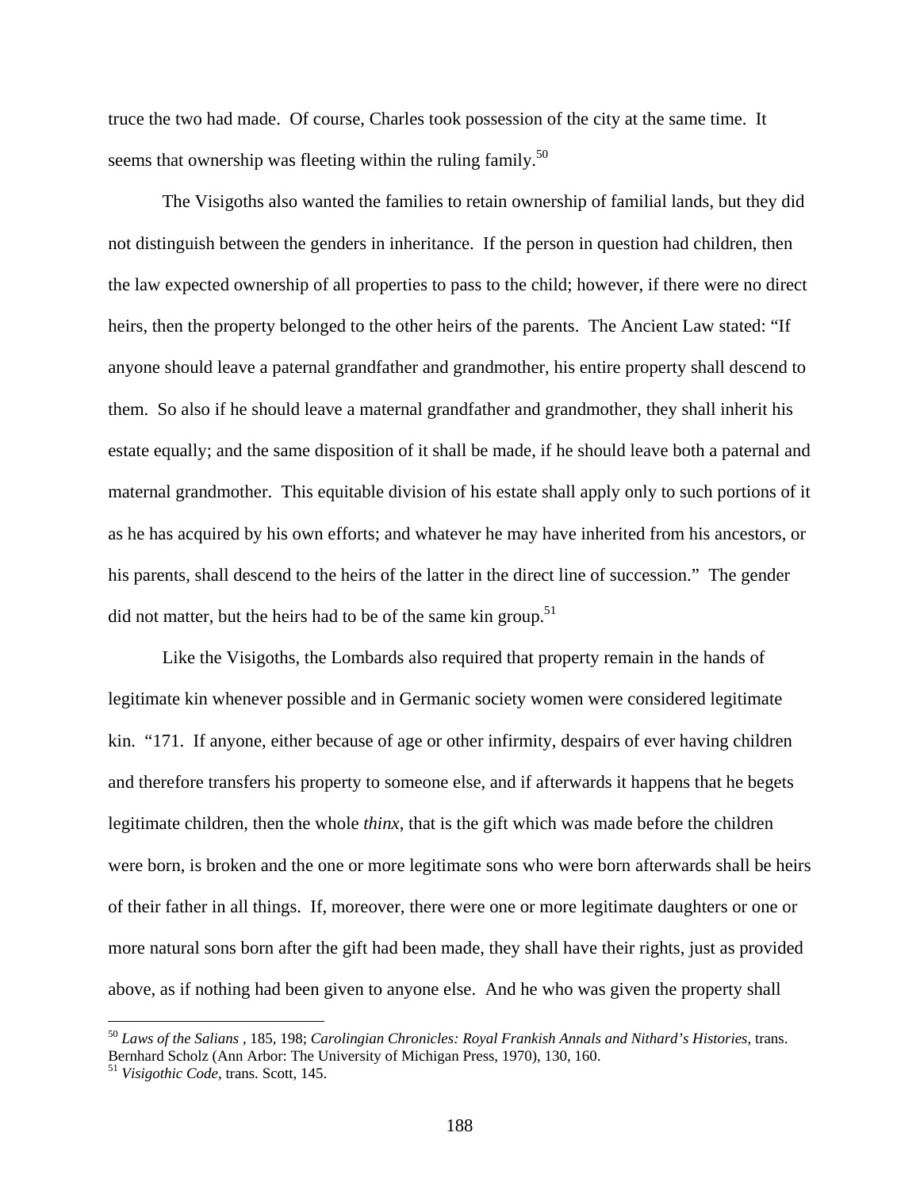truce the two had made. Of course, Charles took possession of the city at the same time. It seems that ownership was fleeting within the ruling family.[50]

The Visigoths also wanted the families to retain ownership of familial lands, but they did not distinguish between the genders in inheritance. If the person in question had children, then the law expected ownership of all properties to pass to the child; however, if there were no direct heirs, then the property belonged to the other heirs of the parents. The Ancient Law stated: "If anyone should leave a paternal grandfather and grandmother, his entire property shall descend to them. So also if he should leave a maternal grandfather and grandmother, they shall inherit his estate equally; and the same disposition of it shall be made, if he should leave both a paternal and maternal grandmother. This equitable division of his estate shall apply only to such portions of it as he has acquired by his own efforts; and whatever he may have inherited from his ancestors, or his parents, shall descend to the heirs of the latter in the direct line of succession." The gender did not matter, but the heirs had to be of the same kin group.[51]

Like the Visigoths, the Lombards also required that property remain in the hands of legitimate kin whenever possible and in Germanic society women were considered legitimate kin. "171. If anyone, either because of age or other infirmity, despairs of ever having children and therefore transfers his property to someone else, and if afterwards it happens that he begets legitimate children, then the whole *thinx*, that is the gift which was made before the children were born, is broken and the one or more legitimate sons who were born afterwards shall be heirs of their father in all things. If, moreover, there were one or more legitimate daughters or one or more natural sons born after the gift had been made, they shall have their rights, just as provided above, as if nothing had been given to anyone else. And he who was given the property shall

[50] *Laws of the Salians* , 185, 198; *Carolingian Chronicles: Royal Frankish Annals and Nithard's Histories,* trans. Bernhard Scholz (Ann Arbor: The University of Michigan Press, 1970), 130, 160.

[51] *Visigothic Code*, trans. Scott, 145.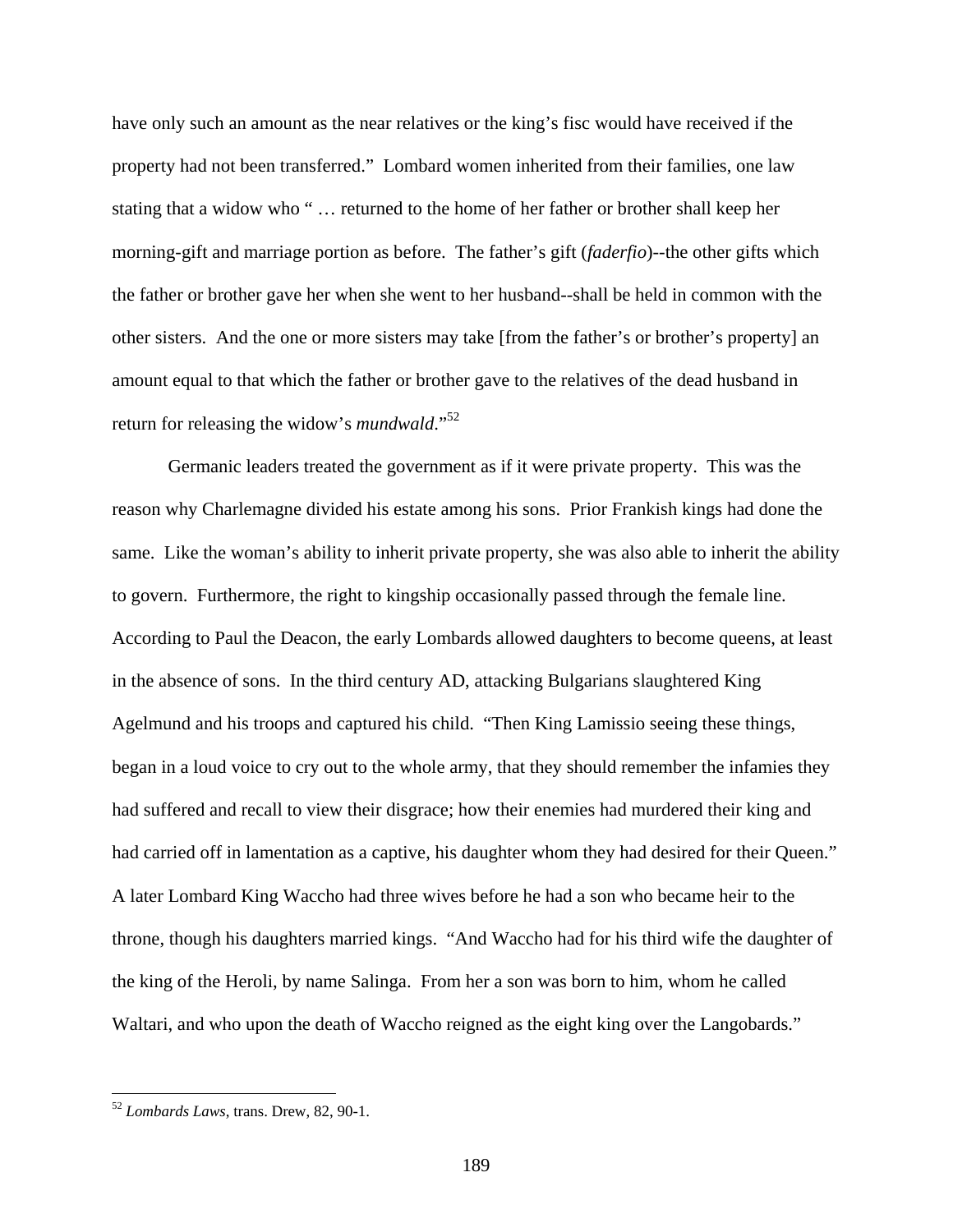have only such an amount as the near relatives or the king's fisc would have received if the property had not been transferred." Lombard women inherited from their families, one law stating that a widow who " … returned to the home of her father or brother shall keep her morning-gift and marriage portion as before. The father's gift (*faderfio*)--the other gifts which the father or brother gave her when she went to her husband--shall be held in common with the other sisters. And the one or more sisters may take [from the father's or brother's property] an amount equal to that which the father or brother gave to the relatives of the dead husband in return for releasing the widow's *mundwald*."[52]

Germanic leaders treated the government as if it were private property. This was the reason why Charlemagne divided his estate among his sons. Prior Frankish kings had done the same. Like the woman's ability to inherit private property, she was also able to inherit the ability to govern. Furthermore, the right to kingship occasionally passed through the female line. According to Paul the Deacon, the early Lombards allowed daughters to become queens, at least in the absence of sons. In the third century AD, attacking Bulgarians slaughtered King Agelmund and his troops and captured his child. "Then King Lamissio seeing these things, began in a loud voice to cry out to the whole army, that they should remember the infamies they had suffered and recall to view their disgrace; how their enemies had murdered their king and had carried off in lamentation as a captive, his daughter whom they had desired for their Queen." A later Lombard King Waccho had three wives before he had a son who became heir to the throne, though his daughters married kings. "And Waccho had for his third wife the daughter of the king of the Heroli, by name Salinga. From her a son was born to him, whom he called Waltari, and who upon the death of Waccho reigned as the eight king over the Langobards."

---

[52] *Lombards Laws*, trans. Drew, 82, 90-1.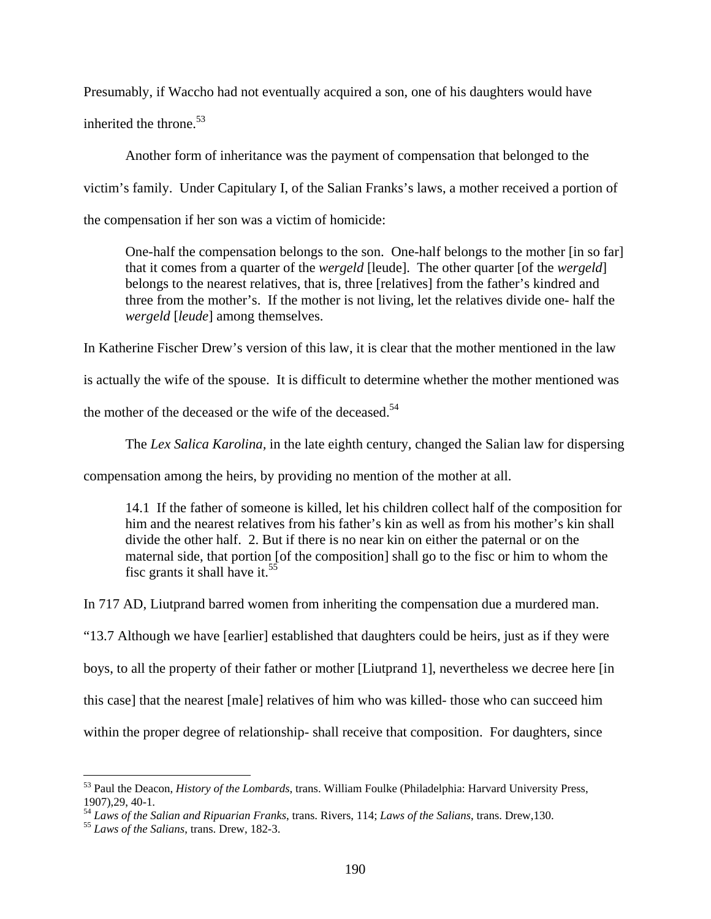Presumably, if Waccho had not eventually acquired a son, one of his daughters would have inherited the throne.[53]

Another form of inheritance was the payment of compensation that belonged to the victim's family. Under Capitulary I, of the Salian Franks's laws, a mother received a portion of the compensation if her son was a victim of homicide:

> One-half the compensation belongs to the son. One-half belongs to the mother [in so far] that it comes from a quarter of the *wergeld* [leude]. The other quarter [of the *wergeld*] belongs to the nearest relatives, that is, three [relatives] from the father's kindred and three from the mother's. If the mother is not living, let the relatives divide one- half the *wergeld* [*leude*] among themselves.

In Katherine Fischer Drew's version of this law, it is clear that the mother mentioned in the law is actually the wife of the spouse. It is difficult to determine whether the mother mentioned was the mother of the deceased or the wife of the deceased.[54]

The *Lex Salica Karolina,* in the late eighth century, changed the Salian law for dispersing compensation among the heirs, by providing no mention of the mother at all.

> 14.1 If the father of someone is killed, let his children collect half of the composition for him and the nearest relatives from his father's kin as well as from his mother's kin shall divide the other half. 2. But if there is no near kin on either the paternal or on the maternal side, that portion [of the composition] shall go to the fisc or him to whom the fisc grants it shall have it.[55]

In 717 AD, Liutprand barred women from inheriting the compensation due a murdered man. "13.7 Although we have [earlier] established that daughters could be heirs, just as if they were boys, to all the property of their father or mother [Liutprand 1], nevertheless we decree here [in this case] that the nearest [male] relatives of him who was killed- those who can succeed him within the proper degree of relationship- shall receive that composition. For daughters, since

---

[53] Paul the Deacon, *History of the Lombards*, trans. William Foulke (Philadelphia: Harvard University Press, 1907),29, 40-1.

[54] *Laws of the Salian and Ripuarian Franks*, trans. Rivers, 114; *Laws of the Salians*, trans. Drew,130.

[55] *Laws of the Salians*, trans. Drew, 182-3.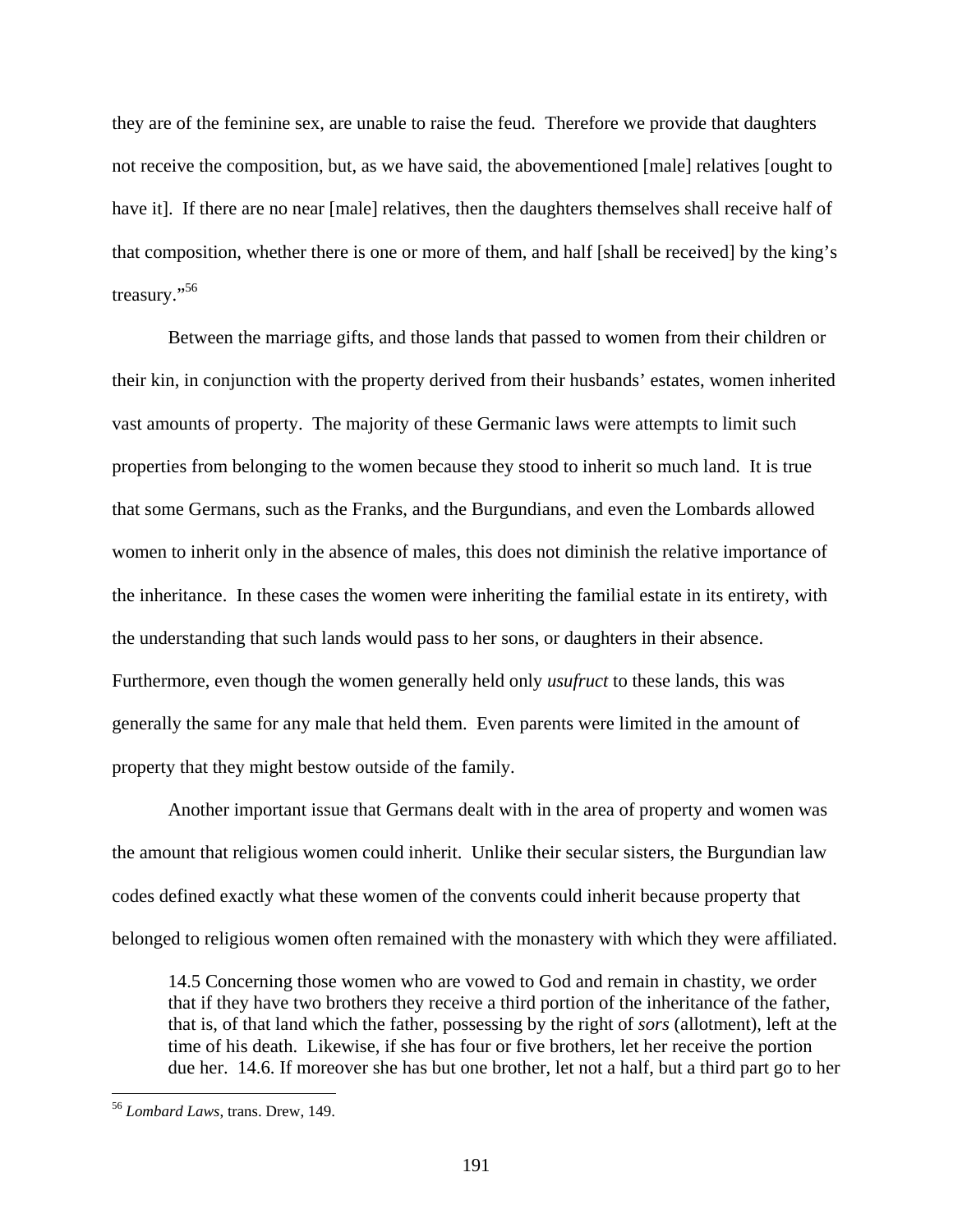they are of the feminine sex, are unable to raise the feud. Therefore we provide that daughters not receive the composition, but, as we have said, the abovementioned [male] relatives [ought to have it]. If there are no near [male] relatives, then the daughters themselves shall receive half of that composition, whether there is one or more of them, and half [shall be received] by the king's treasury."[56]

Between the marriage gifts, and those lands that passed to women from their children or their kin, in conjunction with the property derived from their husbands' estates, women inherited vast amounts of property. The majority of these Germanic laws were attempts to limit such properties from belonging to the women because they stood to inherit so much land. It is true that some Germans, such as the Franks, and the Burgundians, and even the Lombards allowed women to inherit only in the absence of males, this does not diminish the relative importance of the inheritance. In these cases the women were inheriting the familial estate in its entirety, with the understanding that such lands would pass to her sons, or daughters in their absence. Furthermore, even though the women generally held only *usufruct* to these lands, this was generally the same for any male that held them. Even parents were limited in the amount of property that they might bestow outside of the family.

Another important issue that Germans dealt with in the area of property and women was the amount that religious women could inherit. Unlike their secular sisters, the Burgundian law codes defined exactly what these women of the convents could inherit because property that belonged to religious women often remained with the monastery with which they were affiliated.

> 14.5 Concerning those women who are vowed to God and remain in chastity, we order that if they have two brothers they receive a third portion of the inheritance of the father, that is, of that land which the father, possessing by the right of *sors* (allotment), left at the time of his death. Likewise, if she has four or five brothers, let her receive the portion due her. 14.6. If moreover she has but one brother, let not a half, but a third part go to her

[56] *Lombard Laws*, trans. Drew, 149.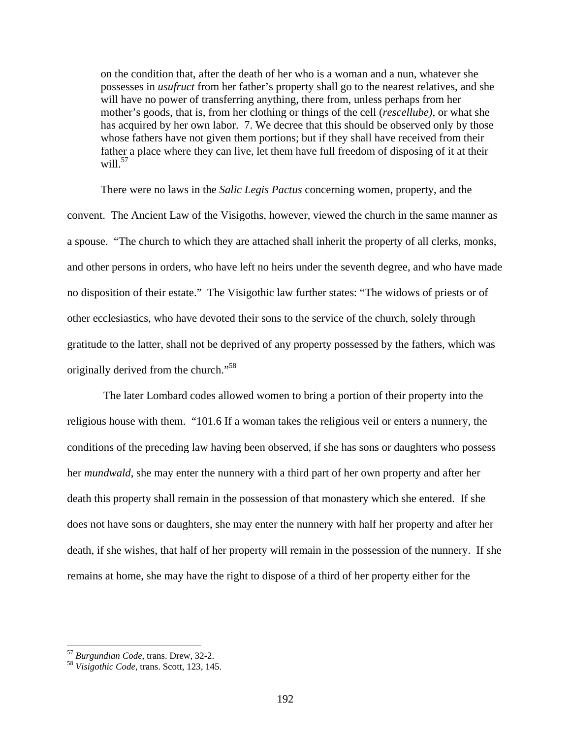> on the condition that, after the death of her who is a woman and a nun, whatever she possesses in *usufruct* from her father's property shall go to the nearest relatives, and she will have no power of transferring anything, there from, unless perhaps from her mother's goods, that is, from her clothing or things of the cell (*rescellube)*, or what she has acquired by her own labor. 7. We decree that this should be observed only by those whose fathers have not given them portions; but if they shall have received from their father a place where they can live, let them have full freedom of disposing of it at their will.[57]

There were no laws in the *Salic Legis Pactus* concerning women, property, and the convent. The Ancient Law of the Visigoths, however, viewed the church in the same manner as a spouse. "The church to which they are attached shall inherit the property of all clerks, monks, and other persons in orders, who have left no heirs under the seventh degree, and who have made no disposition of their estate." The Visigothic law further states: "The widows of priests or of other ecclesiastics, who have devoted their sons to the service of the church, solely through gratitude to the latter, shall not be deprived of any property possessed by the fathers, which was originally derived from the church."[58]

The later Lombard codes allowed women to bring a portion of their property into the religious house with them. "101.6 If a woman takes the religious veil or enters a nunnery, the conditions of the preceding law having been observed, if she has sons or daughters who possess her *mundwald*, she may enter the nunnery with a third part of her own property and after her death this property shall remain in the possession of that monastery which she entered. If she does not have sons or daughters, she may enter the nunnery with half her property and after her death, if she wishes, that half of her property will remain in the possession of the nunnery. If she remains at home, she may have the right to dispose of a third of her property either for the

---

[57] *Burgundian Code*, trans. Drew, 32-2.

[58] *Visigothic Code*, trans. Scott, 123, 145.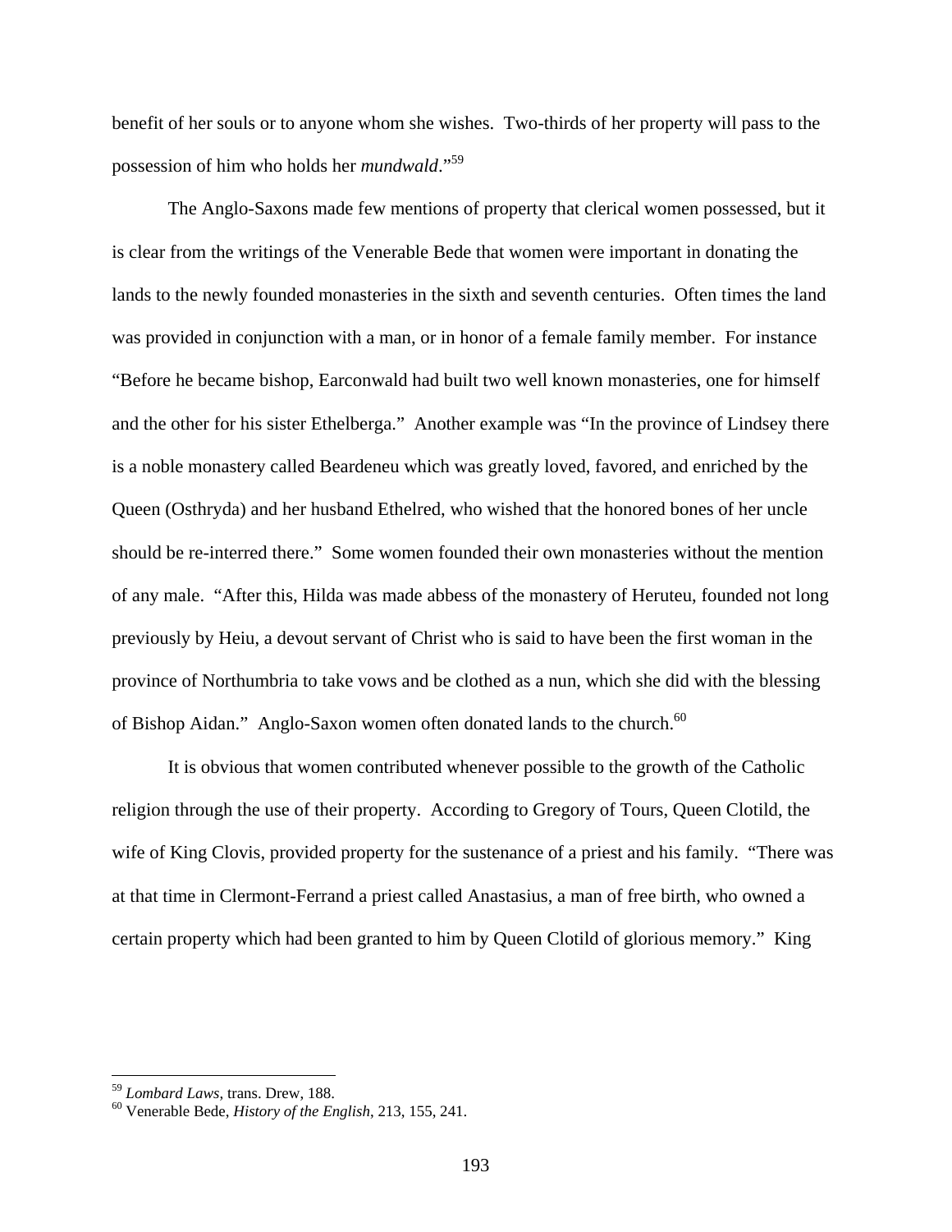benefit of her souls or to anyone whom she wishes. Two-thirds of her property will pass to the possession of him who holds her *mundwald*."[59]

The Anglo-Saxons made few mentions of property that clerical women possessed, but it is clear from the writings of the Venerable Bede that women were important in donating the lands to the newly founded monasteries in the sixth and seventh centuries. Often times the land was provided in conjunction with a man, or in honor of a female family member. For instance "Before he became bishop, Earconwald had built two well known monasteries, one for himself and the other for his sister Ethelberga." Another example was "In the province of Lindsey there is a noble monastery called Beardeneu which was greatly loved, favored, and enriched by the Queen (Osthryda) and her husband Ethelred, who wished that the honored bones of her uncle should be re-interred there." Some women founded their own monasteries without the mention of any male. "After this, Hilda was made abbess of the monastery of Heruteu, founded not long previously by Heiu, a devout servant of Christ who is said to have been the first woman in the province of Northumbria to take vows and be clothed as a nun, which she did with the blessing of Bishop Aidan." Anglo-Saxon women often donated lands to the church.[60]

It is obvious that women contributed whenever possible to the growth of the Catholic religion through the use of their property. According to Gregory of Tours, Queen Clotild, the wife of King Clovis, provided property for the sustenance of a priest and his family. "There was at that time in Clermont-Ferrand a priest called Anastasius, a man of free birth, who owned a certain property which had been granted to him by Queen Clotild of glorious memory." King

---

[59] *Lombard Laws*, trans. Drew, 188.

[60] Venerable Bede, *History of the English*, 213, 155, 241.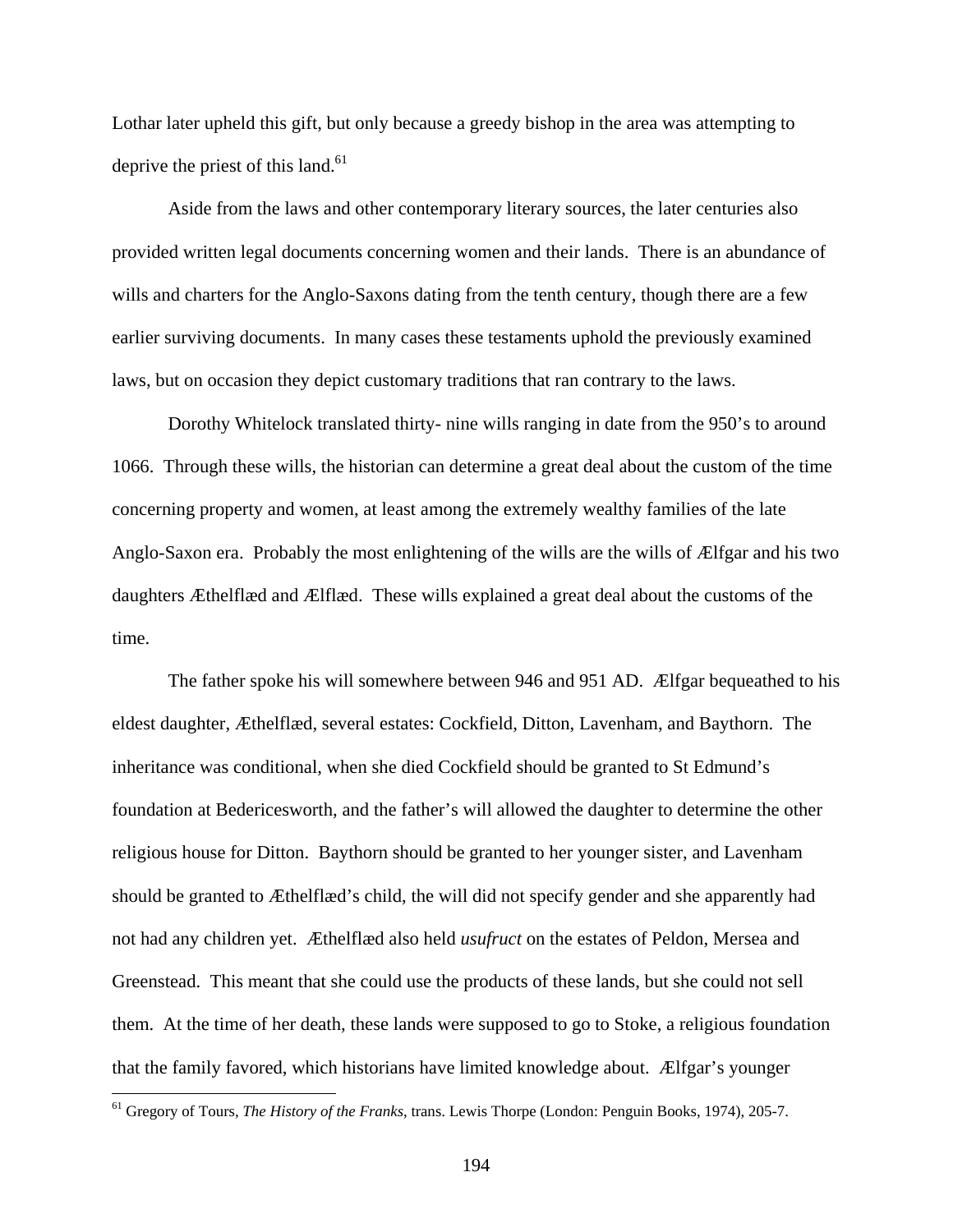Lothar later upheld this gift, but only because a greedy bishop in the area was attempting to deprive the priest of this land.[61]

Aside from the laws and other contemporary literary sources, the later centuries also provided written legal documents concerning women and their lands. There is an abundance of wills and charters for the Anglo-Saxons dating from the tenth century, though there are a few earlier surviving documents. In many cases these testaments uphold the previously examined laws, but on occasion they depict customary traditions that ran contrary to the laws.

Dorothy Whitelock translated thirty- nine wills ranging in date from the 950's to around 1066. Through these wills, the historian can determine a great deal about the custom of the time concerning property and women, at least among the extremely wealthy families of the late Anglo-Saxon era. Probably the most enlightening of the wills are the wills of Ælfgar and his two daughters Æthelflæd and Ælflæd. These wills explained a great deal about the customs of the time.

The father spoke his will somewhere between 946 and 951 AD. Ælfgar bequeathed to his eldest daughter, Æthelflæd, several estates: Cockfield, Ditton, Lavenham, and Baythorn. The inheritance was conditional, when she died Cockfield should be granted to St Edmund's foundation at Bedericesworth, and the father's will allowed the daughter to determine the other religious house for Ditton. Baythorn should be granted to her younger sister, and Lavenham should be granted to Æthelflæd's child, the will did not specify gender and she apparently had not had any children yet. Æthelflæd also held *usufruct* on the estates of Peldon, Mersea and Greenstead. This meant that she could use the products of these lands, but she could not sell them. At the time of her death, these lands were supposed to go to Stoke, a religious foundation that the family favored, which historians have limited knowledge about. Ælfgar's younger

---

[61] Gregory of Tours, *The History of the Franks*, trans. Lewis Thorpe (London: Penguin Books, 1974), 205-7.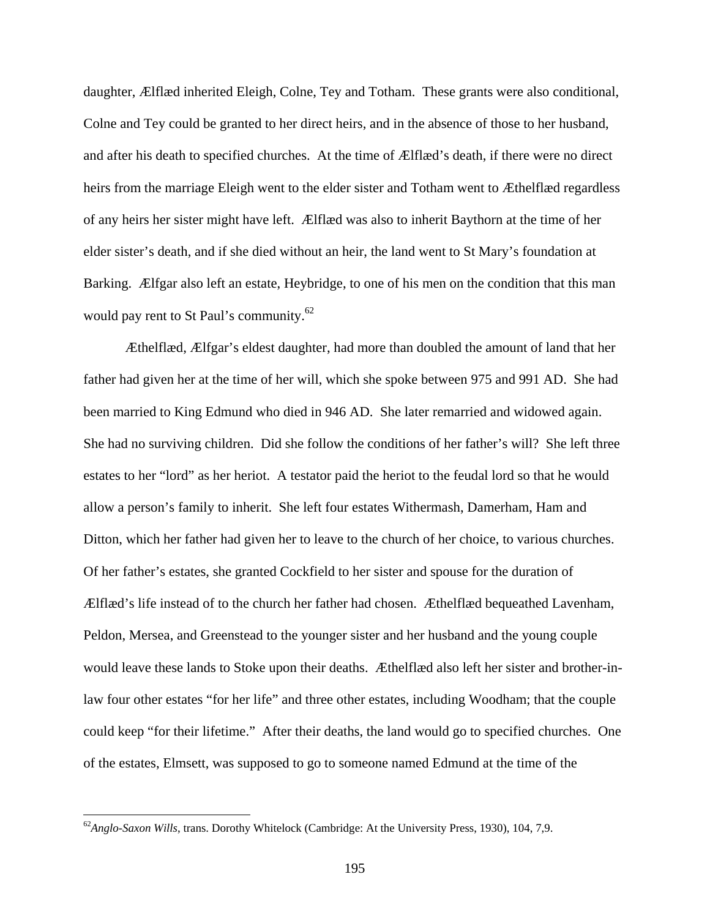daughter, Ælflæd inherited Eleigh, Colne, Tey and Totham. These grants were also conditional, Colne and Tey could be granted to her direct heirs, and in the absence of those to her husband, and after his death to specified churches. At the time of Ælflæd's death, if there were no direct heirs from the marriage Eleigh went to the elder sister and Totham went to Æthelflæd regardless of any heirs her sister might have left. Ælflæd was also to inherit Baythorn at the time of her elder sister's death, and if she died without an heir, the land went to St Mary's foundation at Barking. Ælfgar also left an estate, Heybridge, to one of his men on the condition that this man would pay rent to St Paul's community.[62]

Æthelflæd, Ælfgar's eldest daughter, had more than doubled the amount of land that her father had given her at the time of her will, which she spoke between 975 and 991 AD. She had been married to King Edmund who died in 946 AD. She later remarried and widowed again. She had no surviving children. Did she follow the conditions of her father's will? She left three estates to her "lord" as her heriot. A testator paid the heriot to the feudal lord so that he would allow a person's family to inherit. She left four estates Withermash, Damerham, Ham and Ditton, which her father had given her to leave to the church of her choice, to various churches. Of her father's estates, she granted Cockfield to her sister and spouse for the duration of Ælflæd's life instead of to the church her father had chosen. Æthelflæd bequeathed Lavenham, Peldon, Mersea, and Greenstead to the younger sister and her husband and the young couple would leave these lands to Stoke upon their deaths. Æthelflæd also left her sister and brother-in-law four other estates "for her life" and three other estates, including Woodham; that the couple could keep "for their lifetime." After their deaths, the land would go to specified churches. One of the estates, Elmsett, was supposed to go to someone named Edmund at the time of the

---

[62] *Anglo-Saxon Wills*, trans. Dorothy Whitelock (Cambridge: At the University Press, 1930), 104, 7,9.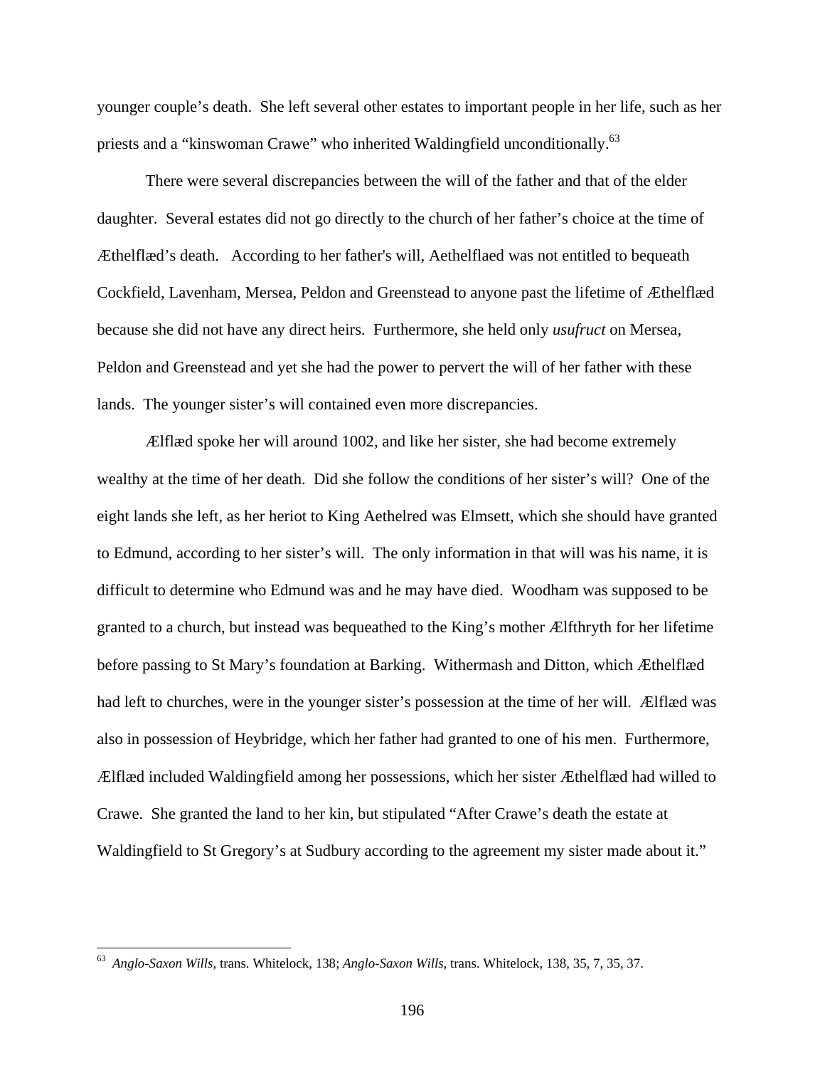younger couple's death. She left several other estates to important people in her life, such as her priests and a "kinswoman Crawe" who inherited Waldingfield unconditionally.[63]

There were several discrepancies between the will of the father and that of the elder daughter. Several estates did not go directly to the church of her father's choice at the time of Æthelflæd's death. According to her father's will, Aethelflaed was not entitled to bequeath Cockfield, Lavenham, Mersea, Peldon and Greenstead to anyone past the lifetime of Æthelflæd because she did not have any direct heirs. Furthermore, she held only *usufruct* on Mersea, Peldon and Greenstead and yet she had the power to pervert the will of her father with these lands. The younger sister's will contained even more discrepancies.

Ælflæd spoke her will around 1002, and like her sister, she had become extremely wealthy at the time of her death. Did she follow the conditions of her sister's will? One of the eight lands she left, as her heriot to King Aethelred was Elmsett, which she should have granted to Edmund, according to her sister's will. The only information in that will was his name, it is difficult to determine who Edmund was and he may have died. Woodham was supposed to be granted to a church, but instead was bequeathed to the King's mother Ælfthryth for her lifetime before passing to St Mary's foundation at Barking. Withermash and Ditton, which Æthelflæd had left to churches, were in the younger sister's possession at the time of her will. Ælflæd was also in possession of Heybridge, which her father had granted to one of his men. Furthermore, Ælflæd included Waldingfield among her possessions, which her sister Æthelflæd had willed to Crawe. She granted the land to her kin, but stipulated "After Crawe's death the estate at Waldingfield to St Gregory's at Sudbury according to the agreement my sister made about it."

---

[63] *Anglo-Saxon Wills,* trans. Whitelock, 138; *Anglo-Saxon Wills,* trans. Whitelock, 138, 35, 7, 35, 37.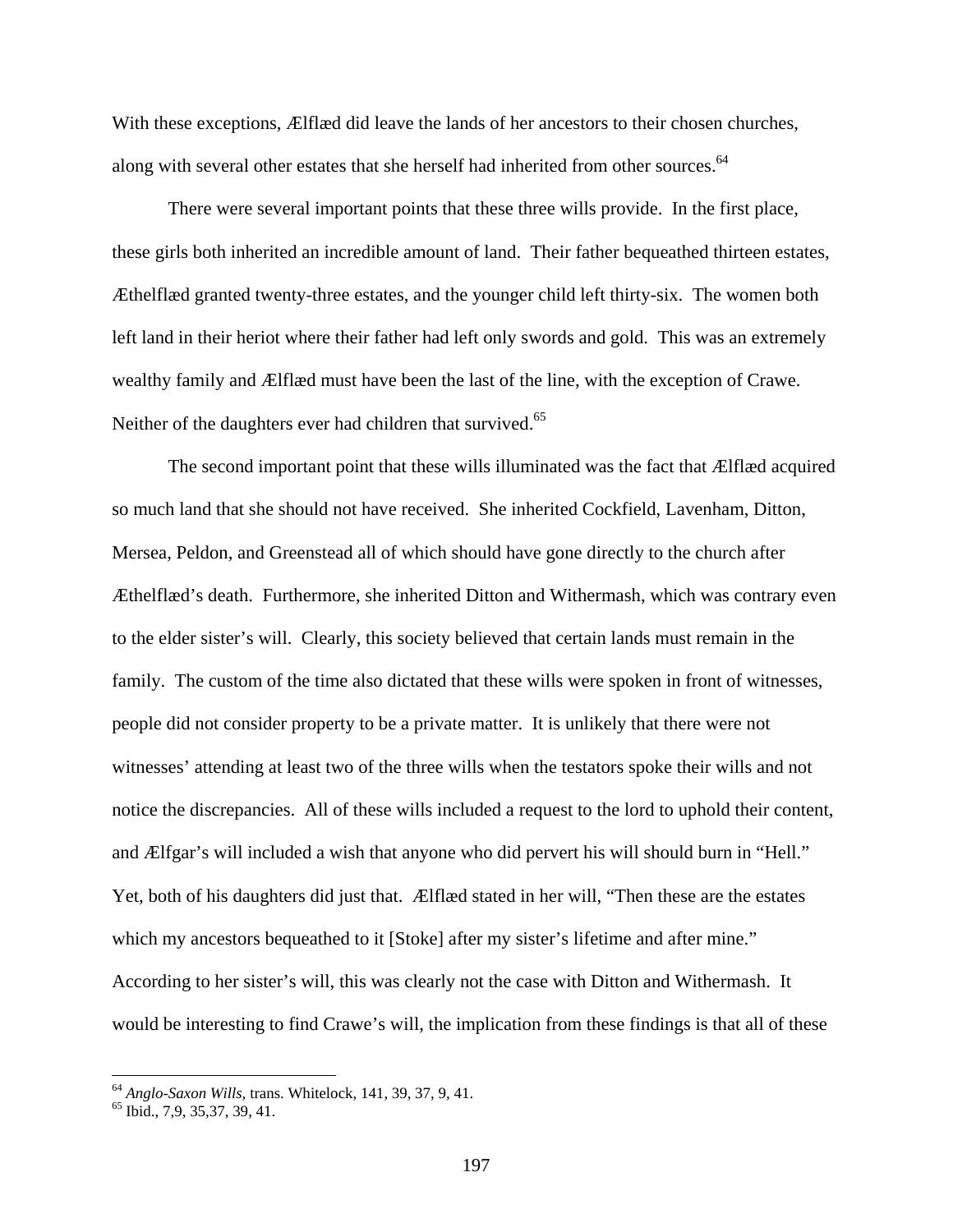With these exceptions, Ælflæd did leave the lands of her ancestors to their chosen churches, along with several other estates that she herself had inherited from other sources.[64]

There were several important points that these three wills provide. In the first place, these girls both inherited an incredible amount of land. Their father bequeathed thirteen estates, Æthelflæd granted twenty-three estates, and the younger child left thirty-six. The women both left land in their heriot where their father had left only swords and gold. This was an extremely wealthy family and Ælflæd must have been the last of the line, with the exception of Crawe. Neither of the daughters ever had children that survived.[65]

The second important point that these wills illuminated was the fact that Ælflæd acquired so much land that she should not have received. She inherited Cockfield, Lavenham, Ditton, Mersea, Peldon, and Greenstead all of which should have gone directly to the church after Æthelflæd's death. Furthermore, she inherited Ditton and Withermash, which was contrary even to the elder sister's will. Clearly, this society believed that certain lands must remain in the family. The custom of the time also dictated that these wills were spoken in front of witnesses, people did not consider property to be a private matter. It is unlikely that there were not witnesses' attending at least two of the three wills when the testators spoke their wills and not notice the discrepancies. All of these wills included a request to the lord to uphold their content, and Ælfgar's will included a wish that anyone who did pervert his will should burn in "Hell." Yet, both of his daughters did just that. Ælflæd stated in her will, "Then these are the estates which my ancestors bequeathed to it [Stoke] after my sister's lifetime and after mine." According to her sister's will, this was clearly not the case with Ditton and Withermash. It would be interesting to find Crawe's will, the implication from these findings is that all of these

---

[64] *Anglo-Saxon Wills,* trans. Whitelock, 141, 39, 37, 9, 41.
[65] Ibid., 7,9, 35,37, 39, 41.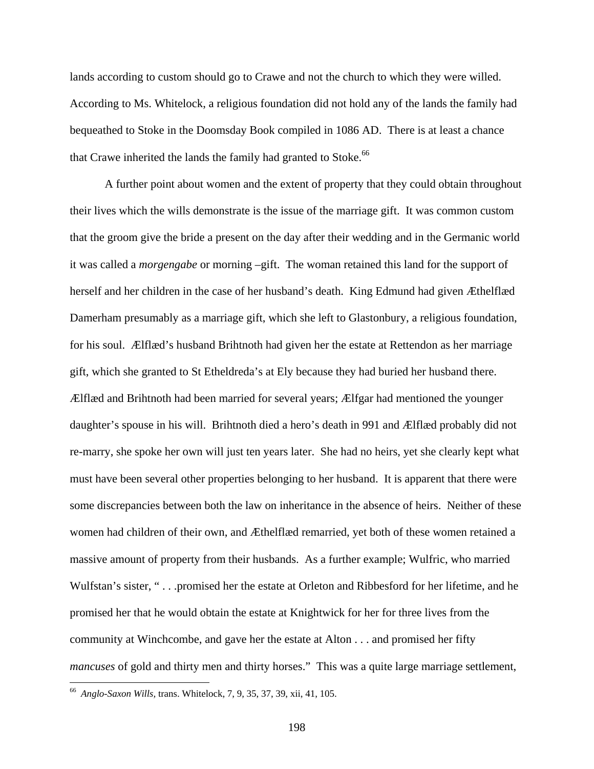lands according to custom should go to Crawe and not the church to which they were willed. According to Ms. Whitelock, a religious foundation did not hold any of the lands the family had bequeathed to Stoke in the Doomsday Book compiled in 1086 AD. There is at least a chance that Crawe inherited the lands the family had granted to Stoke.[66]

A further point about women and the extent of property that they could obtain throughout their lives which the wills demonstrate is the issue of the marriage gift. It was common custom that the groom give the bride a present on the day after their wedding and in the Germanic world it was called a *morgengabe* or morning –gift. The woman retained this land for the support of herself and her children in the case of her husband's death. King Edmund had given Æthelflæd Damerham presumably as a marriage gift, which she left to Glastonbury, a religious foundation, for his soul. Ælflæd's husband Brihtnoth had given her the estate at Rettendon as her marriage gift, which she granted to St Etheldreda's at Ely because they had buried her husband there. Ælflæd and Brihtnoth had been married for several years; Ælfgar had mentioned the younger daughter's spouse in his will. Brihtnoth died a hero's death in 991 and Ælflæd probably did not re-marry, she spoke her own will just ten years later. She had no heirs, yet she clearly kept what must have been several other properties belonging to her husband. It is apparent that there were some discrepancies between both the law on inheritance in the absence of heirs. Neither of these women had children of their own, and Æthelflæd remarried, yet both of these women retained a massive amount of property from their husbands. As a further example; Wulfric, who married Wulfstan's sister, " . . .promised her the estate at Orleton and Ribbesford for her lifetime, and he promised her that he would obtain the estate at Knightwick for her for three lives from the community at Winchcombe, and gave her the estate at Alton . . . and promised her fifty *mancuses* of gold and thirty men and thirty horses." This was a quite large marriage settlement,

[66] *Anglo-Saxon Wills,* trans. Whitelock, 7, 9, 35, 37, 39, xii, 41, 105.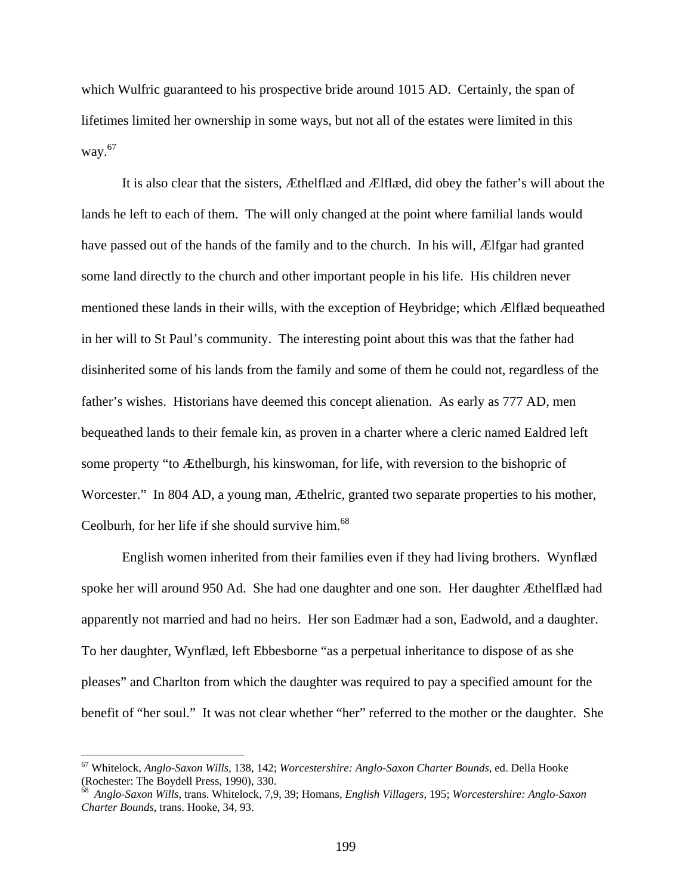which Wulfric guaranteed to his prospective bride around 1015 AD. Certainly, the span of lifetimes limited her ownership in some ways, but not all of the estates were limited in this way.[67]

It is also clear that the sisters, Æthelflæd and Ælflæd, did obey the father's will about the lands he left to each of them. The will only changed at the point where familial lands would have passed out of the hands of the family and to the church. In his will, Ælfgar had granted some land directly to the church and other important people in his life. His children never mentioned these lands in their wills, with the exception of Heybridge; which Ælflæd bequeathed in her will to St Paul's community. The interesting point about this was that the father had disinherited some of his lands from the family and some of them he could not, regardless of the father's wishes. Historians have deemed this concept alienation. As early as 777 AD, men bequeathed lands to their female kin, as proven in a charter where a cleric named Ealdred left some property "to Æthelburgh, his kinswoman, for life, with reversion to the bishopric of Worcester." In 804 AD, a young man, Æthelric, granted two separate properties to his mother, Ceolburh, for her life if she should survive him.[68]

English women inherited from their families even if they had living brothers. Wynflæd spoke her will around 950 Ad. She had one daughter and one son. Her daughter Æthelflæd had apparently not married and had no heirs. Her son Eadmær had a son, Eadwold, and a daughter. To her daughter, Wynflæd, left Ebbesborne "as a perpetual inheritance to dispose of as she pleases" and Charlton from which the daughter was required to pay a specified amount for the benefit of "her soul." It was not clear whether "her" referred to the mother or the daughter. She

---

[67] Whitelock, *Anglo-Saxon Wills,* 138, 142; *Worcestershire: Anglo-Saxon Charter Bounds,* ed. Della Hooke (Rochester: The Boydell Press, 1990), 330.

[68] *Anglo-Saxon Wills*, trans. Whitelock, 7,9, 39; Homans, *English Villagers*, 195; *Worcestershire: Anglo-Saxon Charter Bounds*, trans. Hooke, 34, 93.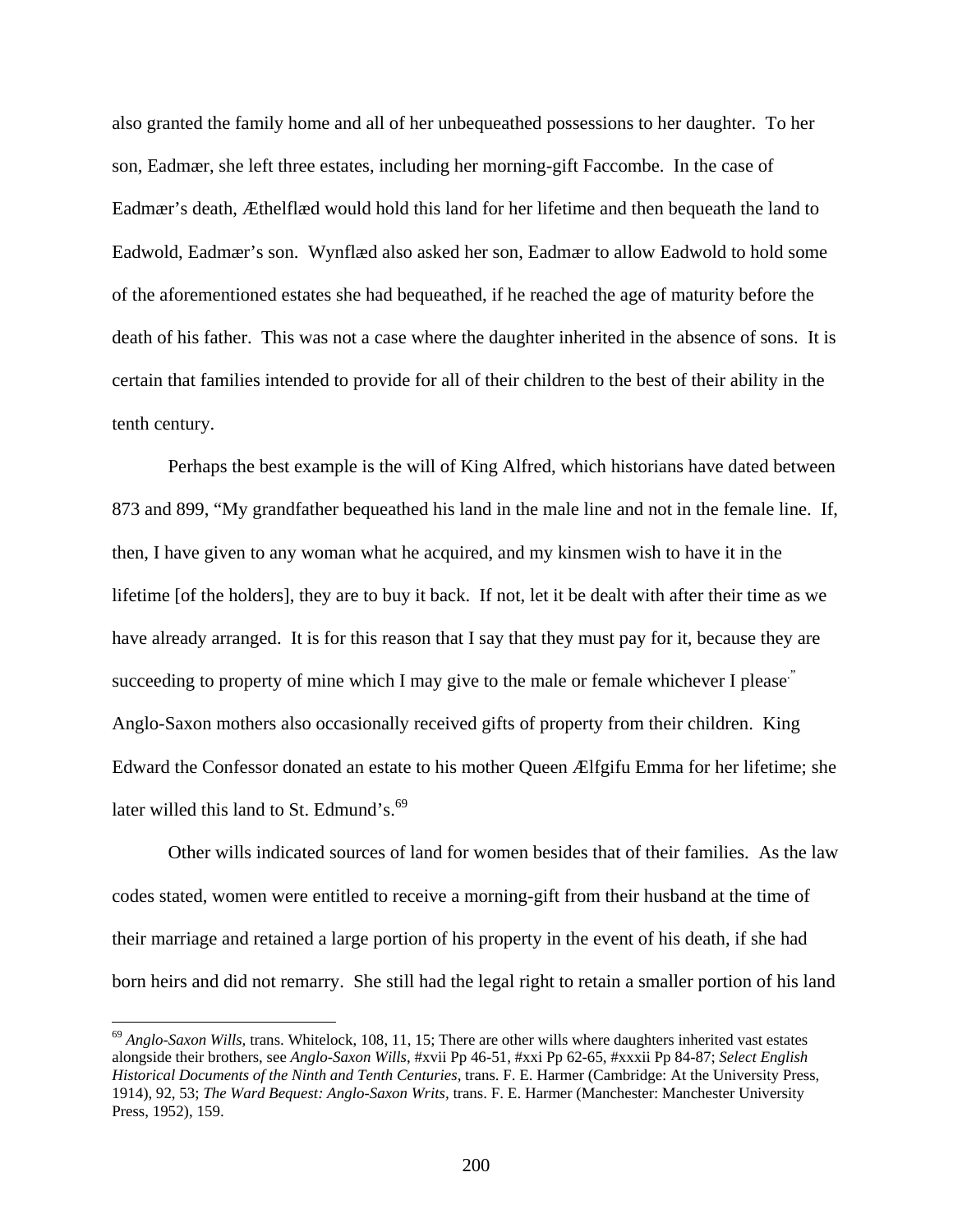also granted the family home and all of her unbequeathed possessions to her daughter. To her son, Eadmær, she left three estates, including her morning-gift Faccombe. In the case of Eadmær's death, Æthelflæd would hold this land for her lifetime and then bequeath the land to Eadwold, Eadmær's son. Wynflæd also asked her son, Eadmær to allow Eadwold to hold some of the aforementioned estates she had bequeathed, if he reached the age of maturity before the death of his father. This was not a case where the daughter inherited in the absence of sons. It is certain that families intended to provide for all of their children to the best of their ability in the tenth century.

Perhaps the best example is the will of King Alfred, which historians have dated between 873 and 899, "My grandfather bequeathed his land in the male line and not in the female line. If, then, I have given to any woman what he acquired, and my kinsmen wish to have it in the lifetime [of the holders], they are to buy it back. If not, let it be dealt with after their time as we have already arranged. It is for this reason that I say that they must pay for it, because they are succeeding to property of mine which I may give to the male or female whichever I please." Anglo-Saxon mothers also occasionally received gifts of property from their children. King Edward the Confessor donated an estate to his mother Queen Ælfgifu Emma for her lifetime; she later willed this land to St. Edmund's.[69]

Other wills indicated sources of land for women besides that of their families. As the law codes stated, women were entitled to receive a morning-gift from their husband at the time of their marriage and retained a large portion of his property in the event of his death, if she had born heirs and did not remarry. She still had the legal right to retain a smaller portion of his land

---

[69] *Anglo-Saxon Wills,* trans. Whitelock, 108, 11, 15; There are other wills where daughters inherited vast estates alongside their brothers, see *Anglo-Saxon Wills*, #xvii Pp 46-51, #xxi Pp 62-65, #xxxii Pp 84-87; *Select English Historical Documents of the Ninth and Tenth Centuries*, trans. F. E. Harmer (Cambridge: At the University Press, 1914), 92, 53; *The Ward Bequest: Anglo-Saxon Writs,* trans. F. E. Harmer (Manchester: Manchester University Press, 1952), 159.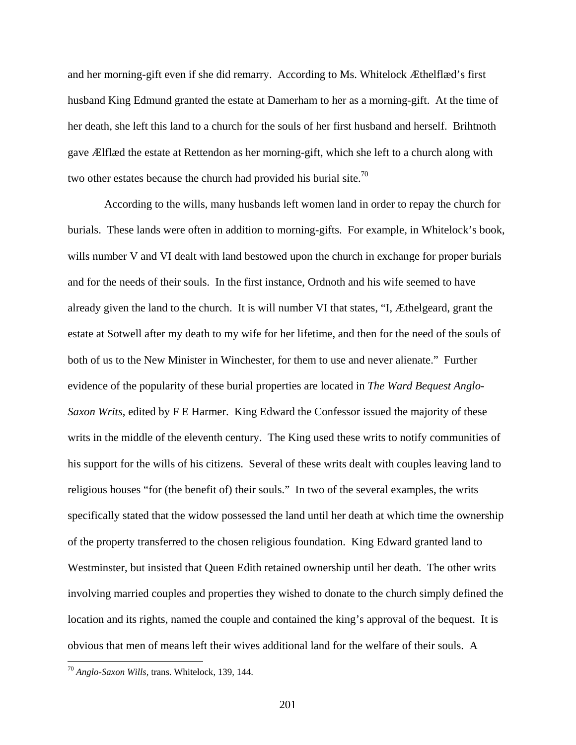and her morning-gift even if she did remarry. According to Ms. Whitelock Æthelflæd's first husband King Edmund granted the estate at Damerham to her as a morning-gift. At the time of her death, she left this land to a church for the souls of her first husband and herself. Brihtnoth gave Ælflæd the estate at Rettendon as her morning-gift, which she left to a church along with two other estates because the church had provided his burial site.[70]

According to the wills, many husbands left women land in order to repay the church for burials. These lands were often in addition to morning-gifts. For example, in Whitelock's book, wills number V and VI dealt with land bestowed upon the church in exchange for proper burials and for the needs of their souls. In the first instance, Ordnoth and his wife seemed to have already given the land to the church. It is will number VI that states, "I, Æthelgeard, grant the estate at Sotwell after my death to my wife for her lifetime, and then for the need of the souls of both of us to the New Minister in Winchester, for them to use and never alienate." Further evidence of the popularity of these burial properties are located in *The Ward Bequest Anglo-Saxon Writs*, edited by F E Harmer. King Edward the Confessor issued the majority of these writs in the middle of the eleventh century. The King used these writs to notify communities of his support for the wills of his citizens. Several of these writs dealt with couples leaving land to religious houses "for (the benefit of) their souls." In two of the several examples, the writs specifically stated that the widow possessed the land until her death at which time the ownership of the property transferred to the chosen religious foundation. King Edward granted land to Westminster, but insisted that Queen Edith retained ownership until her death. The other writs involving married couples and properties they wished to donate to the church simply defined the location and its rights, named the couple and contained the king's approval of the bequest. It is obvious that men of means left their wives additional land for the welfare of their souls. A

[70] *Anglo-Saxon Wills,* trans. Whitelock, 139, 144.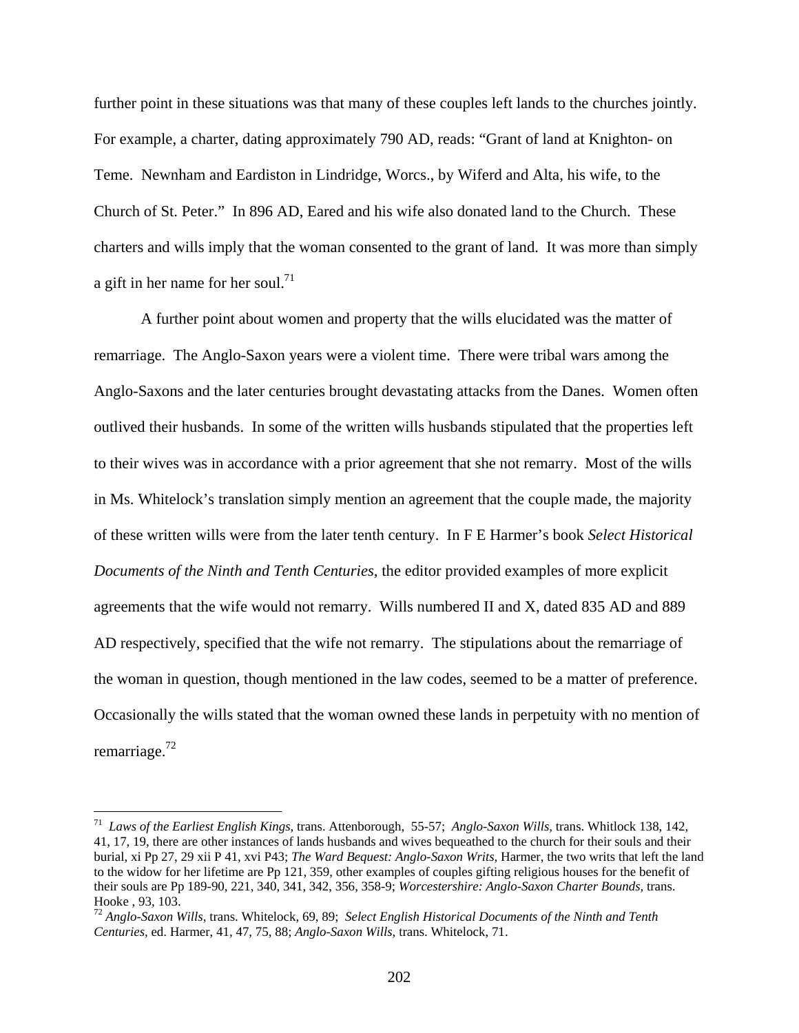further point in these situations was that many of these couples left lands to the churches jointly. For example, a charter, dating approximately 790 AD, reads: "Grant of land at Knighton- on Teme. Newnham and Eardiston in Lindridge, Worcs., by Wiferd and Alta, his wife, to the Church of St. Peter." In 896 AD, Eared and his wife also donated land to the Church. These charters and wills imply that the woman consented to the grant of land. It was more than simply a gift in her name for her soul.[71]

A further point about women and property that the wills elucidated was the matter of remarriage. The Anglo-Saxon years were a violent time. There were tribal wars among the Anglo-Saxons and the later centuries brought devastating attacks from the Danes. Women often outlived their husbands. In some of the written wills husbands stipulated that the properties left to their wives was in accordance with a prior agreement that she not remarry. Most of the wills in Ms. Whitelock's translation simply mention an agreement that the couple made, the majority of these written wills were from the later tenth century. In F E Harmer's book *Select Historical Documents of the Ninth and Tenth Centuries,* the editor provided examples of more explicit agreements that the wife would not remarry. Wills numbered II and X, dated 835 AD and 889 AD respectively, specified that the wife not remarry. The stipulations about the remarriage of the woman in question, though mentioned in the law codes, seemed to be a matter of preference. Occasionally the wills stated that the woman owned these lands in perpetuity with no mention of remarriage.[72]

---

[71] *Laws of the Earliest English Kings,* trans. Attenborough, 55-57; *Anglo-Saxon Wills,* trans. Whitlock 138, 142, 41, 17, 19, there are other instances of lands husbands and wives bequeathed to the church for their souls and their burial, xi Pp 27, 29 xii P 41, xvi P43; *The Ward Bequest: Anglo-Saxon Writs,* Harmer, the two writs that left the land to the widow for her lifetime are Pp 121, 359, other examples of couples gifting religious houses for the benefit of their souls are Pp 189-90, 221, 340, 341, 342, 356, 358-9; *Worcestershire: Anglo-Saxon Charter Bounds,* trans. Hooke , 93, 103.

[72] *Anglo-Saxon Wills,* trans. Whitelock, 69, 89; *Select English Historical Documents of the Ninth and Tenth Centuries*, ed. Harmer, 41, 47, 75, 88; *Anglo-Saxon Wills,* trans. Whitelock, 71.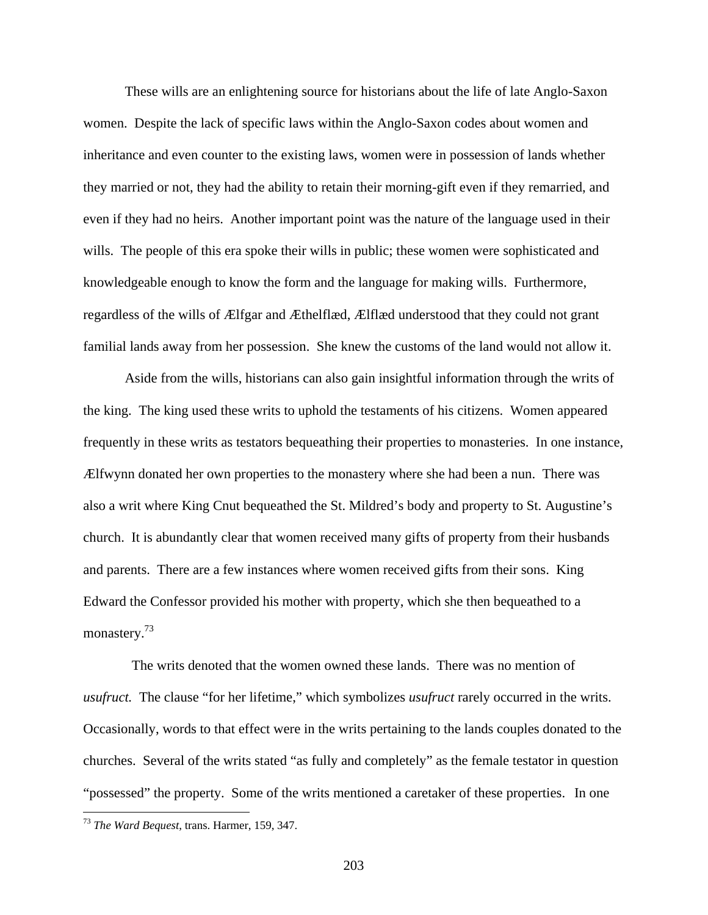These wills are an enlightening source for historians about the life of late Anglo-Saxon women. Despite the lack of specific laws within the Anglo-Saxon codes about women and inheritance and even counter to the existing laws, women were in possession of lands whether they married or not, they had the ability to retain their morning-gift even if they remarried, and even if they had no heirs. Another important point was the nature of the language used in their wills. The people of this era spoke their wills in public; these women were sophisticated and knowledgeable enough to know the form and the language for making wills. Furthermore, regardless of the wills of Ælfgar and Æthelflæd, Ælflæd understood that they could not grant familial lands away from her possession. She knew the customs of the land would not allow it.

Aside from the wills, historians can also gain insightful information through the writs of the king. The king used these writs to uphold the testaments of his citizens. Women appeared frequently in these writs as testators bequeathing their properties to monasteries. In one instance, Ælfwynn donated her own properties to the monastery where she had been a nun. There was also a writ where King Cnut bequeathed the St. Mildred's body and property to St. Augustine's church. It is abundantly clear that women received many gifts of property from their husbands and parents. There are a few instances where women received gifts from their sons. King Edward the Confessor provided his mother with property, which she then bequeathed to a monastery.[73]

The writs denoted that the women owned these lands. There was no mention of *usufruct.* The clause "for her lifetime," which symbolizes *usufruct* rarely occurred in the writs. Occasionally, words to that effect were in the writs pertaining to the lands couples donated to the churches. Several of the writs stated "as fully and completely" as the female testator in question "possessed" the property. Some of the writs mentioned a caretaker of these properties. In one

[73] *The Ward Bequest*, trans. Harmer, 159, 347.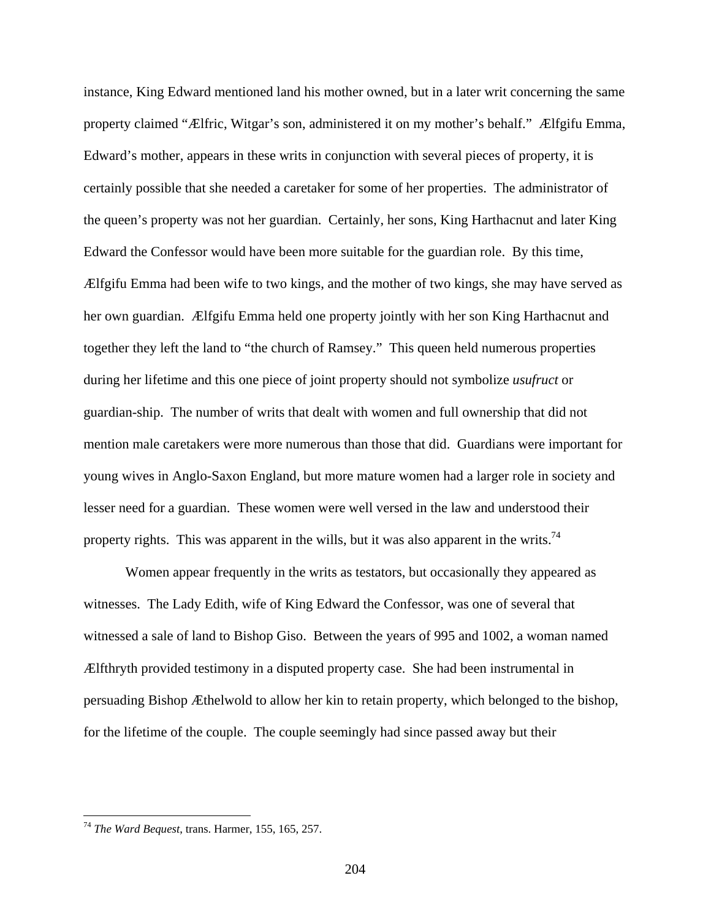instance, King Edward mentioned land his mother owned, but in a later writ concerning the same property claimed "Ælfric, Witgar's son, administered it on my mother's behalf." Ælfgifu Emma, Edward's mother, appears in these writs in conjunction with several pieces of property, it is certainly possible that she needed a caretaker for some of her properties. The administrator of the queen's property was not her guardian. Certainly, her sons, King Harthacnut and later King Edward the Confessor would have been more suitable for the guardian role. By this time, Ælfgifu Emma had been wife to two kings, and the mother of two kings, she may have served as her own guardian. Ælfgifu Emma held one property jointly with her son King Harthacnut and together they left the land to "the church of Ramsey." This queen held numerous properties during her lifetime and this one piece of joint property should not symbolize *usufruct* or guardian-ship. The number of writs that dealt with women and full ownership that did not mention male caretakers were more numerous than those that did. Guardians were important for young wives in Anglo-Saxon England, but more mature women had a larger role in society and lesser need for a guardian. These women were well versed in the law and understood their property rights. This was apparent in the wills, but it was also apparent in the writs.[74]

Women appear frequently in the writs as testators, but occasionally they appeared as witnesses. The Lady Edith, wife of King Edward the Confessor, was one of several that witnessed a sale of land to Bishop Giso. Between the years of 995 and 1002, a woman named Ælfthryth provided testimony in a disputed property case. She had been instrumental in persuading Bishop Æthelwold to allow her kin to retain property, which belonged to the bishop, for the lifetime of the couple. The couple seemingly had since passed away but their

---

[74] *The Ward Bequest*, trans. Harmer, 155, 165, 257.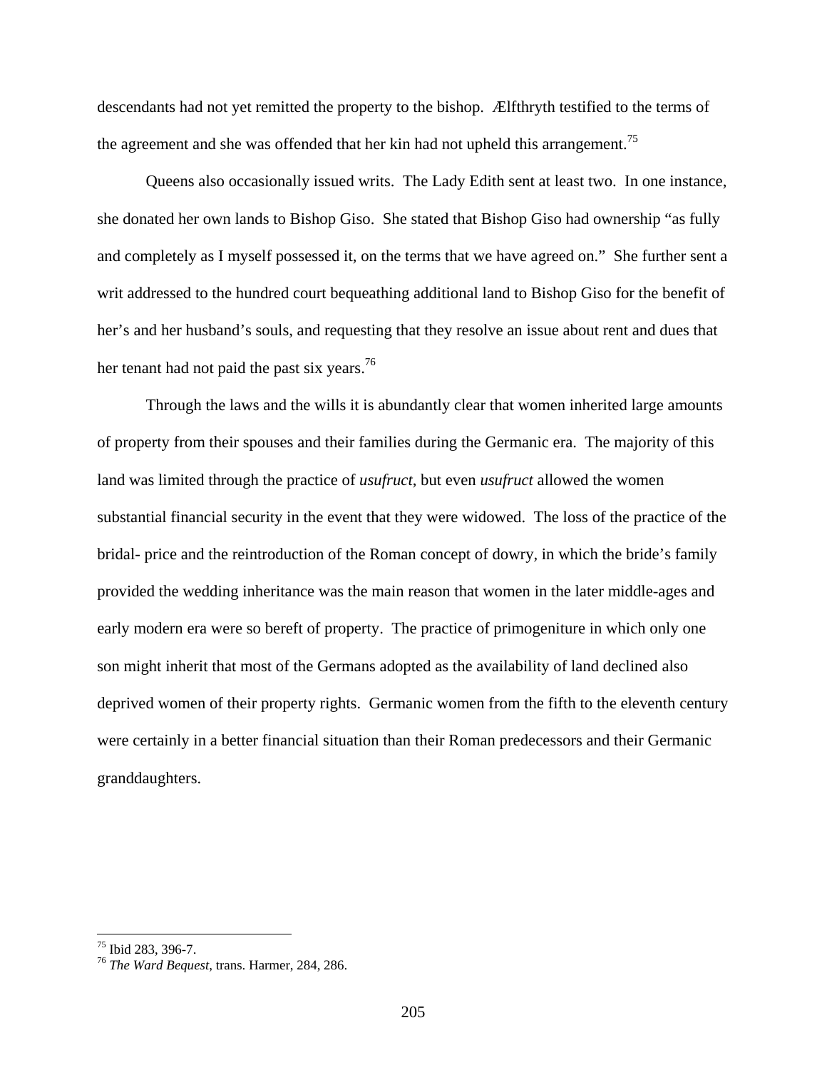descendants had not yet remitted the property to the bishop. Ælfthryth testified to the terms of the agreement and she was offended that her kin had not upheld this arrangement.[75]

Queens also occasionally issued writs. The Lady Edith sent at least two. In one instance, she donated her own lands to Bishop Giso. She stated that Bishop Giso had ownership "as fully and completely as I myself possessed it, on the terms that we have agreed on." She further sent a writ addressed to the hundred court bequeathing additional land to Bishop Giso for the benefit of her's and her husband's souls, and requesting that they resolve an issue about rent and dues that her tenant had not paid the past six years.[76]

Through the laws and the wills it is abundantly clear that women inherited large amounts of property from their spouses and their families during the Germanic era. The majority of this land was limited through the practice of *usufruct*, but even *usufruct* allowed the women substantial financial security in the event that they were widowed. The loss of the practice of the bridal- price and the reintroduction of the Roman concept of dowry, in which the bride's family provided the wedding inheritance was the main reason that women in the later middle-ages and early modern era were so bereft of property. The practice of primogeniture in which only one son might inherit that most of the Germans adopted as the availability of land declined also deprived women of their property rights. Germanic women from the fifth to the eleventh century were certainly in a better financial situation than their Roman predecessors and their Germanic granddaughters.

[75] Ibid 283, 396-7.
[76] *The Ward Bequest*, trans. Harmer, 284, 286.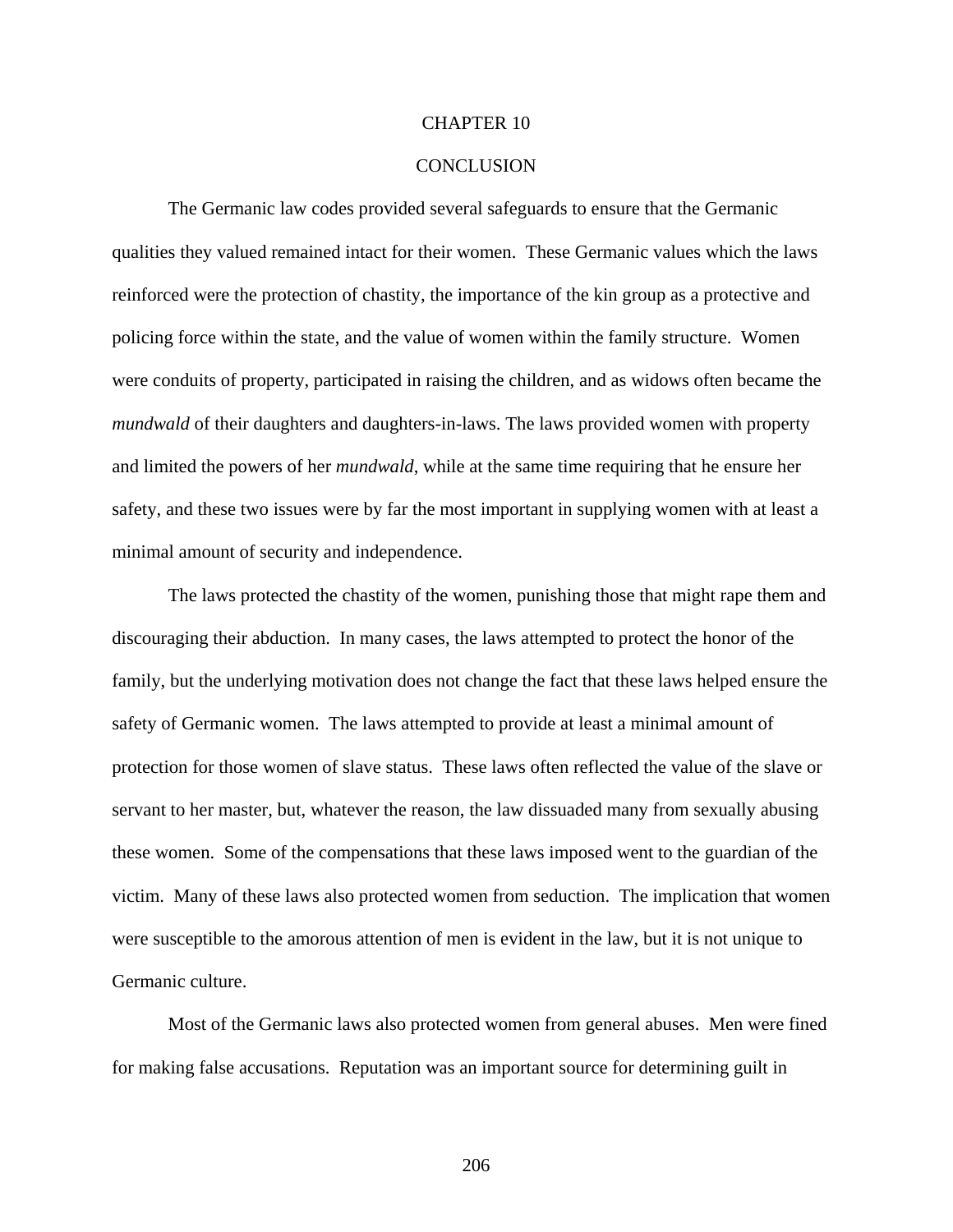# CHAPTER 10

# CONCLUSION

The Germanic law codes provided several safeguards to ensure that the Germanic qualities they valued remained intact for their women. These Germanic values which the laws reinforced were the protection of chastity, the importance of the kin group as a protective and policing force within the state, and the value of women within the family structure. Women were conduits of property, participated in raising the children, and as widows often became the *mundwald* of their daughters and daughters-in-laws. The laws provided women with property and limited the powers of her *mundwald*, while at the same time requiring that he ensure her safety, and these two issues were by far the most important in supplying women with at least a minimal amount of security and independence.

The laws protected the chastity of the women, punishing those that might rape them and discouraging their abduction. In many cases, the laws attempted to protect the honor of the family, but the underlying motivation does not change the fact that these laws helped ensure the safety of Germanic women. The laws attempted to provide at least a minimal amount of protection for those women of slave status. These laws often reflected the value of the slave or servant to her master, but, whatever the reason, the law dissuaded many from sexually abusing these women. Some of the compensations that these laws imposed went to the guardian of the victim. Many of these laws also protected women from seduction. The implication that women were susceptible to the amorous attention of men is evident in the law, but it is not unique to Germanic culture.

Most of the Germanic laws also protected women from general abuses. Men were fined for making false accusations. Reputation was an important source for determining guilt in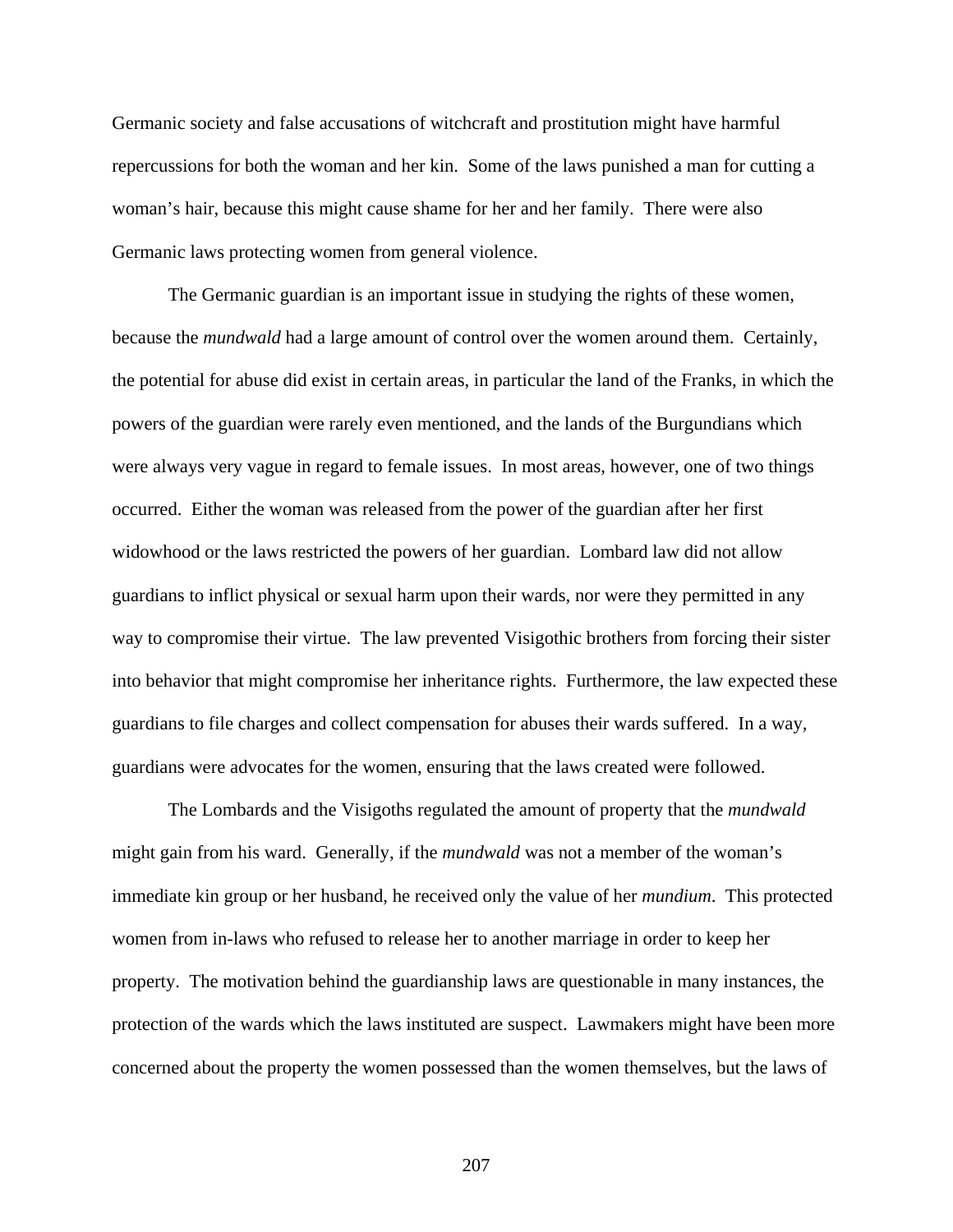Germanic society and false accusations of witchcraft and prostitution might have harmful repercussions for both the woman and her kin. Some of the laws punished a man for cutting a woman's hair, because this might cause shame for her and her family. There were also Germanic laws protecting women from general violence.

The Germanic guardian is an important issue in studying the rights of these women, because the *mundwald* had a large amount of control over the women around them. Certainly, the potential for abuse did exist in certain areas, in particular the land of the Franks, in which the powers of the guardian were rarely even mentioned, and the lands of the Burgundians which were always very vague in regard to female issues. In most areas, however, one of two things occurred. Either the woman was released from the power of the guardian after her first widowhood or the laws restricted the powers of her guardian. Lombard law did not allow guardians to inflict physical or sexual harm upon their wards, nor were they permitted in any way to compromise their virtue. The law prevented Visigothic brothers from forcing their sister into behavior that might compromise her inheritance rights. Furthermore, the law expected these guardians to file charges and collect compensation for abuses their wards suffered. In a way, guardians were advocates for the women, ensuring that the laws created were followed.

The Lombards and the Visigoths regulated the amount of property that the *mundwald* might gain from his ward. Generally, if the *mundwald* was not a member of the woman's immediate kin group or her husband, he received only the value of her *mundium*. This protected women from in-laws who refused to release her to another marriage in order to keep her property. The motivation behind the guardianship laws are questionable in many instances, the protection of the wards which the laws instituted are suspect. Lawmakers might have been more concerned about the property the women possessed than the women themselves, but the laws of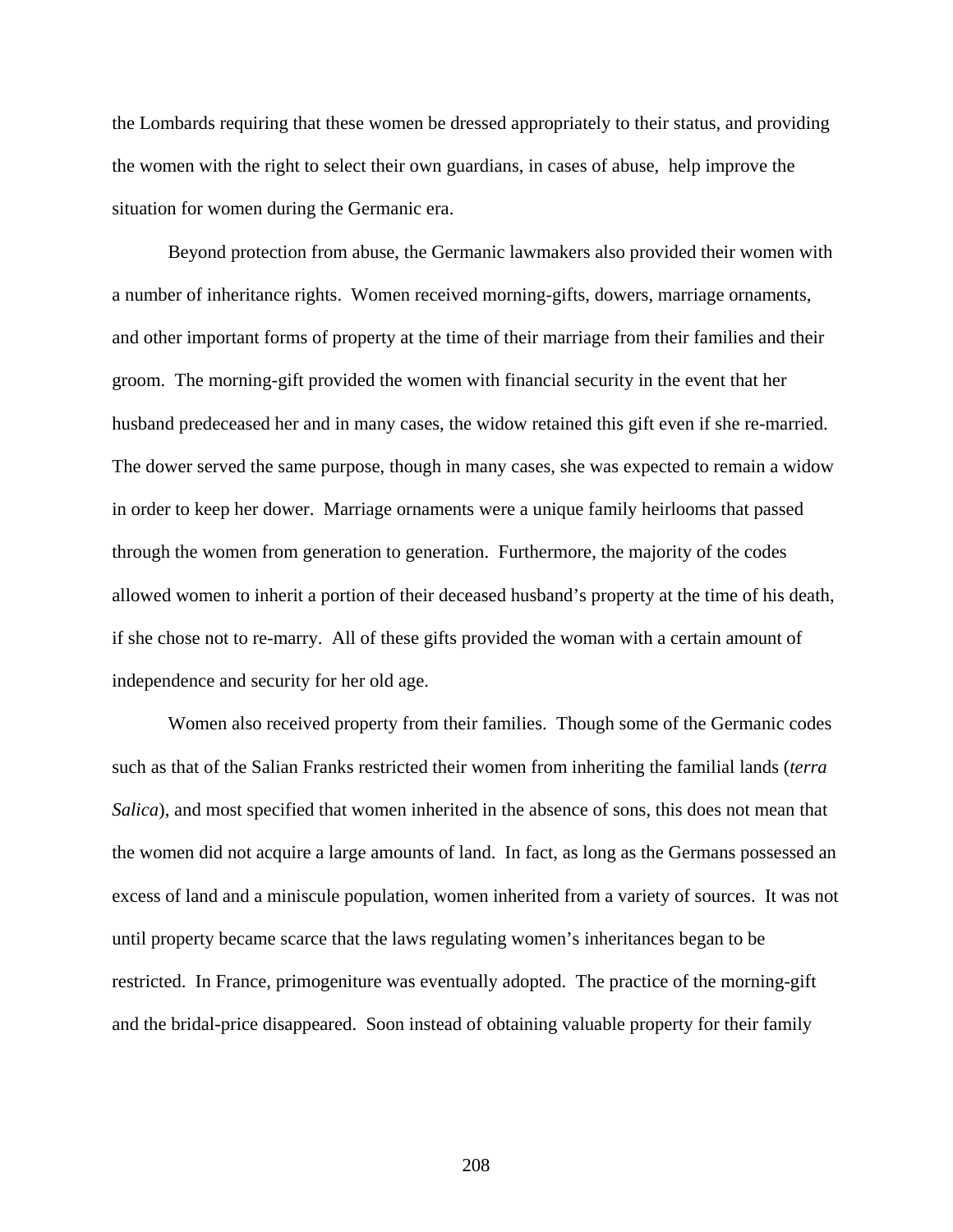the Lombards requiring that these women be dressed appropriately to their status, and providing the women with the right to select their own guardians, in cases of abuse, help improve the situation for women during the Germanic era.

Beyond protection from abuse, the Germanic lawmakers also provided their women with a number of inheritance rights. Women received morning-gifts, dowers, marriage ornaments, and other important forms of property at the time of their marriage from their families and their groom. The morning-gift provided the women with financial security in the event that her husband predeceased her and in many cases, the widow retained this gift even if she re-married. The dower served the same purpose, though in many cases, she was expected to remain a widow in order to keep her dower. Marriage ornaments were a unique family heirlooms that passed through the women from generation to generation. Furthermore, the majority of the codes allowed women to inherit a portion of their deceased husband's property at the time of his death, if she chose not to re-marry. All of these gifts provided the woman with a certain amount of independence and security for her old age.

Women also received property from their families. Though some of the Germanic codes such as that of the Salian Franks restricted their women from inheriting the familial lands (*terra Salica*), and most specified that women inherited in the absence of sons, this does not mean that the women did not acquire a large amounts of land. In fact, as long as the Germans possessed an excess of land and a miniscule population, women inherited from a variety of sources. It was not until property became scarce that the laws regulating women's inheritances began to be restricted. In France, primogeniture was eventually adopted. The practice of the morning-gift and the bridal-price disappeared. Soon instead of obtaining valuable property for their family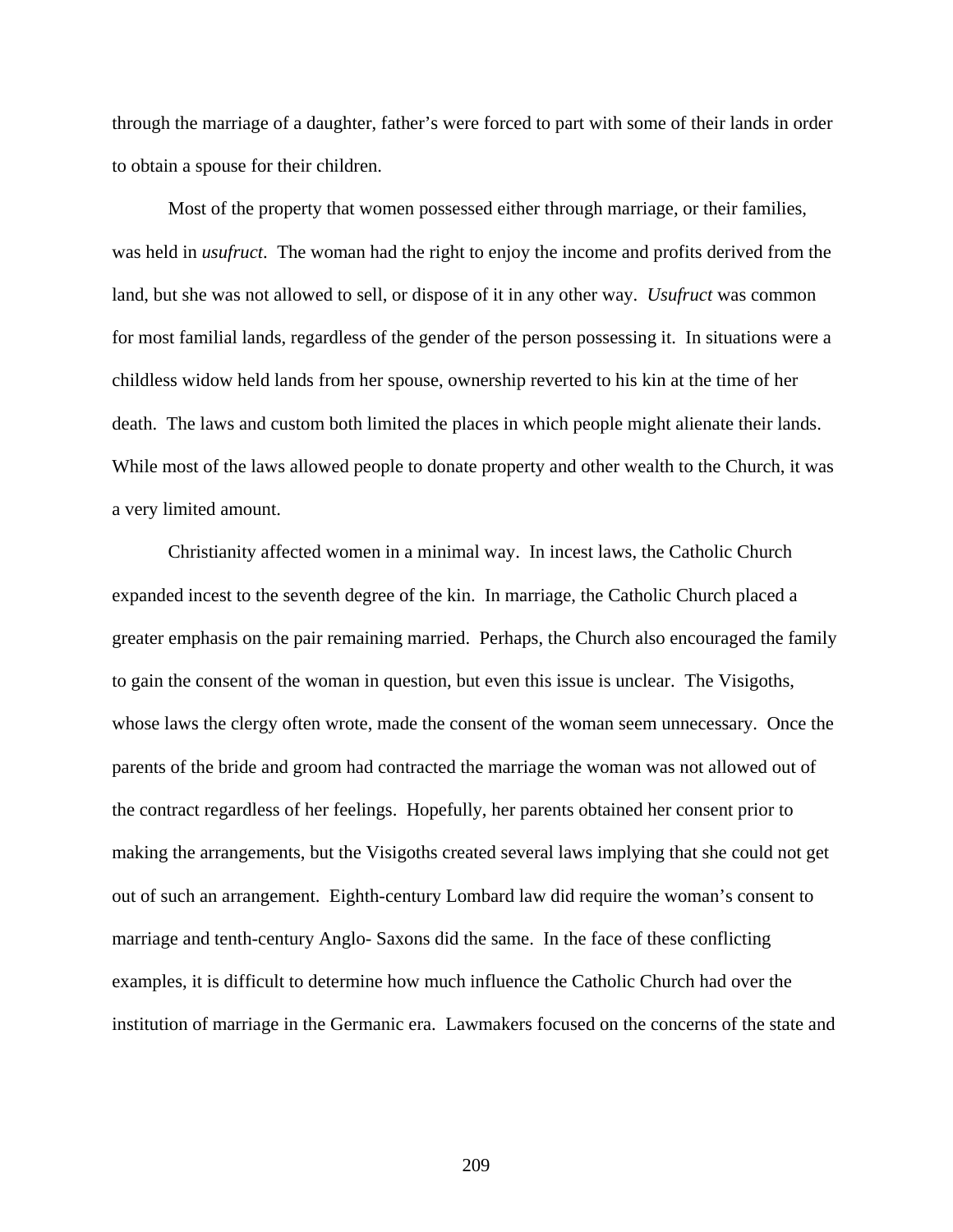through the marriage of a daughter, father's were forced to part with some of their lands in order to obtain a spouse for their children.

Most of the property that women possessed either through marriage, or their families, was held in *usufruct*. The woman had the right to enjoy the income and profits derived from the land, but she was not allowed to sell, or dispose of it in any other way. *Usufruct* was common for most familial lands, regardless of the gender of the person possessing it. In situations were a childless widow held lands from her spouse, ownership reverted to his kin at the time of her death. The laws and custom both limited the places in which people might alienate their lands. While most of the laws allowed people to donate property and other wealth to the Church, it was a very limited amount.

Christianity affected women in a minimal way. In incest laws, the Catholic Church expanded incest to the seventh degree of the kin. In marriage, the Catholic Church placed a greater emphasis on the pair remaining married. Perhaps, the Church also encouraged the family to gain the consent of the woman in question, but even this issue is unclear. The Visigoths, whose laws the clergy often wrote, made the consent of the woman seem unnecessary. Once the parents of the bride and groom had contracted the marriage the woman was not allowed out of the contract regardless of her feelings. Hopefully, her parents obtained her consent prior to making the arrangements, but the Visigoths created several laws implying that she could not get out of such an arrangement. Eighth-century Lombard law did require the woman's consent to marriage and tenth-century Anglo- Saxons did the same. In the face of these conflicting examples, it is difficult to determine how much influence the Catholic Church had over the institution of marriage in the Germanic era. Lawmakers focused on the concerns of the state and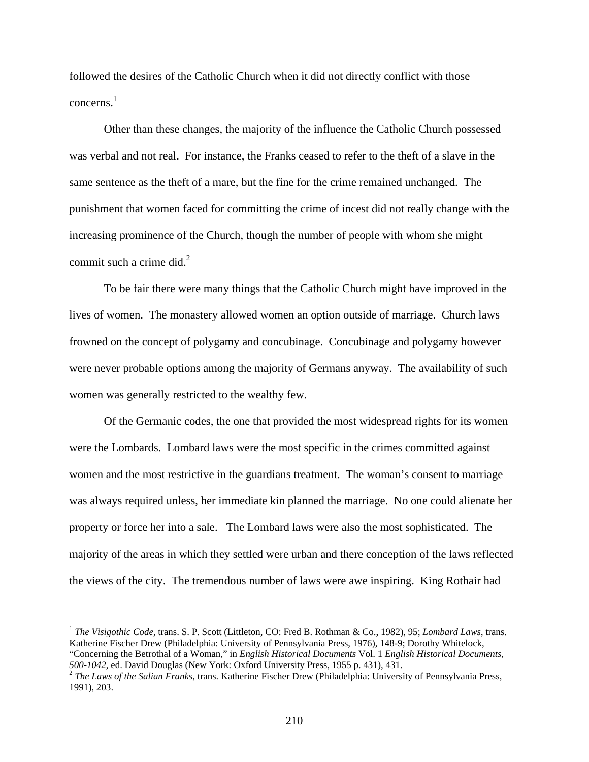followed the desires of the Catholic Church when it did not directly conflict with those concerns.[1]

Other than these changes, the majority of the influence the Catholic Church possessed was verbal and not real. For instance, the Franks ceased to refer to the theft of a slave in the same sentence as the theft of a mare, but the fine for the crime remained unchanged. The punishment that women faced for committing the crime of incest did not really change with the increasing prominence of the Church, though the number of people with whom she might commit such a crime did.[2]

To be fair there were many things that the Catholic Church might have improved in the lives of women. The monastery allowed women an option outside of marriage. Church laws frowned on the concept of polygamy and concubinage. Concubinage and polygamy however were never probable options among the majority of Germans anyway. The availability of such women was generally restricted to the wealthy few.

Of the Germanic codes, the one that provided the most widespread rights for its women were the Lombards. Lombard laws were the most specific in the crimes committed against women and the most restrictive in the guardians treatment. The woman's consent to marriage was always required unless, her immediate kin planned the marriage. No one could alienate her property or force her into a sale. The Lombard laws were also the most sophisticated. The majority of the areas in which they settled were urban and there conception of the laws reflected the views of the city. The tremendous number of laws were awe inspiring. King Rothair had

---

[1] *The Visigothic Code*, trans. S. P. Scott (Littleton, CO: Fred B. Rothman & Co., 1982), 95; *Lombard Laws*, trans. Katherine Fischer Drew (Philadelphia: University of Pennsylvania Press, 1976), 148-9; Dorothy Whitelock, "Concerning the Betrothal of a Woman," in *English Historical Documents* Vol. 1 *English Historical Documents, 500-1042*, ed. David Douglas (New York: Oxford University Press, 1955 p. 431), 431.

[2] *The Laws of the Salian Franks*, trans. Katherine Fischer Drew (Philadelphia: University of Pennsylvania Press, 1991), 203.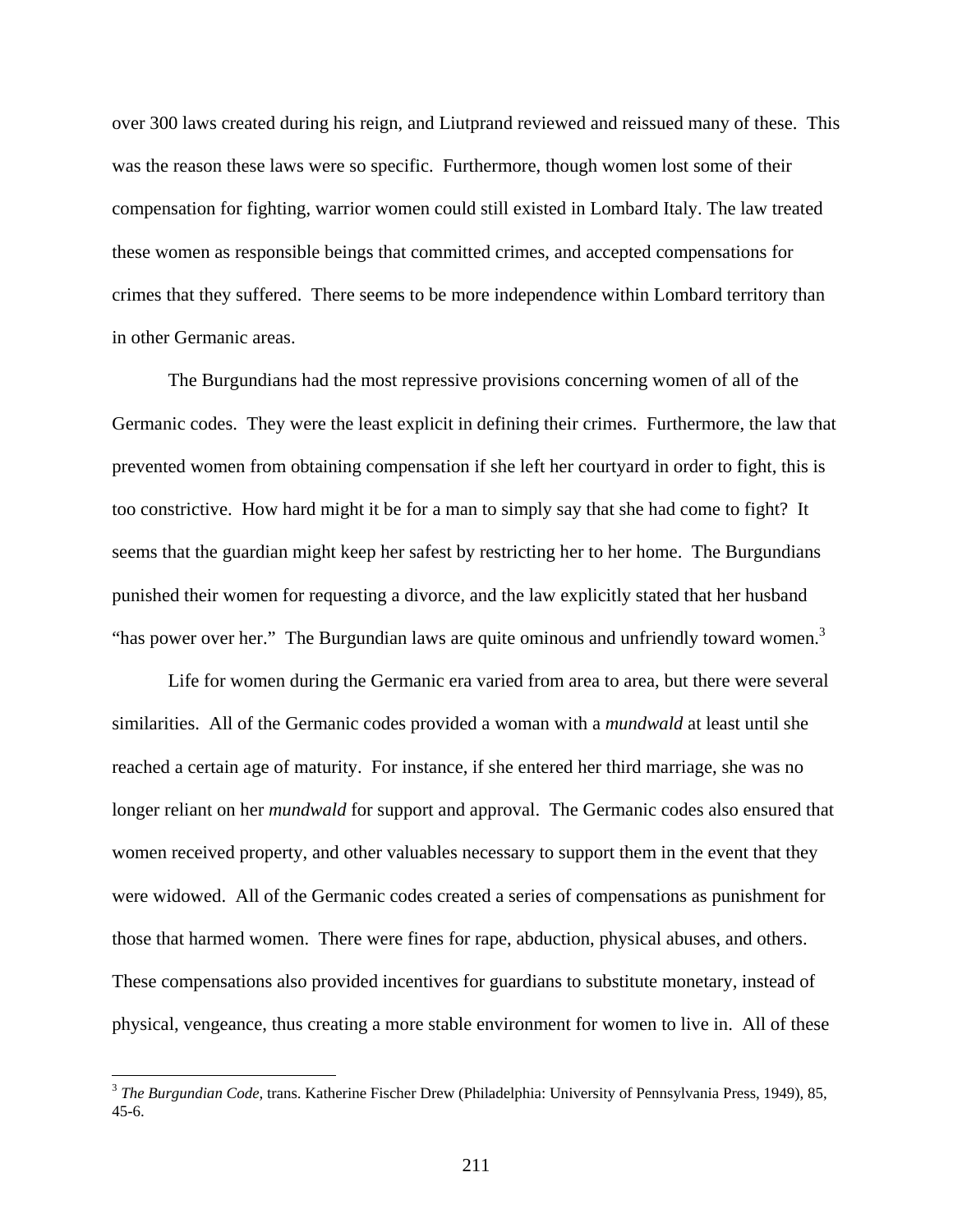over 300 laws created during his reign, and Liutprand reviewed and reissued many of these. This was the reason these laws were so specific. Furthermore, though women lost some of their compensation for fighting, warrior women could still existed in Lombard Italy. The law treated these women as responsible beings that committed crimes, and accepted compensations for crimes that they suffered. There seems to be more independence within Lombard territory than in other Germanic areas.

The Burgundians had the most repressive provisions concerning women of all of the Germanic codes. They were the least explicit in defining their crimes. Furthermore, the law that prevented women from obtaining compensation if she left her courtyard in order to fight, this is too constrictive. How hard might it be for a man to simply say that she had come to fight? It seems that the guardian might keep her safest by restricting her to her home. The Burgundians punished their women for requesting a divorce, and the law explicitly stated that her husband "has power over her." The Burgundian laws are quite ominous and unfriendly toward women.[3]

Life for women during the Germanic era varied from area to area, but there were several similarities. All of the Germanic codes provided a woman with a *mundwald* at least until she reached a certain age of maturity. For instance, if she entered her third marriage, she was no longer reliant on her *mundwald* for support and approval. The Germanic codes also ensured that women received property, and other valuables necessary to support them in the event that they were widowed. All of the Germanic codes created a series of compensations as punishment for those that harmed women. There were fines for rape, abduction, physical abuses, and others. These compensations also provided incentives for guardians to substitute monetary, instead of physical, vengeance, thus creating a more stable environment for women to live in. All of these

[3] *The Burgundian Code*, trans. Katherine Fischer Drew (Philadelphia: University of Pennsylvania Press, 1949), 85, 45-6.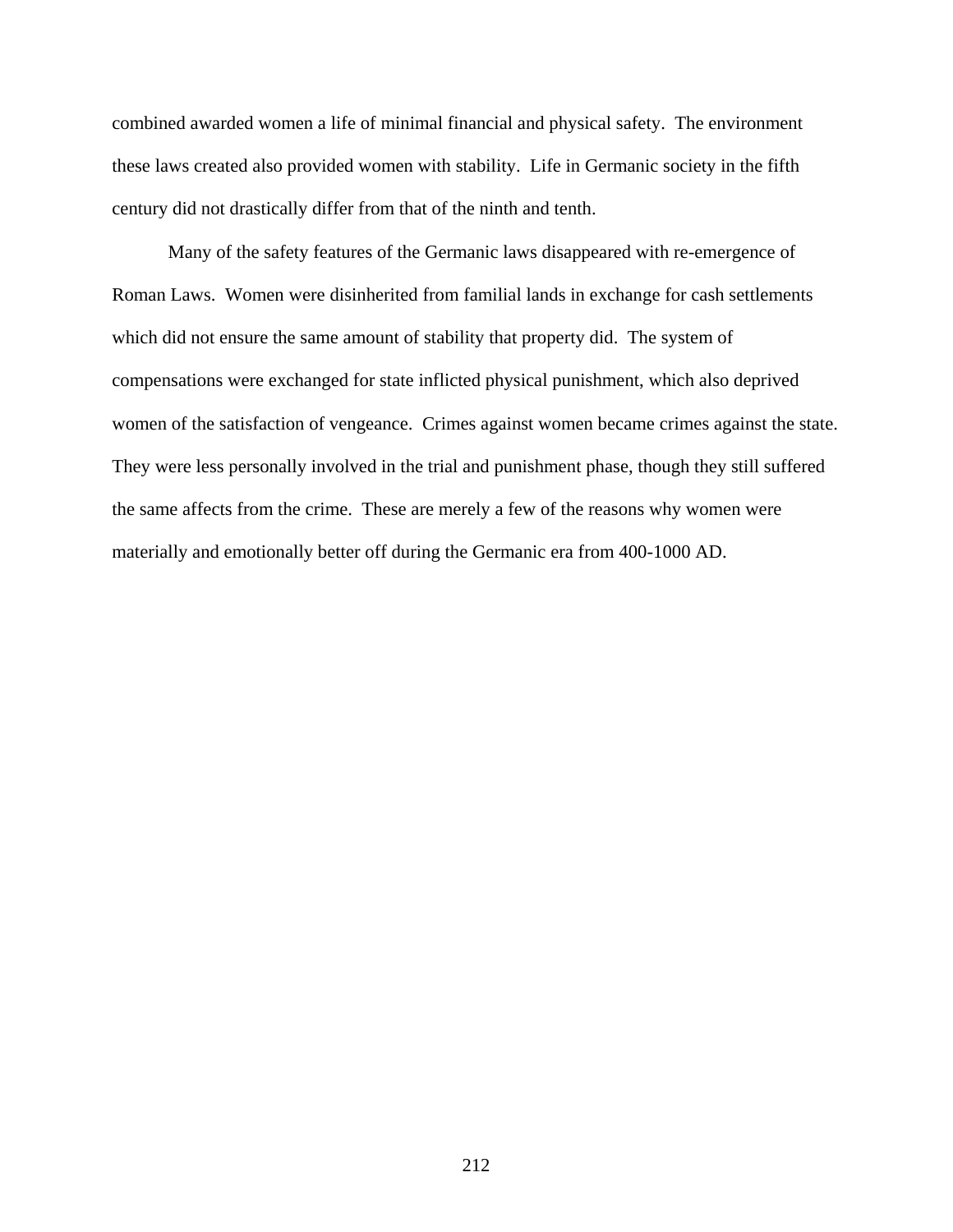combined awarded women a life of minimal financial and physical safety. The environment these laws created also provided women with stability. Life in Germanic society in the fifth century did not drastically differ from that of the ninth and tenth.

Many of the safety features of the Germanic laws disappeared with re-emergence of Roman Laws. Women were disinherited from familial lands in exchange for cash settlements which did not ensure the same amount of stability that property did. The system of compensations were exchanged for state inflicted physical punishment, which also deprived women of the satisfaction of vengeance. Crimes against women became crimes against the state. They were less personally involved in the trial and punishment phase, though they still suffered the same affects from the crime. These are merely a few of the reasons why women were materially and emotionally better off during the Germanic era from 400-1000 AD.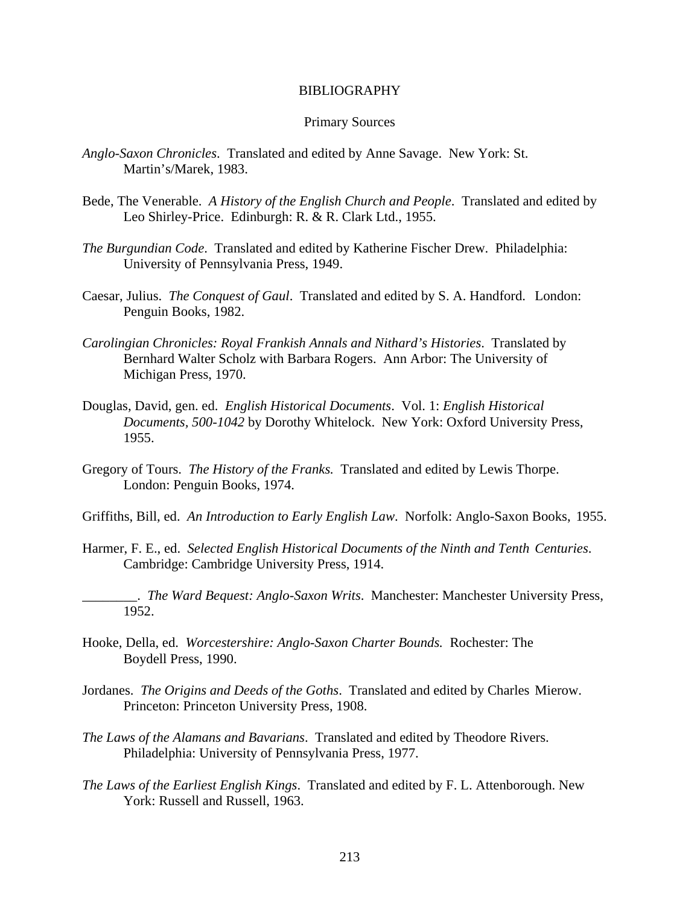# BIBLIOGRAPHY

## Primary Sources

*Anglo-Saxon Chronicles*. Translated and edited by Anne Savage. New York: St. Martin's/Marek, 1983.

Bede, The Venerable. *A History of the English Church and People*. Translated and edited by Leo Shirley-Price. Edinburgh: R. & R. Clark Ltd., 1955.

*The Burgundian Code*. Translated and edited by Katherine Fischer Drew. Philadelphia: University of Pennsylvania Press, 1949.

Caesar, Julius. *The Conquest of Gaul*. Translated and edited by S. A. Handford. London: Penguin Books, 1982.

*Carolingian Chronicles: Royal Frankish Annals and Nithard's Histories*. Translated by Bernhard Walter Scholz with Barbara Rogers. Ann Arbor: The University of Michigan Press, 1970.

Douglas, David, gen. ed. *English Historical Documents*. Vol. 1: *English Historical Documents, 500-1042* by Dorothy Whitelock. New York: Oxford University Press, 1955.

Gregory of Tours. *The History of the Franks.* Translated and edited by Lewis Thorpe. London: Penguin Books, 1974.

Griffiths, Bill, ed. *An Introduction to Early English Law*. Norfolk: Anglo-Saxon Books, 1955.

Harmer, F. E., ed. *Selected English Historical Documents of the Ninth and Tenth Centuries*. Cambridge: Cambridge University Press, 1914.

________. *The Ward Bequest: Anglo-Saxon Writs*. Manchester: Manchester University Press, 1952.

Hooke, Della, ed. *Worcestershire: Anglo-Saxon Charter Bounds.* Rochester: The Boydell Press, 1990.

Jordanes. *The Origins and Deeds of the Goths*. Translated and edited by Charles Mierow. Princeton: Princeton University Press, 1908.

*The Laws of the Alamans and Bavarians*. Translated and edited by Theodore Rivers. Philadelphia: University of Pennsylvania Press, 1977.

*The Laws of the Earliest English Kings*. Translated and edited by F. L. Attenborough. New York: Russell and Russell, 1963.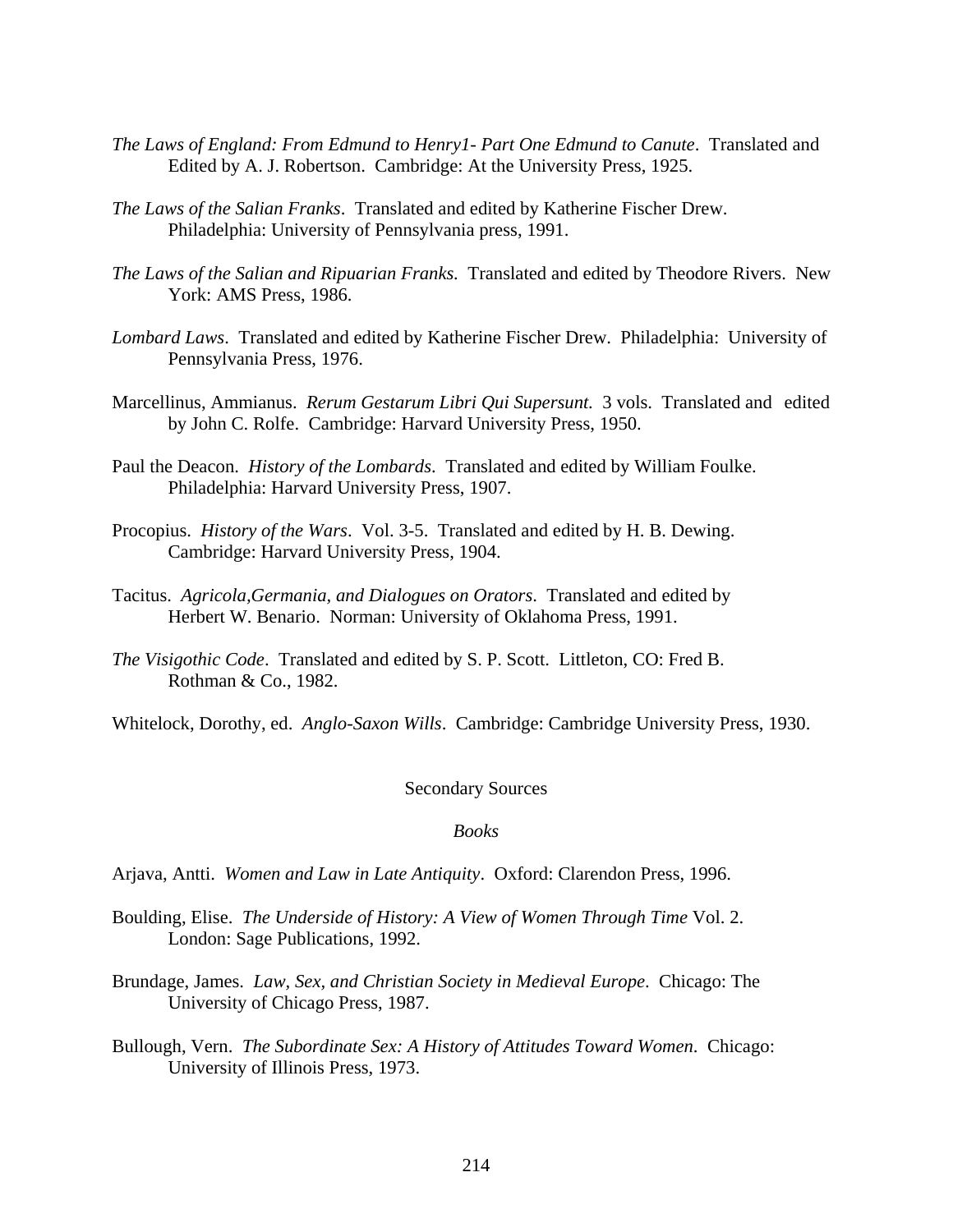*The Laws of England: From Edmund to Henry1- Part One Edmund to Canute*. Translated and Edited by A. J. Robertson. Cambridge: At the University Press, 1925.

*The Laws of the Salian Franks*. Translated and edited by Katherine Fischer Drew. Philadelphia: University of Pennsylvania press, 1991.

*The Laws of the Salian and Ripuarian Franks.* Translated and edited by Theodore Rivers. New York: AMS Press, 1986.

*Lombard Laws*. Translated and edited by Katherine Fischer Drew. Philadelphia: University of Pennsylvania Press, 1976.

Marcellinus, Ammianus. *Rerum Gestarum Libri Qui Supersunt.* 3 vols. Translated and edited by John C. Rolfe. Cambridge: Harvard University Press, 1950.

Paul the Deacon. *History of the Lombards*. Translated and edited by William Foulke. Philadelphia: Harvard University Press, 1907.

Procopius. *History of the Wars*. Vol. 3-5. Translated and edited by H. B. Dewing. Cambridge: Harvard University Press, 1904.

Tacitus. *Agricola,Germania, and Dialogues on Orators*. Translated and edited by Herbert W. Benario. Norman: University of Oklahoma Press, 1991.

*The Visigothic Code*. Translated and edited by S. P. Scott. Littleton, CO: Fred B. Rothman & Co., 1982.

Whitelock, Dorothy, ed. *Anglo-Saxon Wills*. Cambridge: Cambridge University Press, 1930.

## Secondary Sources

### *Books*

Arjava, Antti. *Women and Law in Late Antiquity*. Oxford: Clarendon Press, 1996.

Boulding, Elise. *The Underside of History: A View of Women Through Time* Vol. 2. London: Sage Publications, 1992.

Brundage, James. *Law, Sex, and Christian Society in Medieval Europe*. Chicago: The University of Chicago Press, 1987.

Bullough, Vern. *The Subordinate Sex: A History of Attitudes Toward Women*. Chicago: University of Illinois Press, 1973.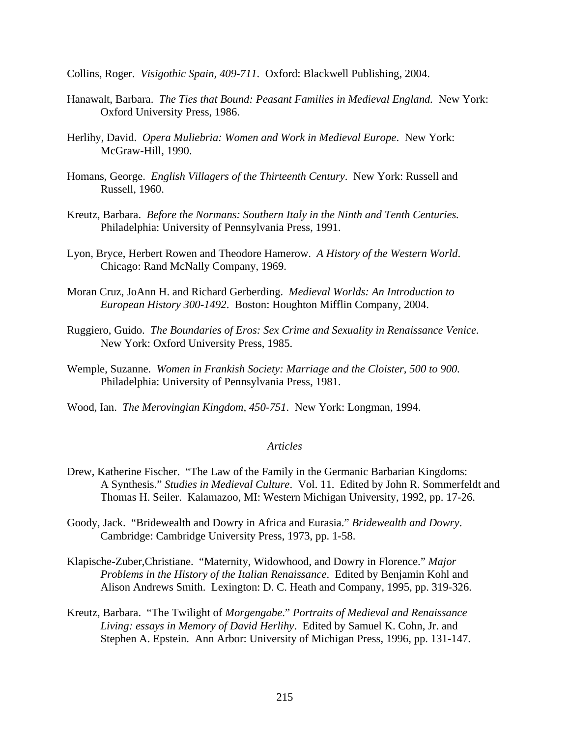Collins, Roger. *Visigothic Spain, 409-711*. Oxford: Blackwell Publishing, 2004.

Hanawalt, Barbara. *The Ties that Bound: Peasant Families in Medieval England.* New York: Oxford University Press, 1986.

Herlihy, David. *Opera Muliebria: Women and Work in Medieval Europe*. New York: McGraw-Hill, 1990.

Homans, George. *English Villagers of the Thirteenth Century*. New York: Russell and Russell, 1960.

Kreutz, Barbara. *Before the Normans: Southern Italy in the Ninth and Tenth Centuries.* Philadelphia: University of Pennsylvania Press, 1991.

Lyon, Bryce, Herbert Rowen and Theodore Hamerow. *A History of the Western World*. Chicago: Rand McNally Company, 1969.

Moran Cruz, JoAnn H. and Richard Gerberding. *Medieval Worlds: An Introduction to European History 300-1492*. Boston: Houghton Mifflin Company, 2004.

Ruggiero, Guido. *The Boundaries of Eros: Sex Crime and Sexuality in Renaissance Venice.* New York: Oxford University Press, 1985.

Wemple, Suzanne. *Women in Frankish Society: Marriage and the Cloister, 500 to 900.* Philadelphia: University of Pennsylvania Press, 1981.

Wood, Ian. *The Merovingian Kingdom, 450-751*. New York: Longman, 1994.

*Articles*

Drew, Katherine Fischer. "The Law of the Family in the Germanic Barbarian Kingdoms: A Synthesis." *Studies in Medieval Culture*. Vol. 11. Edited by John R. Sommerfeldt and Thomas H. Seiler. Kalamazoo, MI: Western Michigan University, 1992, pp. 17-26.

Goody, Jack. "Bridewealth and Dowry in Africa and Eurasia." *Bridewealth and Dowry*. Cambridge: Cambridge University Press, 1973, pp. 1-58.

Klapische-Zuber,Christiane. "Maternity, Widowhood, and Dowry in Florence." *Major Problems in the History of the Italian Renaissance*. Edited by Benjamin Kohl and Alison Andrews Smith. Lexington: D. C. Heath and Company, 1995, pp. 319-326.

Kreutz, Barbara. "The Twilight of *Morgengabe*." *Portraits of Medieval and Renaissance Living: essays in Memory of David Herlihy*. Edited by Samuel K. Cohn, Jr. and Stephen A. Epstein. Ann Arbor: University of Michigan Press, 1996, pp. 131-147.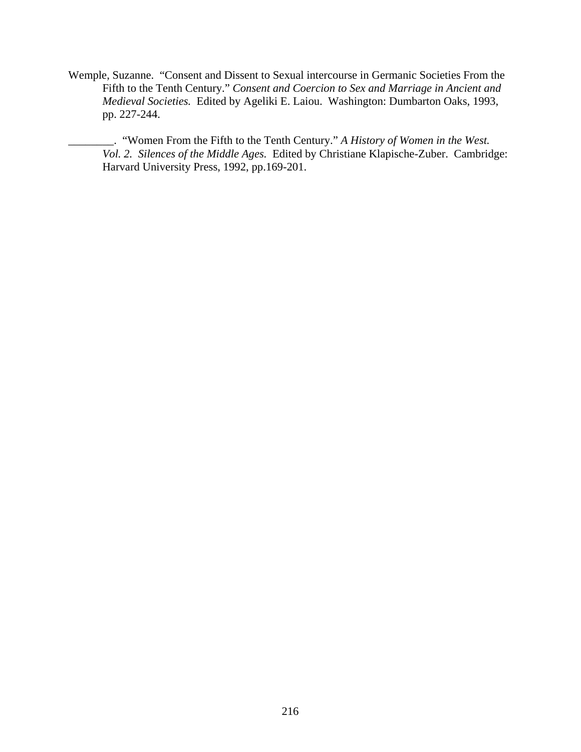Wemple, Suzanne. "Consent and Dissent to Sexual intercourse in Germanic Societies From the Fifth to the Tenth Century." *Consent and Coercion to Sex and Marriage in Ancient and Medieval Societies.* Edited by Ageliki E. Laiou. Washington: Dumbarton Oaks, 1993, pp. 227-244.

________. "Women From the Fifth to the Tenth Century." *A History of Women in the West. Vol. 2. Silences of the Middle Ages.* Edited by Christiane Klapische-Zuber. Cambridge: Harvard University Press, 1992, pp.169-201.